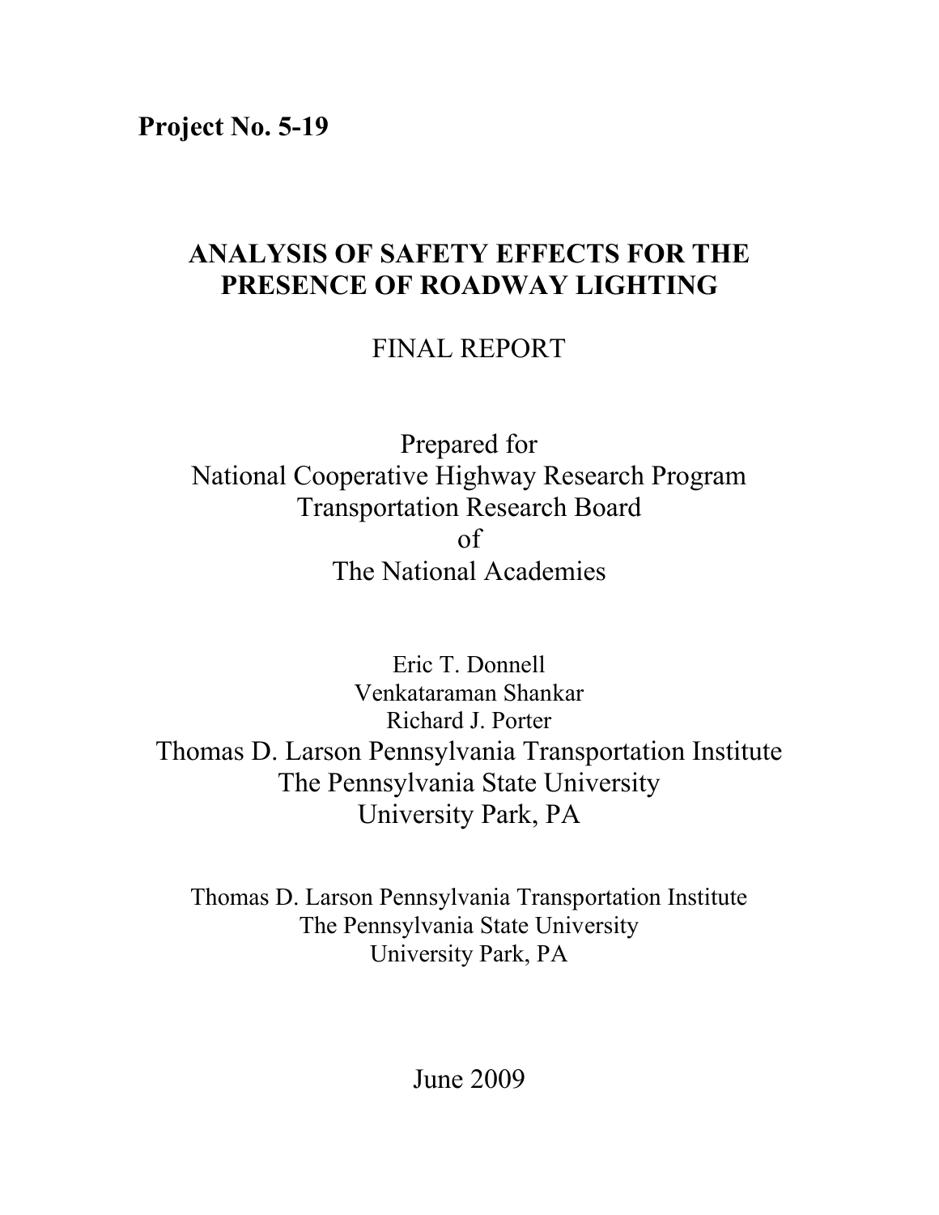**Project No. 5-19**

# ANALYSIS OF SAFETY EFFECTS FOR THE PRESENCE OF ROADWAY LIGHTING

FINAL REPORT

Prepared for
National Cooperative Highway Research Program
Transportation Research Board
of
The National Academies

Eric T. Donnell
Venkataraman Shankar
Richard J. Porter
Thomas D. Larson Pennsylvania Transportation Institute
The Pennsylvania State University
University Park, PA

Thomas D. Larson Pennsylvania Transportation Institute
The Pennsylvania State University
University Park, PA

June 2009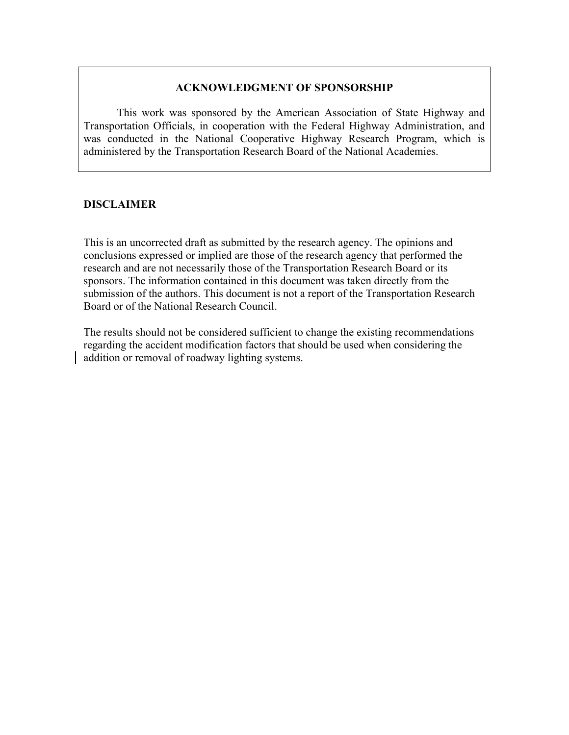## ACKNOWLEDGMENT OF SPONSORSHIP

This work was sponsored by the American Association of State Highway and Transportation Officials, in cooperation with the Federal Highway Administration, and was conducted in the National Cooperative Highway Research Program, which is administered by the Transportation Research Board of the National Academies.

## DISCLAIMER

This is an uncorrected draft as submitted by the research agency. The opinions and conclusions expressed or implied are those of the research agency that performed the research and are not necessarily those of the Transportation Research Board or its sponsors. The information contained in this document was taken directly from the submission of the authors. This document is not a report of the Transportation Research Board or of the National Research Council.

The results should not be considered sufficient to change the existing recommendations regarding the accident modification factors that should be used when considering the addition or removal of roadway lighting systems.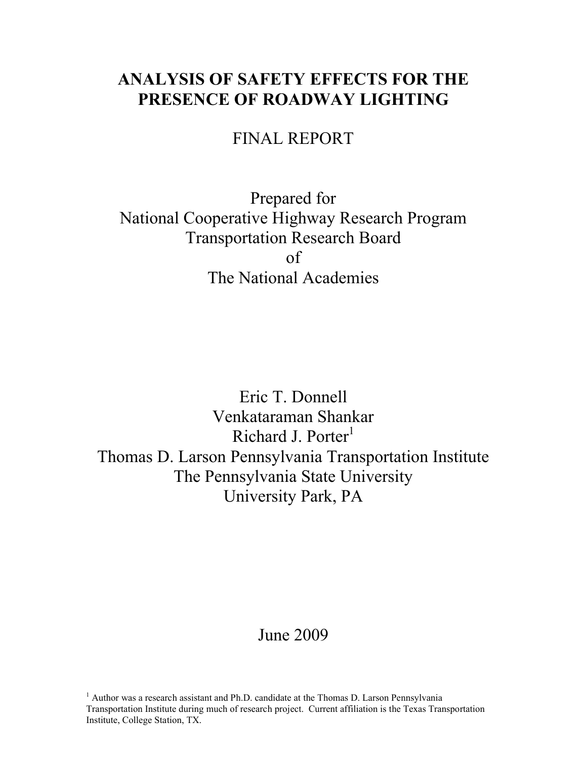# ANALYSIS OF SAFETY EFFECTS FOR THE PRESENCE OF ROADWAY LIGHTING

FINAL REPORT

Prepared for
National Cooperative Highway Research Program
Transportation Research Board
of
The National Academies

Eric T. Donnell
Venkataraman Shankar
Richard J. Porter[1]
Thomas D. Larson Pennsylvania Transportation Institute
The Pennsylvania State University
University Park, PA

June 2009

[1] Author was a research assistant and Ph.D. candidate at the Thomas D. Larson Pennsylvania Transportation Institute during much of research project. Current affiliation is the Texas Transportation Institute, College Station, TX.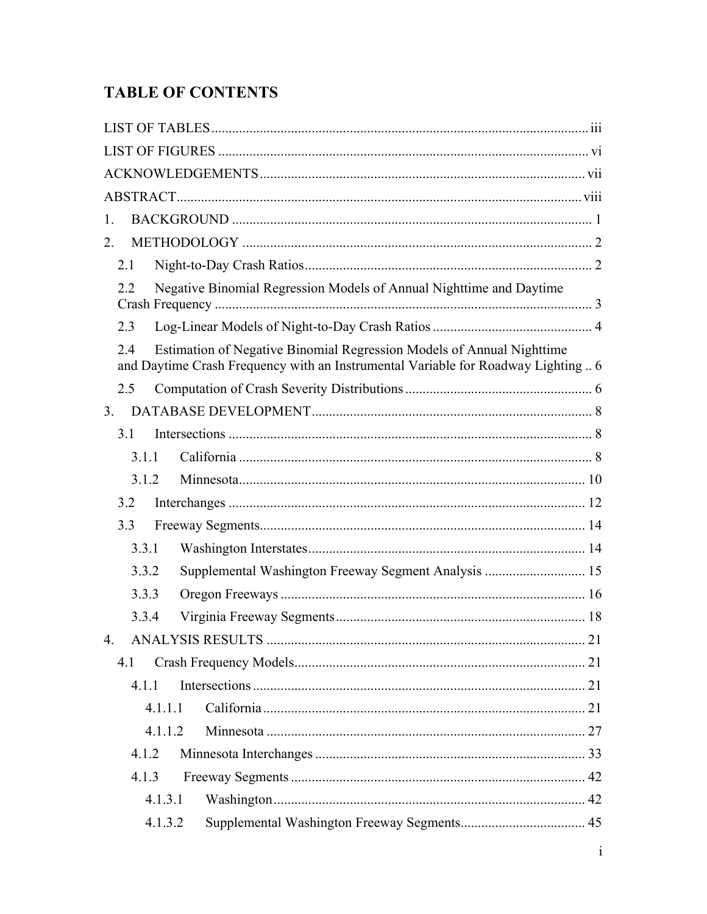# TABLE OF CONTENTS

LIST OF TABLES ............................................................................................................. iii

LIST OF FIGURES ........................................................................................................... vi

ACKNOWLEDGEMENTS ............................................................................................... vii

ABSTRACT ..................................................................................................................... viii

1. BACKGROUND ............................................................................................................ 1

2. METHODOLOGY ......................................................................................................... 2

   2.1 Night-to-Day Crash Ratios ........................................................................................ 2

   2.2 Negative Binomial Regression Models of Annual Nighttime and Daytime Crash Frequency ....................................................................................................... 3

   2.3 Log-Linear Models of Night-to-Day Crash Ratios .................................................... 4

   2.4 Estimation of Negative Binomial Regression Models of Annual Nighttime and Daytime Crash Frequency with an Instrumental Variable for Roadway Lighting .. 6

   2.5 Computation of Crash Severity Distributions ............................................................ 6

3. DATABASE DEVELOPMENT ...................................................................................... 8

   3.1 Intersections .............................................................................................................. 8

      3.1.1 California ............................................................................................................ 8

      3.1.2 Minnesota .......................................................................................................... 10

   3.2 Interchanges ............................................................................................................. 12

   3.3 Freeway Segments .................................................................................................... 14

      3.3.1 Washington Interstates ...................................................................................... 14

      3.3.2 Supplemental Washington Freeway Segment Analysis ..................................... 15

      3.3.3 Oregon Freeways ............................................................................................... 16

      3.3.4 Virginia Freeway Segments ............................................................................... 18

4. ANALYSIS RESULTS ................................................................................................. 21

   4.1 Crash Frequency Models .......................................................................................... 21

      4.1.1 Intersections ....................................................................................................... 21

         4.1.1.1 California ....................................................................................................... 21

         4.1.1.2 Minnesota ...................................................................................................... 27

      4.1.2 Minnesota Interchanges ..................................................................................... 33

      4.1.3 Freeway Segments ............................................................................................. 42

         4.1.3.1 Washington .................................................................................................... 42

         4.1.3.2 Supplemental Washington Freeway Segments .............................................. 45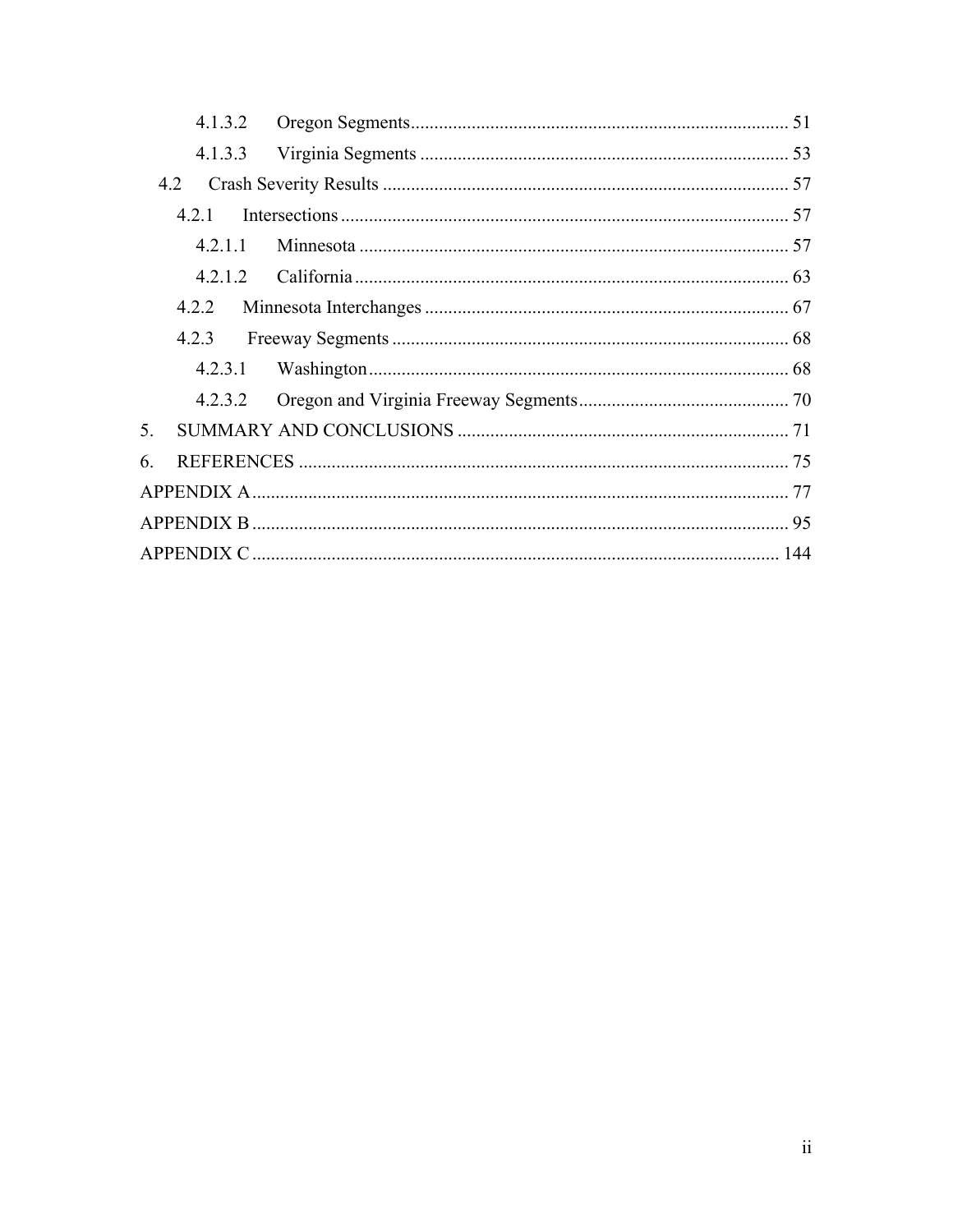4.1.3.2 Oregon Segments ........................................................................ 51

4.1.3.3 Virginia Segments ........................................................................ 53

4.2 Crash Severity Results ........................................................................ 57

4.2.1 Intersections ........................................................................ 57

4.2.1.1 Minnesota ........................................................................ 57

4.2.1.2 California ........................................................................ 63

4.2.2 Minnesota Interchanges ........................................................................ 67

4.2.3 Freeway Segments ........................................................................ 68

4.2.3.1 Washington ........................................................................ 68

4.2.3.2 Oregon and Virginia Freeway Segments ........................................................................ 70

5. SUMMARY AND CONCLUSIONS ........................................................................ 71

6. REFERENCES ........................................................................ 75

APPENDIX A ........................................................................ 77

APPENDIX B ........................................................................ 95

APPENDIX C ........................................................................ 144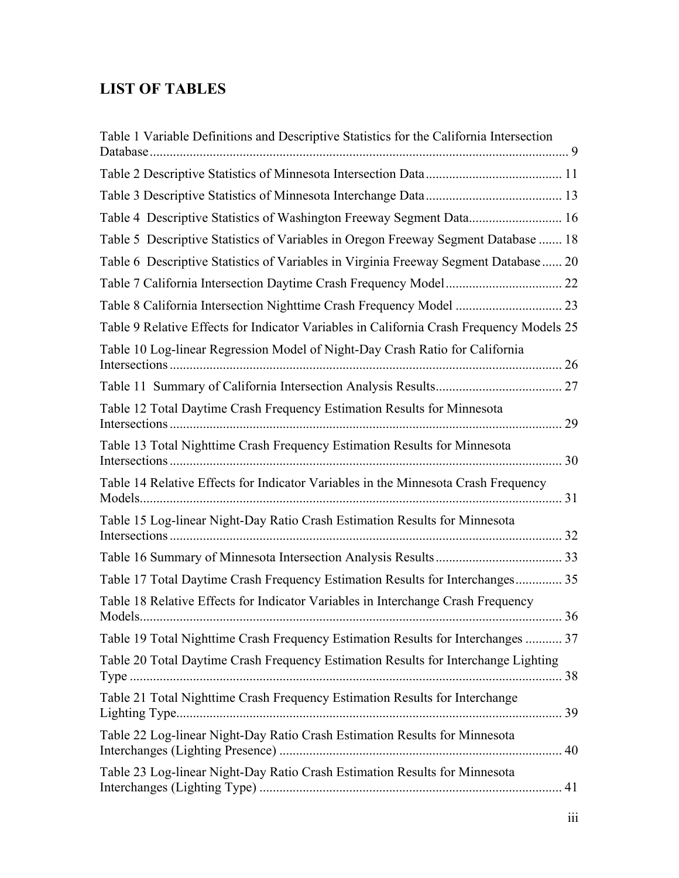# LIST OF TABLES

Table 1 Variable Definitions and Descriptive Statistics for the California Intersection Database ... 9

Table 2 Descriptive Statistics of Minnesota Intersection Data ... 11

Table 3 Descriptive Statistics of Minnesota Interchange Data ... 13

Table 4 Descriptive Statistics of Washington Freeway Segment Data ... 16

Table 5 Descriptive Statistics of Variables in Oregon Freeway Segment Database ... 18

Table 6 Descriptive Statistics of Variables in Virginia Freeway Segment Database ... 20

Table 7 California Intersection Daytime Crash Frequency Model ... 22

Table 8 California Intersection Nighttime Crash Frequency Model ... 23

Table 9 Relative Effects for Indicator Variables in California Crash Frequency Models 25

Table 10 Log-linear Regression Model of Night-Day Crash Ratio for California Intersections ... 26

Table 11 Summary of California Intersection Analysis Results ... 27

Table 12 Total Daytime Crash Frequency Estimation Results for Minnesota Intersections ... 29

Table 13 Total Nighttime Crash Frequency Estimation Results for Minnesota Intersections ... 30

Table 14 Relative Effects for Indicator Variables in the Minnesota Crash Frequency Models ... 31

Table 15 Log-linear Night-Day Ratio Crash Estimation Results for Minnesota Intersections ... 32

Table 16 Summary of Minnesota Intersection Analysis Results ... 33

Table 17 Total Daytime Crash Frequency Estimation Results for Interchanges ... 35

Table 18 Relative Effects for Indicator Variables in Interchange Crash Frequency Models ... 36

Table 19 Total Nighttime Crash Frequency Estimation Results for Interchanges ... 37

Table 20 Total Daytime Crash Frequency Estimation Results for Interchange Lighting Type ... 38

Table 21 Total Nighttime Crash Frequency Estimation Results for Interchange Lighting Type ... 39

Table 22 Log-linear Night-Day Ratio Crash Estimation Results for Minnesota Interchanges (Lighting Presence) ... 40

Table 23 Log-linear Night-Day Ratio Crash Estimation Results for Minnesota Interchanges (Lighting Type) ... 41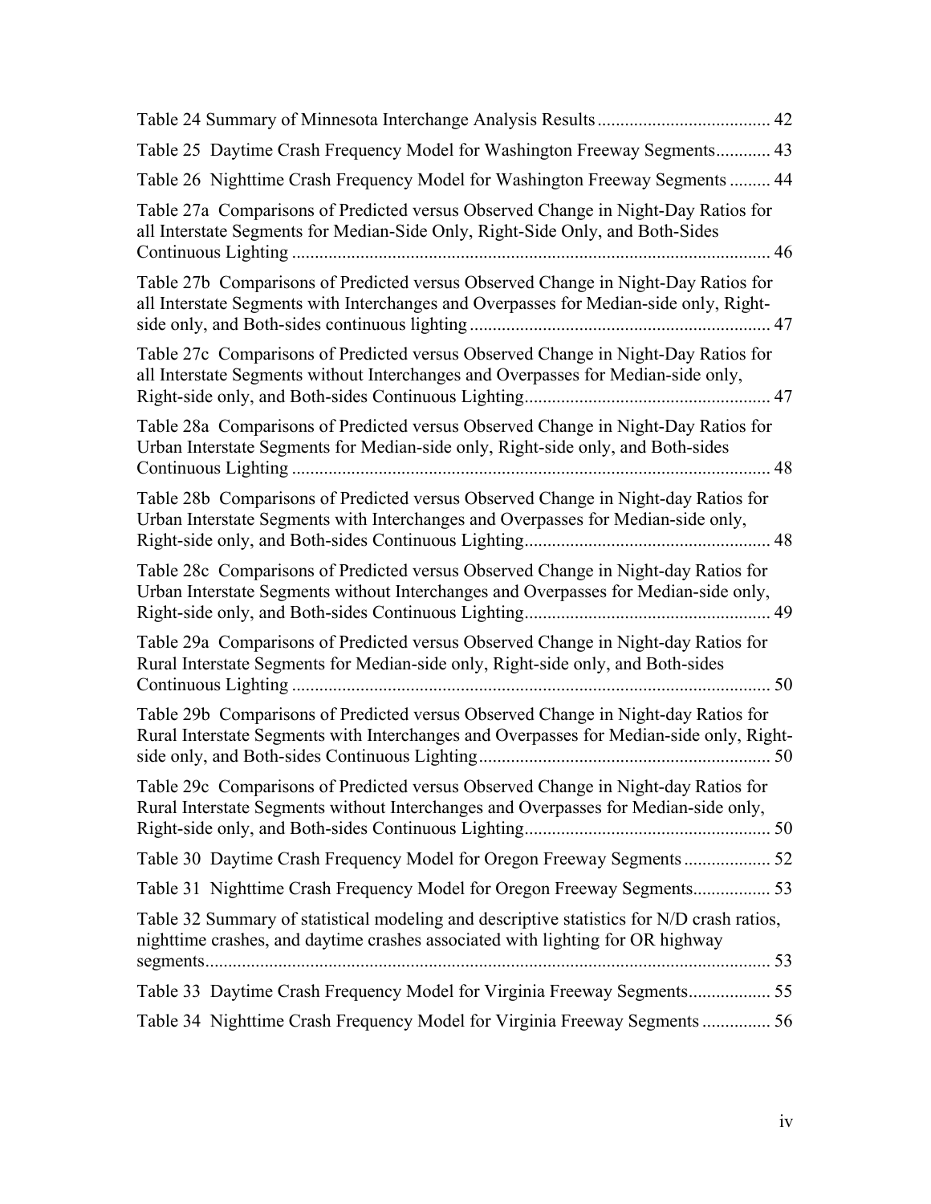Table 24 Summary of Minnesota Interchange Analysis Results ...................................... 42

Table 25 Daytime Crash Frequency Model for Washington Freeway Segments ............ 43

Table 26 Nighttime Crash Frequency Model for Washington Freeway Segments ......... 44

Table 27a Comparisons of Predicted versus Observed Change in Night-Day Ratios for all Interstate Segments for Median-Side Only, Right-Side Only, and Both-Sides Continuous Lighting ........................................................................................................ 46

Table 27b Comparisons of Predicted versus Observed Change in Night-Day Ratios for all Interstate Segments with Interchanges and Overpasses for Median-side only, Right-side only, and Both-sides continuous lighting ................................................................. 47

Table 27c Comparisons of Predicted versus Observed Change in Night-Day Ratios for all Interstate Segments without Interchanges and Overpasses for Median-side only, Right-side only, and Both-sides Continuous Lighting ..................................................... 47

Table 28a Comparisons of Predicted versus Observed Change in Night-Day Ratios for Urban Interstate Segments for Median-side only, Right-side only, and Both-sides Continuous Lighting ........................................................................................................ 48

Table 28b Comparisons of Predicted versus Observed Change in Night-day Ratios for Urban Interstate Segments with Interchanges and Overpasses for Median-side only, Right-side only, and Both-sides Continuous Lighting ..................................................... 48

Table 28c Comparisons of Predicted versus Observed Change in Night-day Ratios for Urban Interstate Segments without Interchanges and Overpasses for Median-side only, Right-side only, and Both-sides Continuous Lighting ..................................................... 49

Table 29a Comparisons of Predicted versus Observed Change in Night-day Ratios for Rural Interstate Segments for Median-side only, Right-side only, and Both-sides Continuous Lighting ........................................................................................................ 50

Table 29b Comparisons of Predicted versus Observed Change in Night-day Ratios for Rural Interstate Segments with Interchanges and Overpasses for Median-side only, Right-side only, and Both-sides Continuous Lighting ............................................................... 50

Table 29c Comparisons of Predicted versus Observed Change in Night-day Ratios for Rural Interstate Segments without Interchanges and Overpasses for Median-side only, Right-side only, and Both-sides Continuous Lighting ..................................................... 50

Table 30 Daytime Crash Frequency Model for Oregon Freeway Segments ................... 52

Table 31 Nighttime Crash Frequency Model for Oregon Freeway Segments ................. 53

Table 32 Summary of statistical modeling and descriptive statistics for N/D crash ratios, nighttime crashes, and daytime crashes associated with lighting for OR highway segments ........................................................................................................................... 53

Table 33 Daytime Crash Frequency Model for Virginia Freeway Segments .................. 55

Table 34 Nighttime Crash Frequency Model for Virginia Freeway Segments ............... 56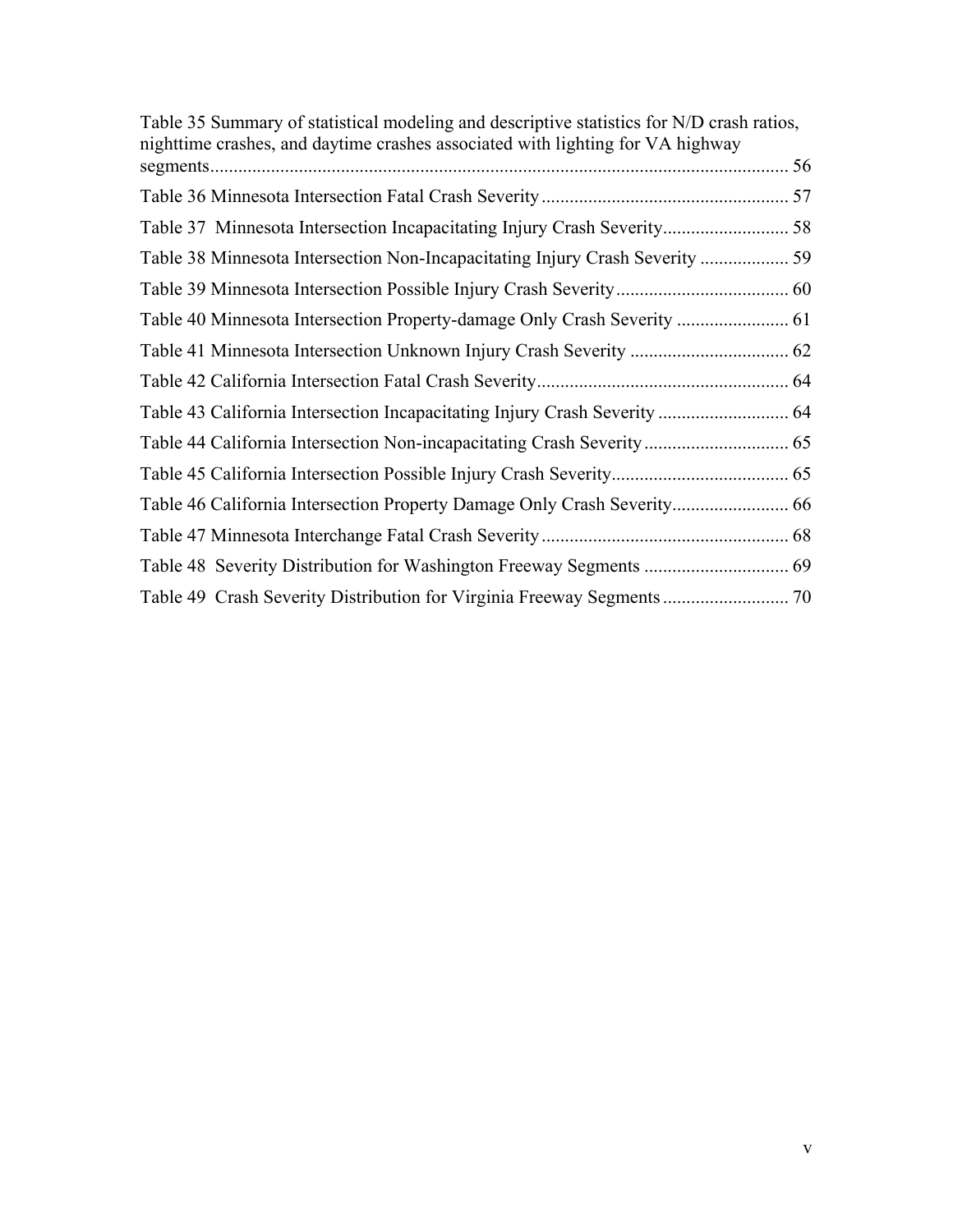Table 35 Summary of statistical modeling and descriptive statistics for N/D crash ratios, nighttime crashes, and daytime crashes associated with lighting for VA highway segments ........ 56

Table 36 Minnesota Intersection Fatal Crash Severity ........ 57

Table 37 Minnesota Intersection Incapacitating Injury Crash Severity ........ 58

Table 38 Minnesota Intersection Non-Incapacitating Injury Crash Severity ........ 59

Table 39 Minnesota Intersection Possible Injury Crash Severity ........ 60

Table 40 Minnesota Intersection Property-damage Only Crash Severity ........ 61

Table 41 Minnesota Intersection Unknown Injury Crash Severity ........ 62

Table 42 California Intersection Fatal Crash Severity ........ 64

Table 43 California Intersection Incapacitating Injury Crash Severity ........ 64

Table 44 California Intersection Non-incapacitating Crash Severity ........ 65

Table 45 California Intersection Possible Injury Crash Severity ........ 65

Table 46 California Intersection Property Damage Only Crash Severity ........ 66

Table 47 Minnesota Interchange Fatal Crash Severity ........ 68

Table 48 Severity Distribution for Washington Freeway Segments ........ 69

Table 49 Crash Severity Distribution for Virginia Freeway Segments ........ 70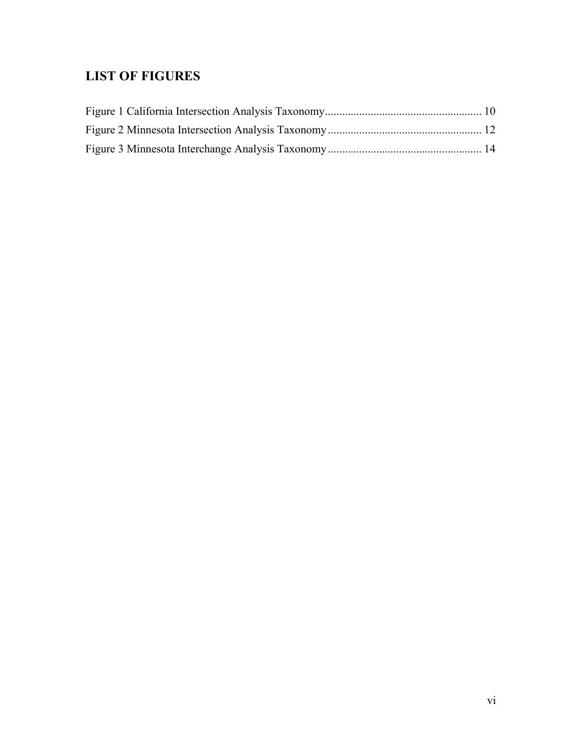## LIST OF FIGURES

Figure 1 California Intersection Analysis Taxonomy....................................................... 10
Figure 2 Minnesota Intersection Analysis Taxonomy....................................................... 12
Figure 3 Minnesota Interchange Analysis Taxonomy....................................................... 14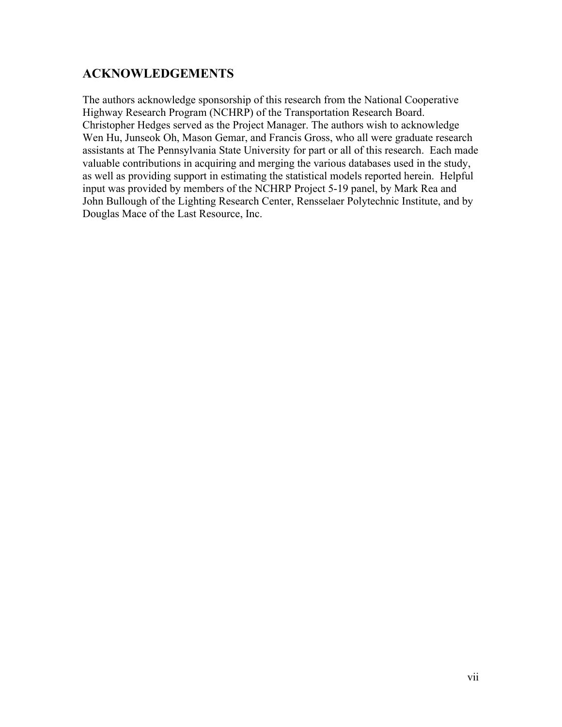## ACKNOWLEDGEMENTS

The authors acknowledge sponsorship of this research from the National Cooperative Highway Research Program (NCHRP) of the Transportation Research Board. Christopher Hedges served as the Project Manager. The authors wish to acknowledge Wen Hu, Junseok Oh, Mason Gemar, and Francis Gross, who all were graduate research assistants at The Pennsylvania State University for part or all of this research. Each made valuable contributions in acquiring and merging the various databases used in the study, as well as providing support in estimating the statistical models reported herein. Helpful input was provided by members of the NCHRP Project 5-19 panel, by Mark Rea and John Bullough of the Lighting Research Center, Rensselaer Polytechnic Institute, and by Douglas Mace of the Last Resource, Inc.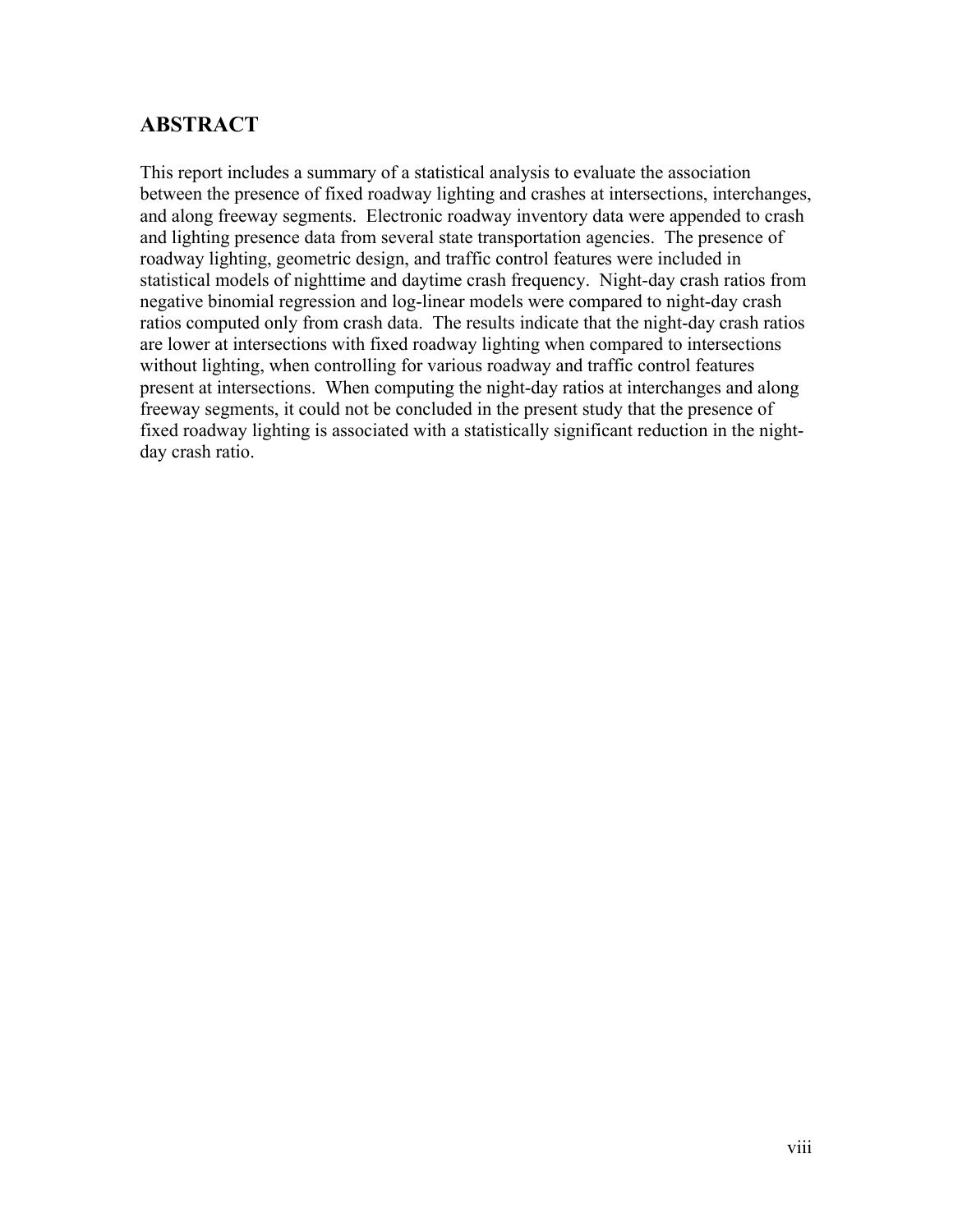## ABSTRACT

This report includes a summary of a statistical analysis to evaluate the association between the presence of fixed roadway lighting and crashes at intersections, interchanges, and along freeway segments. Electronic roadway inventory data were appended to crash and lighting presence data from several state transportation agencies. The presence of roadway lighting, geometric design, and traffic control features were included in statistical models of nighttime and daytime crash frequency. Night-day crash ratios from negative binomial regression and log-linear models were compared to night-day crash ratios computed only from crash data. The results indicate that the night-day crash ratios are lower at intersections with fixed roadway lighting when compared to intersections without lighting, when controlling for various roadway and traffic control features present at intersections. When computing the night-day ratios at interchanges and along freeway segments, it could not be concluded in the present study that the presence of fixed roadway lighting is associated with a statistically significant reduction in the night-day crash ratio.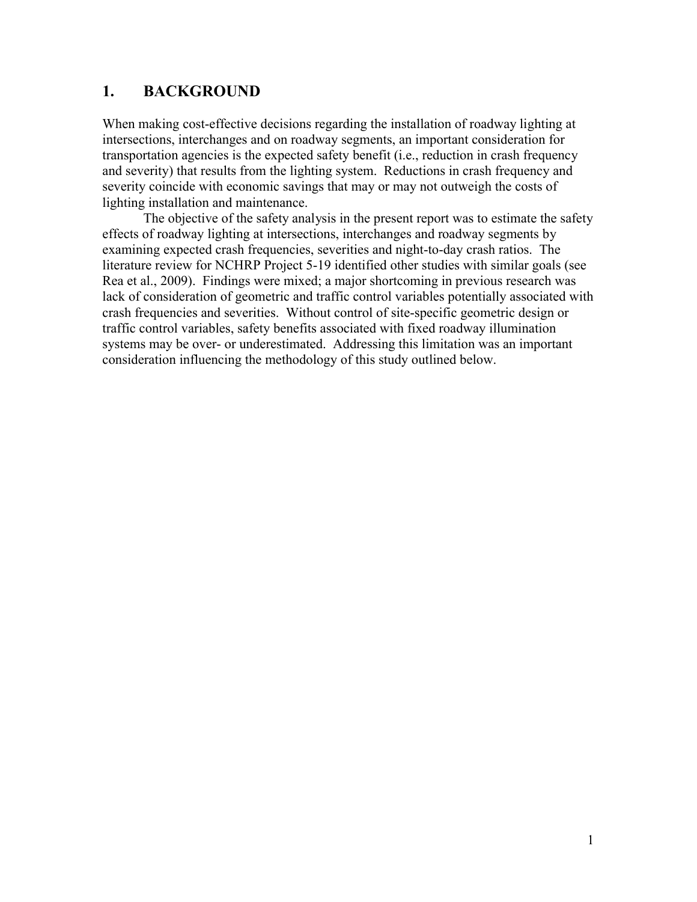# 1. BACKGROUND

When making cost-effective decisions regarding the installation of roadway lighting at intersections, interchanges and on roadway segments, an important consideration for transportation agencies is the expected safety benefit (i.e., reduction in crash frequency and severity) that results from the lighting system. Reductions in crash frequency and severity coincide with economic savings that may or may not outweigh the costs of lighting installation and maintenance.

The objective of the safety analysis in the present report was to estimate the safety effects of roadway lighting at intersections, interchanges and roadway segments by examining expected crash frequencies, severities and night-to-day crash ratios. The literature review for NCHRP Project 5-19 identified other studies with similar goals (see Rea et al., 2009). Findings were mixed; a major shortcoming in previous research was lack of consideration of geometric and traffic control variables potentially associated with crash frequencies and severities. Without control of site-specific geometric design or traffic control variables, safety benefits associated with fixed roadway illumination systems may be over- or underestimated. Addressing this limitation was an important consideration influencing the methodology of this study outlined below.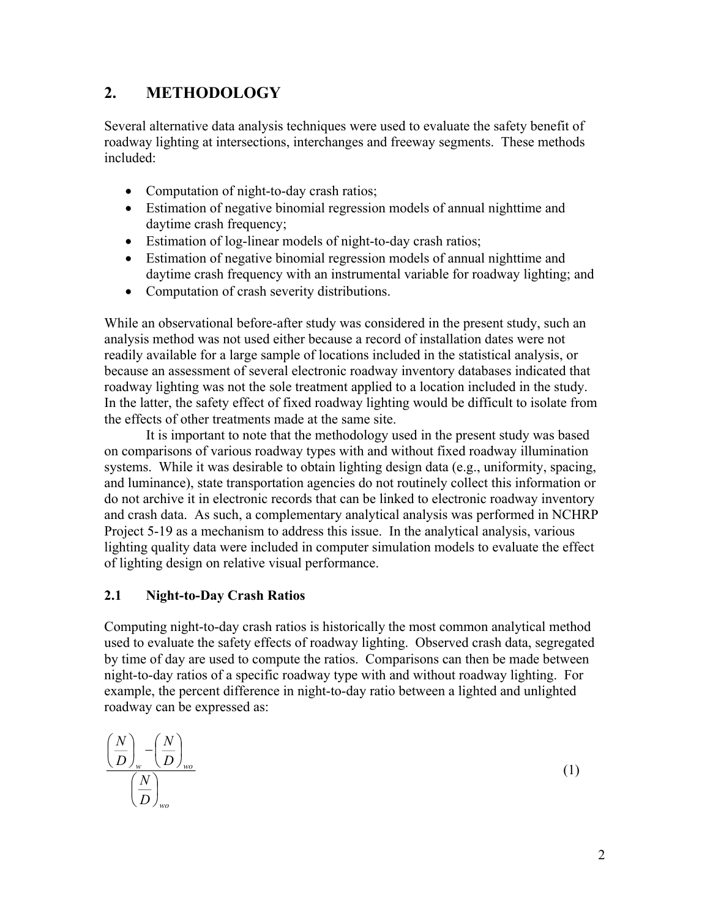## 2. METHODOLOGY

Several alternative data analysis techniques were used to evaluate the safety benefit of roadway lighting at intersections, interchanges and freeway segments. These methods included:

- Computation of night-to-day crash ratios;
- Estimation of negative binomial regression models of annual nighttime and daytime crash frequency;
- Estimation of log-linear models of night-to-day crash ratios;
- Estimation of negative binomial regression models of annual nighttime and daytime crash frequency with an instrumental variable for roadway lighting; and
- Computation of crash severity distributions.

While an observational before-after study was considered in the present study, such an analysis method was not used either because a record of installation dates were not readily available for a large sample of locations included in the statistical analysis, or because an assessment of several electronic roadway inventory databases indicated that roadway lighting was not the sole treatment applied to a location included in the study. In the latter, the safety effect of fixed roadway lighting would be difficult to isolate from the effects of other treatments made at the same site.

It is important to note that the methodology used in the present study was based on comparisons of various roadway types with and without fixed roadway illumination systems. While it was desirable to obtain lighting design data (e.g., uniformity, spacing, and luminance), state transportation agencies do not routinely collect this information or do not archive it in electronic records that can be linked to electronic roadway inventory and crash data. As such, a complementary analytical analysis was performed in NCHRP Project 5-19 as a mechanism to address this issue. In the analytical analysis, various lighting quality data were included in computer simulation models to evaluate the effect of lighting design on relative visual performance.

### 2.1 Night-to-Day Crash Ratios

Computing night-to-day crash ratios is historically the most common analytical method used to evaluate the safety effects of roadway lighting. Observed crash data, segregated by time of day are used to compute the ratios. Comparisons can then be made between night-to-day ratios of a specific roadway type with and without roadway lighting. For example, the percent difference in night-to-day ratio between a lighted and unlighted roadway can be expressed as:

$$\frac{\left(\frac{N}{D}\right)_{w} - \left(\frac{N}{D}\right)_{wo}}{\left(\frac{N}{D}\right)_{wo}} \tag{1}$$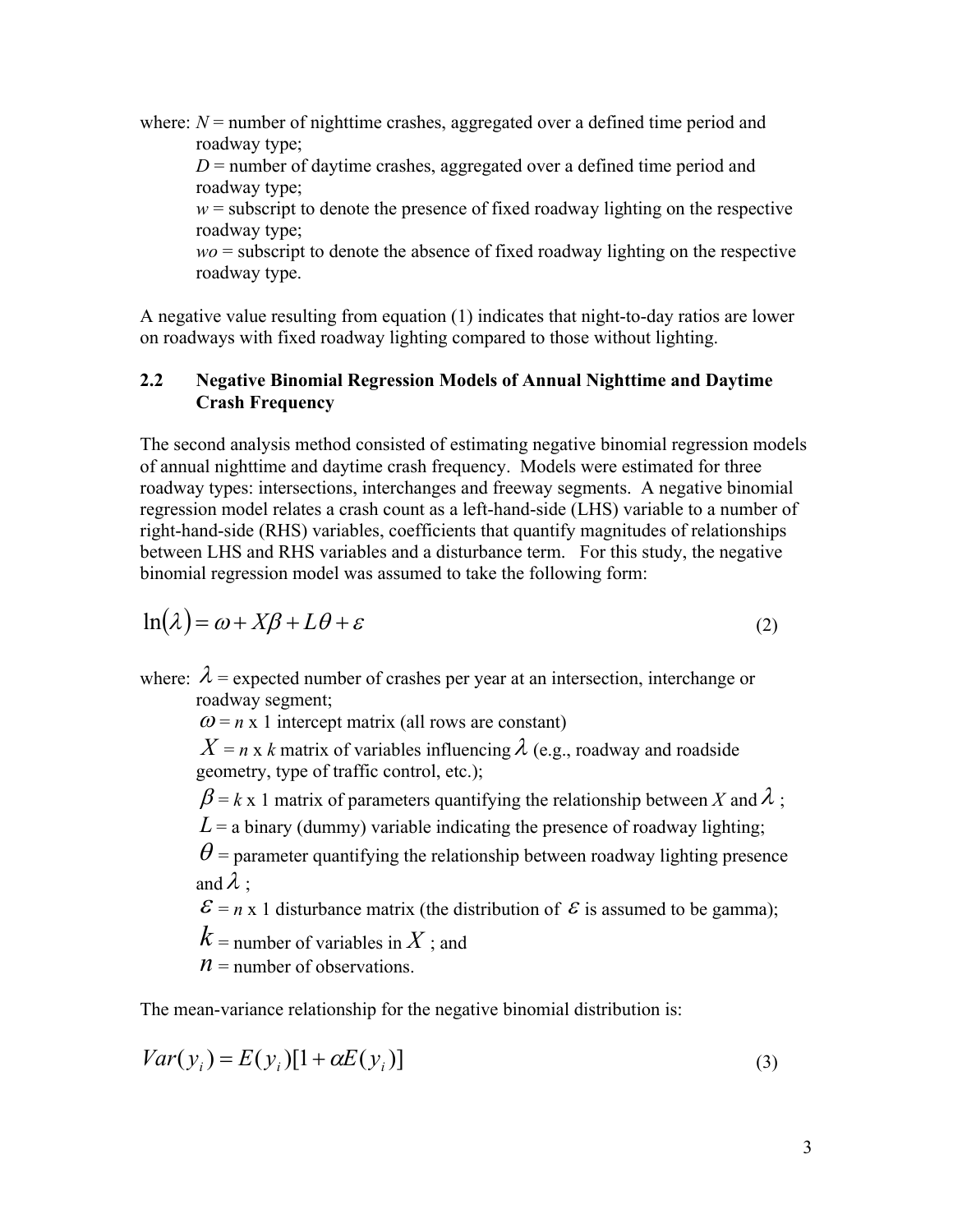where: $N$ = number of nighttime crashes, aggregated over a defined time period and roadway type;
$D$ = number of daytime crashes, aggregated over a defined time period and roadway type;
$w$ = subscript to denote the presence of fixed roadway lighting on the respective roadway type;
$wo$ = subscript to denote the absence of fixed roadway lighting on the respective roadway type.

A negative value resulting from equation (1) indicates that night-to-day ratios are lower on roadways with fixed roadway lighting compared to those without lighting.

## 2.2 Negative Binomial Regression Models of Annual Nighttime and Daytime Crash Frequency

The second analysis method consisted of estimating negative binomial regression models of annual nighttime and daytime crash frequency. Models were estimated for three roadway types: intersections, interchanges and freeway segments. A negative binomial regression model relates a crash count as a left-hand-side (LHS) variable to a number of right-hand-side (RHS) variables, coefficients that quantify magnitudes of relationships between LHS and RHS variables and a disturbance term. For this study, the negative binomial regression model was assumed to take the following form:

$$\ln(\lambda) = \omega + X\beta + L\theta + \varepsilon \tag{2}$$

where: $\lambda$ = expected number of crashes per year at an intersection, interchange or roadway segment;
$\omega$ = $n$ x 1 intercept matrix (all rows are constant)
$X$ = $n$ x $k$ matrix of variables influencing $\lambda$ (e.g., roadway and roadside geometry, type of traffic control, etc.);
$\beta$ = $k$ x 1 matrix of parameters quantifying the relationship between $X$ and $\lambda$ ;
$L$ = a binary (dummy) variable indicating the presence of roadway lighting;
$\theta$ = parameter quantifying the relationship between roadway lighting presence and $\lambda$ ;
$\varepsilon$ = $n$ x 1 disturbance matrix (the distribution of $\varepsilon$ is assumed to be gamma);
$k$ = number of variables in $X$ ; and
$n$ = number of observations.

The mean-variance relationship for the negative binomial distribution is:

$$Var(y_i) = E(y_i)[1 + \alpha E(y_i)] \tag{3}$$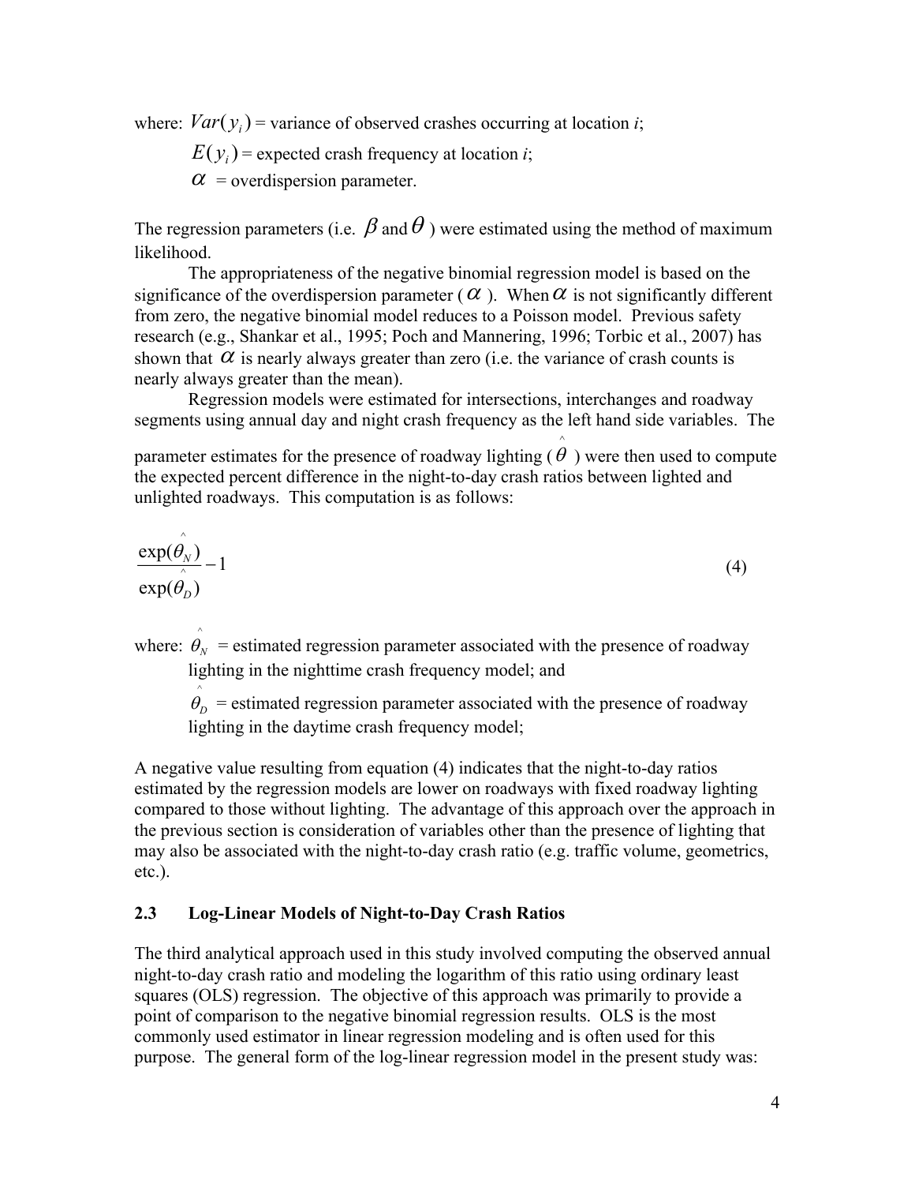where: $Var(y_i)$ = variance of observed crashes occurring at location *i*;

$E(y_i)$ = expected crash frequency at location *i*;

$\alpha$ = overdispersion parameter.

The regression parameters (i.e. $\beta$ and $\theta$ ) were estimated using the method of maximum likelihood.

The appropriateness of the negative binomial regression model is based on the significance of the overdispersion parameter ( $\alpha$ ). When $\alpha$ is not significantly different from zero, the negative binomial model reduces to a Poisson model. Previous safety research (e.g., Shankar et al., 1995; Poch and Mannering, 1996; Torbic et al., 2007) has shown that $\alpha$ is nearly always greater than zero (i.e. the variance of crash counts is nearly always greater than the mean).

Regression models were estimated for intersections, interchanges and roadway segments using annual day and night crash frequency as the left hand side variables. The parameter estimates for the presence of roadway lighting ( $\hat{\theta}$ ) were then used to compute the expected percent difference in the night-to-day crash ratios between lighted and unlighted roadways. This computation is as follows:

$$\frac{\exp(\hat{\theta}_N)}{\exp(\hat{\theta}_D)} - 1 \tag{4}$$

where: $\hat{\theta}_N$ = estimated regression parameter associated with the presence of roadway lighting in the nighttime crash frequency model; and

$\hat{\theta}_D$ = estimated regression parameter associated with the presence of roadway lighting in the daytime crash frequency model;

A negative value resulting from equation (4) indicates that the night-to-day ratios estimated by the regression models are lower on roadways with fixed roadway lighting compared to those without lighting. The advantage of this approach over the approach in the previous section is consideration of variables other than the presence of lighting that may also be associated with the night-to-day crash ratio (e.g. traffic volume, geometrics, etc.).

### 2.3 Log-Linear Models of Night-to-Day Crash Ratios

The third analytical approach used in this study involved computing the observed annual night-to-day crash ratio and modeling the logarithm of this ratio using ordinary least squares (OLS) regression. The objective of this approach was primarily to provide a point of comparison to the negative binomial regression results. OLS is the most commonly used estimator in linear regression modeling and is often used for this purpose. The general form of the log-linear regression model in the present study was: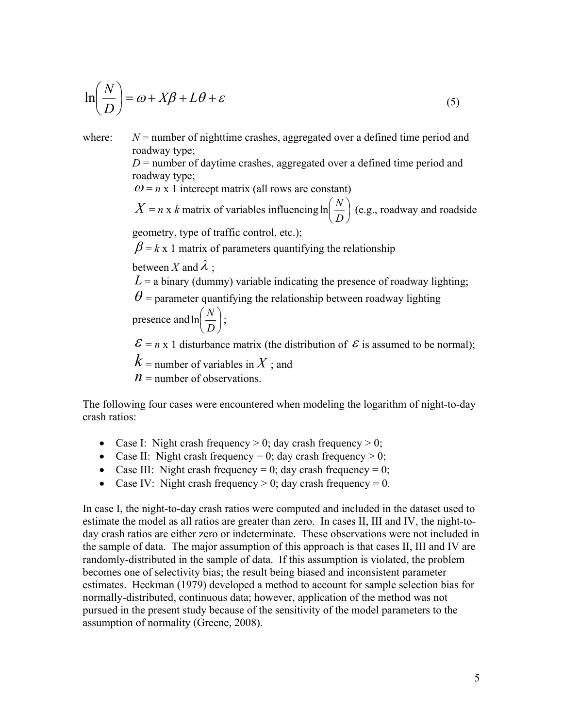$$\ln\left(\frac{N}{D}\right) = \omega + X\beta + L\theta + \varepsilon \tag{5}$$

where: $N$ = number of nighttime crashes, aggregated over a defined time period and roadway type;

$D$ = number of daytime crashes, aggregated over a defined time period and roadway type;

$\omega$ = $n$ x 1 intercept matrix (all rows are constant)

$X$ = $n$ x $k$ matrix of variables influencing $\ln\left(\frac{N}{D}\right)$ (e.g., roadway and roadside geometry, type of traffic control, etc.);

$\beta$ = $k$ x 1 matrix of parameters quantifying the relationship between $X$ and $\lambda$ ;

$L$ = a binary (dummy) variable indicating the presence of roadway lighting;

$\theta$ = parameter quantifying the relationship between roadway lighting presence and $\ln\left(\frac{N}{D}\right)$;

$\varepsilon$ = $n$ x 1 disturbance matrix (the distribution of $\varepsilon$ is assumed to be normal);

$k$ = number of variables in $X$ ; and

$n$ = number of observations.

The following four cases were encountered when modeling the logarithm of night-to-day crash ratios:

- Case I: Night crash frequency > 0; day crash frequency > 0;
- Case II: Night crash frequency = 0; day crash frequency > 0;
- Case III: Night crash frequency = 0; day crash frequency = 0;
- Case IV: Night crash frequency > 0; day crash frequency = 0.

In case I, the night-to-day crash ratios were computed and included in the dataset used to estimate the model as all ratios are greater than zero. In cases II, III and IV, the night-to-day crash ratios are either zero or indeterminate. These observations were not included in the sample of data. The major assumption of this approach is that cases II, III and IV are randomly-distributed in the sample of data. If this assumption is violated, the problem becomes one of selectivity bias; the result being biased and inconsistent parameter estimates. Heckman (1979) developed a method to account for sample selection bias for normally-distributed, continuous data; however, application of the method was not pursued in the present study because of the sensitivity of the model parameters to the assumption of normality (Greene, 2008).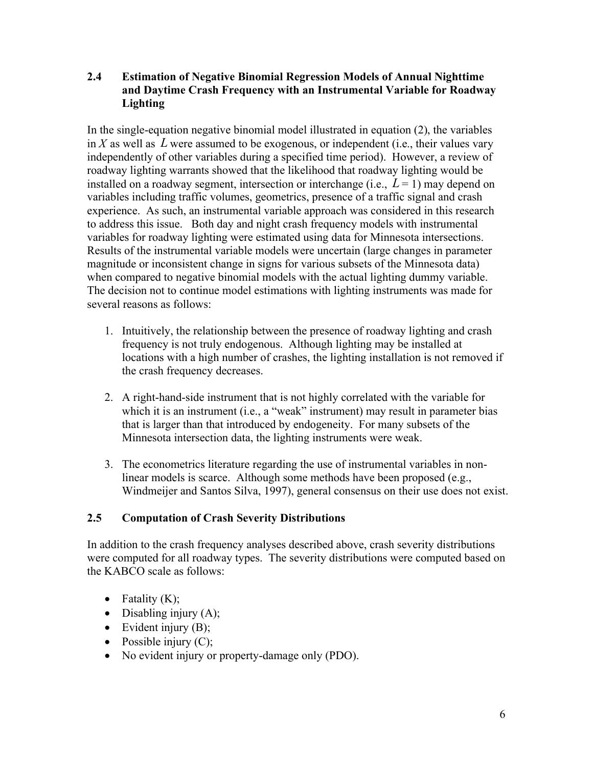## 2.4 Estimation of Negative Binomial Regression Models of Annual Nighttime and Daytime Crash Frequency with an Instrumental Variable for Roadway Lighting

In the single-equation negative binomial model illustrated in equation (2), the variables in $X$ as well as $L$ were assumed to be exogenous, or independent (i.e., their values vary independently of other variables during a specified time period). However, a review of roadway lighting warrants showed that the likelihood that roadway lighting would be installed on a roadway segment, intersection or interchange (i.e., $L = 1$) may depend on variables including traffic volumes, geometrics, presence of a traffic signal and crash experience. As such, an instrumental variable approach was considered in this research to address this issue. Both day and night crash frequency models with instrumental variables for roadway lighting were estimated using data for Minnesota intersections. Results of the instrumental variable models were uncertain (large changes in parameter magnitude or inconsistent change in signs for various subsets of the Minnesota data) when compared to negative binomial models with the actual lighting dummy variable. The decision not to continue model estimations with lighting instruments was made for several reasons as follows:

1. Intuitively, the relationship between the presence of roadway lighting and crash frequency is not truly endogenous. Although lighting may be installed at locations with a high number of crashes, the lighting installation is not removed if the crash frequency decreases.

2. A right-hand-side instrument that is not highly correlated with the variable for which it is an instrument (i.e., a "weak" instrument) may result in parameter bias that is larger than that introduced by endogeneity. For many subsets of the Minnesota intersection data, the lighting instruments were weak.

3. The econometrics literature regarding the use of instrumental variables in non-linear models is scarce. Although some methods have been proposed (e.g., Windmeijer and Santos Silva, 1997), general consensus on their use does not exist.

## 2.5 Computation of Crash Severity Distributions

In addition to the crash frequency analyses described above, crash severity distributions were computed for all roadway types. The severity distributions were computed based on the KABCO scale as follows:

- Fatality (K);
- Disabling injury (A);
- Evident injury (B);
- Possible injury (C);
- No evident injury or property-damage only (PDO).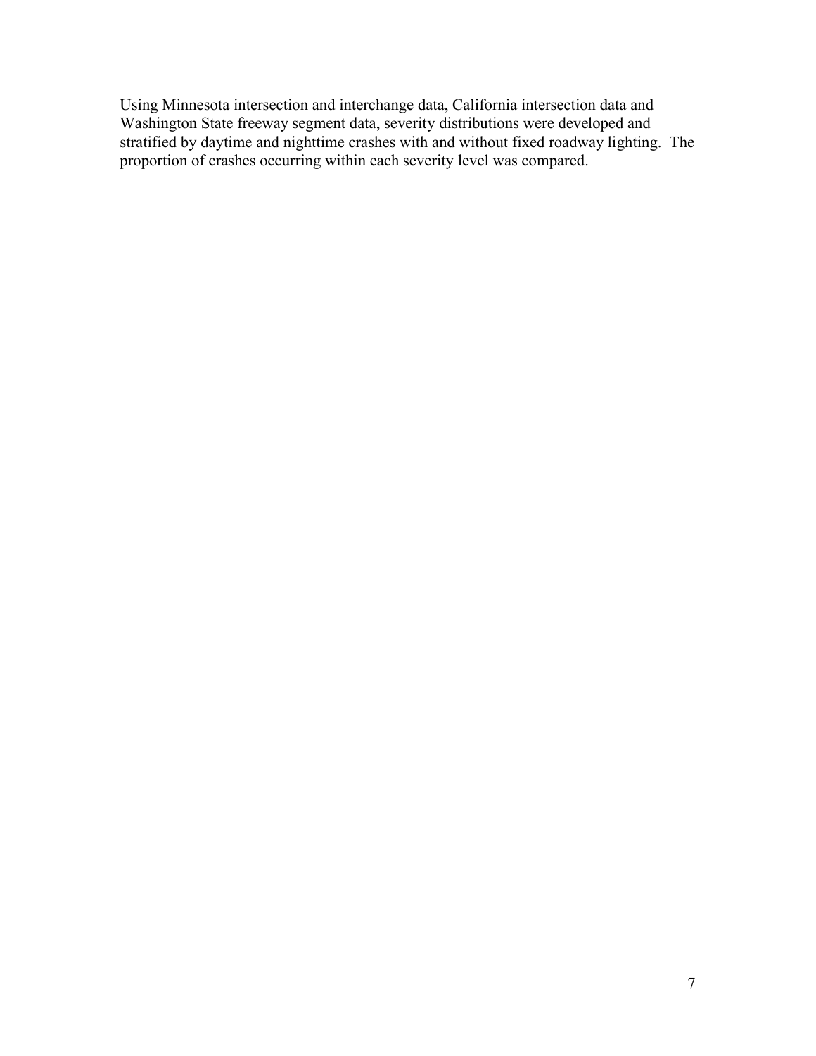Using Minnesota intersection and interchange data, California intersection data and Washington State freeway segment data, severity distributions were developed and stratified by daytime and nighttime crashes with and without fixed roadway lighting. The proportion of crashes occurring within each severity level was compared.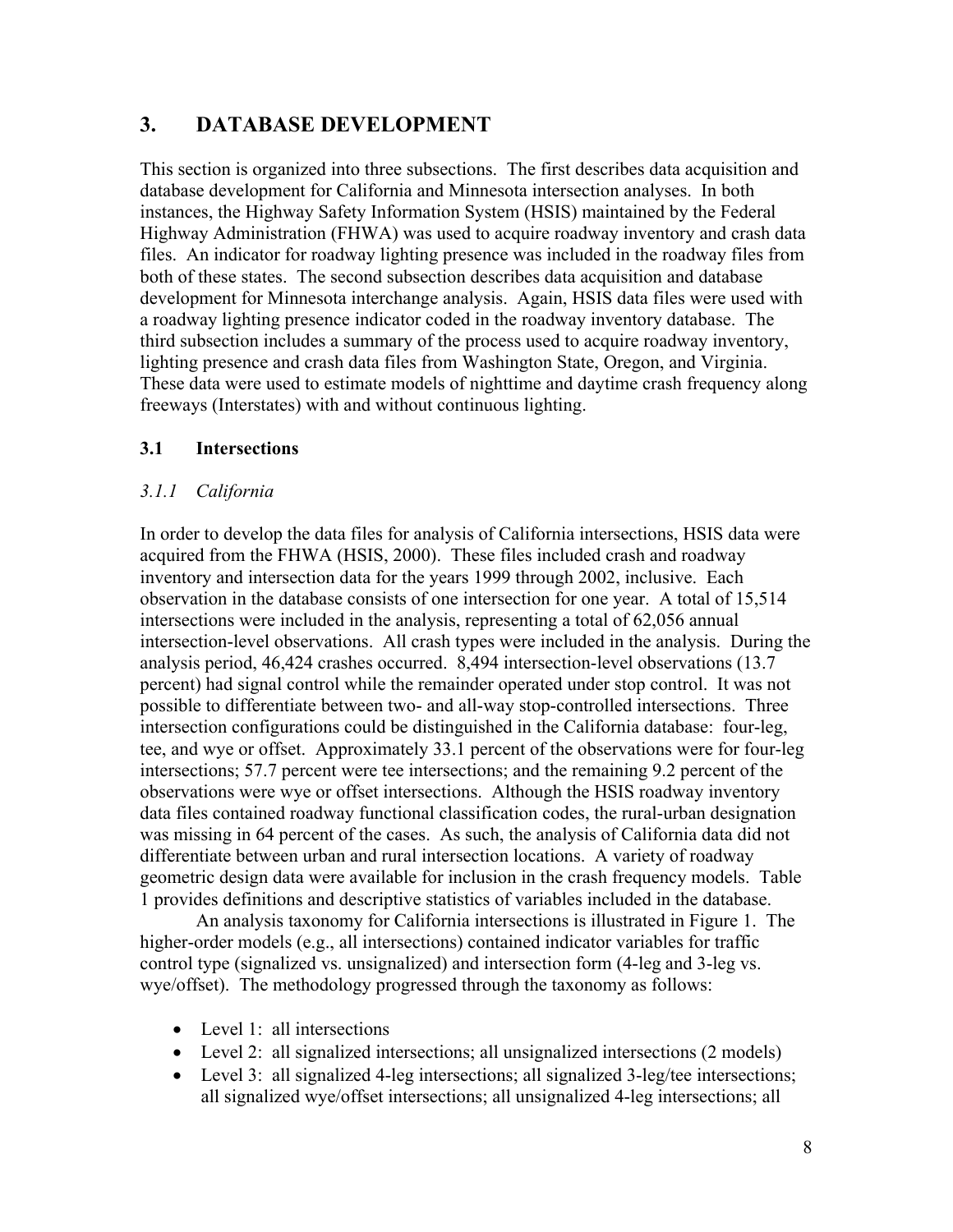# 3. DATABASE DEVELOPMENT

This section is organized into three subsections. The first describes data acquisition and database development for California and Minnesota intersection analyses. In both instances, the Highway Safety Information System (HSIS) maintained by the Federal Highway Administration (FHWA) was used to acquire roadway inventory and crash data files. An indicator for roadway lighting presence was included in the roadway files from both of these states. The second subsection describes data acquisition and database development for Minnesota interchange analysis. Again, HSIS data files were used with a roadway lighting presence indicator coded in the roadway inventory database. The third subsection includes a summary of the process used to acquire roadway inventory, lighting presence and crash data files from Washington State, Oregon, and Virginia. These data were used to estimate models of nighttime and daytime crash frequency along freeways (Interstates) with and without continuous lighting.

## 3.1 Intersections

### *3.1.1 California*

In order to develop the data files for analysis of California intersections, HSIS data were acquired from the FHWA (HSIS, 2000). These files included crash and roadway inventory and intersection data for the years 1999 through 2002, inclusive. Each observation in the database consists of one intersection for one year. A total of 15,514 intersections were included in the analysis, representing a total of 62,056 annual intersection-level observations. All crash types were included in the analysis. During the analysis period, 46,424 crashes occurred. 8,494 intersection-level observations (13.7 percent) had signal control while the remainder operated under stop control. It was not possible to differentiate between two- and all-way stop-controlled intersections. Three intersection configurations could be distinguished in the California database: four-leg, tee, and wye or offset. Approximately 33.1 percent of the observations were for four-leg intersections; 57.7 percent were tee intersections; and the remaining 9.2 percent of the observations were wye or offset intersections. Although the HSIS roadway inventory data files contained roadway functional classification codes, the rural-urban designation was missing in 64 percent of the cases. As such, the analysis of California data did not differentiate between urban and rural intersection locations. A variety of roadway geometric design data were available for inclusion in the crash frequency models. Table 1 provides definitions and descriptive statistics of variables included in the database.

An analysis taxonomy for California intersections is illustrated in Figure 1. The higher-order models (e.g., all intersections) contained indicator variables for traffic control type (signalized vs. unsignalized) and intersection form (4-leg and 3-leg vs. wye/offset). The methodology progressed through the taxonomy as follows:

- Level 1: all intersections
- Level 2: all signalized intersections; all unsignalized intersections (2 models)
- Level 3: all signalized 4-leg intersections; all signalized 3-leg/tee intersections; all signalized wye/offset intersections; all unsignalized 4-leg intersections; all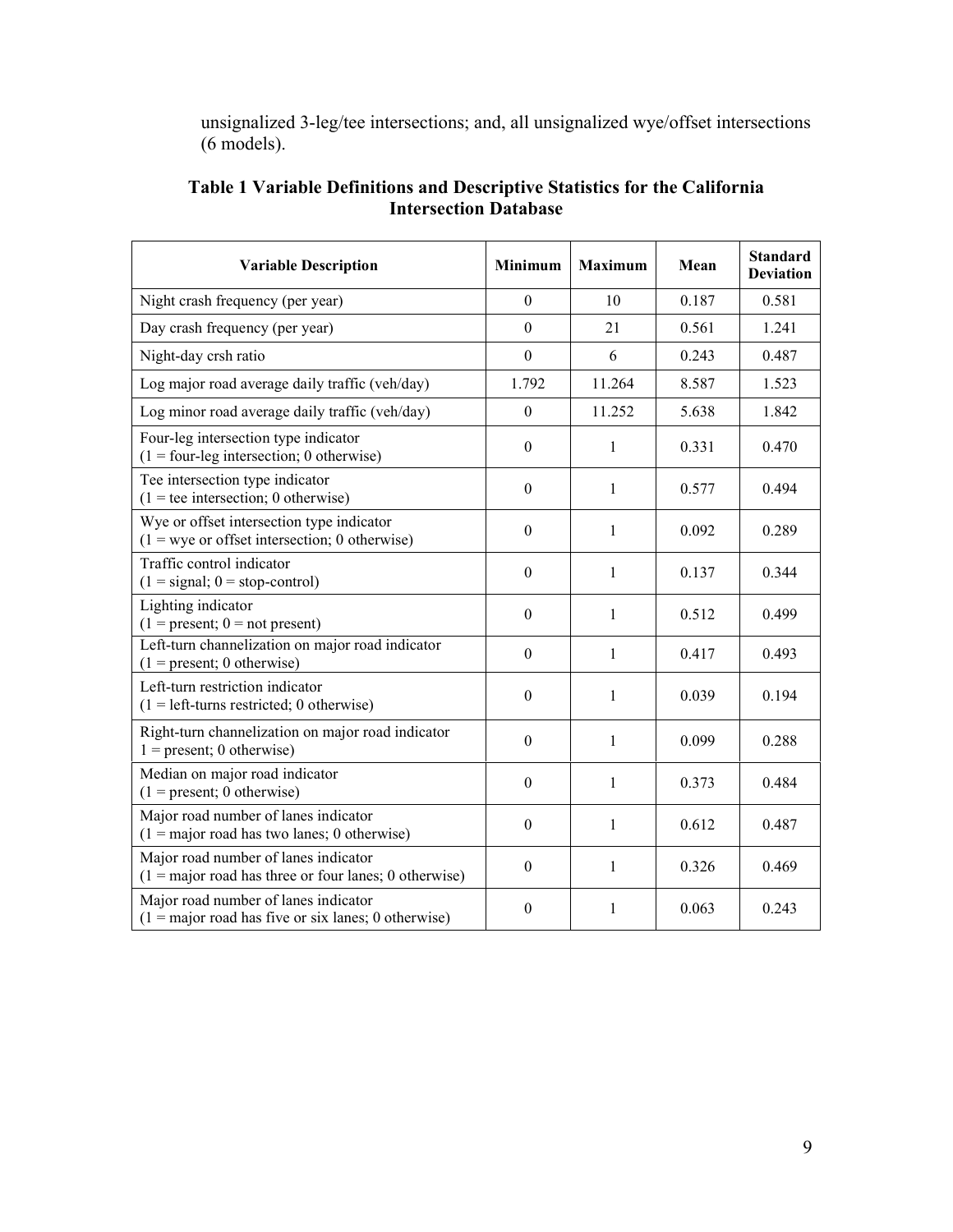unsignalized 3-leg/tee intersections; and, all unsignalized wye/offset intersections (6 models).

**Table 1 Variable Definitions and Descriptive Statistics for the California Intersection Database**

| Variable Description | Minimum | Maximum | Mean | Standard Deviation |
|---|---|---|---|---|
| Night crash frequency (per year) | 0 | 10 | 0.187 | 0.581 |
| Day crash frequency (per year) | 0 | 21 | 0.561 | 1.241 |
| Night-day crsh ratio | 0 | 6 | 0.243 | 0.487 |
| Log major road average daily traffic (veh/day) | 1.792 | 11.264 | 8.587 | 1.523 |
| Log minor road average daily traffic (veh/day) | 0 | 11.252 | 5.638 | 1.842 |
| Four-leg intersection type indicator (1 = four-leg intersection; 0 otherwise) | 0 | 1 | 0.331 | 0.470 |
| Tee intersection type indicator (1 = tee intersection; 0 otherwise) | 0 | 1 | 0.577 | 0.494 |
| Wye or offset intersection type indicator (1 = wye or offset intersection; 0 otherwise) | 0 | 1 | 0.092 | 0.289 |
| Traffic control indicator (1 = signal; 0 = stop-control) | 0 | 1 | 0.137 | 0.344 |
| Lighting indicator (1 = present; 0 = not present) | 0 | 1 | 0.512 | 0.499 |
| Left-turn channelization on major road indicator (1 = present; 0 otherwise) | 0 | 1 | 0.417 | 0.493 |
| Left-turn restriction indicator (1 = left-turns restricted; 0 otherwise) | 0 | 1 | 0.039 | 0.194 |
| Right-turn channelization on major road indicator 1 = present; 0 otherwise) | 0 | 1 | 0.099 | 0.288 |
| Median on major road indicator (1 = present; 0 otherwise) | 0 | 1 | 0.373 | 0.484 |
| Major road number of lanes indicator (1 = major road has two lanes; 0 otherwise) | 0 | 1 | 0.612 | 0.487 |
| Major road number of lanes indicator (1 = major road has three or four lanes; 0 otherwise) | 0 | 1 | 0.326 | 0.469 |
| Major road number of lanes indicator (1 = major road has five or six lanes; 0 otherwise) | 0 | 1 | 0.063 | 0.243 |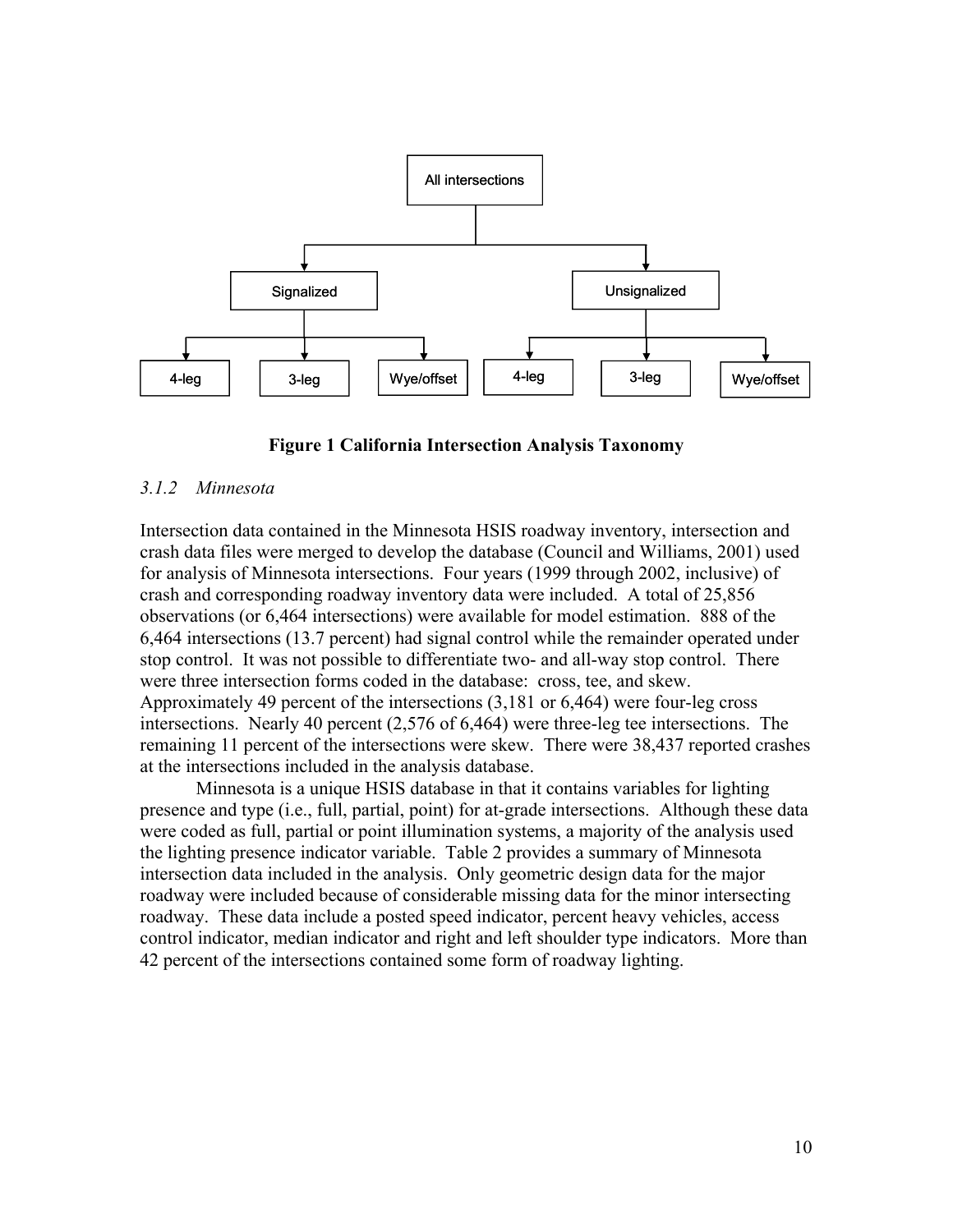All intersections

Signalized | Unsignalized

4-leg | 3-leg | Wye/offset | 4-leg | 3-leg | Wye/offset

**Figure 1 California Intersection Analysis Taxonomy**

### *3.1.2 Minnesota*

Intersection data contained in the Minnesota HSIS roadway inventory, intersection and crash data files were merged to develop the database (Council and Williams, 2001) used for analysis of Minnesota intersections. Four years (1999 through 2002, inclusive) of crash and corresponding roadway inventory data were included. A total of 25,856 observations (or 6,464 intersections) were available for model estimation. 888 of the 6,464 intersections (13.7 percent) had signal control while the remainder operated under stop control. It was not possible to differentiate two- and all-way stop control. There were three intersection forms coded in the database: cross, tee, and skew. Approximately 49 percent of the intersections (3,181 or 6,464) were four-leg cross intersections. Nearly 40 percent (2,576 of 6,464) were three-leg tee intersections. The remaining 11 percent of the intersections were skew. There were 38,437 reported crashes at the intersections included in the analysis database.

Minnesota is a unique HSIS database in that it contains variables for lighting presence and type (i.e., full, partial, point) for at-grade intersections. Although these data were coded as full, partial or point illumination systems, a majority of the analysis used the lighting presence indicator variable. Table 2 provides a summary of Minnesota intersection data included in the analysis. Only geometric design data for the major roadway were included because of considerable missing data for the minor intersecting roadway. These data include a posted speed indicator, percent heavy vehicles, access control indicator, median indicator and right and left shoulder type indicators. More than 42 percent of the intersections contained some form of roadway lighting.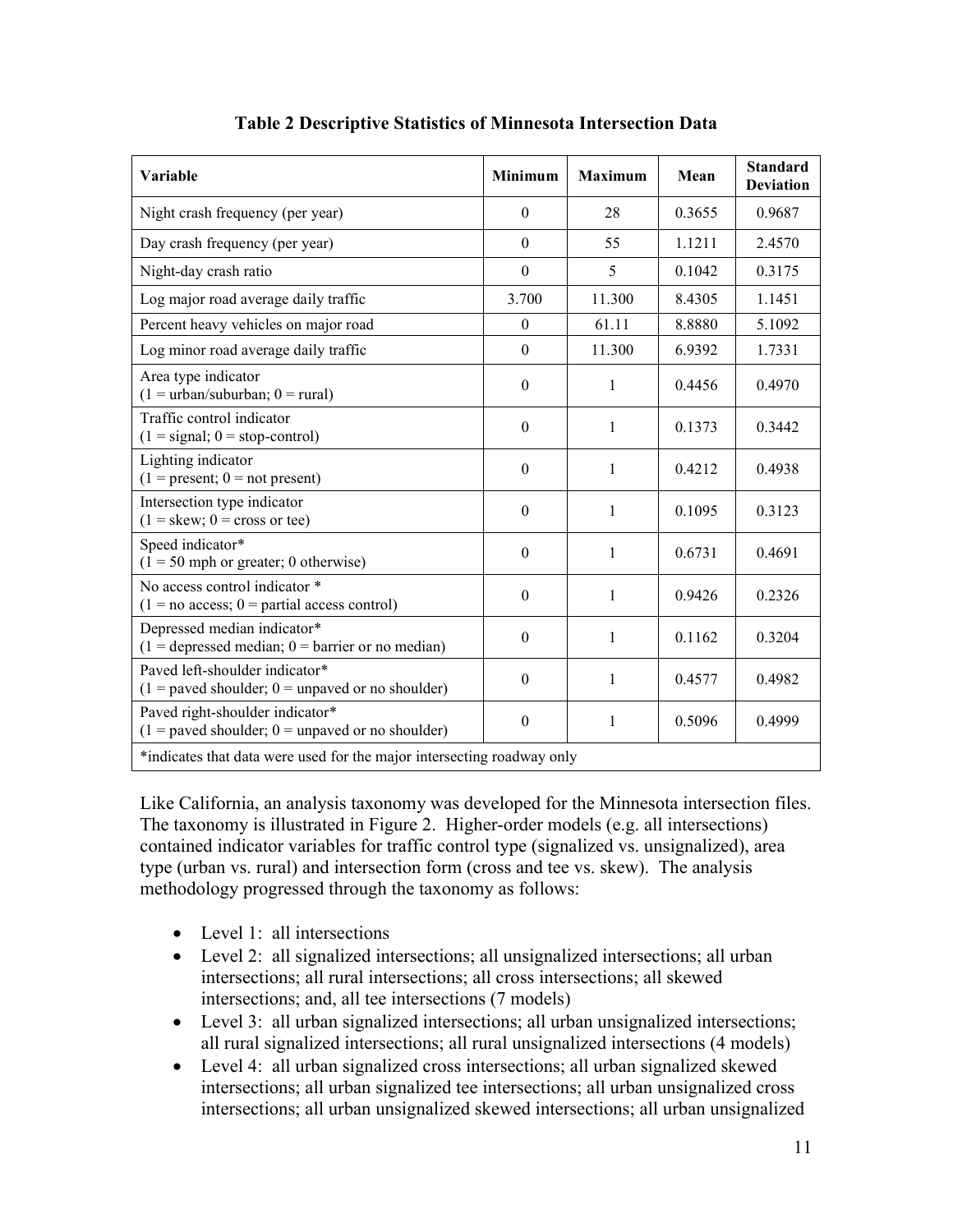**Table 2 Descriptive Statistics of Minnesota Intersection Data**

| Variable | Minimum | Maximum | Mean | Standard Deviation |
|---|---|---|---|---|
| Night crash frequency (per year) | 0 | 28 | 0.3655 | 0.9687 |
| Day crash frequency (per year) | 0 | 55 | 1.1211 | 2.4570 |
| Night-day crash ratio | 0 | 5 | 0.1042 | 0.3175 |
| Log major road average daily traffic | 3.700 | 11.300 | 8.4305 | 1.1451 |
| Percent heavy vehicles on major road | 0 | 61.11 | 8.8880 | 5.1092 |
| Log minor road average daily traffic | 0 | 11.300 | 6.9392 | 1.7331 |
| Area type indicator (1 = urban/suburban; 0 = rural) | 0 | 1 | 0.4456 | 0.4970 |
| Traffic control indicator (1 = signal; 0 = stop-control) | 0 | 1 | 0.1373 | 0.3442 |
| Lighting indicator (1 = present; 0 = not present) | 0 | 1 | 0.4212 | 0.4938 |
| Intersection type indicator (1 = skew; 0 = cross or tee) | 0 | 1 | 0.1095 | 0.3123 |
| Speed indicator* (1 = 50 mph or greater; 0 otherwise) | 0 | 1 | 0.6731 | 0.4691 |
| No access control indicator * (1 = no access; 0 = partial access control) | 0 | 1 | 0.9426 | 0.2326 |
| Depressed median indicator* (1 = depressed median; 0 = barrier or no median) | 0 | 1 | 0.1162 | 0.3204 |
| Paved left-shoulder indicator* (1 = paved shoulder; 0 = unpaved or no shoulder) | 0 | 1 | 0.4577 | 0.4982 |
| Paved right-shoulder indicator* (1 = paved shoulder; 0 = unpaved or no shoulder) | 0 | 1 | 0.5096 | 0.4999 |
| *indicates that data were used for the major intersecting roadway only | | | | |

Like California, an analysis taxonomy was developed for the Minnesota intersection files. The taxonomy is illustrated in Figure 2. Higher-order models (e.g. all intersections) contained indicator variables for traffic control type (signalized vs. unsignalized), area type (urban vs. rural) and intersection form (cross and tee vs. skew). The analysis methodology progressed through the taxonomy as follows:

- Level 1: all intersections
- Level 2: all signalized intersections; all unsignalized intersections; all urban intersections; all rural intersections; all cross intersections; all skewed intersections; and, all tee intersections (7 models)
- Level 3: all urban signalized intersections; all urban unsignalized intersections; all rural signalized intersections; all rural unsignalized intersections (4 models)
- Level 4: all urban signalized cross intersections; all urban signalized skewed intersections; all urban signalized tee intersections; all urban unsignalized cross intersections; all urban unsignalized skewed intersections; all urban unsignalized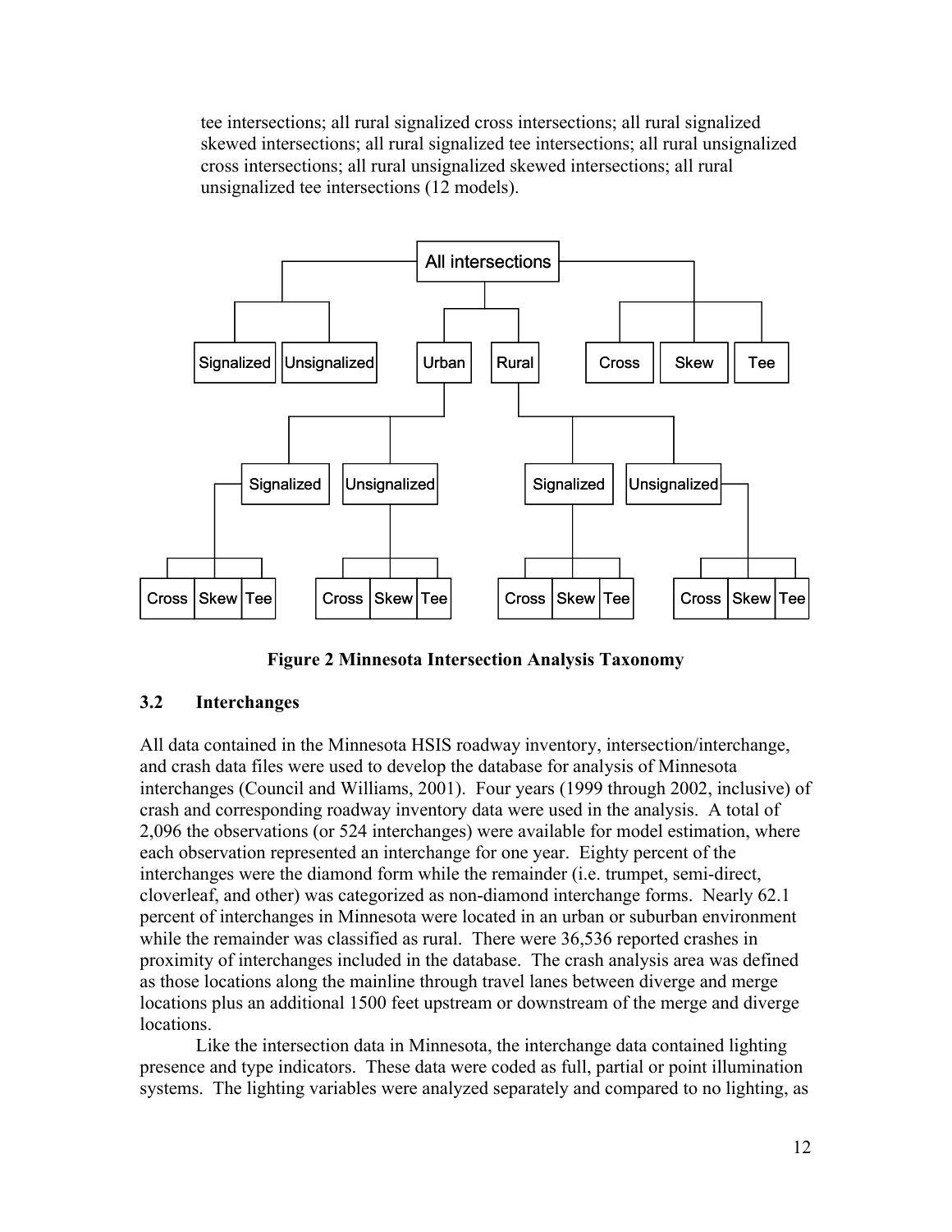tee intersections; all rural signalized cross intersections; all rural signalized skewed intersections; all rural signalized tee intersections; all rural unsignalized cross intersections; all rural unsignalized skewed intersections; all rural unsignalized tee intersections (12 models).

**Figure 2 Minnesota Intersection Analysis Taxonomy**

### 3.2 Interchanges

All data contained in the Minnesota HSIS roadway inventory, intersection/interchange, and crash data files were used to develop the database for analysis of Minnesota interchanges (Council and Williams, 2001). Four years (1999 through 2002, inclusive) of crash and corresponding roadway inventory data were used in the analysis. A total of 2,096 the observations (or 524 interchanges) were available for model estimation, where each observation represented an interchanges for one year. Eighty percent of the interchanges were the diamond form while the remainder (i.e. trumpet, semi-direct, cloverleaf, and other) was categorized as non-diamond interchange forms. Nearly 62.1 percent of interchanges in Minnesota were located in an urban or suburban environment while the remainder was classified as rural. There were 36,536 reported crashes in proximity of interchanges included in the database. The crash analysis area was defined as those locations along the mainline through travel lanes between diverge and merge locations plus an additional 1500 feet upstream or downstream of the merge and diverge locations.

Like the intersection data in Minnesota, the interchange data contained lighting presence and type indicators. These data were coded as full, partial or point illumination systems. The lighting variables were analyzed separately and compared to no lighting, as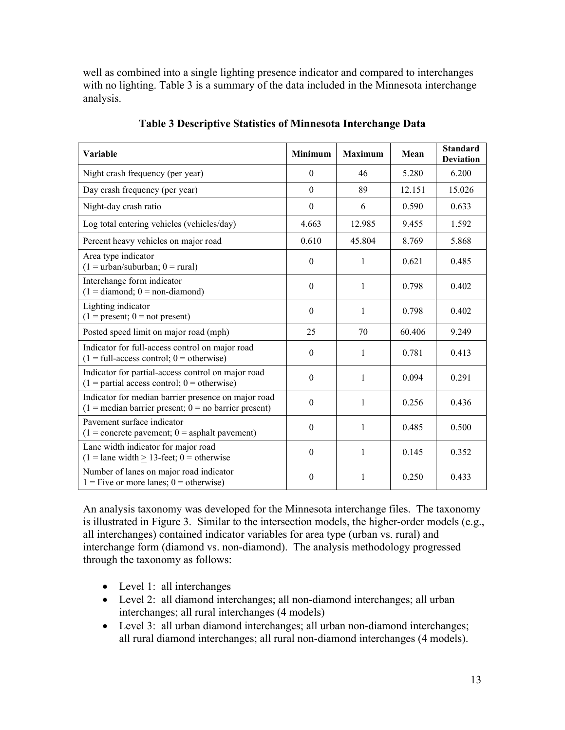well as combined into a single lighting presence indicator and compared to interchanges with no lighting. Table 3 is a summary of the data included in the Minnesota interchange analysis.

**Table 3 Descriptive Statistics of Minnesota Interchange Data**

| Variable | Minimum | Maximum | Mean | Standard Deviation |
|---|---|---|---|---|
| Night crash frequency (per year) | 0 | 46 | 5.280 | 6.200 |
| Day crash frequency (per year) | 0 | 89 | 12.151 | 15.026 |
| Night-day crash ratio | 0 | 6 | 0.590 | 0.633 |
| Log total entering vehicles (vehicles/day) | 4.663 | 12.985 | 9.455 | 1.592 |
| Percent heavy vehicles on major road | 0.610 | 45.804 | 8.769 | 5.868 |
| Area type indicator (1 = urban/suburban; 0 = rural) | 0 | 1 | 0.621 | 0.485 |
| Interchange form indicator (1 = diamond; 0 = non-diamond) | 0 | 1 | 0.798 | 0.402 |
| Lighting indicator (1 = present; 0 = not present) | 0 | 1 | 0.798 | 0.402 |
| Posted speed limit on major road (mph) | 25 | 70 | 60.406 | 9.249 |
| Indicator for full-access control on major road (1 = full-access control; 0 = otherwise) | 0 | 1 | 0.781 | 0.413 |
| Indicator for partial-access control on major road (1 = partial access control; 0 = otherwise) | 0 | 1 | 0.094 | 0.291 |
| Indicator for median barrier presence on major road (1 = median barrier present; 0 = no barrier present) | 0 | 1 | 0.256 | 0.436 |
| Pavement surface indicator (1 = concrete pavement; 0 = asphalt pavement) | 0 | 1 | 0.485 | 0.500 |
| Lane width indicator for major road (1 = lane width $\geq$ 13-feet; 0 = otherwise | 0 | 1 | 0.145 | 0.352 |
| Number of lanes on major road indicator 1 = Five or more lanes; 0 = otherwise) | 0 | 1 | 0.250 | 0.433 |

An analysis taxonomy was developed for the Minnesota interchange files. The taxonomy is illustrated in Figure 3. Similar to the intersection models, the higher-order models (e.g., all interchanges) contained indicator variables for area type (urban vs. rural) and interchange form (diamond vs. non-diamond). The analysis methodology progressed through the taxonomy as follows:

- Level 1: all interchanges
- Level 2: all diamond interchanges; all non-diamond interchanges; all urban interchanges; all rural interchanges (4 models)
- Level 3: all urban diamond interchanges; all urban non-diamond interchanges; all rural diamond interchanges; all rural non-diamond interchanges (4 models).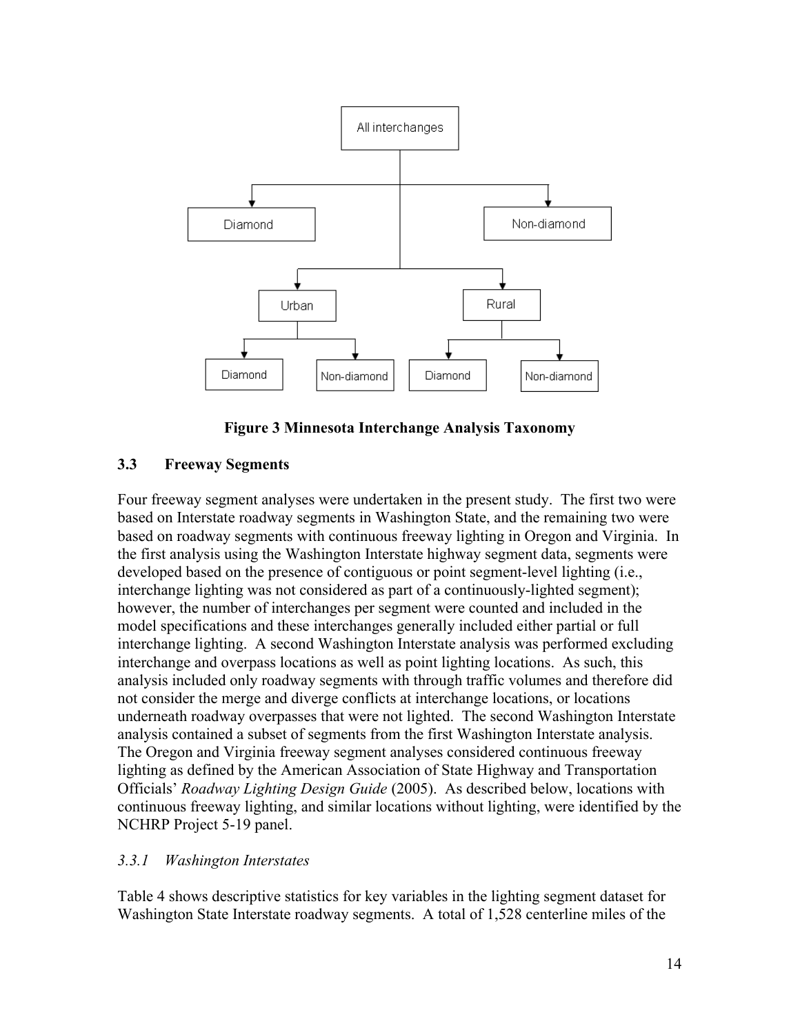All interchanges

Diamond

Non-diamond

Urban

Rural

Diamond

Non-diamond

Diamond

Non-diamond

**Figure 3 Minnesota Interchange Analysis Taxonomy**

### 3.3 Freeway Segments

Four freeway segment analyses were undertaken in the present study. The first two were based on Interstate roadway segments in Washington State, and the remaining two were based on roadway segments with continuous freeway lighting in Oregon and Virginia. In the first analysis using the Washington Interstate highway segment data, segments were developed based on the presence of contiguous or point segment-level lighting (i.e., interchange lighting was not considered as part of a continuously-lighted segment); however, the number of interchanges per segment were counted and included in the model specifications and these interchanges generally included either partial or full interchange lighting. A second Washington Interstate analysis was performed excluding interchange and overpass locations as well as point lighting locations. As such, this analysis included only roadway segments with through traffic volumes and therefore did not consider the merge and diverge conflicts at interchange locations, or locations underneath roadway overpasses that were not lighted. The second Washington Interstate analysis contained a subset of segments from the first Washington Interstate analysis. The Oregon and Virginia freeway segment analyses considered continuous freeway lighting as defined by the American Association of State Highway and Transportation Officials' *Roadway Lighting Design Guide* (2005). As described below, locations with continuous freeway lighting, and similar locations without lighting, were identified by the NCHRP Project 5-19 panel.

#### *3.3.1 Washington Interstates*

Table 4 shows descriptive statistics for key variables in the lighting segment dataset for Washington State Interstate roadway segments. A total of 1,528 centerline miles of the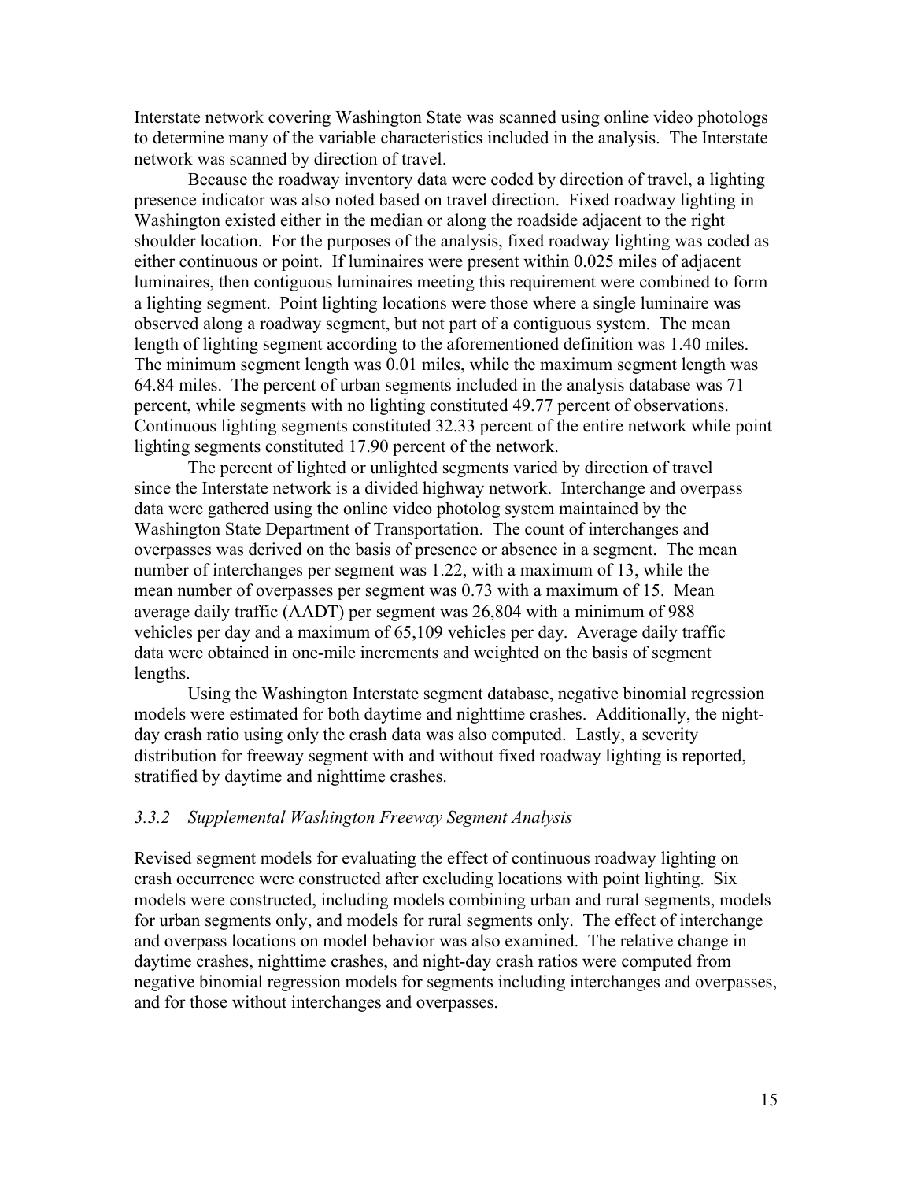Interstate network covering Washington State was scanned using online video photologs to determine many of the variable characteristics included in the analysis. The Interstate network was scanned by direction of travel.

Because the roadway inventory data were coded by direction of travel, a lighting presence indicator was also noted based on travel direction. Fixed roadway lighting in Washington existed either in the median or along the roadside adjacent to the right shoulder location. For the purposes of the analysis, fixed roadway lighting was coded as either continuous or point. If luminaires were present within 0.025 miles of adjacent luminaires, then contiguous luminaires meeting this requirement were combined to form a lighting segment. Point lighting locations were those where a single luminaire was observed along a roadway segment, but not part of a contiguous system. The mean length of lighting segment according to the aforementioned definition was 1.40 miles. The minimum segment length was 0.01 miles, while the maximum segment length was 64.84 miles. The percent of urban segments included in the analysis database was 71 percent, while segments with no lighting constituted 49.77 percent of observations. Continuous lighting segments constituted 32.33 percent of the entire network while point lighting segments constituted 17.90 percent of the network.

The percent of lighted or unlighted segments varied by direction of travel since the Interstate network is a divided highway network. Interchange and overpass data were gathered using the online video photolog system maintained by the Washington State Department of Transportation. The count of interchanges and overpasses was derived on the basis of presence or absence in a segment. The mean number of interchanges per segment was 1.22, with a maximum of 13, while the mean number of overpasses per segment was 0.73 with a maximum of 15. Mean average daily traffic (AADT) per segment was 26,804 with a minimum of 988 vehicles per day and a maximum of 65,109 vehicles per day. Average daily traffic data were obtained in one-mile increments and weighted on the basis of segment lengths.

Using the Washington Interstate segment database, negative binomial regression models were estimated for both daytime and nighttime crashes. Additionally, the night-day crash ratio using only the crash data was also computed. Lastly, a severity distribution for freeway segment with and without fixed roadway lighting is reported, stratified by daytime and nighttime crashes.

### *3.3.2 Supplemental Washington Freeway Segment Analysis*

Revised segment models for evaluating the effect of continuous roadway lighting on crash occurrence were constructed after excluding locations with point lighting. Six models were constructed, including models combining urban and rural segments, models for urban segments only, and models for rural segments only. The effect of interchange and overpass locations on model behavior was also examined. The relative change in daytime crashes, nighttime crashes, and night-day crash ratios were computed from negative binomial regression models for segments including interchanges and overpasses, and for those without interchanges and overpasses.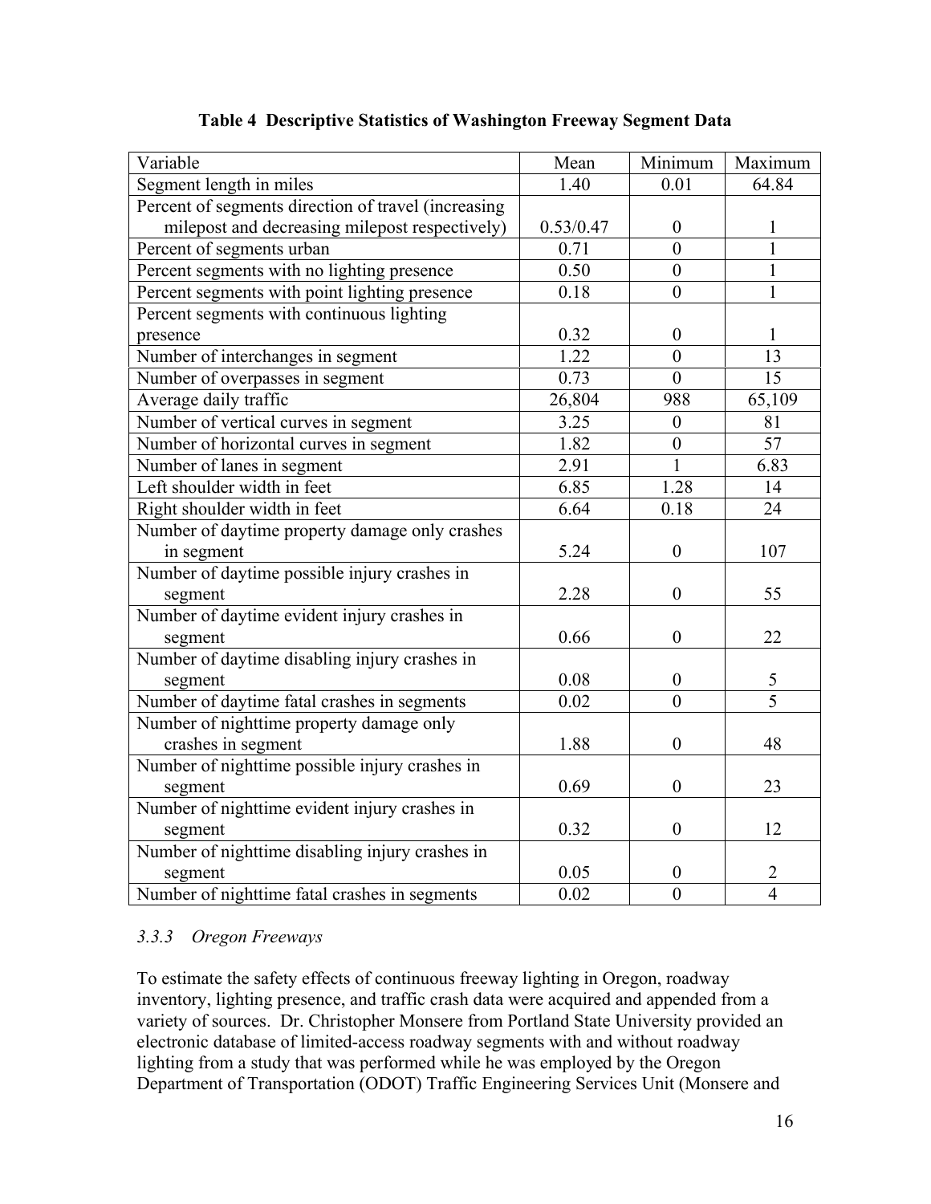**Table 4 Descriptive Statistics of Washington Freeway Segment Data**

| Variable | Mean | Minimum | Maximum |
|---|---|---|---|
| Segment length in miles | 1.40 | 0.01 | 64.84 |
| Percent of segments direction of travel (increasing milepost and decreasing milepost respectively) | 0.53/0.47 | 0 | 1 |
| Percent of segments urban | 0.71 | 0 | 1 |
| Percent segments with no lighting presence | 0.50 | 0 | 1 |
| Percent segments with point lighting presence | 0.18 | 0 | 1 |
| Percent segments with continuous lighting presence | 0.32 | 0 | 1 |
| Number of interchanges in segment | 1.22 | 0 | 13 |
| Number of overpasses in segment | 0.73 | 0 | 15 |
| Average daily traffic | 26,804 | 988 | 65,109 |
| Number of vertical curves in segment | 3.25 | 0 | 81 |
| Number of horizontal curves in segment | 1.82 | 0 | 57 |
| Number of lanes in segment | 2.91 | 1 | 6.83 |
| Left shoulder width in feet | 6.85 | 1.28 | 14 |
| Right shoulder width in feet | 6.64 | 0.18 | 24 |
| Number of daytime property damage only crashes in segment | 5.24 | 0 | 107 |
| Number of daytime possible injury crashes in segment | 2.28 | 0 | 55 |
| Number of daytime evident injury crashes in segment | 0.66 | 0 | 22 |
| Number of daytime disabling injury crashes in segment | 0.08 | 0 | 5 |
| Number of daytime fatal crashes in segments | 0.02 | 0 | 5 |
| Number of nighttime property damage only crashes in segment | 1.88 | 0 | 48 |
| Number of nighttime possible injury crashes in segment | 0.69 | 0 | 23 |
| Number of nighttime evident injury crashes in segment | 0.32 | 0 | 12 |
| Number of nighttime disabling injury crashes in segment | 0.05 | 0 | 2 |
| Number of nighttime fatal crashes in segments | 0.02 | 0 | 4 |

### *3.3.3 Oregon Freeways*

To estimate the safety effects of continuous freeway lighting in Oregon, roadway inventory, lighting presence, and traffic crash data were acquired and appended from a variety of sources. Dr. Christopher Monsere from Portland State University provided an electronic database of limited-access roadway segments with and without roadway lighting from a study that was performed while he was employed by the Oregon Department of Transportation (ODOT) Traffic Engineering Services Unit (Monsere and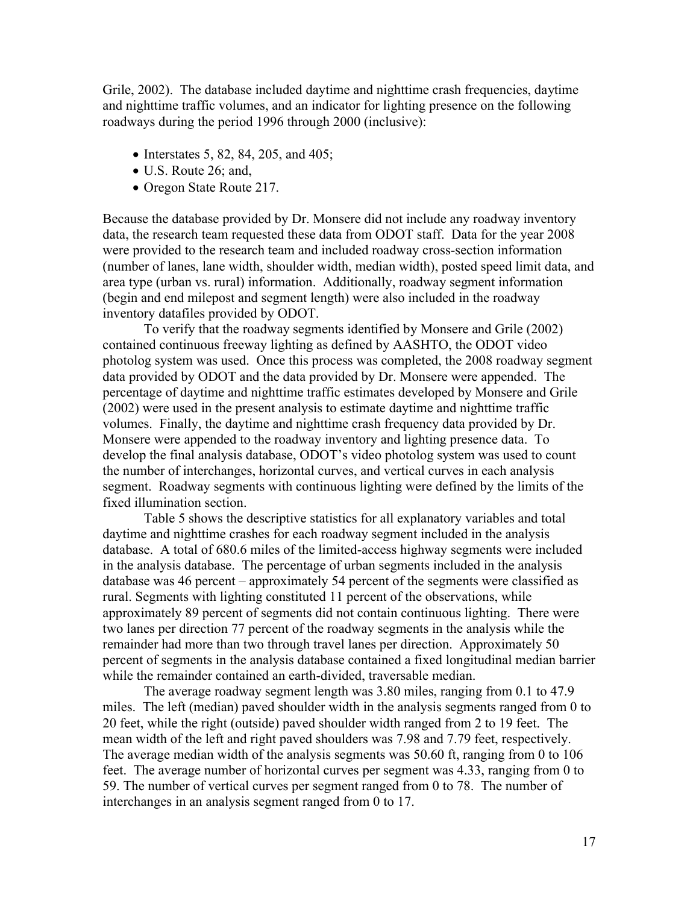Grile, 2002). The database included daytime and nighttime crash frequencies, daytime and nighttime traffic volumes, and an indicator for lighting presence on the following roadways during the period 1996 through 2000 (inclusive):

- Interstates 5, 82, 84, 205, and 405;
- U.S. Route 26; and,
- Oregon State Route 217.

Because the database provided by Dr. Monsere did not include any roadway inventory data, the research team requested these data from ODOT staff. Data for the year 2008 were provided to the research team and included roadway cross-section information (number of lanes, lane width, shoulder width, median width), posted speed limit data, and area type (urban vs. rural) information. Additionally, roadway segment information (begin and end milepost and segment length) were also included in the roadway inventory datafiles provided by ODOT.

To verify that the roadway segments identified by Monsere and Grile (2002) contained continuous freeway lighting as defined by AASHTO, the ODOT video photolog system was used. Once this process was completed, the 2008 roadway segment data provided by ODOT and the data provided by Dr. Monsere were appended. The percentage of daytime and nighttime traffic estimates developed by Monsere and Grile (2002) were used in the present analysis to estimate daytime and nighttime traffic volumes. Finally, the daytime and nighttime crash frequency data provided by Dr. Monsere were appended to the roadway inventory and lighting presence data. To develop the final analysis database, ODOT's video photolog system was used to count the number of interchanges, horizontal curves, and vertical curves in each analysis segment. Roadway segments with continuous lighting were defined by the limits of the fixed illumination section.

Table 5 shows the descriptive statistics for all explanatory variables and total daytime and nighttime crashes for each roadway segment included in the analysis database. A total of 680.6 miles of the limited-access highway segments were included in the analysis database. The percentage of urban segments included in the analysis database was 46 percent – approximately 54 percent of the segments were classified as rural. Segments with lighting constituted 11 percent of the observations, while approximately 89 percent of segments did not contain continuous lighting. There were two lanes per direction 77 percent of the roadway segments in the analysis while the remainder had more than two through travel lanes per direction. Approximately 50 percent of segments in the analysis database contained a fixed longitudinal median barrier while the remainder contained an earth-divided, traversable median.

The average roadway segment length was 3.80 miles, ranging from 0.1 to 47.9 miles. The left (median) paved shoulder width in the analysis segments ranged from 0 to 20 feet, while the right (outside) paved shoulder width ranged from 2 to 19 feet. The mean width of the left and right paved shoulders was 7.98 and 7.79 feet, respectively. The average median width of the analysis segments was 50.60 ft, ranging from 0 to 106 feet. The average number of horizontal curves per segment was 4.33, ranging from 0 to 59. The number of vertical curves per segment ranged from 0 to 78. The number of interchanges in an analysis segment ranged from 0 to 17.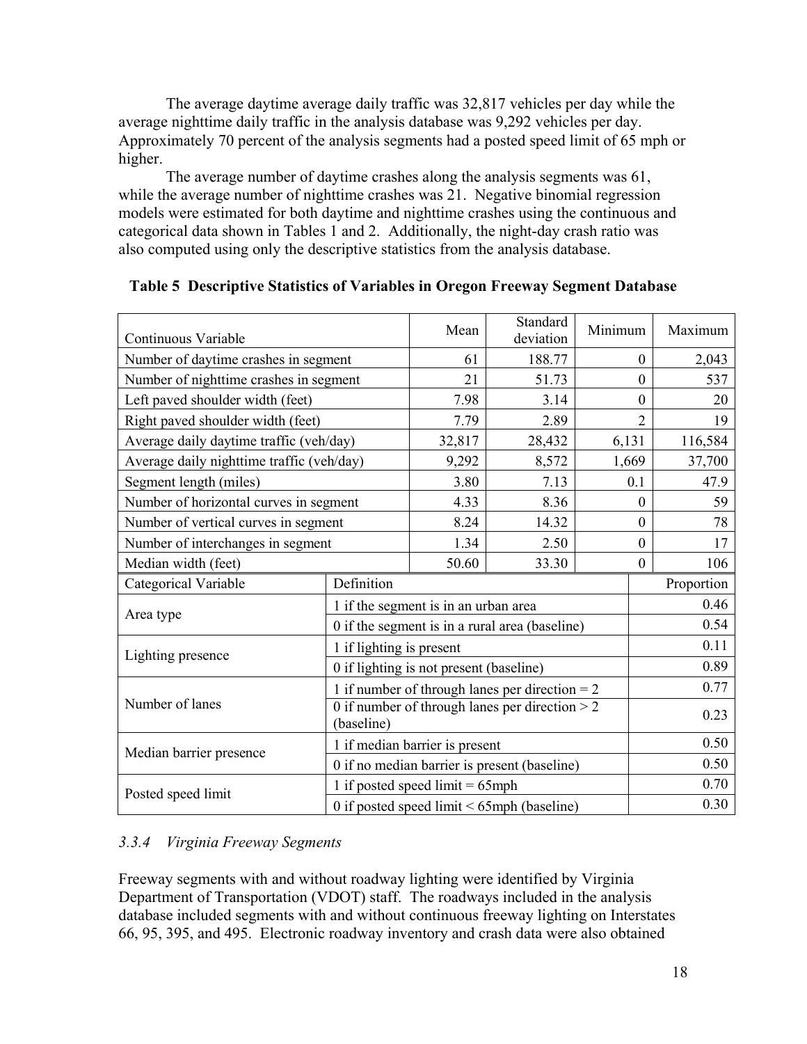The average daytime average daily traffic was 32,817 vehicles per day while the average nighttime daily traffic in the analysis database was 9,292 vehicles per day. Approximately 70 percent of the analysis segments had a posted speed limit of 65 mph or higher.

The average number of daytime crashes along the analysis segments was 61, while the average number of nighttime crashes was 21. Negative binomial regression models were estimated for both daytime and nighttime crashes using the continuous and categorical data shown in Tables 1 and 2. Additionally, the night-day crash ratio was also computed using only the descriptive statistics from the analysis database.

**Table 5 Descriptive Statistics of Variables in Oregon Freeway Segment Database**

| Continuous Variable | Mean | Standard deviation | Minimum | Maximum |
|---|---|---|---|---|
| Number of daytime crashes in segment | 61 | 188.77 | 0 | 2,043 |
| Number of nighttime crashes in segment | 21 | 51.73 | 0 | 537 |
| Left paved shoulder width (feet) | 7.98 | 3.14 | 0 | 20 |
| Right paved shoulder width (feet) | 7.79 | 2.89 | 2 | 19 |
| Average daily daytime traffic (veh/day) | 32,817 | 28,432 | 6,131 | 116,584 |
| Average daily nighttime traffic (veh/day) | 9,292 | 8,572 | 1,669 | 37,700 |
| Segment length (miles) | 3.80 | 7.13 | 0.1 | 47.9 |
| Number of horizontal curves in segment | 4.33 | 8.36 | 0 | 59 |
| Number of vertical curves in segment | 8.24 | 14.32 | 0 | 78 |
| Number of interchanges in segment | 1.34 | 2.50 | 0 | 17 |
| Median width (feet) | 50.60 | 33.30 | 0 | 106 |

| Categorical Variable | Definition | Proportion |
|---|---|---|
| Area type | 1 if the segment is in an urban area | 0.46 |
| | 0 if the segment is in a rural area (baseline) | 0.54 |
| Lighting presence | 1 if lighting is present | 0.11 |
| | 0 if lighting is not present (baseline) | 0.89 |
| Number of lanes | 1 if number of through lanes per direction = 2 | 0.77 |
| | 0 if number of through lanes per direction > 2 (baseline) | 0.23 |
| Median barrier presence | 1 if median barrier is present | 0.50 |
| | 0 if no median barrier is present (baseline) | 0.50 |
| Posted speed limit | 1 if posted speed limit = 65mph | 0.70 |
| | 0 if posted speed limit < 65mph (baseline) | 0.30 |

### *3.3.4 Virginia Freeway Segments*

Freeway segments with and without roadway lighting were identified by Virginia Department of Transportation (VDOT) staff. The roadways included in the analysis database included segments with and without continuous freeway lighting on Interstates 66, 95, 395, and 495. Electronic roadway inventory and crash data were also obtained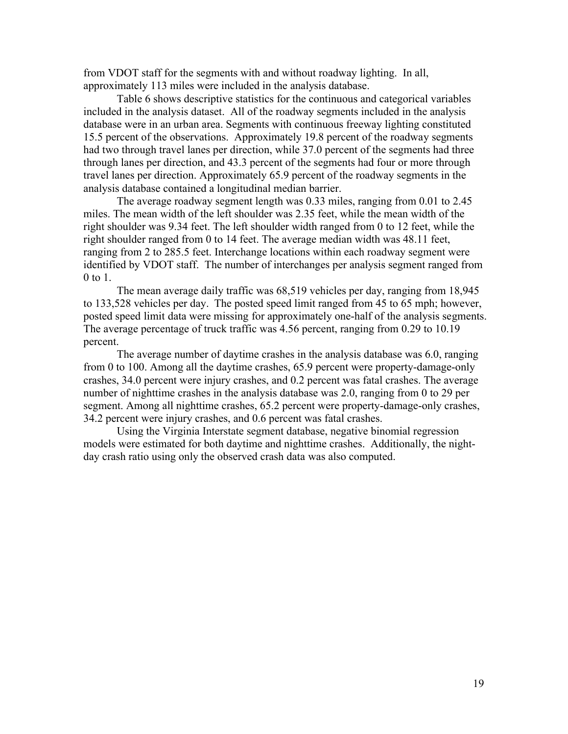from VDOT staff for the segments with and without roadway lighting. In all, approximately 113 miles were included in the analysis database.

Table 6 shows descriptive statistics for the continuous and categorical variables included in the analysis dataset. All of the roadway segments included in the analysis database were in an urban area. Segments with continuous freeway lighting constituted 15.5 percent of the observations. Approximately 19.8 percent of the roadway segments had two through travel lanes per direction, while 37.0 percent of the segments had three through lanes per direction, and 43.3 percent of the segments had four or more through travel lanes per direction. Approximately 65.9 percent of the roadway segments in the analysis database contained a longitudinal median barrier.

The average roadway segment length was 0.33 miles, ranging from 0.01 to 2.45 miles. The mean width of the left shoulder was 2.35 feet, while the mean width of the right shoulder was 9.34 feet. The left shoulder width ranged from 0 to 12 feet, while the right shoulder ranged from 0 to 14 feet. The average median width was 48.11 feet, ranging from 2 to 285.5 feet. Interchange locations within each roadway segment were identified by VDOT staff. The number of interchanges per analysis segment ranged from 0 to 1.

The mean average daily traffic was 68,519 vehicles per day, ranging from 18,945 to 133,528 vehicles per day. The posted speed limit ranged from 45 to 65 mph; however, posted speed limit data were missing for approximately one-half of the analysis segments. The average percentage of truck traffic was 4.56 percent, ranging from 0.29 to 10.19 percent.

The average number of daytime crashes in the analysis database was 6.0, ranging from 0 to 100. Among all the daytime crashes, 65.9 percent were property-damage-only crashes, 34.0 percent were injury crashes, and 0.2 percent was fatal crashes. The average number of nighttime crashes in the analysis database was 2.0, ranging from 0 to 29 per segment. Among all nighttime crashes, 65.2 percent were property-damage-only crashes, 34.2 percent were injury crashes, and 0.6 percent was fatal crashes.

Using the Virginia Interstate segment database, negative binomial regression models were estimated for both daytime and nighttime crashes. Additionally, the night-day crash ratio using only the observed crash data was also computed.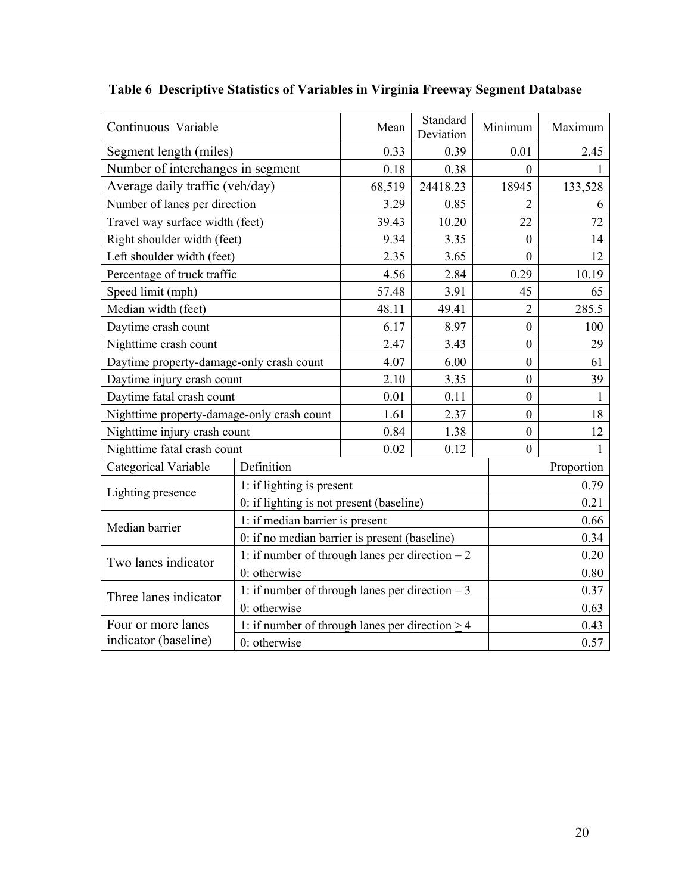**Table 6 Descriptive Statistics of Variables in Virginia Freeway Segment Database**

| Continuous Variable | Mean | Standard Deviation | Minimum | Maximum |
|---|---|---|---|---|
| Segment length (miles) | 0.33 | 0.39 | 0.01 | 2.45 |
| Number of interchanges in segment | 0.18 | 0.38 | 0 | 1 |
| Average daily traffic (veh/day) | 68,519 | 24418.23 | 18945 | 133,528 |
| Number of lanes per direction | 3.29 | 0.85 | 2 | 6 |
| Travel way surface width (feet) | 39.43 | 10.20 | 22 | 72 |
| Right shoulder width (feet) | 9.34 | 3.35 | 0 | 14 |
| Left shoulder width (feet) | 2.35 | 3.65 | 0 | 12 |
| Percentage of truck traffic | 4.56 | 2.84 | 0.29 | 10.19 |
| Speed limit (mph) | 57.48 | 3.91 | 45 | 65 |
| Median width (feet) | 48.11 | 49.41 | 2 | 285.5 |
| Daytime crash count | 6.17 | 8.97 | 0 | 100 |
| Nighttime crash count | 2.47 | 3.43 | 0 | 29 |
| Daytime property-damage-only crash count | 4.07 | 6.00 | 0 | 61 |
| Daytime injury crash count | 2.10 | 3.35 | 0 | 39 |
| Daytime fatal crash count | 0.01 | 0.11 | 0 | 1 |
| Nighttime property-damage-only crash count | 1.61 | 2.37 | 0 | 18 |
| Nighttime injury crash count | 0.84 | 1.38 | 0 | 12 |
| Nighttime fatal crash count | 0.02 | 0.12 | 0 | 1 |

| Categorical Variable | Definition | Proportion |
|---|---|---|
| Lighting presence | 1: if lighting is present | 0.79 |
| | 0: if lighting is not present (baseline) | 0.21 |
| Median barrier | 1: if median barrier is present | 0.66 |
| | 0: if no median barrier is present (baseline) | 0.34 |
| Two lanes indicator | 1: if number of through lanes per direction = 2 | 0.20 |
| | 0: otherwise | 0.80 |
| Three lanes indicator | 1: if number of through lanes per direction = 3 | 0.37 |
| | 0: otherwise | 0.63 |
| Four or more lanes indicator (baseline) | 1: if number of through lanes per direction ≥ 4 | 0.43 |
| | 0: otherwise | 0.57 |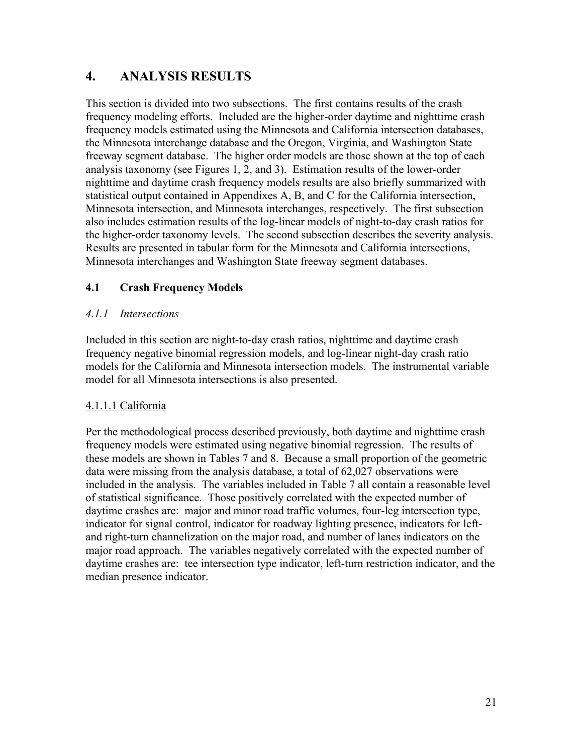# 4. ANALYSIS RESULTS

This section is divided into two subsections. The first contains results of the crash frequency modeling efforts. Included are the higher-order daytime and nighttime crash frequency models estimated using the Minnesota and California intersection databases, the Minnesota interchange database and the Oregon, Virginia, and Washington State freeway segment database. The higher order models are those shown at the top of each analysis taxonomy (see Figures 1, 2, and 3). Estimation results of the lower-order nighttime and daytime crash frequency models results are also briefly summarized with statistical output contained in Appendixes A, B, and C for the California intersection, Minnesota intersection, and Minnesota interchanges, respectively. The first subsection also includes estimation results of the log-linear models of night-to-day crash ratios for the higher-order taxonomy levels. The second subsection describes the severity analysis. Results are presented in tabular form for the Minnesota and California intersections, Minnesota interchanges and Washington State freeway segment databases.

## 4.1 Crash Frequency Models

### *4.1.1 Intersections*

Included in this section are night-to-day crash ratios, nighttime and daytime crash frequency negative binomial regression models, and log-linear night-day crash ratio models for the California and Minnesota intersection models. The instrumental variable model for all Minnesota intersections is also presented.

#### 4.1.1.1 California

Per the methodological process described previously, both daytime and nighttime crash frequency models were estimated using negative binomial regression. The results of these models are shown in Tables 7 and 8. Because a small proportion of the geometric data were missing from the analysis database, a total of 62,027 observations were included in the analysis. The variables included in Table 7 all contain a reasonable level of statistical significance. Those positively correlated with the expected number of daytime crashes are: major and minor road traffic volumes, four-leg intersection type, indicator for signal control, indicator for roadway lighting presence, indicators for left- and right-turn channelization on the major road, and number of lanes indicators on the major road approach. The variables negatively correlated with the expected number of daytime crashes are: tee intersection type indicator, left-turn restriction indicator, and the median presence indicator.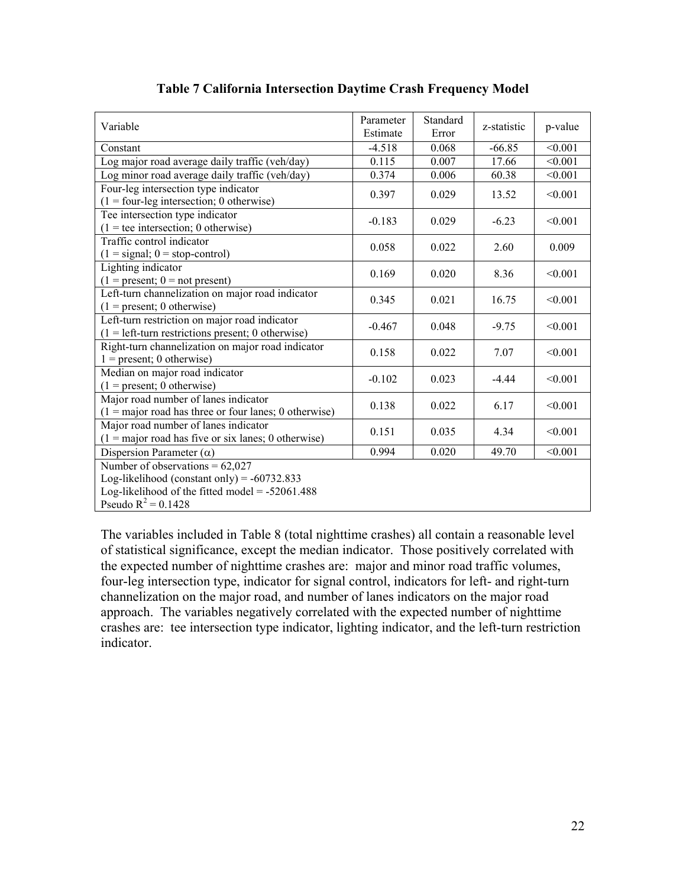**Table 7 California Intersection Daytime Crash Frequency Model**

| Variable | Parameter Estimate | Standard Error | z-statistic | p-value |
|---|---|---|---|---|
| Constant | -4.518 | 0.068 | -66.85 | <0.001 |
| Log major road average daily traffic (veh/day) | 0.115 | 0.007 | 17.66 | <0.001 |
| Log minor road average daily traffic (veh/day) | 0.374 | 0.006 | 60.38 | <0.001 |
| Four-leg intersection type indicator (1 = four-leg intersection; 0 otherwise) | 0.397 | 0.029 | 13.52 | <0.001 |
| Tee intersection type indicator (1 = tee intersection; 0 otherwise) | -0.183 | 0.029 | -6.23 | <0.001 |
| Traffic control indicator (1 = signal; 0 = stop-control) | 0.058 | 0.022 | 2.60 | 0.009 |
| Lighting indicator (1 = present; 0 = not present) | 0.169 | 0.020 | 8.36 | <0.001 |
| Left-turn channelization on major road indicator (1 = present; 0 otherwise) | 0.345 | 0.021 | 16.75 | <0.001 |
| Left-turn restriction on major road indicator (1 = left-turn restrictions present; 0 otherwise) | -0.467 | 0.048 | -9.75 | <0.001 |
| Right-turn channelization on major road indicator 1 = present; 0 otherwise) | 0.158 | 0.022 | 7.07 | <0.001 |
| Median on major road indicator (1 = present; 0 otherwise) | -0.102 | 0.023 | -4.44 | <0.001 |
| Major road number of lanes indicator (1 = major road has three or four lanes; 0 otherwise) | 0.138 | 0.022 | 6.17 | <0.001 |
| Major road number of lanes indicator (1 = major road has five or six lanes; 0 otherwise) | 0.151 | 0.035 | 4.34 | <0.001 |
| Dispersion Parameter ($\alpha$) | 0.994 | 0.020 | 49.70 | <0.001 |
| Number of observations = 62,027<br>Log-likelihood (constant only) = -60732.833<br>Log-likelihood of the fitted model = -52061.488<br>Pseudo $R^2$ = 0.1428 | | | | |

The variables included in Table 8 (total nighttime crashes) all contain a reasonable level of statistical significance, except the median indicator. Those positively correlated with the expected number of nighttime crashes are: major and minor road traffic volumes, four-leg intersection type, indicator for signal control, indicators for left- and right-turn channelization on the major road, and number of lanes indicators on the major road approach. The variables negatively correlated with the expected number of nighttime crashes are: tee intersection type indicator, lighting indicator, and the left-turn restriction indicator.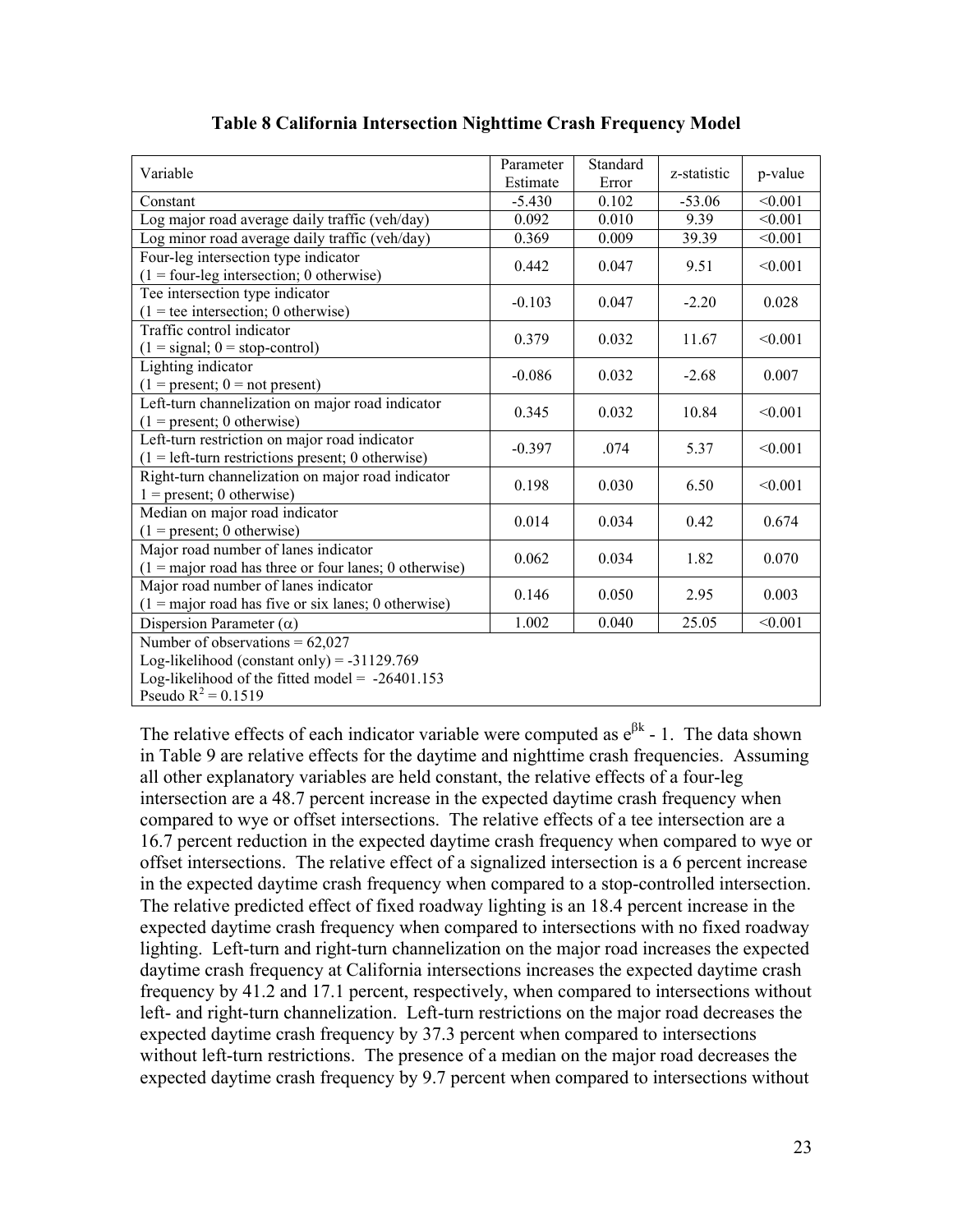**Table 8 California Intersection Nighttime Crash Frequency Model**

| Variable | Parameter Estimate | Standard Error | z-statistic | p-value |
|---|---|---|---|---|
| Constant | -5.430 | 0.102 | -53.06 | <0.001 |
| Log major road average daily traffic (veh/day) | 0.092 | 0.010 | 9.39 | <0.001 |
| Log minor road average daily traffic (veh/day) | 0.369 | 0.009 | 39.39 | <0.001 |
| Four-leg intersection type indicator (1 = four-leg intersection; 0 otherwise) | 0.442 | 0.047 | 9.51 | <0.001 |
| Tee intersection type indicator (1 = tee intersection; 0 otherwise) | -0.103 | 0.047 | -2.20 | 0.028 |
| Traffic control indicator (1 = signal; 0 = stop-control) | 0.379 | 0.032 | 11.67 | <0.001 |
| Lighting indicator (1 = present; 0 = not present) | -0.086 | 0.032 | -2.68 | 0.007 |
| Left-turn channelization on major road indicator (1 = present; 0 otherwise) | 0.345 | 0.032 | 10.84 | <0.001 |
| Left-turn restriction on major road indicator (1 = left-turn restrictions present; 0 otherwise) | -0.397 | .074 | 5.37 | <0.001 |
| Right-turn channelization on major road indicator 1 = present; 0 otherwise) | 0.198 | 0.030 | 6.50 | <0.001 |
| Median on major road indicator (1 = present; 0 otherwise) | 0.014 | 0.034 | 0.42 | 0.674 |
| Major road number of lanes indicator (1 = major road has three or four lanes; 0 otherwise) | 0.062 | 0.034 | 1.82 | 0.070 |
| Major road number of lanes indicator (1 = major road has five or six lanes; 0 otherwise) | 0.146 | 0.050 | 2.95 | 0.003 |
| Dispersion Parameter ($\alpha$) | 1.002 | 0.040 | 25.05 | <0.001 |
| Number of observations = 62,027<br>Log-likelihood (constant only) = -31129.769<br>Log-likelihood of the fitted model = -26401.153<br>Pseudo $R^2$ = 0.1519 | | | | |

The relative effects of each indicator variable were computed as $e^{\beta k} - 1$. The data shown in Table 9 are relative effects for the daytime and nighttime crash frequencies. Assuming all other explanatory variables are held constant, the relative effects of a four-leg intersection are a 48.7 percent increase in the expected daytime crash frequency when compared to wye or offset intersections. The relative effects of a tee intersection are a 16.7 percent reduction in the expected daytime crash frequency when compared to wye or offset intersections. The relative effect of a signalized intersection is a 6 percent increase in the expected daytime crash frequency when compared to a stop-controlled intersection. The relative predicted effect of fixed roadway lighting is an 18.4 percent increase in the expected daytime crash frequency when compared to intersections with no fixed roadway lighting. Left-turn and right-turn channelization on the major road increases the expected daytime crash frequency at California intersections increases the expected daytime crash frequency by 41.2 and 17.1 percent, respectively, when compared to intersections without left- and right-turn channelization. Left-turn restrictions on the major road decreases the expected daytime crash frequency by 37.3 percent when compared to intersections without left-turn restrictions. The presence of a median on the major road decreases the expected daytime crash frequency by 9.7 percent when compared to intersections without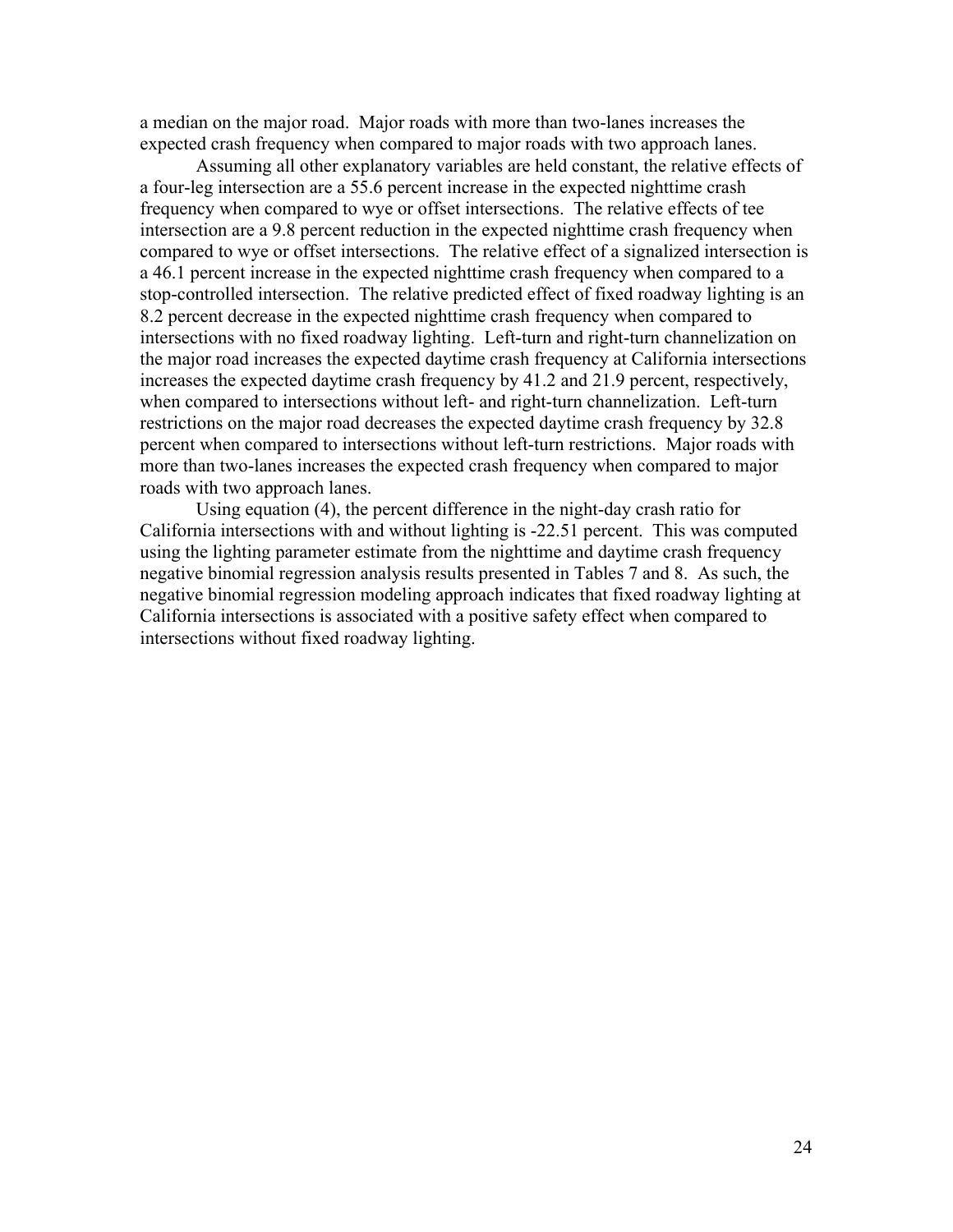a median on the major road. Major roads with more than two-lanes increases the expected crash frequency when compared to major roads with two approach lanes.

Assuming all other explanatory variables are held constant, the relative effects of a four-leg intersection are a 55.6 percent increase in the expected nighttime crash frequency when compared to wye or offset intersections. The relative effects of tee intersection are a 9.8 percent reduction in the expected nighttime crash frequency when compared to wye or offset intersections. The relative effect of a signalized intersection is a 46.1 percent increase in the expected nighttime crash frequency when compared to a stop-controlled intersection. The relative predicted effect of fixed roadway lighting is an 8.2 percent decrease in the expected nighttime crash frequency when compared to intersections with no fixed roadway lighting. Left-turn and right-turn channelization on the major road increases the expected daytime crash frequency at California intersections increases the expected daytime crash frequency by 41.2 and 21.9 percent, respectively, when compared to intersections without left- and right-turn channelization. Left-turn restrictions on the major road decreases the expected daytime crash frequency by 32.8 percent when compared to intersections without left-turn restrictions. Major roads with more than two-lanes increases the expected crash frequency when compared to major roads with two approach lanes.

Using equation (4), the percent difference in the night-day crash ratio for California intersections with and without lighting is -22.51 percent. This was computed using the lighting parameter estimate from the nighttime and daytime crash frequency negative binomial regression analysis results presented in Tables 7 and 8. As such, the negative binomial regression modeling approach indicates that fixed roadway lighting at California intersections is associated with a positive safety effect when compared to intersections without fixed roadway lighting.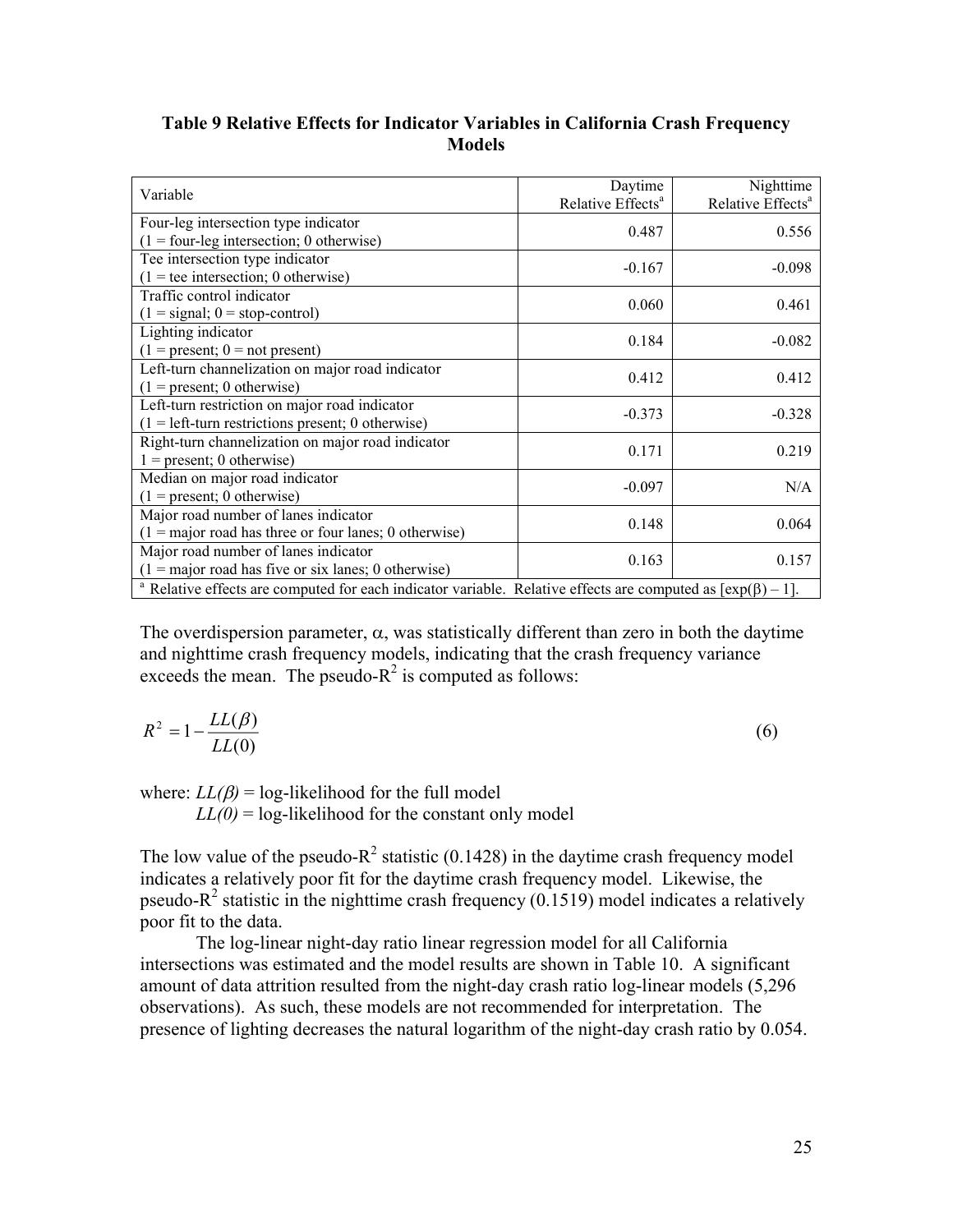**Table 9 Relative Effects for Indicator Variables in California Crash Frequency Models**

| Variable | Daytime Relative Effects[a] | Nighttime Relative Effects[a] |
|---|---|---|
| Four-leg intersection type indicator (1 = four-leg intersection; 0 otherwise) | 0.487 | 0.556 |
| Tee intersection type indicator (1 = tee intersection; 0 otherwise) | -0.167 | -0.098 |
| Traffic control indicator (1 = signal; 0 = stop-control) | 0.060 | 0.461 |
| Lighting indicator (1 = present; 0 = not present) | 0.184 | -0.082 |
| Left-turn channelization on major road indicator (1 = present; 0 otherwise) | 0.412 | 0.412 |
| Left-turn restriction on major road indicator (1 = left-turn restrictions present; 0 otherwise) | -0.373 | -0.328 |
| Right-turn channelization on major road indicator 1 = present; 0 otherwise) | 0.171 | 0.219 |
| Median on major road indicator (1 = present; 0 otherwise) | -0.097 | N/A |
| Major road number of lanes indicator (1 = major road has three or four lanes; 0 otherwise) | 0.148 | 0.064 |
| Major road number of lanes indicator (1 = major road has five or six lanes; 0 otherwise) | 0.163 | 0.157 |

[a] Relative effects are computed for each indicator variable. Relative effects are computed as $[\exp(\beta) - 1]$.

The overdispersion parameter, $\alpha$, was statistically different than zero in both the daytime and nighttime crash frequency models, indicating that the crash frequency variance exceeds the mean. The pseudo-$R^2$ is computed as follows:

$$R^2 = 1 - \frac{LL(\beta)}{LL(0)} \tag{6}$$

where: $LL(\beta)$ = log-likelihood for the full model
$LL(0)$ = log-likelihood for the constant only model

The low value of the pseudo-$R^2$ statistic (0.1428) in the daytime crash frequency model indicates a relatively poor fit for the daytime crash frequency model. Likewise, the pseudo-$R^2$ statistic in the nighttime crash frequency (0.1519) model indicates a relatively poor fit to the data.

The log-linear night-day ratio linear regression model for all California intersections was estimated and the model results are shown in Table 10. A significant amount of data attrition resulted from the night-day crash ratio log-linear models (5,296 observations). As such, these models are not recommended for interpretation. The presence of lighting decreases the natural logarithm of the night-day crash ratio by 0.054.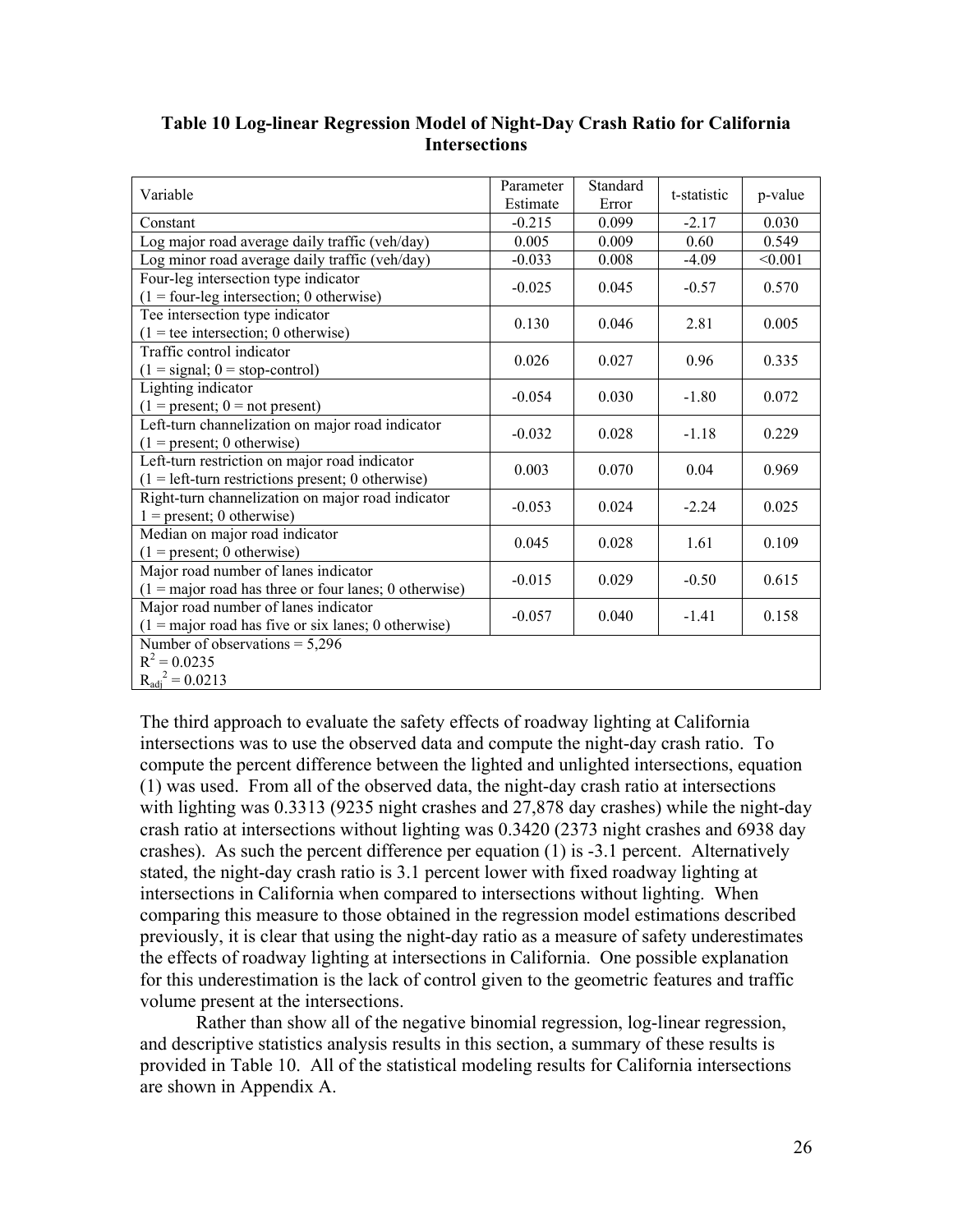**Table 10 Log-linear Regression Model of Night-Day Crash Ratio for California Intersections**

| Variable | Parameter Estimate | Standard Error | t-statistic | p-value |
|---|---|---|---|---|
| Constant | -0.215 | 0.099 | -2.17 | 0.030 |
| Log major road average daily traffic (veh/day) | 0.005 | 0.009 | 0.60 | 0.549 |
| Log minor road average daily traffic (veh/day) | -0.033 | 0.008 | -4.09 | <0.001 |
| Four-leg intersection type indicator (1 = four-leg intersection; 0 otherwise) | -0.025 | 0.045 | -0.57 | 0.570 |
| Tee intersection type indicator (1 = tee intersection; 0 otherwise) | 0.130 | 0.046 | 2.81 | 0.005 |
| Traffic control indicator (1 = signal; 0 = stop-control) | 0.026 | 0.027 | 0.96 | 0.335 |
| Lighting indicator (1 = present; 0 = not present) | -0.054 | 0.030 | -1.80 | 0.072 |
| Left-turn channelization on major road indicator (1 = present; 0 otherwise) | -0.032 | 0.028 | -1.18 | 0.229 |
| Left-turn restriction on major road indicator (1 = left-turn restrictions present; 0 otherwise) | 0.003 | 0.070 | 0.04 | 0.969 |
| Right-turn channelization on major road indicator 1 = present; 0 otherwise) | -0.053 | 0.024 | -2.24 | 0.025 |
| Median on major road indicator (1 = present; 0 otherwise) | 0.045 | 0.028 | 1.61 | 0.109 |
| Major road number of lanes indicator (1 = major road has three or four lanes; 0 otherwise) | -0.015 | 0.029 | -0.50 | 0.615 |
| Major road number of lanes indicator (1 = major road has five or six lanes; 0 otherwise) | -0.057 | 0.040 | -1.41 | 0.158 |
| Number of observations = 5,296<br>$R^2 = 0.0235$<br>$R_{adj}^2 = 0.0213$ | | | | |

The third approach to evaluate the safety effects of roadway lighting at California intersections was to use the observed data and compute the night-day crash ratio. To compute the percent difference between the lighted and unlighted intersections, equation (1) was used. From all of the observed data, the night-day crash ratio at intersections with lighting was 0.3313 (9235 night crashes and 27,878 day crashes) while the night-day crash ratio at intersections without lighting was 0.3420 (2373 night crashes and 6938 day crashes). As such the percent difference per equation (1) is -3.1 percent. Alternatively stated, the night-day crash ratio is 3.1 percent lower with fixed roadway lighting at intersections in California when compared to intersections without lighting. When comparing this measure to those obtained in the regression model estimations described previously, it is clear that using the night-day ratio as a measure of safety underestimates the effects of roadway lighting at intersections in California. One possible explanation for this underestimation is the lack of control given to the geometric features and traffic volume present at the intersections.

Rather than show all of the negative binomial regression, log-linear regression, and descriptive statistics analysis results in this section, a summary of these results is provided in Table 10. All of the statistical modeling results for California intersections are shown in Appendix A.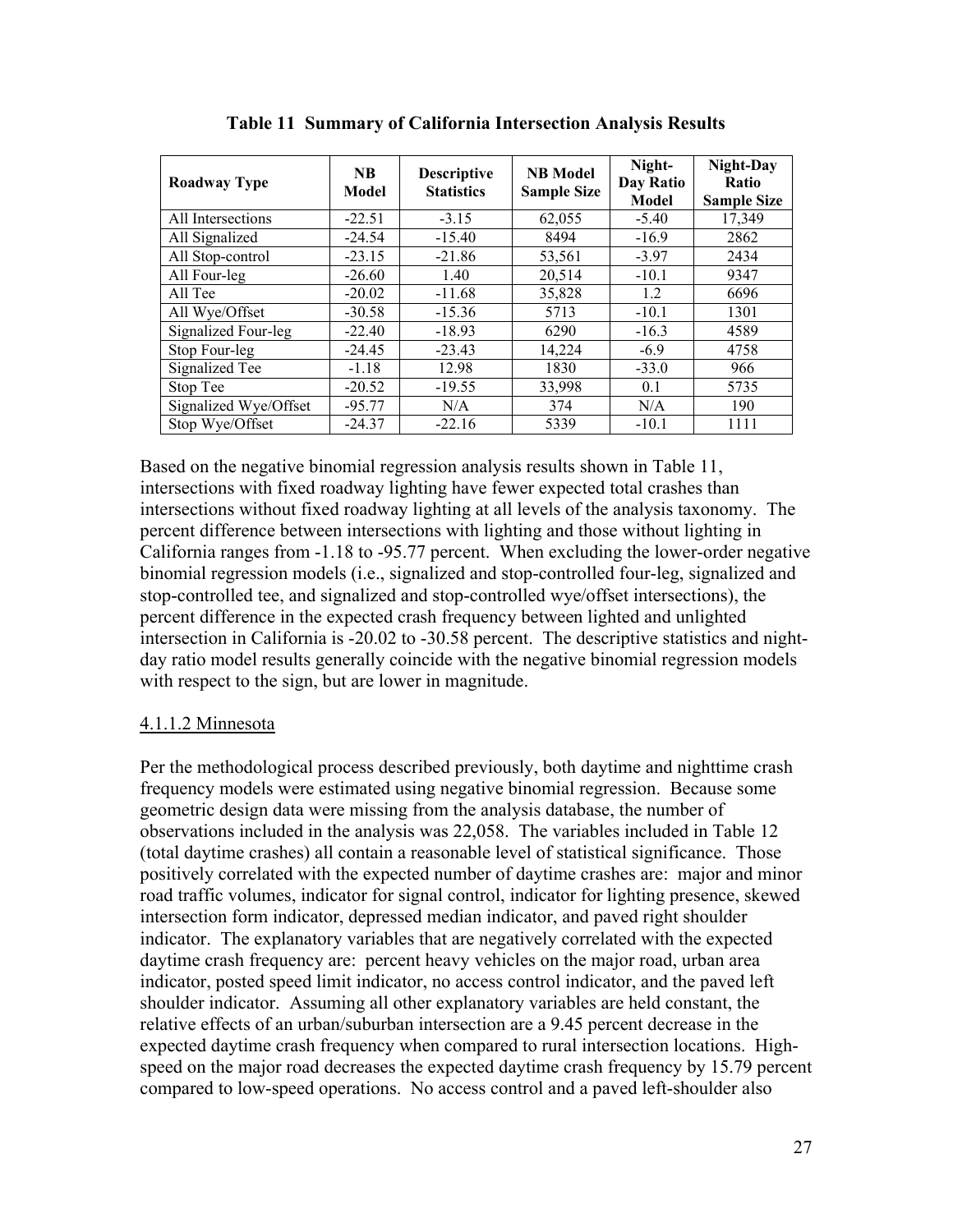**Table 11 Summary of California Intersection Analysis Results**

| Roadway Type | NB Model | Descriptive Statistics | NB Model Sample Size | Night-Day Ratio Model | Night-Day Ratio Sample Size |
|---|---|---|---|---|---|
| All Intersections | -22.51 | -3.15 | 62,055 | -5.40 | 17,349 |
| All Signalized | -24.54 | -15.40 | 8494 | -16.9 | 2862 |
| All Stop-control | -23.15 | -21.86 | 53,561 | -3.97 | 2434 |
| All Four-leg | -26.60 | 1.40 | 20,514 | -10.1 | 9347 |
| All Tee | -20.02 | -11.68 | 35,828 | 1.2 | 6696 |
| All Wye/Offset | -30.58 | -15.36 | 5713 | -10.1 | 1301 |
| Signalized Four-leg | -22.40 | -18.93 | 6290 | -16.3 | 4589 |
| Stop Four-leg | -24.45 | -23.43 | 14,224 | -6.9 | 4758 |
| Signalized Tee | -1.18 | 12.98 | 1830 | -33.0 | 966 |
| Stop Tee | -20.52 | -19.55 | 33,998 | 0.1 | 5735 |
| Signalized Wye/Offset | -95.77 | N/A | 374 | N/A | 190 |
| Stop Wye/Offset | -24.37 | -22.16 | 5339 | -10.1 | 1111 |

Based on the negative binomial regression analysis results shown in Table 11, intersections with fixed roadway lighting have fewer expected total crashes than intersections without fixed roadway lighting at all levels of the analysis taxonomy. The percent difference between intersections with lighting and those without lighting in California ranges from -1.18 to -95.77 percent. When excluding the lower-order negative binomial regression models (i.e., signalized and stop-controlled four-leg, signalized and stop-controlled tee, and signalized and stop-controlled wye/offset intersections), the percent difference in the expected crash frequency between lighted and unlighted intersection in California is -20.02 to -30.58 percent. The descriptive statistics and night-day ratio model results generally coincide with the negative binomial regression models with respect to the sign, but are lower in magnitude.

#### 4.1.1.2 Minnesota

Per the methodological process described previously, both daytime and nighttime crash frequency models were estimated using negative binomial regression. Because some geometric design data were missing from the analysis database, the number of observations included in the analysis was 22,058. The variables included in Table 12 (total daytime crashes) all contain a reasonable level of statistical significance. Those positively correlated with the expected number of daytime crashes are: major and minor road traffic volumes, indicator for signal control, indicator for lighting presence, skewed intersection form indicator, depressed median indicator, and paved right shoulder indicator. The explanatory variables that are negatively correlated with the expected daytime crash frequency are: percent heavy vehicles on the major road, urban area indicator, posted speed limit indicator, no access control indicator, and the paved left shoulder indicator. Assuming all other explanatory variables are held constant, the relative effects of an urban/suburban intersection are a 9.45 percent decrease in the expected daytime crash frequency when compared to rural intersection locations. High-speed on the major road decreases the expected daytime crash frequency by 15.79 percent compared to low-speed operations. No access control and a paved left-shoulder also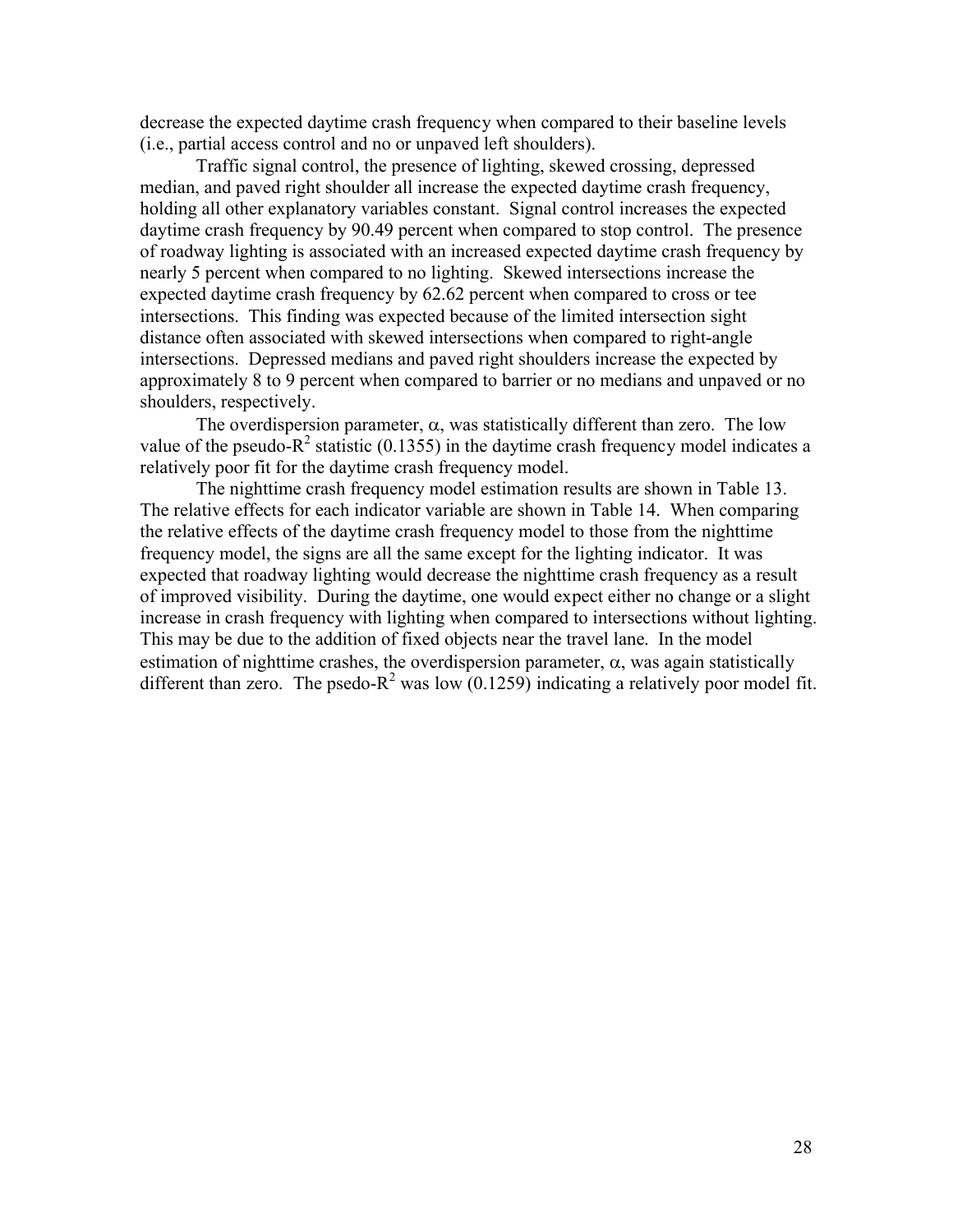decrease the expected daytime crash frequency when compared to their baseline levels (i.e., partial access control and no or unpaved left shoulders).

Traffic signal control, the presence of lighting, skewed crossing, depressed median, and paved right shoulder all increase the expected daytime crash frequency, holding all other explanatory variables constant. Signal control increases the expected daytime crash frequency by 90.49 percent when compared to stop control. The presence of roadway lighting is associated with an increased expected daytime crash frequency by nearly 5 percent when compared to no lighting. Skewed intersections increase the expected daytime crash frequency by 62.62 percent when compared to cross or tee intersections. This finding was expected because of the limited intersection sight distance often associated with skewed intersections when compared to right-angle intersections. Depressed medians and paved right shoulders increase the expected by approximately 8 to 9 percent when compared to barrier or no medians and unpaved or no shoulders, respectively.

The overdispersion parameter, $\alpha$, was statistically different than zero. The low value of the pseudo-$R^2$ statistic (0.1355) in the daytime crash frequency model indicates a relatively poor fit for the daytime crash frequency model.

The nighttime crash frequency model estimation results are shown in Table 13. The relative effects for each indicator variable are shown in Table 14. When comparing the relative effects of the daytime crash frequency model to those from the nighttime frequency model, the signs are all the same except for the lighting indicator. It was expected that roadway lighting would decrease the nighttime crash frequency as a result of improved visibility. During the daytime, one would expect either no change or a slight increase in crash frequency with lighting when compared to intersections without lighting. This may be due to the addition of fixed objects near the travel lane. In the model estimation of nighttime crashes, the overdispersion parameter, $\alpha$, was again statistically different than zero. The psedo-$R^2$ was low (0.1259) indicating a relatively poor model fit.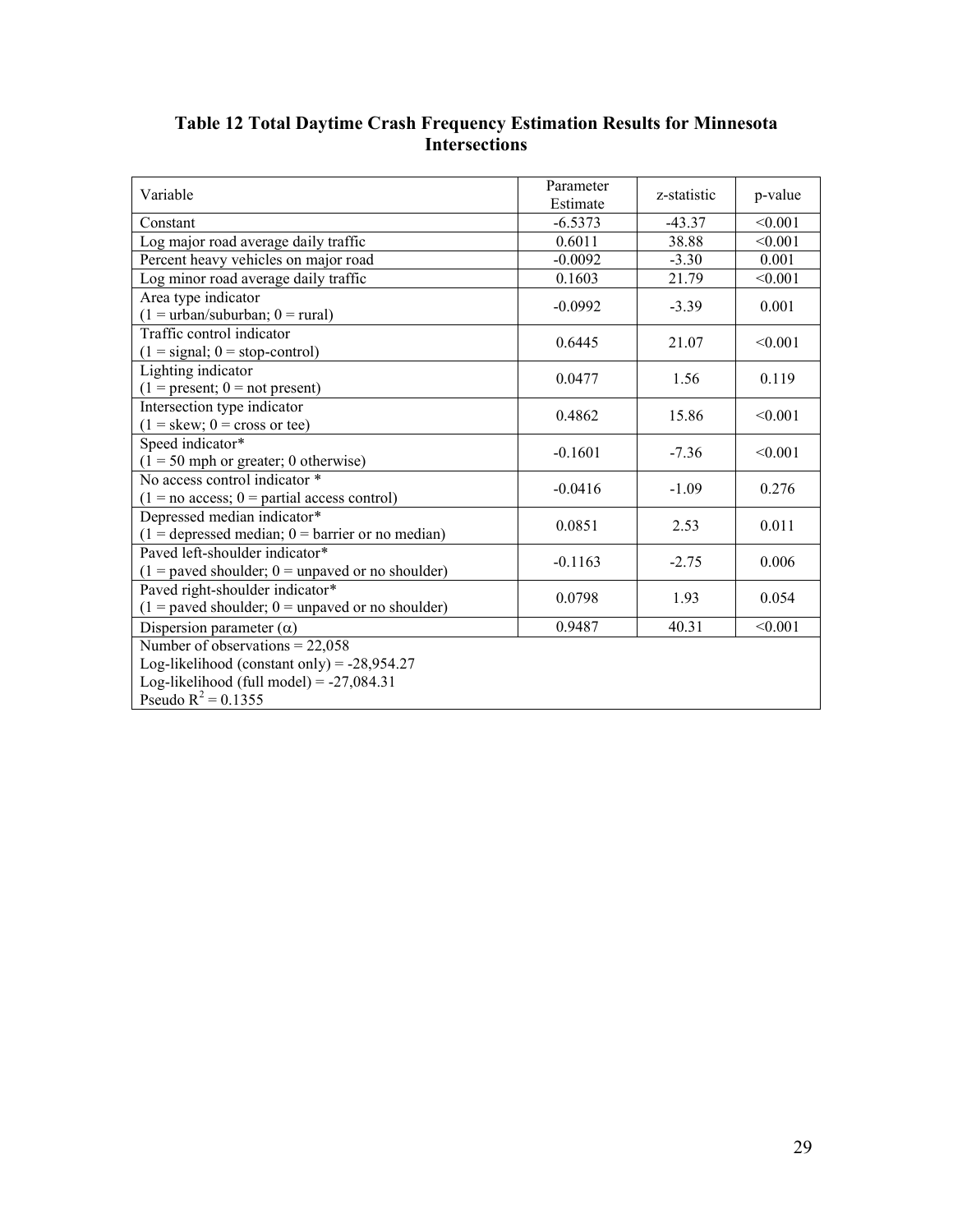**Table 12 Total Daytime Crash Frequency Estimation Results for Minnesota Intersections**

| Variable | Parameter Estimate | z-statistic | p-value |
|---|---|---|---|
| Constant | -6.5373 | -43.37 | <0.001 |
| Log major road average daily traffic | 0.6011 | 38.88 | <0.001 |
| Percent heavy vehicles on major road | -0.0092 | -3.30 | 0.001 |
| Log minor road average daily traffic | 0.1603 | 21.79 | <0.001 |
| Area type indicator (1 = urban/suburban; 0 = rural) | -0.0992 | -3.39 | 0.001 |
| Traffic control indicator (1 = signal; 0 = stop-control) | 0.6445 | 21.07 | <0.001 |
| Lighting indicator (1 = present; 0 = not present) | 0.0477 | 1.56 | 0.119 |
| Intersection type indicator (1 = skew; 0 = cross or tee) | 0.4862 | 15.86 | <0.001 |
| Speed indicator* (1 = 50 mph or greater; 0 otherwise) | -0.1601 | -7.36 | <0.001 |
| No access control indicator * (1 = no access; 0 = partial access control) | -0.0416 | -1.09 | 0.276 |
| Depressed median indicator* (1 = depressed median; 0 = barrier or no median) | 0.0851 | 2.53 | 0.011 |
| Paved left-shoulder indicator* (1 = paved shoulder; 0 = unpaved or no shoulder) | -0.1163 | -2.75 | 0.006 |
| Paved right-shoulder indicator* (1 = paved shoulder; 0 = unpaved or no shoulder) | 0.0798 | 1.93 | 0.054 |
| Dispersion parameter ($\alpha$) | 0.9487 | 40.31 | <0.001 |
| Number of observations = 22,058<br>Log-likelihood (constant only) = -28,954.27<br>Log-likelihood (full model) = -27,084.31<br>Pseudo $R^2$ = 0.1355 | | | |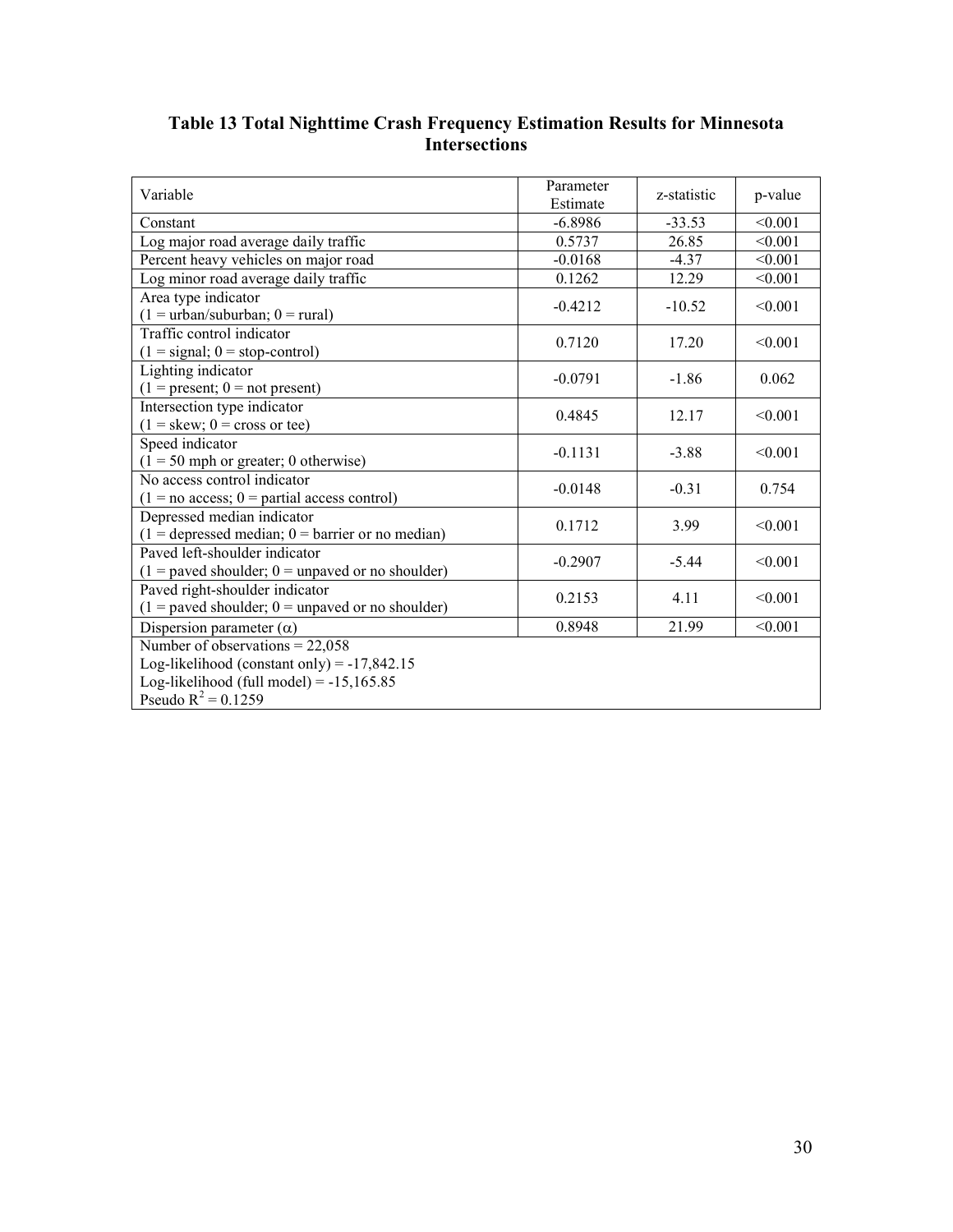**Table 13 Total Nighttime Crash Frequency Estimation Results for Minnesota Intersections**

| Variable | Parameter Estimate | z-statistic | p-value |
|---|---|---|---|
| Constant | -6.8986 | -33.53 | <0.001 |
| Log major road average daily traffic | 0.5737 | 26.85 | <0.001 |
| Percent heavy vehicles on major road | -0.0168 | -4.37 | <0.001 |
| Log minor road average daily traffic | 0.1262 | 12.29 | <0.001 |
| Area type indicator (1 = urban/suburban; 0 = rural) | -0.4212 | -10.52 | <0.001 |
| Traffic control indicator (1 = signal; 0 = stop-control) | 0.7120 | 17.20 | <0.001 |
| Lighting indicator (1 = present; 0 = not present) | -0.0791 | -1.86 | 0.062 |
| Intersection type indicator (1 = skew; 0 = cross or tee) | 0.4845 | 12.17 | <0.001 |
| Speed indicator (1 = 50 mph or greater; 0 otherwise) | -0.1131 | -3.88 | <0.001 |
| No access control indicator (1 = no access; 0 = partial access control) | -0.0148 | -0.31 | 0.754 |
| Depressed median indicator (1 = depressed median; 0 = barrier or no median) | 0.1712 | 3.99 | <0.001 |
| Paved left-shoulder indicator (1 = paved shoulder; 0 = unpaved or no shoulder) | -0.2907 | -5.44 | <0.001 |
| Paved right-shoulder indicator (1 = paved shoulder; 0 = unpaved or no shoulder) | 0.2153 | 4.11 | <0.001 |
| Dispersion parameter ($\alpha$) | 0.8948 | 21.99 | <0.001 |
| Number of observations = 22,058<br>Log-likelihood (constant only) = -17,842.15<br>Log-likelihood (full model) = -15,165.85<br>Pseudo $R^2$ = 0.1259 | | | |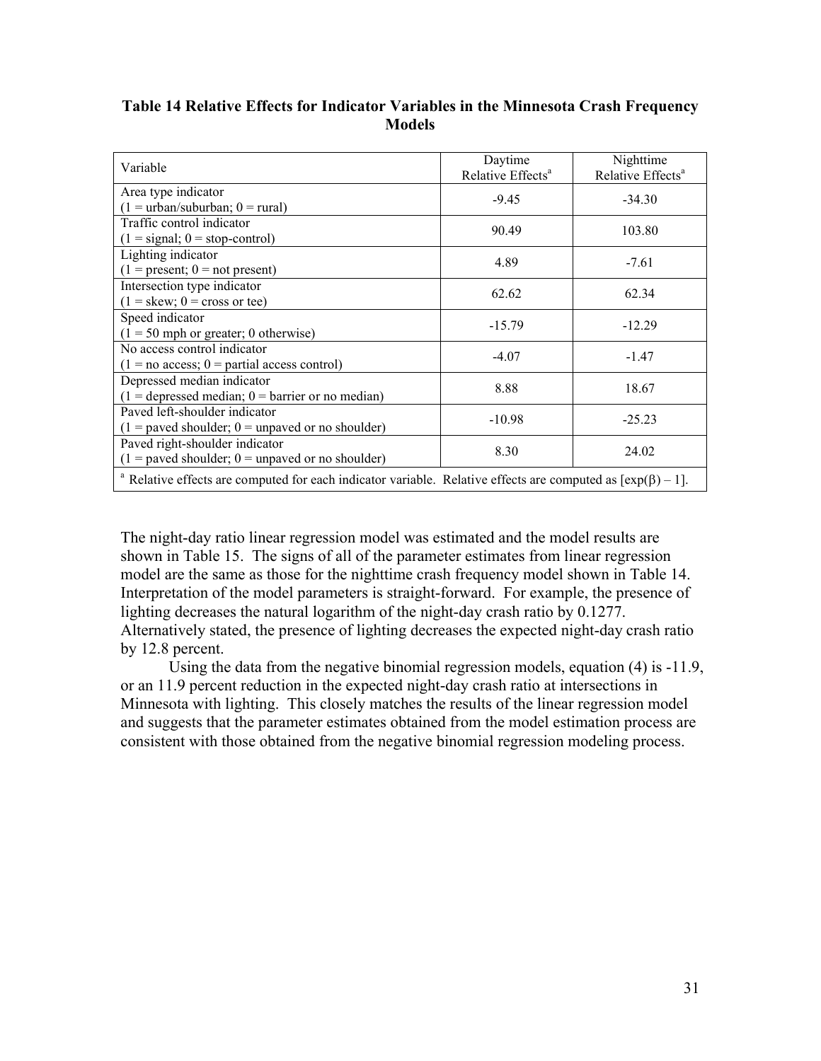**Table 14 Relative Effects for Indicator Variables in the Minnesota Crash Frequency Models**

| Variable | Daytime Relative Effects[a] | Nighttime Relative Effects[a] |
|---|---|---|
| Area type indicator (1 = urban/suburban; 0 = rural) | -9.45 | -34.30 |
| Traffic control indicator (1 = signal; 0 = stop-control) | 90.49 | 103.80 |
| Lighting indicator (1 = present; 0 = not present) | 4.89 | -7.61 |
| Intersection type indicator (1 = skew; 0 = cross or tee) | 62.62 | 62.34 |
| Speed indicator (1 = 50 mph or greater; 0 otherwise) | -15.79 | -12.29 |
| No access control indicator (1 = no access; 0 = partial access control) | -4.07 | -1.47 |
| Depressed median indicator (1 = depressed median; 0 = barrier or no median) | 8.88 | 18.67 |
| Paved left-shoulder indicator (1 = paved shoulder; 0 = unpaved or no shoulder) | -10.98 | -25.23 |
| Paved right-shoulder indicator (1 = paved shoulder; 0 = unpaved or no shoulder) | 8.30 | 24.02 |

[a] Relative effects are computed for each indicator variable. Relative effects are computed as $[\exp(\beta) - 1]$.

The night-day ratio linear regression model was estimated and the model results are shown in Table 15. The signs of all of the parameter estimates from linear regression model are the same as those for the nighttime crash frequency model shown in Table 14. Interpretation of the model parameters is straight-forward. For example, the presence of lighting decreases the natural logarithm of the night-day crash ratio by 0.1277. Alternatively stated, the presence of lighting decreases the expected night-day crash ratio by 12.8 percent.

Using the data from the negative binomial regression models, equation (4) is -11.9, or an 11.9 percent reduction in the expected night-day crash ratio at intersections in Minnesota with lighting. This closely matches the results of the linear regression model and suggests that the parameter estimates obtained from the model estimation process are consistent with those obtained from the negative binomial regression modeling process.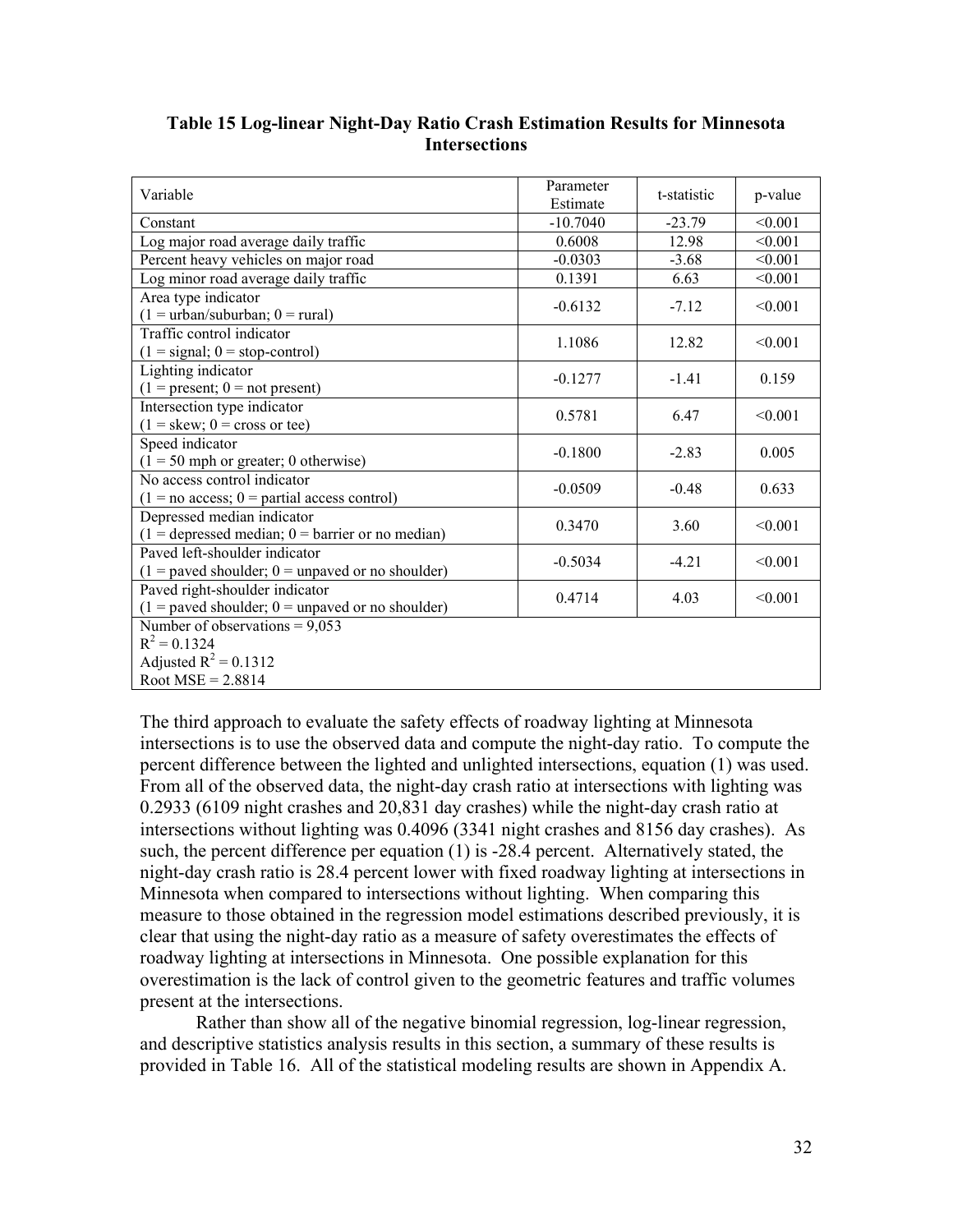**Table 15 Log-linear Night-Day Ratio Crash Estimation Results for Minnesota Intersections**

| Variable | Parameter Estimate | t-statistic | p-value |
|---|---|---|---|
| Constant | -10.7040 | -23.79 | <0.001 |
| Log major road average daily traffic | 0.6008 | 12.98 | <0.001 |
| Percent heavy vehicles on major road | -0.0303 | -3.68 | <0.001 |
| Log minor road average daily traffic | 0.1391 | 6.63 | <0.001 |
| Area type indicator (1 = urban/suburban; 0 = rural) | -0.6132 | -7.12 | <0.001 |
| Traffic control indicator (1 = signal; 0 = stop-control) | 1.1086 | 12.82 | <0.001 |
| Lighting indicator (1 = present; 0 = not present) | -0.1277 | -1.41 | 0.159 |
| Intersection type indicator (1 = skew; 0 = cross or tee) | 0.5781 | 6.47 | <0.001 |
| Speed indicator (1 = 50 mph or greater; 0 otherwise) | -0.1800 | -2.83 | 0.005 |
| No access control indicator (1 = no access; 0 = partial access control) | -0.0509 | -0.48 | 0.633 |
| Depressed median indicator (1 = depressed median; 0 = barrier or no median) | 0.3470 | 3.60 | <0.001 |
| Paved left-shoulder indicator (1 = paved shoulder; 0 = unpaved or no shoulder) | -0.5034 | -4.21 | <0.001 |
| Paved right-shoulder indicator (1 = paved shoulder; 0 = unpaved or no shoulder) | 0.4714 | 4.03 | <0.001 |
| Number of observations = 9,053<br>$R^2$ = 0.1324<br>Adjusted $R^2$ = 0.1312<br>Root MSE = 2.8814 | | | |

The third approach to evaluate the safety effects of roadway lighting at Minnesota intersections is to use the observed data and compute the night-day ratio. To compute the percent difference between the lighted and unlighted intersections, equation (1) was used. From all of the observed data, the night-day crash ratio at intersections with lighting was 0.2933 (6109 night crashes and 20,831 day crashes) while the night-day crash ratio at intersections without lighting was 0.4096 (3341 night crashes and 8156 day crashes). As such, the percent difference per equation (1) is -28.4 percent. Alternatively stated, the night-day crash ratio is 28.4 percent lower with fixed roadway lighting at intersections in Minnesota when compared to intersections without lighting. When comparing this measure to those obtained in the regression model estimations described previously, it is clear that using the night-day ratio as a measure of safety overestimates the effects of roadway lighting at intersections in Minnesota. One possible explanation for this overestimation is the lack of control given to the geometric features and traffic volumes present at the intersections.

Rather than show all of the negative binomial regression, log-linear regression, and descriptive statistics analysis results in this section, a summary of these results is provided in Table 16. All of the statistical modeling results are shown in Appendix A.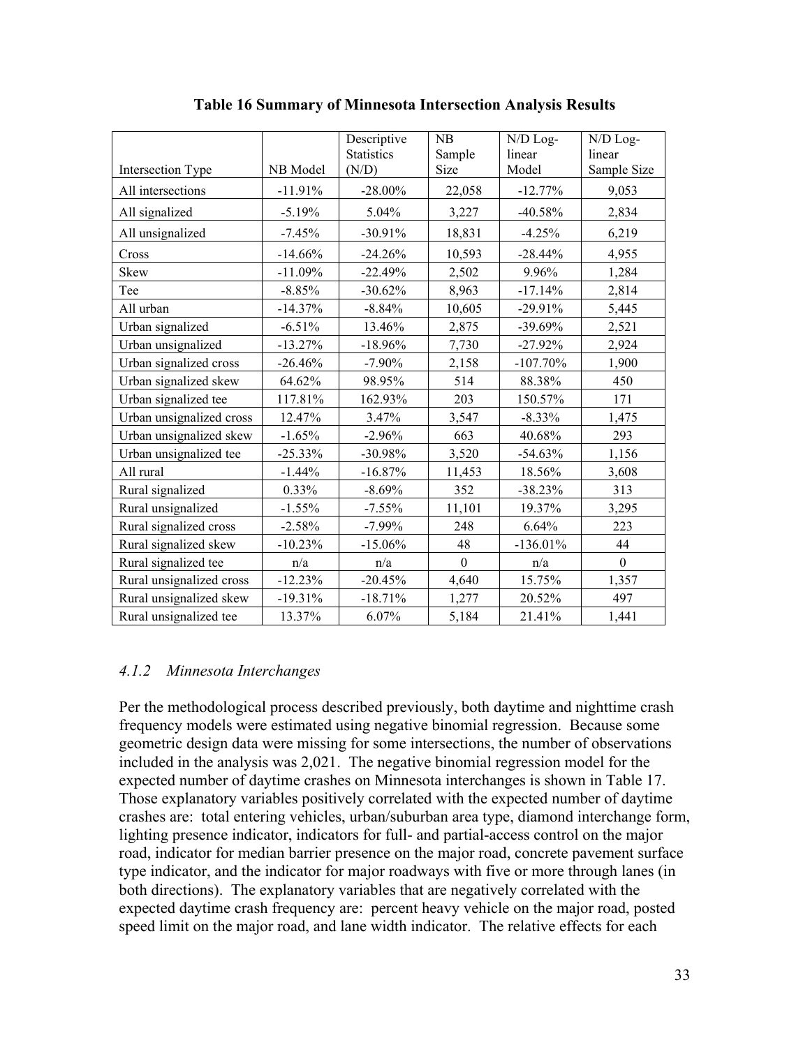**Table 16 Summary of Minnesota Intersection Analysis Results**

| Intersection Type | NB Model | Descriptive Statistics (N/D) | NB Sample Size | N/D Log-linear Model | N/D Log-linear Sample Size |
|---|---|---|---|---|---|
| All intersections | -11.91% | -28.00% | 22,058 | -12.77% | 9,053 |
| All signalized | -5.19% | 5.04% | 3,227 | -40.58% | 2,834 |
| All unsignalized | -7.45% | -30.91% | 18,831 | -4.25% | 6,219 |
| Cross | -14.66% | -24.26% | 10,593 | -28.44% | 4,955 |
| Skew | -11.09% | -22.49% | 2,502 | 9.96% | 1,284 |
| Tee | -8.85% | -30.62% | 8,963 | -17.14% | 2,814 |
| All urban | -14.37% | -8.84% | 10,605 | -29.91% | 5,445 |
| Urban signalized | -6.51% | 13.46% | 2,875 | -39.69% | 2,521 |
| Urban unsignalized | -13.27% | -18.96% | 7,730 | -27.92% | 2,924 |
| Urban signalized cross | -26.46% | -7.90% | 2,158 | -107.70% | 1,900 |
| Urban signalized skew | 64.62% | 98.95% | 514 | 88.38% | 450 |
| Urban signalized tee | 117.81% | 162.93% | 203 | 150.57% | 171 |
| Urban unsignalized cross | 12.47% | 3.47% | 3,547 | -8.33% | 1,475 |
| Urban unsignalized skew | -1.65% | -2.96% | 663 | 40.68% | 293 |
| Urban unsignalized tee | -25.33% | -30.98% | 3,520 | -54.63% | 1,156 |
| All rural | -1.44% | -16.87% | 11,453 | 18.56% | 3,608 |
| Rural signalized | 0.33% | -8.69% | 352 | -38.23% | 313 |
| Rural unsignalized | -1.55% | -7.55% | 11,101 | 19.37% | 3,295 |
| Rural signalized cross | -2.58% | -7.99% | 248 | 6.64% | 223 |
| Rural signalized skew | -10.23% | -15.06% | 48 | -136.01% | 44 |
| Rural signalized tee | n/a | n/a | 0 | n/a | 0 |
| Rural unsignalized cross | -12.23% | -20.45% | 4,640 | 15.75% | 1,357 |
| Rural unsignalized skew | -19.31% | -18.71% | 1,277 | 20.52% | 497 |
| Rural unsignalized tee | 13.37% | 6.07% | 5,184 | 21.41% | 1,441 |

### *4.1.2 Minnesota Interchanges*

Per the methodological process described previously, both daytime and nighttime crash frequency models were estimated using negative binomial regression. Because some geometric design data were missing for some intersections, the number of observations included in the analysis was 2,021. The negative binomial regression model for the expected number of daytime crashes on Minnesota interchanges is shown in Table 17. Those explanatory variables positively correlated with the expected number of daytime crashes are: total entering vehicles, urban/suburban area type, diamond interchange form, lighting presence indicator, indicators for full- and partial-access control on the major road, indicator for median barrier presence on the major road, concrete pavement surface type indicator, and the indicator for major roadways with five or more through lanes (in both directions). The explanatory variables that are negatively correlated with the expected daytime crash frequency are: percent heavy vehicle on the major road, posted speed limit on the major road, and lane width indicator. The relative effects for each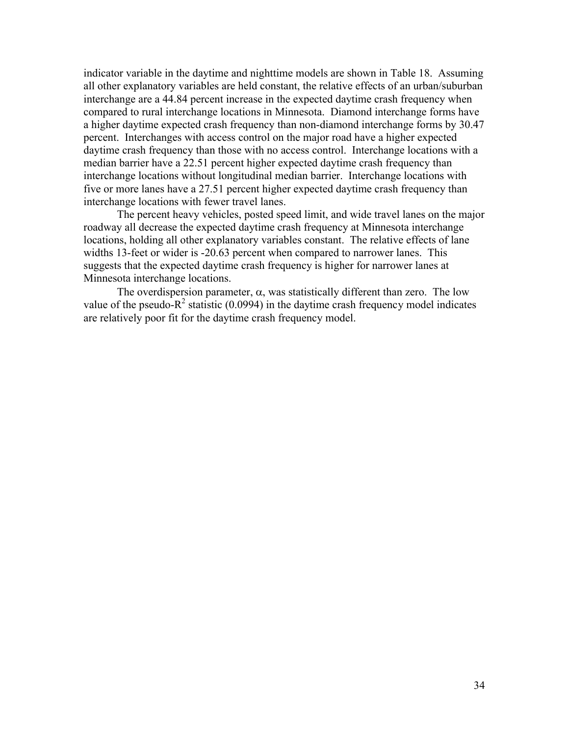indicator variable in the daytime and nighttime models are shown in Table 18. Assuming all other explanatory variables are held constant, the relative effects of an urban/suburban interchange are a 44.84 percent increase in the expected daytime crash frequency when compared to rural interchange locations in Minnesota. Diamond interchange forms have a higher daytime expected crash frequency than non-diamond interchange forms by 30.47 percent. Interchanges with access control on the major road have a higher expected daytime crash frequency than those with no access control. Interchange locations with a median barrier have a 22.51 percent higher expected daytime crash frequency than interchange locations without longitudinal median barrier. Interchange locations with five or more lanes have a 27.51 percent higher expected daytime crash frequency than interchange locations with fewer travel lanes.

The percent heavy vehicles, posted speed limit, and wide travel lanes on the major roadway all decrease the expected daytime crash frequency at Minnesota interchange locations, holding all other explanatory variables constant. The relative effects of lane widths 13-feet or wider is -20.63 percent when compared to narrower lanes. This suggests that the expected daytime crash frequency is higher for narrower lanes at Minnesota interchange locations.

The overdispersion parameter, $\alpha$, was statistically different than zero. The low value of the pseudo-$R^2$ statistic (0.0994) in the daytime crash frequency model indicates are relatively poor fit for the daytime crash frequency model.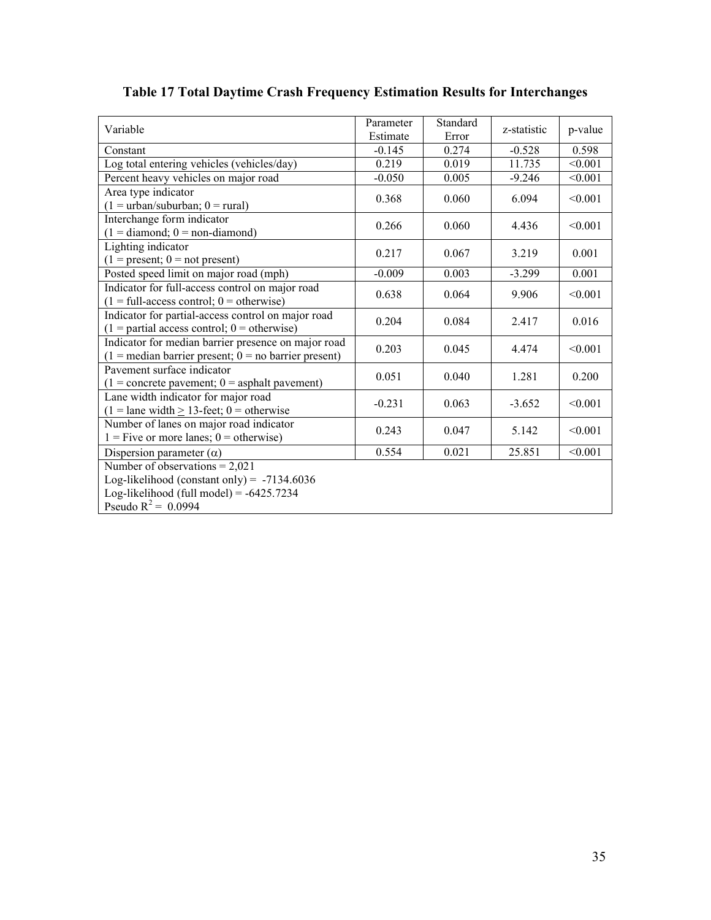# Table 17 Total Daytime Crash Frequency Estimation Results for Interchanges

| Variable | Parameter Estimate | Standard Error | z-statistic | p-value |
|---|---|---|---|---|
| Constant | -0.145 | 0.274 | -0.528 | 0.598 |
| Log total entering vehicles (vehicles/day) | 0.219 | 0.019 | 11.735 | <0.001 |
| Percent heavy vehicles on major road | -0.050 | 0.005 | -9.246 | <0.001 |
| Area type indicator (1 = urban/suburban; 0 = rural) | 0.368 | 0.060 | 6.094 | <0.001 |
| Interchange form indicator (1 = diamond; 0 = non-diamond) | 0.266 | 0.060 | 4.436 | <0.001 |
| Lighting indicator (1 = present; 0 = not present) | 0.217 | 0.067 | 3.219 | 0.001 |
| Posted speed limit on major road (mph) | -0.009 | 0.003 | -3.299 | 0.001 |
| Indicator for full-access control on major road (1 = full-access control; 0 = otherwise) | 0.638 | 0.064 | 9.906 | <0.001 |
| Indicator for partial-access control on major road (1 = partial access control; 0 = otherwise) | 0.204 | 0.084 | 2.417 | 0.016 |
| Indicator for median barrier presence on major road (1 = median barrier present; 0 = no barrier present) | 0.203 | 0.045 | 4.474 | <0.001 |
| Pavement surface indicator (1 = concrete pavement; 0 = asphalt pavement) | 0.051 | 0.040 | 1.281 | 0.200 |
| Lane width indicator for major road (1 = lane width ≥ 13-feet; 0 = otherwise | -0.231 | 0.063 | -3.652 | <0.001 |
| Number of lanes on major road indicator 1 = Five or more lanes; 0 = otherwise) | 0.243 | 0.047 | 5.142 | <0.001 |
| Dispersion parameter ($\alpha$) | 0.554 | 0.021 | 25.851 | <0.001 |
| Number of observations = 2,021<br>Log-likelihood (constant only) = -7134.6036<br>Log-likelihood (full model) = -6425.7234<br>Pseudo $R^2$ = 0.0994 | | | | |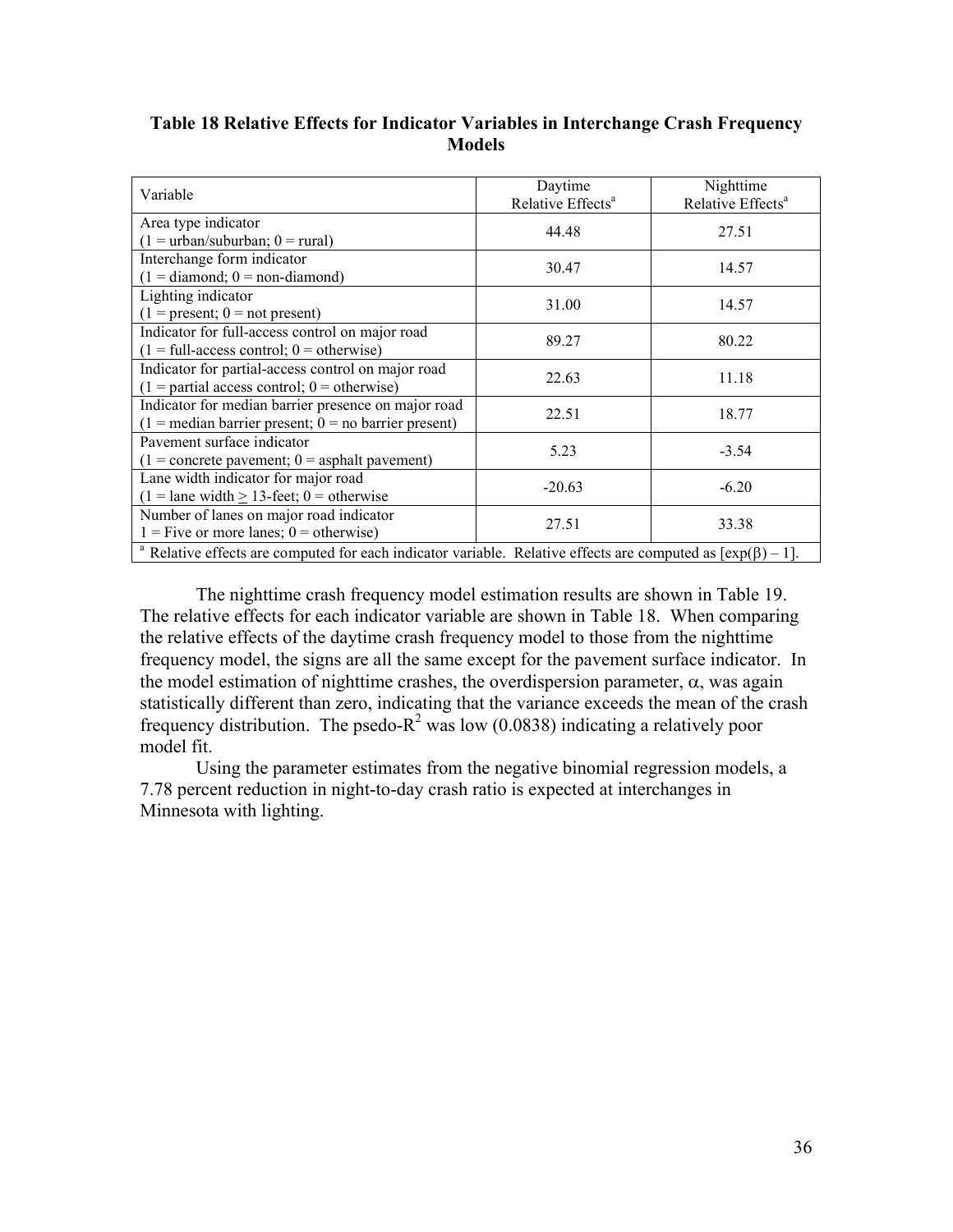**Table 18 Relative Effects for Indicator Variables in Interchange Crash Frequency Models**

| Variable | Daytime Relative Effects[a] | Nighttime Relative Effects[a] |
|---|---|---|
| Area type indicator (1 = urban/suburban; 0 = rural) | 44.48 | 27.51 |
| Interchange form indicator (1 = diamond; 0 = non-diamond) | 30.47 | 14.57 |
| Lighting indicator (1 = present; 0 = not present) | 31.00 | 14.57 |
| Indicator for full-access control on major road (1 = full-access control; 0 = otherwise) | 89.27 | 80.22 |
| Indicator for partial-access control on major road (1 = partial access control; 0 = otherwise) | 22.63 | 11.18 |
| Indicator for median barrier presence on major road (1 = median barrier present; 0 = no barrier present) | 22.51 | 18.77 |
| Pavement surface indicator (1 = concrete pavement; 0 = asphalt pavement) | 5.23 | -3.54 |
| Lane width indicator for major road (1 = lane width ≥ 13-feet; 0 = otherwise | -20.63 | -6.20 |
| Number of lanes on major road indicator 1 = Five or more lanes; 0 = otherwise) | 27.51 | 33.38 |

[a] Relative effects are computed for each indicator variable. Relative effects are computed as $[\exp(\beta) - 1]$.

The nighttime crash frequency model estimation results are shown in Table 19. The relative effects for each indicator variable are shown in Table 18. When comparing the relative effects of the daytime crash frequency model to those from the nighttime frequency model, the signs are all the same except for the pavement surface indicator. In the model estimation of nighttime crashes, the overdispersion parameter, $\alpha$, was again statistically different than zero, indicating that the variance exceeds the mean of the crash frequency distribution. The psedo-$R^2$ was low (0.0838) indicating a relatively poor model fit.

Using the parameter estimates from the negative binomial regression models, a 7.78 percent reduction in night-to-day crash ratio is expected at interchanges in Minnesota with lighting.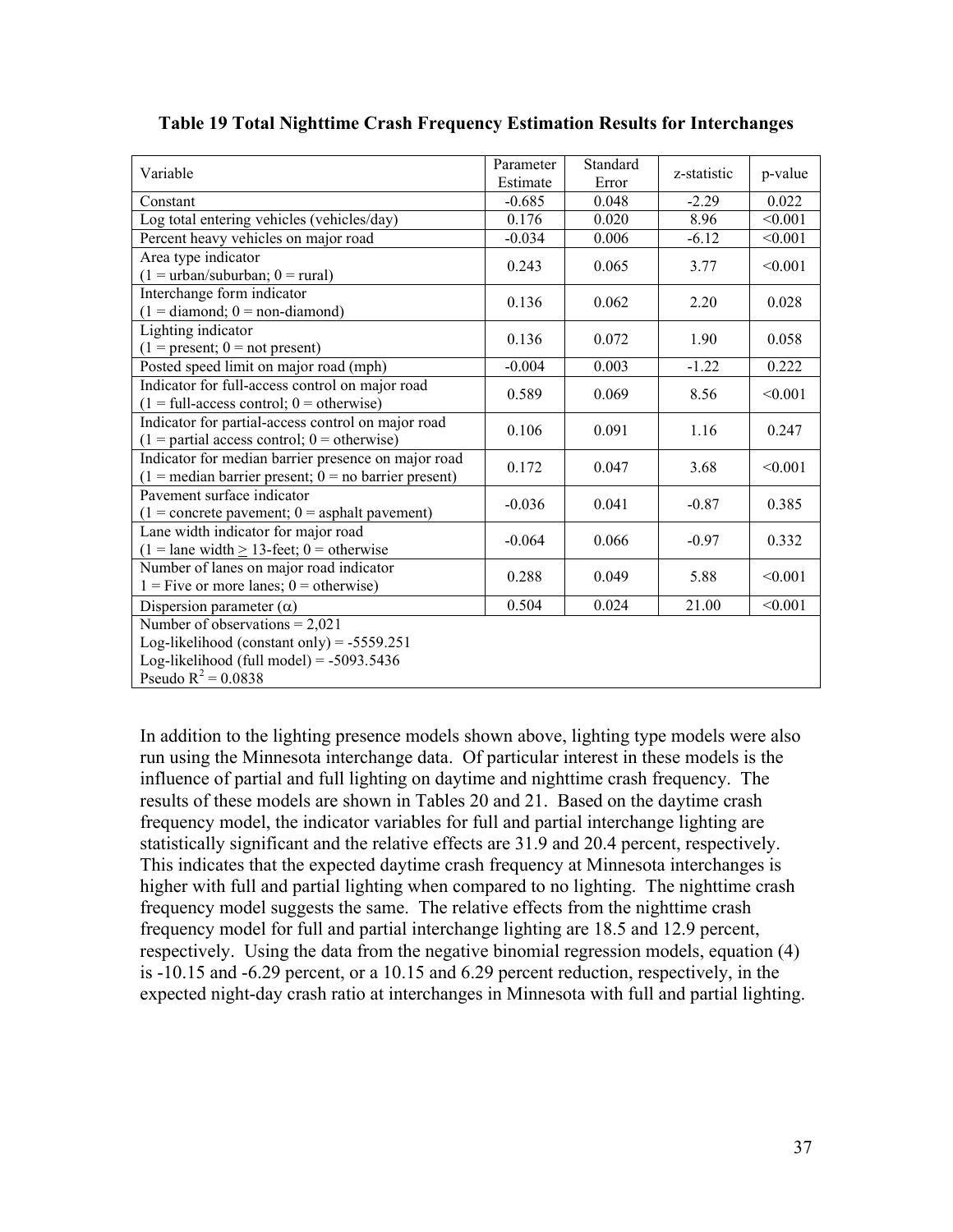**Table 19 Total Nighttime Crash Frequency Estimation Results for Interchanges**

| Variable | Parameter Estimate | Standard Error | z-statistic | p-value |
|---|---|---|---|---|
| Constant | -0.685 | 0.048 | -2.29 | 0.022 |
| Log total entering vehicles (vehicles/day) | 0.176 | 0.020 | 8.96 | <0.001 |
| Percent heavy vehicles on major road | -0.034 | 0.006 | -6.12 | <0.001 |
| Area type indicator (1 = urban/suburban; 0 = rural) | 0.243 | 0.065 | 3.77 | <0.001 |
| Interchange form indicator (1 = diamond; 0 = non-diamond) | 0.136 | 0.062 | 2.20 | 0.028 |
| Lighting indicator (1 = present; 0 = not present) | 0.136 | 0.072 | 1.90 | 0.058 |
| Posted speed limit on major road (mph) | -0.004 | 0.003 | -1.22 | 0.222 |
| Indicator for full-access control on major road (1 = full-access control; 0 = otherwise) | 0.589 | 0.069 | 8.56 | <0.001 |
| Indicator for partial-access control on major road (1 = partial access control; 0 = otherwise) | 0.106 | 0.091 | 1.16 | 0.247 |
| Indicator for median barrier presence on major road (1 = median barrier present; 0 = no barrier present) | 0.172 | 0.047 | 3.68 | <0.001 |
| Pavement surface indicator (1 = concrete pavement; 0 = asphalt pavement) | -0.036 | 0.041 | -0.87 | 0.385 |
| Lane width indicator for major road (1 = lane width $\geq$ 13-feet; 0 = otherwise | -0.064 | 0.066 | -0.97 | 0.332 |
| Number of lanes on major road indicator 1 = Five or more lanes; 0 = otherwise) | 0.288 | 0.049 | 5.88 | <0.001 |
| Dispersion parameter ($\alpha$) | 0.504 | 0.024 | 21.00 | <0.001 |
| Number of observations = 2,021<br>Log-likelihood (constant only) = -5559.251<br>Log-likelihood (full model) = -5093.5436<br>Pseudo $R^2$ = 0.0838 | | | | |

In addition to the lighting presence models shown above, lighting type models were also run using the Minnesota interchange data. Of particular interest in these models is the influence of partial and full lighting on daytime and nighttime crash frequency. The results of these models are shown in Tables 20 and 21. Based on the daytime crash frequency model, the indicator variables for full and partial interchange lighting are statistically significant and the relative effects are 31.9 and 20.4 percent, respectively. This indicates that the expected daytime crash frequency at Minnesota interchanges is higher with full and partial lighting when compared to no lighting. The nighttime crash frequency model suggests the same. The relative effects from the nighttime crash frequency model for full and partial interchange lighting are 18.5 and 12.9 percent, respectively. Using the data from the negative binomial regression models, equation (4) is -10.15 and -6.29 percent, or a 10.15 and 6.29 percent reduction, respectively, in the expected night-day crash ratio at interchanges in Minnesota with full and partial lighting.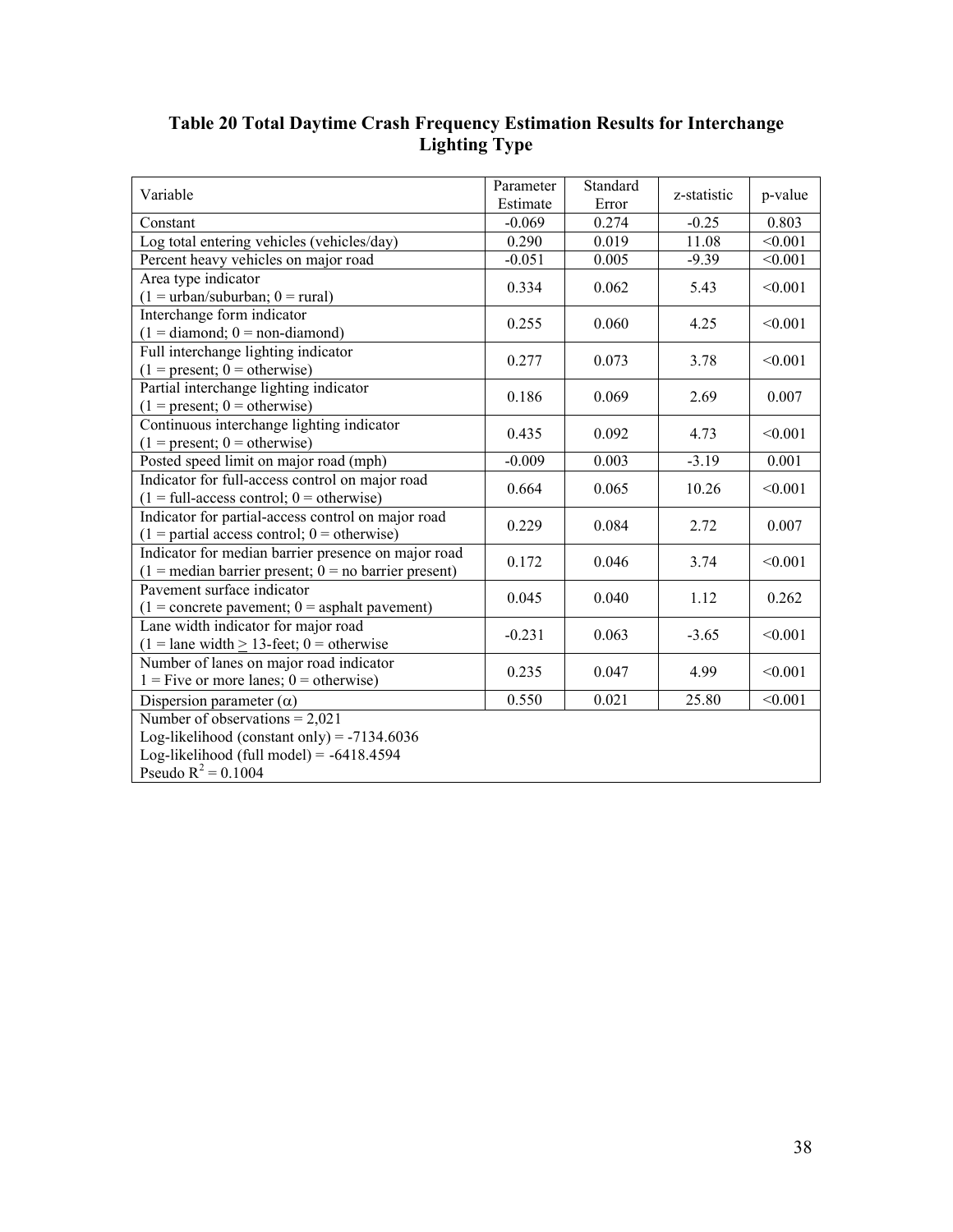**Table 20 Total Daytime Crash Frequency Estimation Results for Interchange Lighting Type**

| Variable | Parameter Estimate | Standard Error | z-statistic | p-value |
|---|---|---|---|---|
| Constant | -0.069 | 0.274 | -0.25 | 0.803 |
| Log total entering vehicles (vehicles/day) | 0.290 | 0.019 | 11.08 | <0.001 |
| Percent heavy vehicles on major road | -0.051 | 0.005 | -9.39 | <0.001 |
| Area type indicator (1 = urban/suburban; 0 = rural) | 0.334 | 0.062 | 5.43 | <0.001 |
| Interchange form indicator (1 = diamond; 0 = non-diamond) | 0.255 | 0.060 | 4.25 | <0.001 |
| Full interchange lighting indicator (1 = present; 0 = otherwise) | 0.277 | 0.073 | 3.78 | <0.001 |
| Partial interchange lighting indicator (1 = present; 0 = otherwise) | 0.186 | 0.069 | 2.69 | 0.007 |
| Continuous interchange lighting indicator (1 = present; 0 = otherwise) | 0.435 | 0.092 | 4.73 | <0.001 |
| Posted speed limit on major road (mph) | -0.009 | 0.003 | -3.19 | 0.001 |
| Indicator for full-access control on major road (1 = full-access control; 0 = otherwise) | 0.664 | 0.065 | 10.26 | <0.001 |
| Indicator for partial-access control on major road (1 = partial access control; 0 = otherwise) | 0.229 | 0.084 | 2.72 | 0.007 |
| Indicator for median barrier presence on major road (1 = median barrier present; 0 = no barrier present) | 0.172 | 0.046 | 3.74 | <0.001 |
| Pavement surface indicator (1 = concrete pavement; 0 = asphalt pavement) | 0.045 | 0.040 | 1.12 | 0.262 |
| Lane width indicator for major road (1 = lane width $\geq$ 13-feet; 0 = otherwise | -0.231 | 0.063 | -3.65 | <0.001 |
| Number of lanes on major road indicator 1 = Five or more lanes; 0 = otherwise) | 0.235 | 0.047 | 4.99 | <0.001 |
| Dispersion parameter ($\alpha$) | 0.550 | 0.021 | 25.80 | <0.001 |
| Number of observations = 2,021<br>Log-likelihood (constant only) = -7134.6036<br>Log-likelihood (full model) = -6418.4594<br>Pseudo $R^2$ = 0.1004 | | | | |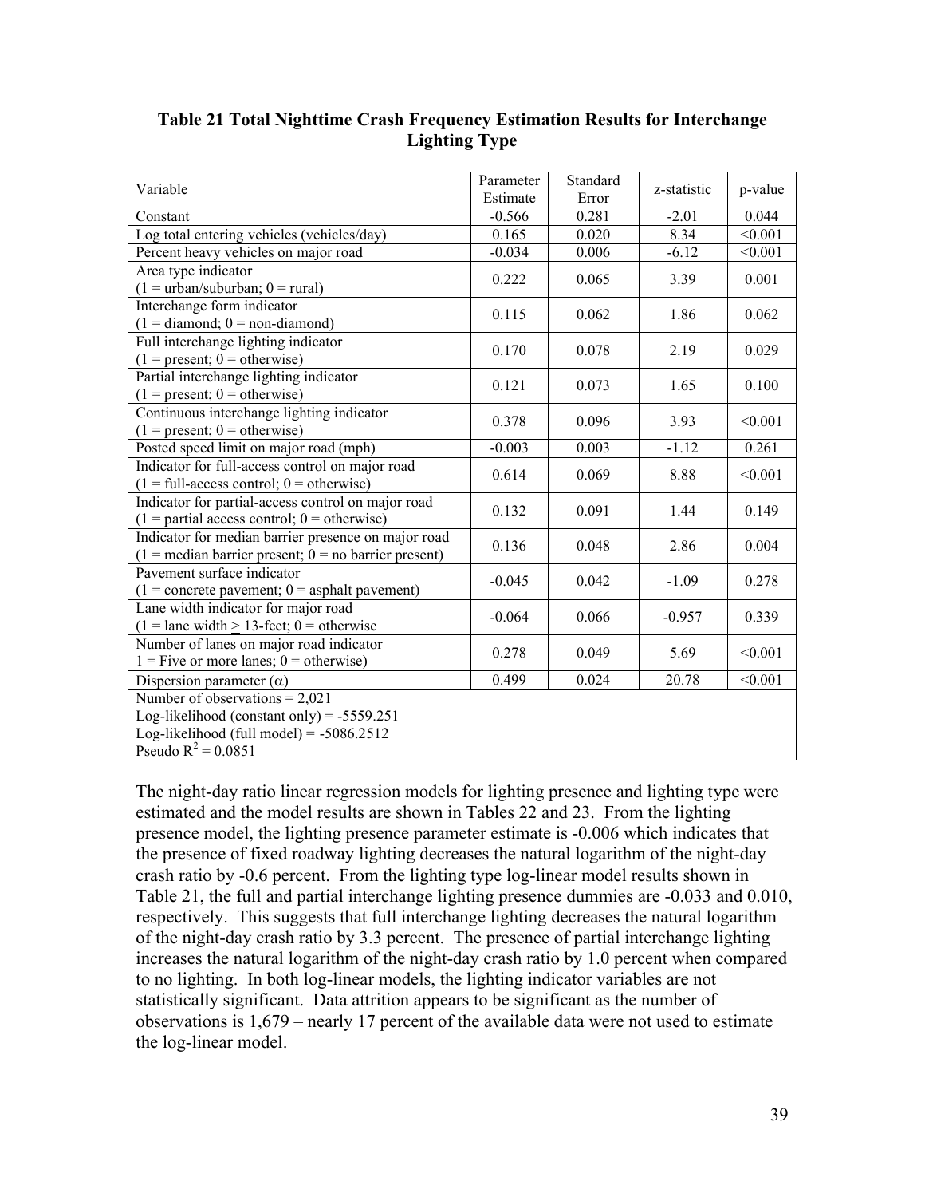**Table 21 Total Nighttime Crash Frequency Estimation Results for Interchange Lighting Type**

| Variable | Parameter Estimate | Standard Error | z-statistic | p-value |
|---|---|---|---|---|
| Constant | -0.566 | 0.281 | -2.01 | 0.044 |
| Log total entering vehicles (vehicles/day) | 0.165 | 0.020 | 8.34 | <0.001 |
| Percent heavy vehicles on major road | -0.034 | 0.006 | -6.12 | <0.001 |
| Area type indicator (1 = urban/suburban; 0 = rural) | 0.222 | 0.065 | 3.39 | 0.001 |
| Interchange form indicator (1 = diamond; 0 = non-diamond) | 0.115 | 0.062 | 1.86 | 0.062 |
| Full interchange lighting indicator (1 = present; 0 = otherwise) | 0.170 | 0.078 | 2.19 | 0.029 |
| Partial interchange lighting indicator (1 = present; 0 = otherwise) | 0.121 | 0.073 | 1.65 | 0.100 |
| Continuous interchange lighting indicator (1 = present; 0 = otherwise) | 0.378 | 0.096 | 3.93 | <0.001 |
| Posted speed limit on major road (mph) | -0.003 | 0.003 | -1.12 | 0.261 |
| Indicator for full-access control on major road (1 = full-access control; 0 = otherwise) | 0.614 | 0.069 | 8.88 | <0.001 |
| Indicator for partial-access control on major road (1 = partial access control; 0 = otherwise) | 0.132 | 0.091 | 1.44 | 0.149 |
| Indicator for median barrier presence on major road (1 = median barrier present; 0 = no barrier present) | 0.136 | 0.048 | 2.86 | 0.004 |
| Pavement surface indicator (1 = concrete pavement; 0 = asphalt pavement) | -0.045 | 0.042 | -1.09 | 0.278 |
| Lane width indicator for major road (1 = lane width ≥ 13-feet; 0 = otherwise | -0.064 | 0.066 | -0.957 | 0.339 |
| Number of lanes on major road indicator 1 = Five or more lanes; 0 = otherwise) | 0.278 | 0.049 | 5.69 | <0.001 |
| Dispersion parameter ($\alpha$) | 0.499 | 0.024 | 20.78 | <0.001 |
| Number of observations = 2,021<br>Log-likelihood (constant only) = -5559.251<br>Log-likelihood (full model) = -5086.2512<br>Pseudo $R^2$ = 0.0851 | | | | |

The night-day ratio linear regression models for lighting presence and lighting type were estimated and the model results are shown in Tables 22 and 23. From the lighting presence model, the lighting presence parameter estimate is -0.006 which indicates that the presence of fixed roadway lighting decreases the natural logarithm of the night-day crash ratio by -0.6 percent. From the lighting type log-linear model results shown in Table 21, the full and partial interchange lighting presence dummies are -0.033 and 0.010, respectively. This suggests that full interchange lighting decreases the natural logarithm of the night-day crash ratio by 3.3 percent. The presence of partial interchange lighting increases the natural logarithm of the night-day crash ratio by 1.0 percent when compared to no lighting. In both log-linear models, the lighting indicator variables are not statistically significant. Data attrition appears to be significant as the number of observations is 1,679 – nearly 17 percent of the available data were not used to estimate the log-linear model.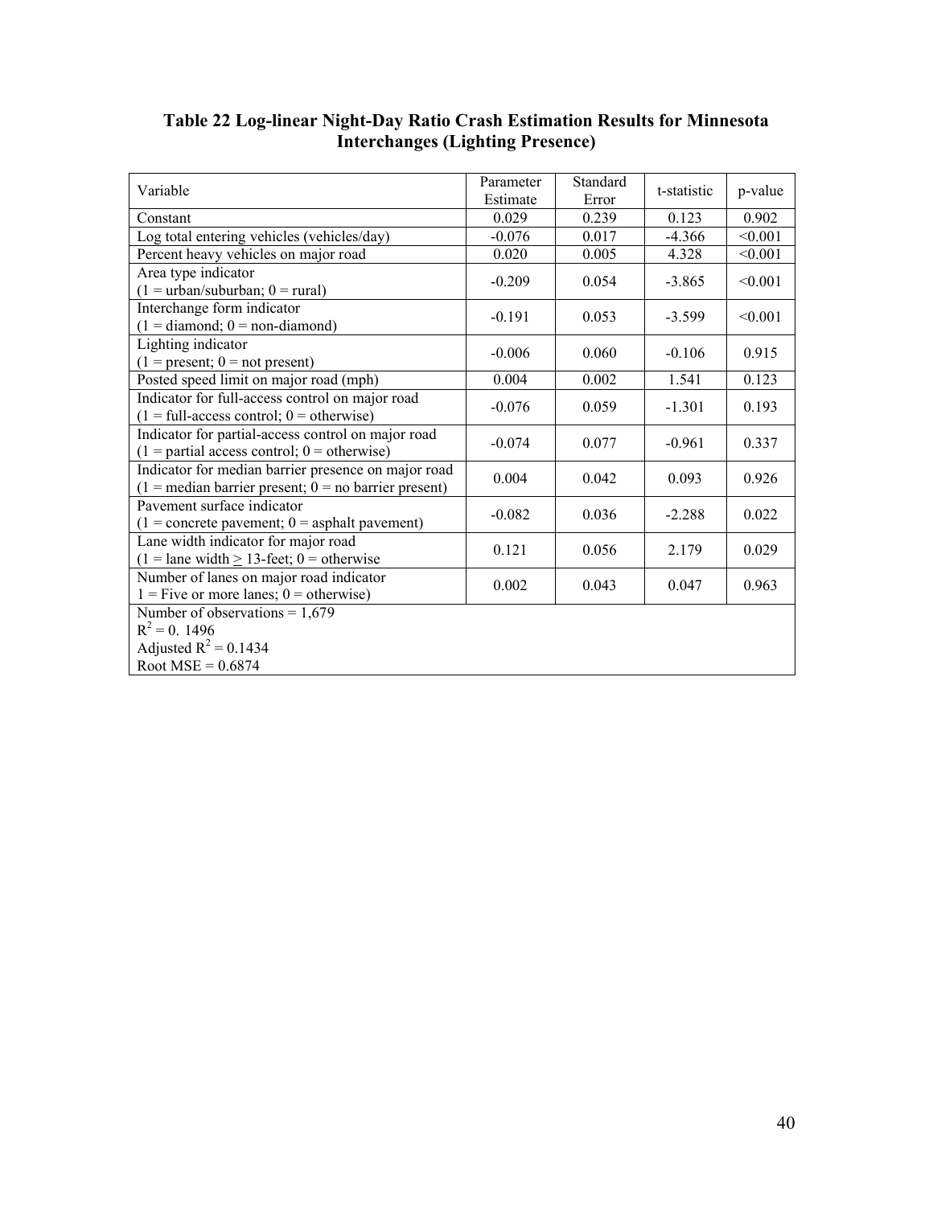**Table 22 Log-linear Night-Day Ratio Crash Estimation Results for Minnesota Interchanges (Lighting Presence)**

| Variable | Parameter Estimate | Standard Error | t-statistic | p-value |
|---|---|---|---|---|
| Constant | 0.029 | 0.239 | 0.123 | 0.902 |
| Log total entering vehicles (vehicles/day) | -0.076 | 0.017 | -4.366 | <0.001 |
| Percent heavy vehicles on major road | 0.020 | 0.005 | 4.328 | <0.001 |
| Area type indicator (1 = urban/suburban; 0 = rural) | -0.209 | 0.054 | -3.865 | <0.001 |
| Interchange form indicator (1 = diamond; 0 = non-diamond) | -0.191 | 0.053 | -3.599 | <0.001 |
| Lighting indicator (1 = present; 0 = not present) | -0.006 | 0.060 | -0.106 | 0.915 |
| Posted speed limit on major road (mph) | 0.004 | 0.002 | 1.541 | 0.123 |
| Indicator for full-access control on major road (1 = full-access control; 0 = otherwise) | -0.076 | 0.059 | -1.301 | 0.193 |
| Indicator for partial-access control on major road (1 = partial access control; 0 = otherwise) | -0.074 | 0.077 | -0.961 | 0.337 |
| Indicator for median barrier presence on major road (1 = median barrier present; 0 = no barrier present) | 0.004 | 0.042 | 0.093 | 0.926 |
| Pavement surface indicator (1 = concrete pavement; 0 = asphalt pavement) | -0.082 | 0.036 | -2.288 | 0.022 |
| Lane width indicator for major road (1 = lane width $\geq$ 13-feet; 0 = otherwise | 0.121 | 0.056 | 2.179 | 0.029 |
| Number of lanes on major road indicator 1 = Five or more lanes; 0 = otherwise) | 0.002 | 0.043 | 0.047 | 0.963 |

Number of observations = 1,679
$R^2$ = 0. 1496
Adjusted $R^2$ = 0.1434
Root MSE = 0.6874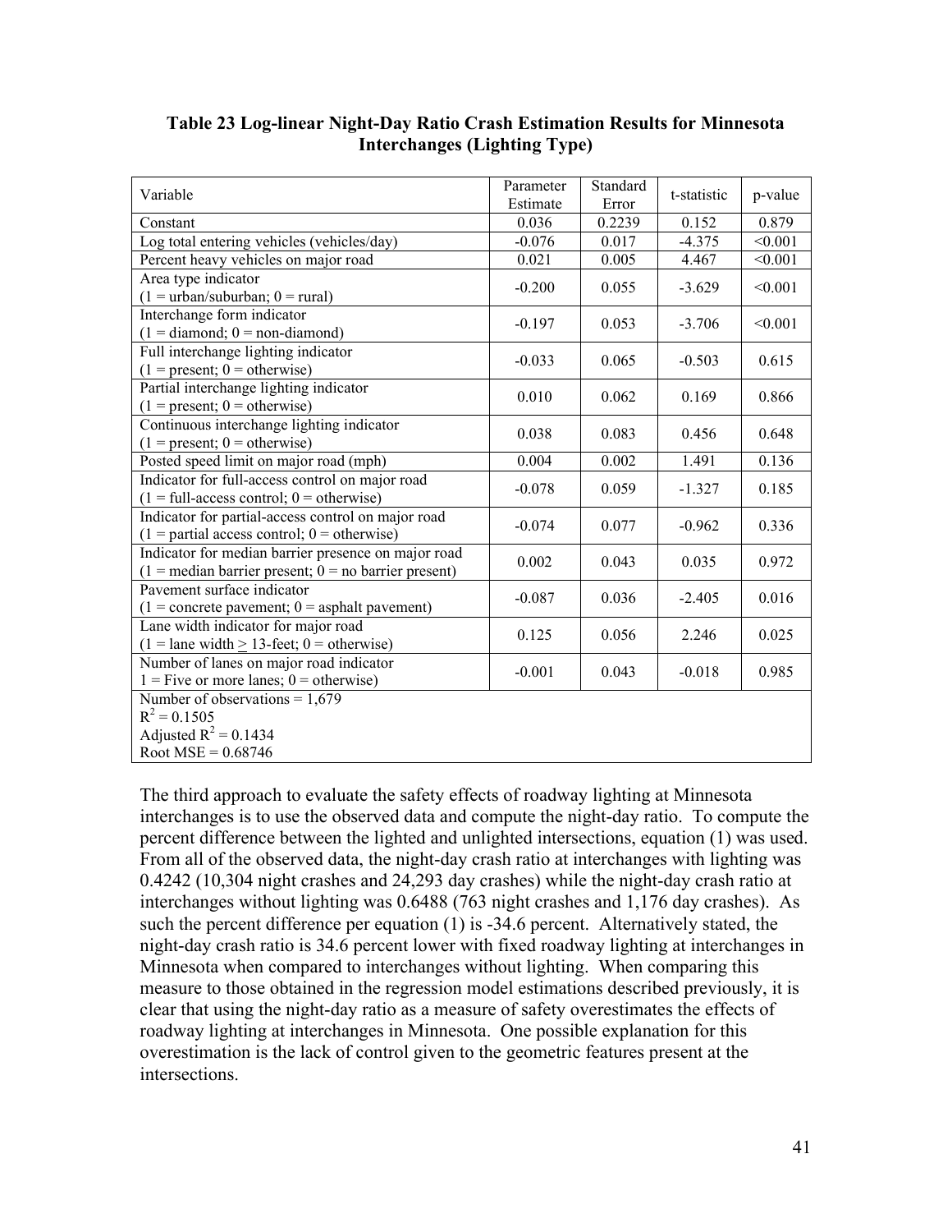**Table 23 Log-linear Night-Day Ratio Crash Estimation Results for Minnesota Interchanges (Lighting Type)**

| Variable | Parameter Estimate | Standard Error | t-statistic | p-value |
|---|---|---|---|---|
| Constant | 0.036 | 0.2239 | 0.152 | 0.879 |
| Log total entering vehicles (vehicles/day) | -0.076 | 0.017 | -4.375 | <0.001 |
| Percent heavy vehicles on major road | 0.021 | 0.005 | 4.467 | <0.001 |
| Area type indicator (1 = urban/suburban; 0 = rural) | -0.200 | 0.055 | -3.629 | <0.001 |
| Interchange form indicator (1 = diamond; 0 = non-diamond) | -0.197 | 0.053 | -3.706 | <0.001 |
| Full interchange lighting indicator (1 = present; 0 = otherwise) | -0.033 | 0.065 | -0.503 | 0.615 |
| Partial interchange lighting indicator (1 = present; 0 = otherwise) | 0.010 | 0.062 | 0.169 | 0.866 |
| Continuous interchange lighting indicator (1 = present; 0 = otherwise) | 0.038 | 0.083 | 0.456 | 0.648 |
| Posted speed limit on major road (mph) | 0.004 | 0.002 | 1.491 | 0.136 |
| Indicator for full-access control on major road (1 = full-access control; 0 = otherwise) | -0.078 | 0.059 | -1.327 | 0.185 |
| Indicator for partial-access control on major road (1 = partial access control; 0 = otherwise) | -0.074 | 0.077 | -0.962 | 0.336 |
| Indicator for median barrier presence on major road (1 = median barrier present; 0 = no barrier present) | 0.002 | 0.043 | 0.035 | 0.972 |
| Pavement surface indicator (1 = concrete pavement; 0 = asphalt pavement) | -0.087 | 0.036 | -2.405 | 0.016 |
| Lane width indicator for major road (1 = lane width ≥ 13-feet; 0 = otherwise) | 0.125 | 0.056 | 2.246 | 0.025 |
| Number of lanes on major road indicator 1 = Five or more lanes; 0 = otherwise) | -0.001 | 0.043 | -0.018 | 0.985 |
| Number of observations = 1,679<br>$R^2$ = 0.1505<br>Adjusted $R^2$ = 0.1434<br>Root MSE = 0.68746 | | | | |

The third approach to evaluate the safety effects of roadway lighting at Minnesota interchanges is to use the observed data and compute the night-day ratio. To compute the percent difference between the lighted and unlighted intersections, equation (1) was used. From all of the observed data, the night-day crash ratio at interchanges with lighting was 0.4242 (10,304 night crashes and 24,293 day crashes) while the night-day crash ratio at interchanges without lighting was 0.6488 (763 night crashes and 1,176 day crashes). As such the percent difference per equation (1) is -34.6 percent. Alternatively stated, the night-day crash ratio is 34.6 percent lower with fixed roadway lighting at interchanges in Minnesota when compared to interchanges without lighting. When comparing this measure to those obtained in the regression model estimations described previously, it is clear that using the night-day ratio as a measure of safety overestimates the effects of roadway lighting at interchanges in Minnesota. One possible explanation for this overestimation is the lack of control given to the geometric features present at the intersections.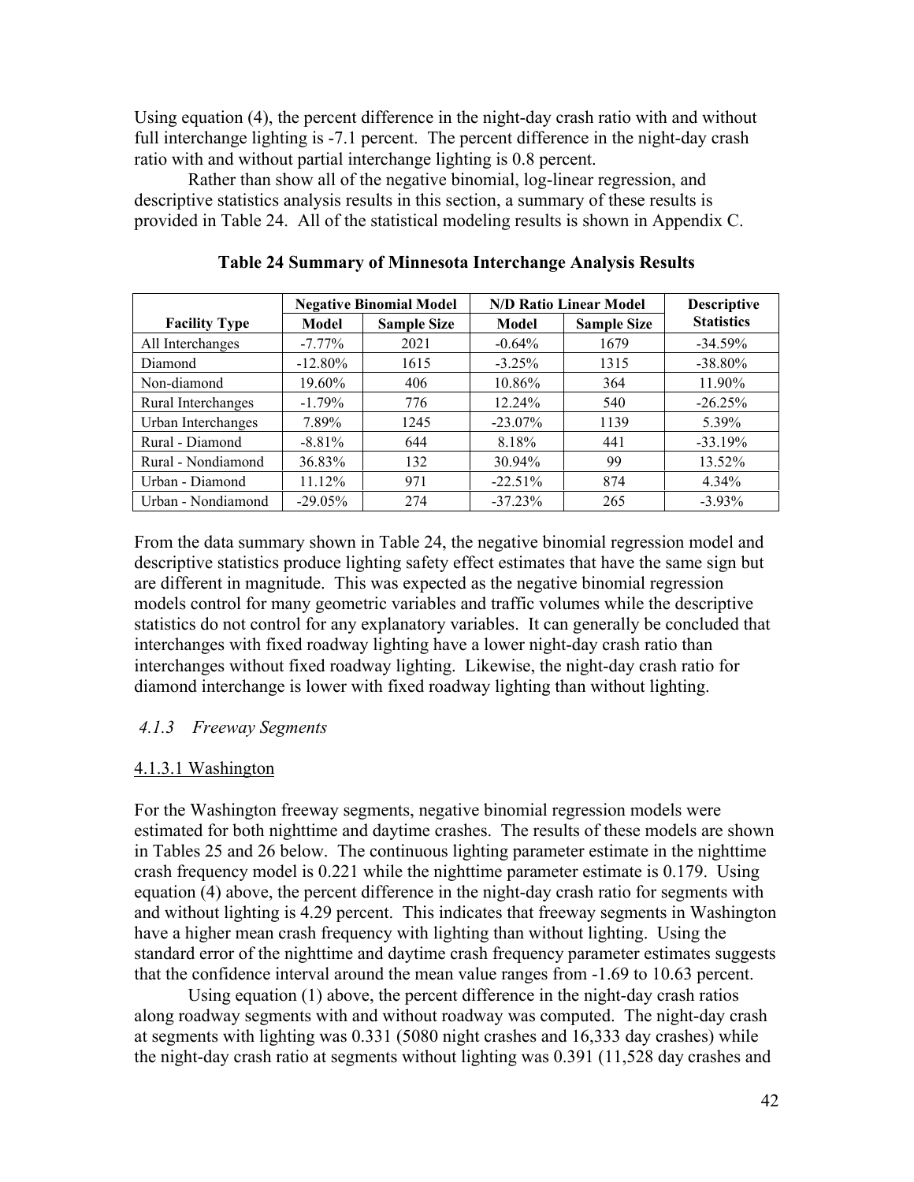Using equation (4), the percent difference in the night-day crash ratio with and without full interchange lighting is -7.1 percent. The percent difference in the night-day crash ratio with and without partial interchange lighting is 0.8 percent.

Rather than show all of the negative binomial, log-linear regression, and descriptive statistics analysis results in this section, a summary of these results is provided in Table 24. All of the statistical modeling results is shown in Appendix C.

**Table 24 Summary of Minnesota Interchange Analysis Results**

| | Negative Binomial Model | | N/D Ratio Linear Model | | Descriptive Statistics |
|---|---|---|---|---|---|
| **Facility Type** | **Model** | **Sample Size** | **Model** | **Sample Size** | |
| All Interchanges | -7.77% | 2021 | -0.64% | 1679 | -34.59% |
| Diamond | -12.80% | 1615 | -3.25% | 1315 | -38.80% |
| Non-diamond | 19.60% | 406 | 10.86% | 364 | 11.90% |
| Rural Interchanges | -1.79% | 776 | 12.24% | 540 | -26.25% |
| Urban Interchanges | 7.89% | 1245 | -23.07% | 1139 | 5.39% |
| Rural - Diamond | -8.81% | 644 | 8.18% | 441 | -33.19% |
| Rural - Nondiamond | 36.83% | 132 | 30.94% | 99 | 13.52% |
| Urban - Diamond | 11.12% | 971 | -22.51% | 874 | 4.34% |
| Urban - Nondiamond | -29.05% | 274 | -37.23% | 265 | -3.93% |

From the data summary shown in Table 24, the negative binomial regression model and descriptive statistics produce lighting safety effect estimates that have the same sign but are different in magnitude. This was expected as the negative binomial regression models control for many geometric variables and traffic volumes while the descriptive statistics do not control for any explanatory variables. It can generally be concluded that interchanges with fixed roadway lighting have a lower night-day crash ratio than interchanges without fixed roadway lighting. Likewise, the night-day crash ratio for diamond interchange is lower with fixed roadway lighting than without lighting.

### *4.1.3 Freeway Segments*

#### 4.1.3.1 Washington

For the Washington freeway segments, negative binomial regression models were estimated for both nighttime and daytime crashes. The results of these models are shown in Tables 25 and 26 below. The continuous lighting parameter estimate in the nighttime crash frequency model is 0.221 while the nighttime parameter estimate is 0.179. Using equation (4) above, the percent difference in the night-day crash ratio for segments with and without lighting is 4.29 percent. This indicates that freeway segments in Washington have a higher mean crash frequency with lighting than without lighting. Using the standard error of the nighttime and daytime crash frequency parameter estimates suggests that the confidence interval around the mean value ranges from -1.69 to 10.63 percent.

Using equation (1) above, the percent difference in the night-day crash ratios along roadway segments with and without roadway was computed. The night-day crash at segments with lighting was 0.331 (5080 night crashes and 16,333 day crashes) while the night-day crash ratio at segments without lighting was 0.391 (11,528 day crashes and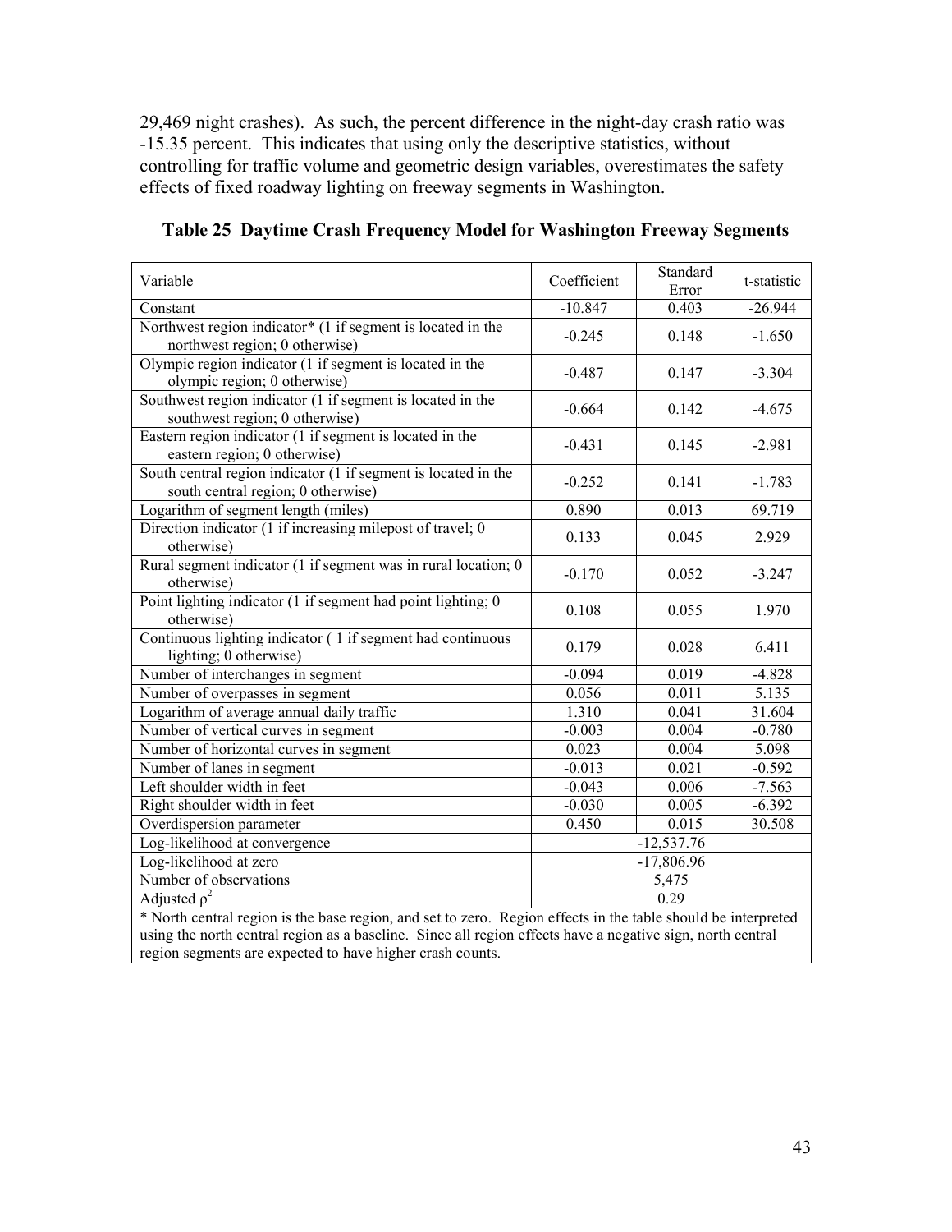29,469 night crashes). As such, the percent difference in the night-day crash ratio was -15.35 percent. This indicates that using only the descriptive statistics, without controlling for traffic volume and geometric design variables, overestimates the safety effects of fixed roadway lighting on freeway segments in Washington.

**Table 25 Daytime Crash Frequency Model for Washington Freeway Segments**

| Variable | Coefficient | Standard Error | t-statistic |
|---|---|---|---|
| Constant | -10.847 | 0.403 | -26.944 |
| Northwest region indicator* (1 if segment is located in the northwest region; 0 otherwise) | -0.245 | 0.148 | -1.650 |
| Olympic region indicator (1 if segment is located in the olympic region; 0 otherwise) | -0.487 | 0.147 | -3.304 |
| Southwest region indicator (1 if segment is located in the southwest region; 0 otherwise) | -0.664 | 0.142 | -4.675 |
| Eastern region indicator (1 if segment is located in the eastern region; 0 otherwise) | -0.431 | 0.145 | -2.981 |
| South central region indicator (1 if segment is located in the south central region; 0 otherwise) | -0.252 | 0.141 | -1.783 |
| Logarithm of segment length (miles) | 0.890 | 0.013 | 69.719 |
| Direction indicator (1 if increasing milepost of travel; 0 otherwise) | 0.133 | 0.045 | 2.929 |
| Rural segment indicator (1 if segment was in rural location; 0 otherwise) | -0.170 | 0.052 | -3.247 |
| Point lighting indicator (1 if segment had point lighting; 0 otherwise) | 0.108 | 0.055 | 1.970 |
| Continuous lighting indicator ( 1 if segment had continuous lighting; 0 otherwise) | 0.179 | 0.028 | 6.411 |
| Number of interchanges in segment | -0.094 | 0.019 | -4.828 |
| Number of overpasses in segment | 0.056 | 0.011 | 5.135 |
| Logarithm of average annual daily traffic | 1.310 | 0.041 | 31.604 |
| Number of vertical curves in segment | -0.003 | 0.004 | -0.780 |
| Number of horizontal curves in segment | 0.023 | 0.004 | 5.098 |
| Number of lanes in segment | -0.013 | 0.021 | -0.592 |
| Left shoulder width in feet | -0.043 | 0.006 | -7.563 |
| Right shoulder width in feet | -0.030 | 0.005 | -6.392 |
| Overdispersion parameter | 0.450 | 0.015 | 30.508 |
| Log-likelihood at convergence | -12,537.76 | | |
| Log-likelihood at zero | -17,806.96 | | |
| Number of observations | 5,475 | | |
| Adjusted $\rho^2$ | 0.29 | | |

\* North central region is the base region, and set to zero. Region effects in the table should be interpreted using the north central region as a baseline. Since all region effects have a negative sign, north central region segments are expected to have higher crash counts.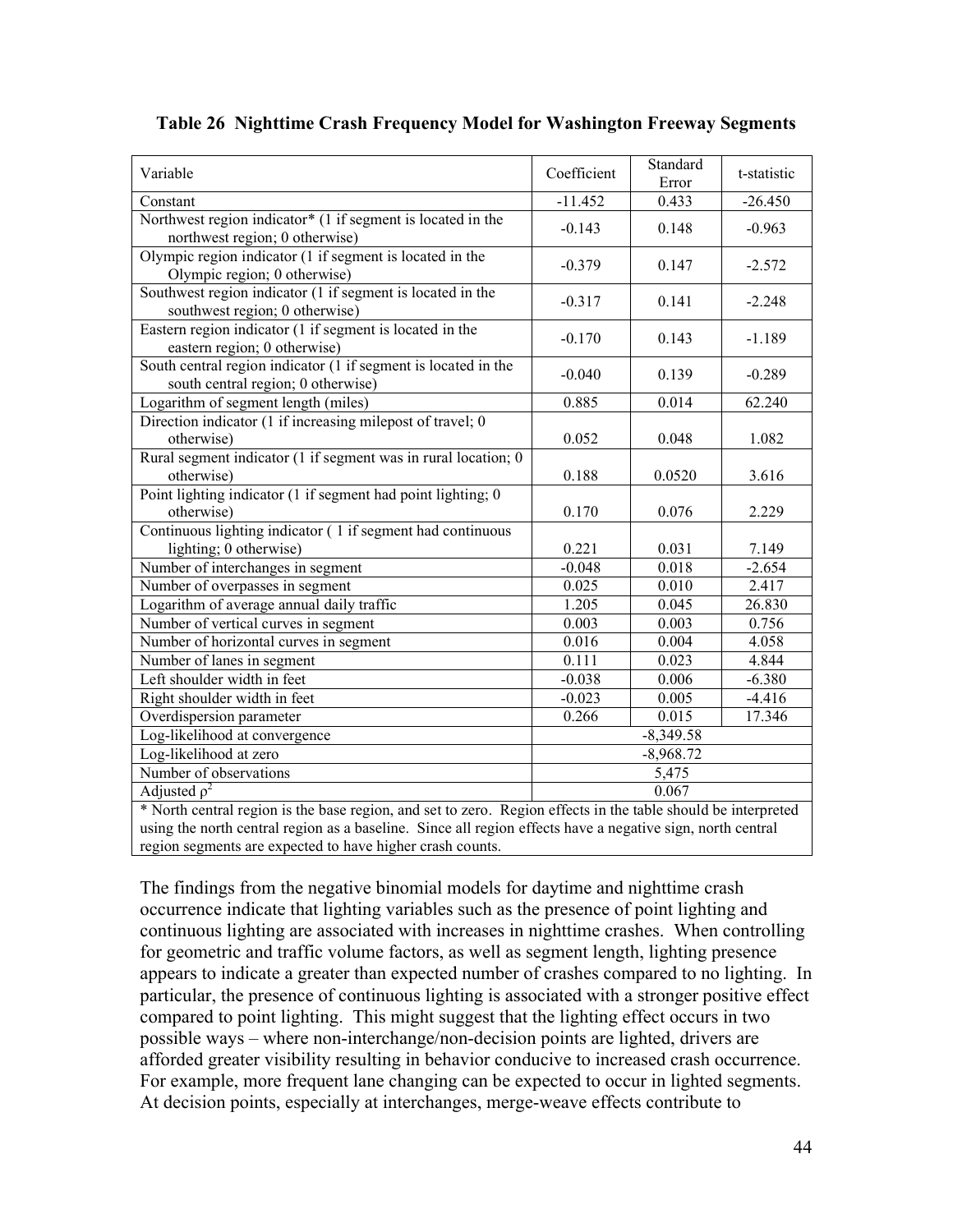**Table 26 Nighttime Crash Frequency Model for Washington Freeway Segments**

| Variable | Coefficient | Standard Error | t-statistic |
|---|---|---|---|
| Constant | -11.452 | 0.433 | -26.450 |
| Northwest region indicator* (1 if segment is located in the northwest region; 0 otherwise) | -0.143 | 0.148 | -0.963 |
| Olympic region indicator (1 if segment is located in the Olympic region; 0 otherwise) | -0.379 | 0.147 | -2.572 |
| Southwest region indicator (1 if segment is located in the southwest region; 0 otherwise) | -0.317 | 0.141 | -2.248 |
| Eastern region indicator (1 if segment is located in the eastern region; 0 otherwise) | -0.170 | 0.143 | -1.189 |
| South central region indicator (1 if segment is located in the south central region; 0 otherwise) | -0.040 | 0.139 | -0.289 |
| Logarithm of segment length (miles) | 0.885 | 0.014 | 62.240 |
| Direction indicator (1 if increasing milepost of travel; 0 otherwise) | 0.052 | 0.048 | 1.082 |
| Rural segment indicator (1 if segment was in rural location; 0 otherwise) | 0.188 | 0.0520 | 3.616 |
| Point lighting indicator (1 if segment had point lighting; 0 otherwise) | 0.170 | 0.076 | 2.229 |
| Continuous lighting indicator ( 1 if segment had continuous lighting; 0 otherwise) | 0.221 | 0.031 | 7.149 |
| Number of interchanges in segment | -0.048 | 0.018 | -2.654 |
| Number of overpasses in segment | 0.025 | 0.010 | 2.417 |
| Logarithm of average annual daily traffic | 1.205 | 0.045 | 26.830 |
| Number of vertical curves in segment | 0.003 | 0.003 | 0.756 |
| Number of horizontal curves in segment | 0.016 | 0.004 | 4.058 |
| Number of lanes in segment | 0.111 | 0.023 | 4.844 |
| Left shoulder width in feet | -0.038 | 0.006 | -6.380 |
| Right shoulder width in feet | -0.023 | 0.005 | -4.416 |
| Overdispersion parameter | 0.266 | 0.015 | 17.346 |
| Log-likelihood at convergence | -8,349.58 | | |
| Log-likelihood at zero | -8,968.72 | | |
| Number of observations | 5,475 | | |
| Adjusted $\rho^2$ | 0.067 | | |

* North central region is the base region, and set to zero. Region effects in the table should be interpreted using the north central region as a baseline. Since all region effects have a negative sign, north central region segments are expected to have higher crash counts.

The findings from the negative binomial models for daytime and nighttime crash occurrence indicate that lighting variables such as the presence of point lighting and continuous lighting are associated with increases in nighttime crashes. When controlling for geometric and traffic volume factors, as well as segment length, lighting presence appears to indicate a greater than expected number of crashes compared to no lighting. In particular, the presence of continuous lighting is associated with a stronger positive effect compared to point lighting. This might suggest that the lighting effect occurs in two possible ways – where non-interchange/non-decision points are lighted, drivers are afforded greater visibility resulting in behavior conducive to increased crash occurrence. For example, more frequent lane changing can be expected to occur in lighted segments. At decision points, especially at interchanges, merge-weave effects contribute to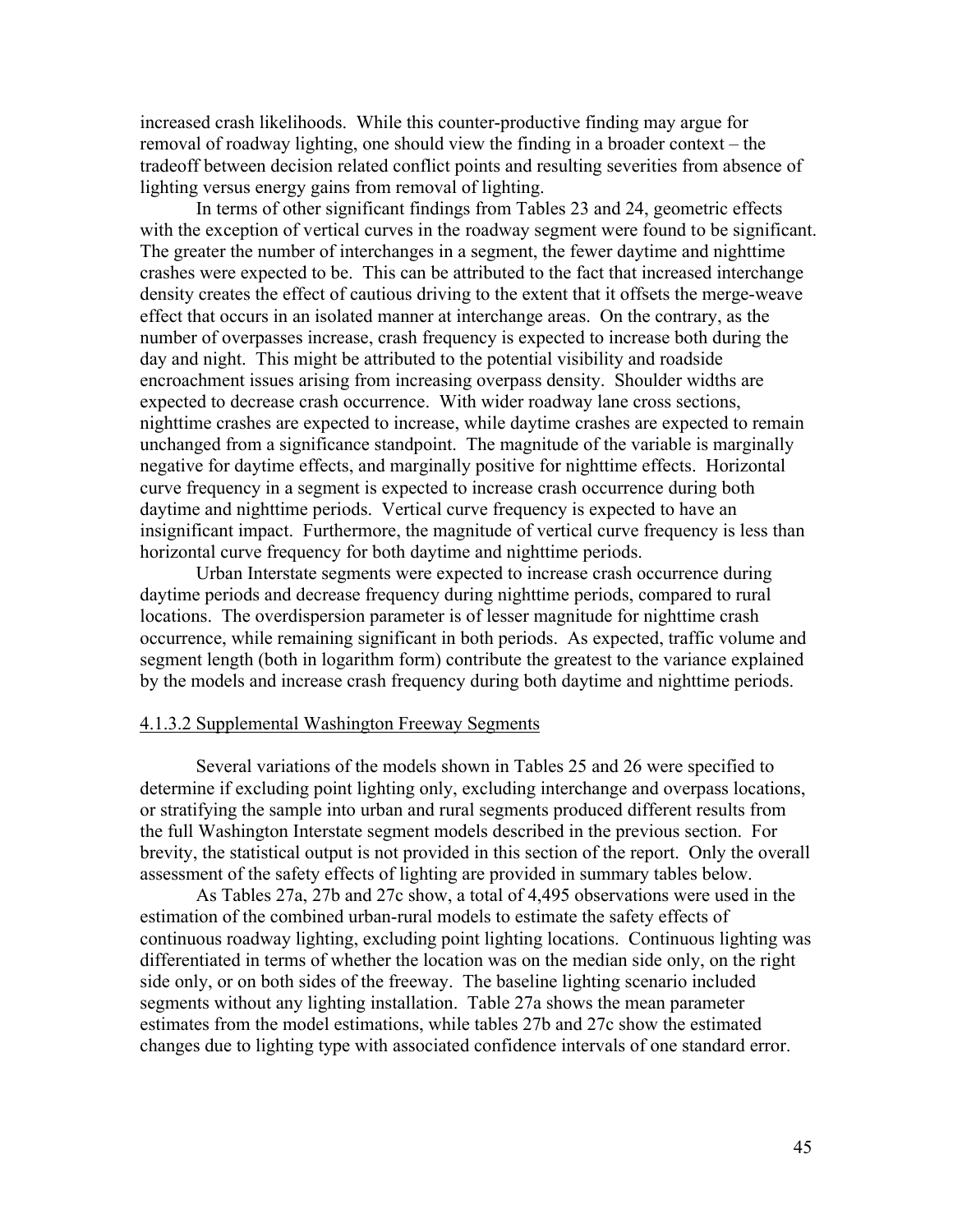increased crash likelihoods. While this counter-productive finding may argue for removal of roadway lighting, one should view the finding in a broader context – the tradeoff between decision related conflict points and resulting severities from absence of lighting versus energy gains from removal of lighting.

In terms of other significant findings from Tables 23 and 24, geometric effects with the exception of vertical curves in the roadway segment were found to be significant. The greater the number of interchanges in a segment, the fewer daytime and nighttime crashes were expected to be. This can be attributed to the fact that increased interchange density creates the effect of cautious driving to the extent that it offsets the merge-weave effect that occurs in an isolated manner at interchange areas. On the contrary, as the number of overpasses increase, crash frequency is expected to increase both during the day and night. This might be attributed to the potential visibility and roadside encroachment issues arising from increasing overpass density. Shoulder widths are expected to decrease crash occurrence. With wider roadway lane cross sections, nighttime crashes are expected to increase, while daytime crashes are expected to remain unchanged from a significance standpoint. The magnitude of the variable is marginally negative for daytime effects, and marginally positive for nighttime effects. Horizontal curve frequency in a segment is expected to increase crash occurrence during both daytime and nighttime periods. Vertical curve frequency is expected to have an insignificant impact. Furthermore, the magnitude of vertical curve frequency is less than horizontal curve frequency for both daytime and nighttime periods.

Urban Interstate segments were expected to increase crash occurrence during daytime periods and decrease frequency during nighttime periods, compared to rural locations. The overdispersion parameter is of lesser magnitude for nighttime crash occurrence, while remaining significant in both periods. As expected, traffic volume and segment length (both in logarithm form) contribute the greatest to the variance explained by the models and increase crash frequency during both daytime and nighttime periods.

#### 4.1.3.2 Supplemental Washington Freeway Segments

Several variations of the models shown in Tables 25 and 26 were specified to determine if excluding point lighting only, excluding interchange and overpass locations, or stratifying the sample into urban and rural segments produced different results from the full Washington Interstate segment models described in the previous section. For brevity, the statistical output is not provided in this section of the report. Only the overall assessment of the safety effects of lighting are provided in summary tables below.

As Tables 27a, 27b and 27c show, a total of 4,495 observations were used in the estimation of the combined urban-rural models to estimate the safety effects of continuous roadway lighting, excluding point lighting locations. Continuous lighting was differentiated in terms of whether the location was on the median side only, on the right side only, or on both sides of the freeway. The baseline lighting scenario included segments without any lighting installation. Table 27a shows the mean parameter estimates from the model estimations, while tables 27b and 27c show the estimated changes due to lighting type with associated confidence intervals of one standard error.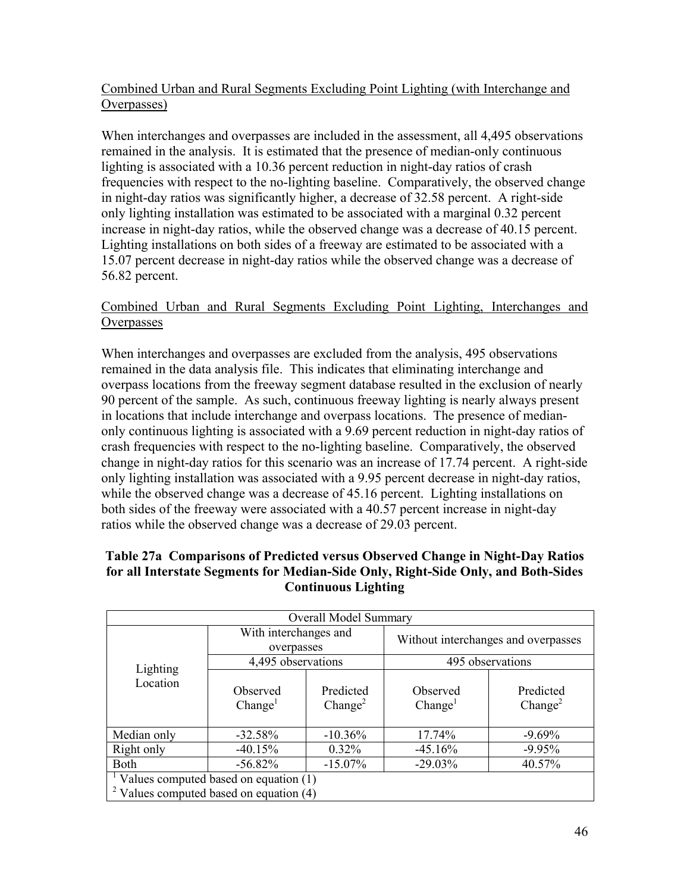Combined Urban and Rural Segments Excluding Point Lighting (with Interchange and Overpasses)

When interchanges and overpasses are included in the assessment, all 4,495 observations remained in the analysis. It is estimated that the presence of median-only continuous lighting is associated with a 10.36 percent reduction in night-day ratios of crash frequencies with respect to the no-lighting baseline. Comparatively, the observed change in night-day ratios was significantly higher, a decrease of 32.58 percent. A right-side only lighting installation was estimated to be associated with a marginal 0.32 percent increase in night-day ratios, while the observed change was a decrease of 40.15 percent. Lighting installations on both sides of a freeway are estimated to be associated with a 15.07 percent decrease in night-day ratios while the observed change was a decrease of 56.82 percent.

Combined Urban and Rural Segments Excluding Point Lighting, Interchanges and Overpasses

When interchanges and overpasses are excluded from the analysis, 495 observations remained in the data analysis file. This indicates that eliminating interchange and overpass locations from the freeway segment database resulted in the exclusion of nearly 90 percent of the sample. As such, continuous freeway lighting is nearly always present in locations that include interchange and overpass locations. The presence of median-only continuous lighting is associated with a 9.69 percent reduction in night-day ratios of crash frequencies with respect to the no-lighting baseline. Comparatively, the observed change in night-day ratios for this scenario was an increase of 17.74 percent. A right-side only lighting installation was associated with a 9.95 percent decrease in night-day ratios, while the observed change was a decrease of 45.16 percent. Lighting installations on both sides of the freeway were associated with a 40.57 percent increase in night-day ratios while the observed change was a decrease of 29.03 percent.

**Table 27a Comparisons of Predicted versus Observed Change in Night-Day Ratios for all Interstate Segments for Median-Side Only, Right-Side Only, and Both-Sides Continuous Lighting**

| Overall Model Summary | | | | |
|---|---|---|---|---|
| Lighting Location | With interchanges and overpasses | | Without interchanges and overpasses | |
| | 4,495 observations | | 495 observations | |
| | Observed Change[1] | Predicted Change[2] | Observed Change[1] | Predicted Change[2] |
| Median only | -32.58% | -10.36% | 17.74% | -9.69% |
| Right only | -40.15% | 0.32% | -45.16% | -9.95% |
| Both | -56.82% | -15.07% | -29.03% | 40.57% |

[1] Values computed based on equation (1)
[2] Values computed based on equation (4)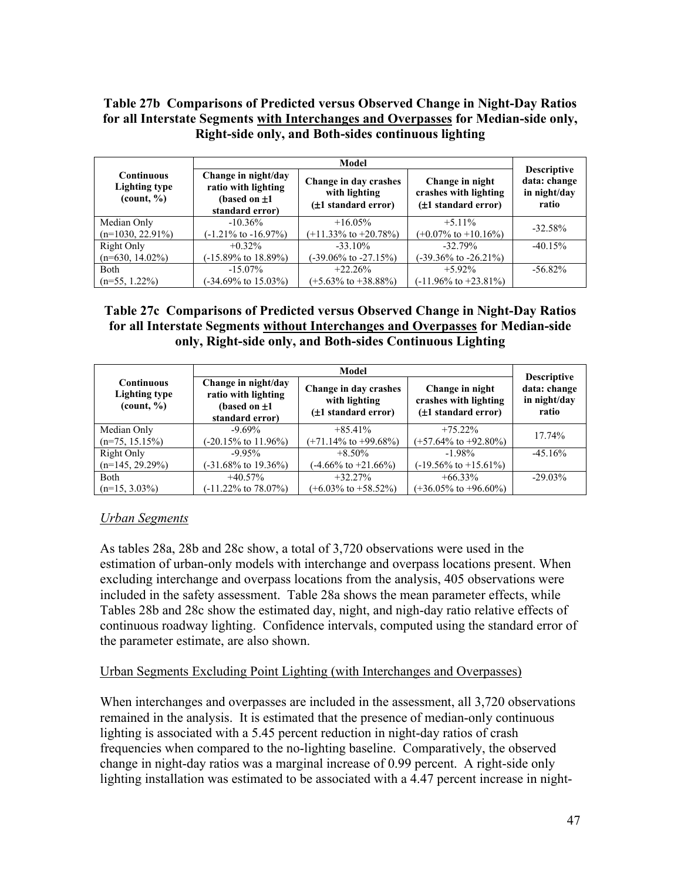**Table 27b Comparisons of Predicted versus Observed Change in Night-Day Ratios for all Interstate Segments <u>with Interchanges and Overpasses</u> for Median-side only, Right-side only, and Both-sides continuous lighting**

| Continuous Lighting type (count, %) | Model | | | Descriptive data: change in night/day ratio |
|---|---|---|---|---|
| | Change in night/day ratio with lighting (based on ±1 standard error) | Change in day crashes with lighting (±1 standard error) | Change in night crashes with lighting (±1 standard error) | |
| Median Only (n=1030, 22.91%) | -10.36% (-1.21% to -16.97%) | +16.05% (+11.33% to +20.78%) | +5.11% (+0.07% to +10.16%) | -32.58% |
| Right Only (n=630, 14.02%) | +0.32% (-15.89% to 18.89%) | -33.10% (-39.06% to -27.15%) | -32.79% (-39.36% to -26.21%) | -40.15% |
| Both (n=55, 1.22%) | -15.07% (-34.69% to 15.03%) | +22.26% (+5.63% to +38.88%) | +5.92% (-11.96% to +23.81%) | -56.82% |

**Table 27c Comparisons of Predicted versus Observed Change in Night-Day Ratios for all Interstate Segments <u>without Interchanges and Overpasses</u> for Median-side only, Right-side only, and Both-sides Continuous Lighting**

| Continuous Lighting type (count, %) | Model | | | Descriptive data: change in night/day ratio |
|---|---|---|---|---|
| | Change in night/day ratio with lighting (based on ±1 standard error) | Change in day crashes with lighting (±1 standard error) | Change in night crashes with lighting (±1 standard error) | |
| Median Only (n=75, 15.15%) | -9.69% (-20.15% to 11.96%) | +85.41% (+71.14% to +99.68%) | +75.22% (+57.64% to +92.80%) | 17.74% |
| Right Only (n=145, 29.29%) | -9.95% (-31.68% to 19.36%) | +8.50% (-4.66% to +21.66%) | -1.98% (-19.56% to +15.61%) | -45.16% |
| Both (n=15, 3.03%) | +40.57% (-11.22% to 78.07%) | +32.27% (+6.03% to +58.52%) | +66.33% (+36.05% to +96.60%) | -29.03% |

*<u>Urban Segments</u>*

As tables 28a, 28b and 28c show, a total of 3,720 observations were used in the estimation of urban-only models with interchange and overpass locations present. When excluding interchange and overpass locations from the analysis, 405 observations were included in the safety assessment. Table 28a shows the mean parameter effects, while Tables 28b and 28c show the estimated day, night, and nigh-day ratio relative effects of continuous roadway lighting. Confidence intervals, computed using the standard error of the parameter estimate, are also shown.

<u>Urban Segments Excluding Point Lighting (with Interchanges and Overpasses)</u>

When interchanges and overpasses are included in the assessment, all 3,720 observations remained in the analysis. It is estimated that the presence of median-only continuous lighting is associated with a 5.45 percent reduction in night-day ratios of crash frequencies when compared to the no-lighting baseline. Comparatively, the observed change in night-day ratios was a marginal increase of 0.99 percent. A right-side only lighting installation was estimated to be associated with a 4.47 percent increase in night-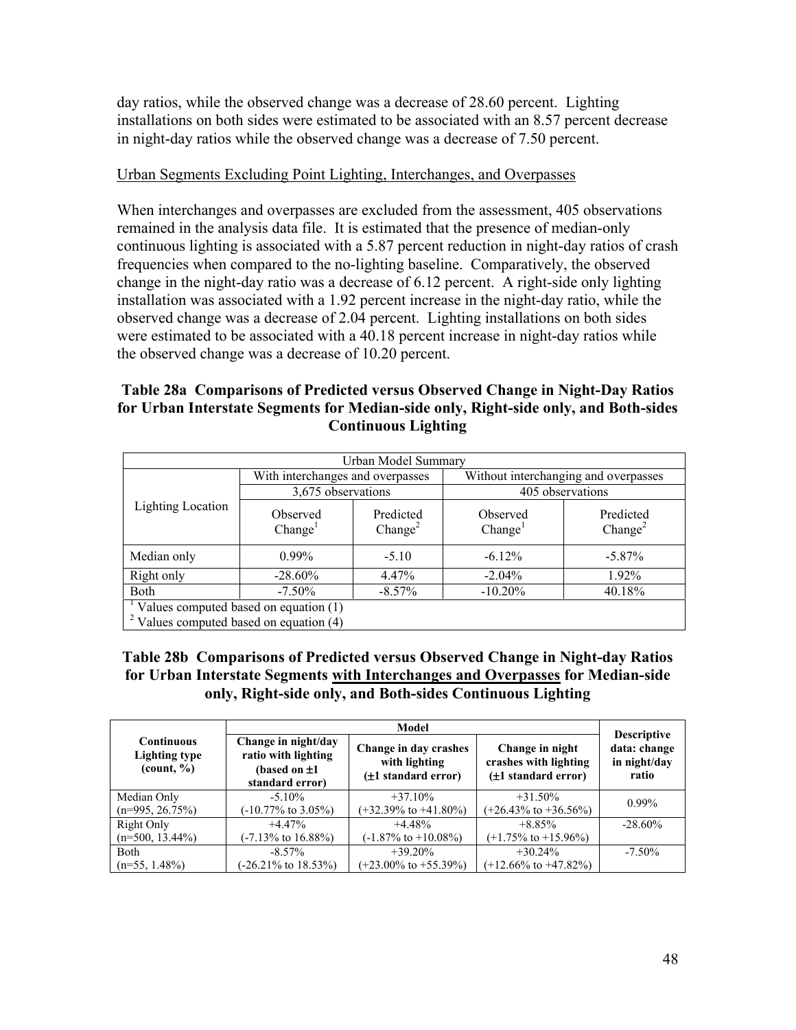day ratios, while the observed change was a decrease of 28.60 percent. Lighting installations on both sides were estimated to be associated with an 8.57 percent decrease in night-day ratios while the observed change was a decrease of 7.50 percent.

Urban Segments Excluding Point Lighting, Interchanges, and Overpasses

When interchanges and overpasses are excluded from the assessment, 405 observations remained in the analysis data file. It is estimated that the presence of median-only continuous lighting is associated with a 5.87 percent reduction in night-day ratios of crash frequencies when compared to the no-lighting baseline. Comparatively, the observed change in the night-day ratio was a decrease of 6.12 percent. A right-side only lighting installation was associated with a 1.92 percent increase in the night-day ratio, while the observed change was a decrease of 2.04 percent. Lighting installations on both sides were estimated to be associated with a 40.18 percent increase in night-day ratios while the observed change was a decrease of 10.20 percent.

**Table 28a Comparisons of Predicted versus Observed Change in Night-Day Ratios for Urban Interstate Segments for Median-side only, Right-side only, and Both-sides Continuous Lighting**

| Urban Model Summary | | | | |
|---|---|---|---|---|
| Lighting Location | With interchanges and overpasses | | Without interchanging and overpasses | |
| | 3,675 observations | | 405 observations | |
| | Observed Change[1] | Predicted Change[2] | Observed Change[1] | Predicted Change[2] |
| Median only | 0.99% | -5.10 | -6.12% | -5.87% |
| Right only | -28.60% | 4.47% | -2.04% | 1.92% |
| Both | -7.50% | -8.57% | -10.20% | 40.18% |

[1] Values computed based on equation (1)
[2] Values computed based on equation (4)

**Table 28b Comparisons of Predicted versus Observed Change in Night-day Ratios for Urban Interstate Segments with Interchanges and Overpasses for Median-side only, Right-side only, and Both-sides Continuous Lighting**

| Continuous Lighting type (count, %) | Model | | | Descriptive data: change in night/day ratio |
|---|---|---|---|---|
| | Change in night/day ratio with lighting (based on ±1 standard error) | Change in day crashes with lighting (±1 standard error) | Change in night crashes with lighting (±1 standard error) | |
| Median Only (n=995, 26.75%) | -5.10% (-10.77% to 3.05%) | +37.10% (+32.39% to +41.80%) | +31.50% (+26.43% to +36.56%) | 0.99% |
| Right Only (n=500, 13.44%) | +4.47% (-7.13% to 16.88%) | +4.48% (-1.87% to +10.08%) | +8.85% (+1.75% to +15.96%) | -28.60% |
| Both (n=55, 1.48%) | -8.57% (-26.21% to 18.53%) | +39.20% (+23.00% to +55.39%) | +30.24% (+12.66% to +47.82%) | -7.50% |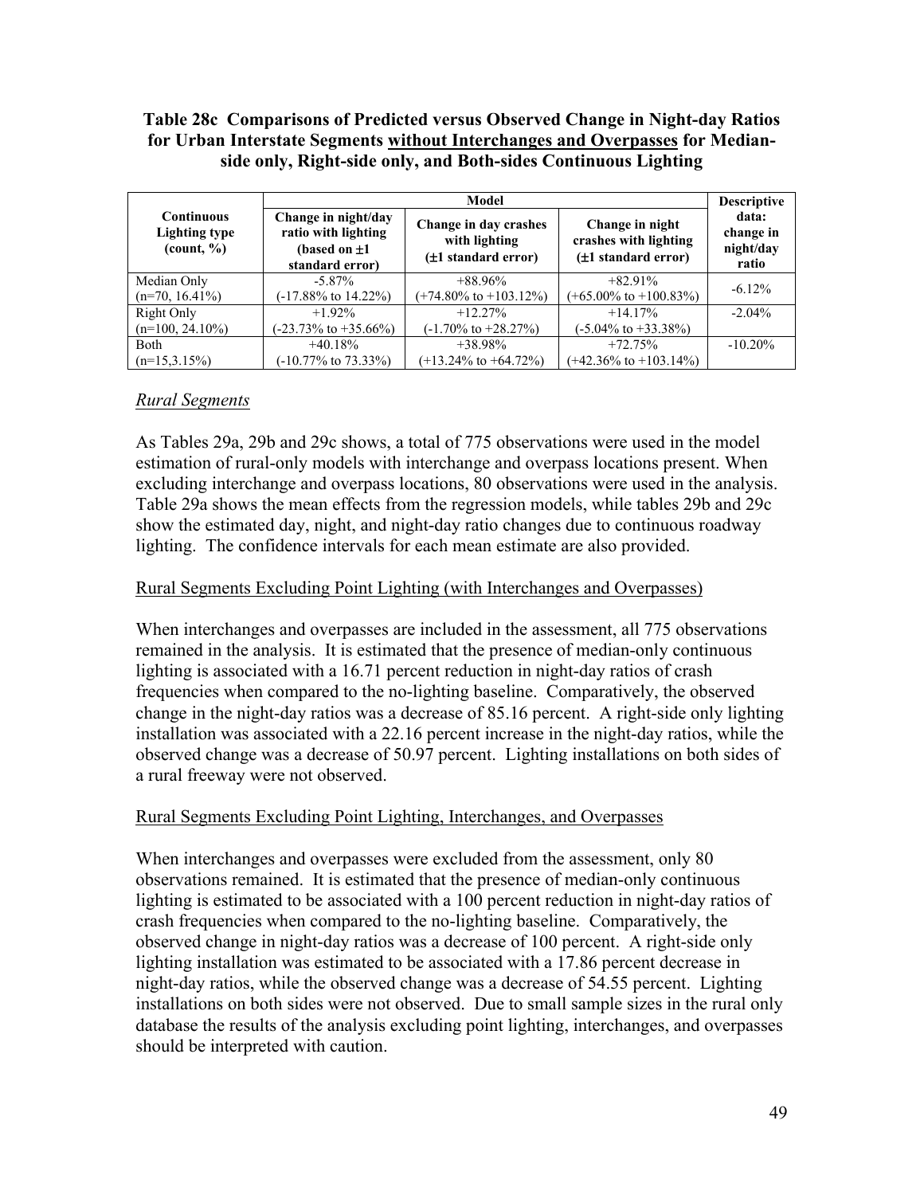**Table 28c Comparisons of Predicted versus Observed Change in Night-day Ratios for Urban Interstate Segments without Interchanges and Overpasses for Median-side only, Right-side only, and Both-sides Continuous Lighting**

| Continuous Lighting type (count, %) | Model | | | Descriptive data: change in night/day ratio |
|---|---|---|---|---|
| | Change in night/day ratio with lighting (based on ±1 standard error) | Change in day crashes with lighting (±1 standard error) | Change in night crashes with lighting (±1 standard error) | |
| Median Only (n=70, 16.41%) | -5.87% (-17.88% to 14.22%) | +88.96% (+74.80% to +103.12%) | +82.91% (+65.00% to +100.83%) | -6.12% |
| Right Only (n=100, 24.10%) | +1.92% (-23.73% to +35.66%) | +12.27% (-1.70% to +28.27%) | +14.17% (-5.04% to +33.38%) | -2.04% |
| Both (n=15,3.15%) | +40.18% (-10.77% to 73.33%) | +38.98% (+13.24% to +64.72%) | +72.75% (+42.36% to +103.14%) | -10.20% |

### *Rural Segments*

As Tables 29a, 29b and 29c shows, a total of 775 observations were used in the model estimation of rural-only models with interchange and overpass locations present. When excluding interchange and overpass locations, 80 observations were used in the analysis. Table 29a shows the mean effects from the regression models, while tables 29b and 29c show the estimated day, night, and night-day ratio changes due to continuous roadway lighting. The confidence intervals for each mean estimate are also provided.

#### Rural Segments Excluding Point Lighting (with Interchanges and Overpasses)

When interchanges and overpasses are included in the assessment, all 775 observations remained in the analysis. It is estimated that the presence of median-only continuous lighting is associated with a 16.71 percent reduction in night-day ratios of crash frequencies when compared to the no-lighting baseline. Comparatively, the observed change in the night-day ratios was a decrease of 85.16 percent. A right-side only lighting installation was associated with a 22.16 percent increase in the night-day ratios, while the observed change was a decrease of 50.97 percent. Lighting installations on both sides of a rural freeway were not observed.

#### Rural Segments Excluding Point Lighting, Interchanges, and Overpasses

When interchanges and overpasses were excluded from the assessment, only 80 observations remained. It is estimated that the presence of median-only continuous lighting is estimated to be associated with a 100 percent reduction in night-day ratios of crash frequencies when compared to the no-lighting baseline. Comparatively, the observed change in night-day ratios was a decrease of 100 percent. A right-side only lighting installation was estimated to be associated with a 17.86 percent decrease in night-day ratios, while the observed change was a decrease of 54.55 percent. Lighting installations on both sides were not observed. Due to small sample sizes in the rural only database the results of the analysis excluding point lighting, interchanges, and overpasses should be interpreted with caution.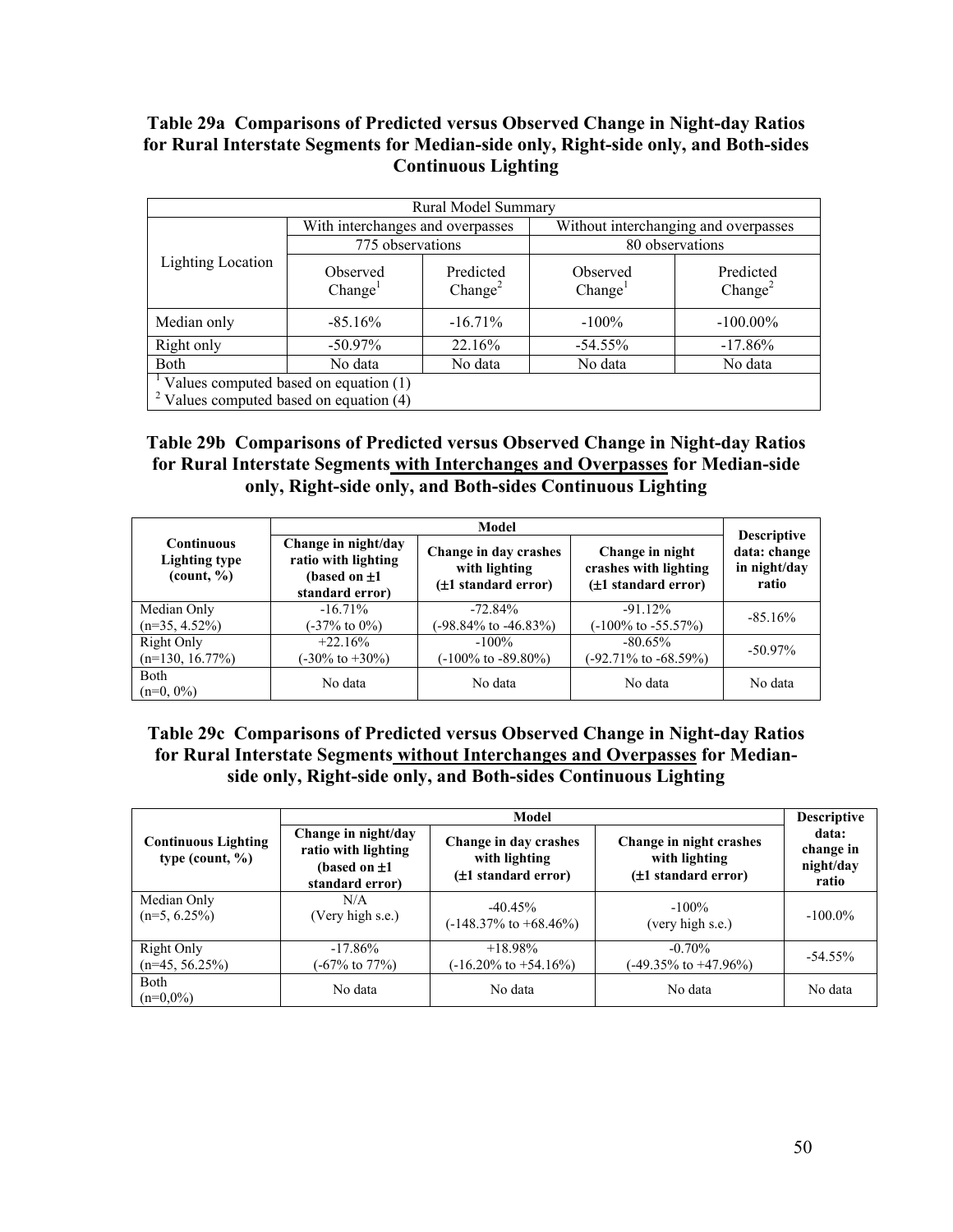**Table 29a Comparisons of Predicted versus Observed Change in Night-day Ratios for Rural Interstate Segments for Median-side only, Right-side only, and Both-sides Continuous Lighting**

| Rural Model Summary | | | | |
|---|---|---|---|---|
| Lighting Location | With interchanges and overpasses | | Without interchanging and overpasses | |
| | 775 observations | | 80 observations | |
| | Observed Change[1] | Predicted Change[2] | Observed Change[1] | Predicted Change[2] |
| Median only | -85.16% | -16.71% | -100% | -100.00% |
| Right only | -50.97% | 22.16% | -54.55% | -17.86% |
| Both | No data | No data | No data | No data |

[1] Values computed based on equation (1)
[2] Values computed based on equation (4)

**Table 29b Comparisons of Predicted versus Observed Change in Night-day Ratios for Rural Interstate Segments <u>with Interchanges and Overpasses</u> for Median-side only, Right-side only, and Both-sides Continuous Lighting**

| Continuous Lighting type (count, %) | Model | | | Descriptive data: change in night/day ratio |
|---|---|---|---|---|
| | Change in night/day ratio with lighting (based on ±1 standard error) | Change in day crashes with lighting (±1 standard error) | Change in night crashes with lighting (±1 standard error) | |
| Median Only (n=35, 4.52%) | -16.71% (-37% to 0%) | -72.84% (-98.84% to -46.83%) | -91.12% (-100% to -55.57%) | -85.16% |
| Right Only (n=130, 16.77%) | +22.16% (-30% to +30%) | -100% (-100% to -89.80%) | -80.65% (-92.71% to -68.59%) | -50.97% |
| Both (n=0, 0%) | No data | No data | No data | No data |

**Table 29c Comparisons of Predicted versus Observed Change in Night-day Ratios for Rural Interstate Segments <u>without Interchanges and Overpasses</u> for Median-side only, Right-side only, and Both-sides Continuous Lighting**

| Continuous Lighting type (count, %) | Model | | | Descriptive data: change in night/day ratio |
|---|---|---|---|---|
| | Change in night/day ratio with lighting (based on ±1 standard error) | Change in day crashes with lighting (±1 standard error) | Change in night crashes with lighting (±1 standard error) | |
| Median Only (n=5, 6.25%) | N/A (Very high s.e.) | -40.45% (-148.37% to +68.46%) | -100% (very high s.e.) | -100.0% |
| Right Only (n=45, 56.25%) | -17.86% (-67% to 77%) | +18.98% (-16.20% to +54.16%) | -0.70% (-49.35% to +47.96%) | -54.55% |
| Both (n=0,0%) | No data | No data | No data | No data |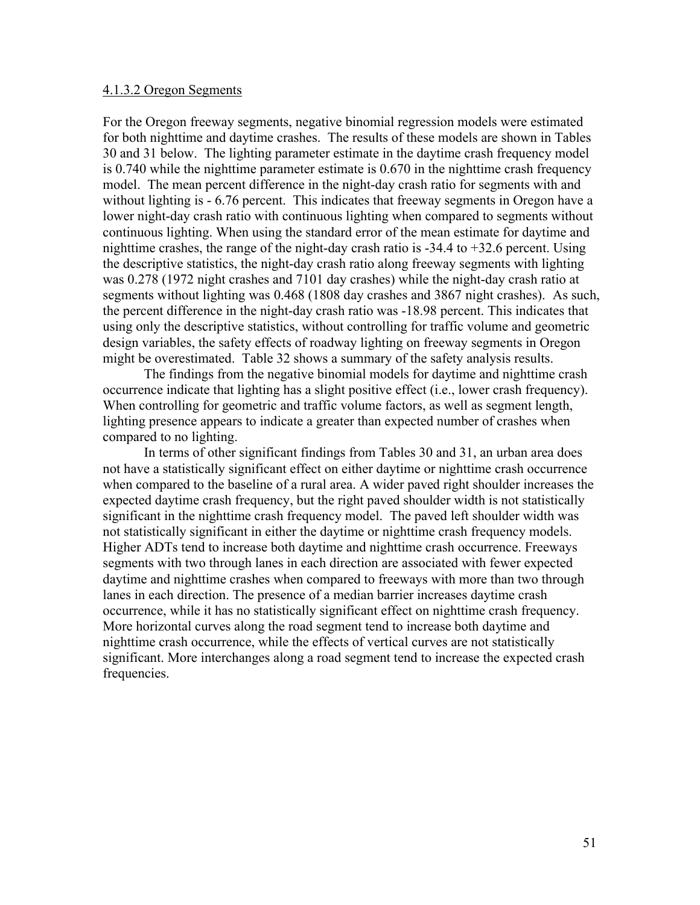4.1.3.2 Oregon Segments

For the Oregon freeway segments, negative binomial regression models were estimated for both nighttime and daytime crashes. The results of these models are shown in Tables 30 and 31 below. The lighting parameter estimate in the daytime crash frequency model is 0.740 while the nighttime parameter estimate is 0.670 in the nighttime crash frequency model. The mean percent difference in the night-day crash ratio for segments with and without lighting is - 6.76 percent. This indicates that freeway segments in Oregon have a lower night-day crash ratio with continuous lighting when compared to segments without continuous lighting. When using the standard error of the mean estimate for daytime and nighttime crashes, the range of the night-day crash ratio is -34.4 to +32.6 percent. Using the descriptive statistics, the night-day crash ratio along freeway segments with lighting was 0.278 (1972 night crashes and 7101 day crashes) while the night-day crash ratio at segments without lighting was 0.468 (1808 day crashes and 3867 night crashes). As such, the percent difference in the night-day crash ratio was -18.98 percent. This indicates that using only the descriptive statistics, without controlling for traffic volume and geometric design variables, the safety effects of roadway lighting on freeway segments in Oregon might be overestimated. Table 32 shows a summary of the safety analysis results.

The findings from the negative binomial models for daytime and nighttime crash occurrence indicate that lighting has a slight positive effect (i.e., lower crash frequency). When controlling for geometric and traffic volume factors, as well as segment length, lighting presence appears to indicate a greater than expected number of crashes when compared to no lighting.

In terms of other significant findings from Tables 30 and 31, an urban area does not have a statistically significant effect on either daytime or nighttime crash occurrence when compared to the baseline of a rural area. A wider paved right shoulder increases the expected daytime crash frequency, but the right paved shoulder width is not statistically significant in the nighttime crash frequency model. The paved left shoulder width was not statistically significant in either the daytime or nighttime crash frequency models. Higher ADTs tend to increase both daytime and nighttime crash occurrence. Freeways segments with two through lanes in each direction are associated with fewer expected daytime and nighttime crashes when compared to freeways with more than two through lanes in each direction. The presence of a median barrier increases daytime crash occurrence, while it has no statistically significant effect on nighttime crash frequency. More horizontal curves along the road segment tend to increase both daytime and nighttime crash occurrence, while the effects of vertical curves are not statistically significant. More interchanges along a road segment tend to increase the expected crash frequencies.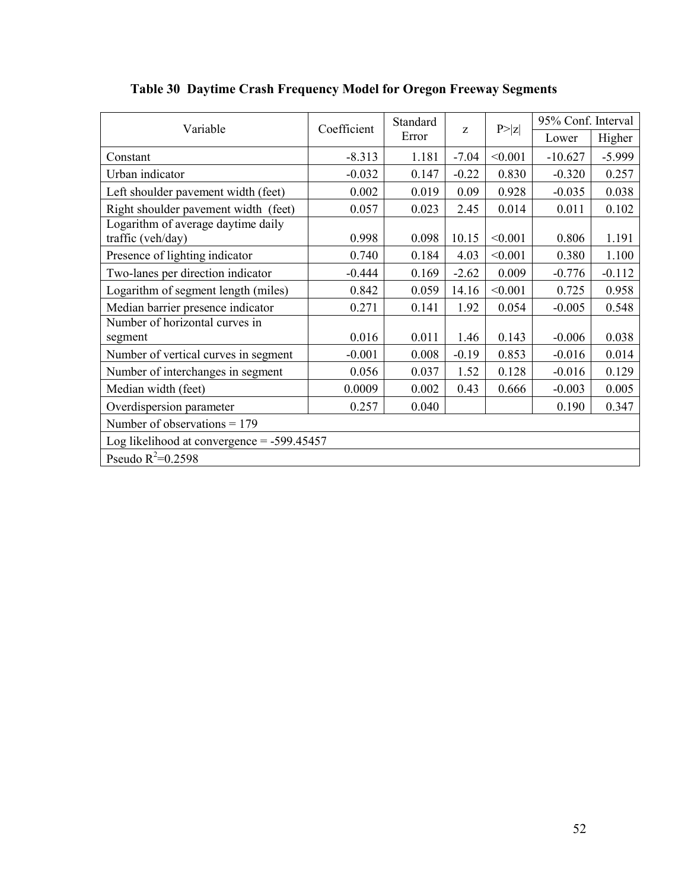**Table 30 Daytime Crash Frequency Model for Oregon Freeway Segments**

| Variable | Coefficient | Standard Error | z | P>\|z\| | 95% Conf. Interval | |
|---|---|---|---|---|---|---|
| | | | | | Lower | Higher |
| Constant | -8.313 | 1.181 | -7.04 | <0.001 | -10.627 | -5.999 |
| Urban indicator | -0.032 | 0.147 | -0.22 | 0.830 | -0.320 | 0.257 |
| Left shoulder pavement width (feet) | 0.002 | 0.019 | 0.09 | 0.928 | -0.035 | 0.038 |
| Right shoulder pavement width (feet) | 0.057 | 0.023 | 2.45 | 0.014 | 0.011 | 0.102 |
| Logarithm of average daytime daily traffic (veh/day) | 0.998 | 0.098 | 10.15 | <0.001 | 0.806 | 1.191 |
| Presence of lighting indicator | 0.740 | 0.184 | 4.03 | <0.001 | 0.380 | 1.100 |
| Two-lanes per direction indicator | -0.444 | 0.169 | -2.62 | 0.009 | -0.776 | -0.112 |
| Logarithm of segment length (miles) | 0.842 | 0.059 | 14.16 | <0.001 | 0.725 | 0.958 |
| Median barrier presence indicator | 0.271 | 0.141 | 1.92 | 0.054 | -0.005 | 0.548 |
| Number of horizontal curves in segment | 0.016 | 0.011 | 1.46 | 0.143 | -0.006 | 0.038 |
| Number of vertical curves in segment | -0.001 | 0.008 | -0.19 | 0.853 | -0.016 | 0.014 |
| Number of interchanges in segment | 0.056 | 0.037 | 1.52 | 0.128 | -0.016 | 0.129 |
| Median width (feet) | 0.0009 | 0.002 | 0.43 | 0.666 | -0.003 | 0.005 |
| Overdispersion parameter | 0.257 | 0.040 | | | 0.190 | 0.347 |
| Number of observations = 179 | | | | | | |
| Log likelihood at convergence = -599.45457 | | | | | | |
| Pseudo $R^2$=0.2598 | | | | | | |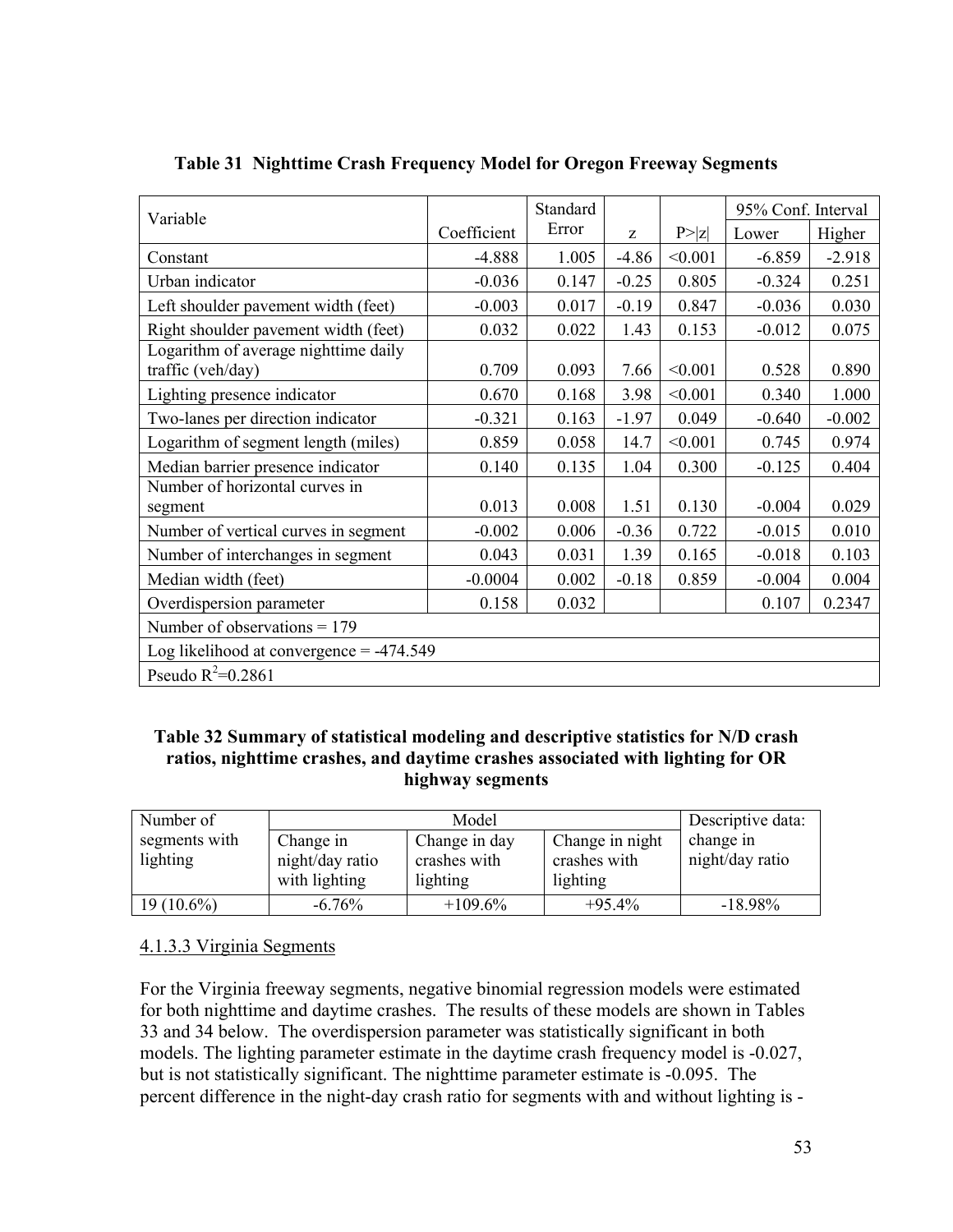**Table 31 Nighttime Crash Frequency Model for Oregon Freeway Segments**

| Variable | Coefficient | Standard Error | z | P>\|z\| | 95% Conf. Interval Lower | 95% Conf. Interval Higher |
|---|---|---|---|---|---|---|
| Constant | -4.888 | 1.005 | -4.86 | <0.001 | -6.859 | -2.918 |
| Urban indicator | -0.036 | 0.147 | -0.25 | 0.805 | -0.324 | 0.251 |
| Left shoulder pavement width (feet) | -0.003 | 0.017 | -0.19 | 0.847 | -0.036 | 0.030 |
| Right shoulder pavement width (feet) | 0.032 | 0.022 | 1.43 | 0.153 | -0.012 | 0.075 |
| Logarithm of average nighttime daily traffic (veh/day) | 0.709 | 0.093 | 7.66 | <0.001 | 0.528 | 0.890 |
| Lighting presence indicator | 0.670 | 0.168 | 3.98 | <0.001 | 0.340 | 1.000 |
| Two-lanes per direction indicator | -0.321 | 0.163 | -1.97 | 0.049 | -0.640 | -0.002 |
| Logarithm of segment length (miles) | 0.859 | 0.058 | 14.7 | <0.001 | 0.745 | 0.974 |
| Median barrier presence indicator | 0.140 | 0.135 | 1.04 | 0.300 | -0.125 | 0.404 |
| Number of horizontal curves in segment | 0.013 | 0.008 | 1.51 | 0.130 | -0.004 | 0.029 |
| Number of vertical curves in segment | -0.002 | 0.006 | -0.36 | 0.722 | -0.015 | 0.010 |
| Number of interchanges in segment | 0.043 | 0.031 | 1.39 | 0.165 | -0.018 | 0.103 |
| Median width (feet) | -0.0004 | 0.002 | -0.18 | 0.859 | -0.004 | 0.004 |
| Overdispersion parameter | 0.158 | 0.032 | | | 0.107 | 0.2347 |
| Number of observations = 179 | | | | | | |
| Log likelihood at convergence = -474.549 | | | | | | |
| Pseudo $R^2$=0.2861 | | | | | | |

**Table 32 Summary of statistical modeling and descriptive statistics for N/D crash ratios, nighttime crashes, and daytime crashes associated with lighting for OR highway segments**

| Number of segments with lighting | Model | | | Descriptive data: change in night/day ratio |
|---|---|---|---|---|
| | Change in night/day ratio with lighting | Change in day crashes with lighting | Change in night crashes with lighting | |
| 19 (10.6%) | -6.76% | +109.6% | +95.4% | -18.98% |

4.1.3.3 Virginia Segments

For the Virginia freeway segments, negative binomial regression models were estimated for both nighttime and daytime crashes. The results of these models are shown in Tables 33 and 34 below. The overdispersion parameter was statistically significant in both models. The lighting parameter estimate in the daytime crash frequency model is -0.027, but is not statistically significant. The nighttime parameter estimate is -0.095. The percent difference in the night-day crash ratio for segments with and without lighting is -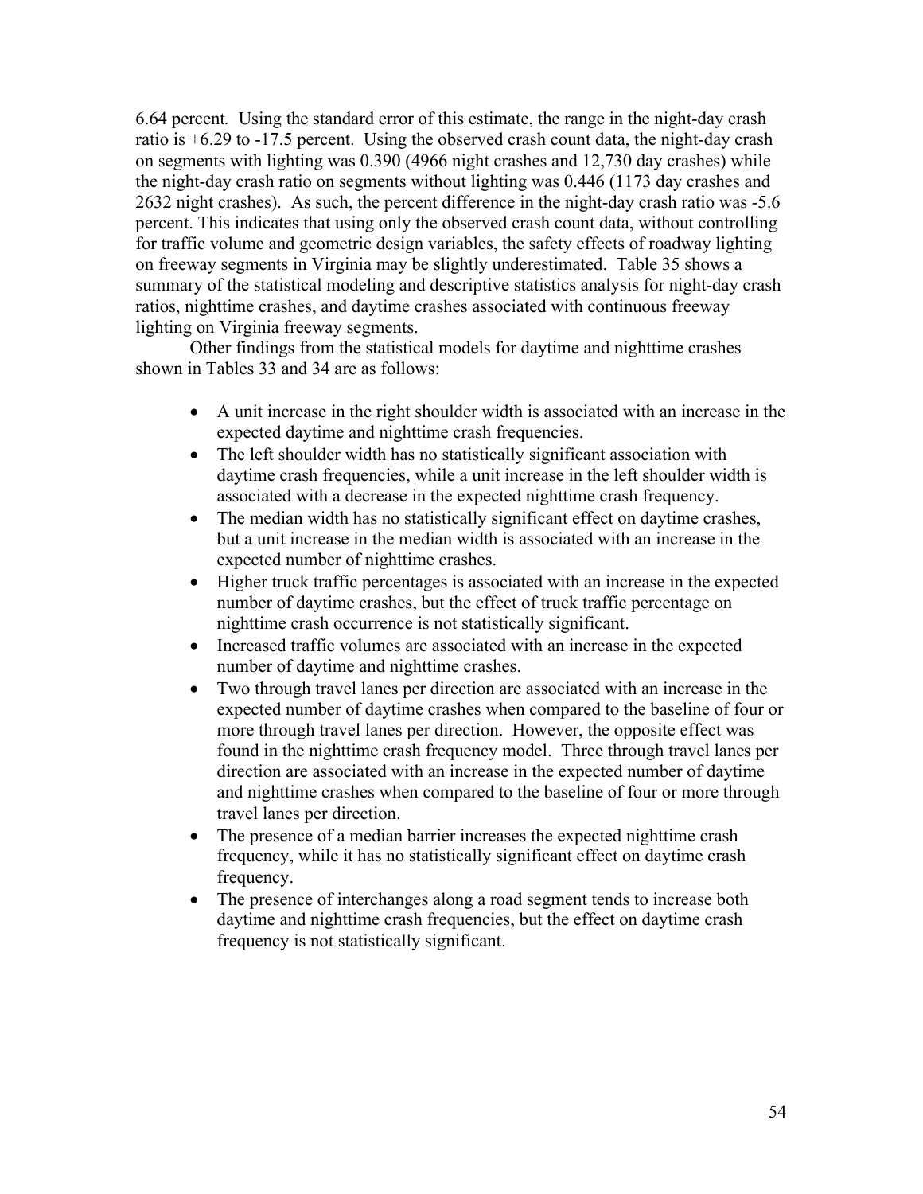6.64 percent. Using the standard error of this estimate, the range in the night-day crash ratio is +6.29 to -17.5 percent. Using the observed crash count data, the night-day crash on segments with lighting was 0.390 (4966 night crashes and 12,730 day crashes) while the night-day crash ratio on segments without lighting was 0.446 (1173 day crashes and 2632 night crashes). As such, the percent difference in the night-day crash ratio was -5.6 percent. This indicates that using only the observed crash count data, without controlling for traffic volume and geometric design variables, the safety effects of roadway lighting on freeway segments in Virginia may be slightly underestimated. Table 35 shows a summary of the statistical modeling and descriptive statistics analysis for night-day crash ratios, nighttime crashes, and daytime crashes associated with continuous freeway lighting on Virginia freeway segments.

Other findings from the statistical models for daytime and nighttime crashes shown in Tables 33 and 34 are as follows:

- A unit increase in the right shoulder width is associated with an increase in the expected daytime and nighttime crash frequencies.
- The left shoulder width has no statistically significant association with daytime crash frequencies, while a unit increase in the left shoulder width is associated with a decrease in the expected nighttime crash frequency.
- The median width has no statistically significant effect on daytime crashes, but a unit increase in the median width is associated with an increase in the expected number of nighttime crashes.
- Higher truck traffic percentages is associated with an increase in the expected number of daytime crashes, but the effect of truck traffic percentage on nighttime crash occurrence is not statistically significant.
- Increased traffic volumes are associated with an increase in the expected number of daytime and nighttime crashes.
- Two through travel lanes per direction are associated with an increase in the expected number of daytime crashes when compared to the baseline of four or more through travel lanes per direction. However, the opposite effect was found in the nighttime crash frequency model. Three through travel lanes per direction are associated with an increase in the expected number of daytime and nighttime crashes when compared to the baseline of four or more through travel lanes per direction.
- The presence of a median barrier increases the expected nighttime crash frequency, while it has no statistically significant effect on daytime crash frequency.
- The presence of interchanges along a road segment tends to increase both daytime and nighttime crash frequencies, but the effect on daytime crash frequency is not statistically significant.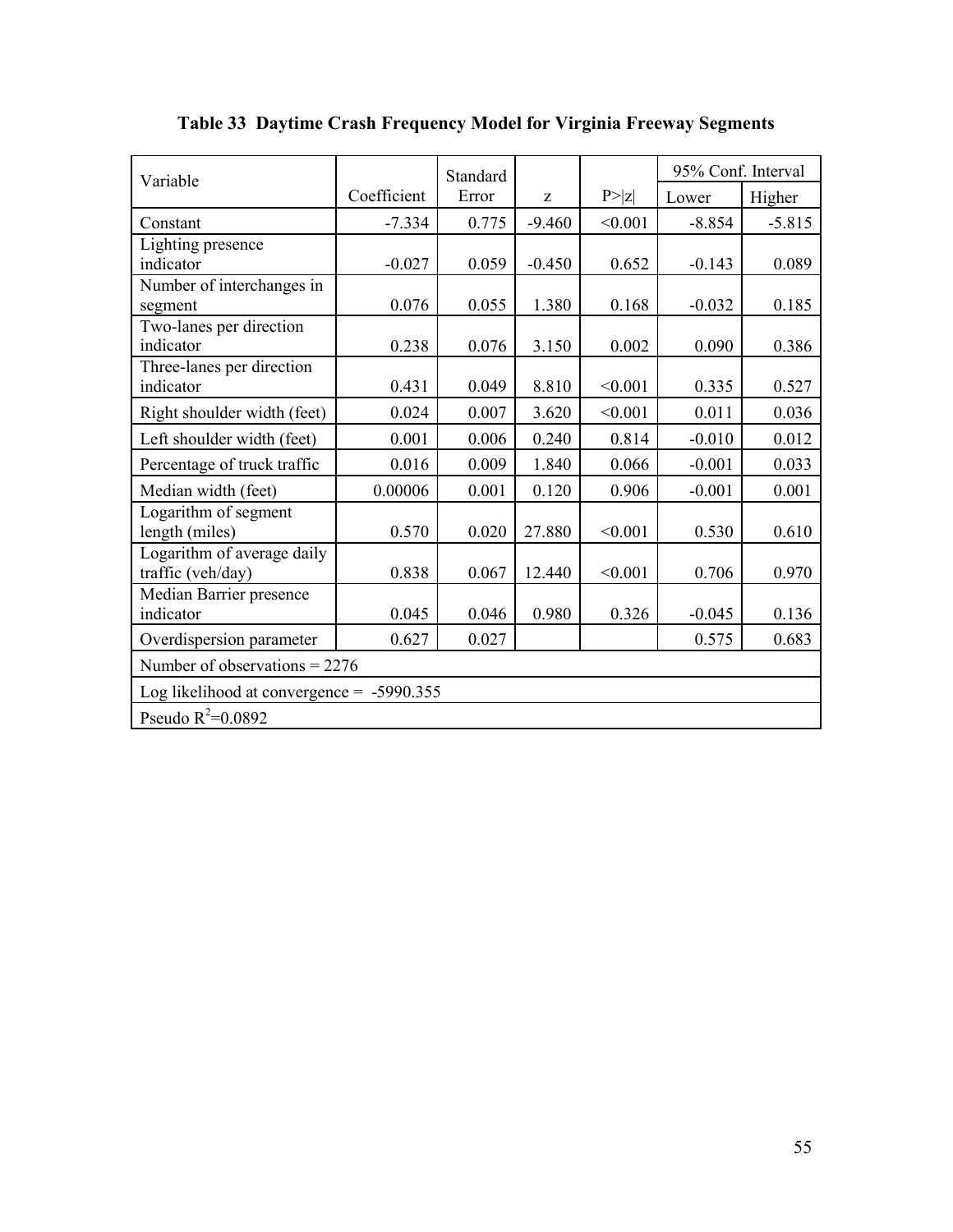**Table 33 Daytime Crash Frequency Model for Virginia Freeway Segments**

| Variable | Coefficient | Standard Error | z | P>\|z\| | 95% Conf. Interval | |
|---|---|---|---|---|---|---|
| | | | | | Lower | Higher |
| Constant | -7.334 | 0.775 | -9.460 | <0.001 | -8.854 | -5.815 |
| Lighting presence indicator | -0.027 | 0.059 | -0.450 | 0.652 | -0.143 | 0.089 |
| Number of interchanges in segment | 0.076 | 0.055 | 1.380 | 0.168 | -0.032 | 0.185 |
| Two-lanes per direction indicator | 0.238 | 0.076 | 3.150 | 0.002 | 0.090 | 0.386 |
| Three-lanes per direction indicator | 0.431 | 0.049 | 8.810 | <0.001 | 0.335 | 0.527 |
| Right shoulder width (feet) | 0.024 | 0.007 | 3.620 | <0.001 | 0.011 | 0.036 |
| Left shoulder width (feet) | 0.001 | 0.006 | 0.240 | 0.814 | -0.010 | 0.012 |
| Percentage of truck traffic | 0.016 | 0.009 | 1.840 | 0.066 | -0.001 | 0.033 |
| Median width (feet) | 0.00006 | 0.001 | 0.120 | 0.906 | -0.001 | 0.001 |
| Logarithm of segment length (miles) | 0.570 | 0.020 | 27.880 | <0.001 | 0.530 | 0.610 |
| Logarithm of average daily traffic (veh/day) | 0.838 | 0.067 | 12.440 | <0.001 | 0.706 | 0.970 |
| Median Barrier presence indicator | 0.045 | 0.046 | 0.980 | 0.326 | -0.045 | 0.136 |
| Overdispersion parameter | 0.627 | 0.027 | | | 0.575 | 0.683 |
| Number of observations = 2276 | | | | | | |
| Log likelihood at convergence = -5990.355 | | | | | | |
| Pseudo $R^2$=0.0892 | | | | | | |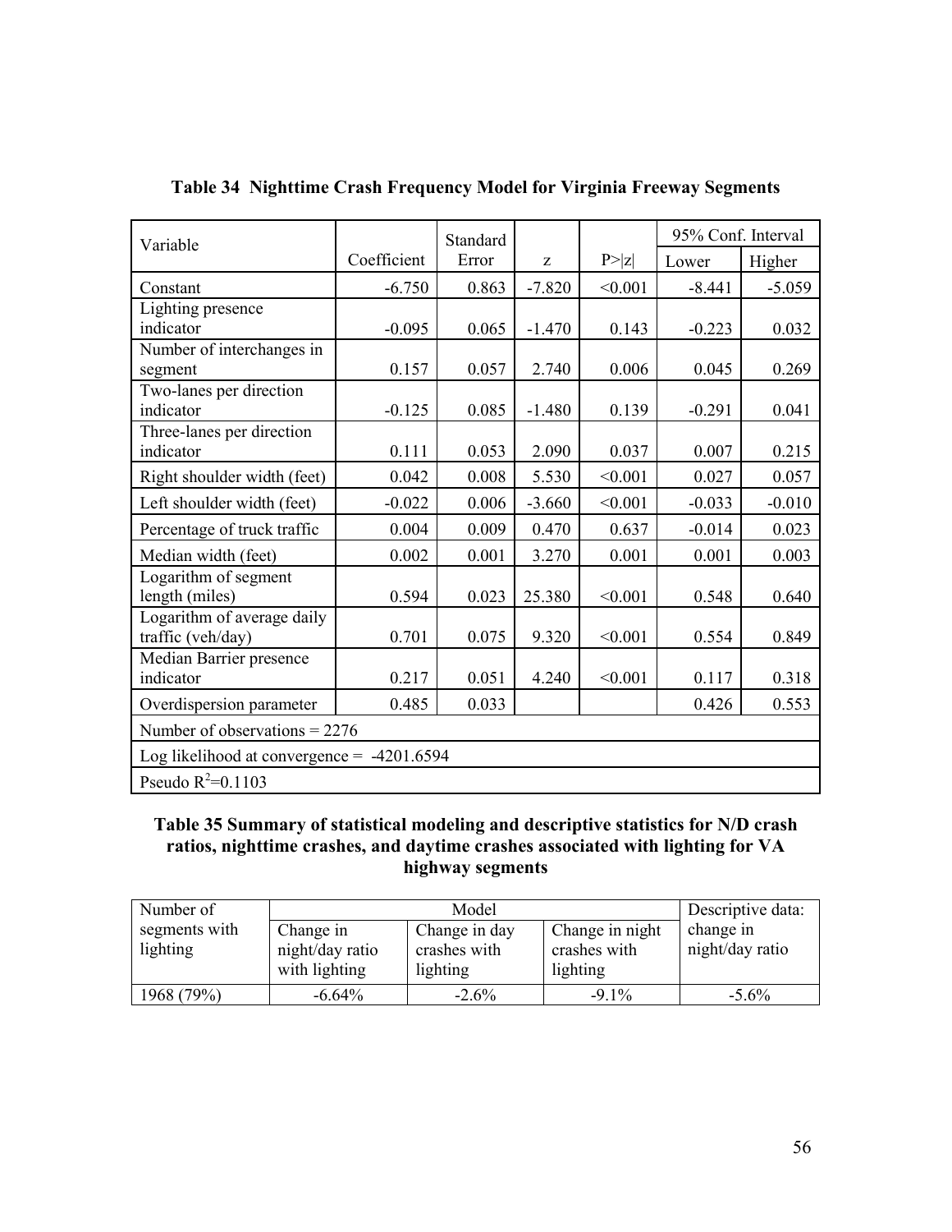**Table 34 Nighttime Crash Frequency Model for Virginia Freeway Segments**

| Variable | Coefficient | Standard Error | z | P>\|z\| | 95% Conf. Interval | |
|---|---|---|---|---|---|---|
| | | | | | Lower | Higher |
| Constant | -6.750 | 0.863 | -7.820 | <0.001 | -8.441 | -5.059 |
| Lighting presence indicator | -0.095 | 0.065 | -1.470 | 0.143 | -0.223 | 0.032 |
| Number of interchanges in segment | 0.157 | 0.057 | 2.740 | 0.006 | 0.045 | 0.269 |
| Two-lanes per direction indicator | -0.125 | 0.085 | -1.480 | 0.139 | -0.291 | 0.041 |
| Three-lanes per direction indicator | 0.111 | 0.053 | 2.090 | 0.037 | 0.007 | 0.215 |
| Right shoulder width (feet) | 0.042 | 0.008 | 5.530 | <0.001 | 0.027 | 0.057 |
| Left shoulder width (feet) | -0.022 | 0.006 | -3.660 | <0.001 | -0.033 | -0.010 |
| Percentage of truck traffic | 0.004 | 0.009 | 0.470 | 0.637 | -0.014 | 0.023 |
| Median width (feet) | 0.002 | 0.001 | 3.270 | 0.001 | 0.001 | 0.003 |
| Logarithm of segment length (miles) | 0.594 | 0.023 | 25.380 | <0.001 | 0.548 | 0.640 |
| Logarithm of average daily traffic (veh/day) | 0.701 | 0.075 | 9.320 | <0.001 | 0.554 | 0.849 |
| Median Barrier presence indicator | 0.217 | 0.051 | 4.240 | <0.001 | 0.117 | 0.318 |
| Overdispersion parameter | 0.485 | 0.033 | | | 0.426 | 0.553 |
| Number of observations = 2276 | | | | | | |
| Log likelihood at convergence = -4201.6594 | | | | | | |
| Pseudo $R^2$=0.1103 | | | | | | |

**Table 35 Summary of statistical modeling and descriptive statistics for N/D crash ratios, nighttime crashes, and daytime crashes associated with lighting for VA highway segments**

| Number of segments with lighting | Model | | | Descriptive data: change in night/day ratio |
|---|---|---|---|---|
| | Change in night/day ratio with lighting | Change in day crashes with lighting | Change in night crashes with lighting | |
| 1968 (79%) | -6.64% | -2.6% | -9.1% | -5.6% |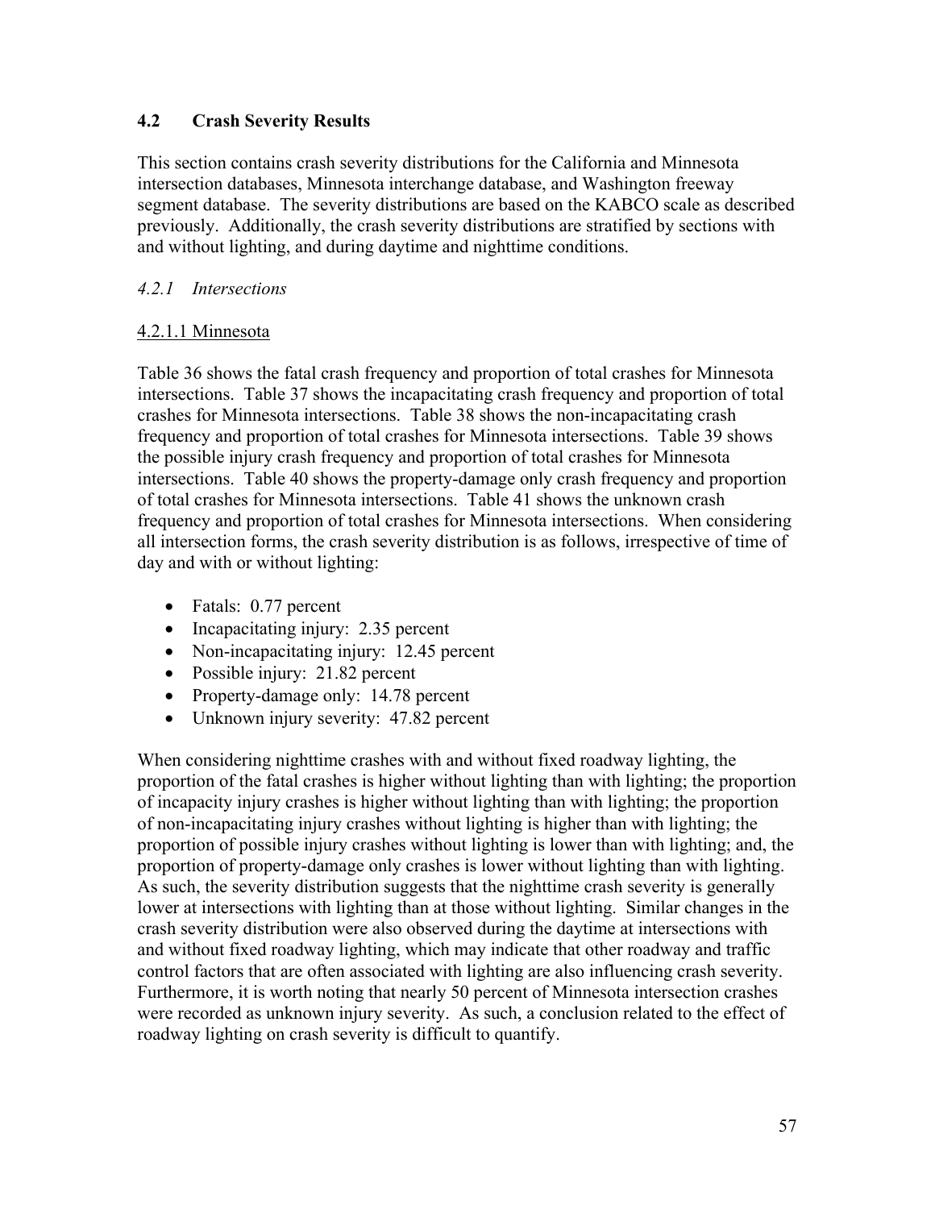## 4.2 Crash Severity Results

This section contains crash severity distributions for the California and Minnesota intersection databases, Minnesota interchange database, and Washington freeway segment database. The severity distributions are based on the KABCO scale as described previously. Additionally, the crash severity distributions are stratified by sections with and without lighting, and during daytime and nighttime conditions.

### *4.2.1 Intersections*

#### 4.2.1.1 Minnesota

Table 36 shows the fatal crash frequency and proportion of total crashes for Minnesota intersections. Table 37 shows the incapacitating crash frequency and proportion of total crashes for Minnesota intersections. Table 38 shows the non-incapacitating crash frequency and proportion of total crashes for Minnesota intersections. Table 39 shows the possible injury crash frequency and proportion of total crashes for Minnesota intersections. Table 40 shows the property-damage only crash frequency and proportion of total crashes for Minnesota intersections. Table 41 shows the unknown crash frequency and proportion of total crashes for Minnesota intersections. When considering all intersection forms, the crash severity distribution is as follows, irrespective of time of day and with or without lighting:

- Fatals: 0.77 percent
- Incapacitating injury: 2.35 percent
- Non-incapacitating injury: 12.45 percent
- Possible injury: 21.82 percent
- Property-damage only: 14.78 percent
- Unknown injury severity: 47.82 percent

When considering nighttime crashes with and without fixed roadway lighting, the proportion of the fatal crashes is higher without lighting than with lighting; the proportion of incapacity injury crashes is higher without lighting than with lighting; the proportion of non-incapacitating injury crashes without lighting is higher than with lighting; the proportion of possible injury crashes without lighting is lower than with lighting; and, the proportion of property-damage only crashes is lower without lighting than with lighting. As such, the severity distribution suggests that the nighttime crash severity is generally lower at intersections with lighting than at those without lighting. Similar changes in the crash severity distribution were also observed during the daytime at intersections with and without fixed roadway lighting, which may indicate that other roadway and traffic control factors that are often associated with lighting are also influencing crash severity. Furthermore, it is worth noting that nearly 50 percent of Minnesota intersection crashes were recorded as unknown injury severity. As such, a conclusion related to the effect of roadway lighting on crash severity is difficult to quantify.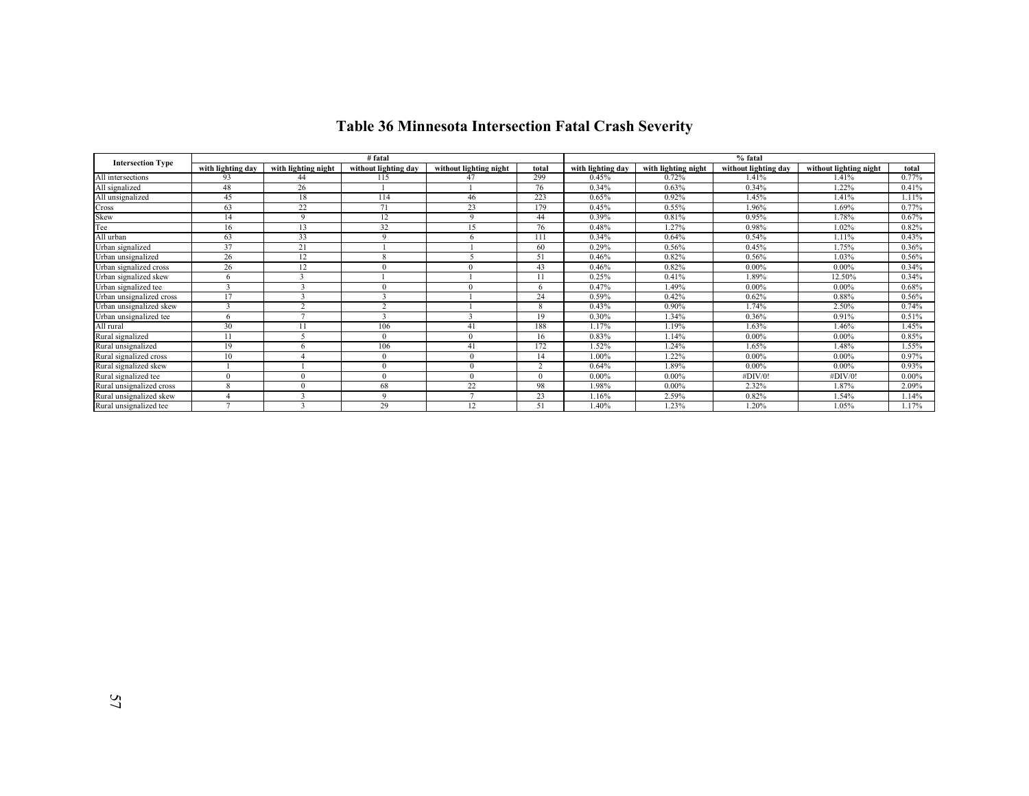# Table 36 Minnesota Intersection Fatal Crash Severity

| Intersection Type | # fatal | | | | | % fatal | | | | |
|---|---|---|---|---|---|---|---|---|---|---|
| | with lighting day | with lighting night | without lighting day | without lighting night | total | with lighting day | with lighting night | without lighting day | without lighting night | total |
| All intersections | 93 | 44 | 115 | 47 | 299 | 0.45% | 0.72% | 1.41% | 1.41% | 0.77% |
| All signalized | 48 | 26 | 1 | 1 | 76 | 0.34% | 0.63% | 0.34% | 1.22% | 0.41% |
| All unsignalized | 45 | 18 | 114 | 46 | 223 | 0.65% | 0.92% | 1.45% | 1.41% | 1.11% |
| Cross | 63 | 22 | 71 | 23 | 179 | 0.45% | 0.55% | 1.96% | 1.69% | 0.77% |
| Skew | 14 | 9 | 12 | 9 | 44 | 0.39% | 0.81% | 0.95% | 1.78% | 0.67% |
| Tee | 16 | 13 | 32 | 15 | 76 | 0.48% | 1.27% | 0.98% | 1.02% | 0.82% |
| All urban | 63 | 33 | 9 | 6 | 111 | 0.34% | 0.64% | 0.54% | 1.11% | 0.43% |
| Urban signalized | 37 | 21 | 1 | 1 | 60 | 0.29% | 0.56% | 0.45% | 1.75% | 0.36% |
| Urban unsignalized | 26 | 12 | 8 | 5 | 51 | 0.46% | 0.82% | 0.56% | 1.03% | 0.56% |
| Urban signalized cross | 26 | 12 | 0 | 0 | 43 | 0.46% | 0.82% | 0.00% | 0.00% | 0.34% |
| Urban signalized skew | 6 | 3 | 1 | 1 | 11 | 0.25% | 0.41% | 1.89% | 12.50% | 0.34% |
| Urban signalized tee | 3 | 3 | 0 | 0 | 6 | 0.47% | 1.49% | 0.00% | 0.00% | 0.68% |
| Urban unsignalized cross | 17 | 3 | 3 | 1 | 24 | 0.59% | 0.42% | 0.62% | 0.88% | 0.56% |
| Urban unsignalized skew | 3 | 2 | 2 | 1 | 8 | 0.43% | 0.90% | 1.74% | 2.50% | 0.74% |
| Urban unsignalized tee | 6 | 7 | 3 | 3 | 19 | 0.30% | 1.34% | 0.36% | 0.91% | 0.51% |
| All rural | 30 | 11 | 106 | 41 | 188 | 1.17% | 1.19% | 1.63% | 1.46% | 1.45% |
| Rural signalized | 11 | 5 | 0 | 0 | 16 | 0.83% | 1.14% | 0.00% | 0.00% | 0.85% |
| Rural unsignalized | 19 | 6 | 106 | 41 | 172 | 1.52% | 1.24% | 1.65% | 1.48% | 1.55% |
| Rural signalized cross | 10 | 4 | 0 | 0 | 14 | 1.00% | 1.22% | 0.00% | 0.00% | 0.97% |
| Rural signalized skew | 1 | 1 | 0 | 0 | 2 | 0.64% | 1.89% | 0.00% | 0.00% | 0.93% |
| Rural signalized tee | 0 | 0 | 0 | 0 | 0 | 0.00% | 0.00% | #DIV/0! | #DIV/0! | 0.00% |
| Rural unsignalized cross | 8 | 0 | 68 | 22 | 98 | 1.98% | 0.00% | 2.32% | 1.87% | 2.09% |
| Rural unsignalized skew | 4 | 3 | 9 | 7 | 23 | 1.16% | 2.59% | 0.82% | 1.54% | 1.14% |
| Rural unsignalized tee | 7 | 3 | 29 | 12 | 51 | 1.40% | 1.23% | 1.20% | 1.05% | 1.17% |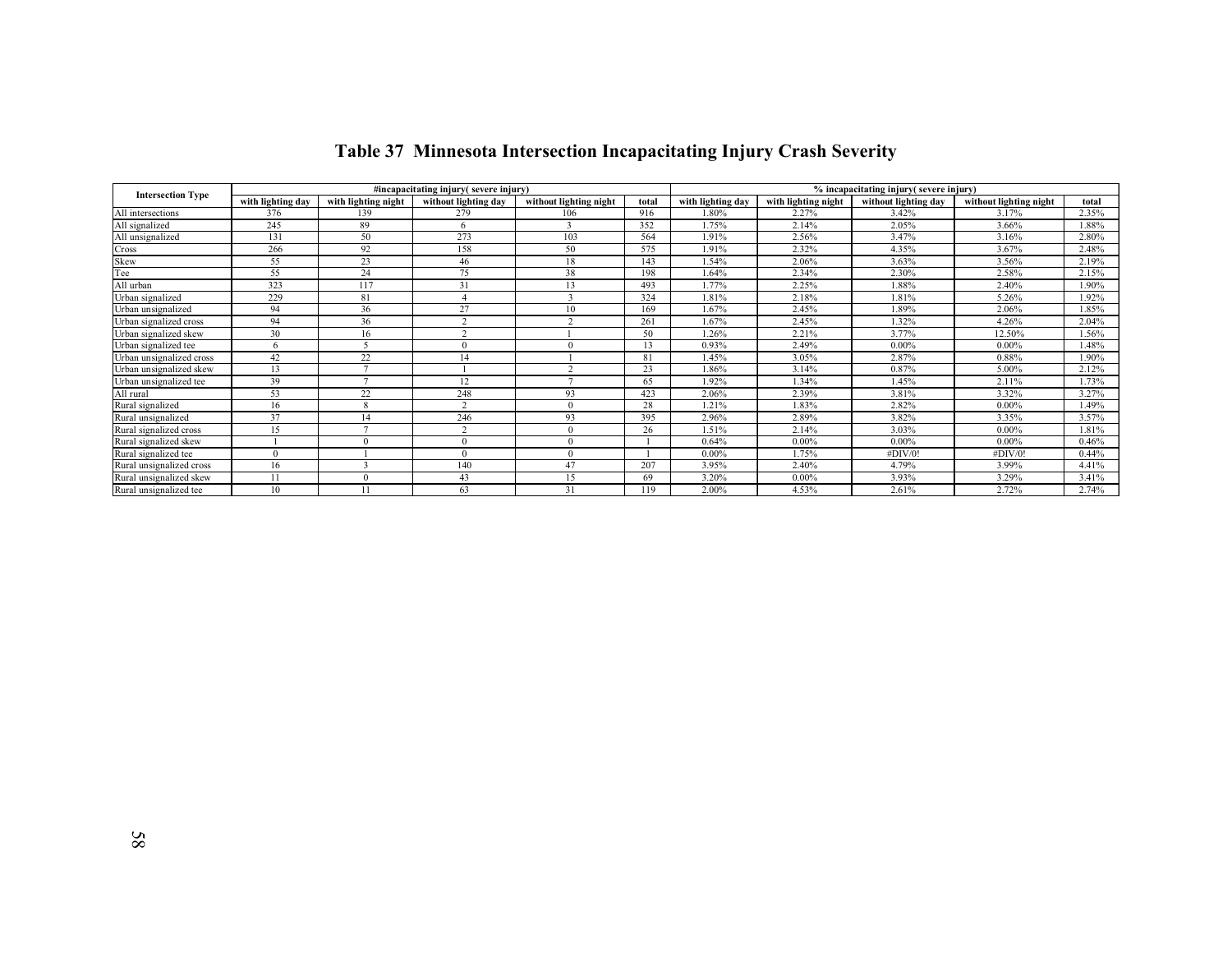# Table 37 Minnesota Intersection Incapacitating Injury Crash Severity

| Intersection Type | #incapacitating injury( severe injury) | | | | | % incapacitating injury( severe injury) | | | | |
|---|---|---|---|---|---|---|---|---|---|---|
| | with lighting day | with lighting night | without lighting day | without lighting night | total | with lighting day | with lighting night | without lighting day | without lighting night | total |
| All intersections | 376 | 139 | 279 | 106 | 916 | 1.80% | 2.27% | 3.42% | 3.17% | 2.35% |
| All signalized | 245 | 89 | 6 | 3 | 352 | 1.75% | 2.14% | 2.05% | 3.66% | 1.88% |
| All unsignalized | 131 | 50 | 273 | 103 | 564 | 1.91% | 2.56% | 3.47% | 3.16% | 2.80% |
| Cross | 266 | 92 | 158 | 50 | 575 | 1.91% | 2.32% | 4.35% | 3.67% | 2.48% |
| Skew | 55 | 23 | 46 | 18 | 143 | 1.54% | 2.06% | 3.63% | 3.56% | 2.19% |
| Tee | 55 | 24 | 75 | 38 | 198 | 1.64% | 2.34% | 2.30% | 2.58% | 2.15% |
| All urban | 323 | 117 | 31 | 13 | 493 | 1.77% | 2.25% | 1.88% | 2.40% | 1.90% |
| Urban signalized | 229 | 81 | 4 | 3 | 324 | 1.81% | 2.18% | 1.81% | 5.26% | 1.92% |
| Urban unsignalized | 94 | 36 | 27 | 10 | 169 | 1.67% | 2.45% | 1.89% | 2.06% | 1.85% |
| Urban signalized cross | 94 | 36 | 2 | 2 | 261 | 1.67% | 2.45% | 1.32% | 4.26% | 2.04% |
| Urban signalized skew | 30 | 16 | 2 | 1 | 50 | 1.26% | 2.21% | 3.77% | 12.50% | 1.56% |
| Urban signalized tee | 6 | 5 | 0 | 0 | 13 | 0.93% | 2.49% | 0.00% | 0.00% | 1.48% |
| Urban unsignalized cross | 42 | 22 | 14 | 1 | 81 | 1.45% | 3.05% | 2.87% | 0.88% | 1.90% |
| Urban unsignalized skew | 13 | 7 | 1 | 2 | 23 | 1.86% | 3.14% | 0.87% | 5.00% | 2.12% |
| Urban unsignalized tee | 39 | 7 | 12 | 7 | 65 | 1.92% | 1.34% | 1.45% | 2.11% | 1.73% |
| All rural | 53 | 22 | 248 | 93 | 423 | 2.06% | 2.39% | 3.81% | 3.32% | 3.27% |
| Rural signalized | 16 | 8 | 2 | 0 | 28 | 1.21% | 1.83% | 2.82% | 0.00% | 1.49% |
| Rural unsignalized | 37 | 14 | 246 | 93 | 395 | 2.96% | 2.89% | 3.82% | 3.35% | 3.57% |
| Rural signalized cross | 15 | 7 | 2 | 0 | 26 | 1.51% | 2.14% | 3.03% | 0.00% | 1.81% |
| Rural signalized skew | 1 | 0 | 0 | 0 | 1 | 0.64% | 0.00% | 0.00% | 0.00% | 0.46% |
| Rural signalized tee | 0 | 1 | 0 | 0 | 1 | 0.00% | 1.75% | #DIV/0! | #DIV/0! | 0.44% |
| Rural unsignalized cross | 16 | 3 | 140 | 47 | 207 | 3.95% | 2.40% | 4.79% | 3.99% | 4.41% |
| Rural unsignalized skew | 11 | 0 | 43 | 15 | 69 | 3.20% | 0.00% | 3.93% | 3.29% | 3.41% |
| Rural unsignalized tee | 10 | 11 | 63 | 31 | 119 | 2.00% | 4.53% | 2.61% | 2.72% | 2.74% |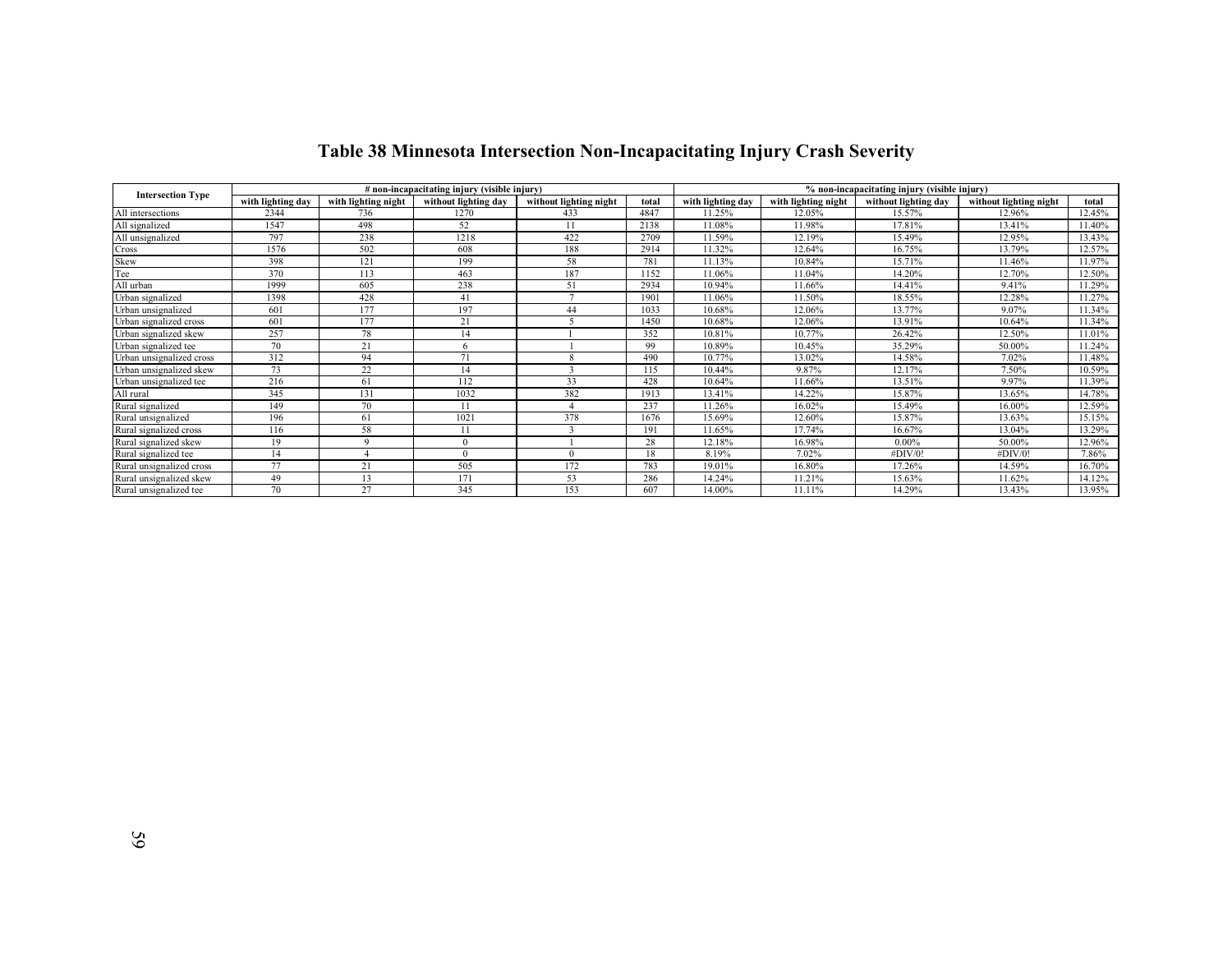# Table 38 Minnesota Intersection Non-Incapacitating Injury Crash Severity

| Intersection Type | # non-incapacitating injury (visible injury) | | | | | % non-incapacitating injury (visible injury) | | | | |
|---|---|---|---|---|---|---|---|---|---|---|
| | with lighting day | with lighting night | without lighting day | without lighting night | total | with lighting day | with lighting night | without lighting day | without lighting night | total |
| All intersections | 2344 | 736 | 1270 | 433 | 4847 | 11.25% | 12.05% | 15.57% | 12.96% | 12.45% |
| All signalized | 1547 | 498 | 52 | 11 | 2138 | 11.08% | 11.98% | 17.81% | 13.41% | 11.40% |
| All unsignalized | 797 | 238 | 1218 | 422 | 2709 | 11.59% | 12.19% | 15.49% | 12.95% | 13.43% |
| Cross | 1576 | 502 | 608 | 188 | 2914 | 11.32% | 12.64% | 16.75% | 13.79% | 12.57% |
| Skew | 398 | 121 | 199 | 58 | 781 | 11.13% | 10.84% | 15.71% | 11.46% | 11.97% |
| Tee | 370 | 113 | 463 | 187 | 1152 | 11.06% | 11.04% | 14.20% | 12.70% | 12.50% |
| All urban | 1999 | 605 | 238 | 51 | 2934 | 10.94% | 11.66% | 14.41% | 9.41% | 11.29% |
| Urban signalized | 1398 | 428 | 41 | 7 | 1901 | 11.06% | 11.50% | 18.55% | 12.28% | 11.27% |
| Urban unsignalized | 601 | 177 | 197 | 44 | 1033 | 10.68% | 12.06% | 13.77% | 9.07% | 11.34% |
| Urban signalized cross | 601 | 177 | 21 | 5 | 1450 | 10.68% | 12.06% | 13.91% | 10.64% | 11.34% |
| Urban signalized skew | 257 | 78 | 14 | 1 | 352 | 10.81% | 10.77% | 26.42% | 12.50% | 11.01% |
| Urban signalized tee | 70 | 21 | 6 | 1 | 99 | 10.89% | 10.45% | 35.29% | 50.00% | 11.24% |
| Urban unsignalized cross | 312 | 94 | 71 | 8 | 490 | 10.77% | 13.02% | 14.58% | 7.02% | 11.48% |
| Urban unsignalized skew | 73 | 22 | 14 | 3 | 115 | 10.44% | 9.87% | 12.17% | 7.50% | 10.59% |
| Urban unsignalized tee | 216 | 61 | 112 | 33 | 428 | 10.64% | 11.66% | 13.51% | 9.97% | 11.39% |
| All rural | 345 | 131 | 1032 | 382 | 1913 | 13.41% | 14.22% | 15.87% | 13.65% | 14.78% |
| Rural signalized | 149 | 70 | 11 | 4 | 237 | 11.26% | 16.02% | 15.49% | 16.00% | 12.59% |
| Rural unsignalized | 196 | 61 | 1021 | 378 | 1676 | 15.69% | 12.60% | 15.87% | 13.63% | 15.15% |
| Rural signalized cross | 116 | 58 | 11 | 3 | 191 | 11.65% | 17.74% | 16.67% | 13.04% | 13.29% |
| Rural signalized skew | 19 | 9 | 0 | 1 | 28 | 12.18% | 16.98% | 0.00% | 50.00% | 12.96% |
| Rural signalized tee | 14 | 4 | 0 | 0 | 18 | 8.19% | 7.02% | #DIV/0! | #DIV/0! | 7.86% |
| Rural unsignalized cross | 77 | 21 | 505 | 172 | 783 | 19.01% | 16.80% | 17.26% | 14.59% | 16.70% |
| Rural unsignalized skew | 49 | 13 | 171 | 53 | 286 | 14.24% | 11.21% | 15.63% | 11.62% | 14.12% |
| Rural unsignalized tee | 70 | 27 | 345 | 153 | 607 | 14.00% | 11.11% | 14.29% | 13.43% | 13.95% |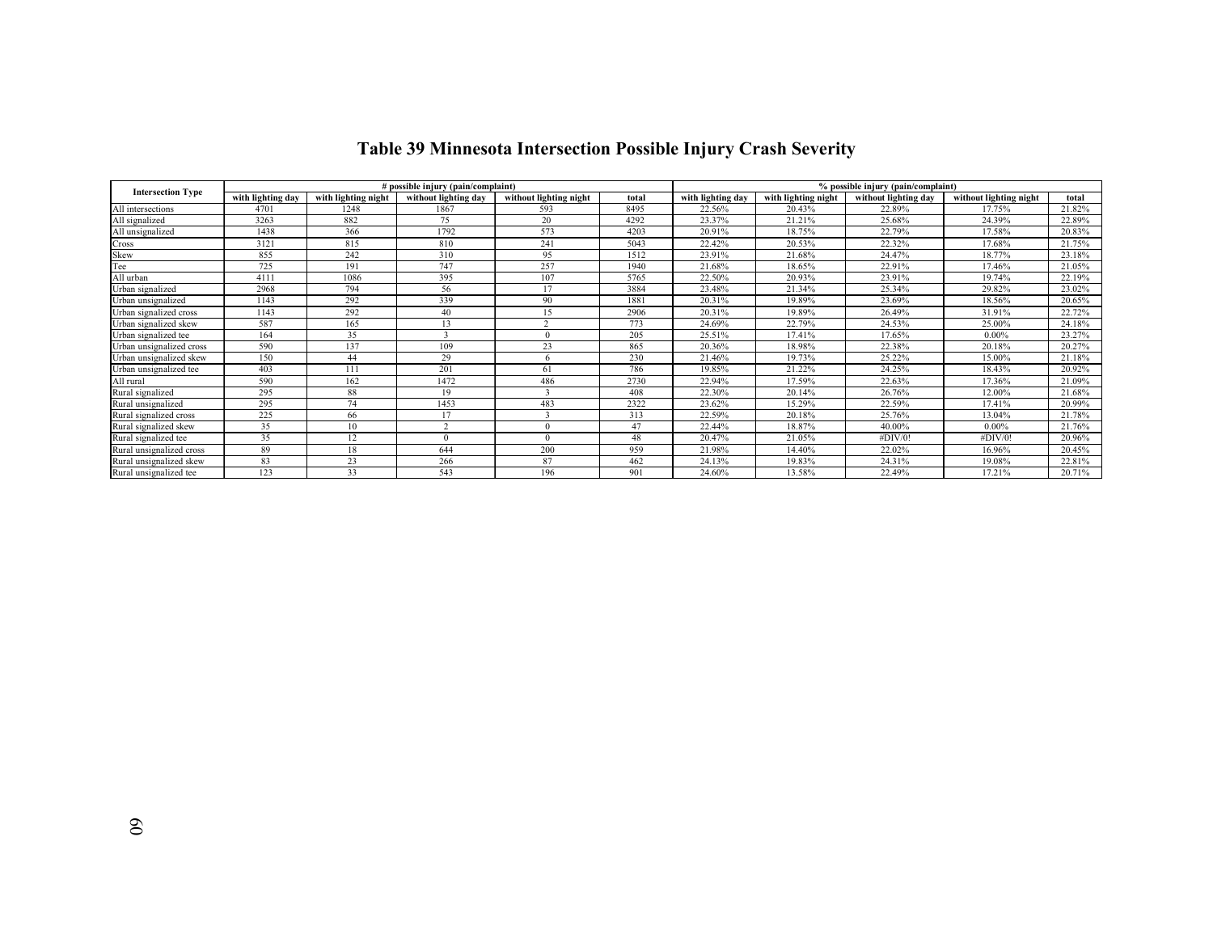# Table 39 Minnesota Intersection Possible Injury Crash Severity

| Intersection Type | # possible injury (pain/complaint) | | | | | % possible injury (pain/complaint) | | | | |
|---|---|---|---|---|---|---|---|---|---|---|
| | with lighting day | with lighting night | without lighting day | without lighting night | total | with lighting day | with lighting night | without lighting day | without lighting night | total |
| All intersections | 4701 | 1248 | 1867 | 593 | 8495 | 22.56% | 20.43% | 22.89% | 17.75% | 21.82% |
| All signalized | 3263 | 882 | 75 | 20 | 4292 | 23.37% | 21.21% | 25.68% | 24.39% | 22.89% |
| All unsignalized | 1438 | 366 | 1792 | 573 | 4203 | 20.91% | 18.75% | 22.79% | 17.58% | 20.83% |
| Cross | 3121 | 815 | 810 | 241 | 5043 | 22.42% | 20.53% | 22.32% | 17.68% | 21.75% |
| Skew | 855 | 242 | 310 | 95 | 1512 | 23.91% | 21.68% | 24.47% | 18.77% | 23.18% |
| Tee | 725 | 191 | 747 | 257 | 1940 | 21.68% | 18.65% | 22.91% | 17.46% | 21.05% |
| All urban | 4111 | 1086 | 395 | 107 | 5765 | 22.50% | 20.93% | 23.91% | 19.74% | 22.19% |
| Urban signalized | 2968 | 794 | 56 | 17 | 3884 | 23.48% | 21.34% | 25.34% | 29.82% | 23.02% |
| Urban unsignalized | 1143 | 292 | 339 | 90 | 1881 | 20.31% | 19.89% | 23.69% | 18.56% | 20.65% |
| Urban signalized cross | 1143 | 292 | 40 | 15 | 2906 | 20.31% | 19.89% | 26.49% | 31.91% | 22.72% |
| Urban signalized skew | 587 | 165 | 13 | 2 | 773 | 24.69% | 22.79% | 24.53% | 25.00% | 24.18% |
| Urban signalized tee | 164 | 35 | 3 | 0 | 205 | 25.51% | 17.41% | 17.65% | 0.00% | 23.27% |
| Urban unsignalized cross | 590 | 137 | 109 | 23 | 865 | 20.36% | 18.98% | 22.38% | 20.18% | 20.27% |
| Urban unsignalized skew | 150 | 44 | 29 | 6 | 230 | 21.46% | 19.73% | 25.22% | 15.00% | 21.18% |
| Urban unsignalized tee | 403 | 111 | 201 | 61 | 786 | 19.85% | 21.22% | 24.25% | 18.43% | 20.92% |
| All rural | 590 | 162 | 1472 | 486 | 2730 | 22.94% | 17.59% | 22.63% | 17.36% | 21.09% |
| Rural signalized | 295 | 88 | 19 | 3 | 408 | 22.30% | 20.14% | 26.76% | 12.00% | 21.68% |
| Rural unsignalized | 295 | 74 | 1453 | 483 | 2322 | 23.62% | 15.29% | 22.59% | 17.41% | 20.99% |
| Rural signalized cross | 225 | 66 | 17 | 3 | 313 | 22.59% | 20.18% | 25.76% | 13.04% | 21.78% |
| Rural signalized skew | 35 | 10 | 2 | 0 | 47 | 22.44% | 18.87% | 40.00% | 0.00% | 21.76% |
| Rural signalized tee | 35 | 12 | 0 | 0 | 48 | 20.47% | 21.05% | #DIV/0! | #DIV/0! | 20.96% |
| Rural unsignalized cross | 89 | 18 | 644 | 200 | 959 | 21.98% | 14.40% | 22.02% | 16.96% | 20.45% |
| Rural unsignalized skew | 83 | 23 | 266 | 87 | 462 | 24.13% | 19.83% | 24.31% | 19.08% | 22.81% |
| Rural unsignalized tee | 123 | 33 | 543 | 196 | 901 | 24.60% | 13.58% | 22.49% | 17.21% | 20.71% |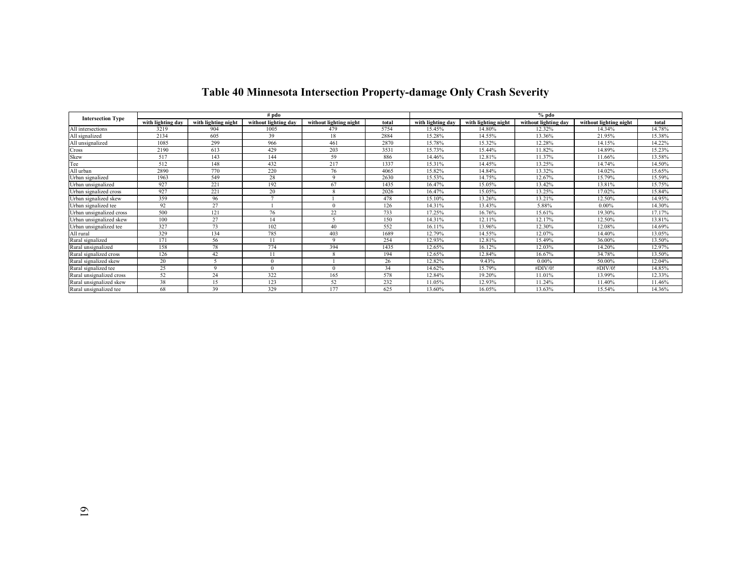# Table 40 Minnesota Intersection Property-damage Only Crash Severity

| Intersection Type | # pdo | | | | | % pdo | | | | |
|---|---|---|---|---|---|---|---|---|---|---|
| | with lighting day | with lighting night | without lighting day | without lighting night | total | with lighting day | with lighting night | without lighting day | without lighting night | total |
| All intersections | 3219 | 904 | 1005 | 479 | 5754 | 15.45% | 14.80% | 12.32% | 14.34% | 14.78% |
| All signalized | 2134 | 605 | 39 | 18 | 2884 | 15.28% | 14.55% | 13.36% | 21.95% | 15.38% |
| All unsignalized | 1085 | 299 | 966 | 461 | 2870 | 15.78% | 15.32% | 12.28% | 14.15% | 14.22% |
| Cross | 2190 | 613 | 429 | 203 | 3531 | 15.73% | 15.44% | 11.82% | 14.89% | 15.23% |
| Skew | 517 | 143 | 144 | 59 | 886 | 14.46% | 12.81% | 11.37% | 11.66% | 13.58% |
| Tee | 512 | 148 | 432 | 217 | 1337 | 15.31% | 14.45% | 13.25% | 14.74% | 14.50% |
| All urban | 2890 | 770 | 220 | 76 | 4065 | 15.82% | 14.84% | 13.32% | 14.02% | 15.65% |
| Urban signalized | 1963 | 549 | 28 | 9 | 2630 | 15.53% | 14.75% | 12.67% | 15.79% | 15.59% |
| Urban unsignalized | 927 | 221 | 192 | 67 | 1435 | 16.47% | 15.05% | 13.42% | 13.81% | 15.75% |
| Urban signalized cross | 927 | 221 | 20 | 8 | 2026 | 16.47% | 15.05% | 13.25% | 17.02% | 15.84% |
| Urban signalized skew | 359 | 96 | 7 | 1 | 478 | 15.10% | 13.26% | 13.21% | 12.50% | 14.95% |
| Urban signalized tee | 92 | 27 | 1 | 0 | 126 | 14.31% | 13.43% | 5.88% | 0.00% | 14.30% |
| Urban unsignalized cross | 500 | 121 | 76 | 22 | 733 | 17.25% | 16.76% | 15.61% | 19.30% | 17.17% |
| Urban unsignalized skew | 100 | 27 | 14 | 5 | 150 | 14.31% | 12.11% | 12.17% | 12.50% | 13.81% |
| Urban unsignalized tee | 327 | 73 | 102 | 40 | 552 | 16.11% | 13.96% | 12.30% | 12.08% | 14.69% |
| All rural | 329 | 134 | 785 | 403 | 1689 | 12.79% | 14.55% | 12.07% | 14.40% | 13.05% |
| Rural signalized | 171 | 56 | 11 | 9 | 254 | 12.93% | 12.81% | 15.49% | 36.00% | 13.50% |
| Rural unsignalized | 158 | 78 | 774 | 394 | 1435 | 12.65% | 16.12% | 12.03% | 14.20% | 12.97% |
| Rural signalized cross | 126 | 42 | 11 | 8 | 194 | 12.65% | 12.84% | 16.67% | 34.78% | 13.50% |
| Rural signalized skew | 20 | 5 | 0 | 1 | 26 | 12.82% | 9.43% | 0.00% | 50.00% | 12.04% |
| Rural signalized tee | 25 | 9 | 0 | 0 | 34 | 14.62% | 15.79% | #DIV/0! | #DIV/0! | 14.85% |
| Rural unsignalized cross | 52 | 24 | 322 | 165 | 578 | 12.84% | 19.20% | 11.01% | 13.99% | 12.33% |
| Rural unsignalized skew | 38 | 15 | 123 | 52 | 232 | 11.05% | 12.93% | 11.24% | 11.40% | 11.46% |
| Rural unsignalized tee | 68 | 39 | 329 | 177 | 625 | 13.60% | 16.05% | 13.63% | 15.54% | 14.36% |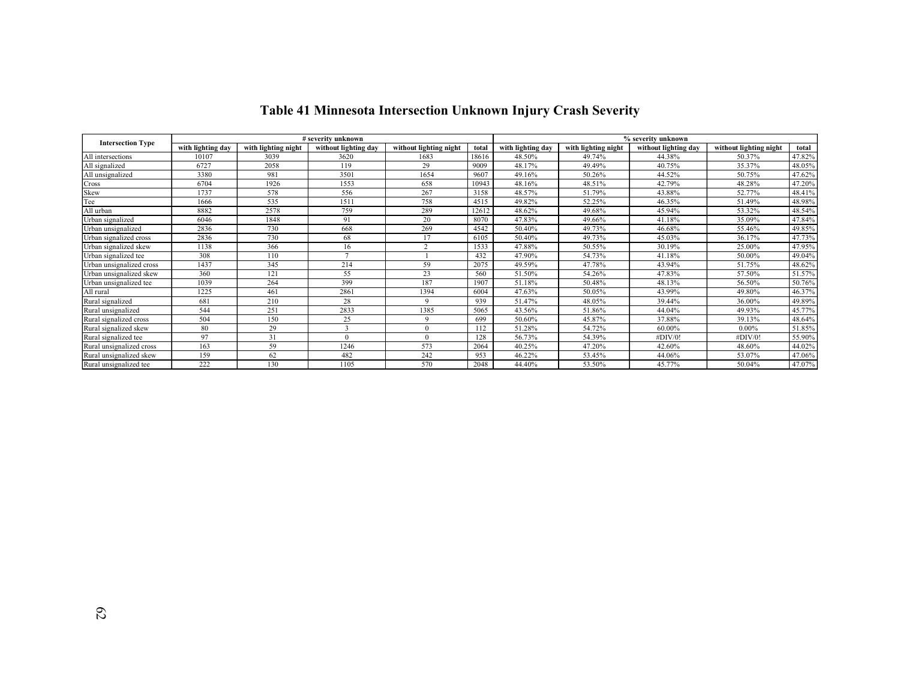# Table 41 Minnesota Intersection Unknown Injury Crash Severity

| Intersection Type | # severity unknown | | | | | % severity unknown | | | | |
|---|---|---|---|---|---|---|---|---|---|---|
| | with lighting day | with lighting night | without lighting day | without lighting night | total | with lighting day | with lighting night | without lighting day | without lighting night | total |
| All intersections | 10107 | 3039 | 3620 | 1683 | 18616 | 48.50% | 49.74% | 44.38% | 50.37% | 47.82% |
| All signalized | 6727 | 2058 | 119 | 29 | 9009 | 48.17% | 49.49% | 40.75% | 35.37% | 48.05% |
| All unsignalized | 3380 | 981 | 3501 | 1654 | 9607 | 49.16% | 50.26% | 44.52% | 50.75% | 47.62% |
| Cross | 6704 | 1926 | 1553 | 658 | 10943 | 48.16% | 48.51% | 42.79% | 48.28% | 47.20% |
| Skew | 1737 | 578 | 556 | 267 | 3158 | 48.57% | 51.79% | 43.88% | 52.77% | 48.41% |
| Tee | 1666 | 535 | 1511 | 758 | 4515 | 49.82% | 52.25% | 46.35% | 51.49% | 48.98% |
| All urban | 8882 | 2578 | 759 | 289 | 12612 | 48.62% | 49.68% | 45.94% | 53.32% | 48.54% |
| Urban signalized | 6046 | 1848 | 91 | 20 | 8070 | 47.83% | 49.66% | 41.18% | 35.09% | 47.84% |
| Urban unsignalized | 2836 | 730 | 668 | 269 | 4542 | 50.40% | 49.73% | 46.68% | 55.46% | 49.85% |
| Urban signalized cross | 2836 | 730 | 68 | 17 | 6105 | 50.40% | 49.73% | 45.03% | 36.17% | 47.73% |
| Urban signalized skew | 1138 | 366 | 16 | 2 | 1533 | 47.88% | 50.55% | 30.19% | 25.00% | 47.95% |
| Urban signalized tee | 308 | 110 | 7 | 1 | 432 | 47.90% | 54.73% | 41.18% | 50.00% | 49.04% |
| Urban unsignalized cross | 1437 | 345 | 214 | 59 | 2075 | 49.59% | 47.78% | 43.94% | 51.75% | 48.62% |
| Urban unsignalized skew | 360 | 121 | 55 | 23 | 560 | 51.50% | 54.26% | 47.83% | 57.50% | 51.57% |
| Urban unsignalized tee | 1039 | 264 | 399 | 187 | 1907 | 51.18% | 50.48% | 48.13% | 56.50% | 50.76% |
| All rural | 1225 | 461 | 2861 | 1394 | 6004 | 47.63% | 50.05% | 43.99% | 49.80% | 46.37% |
| Rural signalized | 681 | 210 | 28 | 9 | 939 | 51.47% | 48.05% | 39.44% | 36.00% | 49.89% |
| Rural unsignalized | 544 | 251 | 2833 | 1385 | 5065 | 43.56% | 51.86% | 44.04% | 49.93% | 45.77% |
| Rural signalized cross | 504 | 150 | 25 | 9 | 699 | 50.60% | 45.87% | 37.88% | 39.13% | 48.64% |
| Rural signalized skew | 80 | 29 | 3 | 0 | 112 | 51.28% | 54.72% | 60.00% | 0.00% | 51.85% |
| Rural signalized tee | 97 | 31 | 0 | 0 | 128 | 56.73% | 54.39% | #DIV/0! | #DIV/0! | 55.90% |
| Rural unsignalized cross | 163 | 59 | 1246 | 573 | 2064 | 40.25% | 47.20% | 42.60% | 48.60% | 44.02% |
| Rural unsignalized skew | 159 | 62 | 482 | 242 | 953 | 46.22% | 53.45% | 44.06% | 53.07% | 47.06% |
| Rural unsignalized tee | 222 | 130 | 1105 | 570 | 2048 | 44.40% | 53.50% | 45.77% | 50.04% | 47.07% |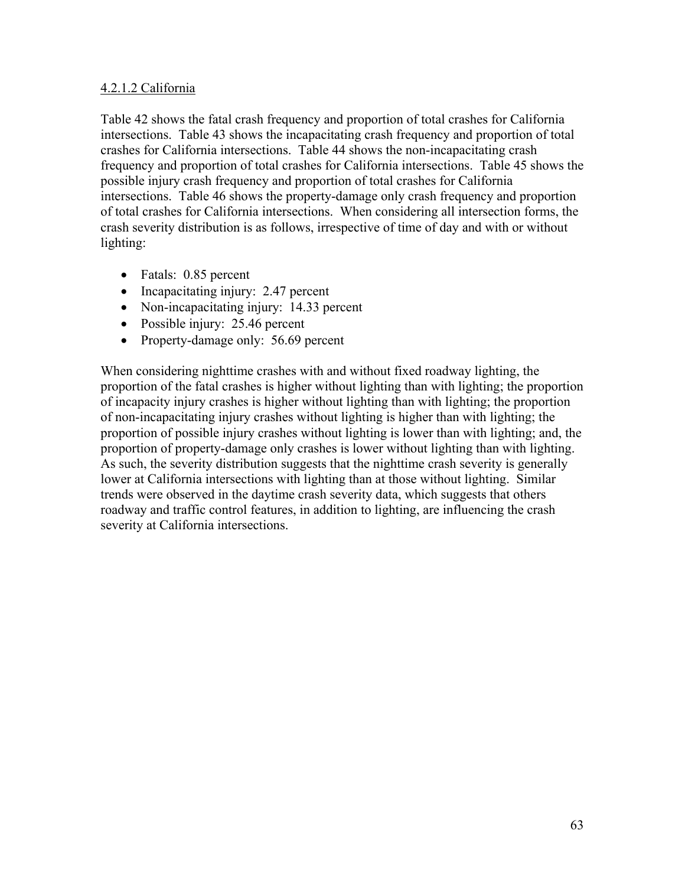#### 4.2.1.2 California

Table 42 shows the fatal crash frequency and proportion of total crashes for California intersections. Table 43 shows the incapacitating crash frequency and proportion of total crashes for California intersections. Table 44 shows the non-incapacitating crash frequency and proportion of total crashes for California intersections. Table 45 shows the possible injury crash frequency and proportion of total crashes for California intersections. Table 46 shows the property-damage only crash frequency and proportion of total crashes for California intersections. When considering all intersection forms, the crash severity distribution is as follows, irrespective of time of day and with or without lighting:

- Fatals: 0.85 percent
- Incapacitating injury: 2.47 percent
- Non-incapacitating injury: 14.33 percent
- Possible injury: 25.46 percent
- Property-damage only: 56.69 percent

When considering nighttime crashes with and without fixed roadway lighting, the proportion of the fatal crashes is higher without lighting than with lighting; the proportion of incapacity injury crashes is higher without lighting than with lighting; the proportion of non-incapacitating injury crashes without lighting is higher than with lighting; the proportion of possible injury crashes without lighting is lower than with lighting; and, the proportion of property-damage only crashes is lower without lighting than with lighting. As such, the severity distribution suggests that the nighttime crash severity is generally lower at California intersections with lighting than at those without lighting. Similar trends were observed in the daytime crash severity data, which suggests that others roadway and traffic control features, in addition to lighting, are influencing the crash severity at California intersections.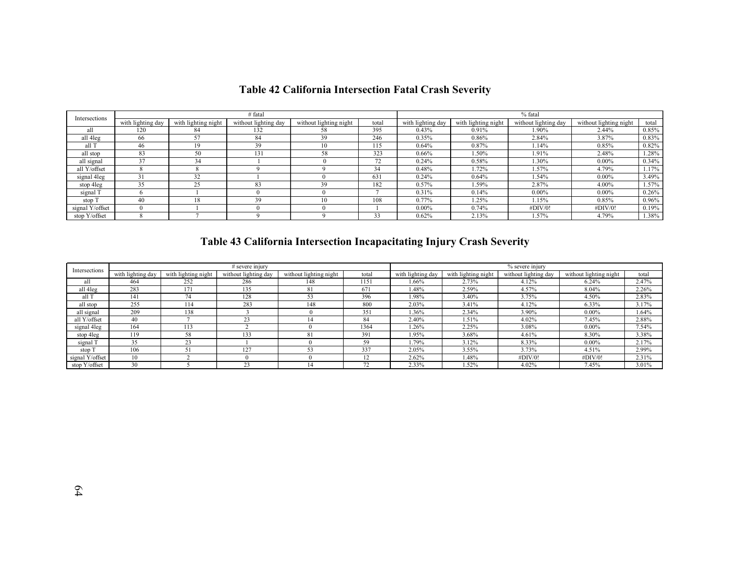## Table 42 California Intersection Fatal Crash Severity

| Intersections | # fatal | | | | | % fatal | | | | |
|---|---|---|---|---|---|---|---|---|---|---|
| | with lighting day | with lighting night | without lighting day | without lighting night | total | with lighting day | with lighting night | without lighting day | without lighting night | total |
| all | 120 | 84 | 132 | 58 | 395 | 0.43% | 0.91% | 1.90% | 2.44% | 0.85% |
| all 4leg | 66 | 57 | 84 | 39 | 246 | 0.35% | 0.86% | 2.84% | 3.87% | 0.83% |
| all T | 46 | 19 | 39 | 10 | 115 | 0.64% | 0.87% | 1.14% | 0.85% | 0.82% |
| all stop | 83 | 50 | 131 | 58 | 323 | 0.66% | 1.50% | 1.91% | 2.48% | 1.28% |
| all signal | 37 | 34 | 1 | 0 | 72 | 0.24% | 0.58% | 1.30% | 0.00% | 0.34% |
| all Y/offset | 8 | 8 | 9 | 9 | 34 | 0.48% | 1.72% | 1.57% | 4.79% | 1.17% |
| signal 4leg | 31 | 32 | 1 | 0 | 631 | 0.24% | 0.64% | 1.54% | 0.00% | 3.49% |
| stop 4leg | 35 | 25 | 83 | 39 | 182 | 0.57% | 1.59% | 2.87% | 4.00% | 1.57% |
| signal T | 6 | 1 | 0 | 0 | 7 | 0.31% | 0.14% | 0.00% | 0.00% | 0.26% |
| stop T | 40 | 18 | 39 | 10 | 108 | 0.77% | 1.25% | 1.15% | 0.85% | 0.96% |
| signal Y/offset | 0 | 1 | 0 | 0 | 1 | 0.00% | 0.74% | #DIV/0! | #DIV/0! | 0.19% |
| stop Y/offset | 8 | 7 | 9 | 9 | 33 | 0.62% | 2.13% | 1.57% | 4.79% | 1.38% |

## Table 43 California Intersection Incapacitating Injury Crash Severity

| Intersections | # severe injury | | | | | % severe injury | | | | |
|---|---|---|---|---|---|---|---|---|---|---|
| | with lighting day | with lighting night | without lighting day | without lighting night | total | with lighting day | with lighting night | without lighting day | without lighting night | total |
| all | 464 | 252 | 286 | 148 | 1151 | 1.66% | 2.73% | 4.12% | 6.24% | 2.47% |
| all 4leg | 283 | 171 | 135 | 81 | 671 | 1.48% | 2.59% | 4.57% | 8.04% | 2.26% |
| all T | 141 | 74 | 128 | 53 | 396 | 1.98% | 3.40% | 3.75% | 4.50% | 2.83% |
| all stop | 255 | 114 | 283 | 148 | 800 | 2.03% | 3.41% | 4.12% | 6.33% | 3.17% |
| all signal | 209 | 138 | 3 | 0 | 351 | 1.36% | 2.34% | 3.90% | 0.00% | 1.64% |
| all Y/offset | 40 | 7 | 23 | 14 | 84 | 2.40% | 1.51% | 4.02% | 7.45% | 2.88% |
| signal 4leg | 164 | 113 | 2 | 0 | 1364 | 1.26% | 2.25% | 3.08% | 0.00% | 7.54% |
| stop 4leg | 119 | 58 | 133 | 81 | 391 | 1.95% | 3.68% | 4.61% | 8.30% | 3.38% |
| signal T | 35 | 23 | 1 | 0 | 59 | 1.79% | 3.12% | 8.33% | 0.00% | 2.17% |
| stop T | 106 | 51 | 127 | 53 | 337 | 2.05% | 3.55% | 3.73% | 4.51% | 2.99% |
| signal Y/offset | 10 | 2 | 0 | 0 | 12 | 2.62% | 1.48% | #DIV/0! | #DIV/0! | 2.31% |
| stop Y/offset | 30 | 5 | 23 | 14 | 72 | 2.33% | 1.52% | 4.02% | 7.45% | 3.01% |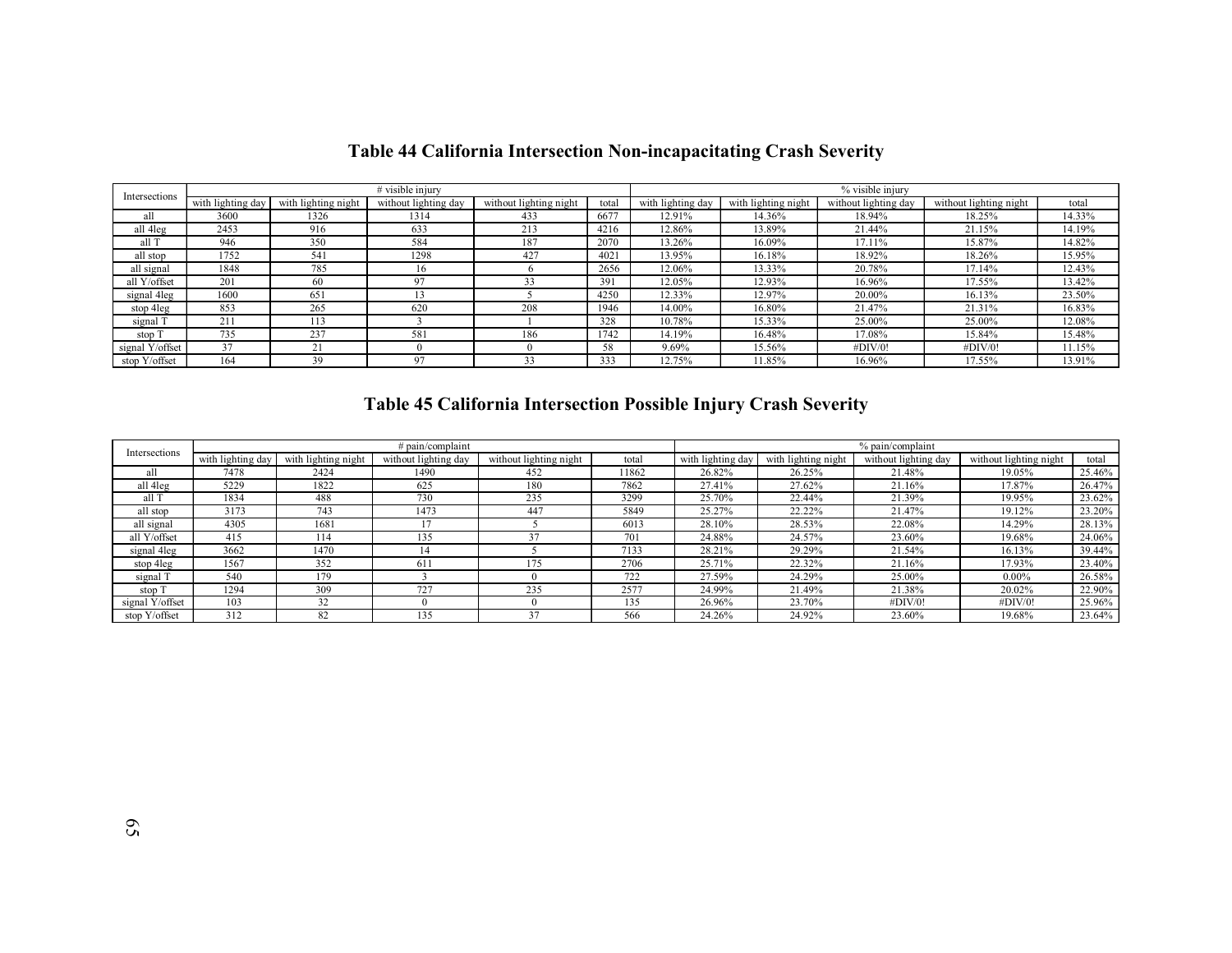## Table 44 California Intersection Non-incapacitating Crash Severity

| Intersections | # visible injury | | | | | % visible injury | | | | |
|---|---|---|---|---|---|---|---|---|---|---|
| | with lighting day | with lighting night | without lighting day | without lighting night | total | with lighting day | with lighting night | without lighting day | without lighting night | total |
| all | 3600 | 1326 | 1314 | 433 | 6677 | 12.91% | 14.36% | 18.94% | 18.25% | 14.33% |
| all 4leg | 2453 | 916 | 633 | 213 | 4216 | 12.86% | 13.89% | 21.44% | 21.15% | 14.19% |
| all T | 946 | 350 | 584 | 187 | 2070 | 13.26% | 16.09% | 17.11% | 15.87% | 14.82% |
| all stop | 1752 | 541 | 1298 | 427 | 4021 | 13.95% | 16.18% | 18.92% | 18.26% | 15.95% |
| all signal | 1848 | 785 | 16 | 6 | 2656 | 12.06% | 13.33% | 20.78% | 17.14% | 12.43% |
| all Y/offset | 201 | 60 | 97 | 33 | 391 | 12.05% | 12.93% | 16.96% | 17.55% | 13.42% |
| signal 4leg | 1600 | 651 | 13 | 5 | 4250 | 12.33% | 12.97% | 20.00% | 16.13% | 23.50% |
| stop 4leg | 853 | 265 | 620 | 208 | 1946 | 14.00% | 16.80% | 21.47% | 21.31% | 16.83% |
| signal T | 211 | 113 | 3 | 1 | 328 | 10.78% | 15.33% | 25.00% | 25.00% | 12.08% |
| stop T | 735 | 237 | 581 | 186 | 1742 | 14.19% | 16.48% | 17.08% | 15.84% | 15.48% |
| signal Y/offset | 37 | 21 | 0 | 0 | 58 | 9.69% | 15.56% | #DIV/0! | #DIV/0! | 11.15% |
| stop Y/offset | 164 | 39 | 97 | 33 | 333 | 12.75% | 11.85% | 16.96% | 17.55% | 13.91% |

## Table 45 California Intersection Possible Injury Crash Severity

| Intersections | # pain/complaint | | | | | % pain/complaint | | | | |
|---|---|---|---|---|---|---|---|---|---|---|
| | with lighting day | with lighting night | without lighting day | without lighting night | total | with lighting day | with lighting night | without lighting day | without lighting night | total |
| all | 7478 | 2424 | 1490 | 452 | 11862 | 26.82% | 26.25% | 21.48% | 19.05% | 25.46% |
| all 4leg | 5229 | 1822 | 625 | 180 | 7862 | 27.41% | 27.62% | 21.16% | 17.87% | 26.47% |
| all T | 1834 | 488 | 730 | 235 | 3299 | 25.70% | 22.44% | 21.39% | 19.95% | 23.62% |
| all stop | 3173 | 743 | 1473 | 447 | 5849 | 25.27% | 22.22% | 21.47% | 19.12% | 23.20% |
| all signal | 4305 | 1681 | 17 | 5 | 6013 | 28.10% | 28.53% | 22.08% | 14.29% | 28.13% |
| all Y/offset | 415 | 114 | 135 | 37 | 701 | 24.88% | 24.57% | 23.60% | 19.68% | 24.06% |
| signal 4leg | 3662 | 1470 | 14 | 5 | 7133 | 28.21% | 29.29% | 21.54% | 16.13% | 39.44% |
| stop 4leg | 1567 | 352 | 611 | 175 | 2706 | 25.71% | 22.32% | 21.16% | 17.93% | 23.40% |
| signal T | 540 | 179 | 3 | 0 | 722 | 27.59% | 24.29% | 25.00% | 0.00% | 26.58% |
| stop T | 1294 | 309 | 727 | 235 | 2577 | 24.99% | 21.49% | 21.38% | 20.02% | 22.90% |
| signal Y/offset | 103 | 32 | 0 | 0 | 135 | 26.96% | 23.70% | #DIV/0! | #DIV/0! | 25.96% |
| stop Y/offset | 312 | 82 | 135 | 37 | 566 | 24.26% | 24.92% | 23.60% | 19.68% | 23.64% |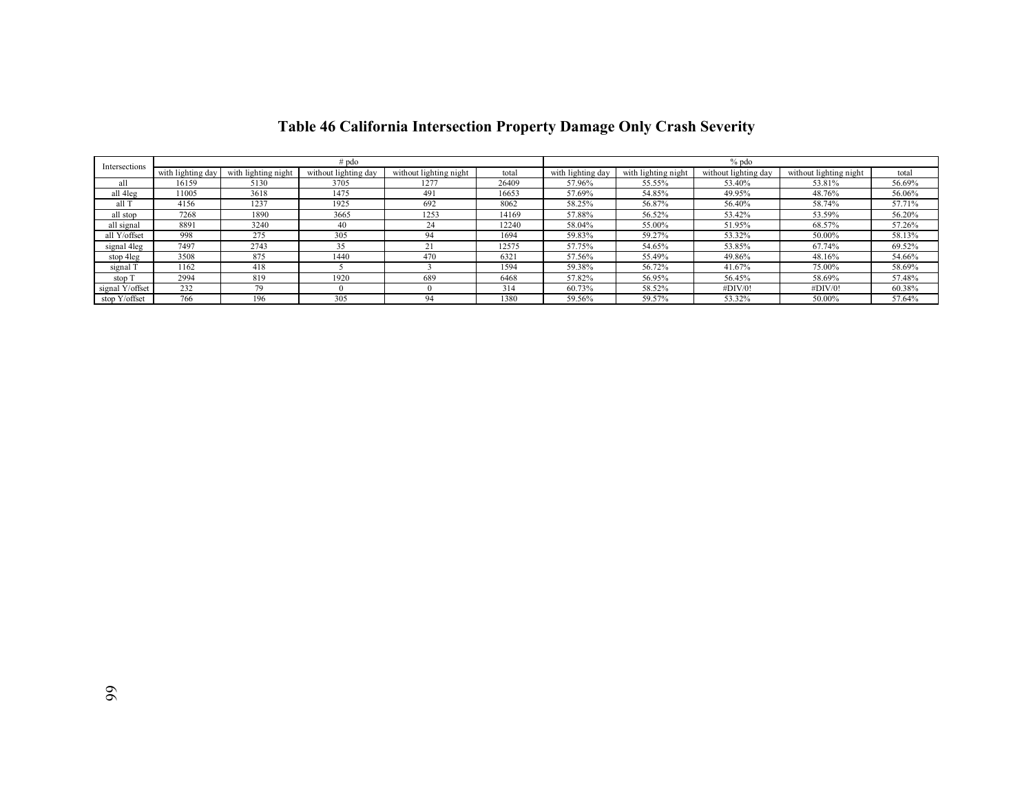# Table 46 California Intersection Property Damage Only Crash Severity

| Intersections | # pdo | | | | | % pdo | | | | |
|---|---|---|---|---|---|---|---|---|---|---|
| | with lighting day | with lighting night | without lighting day | without lighting night | total | with lighting day | with lighting night | without lighting day | without lighting night | total |
| all | 16159 | 5130 | 3705 | 1277 | 26409 | 57.96% | 55.55% | 53.40% | 53.81% | 56.69% |
| all 4leg | 11005 | 3618 | 1475 | 491 | 16653 | 57.69% | 54.85% | 49.95% | 48.76% | 56.06% |
| all T | 4156 | 1237 | 1925 | 692 | 8062 | 58.25% | 56.87% | 56.40% | 58.74% | 57.71% |
| all stop | 7268 | 1890 | 3665 | 1253 | 14169 | 57.88% | 56.52% | 53.42% | 53.59% | 56.20% |
| all signal | 8891 | 3240 | 40 | 24 | 12240 | 58.04% | 55.00% | 51.95% | 68.57% | 57.26% |
| all Y/offset | 998 | 275 | 305 | 94 | 1694 | 59.83% | 59.27% | 53.32% | 50.00% | 58.13% |
| signal 4leg | 7497 | 2743 | 35 | 21 | 12575 | 57.75% | 54.65% | 53.85% | 67.74% | 69.52% |
| stop 4leg | 3508 | 875 | 1440 | 470 | 6321 | 57.56% | 55.49% | 49.86% | 48.16% | 54.66% |
| signal T | 1162 | 418 | 5 | 3 | 1594 | 59.38% | 56.72% | 41.67% | 75.00% | 58.69% |
| stop T | 2994 | 819 | 1920 | 689 | 6468 | 57.82% | 56.95% | 56.45% | 58.69% | 57.48% |
| signal Y/offset | 232 | 79 | 0 | 0 | 314 | 60.73% | 58.52% | #DIV/0! | #DIV/0! | 60.38% |
| stop Y/offset | 766 | 196 | 305 | 94 | 1380 | 59.56% | 59.57% | 53.32% | 50.00% | 57.64% |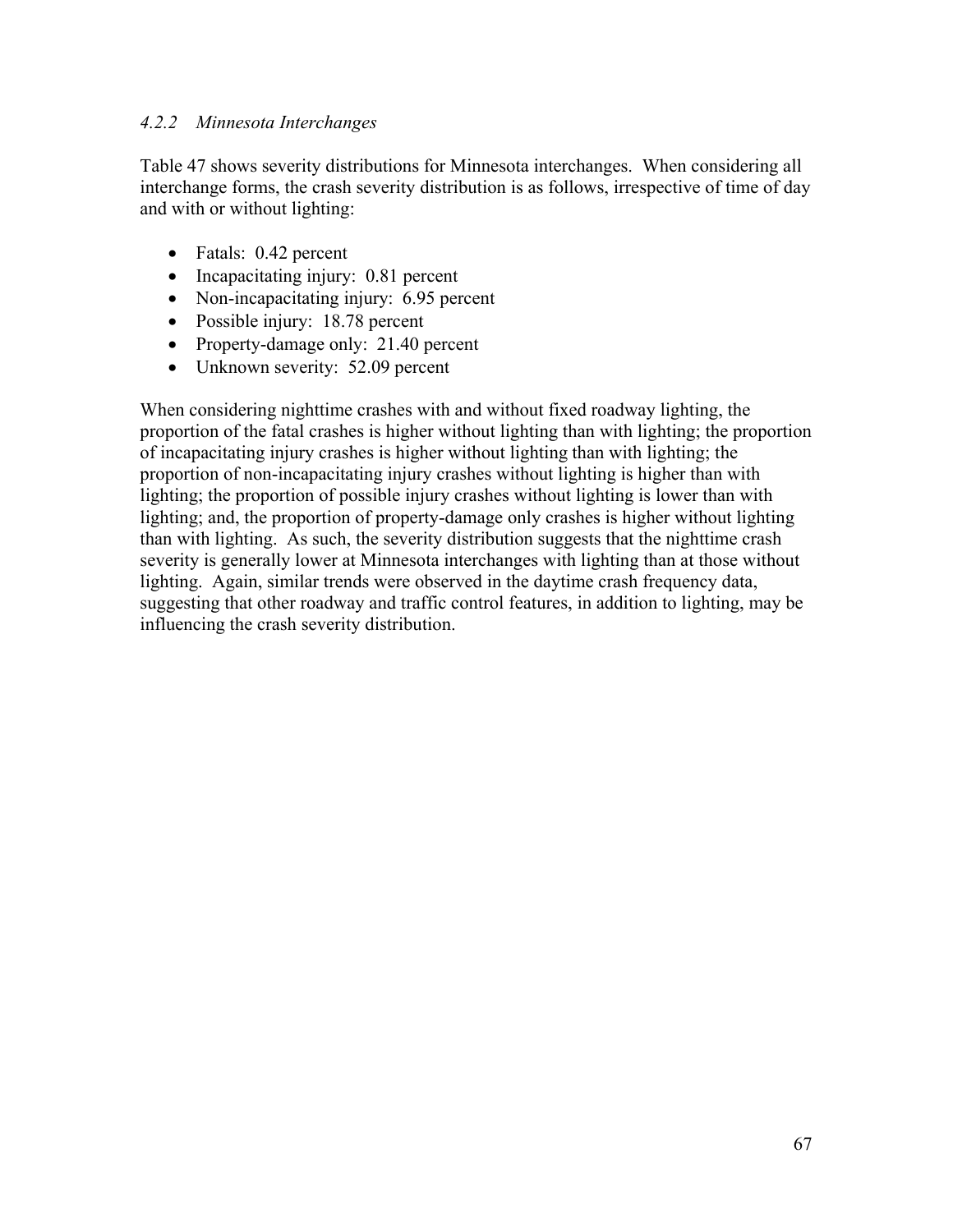#### *4.2.2 Minnesota Interchanges*

Table 47 shows severity distributions for Minnesota interchanges. When considering all interchange forms, the crash severity distribution is as follows, irrespective of time of day and with or without lighting:

- Fatals: 0.42 percent
- Incapacitating injury: 0.81 percent
- Non-incapacitating injury: 6.95 percent
- Possible injury: 18.78 percent
- Property-damage only: 21.40 percent
- Unknown severity: 52.09 percent

When considering nighttime crashes with and without fixed roadway lighting, the proportion of the fatal crashes is higher without lighting than with lighting; the proportion of incapacitating injury crashes is higher without lighting than with lighting; the proportion of non-incapacitating injury crashes without lighting is higher than with lighting; the proportion of possible injury crashes without lighting is lower than with lighting; and, the proportion of property-damage only crashes is higher without lighting than with lighting. As such, the severity distribution suggests that the nighttime crash severity is generally lower at Minnesota interchanges with lighting than at those without lighting. Again, similar trends were observed in the daytime crash frequency data, suggesting that other roadway and traffic control features, in addition to lighting, may be influencing the crash severity distribution.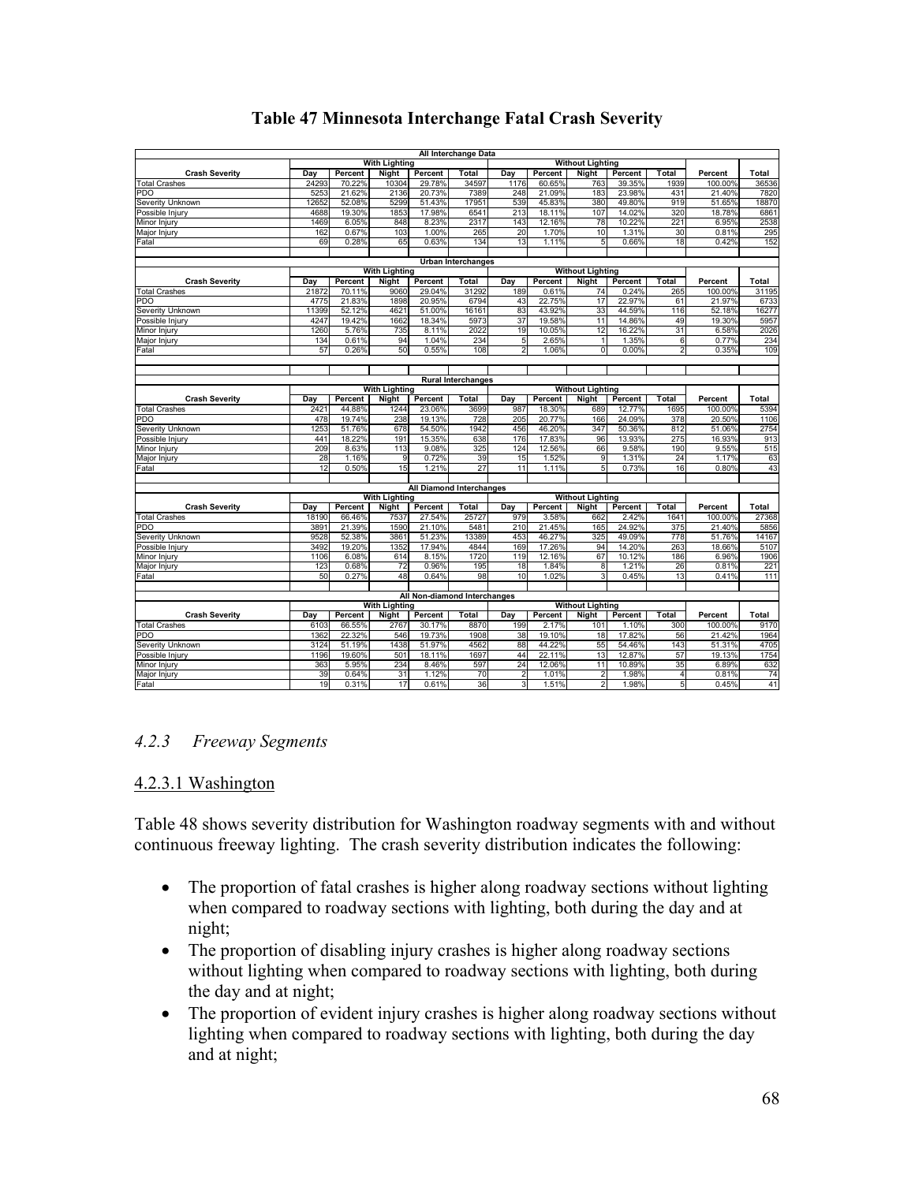# Table 47 Minnesota Interchange Fatal Crash Severity

| All Interchange Data | | | | | | | | | | | | |
|---|---|---|---|---|---|---|---|---|---|---|---|---|
| | With Lighting | | | | | Without Lighting | | | | | | |
| Crash Severity | Day | Percent | Night | Percent | Total | Day | Percent | Night | Percent | Total | Percent | Total |
| Total Crashes | 24293 | 70.22% | 10304 | 29.78% | 34597 | 1176 | 60.65% | 763 | 39.35% | 1939 | 100.00% | 36536 |
| PDO | 5253 | 21.62% | 2136 | 20.73% | 7389 | 248 | 21.09% | 183 | 23.98% | 431 | 21.40% | 7820 |
| Severity Unknown | 12652 | 52.08% | 5299 | 51.43% | 17951 | 539 | 45.83% | 380 | 49.80% | 919 | 51.65% | 18870 |
| Possible Injury | 4688 | 19.30% | 1853 | 17.98% | 6541 | 213 | 18.11% | 107 | 14.02% | 320 | 18.78% | 6861 |
| Minor Injury | 1469 | 6.05% | 848 | 8.23% | 2317 | 143 | 12.16% | 78 | 10.22% | 221 | 6.95% | 2538 |
| Major Injury | 162 | 0.67% | 103 | 1.00% | 265 | 20 | 1.70% | 10 | 1.31% | 30 | 0.81% | 295 |
| Fatal | 69 | 0.28% | 65 | 0.63% | 134 | 13 | 1.11% | 5 | 0.66% | 18 | 0.42% | 152 |

| Urban Interchanges | | | | | | | | | | | | |
|---|---|---|---|---|---|---|---|---|---|---|---|---|
| | With Lighting | | | | | Without Lighting | | | | | | |
| Crash Severity | Day | Percent | Night | Percent | Total | Day | Percent | Night | Percent | Total | Percent | Total |
| Total Crashes | 21872 | 70.11% | 9060 | 29.04% | 31292 | 189 | 0.61% | 74 | 0.24% | 265 | 100.00% | 31195 |
| PDO | 4775 | 21.83% | 1898 | 20.95% | 6794 | 43 | 22.75% | 17 | 22.97% | 61 | 21.97% | 6733 |
| Severity Unknown | 11399 | 52.12% | 4621 | 51.00% | 16161 | 83 | 43.92% | 33 | 44.59% | 116 | 52.18% | 16277 |
| Possible Injury | 4247 | 19.42% | 1662 | 18.34% | 5973 | 37 | 19.58% | 11 | 14.86% | 49 | 19.30% | 5957 |
| Minor Injury | 1260 | 5.76% | 735 | 8.11% | 2022 | 19 | 10.05% | 12 | 16.22% | 31 | 6.58% | 2026 |
| Major Injury | 134 | 0.61% | 94 | 1.04% | 234 | 5 | 2.65% | 1 | 1.35% | 6 | 0.77% | 234 |
| Fatal | 57 | 0.26% | 50 | 0.55% | 108 | 2 | 1.06% | 0 | 0.00% | 2 | 0.35% | 109 |

| Rural Interchanges | | | | | | | | | | | | |
|---|---|---|---|---|---|---|---|---|---|---|---|---|
| | With Lighting | | | | | Without Lighting | | | | | | |
| Crash Severity | Day | Percent | Night | Percent | Total | Day | Percent | Night | Percent | Total | Percent | Total |
| Total Crashes | 2421 | 44.88% | 1244 | 23.06% | 3699 | 987 | 18.30% | 689 | 12.77% | 1695 | 100.00% | 5394 |
| PDO | 478 | 19.74% | 238 | 19.13% | 728 | 205 | 20.77% | 166 | 24.09% | 378 | 20.50% | 1106 |
| Severity Unknown | 1253 | 51.76% | 678 | 54.50% | 1942 | 456 | 46.20% | 347 | 50.36% | 812 | 51.06% | 2754 |
| Possible Injury | 441 | 18.22% | 191 | 15.35% | 638 | 176 | 17.83% | 96 | 13.93% | 275 | 16.93% | 913 |
| Minor Injury | 209 | 8.63% | 113 | 9.08% | 325 | 124 | 12.56% | 66 | 9.58% | 190 | 9.55% | 515 |
| Major Injury | 28 | 1.16% | 9 | 0.72% | 39 | 15 | 1.52% | 9 | 1.31% | 24 | 1.17% | 63 |
| Fatal | 12 | 0.50% | 15 | 1.21% | 27 | 11 | 1.11% | 5 | 0.73% | 16 | 0.80% | 43 |

| All Diamond Interchanges | | | | | | | | | | | | |
|---|---|---|---|---|---|---|---|---|---|---|---|---|
| | With Lighting | | | | | Without Lighting | | | | | | |
| Crash Severity | Day | Percent | Night | Percent | Total | Day | Percent | Night | Percent | Total | Percent | Total |
| Total Crashes | 18190 | 66.46% | 7537 | 27.54% | 25727 | 979 | 3.58% | 662 | 2.42% | 1641 | 100.00% | 27368 |
| PDO | 3891 | 21.39% | 1590 | 21.10% | 5481 | 210 | 21.45% | 165 | 24.92% | 375 | 21.40% | 5856 |
| Severity Unknown | 9528 | 52.38% | 3861 | 51.23% | 13389 | 453 | 46.27% | 325 | 49.09% | 778 | 51.76% | 14167 |
| Possible Injury | 3492 | 19.20% | 1352 | 17.94% | 4844 | 169 | 17.26% | 94 | 14.20% | 263 | 18.66% | 5107 |
| Minor Injury | 1106 | 6.08% | 614 | 8.15% | 1720 | 119 | 12.16% | 67 | 10.12% | 186 | 6.96% | 1906 |
| Major Injury | 123 | 0.68% | 72 | 0.96% | 195 | 18 | 1.84% | 8 | 1.21% | 26 | 0.81% | 221 |
| Fatal | 50 | 0.27% | 48 | 0.64% | 98 | 10 | 1.02% | 3 | 0.45% | 13 | 0.41% | 111 |

| All Non-diamond Interchanges | | | | | | | | | | | | |
|---|---|---|---|---|---|---|---|---|---|---|---|---|
| | With Lighting | | | | | Without Lighting | | | | | | |
| Crash Severity | Day | Percent | Night | Percent | Total | Day | Percent | Night | Percent | Total | Percent | Total |
| Total Crashes | 6103 | 66.55% | 2767 | 30.17% | 8870 | 199 | 2.17% | 101 | 1.10% | 300 | 100.00% | 9170 |
| PDO | 1362 | 22.32% | 546 | 19.73% | 1908 | 38 | 19.10% | 18 | 17.82% | 56 | 21.42% | 1964 |
| Severity Unknown | 3124 | 51.19% | 1438 | 51.97% | 4562 | 88 | 44.22% | 55 | 54.46% | 143 | 51.31% | 4705 |
| Possible Injury | 1196 | 19.60% | 501 | 18.11% | 1697 | 44 | 22.11% | 13 | 12.87% | 57 | 19.13% | 1754 |
| Minor Injury | 363 | 5.95% | 234 | 8.46% | 597 | 24 | 12.06% | 11 | 10.89% | 35 | 6.89% | 632 |
| Major Injury | 39 | 0.64% | 31 | 1.12% | 70 | 2 | 1.01% | 2 | 1.98% | 4 | 0.81% | 74 |
| Fatal | 19 | 0.31% | 17 | 0.61% | 36 | 3 | 1.51% | 2 | 1.98% | 5 | 0.45% | 41 |

### *4.2.3 Freeway Segments*

#### 4.2.3.1 Washington

Table 48 shows severity distribution for Washington roadway segments with and without continuous freeway lighting. The crash severity distribution indicates the following:

- The proportion of fatal crashes is higher along roadway sections without lighting when compared to roadway sections with lighting, both during the day and at night;
- The proportion of disabling injury crashes is higher along roadway sections without lighting when compared to roadway sections with lighting, both during the day and at night;
- The proportion of evident injury crashes is higher along roadway sections without lighting when compared to roadway sections with lighting, both during the day and at night;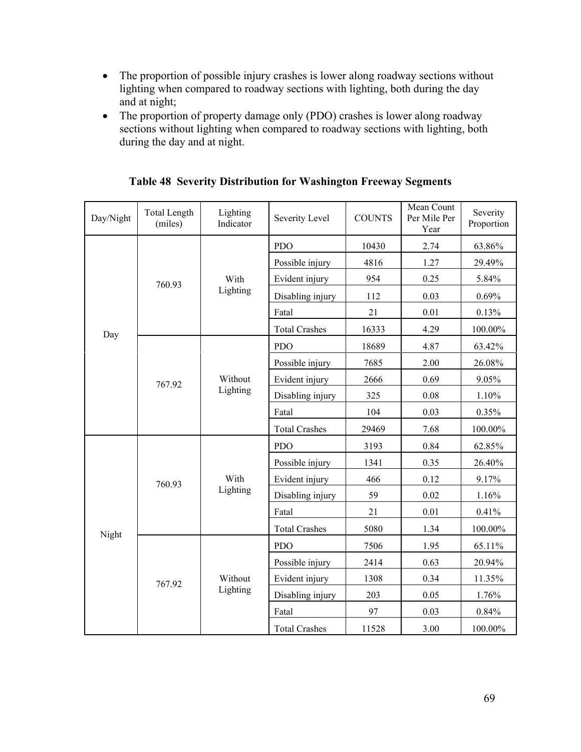- The proportion of possible injury crashes is lower along roadway sections without lighting when compared to roadway sections with lighting, both during the day and at night;
- The proportion of property damage only (PDO) crashes is lower along roadway sections without lighting when compared to roadway sections with lighting, both during the day and at night.

**Table 48 Severity Distribution for Washington Freeway Segments**

| Day/Night | Total Length (miles) | Lighting Indicator | Severity Level | COUNTS | Mean Count Per Mile Per Year | Severity Proportion |
|---|---|---|---|---|---|---|
| Day | 760.93 | With Lighting | PDO | 10430 | 2.74 | 63.86% |
| | | | Possible injury | 4816 | 1.27 | 29.49% |
| | | | Evident injury | 954 | 0.25 | 5.84% |
| | | | Disabling injury | 112 | 0.03 | 0.69% |
| | | | Fatal | 21 | 0.01 | 0.13% |
| | | | Total Crashes | 16333 | 4.29 | 100.00% |
| | 767.92 | Without Lighting | PDO | 18689 | 4.87 | 63.42% |
| | | | Possible injury | 7685 | 2.00 | 26.08% |
| | | | Evident injury | 2666 | 0.69 | 9.05% |
| | | | Disabling injury | 325 | 0.08 | 1.10% |
| | | | Fatal | 104 | 0.03 | 0.35% |
| | | | Total Crashes | 29469 | 7.68 | 100.00% |
| Night | 760.93 | With Lighting | PDO | 3193 | 0.84 | 62.85% |
| | | | Possible injury | 1341 | 0.35 | 26.40% |
| | | | Evident injury | 466 | 0.12 | 9.17% |
| | | | Disabling injury | 59 | 0.02 | 1.16% |
| | | | Fatal | 21 | 0.01 | 0.41% |
| | | | Total Crashes | 5080 | 1.34 | 100.00% |
| | 767.92 | Without Lighting | PDO | 7506 | 1.95 | 65.11% |
| | | | Possible injury | 2414 | 0.63 | 20.94% |
| | | | Evident injury | 1308 | 0.34 | 11.35% |
| | | | Disabling injury | 203 | 0.05 | 1.76% |
| | | | Fatal | 97 | 0.03 | 0.84% |
| | | | Total Crashes | 11528 | 3.00 | 100.00% |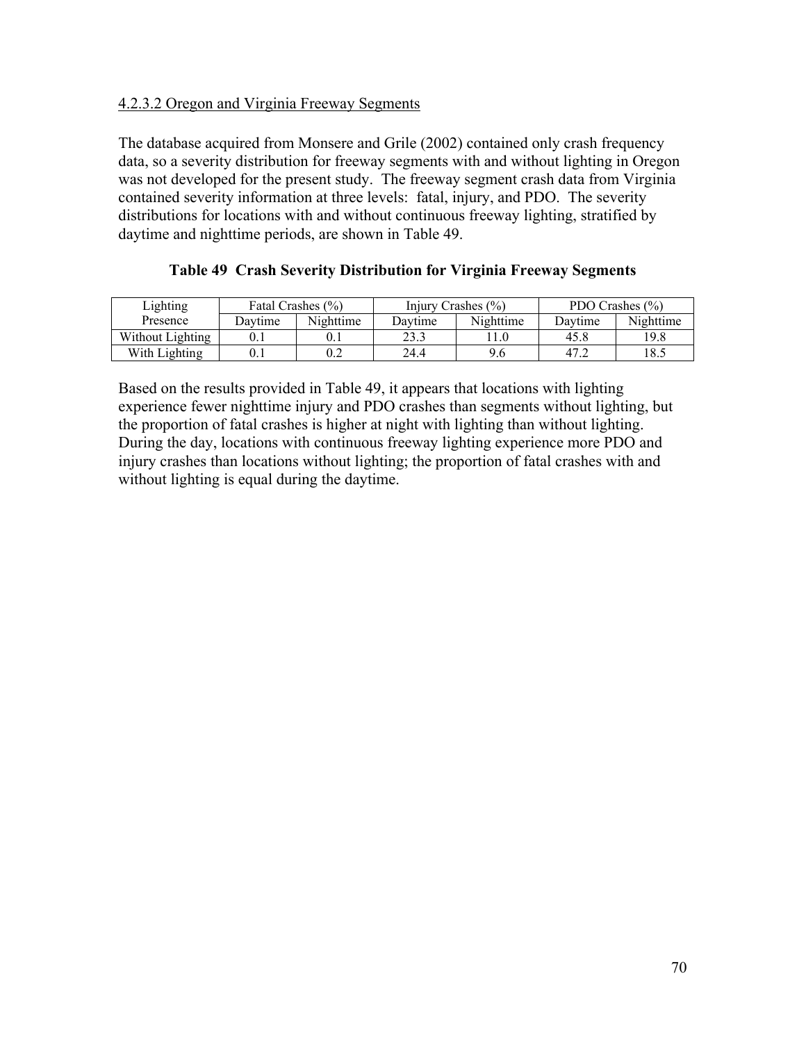#### 4.2.3.2 Oregon and Virginia Freeway Segments

The database acquired from Monsere and Grile (2002) contained only crash frequency data, so a severity distribution for freeway segments with and without lighting in Oregon was not developed for the present study. The freeway segment crash data from Virginia contained severity information at three levels: fatal, injury, and PDO. The severity distributions for locations with and without continuous freeway lighting, stratified by daytime and nighttime periods, are shown in Table 49.

**Table 49 Crash Severity Distribution for Virginia Freeway Segments**

| Lighting Presence | Fatal Crashes (%) | | Injury Crashes (%) | | PDO Crashes (%) | |
|---|---|---|---|---|---|---|
| | Daytime | Nighttime | Daytime | Nighttime | Daytime | Nighttime |
| Without Lighting | 0.1 | 0.1 | 23.3 | 11.0 | 45.8 | 19.8 |
| With Lighting | 0.1 | 0.2 | 24.4 | 9.6 | 47.2 | 18.5 |

Based on the results provided in Table 49, it appears that locations with lighting experience fewer nighttime injury and PDO crashes than segments without lighting, but the proportion of fatal crashes is higher at night with lighting than without lighting. During the day, locations with continuous freeway lighting experience more PDO and injury crashes than locations without lighting; the proportion of fatal crashes with and without lighting is equal during the daytime.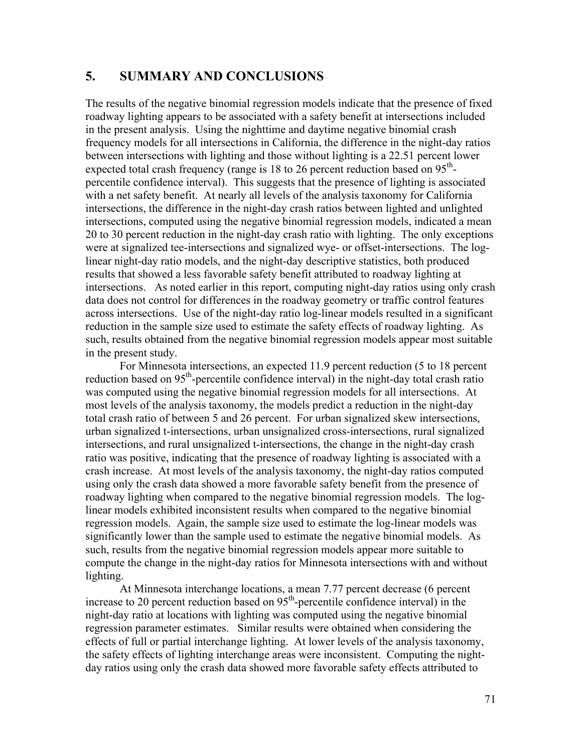## 5. SUMMARY AND CONCLUSIONS

The results of the negative binomial regression models indicate that the presence of fixed roadway lighting appears to be associated with a safety benefit at intersections included in the present analysis. Using the nighttime and daytime negative binomial crash frequency models for all intersections in California, the difference in the night-day ratios between intersections with lighting and those without lighting is a 22.51 percent lower expected total crash frequency (range is 18 to 26 percent reduction based on 95th-percentile confidence interval). This suggests that the presence of lighting is associated with a net safety benefit. At nearly all levels of the analysis taxonomy for California intersections, the difference in the night-day crash ratios between lighted and unlighted intersections, computed using the negative binomial regression models, indicated a mean 20 to 30 percent reduction in the night-day crash ratio with lighting. The only exceptions were at signalized tee-intersections and signalized wye- or offset-intersections. The log-linear night-day ratio models, and the night-day descriptive statistics, both produced results that showed a less favorable safety benefit attributed to roadway lighting at intersections. As noted earlier in this report, computing night-day ratios using only crash data does not control for differences in the roadway geometry or traffic control features across intersections. Use of the night-day ratio log-linear models resulted in a significant reduction in the sample size used to estimate the safety effects of roadway lighting. As such, results obtained from the negative binomial regression models appear most suitable in the present study.

For Minnesota intersections, an expected 11.9 percent reduction (5 to 18 percent reduction based on 95th-percentile confidence interval) in the night-day total crash ratio was computed using the negative binomial regression models for all intersections. At most levels of the analysis taxonomy, the models predict a reduction in the night-day total crash ratio of between 5 and 26 percent. For urban signalized skew intersections, urban signalized t-intersections, urban unsignalized cross-intersections, rural signalized intersections, and rural unsignalized t-intersections, the change in the night-day crash ratio was positive, indicating that the presence of roadway lighting is associated with a crash increase. At most levels of the analysis taxonomy, the night-day ratios computed using only the crash data showed a more favorable safety benefit from the presence of roadway lighting when compared to the negative binomial regression models. The log-linear models exhibited inconsistent results when compared to the negative binomial regression models. Again, the sample size used to estimate the log-linear models was significantly lower than the sample used to estimate the negative binomial models. As such, results from the negative binomial regression models appear more suitable to compute the change in the night-day ratios for Minnesota intersections with and without lighting.

At Minnesota interchange locations, a mean 7.77 percent decrease (6 percent increase to 20 percent reduction based on 95th-percentile confidence interval) in the night-day ratio at locations with lighting was computed using the negative binomial regression parameter estimates. Similar results were obtained when considering the effects of full or partial interchange lighting. At lower levels of the analysis taxonomy, the safety effects of lighting interchange areas were inconsistent. Computing the night-day ratios using only the crash data showed more favorable safety effects attributed to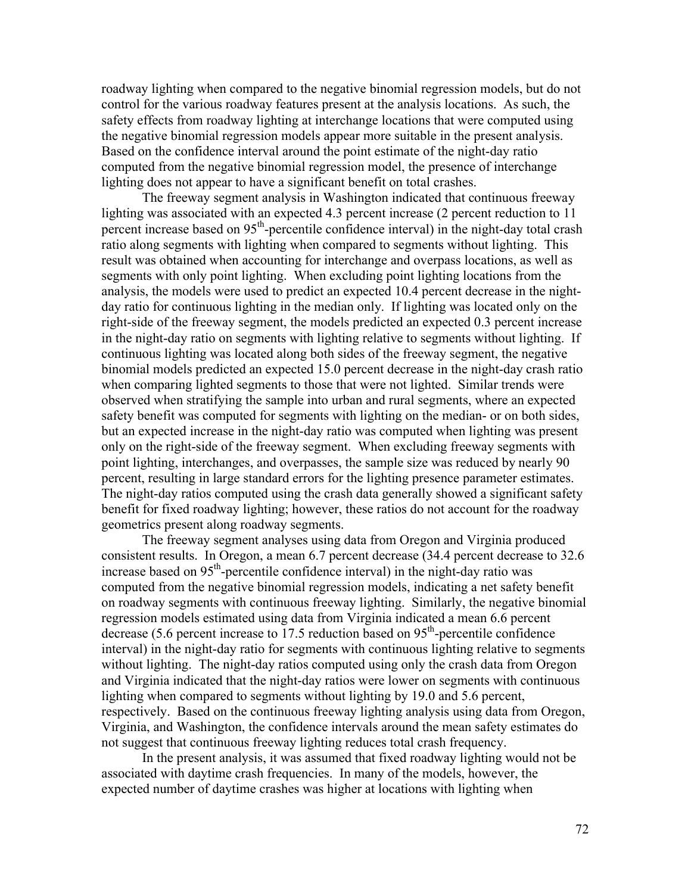roadway lighting when compared to the negative binomial regression models, but do not control for the various roadway features present at the analysis locations. As such, the safety effects from roadway lighting at interchange locations that were computed using the negative binomial regression models appear more suitable in the present analysis. Based on the confidence interval around the point estimate of the night-day ratio computed from the negative binomial regression model, the presence of interchange lighting does not appear to have a significant benefit on total crashes.

The freeway segment analysis in Washington indicated that continuous freeway lighting was associated with an expected 4.3 percent increase (2 percent reduction to 11 percent increase based on 95$^{th}$-percentile confidence interval) in the night-day total crash ratio along segments with lighting when compared to segments without lighting. This result was obtained when accounting for interchange and overpass locations, as well as segments with only point lighting. When excluding point lighting locations from the analysis, the models were used to predict an expected 10.4 percent decrease in the night-day ratio for continuous lighting in the median only. If lighting was located only on the right-side of the freeway segment, the models predicted an expected 0.3 percent increase in the night-day ratio on segments with lighting relative to segments without lighting. If continuous lighting was located along both sides of the freeway segment, the negative binomial models predicted an expected 15.0 percent decrease in the night-day crash ratio when comparing lighted segments to those that were not lighted. Similar trends were observed when stratifying the sample into urban and rural segments, where an expected safety benefit was computed for segments with lighting on the median- or on both sides, but an expected increase in the night-day ratio was computed when lighting was present only on the right-side of the freeway segment. When excluding freeway segments with point lighting, interchanges, and overpasses, the sample size was reduced by nearly 90 percent, resulting in large standard errors for the lighting presence parameter estimates. The night-day ratios computed using the crash data generally showed a significant safety benefit for fixed roadway lighting; however, these ratios do not account for the roadway geometrics present along roadway segments.

The freeway segment analyses using data from Oregon and Virginia produced consistent results. In Oregon, a mean 6.7 percent decrease (34.4 percent decrease to 32.6 increase based on 95$^{th}$-percentile confidence interval) in the night-day ratio was computed from the negative binomial regression models, indicating a net safety benefit on roadway segments with continuous freeway lighting. Similarly, the negative binomial regression models estimated using data from Virginia indicated a mean 6.6 percent decrease (5.6 percent increase to 17.5 reduction based on 95$^{th}$-percentile confidence interval) in the night-day ratio for segments with continuous lighting relative to segments without lighting. The night-day ratios computed using only the crash data from Oregon and Virginia indicated that the night-day ratios were lower on segments with continuous lighting when compared to segments without lighting by 19.0 and 5.6 percent, respectively. Based on the continuous freeway lighting analysis using data from Oregon, Virginia, and Washington, the confidence intervals around the mean safety estimates do not suggest that continuous freeway lighting reduces total crash frequency.

In the present analysis, it was assumed that fixed roadway lighting would not be associated with daytime crash frequencies. In many of the models, however, the expected number of daytime crashes was higher at locations with lighting when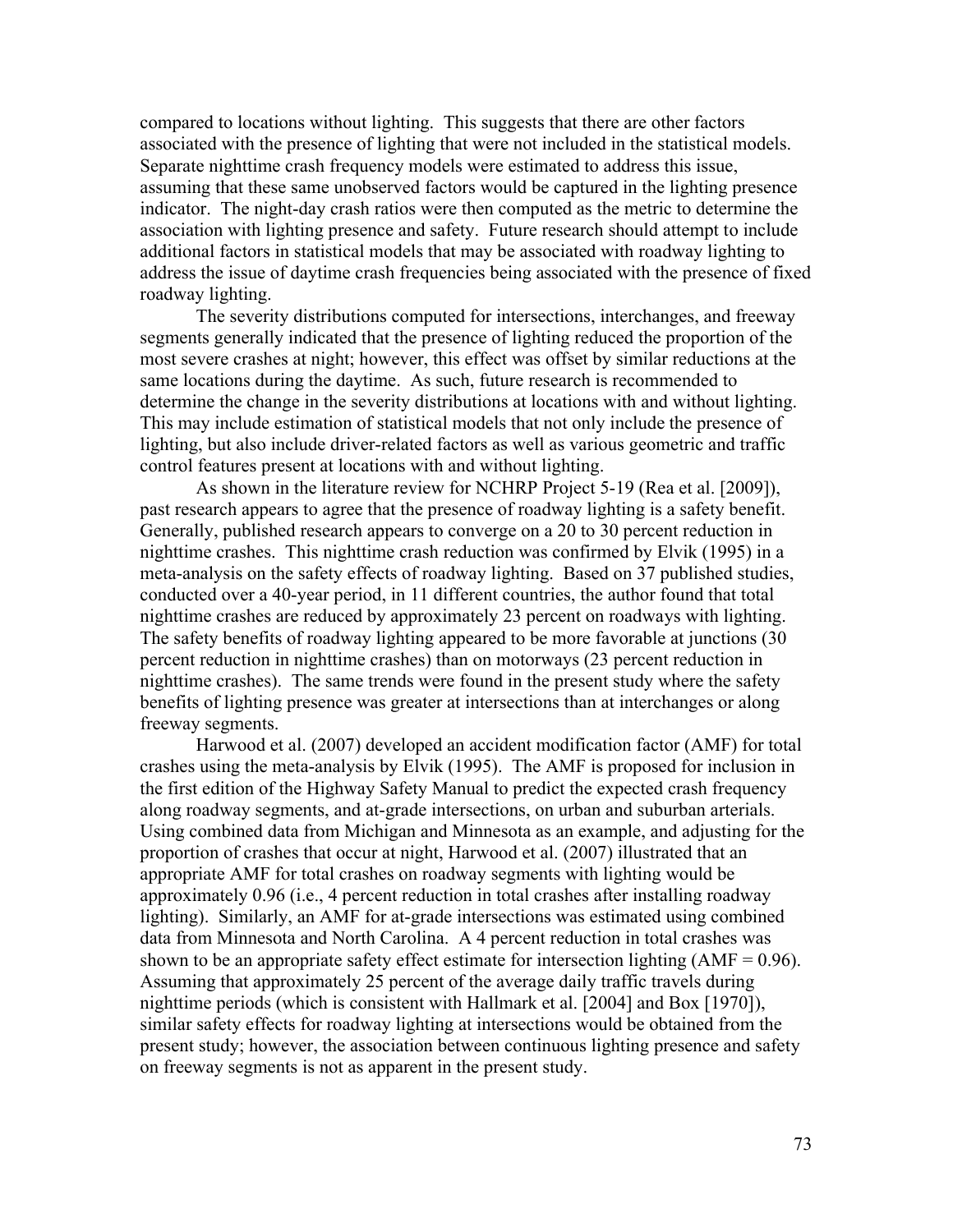compared to locations without lighting. This suggests that there are other factors associated with the presence of lighting that were not included in the statistical models. Separate nighttime crash frequency models were estimated to address this issue, assuming that these same unobserved factors would be captured in the lighting presence indicator. The night-day crash ratios were then computed as the metric to determine the association with lighting presence and safety. Future research should attempt to include additional factors in statistical models that may be associated with roadway lighting to address the issue of daytime crash frequencies being associated with the presence of fixed roadway lighting.

The severity distributions computed for intersections, interchanges, and freeway segments generally indicated that the presence of lighting reduced the proportion of the most severe crashes at night; however, this effect was offset by similar reductions at the same locations during the daytime. As such, future research is recommended to determine the change in the severity distributions at locations with and without lighting. This may include estimation of statistical models that not only include the presence of lighting, but also include driver-related factors as well as various geometric and traffic control features present at locations with and without lighting.

As shown in the literature review for NCHRP Project 5-19 (Rea et al. [2009]), past research appears to agree that the presence of roadway lighting is a safety benefit. Generally, published research appears to converge on a 20 to 30 percent reduction in nighttime crashes. This nighttime crash reduction was confirmed by Elvik (1995) in a meta-analysis on the safety effects of roadway lighting. Based on 37 published studies, conducted over a 40-year period, in 11 different countries, the author found that total nighttime crashes are reduced by approximately 23 percent on roadways with lighting. The safety benefits of roadway lighting appeared to be more favorable at junctions (30 percent reduction in nighttime crashes) than on motorways (23 percent reduction in nighttime crashes). The same trends were found in the present study where the safety benefits of lighting presence was greater at intersections than at interchanges or along freeway segments.

Harwood et al. (2007) developed an accident modification factor (AMF) for total crashes using the meta-analysis by Elvik (1995). The AMF is proposed for inclusion in the first edition of the Highway Safety Manual to predict the expected crash frequency along roadway segments, and at-grade intersections, on urban and suburban arterials. Using combined data from Michigan and Minnesota as an example, and adjusting for the proportion of crashes that occur at night, Harwood et al. (2007) illustrated that an appropriate AMF for total crashes on roadway segments with lighting would be approximately 0.96 (i.e., 4 percent reduction in total crashes after installing roadway lighting). Similarly, an AMF for at-grade intersections was estimated using combined data from Minnesota and North Carolina. A 4 percent reduction in total crashes was shown to be an appropriate safety effect estimate for intersection lighting (AMF = 0.96). Assuming that approximately 25 percent of the average daily traffic travels during nighttime periods (which is consistent with Hallmark et al. [2004] and Box [1970]), similar safety effects for roadway lighting at intersections would be obtained from the present study; however, the association between continuous lighting presence and safety on freeway segments is not as apparent in the present study.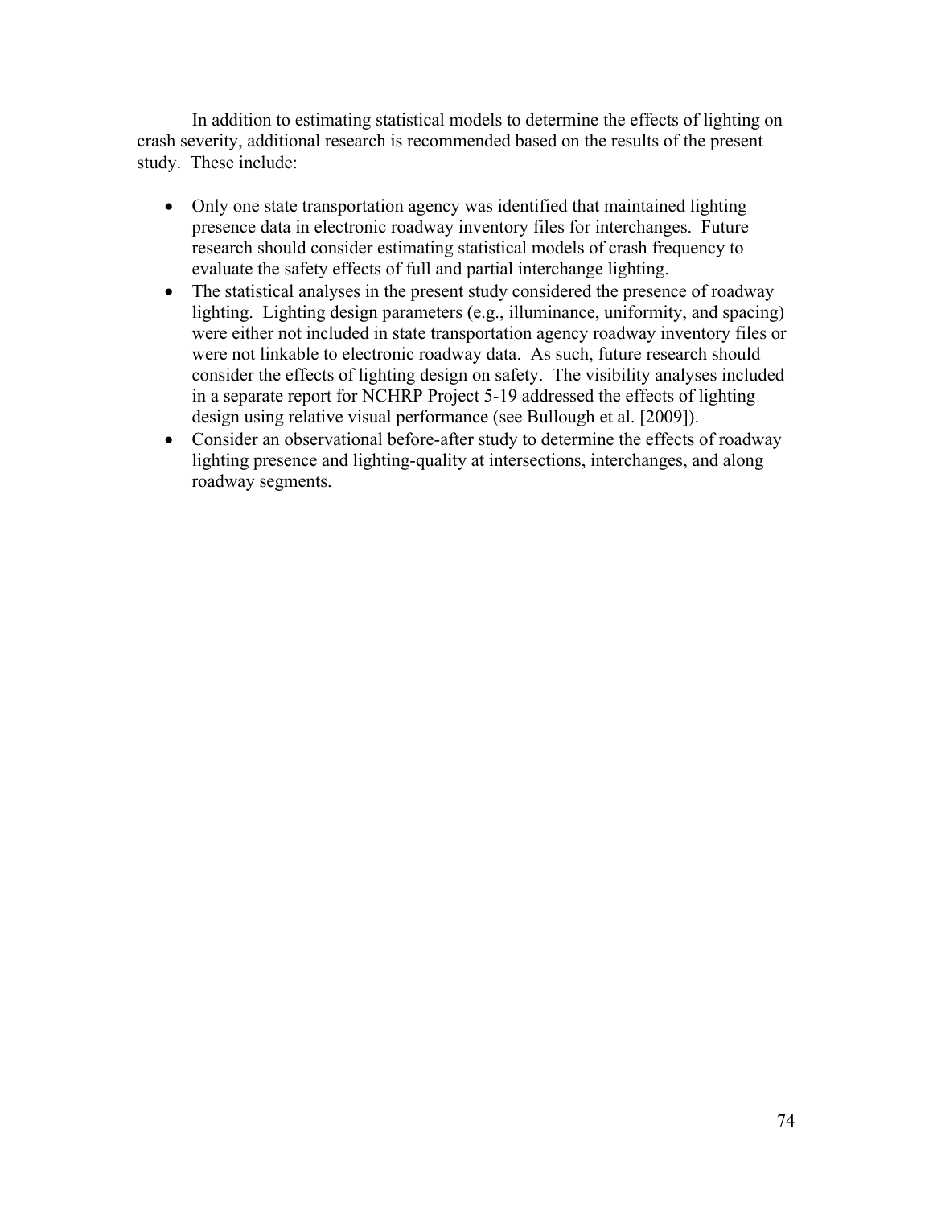In addition to estimating statistical models to determine the effects of lighting on crash severity, additional research is recommended based on the results of the present study. These include:

- Only one state transportation agency was identified that maintained lighting presence data in electronic roadway inventory files for interchanges. Future research should consider estimating statistical models of crash frequency to evaluate the safety effects of full and partial interchange lighting.
- The statistical analyses in the present study considered the presence of roadway lighting. Lighting design parameters (e.g., illuminance, uniformity, and spacing) were either not included in state transportation agency roadway inventory files or were not linkable to electronic roadway data. As such, future research should consider the effects of lighting design on safety. The visibility analyses included in a separate report for NCHRP Project 5-19 addressed the effects of lighting design using relative visual performance (see Bullough et al. [2009]).
- Consider an observational before-after study to determine the effects of roadway lighting presence and lighting-quality at intersections, interchanges, and along roadway segments.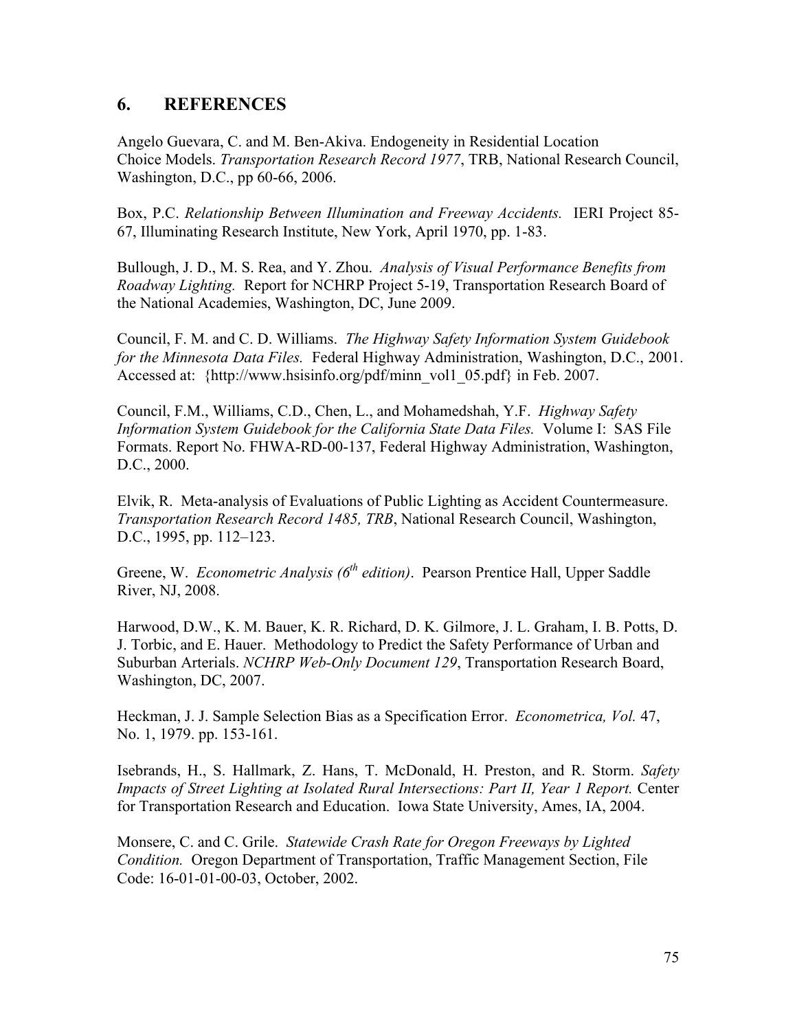## 6. REFERENCES

Angelo Guevara, C. and M. Ben-Akiva. Endogeneity in Residential Location Choice Models. *Transportation Research Record 1977*, TRB, National Research Council, Washington, D.C., pp 60-66, 2006.

Box, P.C. *Relationship Between Illumination and Freeway Accidents.* IERI Project 85-67, Illuminating Research Institute, New York, April 1970, pp. 1-83.

Bullough, J. D., M. S. Rea, and Y. Zhou. *Analysis of Visual Performance Benefits from Roadway Lighting.* Report for NCHRP Project 5-19, Transportation Research Board of the National Academies, Washington, DC, June 2009.

Council, F. M. and C. D. Williams. *The Highway Safety Information System Guidebook for the Minnesota Data Files.* Federal Highway Administration, Washington, D.C., 2001. Accessed at: {http://www.hsisinfo.org/pdf/minn_vol1_05.pdf} in Feb. 2007.

Council, F.M., Williams, C.D., Chen, L., and Mohamedshah, Y.F. *Highway Safety Information System Guidebook for the California State Data Files.* Volume I: SAS File Formats. Report No. FHWA-RD-00-137, Federal Highway Administration, Washington, D.C., 2000.

Elvik, R. Meta-analysis of Evaluations of Public Lighting as Accident Countermeasure. *Transportation Research Record 1485, TRB*, National Research Council, Washington, D.C., 1995, pp. 112–123.

Greene, W. *Econometric Analysis (6th edition)*. Pearson Prentice Hall, Upper Saddle River, NJ, 2008.

Harwood, D.W., K. M. Bauer, K. R. Richard, D. K. Gilmore, J. L. Graham, I. B. Potts, D. J. Torbic, and E. Hauer. Methodology to Predict the Safety Performance of Urban and Suburban Arterials. *NCHRP Web-Only Document 129*, Transportation Research Board, Washington, DC, 2007.

Heckman, J. J. Sample Selection Bias as a Specification Error. *Econometrica, Vol.* 47, No. 1, 1979. pp. 153-161.

Isebrands, H., S. Hallmark, Z. Hans, T. McDonald, H. Preston, and R. Storm. *Safety Impacts of Street Lighting at Isolated Rural Intersections: Part II, Year 1 Report.* Center for Transportation Research and Education. Iowa State University, Ames, IA, 2004.

Monsere, C. and C. Grile. *Statewide Crash Rate for Oregon Freeways by Lighted Condition.* Oregon Department of Transportation, Traffic Management Section, File Code: 16-01-01-00-03, October, 2002.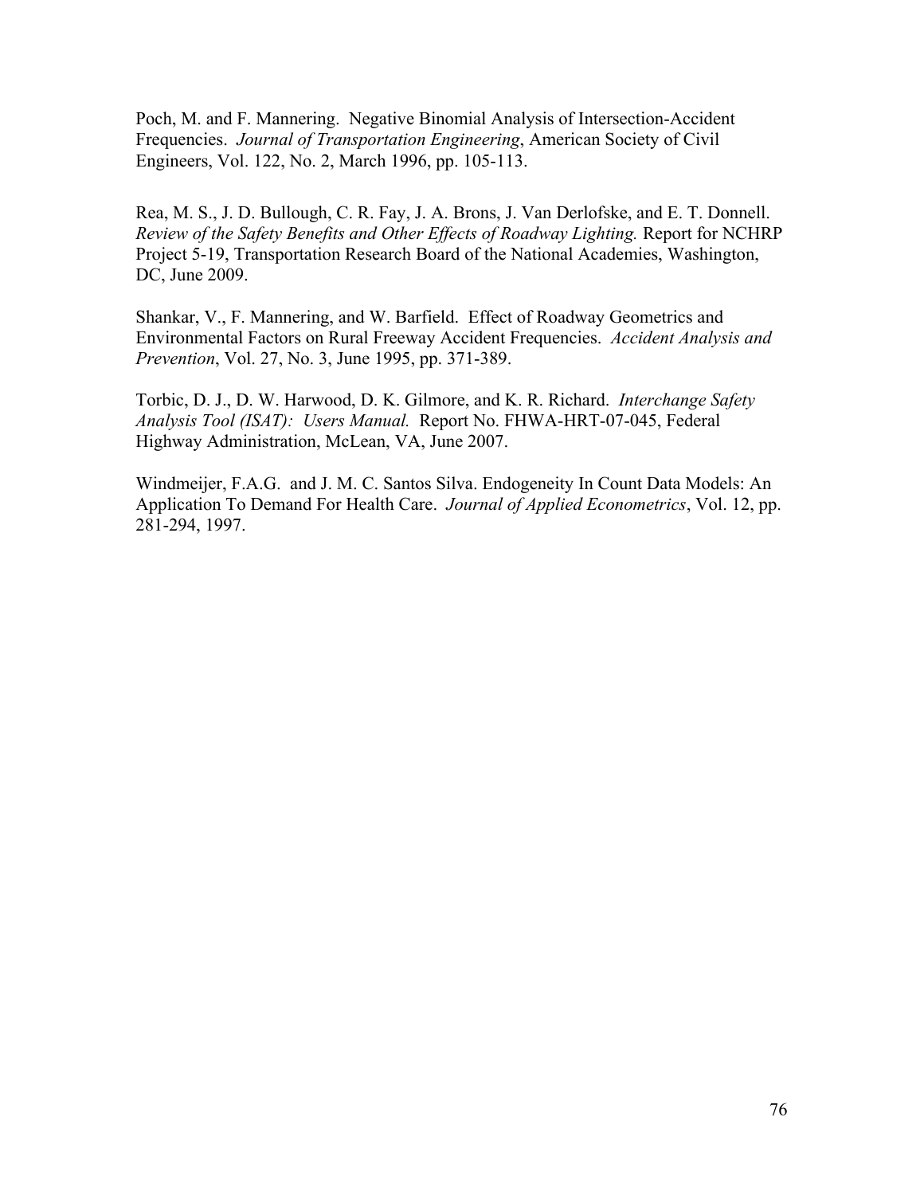Poch, M. and F. Mannering. Negative Binomial Analysis of Intersection-Accident Frequencies. *Journal of Transportation Engineering*, American Society of Civil Engineers, Vol. 122, No. 2, March 1996, pp. 105-113.

Rea, M. S., J. D. Bullough, C. R. Fay, J. A. Brons, J. Van Derlofske, and E. T. Donnell. *Review of the Safety Benefits and Other Effects of Roadway Lighting.* Report for NCHRP Project 5-19, Transportation Research Board of the National Academies, Washington, DC, June 2009.

Shankar, V., F. Mannering, and W. Barfield. Effect of Roadway Geometrics and Environmental Factors on Rural Freeway Accident Frequencies. *Accident Analysis and Prevention*, Vol. 27, No. 3, June 1995, pp. 371-389.

Torbic, D. J., D. W. Harwood, D. K. Gilmore, and K. R. Richard. *Interchange Safety Analysis Tool (ISAT): Users Manual.* Report No. FHWA-HRT-07-045, Federal Highway Administration, McLean, VA, June 2007.

Windmeijer, F.A.G. and J. M. C. Santos Silva. Endogeneity In Count Data Models: An Application To Demand For Health Care. *Journal of Applied Econometrics*, Vol. 12, pp. 281-294, 1997.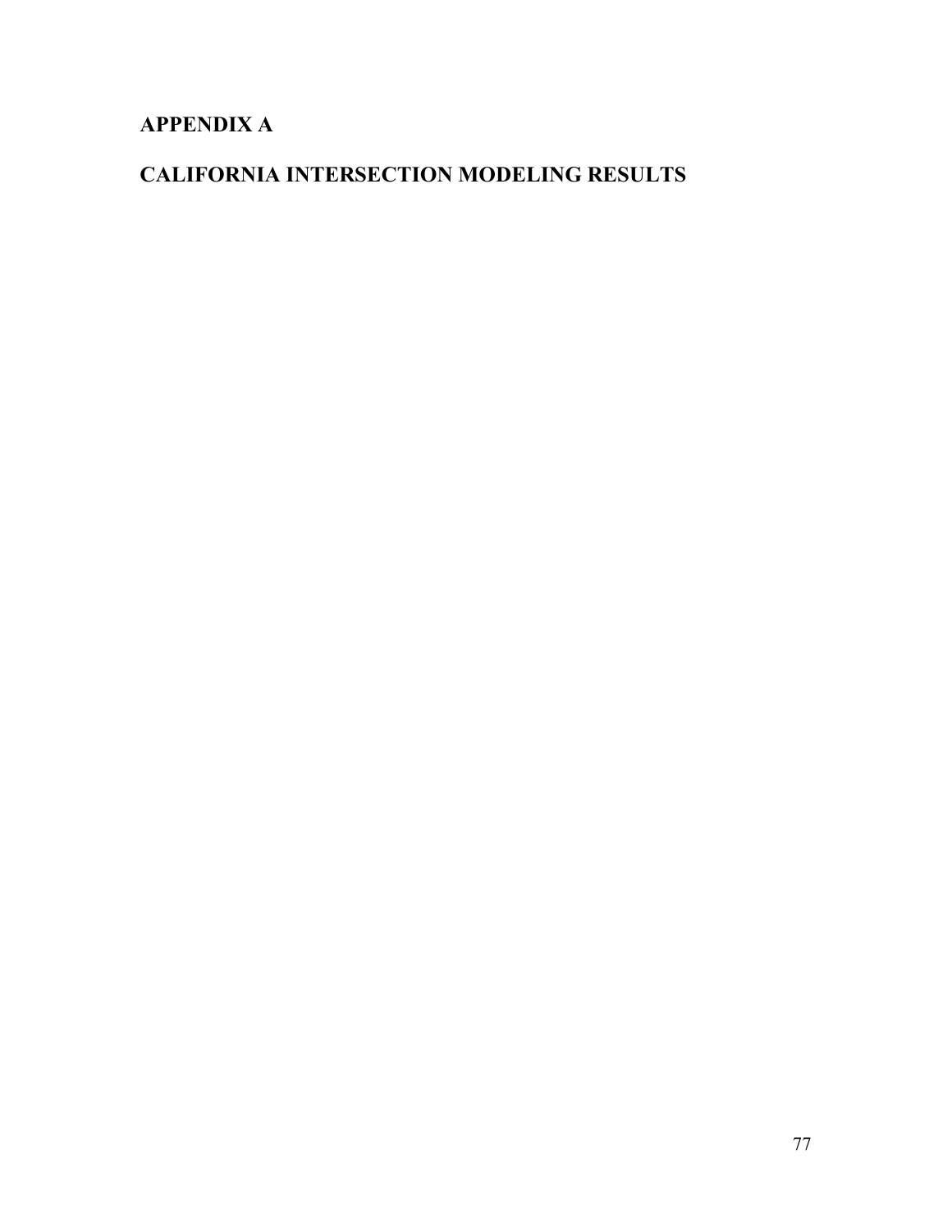# APPENDIX A

# CALIFORNIA INTERSECTION MODELING RESULTS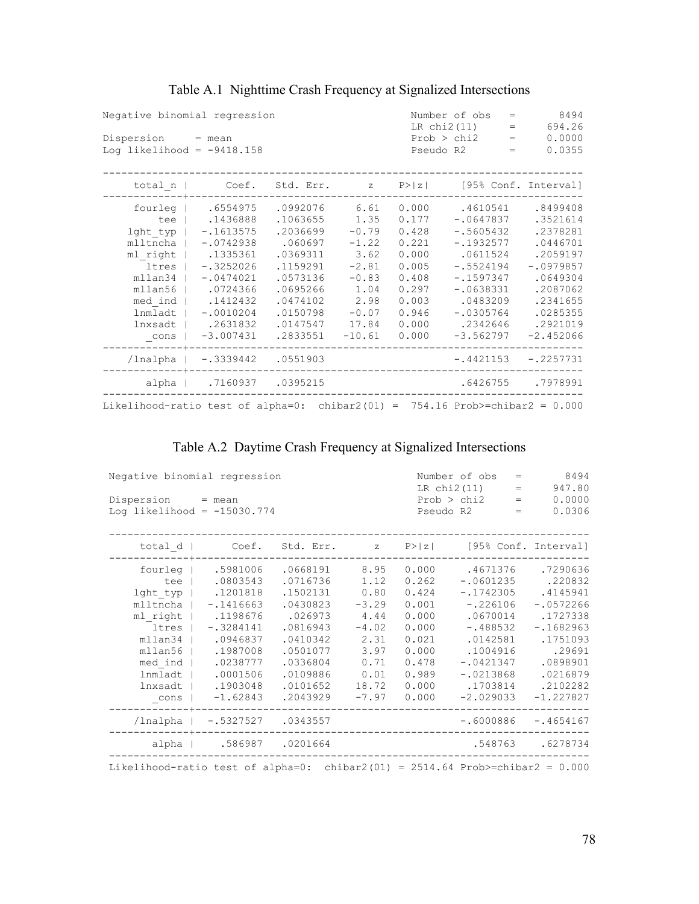### Table A.1 Nighttime Crash Frequency at Signalized Intersections

```
Negative binomial regression                      Number of obs   =       8494
                                                  LR chi2(11)     =     694.26
Dispersion     = mean                             Prob > chi2     =     0.0000
Log likelihood = -9418.158                        Pseudo R2       =     0.0355

------------------------------------------------------------------------------
     total_n |      Coef.   Std. Err.      z    P>|z|     [95% Conf. Interval]
-------------+----------------------------------------------------------------
     fourleg |   .6554975   .0992076     6.61   0.000     .4610541    .8499408
         tee |   .1436888   .1063655     1.35   0.177    -.0647837    .3521614
    lght_typ |  -.1613575   .2036699    -0.79   0.428    -.5605432    .2378281
    mlltncha |  -.0742938    .060697    -1.22   0.221    -.1932577    .0446701
    ml_right |   .1335361   .0369311     3.62   0.000     .0611524    .2059197
       ltres |  -.3252026   .1159291    -2.81   0.005    -.5524194   -.0979857
     mllan34 |  -.0474021   .0573136    -0.83   0.408    -.1597347    .0649304
     mllan56 |   .0724366   .0695266     1.04   0.297    -.0638331    .2087062
     med_ind |   .1412432   .0474102     2.98   0.003     .0483209    .2341655
     lnmladt |  -.0010204   .0150798    -0.07   0.946    -.0305764    .0285355
     lnxsadt |   .2631832   .0147547    17.84   0.000     .2342646    .2921019
       _cons |  -3.007431   .2833551   -10.61   0.000    -3.562797   -2.452066
-------------+----------------------------------------------------------------
    /lnalpha |  -.3339442   .0551903                     -.4421153   -.2257731
-------------+----------------------------------------------------------------
       alpha |   .7160937   .0395215                      .6426755    .7978991
------------------------------------------------------------------------------
Likelihood-ratio test of alpha=0:  chibar2(01) =  754.16 Prob>=chibar2 = 0.000
```

### Table A.2 Daytime Crash Frequency at Signalized Intersections

```
Negative binomial regression                      Number of obs   =       8494
                                                  LR chi2(11)     =     947.80
Dispersion     = mean                             Prob > chi2     =     0.0000
Log likelihood = -15030.774                       Pseudo R2       =     0.0306

------------------------------------------------------------------------------
     total_d |      Coef.   Std. Err.      z    P>|z|     [95% Conf. Interval]
-------------+----------------------------------------------------------------
     fourleg |   .5981006   .0668191     8.95   0.000     .4671376    .7290636
         tee |   .0803543   .0716736     1.12   0.262    -.0601235     .220832
    lght_typ |   .1201818   .1502131     0.80   0.424    -.1742305    .4145941
    mlltncha |  -.1416663   .0430823    -3.29   0.001     -.226106   -.0572266
    ml_right |   .1198676    .026973     4.44   0.000     .0670014    .1727338
       ltres |  -.3284141   .0816943    -4.02   0.000     -.488532   -.1682963
     mllan34 |   .0946837   .0410342     2.31   0.021     .0142581    .1751093
     mllan56 |   .1987008   .0501077     3.97   0.000     .1004916      .29691
     med_ind |   .0238777   .0336804     0.71   0.478    -.0421347    .0898901
     lnmladt |   .0001506   .0109886     0.01   0.989    -.0213868    .0216879
     lnxsadt |   .1903048   .0101652    18.72   0.000     .1703814    .2102282
       _cons |   -1.62843   .2043929    -7.97   0.000    -2.029033   -1.227827
-------------+----------------------------------------------------------------
    /lnalpha |  -.5327527   .0343557                     -.6000886   -.4654167
-------------+----------------------------------------------------------------
       alpha |    .586987   .0201664                       .548763    .6278734
------------------------------------------------------------------------------
Likelihood-ratio test of alpha=0:  chibar2(01) = 2514.64 Prob>=chibar2 = 0.000
```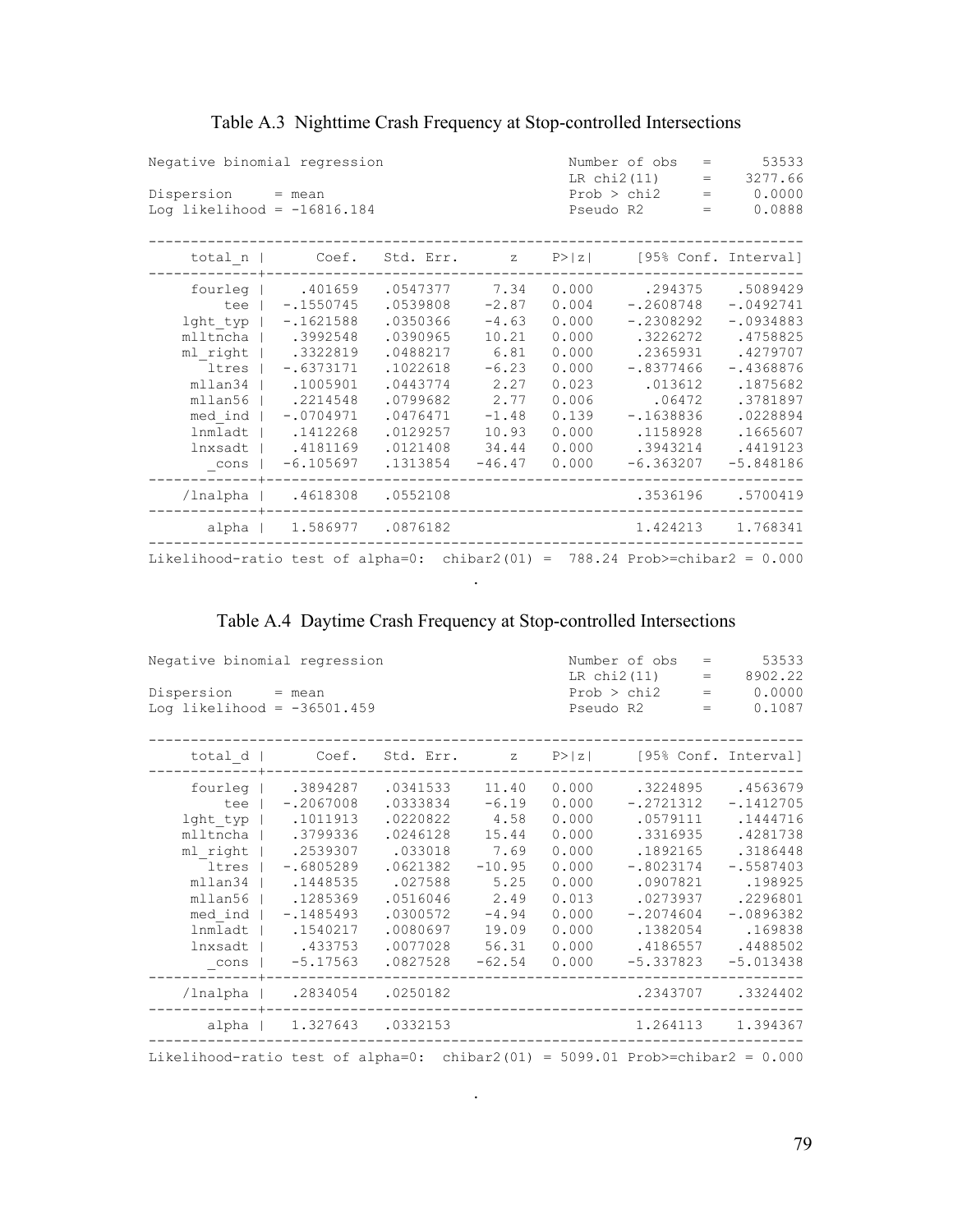## Table A.3 Nighttime Crash Frequency at Stop-controlled Intersections

```
Negative binomial regression                      Number of obs   =      53533
                                                  LR chi2(11)     =    3277.66
Dispersion     = mean                             Prob > chi2     =     0.0000
Log likelihood = -16816.184                       Pseudo R2       =     0.0888

------------------------------------------------------------------------------
     total_n |      Coef.   Std. Err.      z    P>|z|     [95% Conf. Interval]
-------------+----------------------------------------------------------------
     fourleg |    .401659   .0547377     7.34   0.000      .294375    .5089429
         tee |  -.1550745   .0539808    -2.87   0.004    -.2608748   -.0492741
    lght_typ |  -.1621588   .0350366    -4.63   0.000    -.2308292   -.0934883
    mlltncha |   .3992548   .0390965    10.21   0.000     .3226272    .4758825
    ml_right |   .3322819   .0488217     6.81   0.000     .2365931    .4279707
       ltres |  -.6373171   .1022618    -6.23   0.000    -.8377466   -.4368876
     mllan34 |   .1005901   .0443774     2.27   0.023      .013612    .1875682
     mllan56 |   .2214548   .0799682     2.77   0.006       .06472    .3781897
     med_ind |  -.0704971   .0476471    -1.48   0.139    -.1638836    .0228894
     lnmladt |   .1412268   .0129257    10.93   0.000     .1158928    .1665607
     lnxsadt |   .4181169   .0121408    34.44   0.000     .3943214    .4419123
       _cons |  -6.105697   .1313854   -46.47   0.000    -6.363207   -5.848186
-------------+----------------------------------------------------------------
    /lnalpha |   .4618308   .0552108                      .3536196    .5700419
-------------+----------------------------------------------------------------
       alpha |   1.586977   .0876182                      1.424213    1.768341
------------------------------------------------------------------------------
Likelihood-ratio test of alpha=0:  chibar2(01) =  788.24 Prob>=chibar2 = 0.000
```

## Table A.4 Daytime Crash Frequency at Stop-controlled Intersections

```
Negative binomial regression                      Number of obs   =      53533
                                                  LR chi2(11)     =    8902.22
Dispersion     = mean                             Prob > chi2     =     0.0000
Log likelihood = -36501.459                       Pseudo R2       =     0.1087

------------------------------------------------------------------------------
     total_d |      Coef.   Std. Err.      z    P>|z|     [95% Conf. Interval]
-------------+----------------------------------------------------------------
     fourleg |   .3894287   .0341533    11.40   0.000     .3224895    .4563679
         tee |  -.2067008   .0333834    -6.19   0.000    -.2721312   -.1412705
    lght_typ |   .1011913   .0220822     4.58   0.000     .0579111    .1444716
    mlltncha |   .3799336   .0246128    15.44   0.000     .3316935    .4281738
    ml_right |   .2539307    .033018     7.69   0.000     .1892165    .3186448
       ltres |  -.6805289   .0621382   -10.95   0.000    -.8023174   -.5587403
     mllan34 |   .1448535    .027588     5.25   0.000     .0907821     .198925
     mllan56 |   .1285369   .0516046     2.49   0.013     .0273937    .2296801
     med_ind |  -.1485493   .0300572    -4.94   0.000    -.2074604   -.0896382
     lnmladt |   .1540217   .0080697    19.09   0.000     .1382054     .169838
     lnxsadt |    .433753   .0077028    56.31   0.000     .4186557    .4488502
       _cons |   -5.17563   .0827528   -62.54   0.000    -5.337823   -5.013438
-------------+----------------------------------------------------------------
    /lnalpha |   .2834054   .0250182                      .2343707    .3324402
-------------+----------------------------------------------------------------
       alpha |   1.327643   .0332153                      1.264113    1.394367
------------------------------------------------------------------------------
Likelihood-ratio test of alpha=0:  chibar2(01) = 5099.01 Prob>=chibar2 = 0.000
```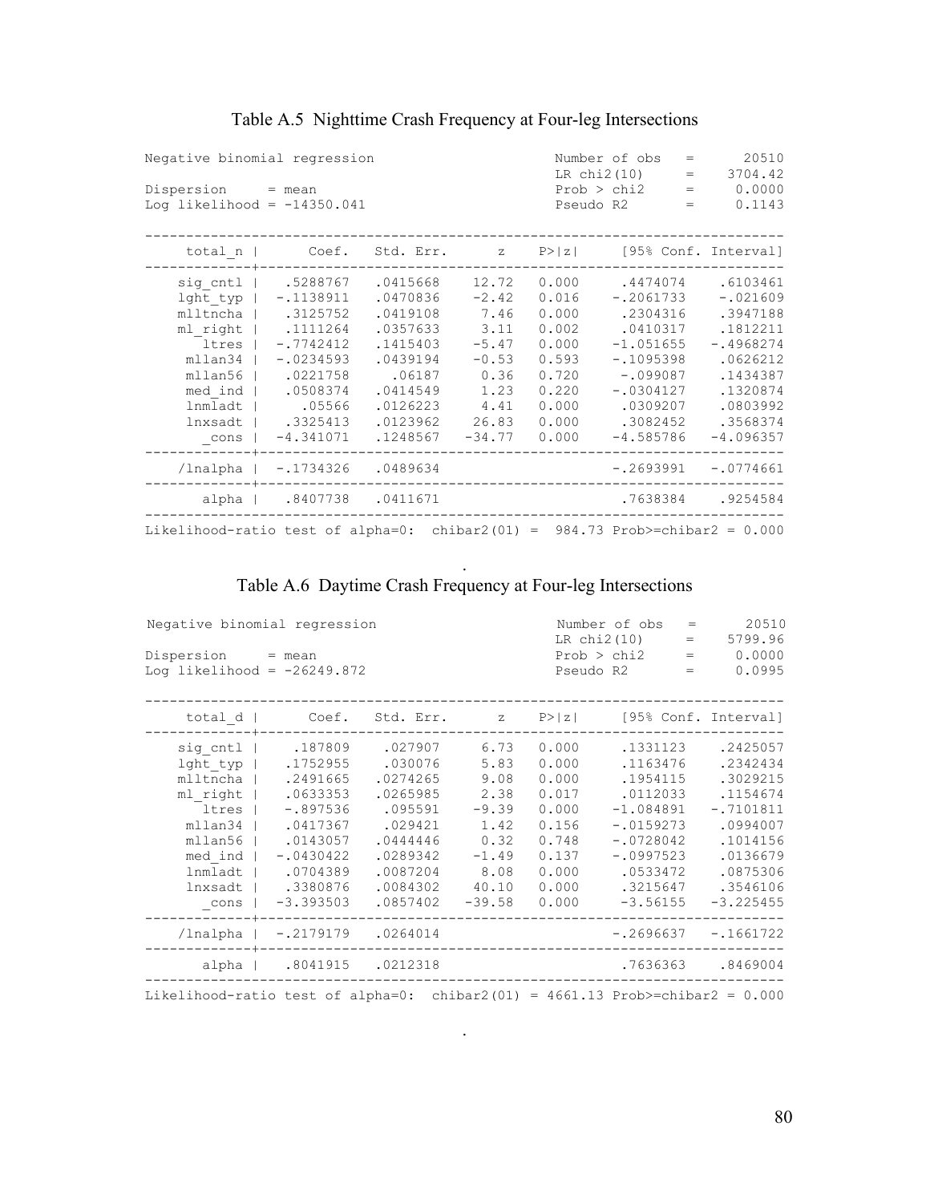### Table A.5 Nighttime Crash Frequency at Four-leg Intersections

```
Negative binomial regression                      Number of obs   =      20510
                                                  LR chi2(10)     =    3704.42
Dispersion     = mean                             Prob > chi2     =     0.0000
Log likelihood = -14350.041                       Pseudo R2       =     0.1143

------------------------------------------------------------------------------
     total_n |      Coef.   Std. Err.      z    P>|z|     [95% Conf. Interval]
-------------+----------------------------------------------------------------
    sig_cntl |   .5288767   .0415668    12.72   0.000     .4474074    .6103461
    lght_typ |  -.1138911   .0470836    -2.42   0.016    -.2061733    -.021609
    mlltncha |   .3125752   .0419108     7.46   0.000     .2304316    .3947188
    ml_right |   .1111264   .0357633     3.11   0.002     .0410317    .1812211
       ltres |  -.7742412   .1415403    -5.47   0.000    -1.051655   -.4968274
     mllan34 |  -.0234593   .0439194    -0.53   0.593    -.1095398    .0626212
     mllan56 |   .0221758     .06187     0.36   0.720     -.099087    .1434387
     med_ind |   .0508374   .0414549     1.23   0.220    -.0304127    .1320874
     lnmladt |     .05566   .0126223     4.41   0.000     .0309207    .0803992
     lnxsadt |   .3325413   .0123962    26.83   0.000     .3082452    .3568374
       _cons |  -4.341071   .1248567   -34.77   0.000    -4.585786   -4.096357
-------------+----------------------------------------------------------------
    /lnalpha |  -.1734326   .0489634                     -.2693991   -.0774661
-------------+----------------------------------------------------------------
       alpha |   .8407738   .0411671                      .7638384    .9254584
------------------------------------------------------------------------------
Likelihood-ratio test of alpha=0:  chibar2(01) =  984.73 Prob>=chibar2 = 0.000
```

### Table A.6 Daytime Crash Frequency at Four-leg Intersections

```
Negative binomial regression                      Number of obs   =      20510
                                                  LR chi2(10)     =    5799.96
Dispersion     = mean                             Prob > chi2     =     0.0000
Log likelihood = -26249.872                       Pseudo R2       =     0.0995

------------------------------------------------------------------------------
     total_d |      Coef.   Std. Err.      z    P>|z|     [95% Conf. Interval]
-------------+----------------------------------------------------------------
    sig_cntl |    .187809    .027907     6.73   0.000     .1331123    .2425057
    lght_typ |   .1752955    .030076     5.83   0.000     .1163476    .2342434
    mlltncha |   .2491665   .0274265     9.08   0.000     .1954115    .3029215
    ml_right |   .0633353   .0265985     2.38   0.017     .0112033    .1154674
       ltres |   -.897536    .095591    -9.39   0.000    -1.084891   -.7101811
     mllan34 |   .0417367    .029421     1.42   0.156    -.0159273    .0994007
     mllan56 |   .0143057   .0444446     0.32   0.748    -.0728042    .1014156
     med_ind |  -.0430422   .0289342    -1.49   0.137    -.0997523    .0136679
     lnmladt |   .0704389   .0087204     8.08   0.000     .0533472    .0875306
     lnxsadt |   .3380876   .0084302    40.10   0.000     .3215647    .3546106
       _cons |  -3.393503   .0857402   -39.58   0.000     -3.56155   -3.225455
-------------+----------------------------------------------------------------
    /lnalpha |  -.2179179   .0264014                     -.2696637   -.1661722
-------------+----------------------------------------------------------------
       alpha |   .8041915   .0212318                      .7636363    .8469004
------------------------------------------------------------------------------
Likelihood-ratio test of alpha=0:  chibar2(01) = 4661.13 Prob>=chibar2 = 0.000
```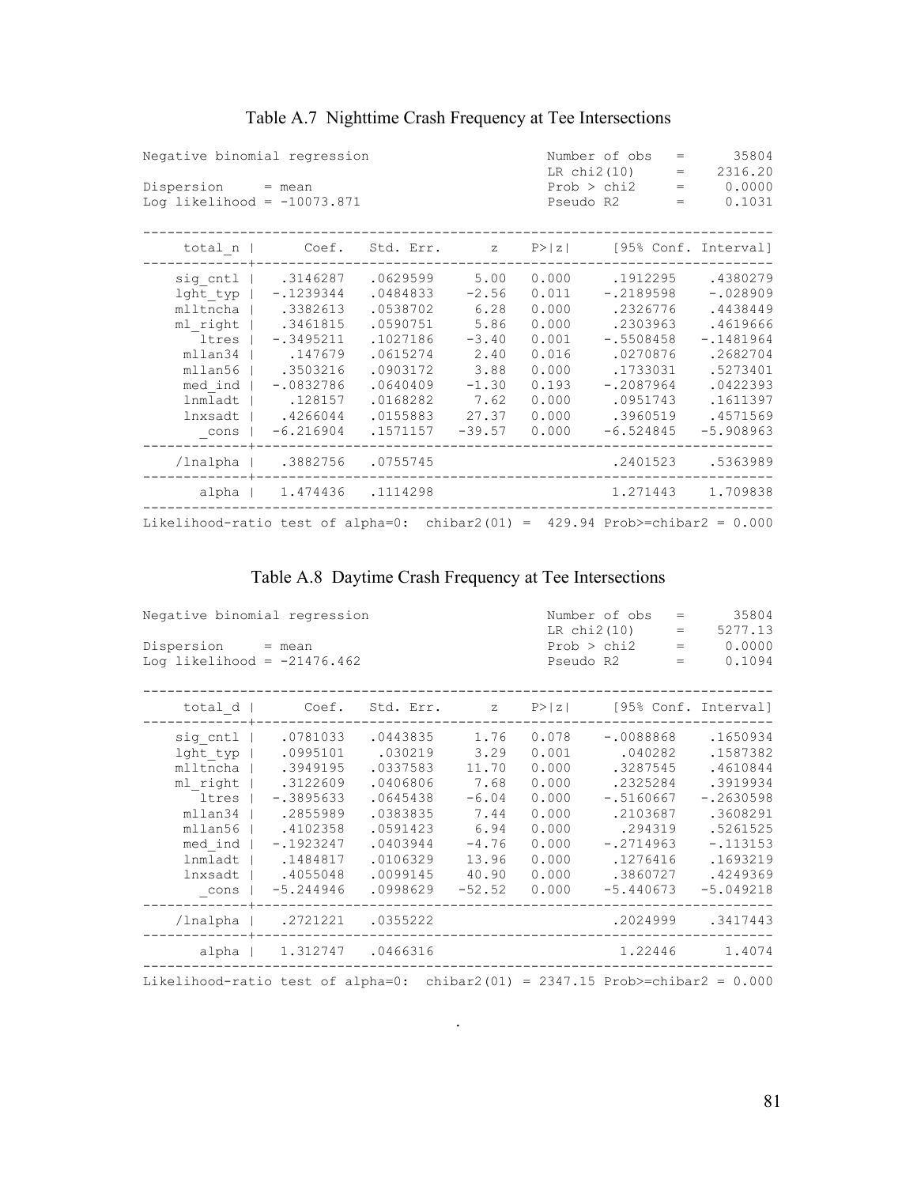## Table A.7 Nighttime Crash Frequency at Tee Intersections

```
Negative binomial regression                      Number of obs   =      35804
                                                  LR chi2(10)     =    2316.20
Dispersion     = mean                             Prob > chi2     =     0.0000
Log likelihood = -10073.871                       Pseudo R2       =     0.1031

------------------------------------------------------------------------------
     total_n |      Coef.   Std. Err.      z    P>|z|     [95% Conf. Interval]
-------------+----------------------------------------------------------------
    sig_cntl |   .3146287   .0629599     5.00   0.000      .1912295    .4380279
    lght_typ |  -.1239344   .0484833    -2.56   0.011     -.2189598    -.028909
    mlltncha |   .3382613   .0538702     6.28   0.000      .2326776    .4438449
    ml_right |   .3461815   .0590751     5.86   0.000      .2303963    .4619666
       ltres |  -.3495211   .1027186    -3.40   0.001     -.5508458   -.1481964
     mllan34 |    .147679   .0615274     2.40   0.016      .0270876    .2682704
     mllan56 |   .3503216   .0903172     3.88   0.000      .1733031    .5273401
     med_ind |  -.0832786   .0640409    -1.30   0.193     -.2087964    .0422393
     lnmladt |    .128157   .0168282     7.62   0.000      .0951743    .1611397
     lnxsadt |   .4266044   .0155883    27.37   0.000      .3960519    .4571569
       _cons |  -6.216904   .1571157   -39.57   0.000     -6.524845   -5.908963
-------------+----------------------------------------------------------------
    /lnalpha |   .3882756   .0755745                       .2401523    .5363989
-------------+----------------------------------------------------------------
       alpha |   1.474436   .1114298                       1.271443    1.709838
------------------------------------------------------------------------------
Likelihood-ratio test of alpha=0:  chibar2(01) =  429.94 Prob>=chibar2 = 0.000
```

## Table A.8 Daytime Crash Frequency at Tee Intersections

```
Negative binomial regression                      Number of obs   =      35804
                                                  LR chi2(10)     =    5277.13
Dispersion     = mean                             Prob > chi2     =     0.0000
Log likelihood = -21476.462                       Pseudo R2       =     0.1094

------------------------------------------------------------------------------
     total_d |      Coef.   Std. Err.      z    P>|z|     [95% Conf. Interval]
-------------+----------------------------------------------------------------
    sig_cntl |   .0781033   .0443835     1.76   0.078     -.0088868    .1650934
    lght_typ |   .0995101    .030219     3.29   0.001       .040282    .1587382
    mlltncha |   .3949195   .0337583    11.70   0.000      .3287545    .4610844
    ml_right |   .3122609   .0406806     7.68   0.000      .2325284    .3919934
       ltres |  -.3895633   .0645438    -6.04   0.000     -.5160667   -.2630598
     mllan34 |   .2855989   .0383835     7.44   0.000      .2103687    .3608291
     mllan56 |   .4102358   .0591423     6.94   0.000       .294319    .5261525
     med_ind |  -.1923247   .0403944    -4.76   0.000     -.2714963    -.113153
     lnmladt |   .1484817   .0106329    13.96   0.000      .1276416    .1693219
     lnxsadt |   .4055048   .0099145    40.90   0.000      .3860727    .4249369
       _cons |  -5.244946   .0998629   -52.52   0.000     -5.440673   -5.049218
-------------+----------------------------------------------------------------
    /lnalpha |   .2721221   .0355222                       .2024999    .3417443
-------------+----------------------------------------------------------------
       alpha |   1.312747   .0466316                        1.22446      1.4074
------------------------------------------------------------------------------
Likelihood-ratio test of alpha=0:  chibar2(01) = 2347.15 Prob>=chibar2 = 0.000
```

.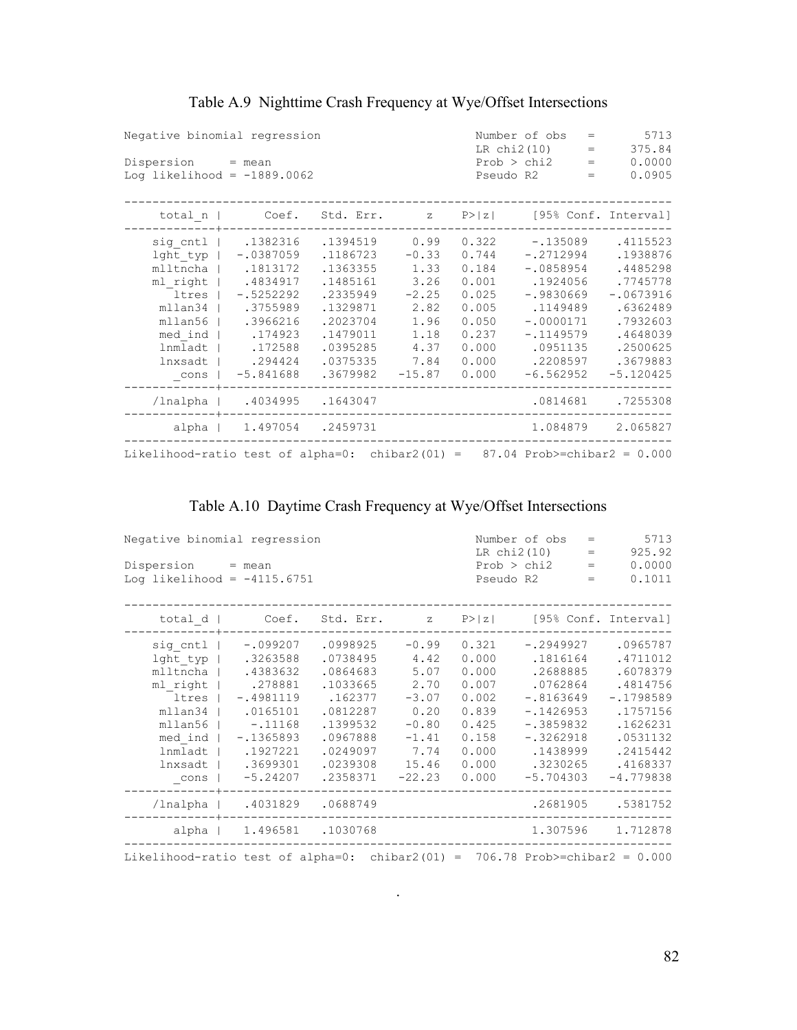### Table A.9 Nighttime Crash Frequency at Wye/Offset Intersections

```
Negative binomial regression                      Number of obs   =       5713
                                                  LR chi2(10)     =     375.84
Dispersion     = mean                             Prob > chi2     =     0.0000
Log likelihood = -1889.0062                       Pseudo R2       =     0.0905

------------------------------------------------------------------------------
     total_n |      Coef.   Std. Err.      z    P>|z|     [95% Conf. Interval]
-------------+----------------------------------------------------------------
    sig_cntl |   .1382316   .1394519     0.99   0.322     -.135089    .4115523
    lght_typ |  -.0387059   .1186723    -0.33   0.744    -.2712994    .1938876
    mlltncha |   .1813172   .1363355     1.33   0.184    -.0858954    .4485298
    ml_right |   .4834917   .1485161     3.26   0.001     .1924056    .7745778
       ltres |  -.5252292   .2335949    -2.25   0.025    -.9830669   -.0673916
     mllan34 |   .3755989   .1329871     2.82   0.005     .1149489    .6362489
     mllan56 |   .3966216   .2023704     1.96   0.050    -.0000171    .7932603
     med_ind |    .174923   .1479011     1.18   0.237    -.1149579    .4648039
     lnmladt |    .172588   .0395285     4.37   0.000     .0951135    .2500625
     lnxsadt |    .294424   .0375335     7.84   0.000     .2208597    .3679883
       _cons |  -5.841688   .3679982   -15.87   0.000    -6.562952   -5.120425
-------------+----------------------------------------------------------------
    /lnalpha |   .4034995   .1643047                      .0814681    .7255308
-------------+----------------------------------------------------------------
       alpha |   1.497054   .2459731                      1.084879    2.065827
------------------------------------------------------------------------------
Likelihood-ratio test of alpha=0:  chibar2(01) =   87.04 Prob>=chibar2 = 0.000
```

### Table A.10 Daytime Crash Frequency at Wye/Offset Intersections

```
Negative binomial regression                      Number of obs   =       5713
                                                  LR chi2(10)     =     925.92
Dispersion     = mean                             Prob > chi2     =     0.0000
Log likelihood = -4115.6751                       Pseudo R2       =     0.1011

------------------------------------------------------------------------------
     total_d |      Coef.   Std. Err.      z    P>|z|     [95% Conf. Interval]
-------------+----------------------------------------------------------------
    sig_cntl |   -.099207   .0998925    -0.99   0.321    -.2949927    .0965787
    lght_typ |   .3263588   .0738495     4.42   0.000     .1816164    .4711012
    mlltncha |   .4383632   .0864683     5.07   0.000     .2688885    .6078379
    ml_right |    .278881   .1033665     2.70   0.007     .0762864    .4814756
       ltres |  -.4981119    .162377    -3.07   0.002    -.8163649   -.1798589
     mllan34 |   .0165101   .0812287     0.20   0.839    -.1426953    .1757156
     mllan56 |    -.11168   .1399532    -0.80   0.425    -.3859832    .1626231
     med_ind |  -.1365893   .0967888    -1.41   0.158    -.3262918    .0531132
     lnmladt |   .1927221   .0249097     7.74   0.000     .1438999    .2415442
     lnxsadt |   .3699301   .0239308    15.46   0.000     .3230265    .4168337
       _cons |   -5.24207   .2358371   -22.23   0.000    -5.704303   -4.779838
-------------+----------------------------------------------------------------
    /lnalpha |   .4031829   .0688749                      .2681905    .5381752
-------------+----------------------------------------------------------------
       alpha |   1.496581   .1030768                      1.307596    1.712878
------------------------------------------------------------------------------
Likelihood-ratio test of alpha=0:  chibar2(01) =  706.78 Prob>=chibar2 = 0.000
```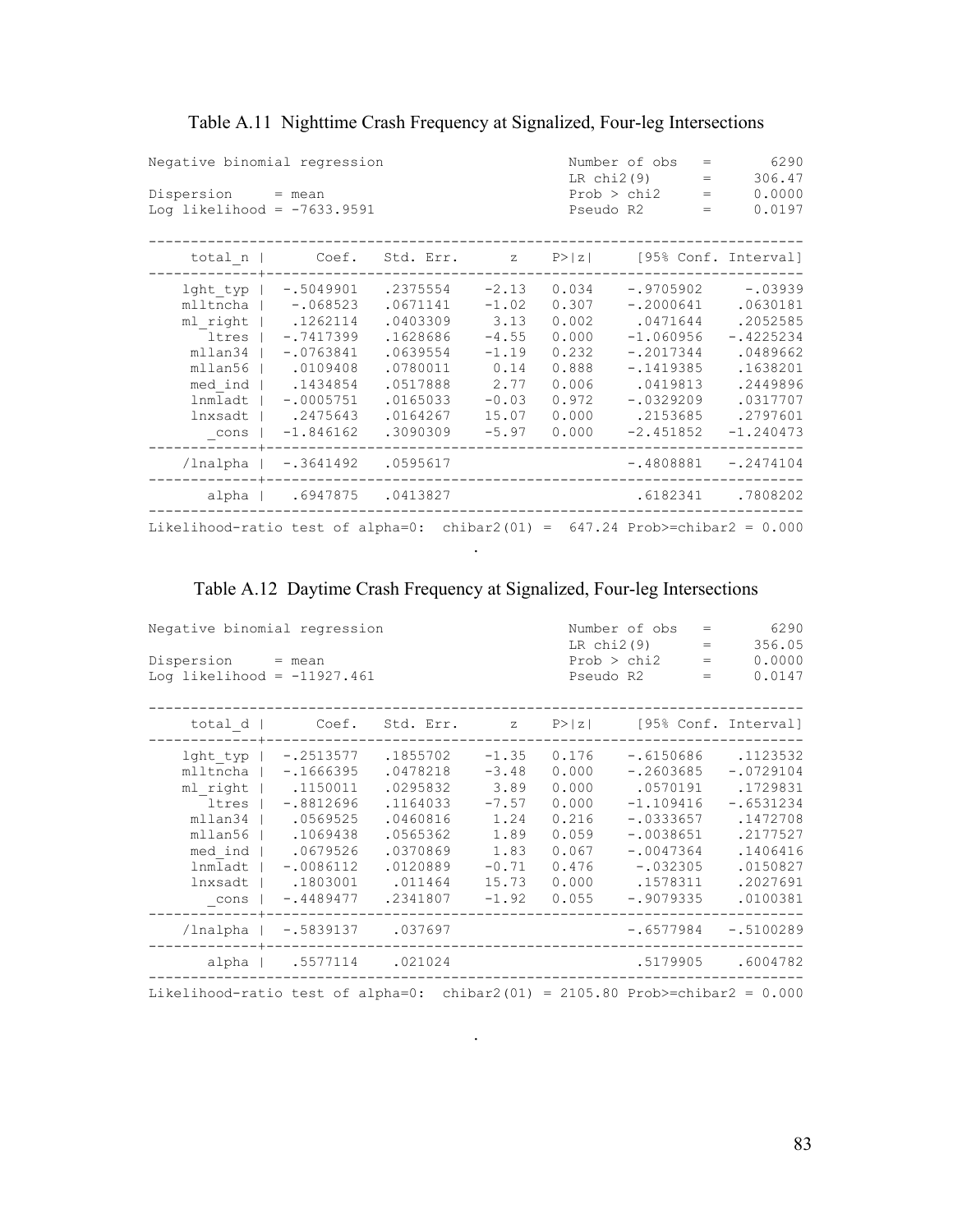Table A.11 Nighttime Crash Frequency at Signalized, Four-leg Intersections

```
Negative binomial regression                      Number of obs   =       6290
                                                  LR chi2(9)      =     306.47
Dispersion     = mean                             Prob > chi2     =     0.0000
Log likelihood = -7633.9591                       Pseudo R2       =     0.0197

------------------------------------------------------------------------------
     total_n |      Coef.   Std. Err.      z    P>|z|     [95% Conf. Interval]
-------------+----------------------------------------------------------------
    lght_typ |  -.5049901   .2375554    -2.13   0.034    -.9705902    -.03939
    mlltncha |   -.068523   .0671141    -1.02   0.307    -.2000641    .0630181
    ml_right |   .1262114   .0403309     3.13   0.002     .0471644    .2052585
       ltres |  -.7417399   .1628686    -4.55   0.000    -1.060956   -.4225234
     mllan34 |  -.0763841   .0639554    -1.19   0.232    -.2017344    .0489662
     mllan56 |   .0109408   .0780011     0.14   0.888    -.1419385    .1638201
     med_ind |   .1434854   .0517888     2.77   0.006     .0419813    .2449896
     lnmladt |  -.0005751   .0165033    -0.03   0.972    -.0329209    .0317707
     lnxsadt |   .2475643   .0164267    15.07   0.000     .2153685    .2797601
       _cons |  -1.846162   .3090309    -5.97   0.000    -2.451852   -1.240473
-------------+----------------------------------------------------------------
    /lnalpha |  -.3641492   .0595617                     -.4808881   -.2474104
-------------+----------------------------------------------------------------
       alpha |   .6947875   .0413827                      .6182341    .7808202
------------------------------------------------------------------------------
Likelihood-ratio test of alpha=0:  chibar2(01) =  647.24 Prob>=chibar2 = 0.000
```

Table A.12 Daytime Crash Frequency at Signalized, Four-leg Intersections

```
Negative binomial regression                      Number of obs   =       6290
                                                  LR chi2(9)      =     356.05
Dispersion     = mean                             Prob > chi2     =     0.0000
Log likelihood = -11927.461                       Pseudo R2       =     0.0147

------------------------------------------------------------------------------
     total_d |      Coef.   Std. Err.      z    P>|z|     [95% Conf. Interval]
-------------+----------------------------------------------------------------
    lght_typ |  -.2513577   .1855702    -1.35   0.176    -.6150686    .1123532
    mlltncha |  -.1666395   .0478218    -3.48   0.000    -.2603685   -.0729104
    ml_right |   .1150011   .0295832     3.89   0.000     .0570191    .1729831
       ltres |  -.8812696   .1164033    -7.57   0.000    -1.109416   -.6531234
     mllan34 |   .0569525   .0460816     1.24   0.216    -.0333657    .1472708
     mllan56 |   .1069438   .0565362     1.89   0.059    -.0038651    .2177527
     med_ind |   .0679526   .0370869     1.83   0.067    -.0047364    .1406416
     lnmladt |  -.0086112   .0120889    -0.71   0.476     -.032305    .0150827
     lnxsadt |   .1803001    .011464    15.73   0.000     .1578311    .2027691
       _cons |  -.4489477   .2341807    -1.92   0.055    -.9079335    .0100381
-------------+----------------------------------------------------------------
    /lnalpha |  -.5839137    .037697                     -.6577984   -.5100289
-------------+----------------------------------------------------------------
       alpha |   .5577114    .021024                      .5179905    .6004782
------------------------------------------------------------------------------
Likelihood-ratio test of alpha=0:  chibar2(01) = 2105.80 Prob>=chibar2 = 0.000
```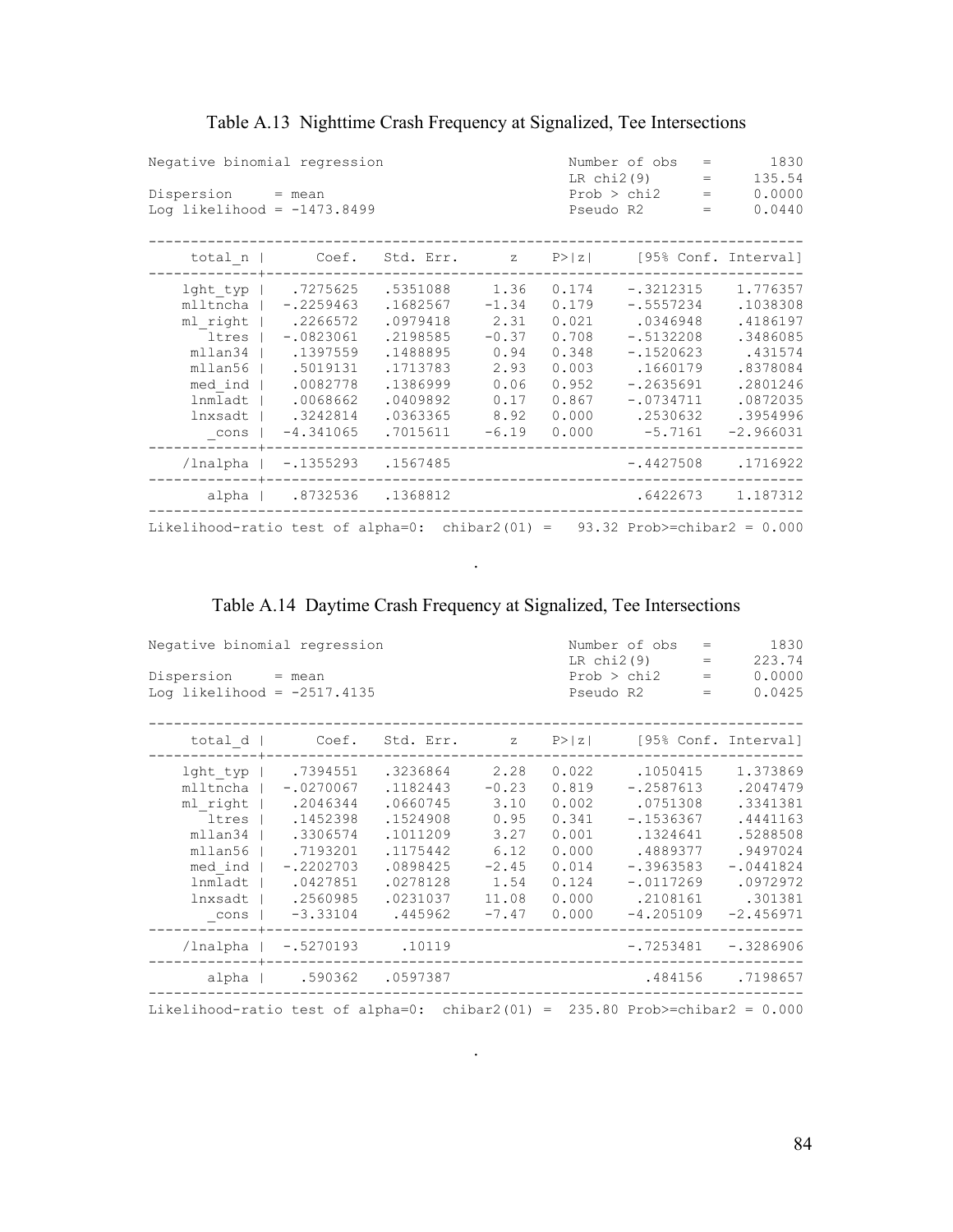### Table A.13 Nighttime Crash Frequency at Signalized, Tee Intersections

```
Negative binomial regression                      Number of obs   =       1830
                                                  LR chi2(9)      =     135.54
Dispersion     = mean                             Prob > chi2     =     0.0000
Log likelihood = -1473.8499                       Pseudo R2       =     0.0440

------------------------------------------------------------------------------
     total_n |      Coef.   Std. Err.      z    P>|z|     [95% Conf. Interval]
-------------+----------------------------------------------------------------
    lght_typ |   .7275625   .5351088     1.36   0.174    -.3212315    1.776357
    mlltncha |  -.2259463   .1682567    -1.34   0.179    -.5557234    .1038308
    ml_right |   .2266572   .0979418     2.31   0.021     .0346948    .4186197
       ltres |  -.0823061   .2198585    -0.37   0.708    -.5132208    .3486085
     mllan34 |   .1397559   .1488895     0.94   0.348    -.1520623     .431574
     mllan56 |   .5019131   .1713783     2.93   0.003     .1660179    .8378084
     med_ind |   .0082778   .1386999     0.06   0.952    -.2635691    .2801246
     lnmladt |   .0068662   .0409892     0.17   0.867    -.0734711    .0872035
     lnxsadt |   .3242814   .0363365     8.92   0.000     .2530632    .3954996
       _cons |  -4.341065   .7015611    -6.19   0.000      -5.7161   -2.966031
-------------+----------------------------------------------------------------
    /lnalpha |  -.1355293   .1567485                     -.4427508    .1716922
-------------+----------------------------------------------------------------
       alpha |   .8732536   .1368812                      .6422673    1.187312
------------------------------------------------------------------------------
Likelihood-ratio test of alpha=0:  chibar2(01) =   93.32 Prob>=chibar2 = 0.000
```

.

### Table A.14 Daytime Crash Frequency at Signalized, Tee Intersections

```
Negative binomial regression                      Number of obs   =       1830
                                                  LR chi2(9)      =     223.74
Dispersion     = mean                             Prob > chi2     =     0.0000
Log likelihood = -2517.4135                       Pseudo R2       =     0.0425

------------------------------------------------------------------------------
     total_d |      Coef.   Std. Err.      z    P>|z|     [95% Conf. Interval]
-------------+----------------------------------------------------------------
    lght_typ |   .7394551   .3236864     2.28   0.022     .1050415    1.373869
    mlltncha |  -.0270067   .1182443    -0.23   0.819    -.2587613    .2047479
    ml_right |   .2046344   .0660745     3.10   0.002     .0751308    .3341381
       ltres |   .1452398   .1524908     0.95   0.341    -.1536367    .4441163
     mllan34 |   .3306574   .1011209     3.27   0.001     .1324641    .5288508
     mllan56 |   .7193201   .1175442     6.12   0.000     .4889377    .9497024
     med_ind |  -.2202703   .0898425    -2.45   0.014    -.3963583   -.0441824
     lnmladt |   .0427851   .0278128     1.54   0.124    -.0117269    .0972972
     lnxsadt |   .2560985   .0231037    11.08   0.000     .2108161     .301381
       _cons |   -3.33104    .445962    -7.47   0.000    -4.205109   -2.456971
-------------+----------------------------------------------------------------
    /lnalpha |  -.5270193     .10119                     -.7253481   -.3286906
-------------+----------------------------------------------------------------
       alpha |    .590362   .0597387                       .484156    .7198657
------------------------------------------------------------------------------
Likelihood-ratio test of alpha=0:  chibar2(01) =  235.80 Prob>=chibar2 = 0.000
```

.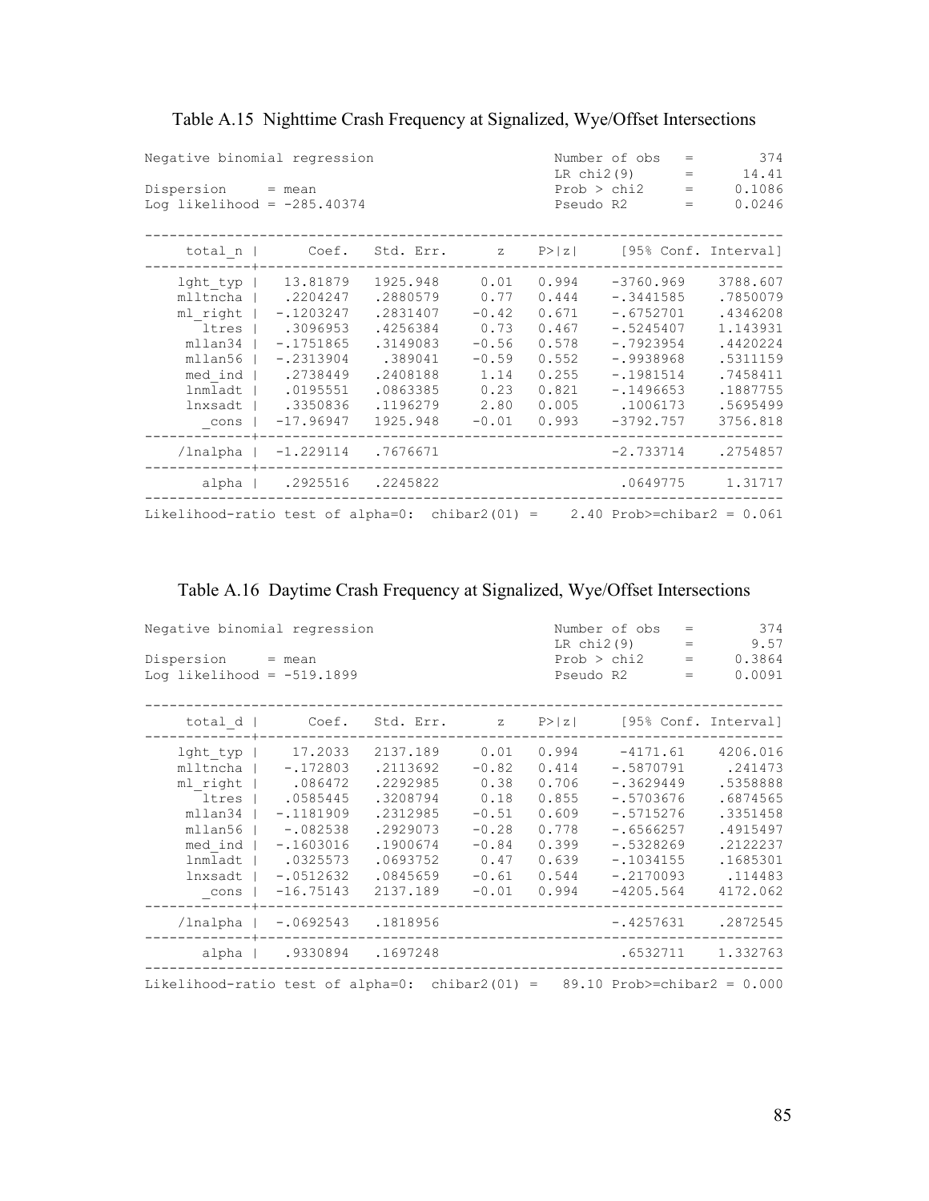## Table A.15 Nighttime Crash Frequency at Signalized, Wye/Offset Intersections

```
Negative binomial regression                      Number of obs   =        374
                                                  LR chi2(9)      =      14.41
Dispersion     = mean                             Prob > chi2     =     0.1086
Log likelihood = -285.40374                       Pseudo R2       =     0.0246

------------------------------------------------------------------------------
     total_n |      Coef.   Std. Err.      z    P>|z|     [95% Conf. Interval]
-------------+----------------------------------------------------------------
    lght_typ |   13.81879   1925.948     0.01   0.994    -3760.969    3788.607
    mlltncha |   .2204247   .2880579     0.77   0.444    -.3441585    .7850079
    ml_right |  -.1203247   .2831407    -0.42   0.671    -.6752701    .4346208
       ltres |   .3096953   .4256384     0.73   0.467    -.5245407    1.143931
     mllan34 |  -.1751865   .3149083    -0.56   0.578    -.7923954    .4420224
     mllan56 |  -.2313904    .389041    -0.59   0.552    -.9938968    .5311159
     med_ind |   .2738449   .2408188     1.14   0.255    -.1981514    .7458411
     lnmladt |   .0195551   .0863385     0.23   0.821    -.1496653    .1887755
     lnxsadt |   .3350836   .1196279     2.80   0.005     .1006173    .5695499
       _cons |  -17.96947   1925.948    -0.01   0.993    -3792.757    3756.818
-------------+----------------------------------------------------------------
    /lnalpha |  -1.229114   .7676671                     -2.733714    .2754857
-------------+----------------------------------------------------------------
       alpha |   .2925516   .2245822                      .0649775     1.31717
------------------------------------------------------------------------------
Likelihood-ratio test of alpha=0:  chibar2(01) =    2.40 Prob>=chibar2 = 0.061
```

## Table A.16 Daytime Crash Frequency at Signalized, Wye/Offset Intersections

```
Negative binomial regression                      Number of obs   =        374
                                                  LR chi2(9)      =       9.57
Dispersion     = mean                             Prob > chi2     =     0.3864
Log likelihood = -519.1899                        Pseudo R2       =     0.0091

------------------------------------------------------------------------------
     total_d |      Coef.   Std. Err.      z    P>|z|     [95% Conf. Interval]
-------------+----------------------------------------------------------------
    lght_typ |    17.2033   2137.189     0.01   0.994     -4171.61    4206.016
    mlltncha |   -.172803   .2113692    -0.82   0.414    -.5870791     .241473
    ml_right |    .086472   .2292985     0.38   0.706    -.3629449    .5358888
       ltres |   .0585445   .3208794     0.18   0.855    -.5703676    .6874565
     mllan34 |  -.1181909   .2312985    -0.51   0.609    -.5715276    .3351458
     mllan56 |   -.082538   .2929073    -0.28   0.778    -.6566257    .4915497
     med_ind |  -.1603016   .1900674    -0.84   0.399    -.5328269    .2122237
     lnmladt |   .0325573   .0693752     0.47   0.639    -.1034155    .1685301
     lnxsadt |  -.0512632   .0845659    -0.61   0.544    -.2170093     .114483
       _cons |  -16.75143   2137.189    -0.01   0.994    -4205.564    4172.062
-------------+----------------------------------------------------------------
    /lnalpha |  -.0692543   .1818956                     -.4257631    .2872545
-------------+----------------------------------------------------------------
       alpha |   .9330894   .1697248                      .6532711    1.332763
------------------------------------------------------------------------------
Likelihood-ratio test of alpha=0:  chibar2(01) =   89.10 Prob>=chibar2 = 0.000
```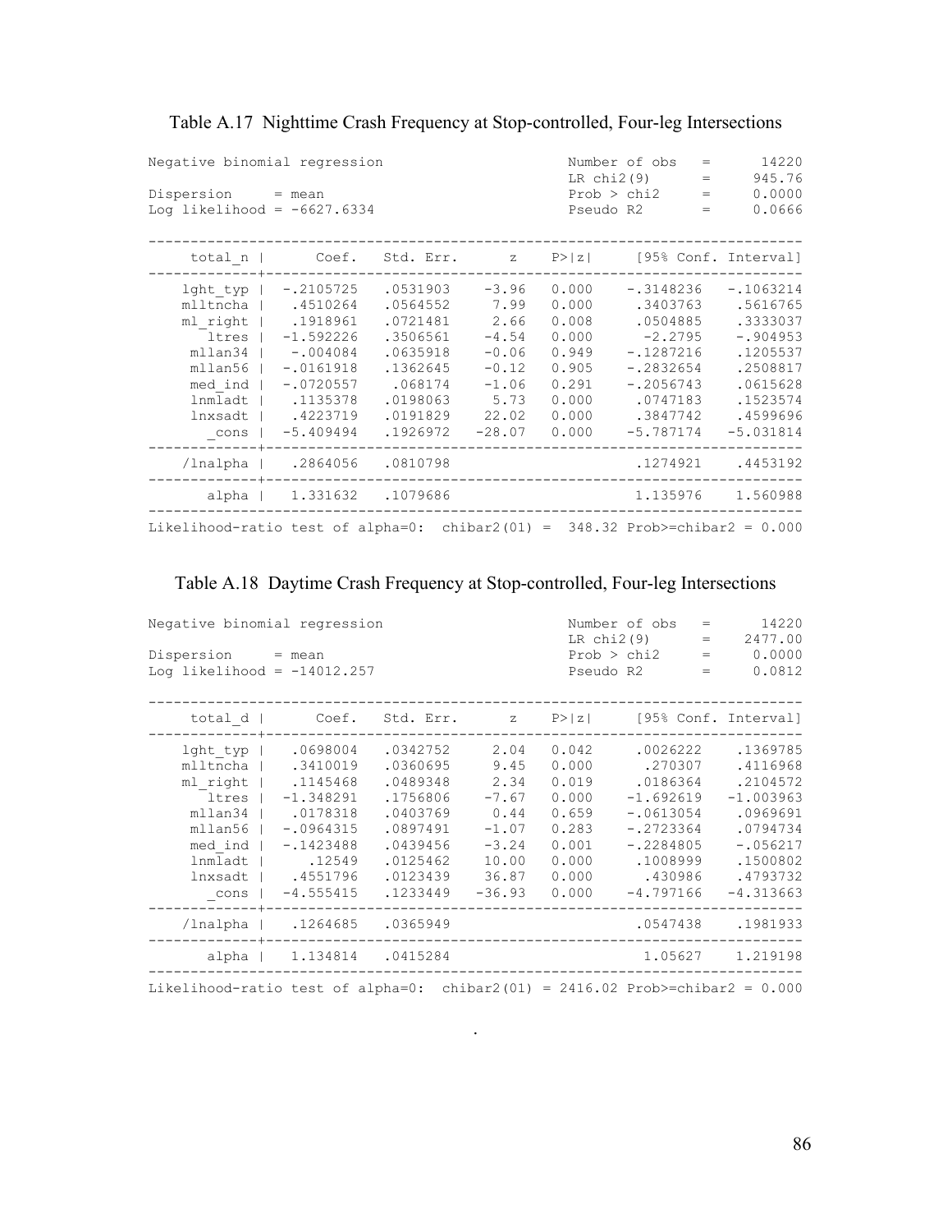Table A.17 Nighttime Crash Frequency at Stop-controlled, Four-leg Intersections

```
Negative binomial regression                      Number of obs   =      14220
                                                  LR chi2(9)      =     945.76
Dispersion     = mean                             Prob > chi2     =     0.0000
Log likelihood = -6627.6334                       Pseudo R2       =     0.0666

------------------------------------------------------------------------------
     total_n |      Coef.   Std. Err.      z    P>|z|     [95% Conf. Interval]
-------------+----------------------------------------------------------------
    lght_typ |  -.2105725   .0531903    -3.96   0.000    -.3148236   -.1063214
    mlltncha |   .4510264   .0564552     7.99   0.000     .3403763    .5616765
    ml_right |   .1918961   .0721481     2.66   0.008     .0504885    .3333037
       ltres |  -1.592226   .3506561    -4.54   0.000      -2.2795    -.904953
     mllan34 |   -.004084   .0635918    -0.06   0.949    -.1287216    .1205537
     mllan56 |  -.0161918   .1362645    -0.12   0.905    -.2832654    .2508817
     med_ind |  -.0720557    .068174    -1.06   0.291    -.2056743    .0615628
     lnmladt |   .1135378   .0198063     5.73   0.000     .0747183    .1523574
     lnxsadt |   .4223719   .0191829    22.02   0.000     .3847742    .4599696
       _cons |  -5.409494   .1926972   -28.07   0.000    -5.787174   -5.031814
-------------+----------------------------------------------------------------
    /lnalpha |   .2864056   .0810798                      .1274921    .4453192
-------------+----------------------------------------------------------------
       alpha |   1.331632   .1079686                      1.135976    1.560988
------------------------------------------------------------------------------
Likelihood-ratio test of alpha=0:  chibar2(01) =  348.32 Prob>=chibar2 = 0.000
```

Table A.18 Daytime Crash Frequency at Stop-controlled, Four-leg Intersections

```
Negative binomial regression                      Number of obs   =      14220
                                                  LR chi2(9)      =    2477.00
Dispersion     = mean                             Prob > chi2     =     0.0000
Log likelihood = -14012.257                       Pseudo R2       =     0.0812

------------------------------------------------------------------------------
     total_d |      Coef.   Std. Err.      z    P>|z|     [95% Conf. Interval]
-------------+----------------------------------------------------------------
    lght_typ |   .0698004   .0342752     2.04   0.042     .0026222    .1369785
    mlltncha |   .3410019   .0360695     9.45   0.000      .270307    .4116968
    ml_right |   .1145468   .0489348     2.34   0.019     .0186364    .2104572
       ltres |  -1.348291   .1756806    -7.67   0.000    -1.692619   -1.003963
     mllan34 |   .0178318   .0403769     0.44   0.659    -.0613054    .0969691
     mllan56 |  -.0964315   .0897491    -1.07   0.283    -.2723364    .0794734
     med_ind |  -.1423488   .0439456    -3.24   0.001    -.2284805    -.056217
     lnmladt |     .12549   .0125462    10.00   0.000     .1008999    .1500802
     lnxsadt |   .4551796   .0123439    36.87   0.000      .430986    .4793732
       _cons |  -4.555415   .1233449   -36.93   0.000    -4.797166   -4.313663
-------------+----------------------------------------------------------------
    /lnalpha |   .1264685   .0365949                      .0547438    .1981933
-------------+----------------------------------------------------------------
       alpha |   1.134814   .0415284                       1.05627    1.219198
------------------------------------------------------------------------------
Likelihood-ratio test of alpha=0:  chibar2(01) = 2416.02 Prob>=chibar2 = 0.000
```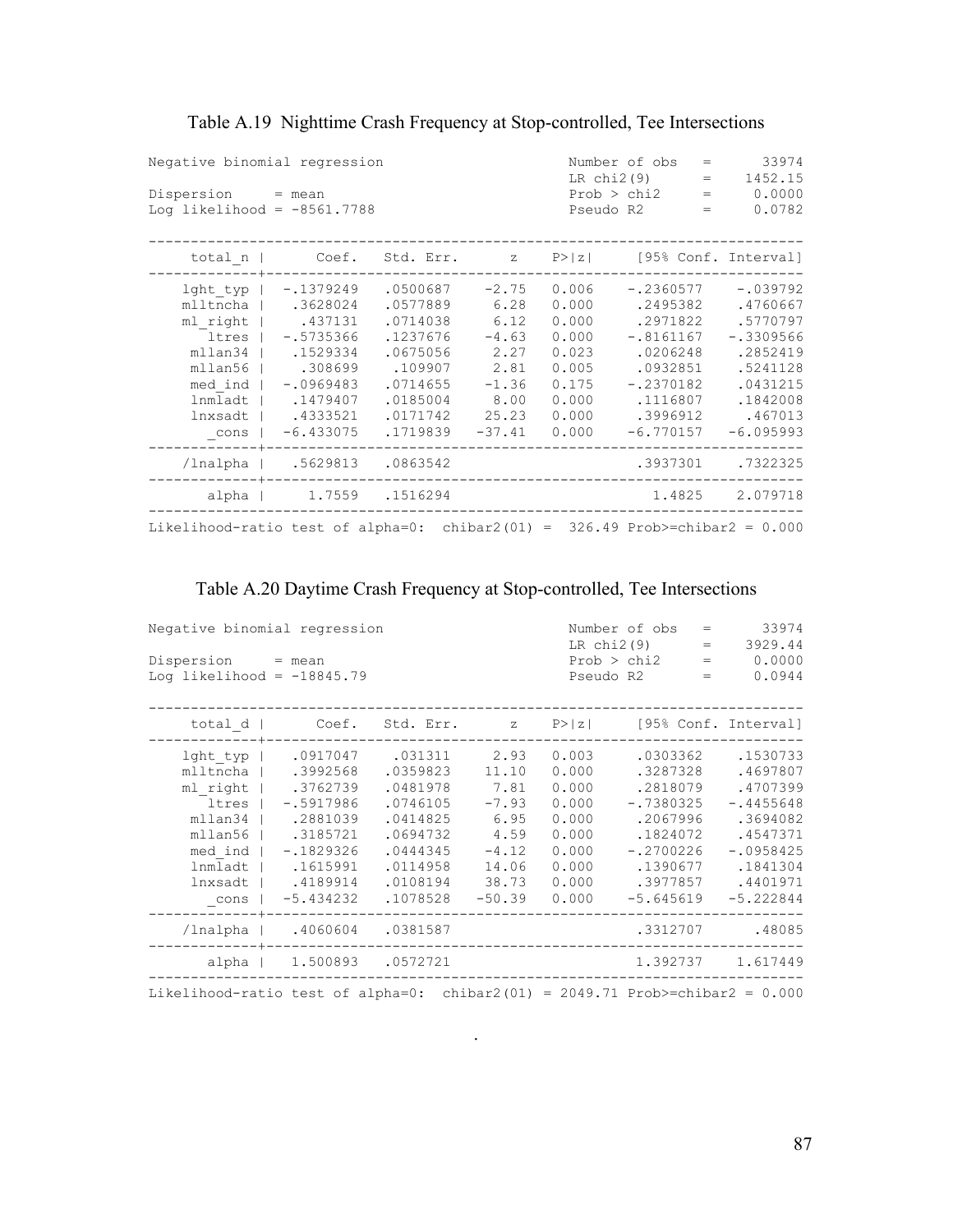Table A.19 Nighttime Crash Frequency at Stop-controlled, Tee Intersections

```
Negative binomial regression                      Number of obs   =      33974
                                                  LR chi2(9)      =    1452.15
Dispersion     = mean                             Prob > chi2     =     0.0000
Log likelihood = -8561.7788                       Pseudo R2       =     0.0782

------------------------------------------------------------------------------
     total_n |      Coef.   Std. Err.      z    P>|z|     [95% Conf. Interval]
-------------+----------------------------------------------------------------
    lght_typ |  -.1379249   .0500687    -2.75   0.006    -.2360577    -.039792
    mlltncha |   .3628024   .0577889     6.28   0.000     .2495382    .4760667
    ml_right |    .437131   .0714038     6.12   0.000     .2971822    .5770797
       ltres |  -.5735366   .1237676    -4.63   0.000    -.8161167   -.3309566
     mllan34 |   .1529334   .0675056     2.27   0.023     .0206248    .2852419
     mllan56 |    .308699    .109907     2.81   0.005     .0932851    .5241128
     med_ind |  -.0969483   .0714655    -1.36   0.175    -.2370182    .0431215
     lnmladt |   .1479407   .0185004     8.00   0.000     .1116807    .1842008
     lnxsadt |   .4333521   .0171742    25.23   0.000     .3996912     .467013
       _cons |  -6.433075   .1719839   -37.41   0.000    -6.770157   -6.095993
-------------+----------------------------------------------------------------
    /lnalpha |   .5629813   .0863542                      .3937301    .7322325
-------------+----------------------------------------------------------------
       alpha |     1.7559   .1516294                        1.4825    2.079718
------------------------------------------------------------------------------
Likelihood-ratio test of alpha=0:  chibar2(01) =  326.49 Prob>=chibar2 = 0.000
```

Table A.20 Daytime Crash Frequency at Stop-controlled, Tee Intersections

```
Negative binomial regression                      Number of obs   =      33974
                                                  LR chi2(9)      =    3929.44
Dispersion     = mean                             Prob > chi2     =     0.0000
Log likelihood = -18845.79                        Pseudo R2       =     0.0944

------------------------------------------------------------------------------
     total_d |      Coef.   Std. Err.      z    P>|z|     [95% Conf. Interval]
-------------+----------------------------------------------------------------
    lght_typ |   .0917047    .031311     2.93   0.003     .0303362    .1530733
    mlltncha |   .3992568   .0359823    11.10   0.000     .3287328    .4697807
    ml_right |   .3762739   .0481978     7.81   0.000     .2818079    .4707399
       ltres |  -.5917986   .0746105    -7.93   0.000    -.7380325   -.4455648
     mllan34 |   .2881039   .0414825     6.95   0.000     .2067996    .3694082
     mllan56 |   .3185721   .0694732     4.59   0.000     .1824072    .4547371
     med_ind |  -.1829326   .0444345    -4.12   0.000    -.2700226   -.0958425
     lnmladt |   .1615991   .0114958    14.06   0.000     .1390677    .1841304
     lnxsadt |   .4189914   .0108194    38.73   0.000     .3977857    .4401971
       _cons |  -5.434232   .1078528   -50.39   0.000    -5.645619   -5.222844
-------------+----------------------------------------------------------------
    /lnalpha |   .4060604   .0381587                      .3312707      .48085
-------------+----------------------------------------------------------------
       alpha |   1.500893   .0572721                      1.392737    1.617449
------------------------------------------------------------------------------
Likelihood-ratio test of alpha=0:  chibar2(01) = 2049.71 Prob>=chibar2 = 0.000
```

.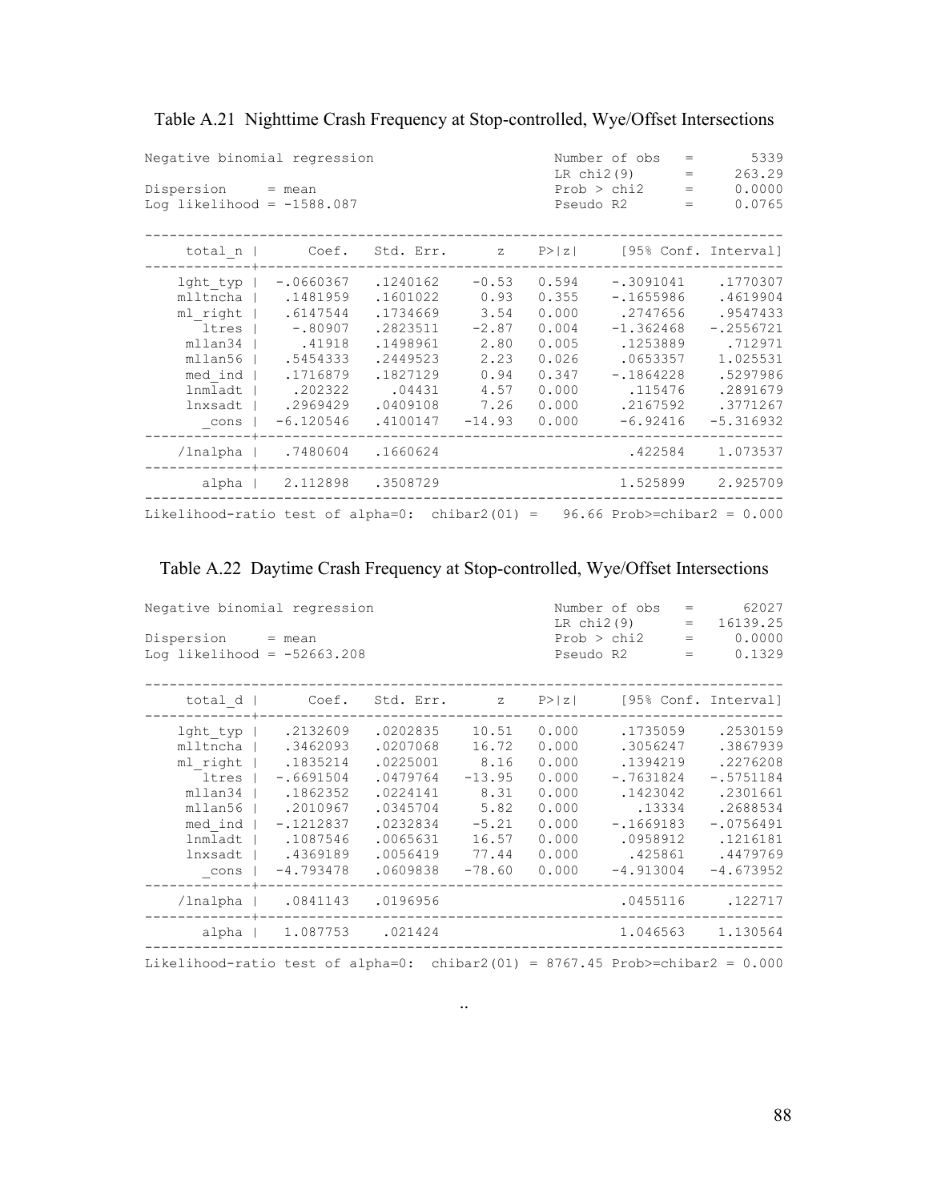### Table A.21 Nighttime Crash Frequency at Stop-controlled, Wye/Offset Intersections

```
Negative binomial regression                      Number of obs   =       5339
                                                  LR chi2(9)      =     263.29
Dispersion     = mean                             Prob > chi2     =     0.0000
Log likelihood = -1588.087                        Pseudo R2       =     0.0765

------------------------------------------------------------------------------
     total_n |      Coef.   Std. Err.      z    P>|z|     [95% Conf. Interval]
-------------+----------------------------------------------------------------
    lght_typ |  -.0660367   .1240162    -0.53   0.594    -.3091041    .1770307
    mlltncha |   .1481959   .1601022     0.93   0.355    -.1655986    .4619904
    ml_right |   .6147544   .1734669     3.54   0.000     .2747656    .9547433
       ltres |    -.80907   .2823511    -2.87   0.004    -1.362468   -.2556721
     mllan34 |     .41918   .1498961     2.80   0.005     .1253889     .712971
     mllan56 |   .5454333   .2449523     2.23   0.026     .0653357    1.025531
     med_ind |   .1716879   .1827129     0.94   0.347    -.1864228    .5297986
     lnmladt |    .202322     .04431     4.57   0.000      .115476    .2891679
     lnxsadt |   .2969429   .0409108     7.26   0.000     .2167592    .3771267
       _cons |  -6.120546   .4100147   -14.93   0.000     -6.92416   -5.316932
-------------+----------------------------------------------------------------
    /lnalpha |   .7480604   .1660624                       .422584    1.073537
-------------+----------------------------------------------------------------
       alpha |   2.112898   .3508729                      1.525899    2.925709
------------------------------------------------------------------------------
Likelihood-ratio test of alpha=0:  chibar2(01) =   96.66 Prob>=chibar2 = 0.000
```

### Table A.22 Daytime Crash Frequency at Stop-controlled, Wye/Offset Intersections

```
Negative binomial regression                      Number of obs   =      62027
                                                  LR chi2(9)      =   16139.25
Dispersion     = mean                             Prob > chi2     =     0.0000
Log likelihood = -52663.208                       Pseudo R2       =     0.1329

------------------------------------------------------------------------------
     total_d |      Coef.   Std. Err.      z    P>|z|     [95% Conf. Interval]
-------------+----------------------------------------------------------------
    lght_typ |   .2132609   .0202835    10.51   0.000     .1735059    .2530159
    mlltncha |   .3462093   .0207068    16.72   0.000     .3056247    .3867939
    ml_right |   .1835214   .0225001     8.16   0.000     .1394219    .2276208
       ltres |  -.6691504   .0479764   -13.95   0.000    -.7631824   -.5751184
     mllan34 |   .1862352   .0224141     8.31   0.000     .1423042    .2301661
     mllan56 |   .2010967   .0345704     5.82   0.000       .13334    .2688534
     med_ind |  -.1212837   .0232834    -5.21   0.000    -.1669183   -.0756491
     lnmladt |   .1087546   .0065631    16.57   0.000     .0958912    .1216181
     lnxsadt |   .4369189   .0056419    77.44   0.000      .425861    .4479769
       _cons |  -4.793478   .0609838   -78.60   0.000    -4.913004   -4.673952
-------------+----------------------------------------------------------------
    /lnalpha |   .0841143   .0196956                      .0455116     .122717
-------------+----------------------------------------------------------------
       alpha |   1.087753    .021424                      1.046563    1.130564
------------------------------------------------------------------------------
Likelihood-ratio test of alpha=0:  chibar2(01) = 8767.45 Prob>=chibar2 = 0.000
```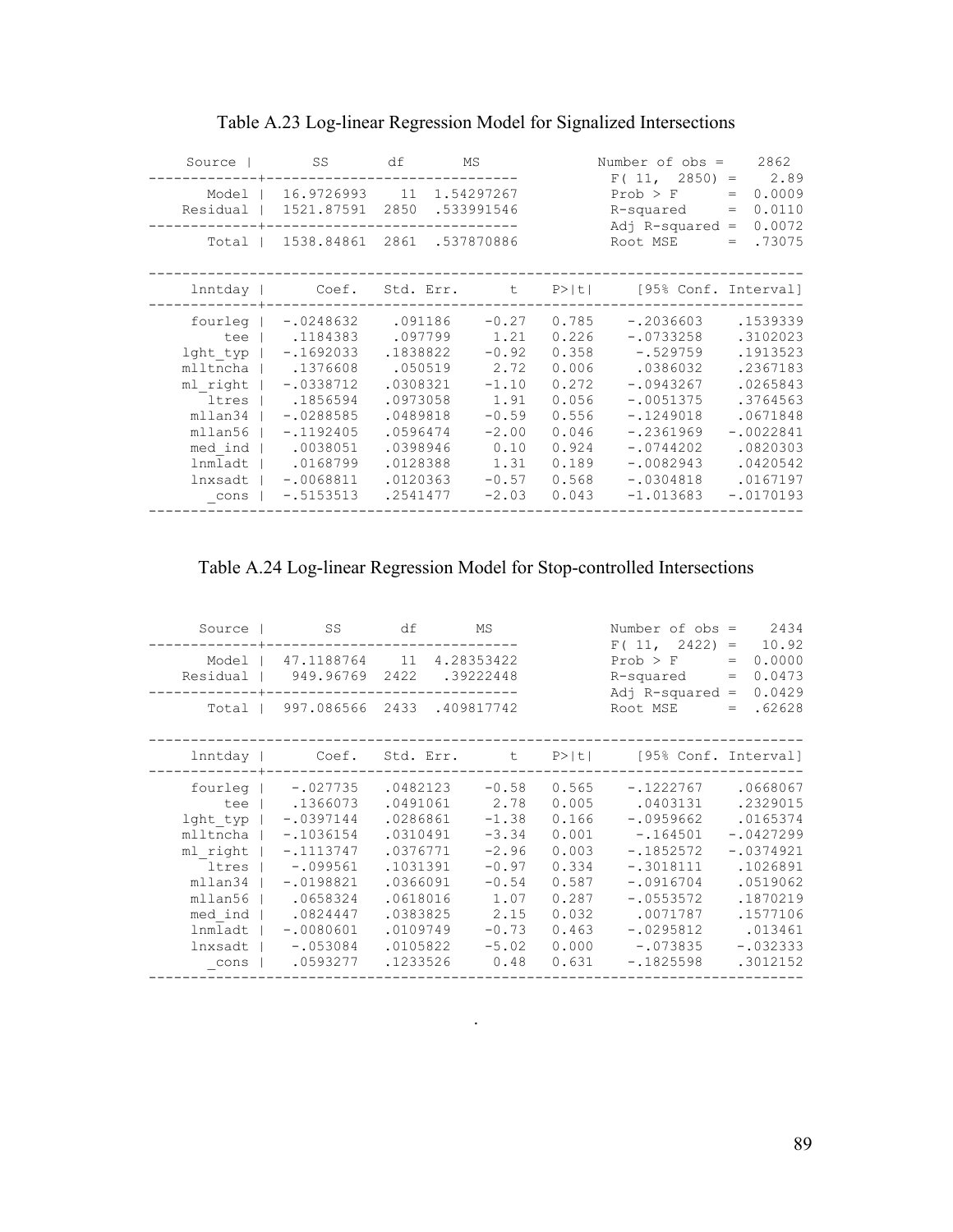### Table A.23 Log-linear Regression Model for Signalized Intersections

| Source | SS | df | MS |
|---|---|---|---|
| Model | 16.9726993 | 11 | 1.54297267 |
| Residual | 1521.87591 | 2850 | .533991546 |
| Total | 1538.84861 | 2861 | .537870886 |

Number of obs = 2862
$F( 11, 2850)$ = 2.89
Prob > F = 0.0009
R-squared = 0.0110
Adj R-squared = 0.0072
Root MSE = .73075

| lnntday | Coef. | Std. Err. | t | P>\|t\| | [95% Conf. | Interval] |
|---|---|---|---|---|---|---|
| fourleg | -.0248632 | .091186 | -0.27 | 0.785 | -.2036603 | .1539339 |
| tee | .1184383 | .097799 | 1.21 | 0.226 | -.0733258 | .3102023 |
| lght_typ | -.1692033 | .1838822 | -0.92 | 0.358 | -.529759 | .1913523 |
| mlltncha | .1376608 | .050519 | 2.72 | 0.006 | .0386032 | .2367183 |
| ml_right | -.0338712 | .0308321 | -1.10 | 0.272 | -.0943267 | .0265843 |
| ltres | .1856594 | .0973058 | 1.91 | 0.056 | -.0051375 | .3764563 |
| mllan34 | -.0288585 | .0489818 | -0.59 | 0.556 | -.1249018 | .0671848 |
| mllan56 | -.1192405 | .0596474 | -2.00 | 0.046 | -.2361969 | -.0022841 |
| med_ind | .0038051 | .0398946 | 0.10 | 0.924 | -.0744202 | .0820303 |
| lnmladt | .0168799 | .0128388 | 1.31 | 0.189 | -.0082943 | .0420542 |
| lnxsadt | -.0068811 | .0120363 | -0.57 | 0.568 | -.0304818 | .0167197 |
| _cons | -.5153513 | .2541477 | -2.03 | 0.043 | -1.013683 | -.0170193 |

### Table A.24 Log-linear Regression Model for Stop-controlled Intersections

| Source | SS | df | MS |
|---|---|---|---|
| Model | 47.1188764 | 11 | 4.28353422 |
| Residual | 949.96769 | 2422 | .39222448 |
| Total | 997.086566 | 2433 | .409817742 |

Number of obs = 2434
$F( 11, 2422)$ = 10.92
Prob > F = 0.0000
R-squared = 0.0473
Adj R-squared = 0.0429
Root MSE = .62628

| lnntday | Coef. | Std. Err. | t | P>\|t\| | [95% Conf. | Interval] |
|---|---|---|---|---|---|---|
| fourleg | -.027735 | .0482123 | -0.58 | 0.565 | -.1222767 | .0668067 |
| tee | .1366073 | .0491061 | 2.78 | 0.005 | .0403131 | .2329015 |
| lght_typ | -.0397144 | .0286861 | -1.38 | 0.166 | -.0959662 | .0165374 |
| mlltncha | -.1036154 | .0310491 | -3.34 | 0.001 | -.164501 | -.0427299 |
| ml_right | -.1113747 | .0376771 | -2.96 | 0.003 | -.1852572 | -.0374921 |
| ltres | -.099561 | .1031391 | -0.97 | 0.334 | -.3018111 | .1026891 |
| mllan34 | -.0198821 | .0366091 | -0.54 | 0.587 | -.0916704 | .0519062 |
| mllan56 | .0658324 | .0618016 | 1.07 | 0.287 | -.0553572 | .1870219 |
| med_ind | .0824447 | .0383825 | 2.15 | 0.032 | .0071787 | .1577106 |
| lnmladt | -.0080601 | .0109749 | -0.73 | 0.463 | -.0295812 | .013461 |
| lnxsadt | -.053084 | .0105822 | -5.02 | 0.000 | -.073835 | -.032333 |
| _cons | .0593277 | .1233526 | 0.48 | 0.631 | -.1825598 | .3012152 |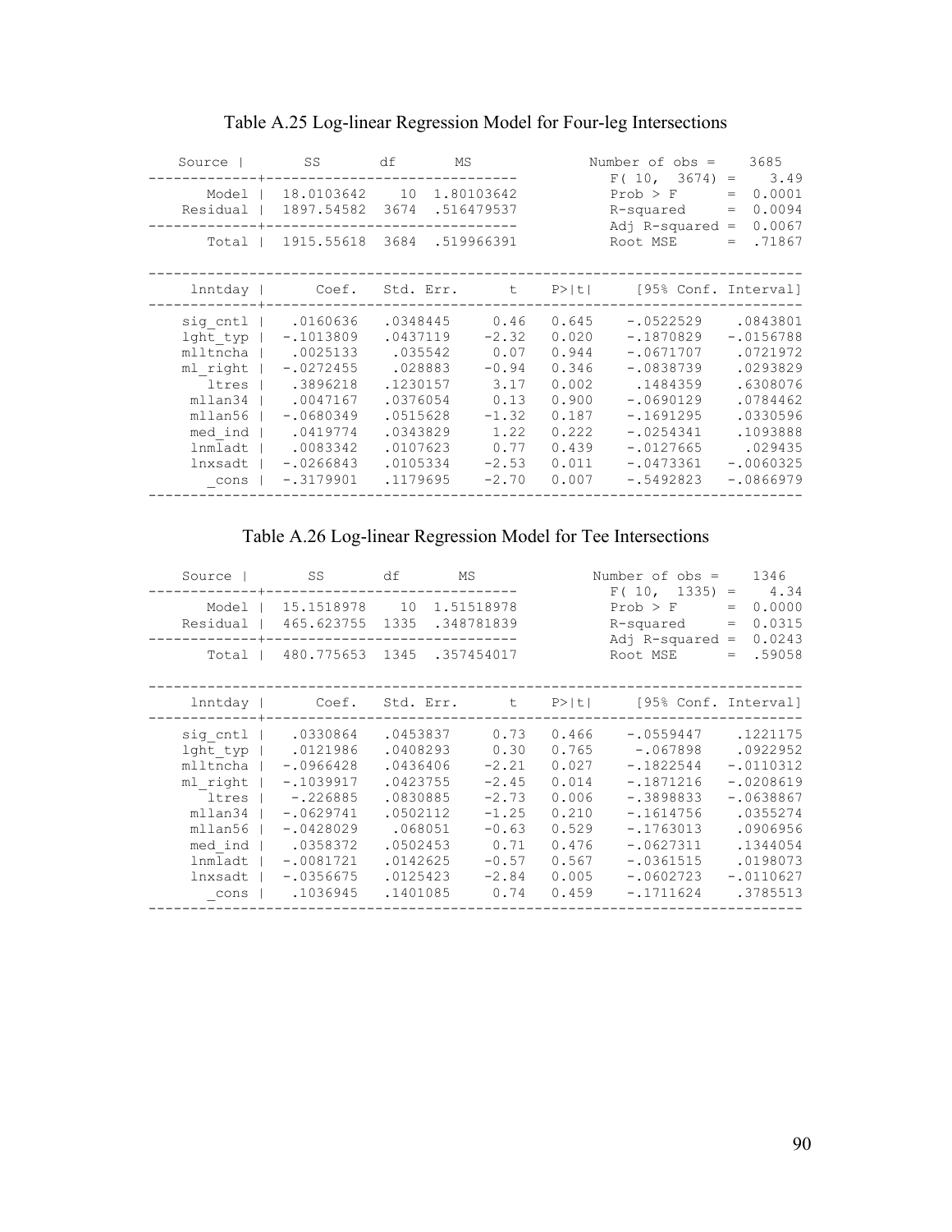Table A.25 Log-linear Regression Model for Four-leg Intersections

| Source | SS | df | MS |
|---|---|---|---|
| Model | 18.0103642 | 10 | 1.80103642 |
| Residual | 1897.54582 | 3674 | .516479537 |
| Total | 1915.55618 | 3684 | .519966391 |

| Statistic | Value |
|---|---|
| Number of obs | 3685 |
| F( 10, 3674) | 3.49 |
| Prob > F | 0.0001 |
| R-squared | 0.0094 |
| Adj R-squared | 0.0067 |
| Root MSE | .71867 |

| lnntday | Coef. | Std. Err. | t | P>\|t\| | [95% Conf. | Interval] |
|---|---|---|---|---|---|---|
| sig_cntl | .0160636 | .0348445 | 0.46 | 0.645 | -.0522529 | .0843801 |
| lght_typ | -.1013809 | .0437119 | -2.32 | 0.020 | -.1870829 | -.0156788 |
| mlltncha | .0025133 | .035542 | 0.07 | 0.944 | -.0671707 | .0721972 |
| ml_right | -.0272455 | .028883 | -0.94 | 0.346 | -.0838739 | .0293829 |
| ltres | .3896218 | .1230157 | 3.17 | 0.002 | .1484359 | .6308076 |
| mllan34 | .0047167 | .0376054 | 0.13 | 0.900 | -.0690129 | .0784462 |
| mllan56 | -.0680349 | .0515628 | -1.32 | 0.187 | -.1691295 | .0330596 |
| med_ind | .0419774 | .0343829 | 1.22 | 0.222 | -.0254341 | .1093888 |
| lnmladt | .0083342 | .0107623 | 0.77 | 0.439 | -.0127665 | .029435 |
| lnxsadt | -.0266843 | .0105334 | -2.53 | 0.011 | -.0473361 | -.0060325 |
| _cons | -.3179901 | .1179695 | -2.70 | 0.007 | -.5492823 | -.0866979 |

Table A.26 Log-linear Regression Model for Tee Intersections

| Source | SS | df | MS |
|---|---|---|---|
| Model | 15.1518978 | 10 | 1.51518978 |
| Residual | 465.623755 | 1335 | .348781839 |
| Total | 480.775653 | 1345 | .357454017 |

| Statistic | Value |
|---|---|
| Number of obs | 1346 |
| F( 10, 1335) | 4.34 |
| Prob > F | 0.0000 |
| R-squared | 0.0315 |
| Adj R-squared | 0.0243 |
| Root MSE | .59058 |

| lnntday | Coef. | Std. Err. | t | P>\|t\| | [95% Conf. | Interval] |
|---|---|---|---|---|---|---|
| sig_cntl | .0330864 | .0453837 | 0.73 | 0.466 | -.0559447 | .1221175 |
| lght_typ | .0121986 | .0408293 | 0.30 | 0.765 | -.067898 | .0922952 |
| mlltncha | -.0966428 | .0436406 | -2.21 | 0.027 | -.1822544 | -.0110312 |
| ml_right | -.1039917 | .0423755 | -2.45 | 0.014 | -.1871216 | -.0208619 |
| ltres | -.226885 | .0830885 | -2.73 | 0.006 | -.3898833 | -.0638867 |
| mllan34 | -.0629741 | .0502112 | -1.25 | 0.210 | -.1614756 | .0355274 |
| mllan56 | -.0428029 | .068051 | -0.63 | 0.529 | -.1763013 | .0906956 |
| med_ind | .0358372 | .0502453 | 0.71 | 0.476 | -.0627311 | .1344054 |
| lnmladt | -.0081721 | .0142625 | -0.57 | 0.567 | -.0361515 | .0198073 |
| lnxsadt | -.0356675 | .0125423 | -2.84 | 0.005 | -.0602723 | -.0110627 |
| _cons | .1036945 | .1401085 | 0.74 | 0.459 | -.1711624 | .3785513 |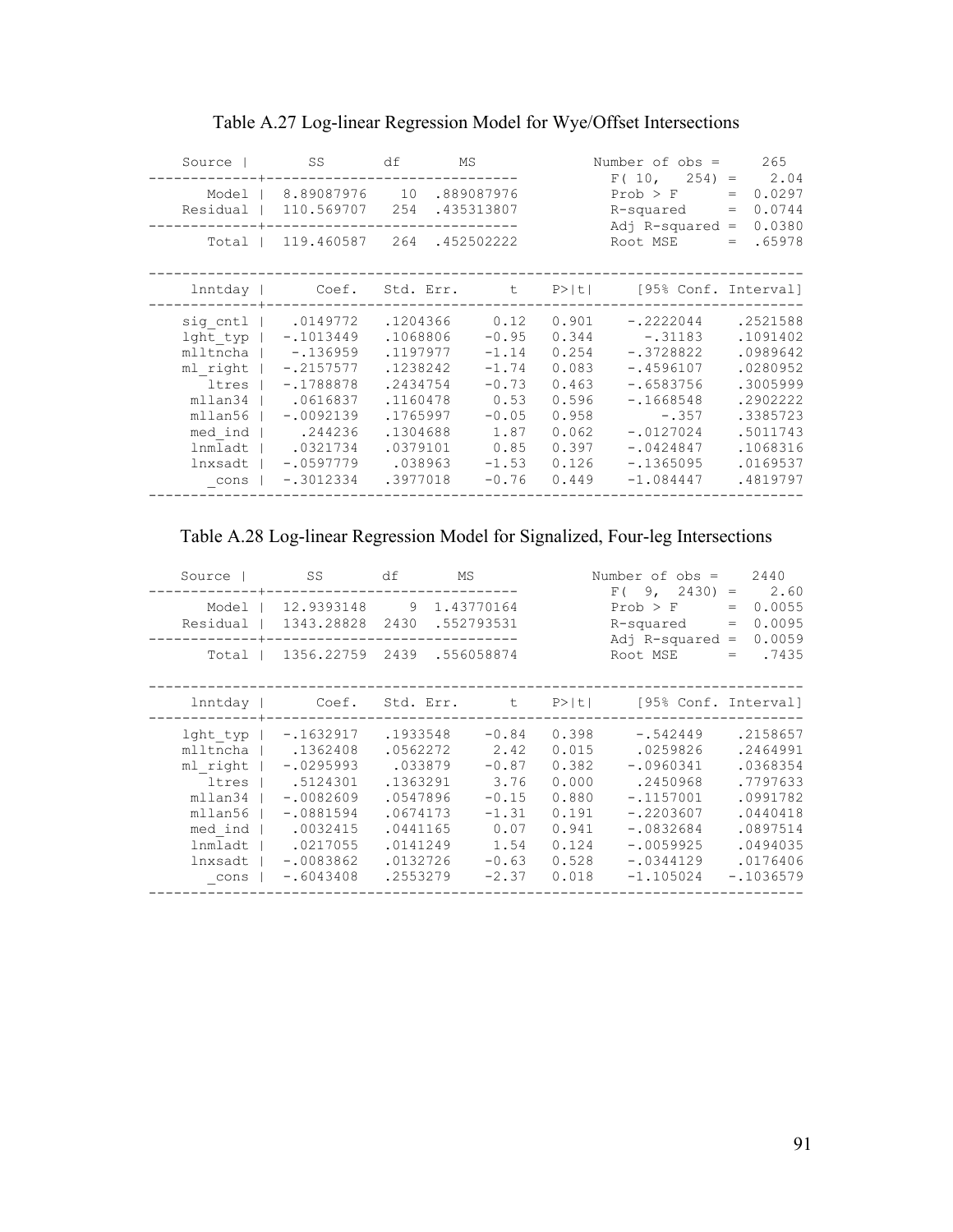Table A.27 Log-linear Regression Model for Wye/Offset Intersections

| Source | SS | df | MS |
|---|---|---|---|
| Model | 8.89087976 | 10 | .889087976 |
| Residual | 110.569707 | 254 | .435313807 |
| Total | 119.460587 | 264 | .452502222 |

| Statistic | Value |
|---|---|
| Number of obs | 265 |
| F( 10, 254) | 2.04 |
| Prob > F | 0.0297 |
| R-squared | 0.0744 |
| Adj R-squared | 0.0380 |
| Root MSE | .65978 |

| lnntday | Coef. | Std. Err. | t | P>\|t\| | [95% Conf. | Interval] |
|---|---|---|---|---|---|---|
| sig_cntl | .0149772 | .1204366 | 0.12 | 0.901 | -.2222044 | .2521588 |
| lght_typ | -.1013449 | .1068806 | -0.95 | 0.344 | -.31183 | .1091402 |
| mlltncha | -.136959 | .1197977 | -1.14 | 0.254 | -.3728822 | .0989642 |
| ml_right | -.2157577 | .1238242 | -1.74 | 0.083 | -.4596107 | .0280952 |
| ltres | -.1788878 | .2434754 | -0.73 | 0.463 | -.6583756 | .3005999 |
| mllan34 | .0616837 | .1160478 | 0.53 | 0.596 | -.1668548 | .2902222 |
| mllan56 | -.0092139 | .1765997 | -0.05 | 0.958 | -.357 | .3385723 |
| med_ind | .244236 | .1304688 | 1.87 | 0.062 | -.0127024 | .5011743 |
| lnmladt | .0321734 | .0379101 | 0.85 | 0.397 | -.0424847 | .1068316 |
| lnxsadt | -.0597779 | .038963 | -1.53 | 0.126 | -.1365095 | .0169537 |
| _cons | -.3012334 | .3977018 | -0.76 | 0.449 | -1.084447 | .4819797 |

Table A.28 Log-linear Regression Model for Signalized, Four-leg Intersections

| Source | SS | df | MS |
|---|---|---|---|
| Model | 12.9393148 | 9 | 1.43770164 |
| Residual | 1343.28828 | 2430 | .552793531 |
| Total | 1356.22759 | 2439 | .556058874 |

| Statistic | Value |
|---|---|
| Number of obs | 2440 |
| F( 9, 2430) | 2.60 |
| Prob > F | 0.0055 |
| R-squared | 0.0095 |
| Adj R-squared | 0.0059 |
| Root MSE | .7435 |

| lnntday | Coef. | Std. Err. | t | P>\|t\| | [95% Conf. | Interval] |
|---|---|---|---|---|---|---|
| lght_typ | -.1632917 | .1933548 | -0.84 | 0.398 | -.542449 | .2158657 |
| mlltncha | .1362408 | .0562272 | 2.42 | 0.015 | .0259826 | .2464991 |
| ml_right | -.0295993 | .033879 | -0.87 | 0.382 | -.0960341 | .0368354 |
| ltres | .5124301 | .1363291 | 3.76 | 0.000 | .2450968 | .7797633 |
| mllan34 | -.0082609 | .0547896 | -0.15 | 0.880 | -.1157001 | .0991782 |
| mllan56 | -.0881594 | .0674173 | -1.31 | 0.191 | -.2203607 | .0440418 |
| med_ind | .0032415 | .0441165 | 0.07 | 0.941 | -.0832684 | .0897514 |
| lnmladt | .0217055 | .0141249 | 1.54 | 0.124 | -.0059925 | .0494035 |
| lnxsadt | -.0083862 | .0132726 | -0.63 | 0.528 | -.0344129 | .0176406 |
| _cons | -.6043408 | .2553279 | -2.37 | 0.018 | -1.105024 | -.1036579 |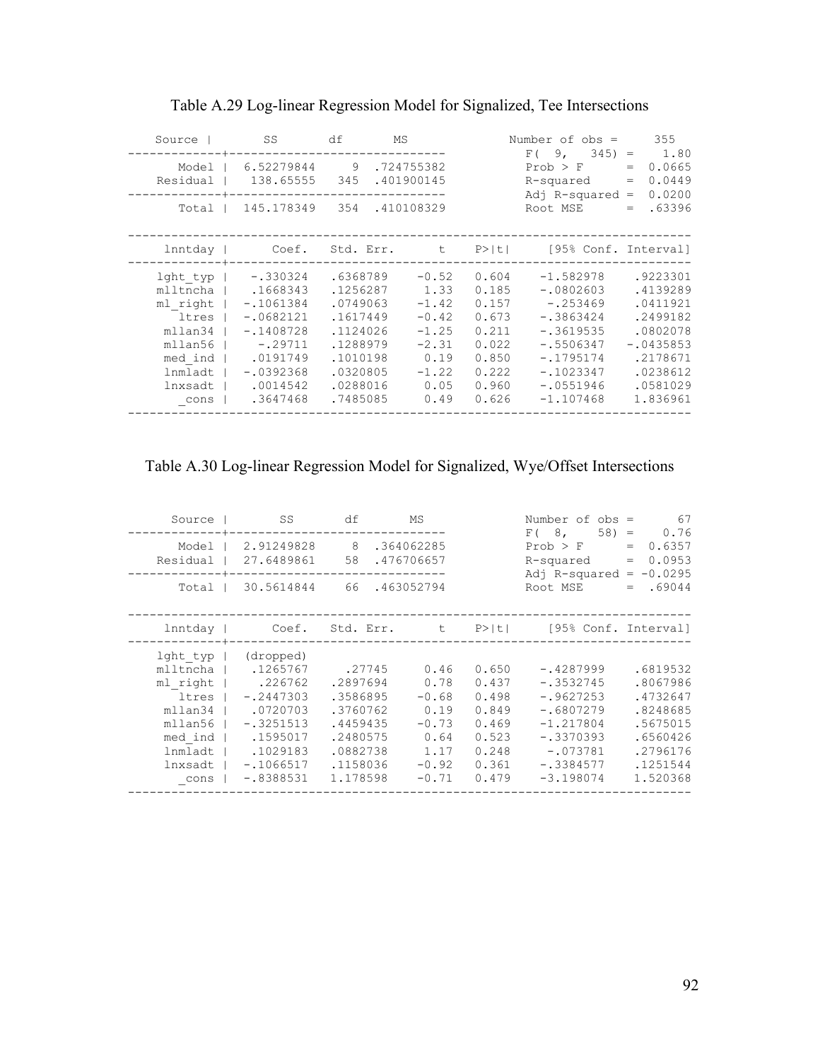Table A.29 Log-linear Regression Model for Signalized, Tee Intersections

| Source | SS | df | MS |
|---|---|---|---|
| Model | 6.52279844 | 9 | .724755382 |
| Residual | 138.65555 | 345 | .401900145 |
| Total | 145.178349 | 354 | .410108329 |

| Statistic | Value |
|---|---|
| Number of obs | 355 |
| F( 9, 345) | 1.80 |
| Prob > F | 0.0665 |
| R-squared | 0.0449 |
| Adj R-squared | 0.0200 |
| Root MSE | .63396 |

| lnntday | Coef. | Std. Err. | t | P>\|t\| | [95% Conf. | Interval] |
|---|---|---|---|---|---|---|
| lght_typ | -.330324 | .6368789 | -0.52 | 0.604 | -1.582978 | .9223301 |
| mlltncha | .1668343 | .1256287 | 1.33 | 0.185 | -.0802603 | .4139289 |
| ml_right | -.1061384 | .0749063 | -1.42 | 0.157 | -.253469 | .0411921 |
| ltres | -.0682121 | .1617449 | -0.42 | 0.673 | -.3863424 | .2499182 |
| mllan34 | -.1408728 | .1124026 | -1.25 | 0.211 | -.3619535 | .0802078 |
| mllan56 | -.29711 | .1288979 | -2.31 | 0.022 | -.5506347 | -.0435853 |
| med_ind | .0191749 | .1010198 | 0.19 | 0.850 | -.1795174 | .2178671 |
| lnmladt | -.0392368 | .0320805 | -1.22 | 0.222 | -.1023347 | .0238612 |
| lnxsadt | .0014542 | .0288016 | 0.05 | 0.960 | -.0551946 | .0581029 |
| _cons | .3647468 | .7485085 | 0.49 | 0.626 | -1.107468 | 1.836961 |

Table A.30 Log-linear Regression Model for Signalized, Wye/Offset Intersections

| Source | SS | df | MS |
|---|---|---|---|
| Model | 2.91249828 | 8 | .364062285 |
| Residual | 27.6489861 | 58 | .476706657 |
| Total | 30.5614844 | 66 | .463052794 |

| Statistic | Value |
|---|---|
| Number of obs | 67 |
| F( 8, 58) | 0.76 |
| Prob > F | 0.6357 |
| R-squared | 0.0953 |
| Adj R-squared | -0.0295 |
| Root MSE | .69044 |

| lnntday | Coef. | Std. Err. | t | P>\|t\| | [95% Conf. | Interval] |
|---|---|---|---|---|---|---|
| lght_typ | (dropped) | | | | | |
| mlltncha | .1265767 | .27745 | 0.46 | 0.650 | -.4287999 | .6819532 |
| ml_right | .226762 | .2897694 | 0.78 | 0.437 | -.3532745 | .8067986 |
| ltres | -.2447303 | .3586895 | -0.68 | 0.498 | -.9627253 | .4732647 |
| mllan34 | .0720703 | .3760762 | 0.19 | 0.849 | -.6807279 | .8248685 |
| mllan56 | -.3251513 | .4459435 | -0.73 | 0.469 | -1.217804 | .5675015 |
| med_ind | .1595017 | .2480575 | 0.64 | 0.523 | -.3370393 | .6560426 |
| lnmladt | .1029183 | .0882738 | 1.17 | 0.248 | -.073781 | .2796176 |
| lnxsadt | -.1066517 | .1158036 | -0.92 | 0.361 | -.3384577 | .1251544 |
| _cons | -.8388531 | 1.178598 | -0.71 | 0.479 | -3.198074 | 1.520368 |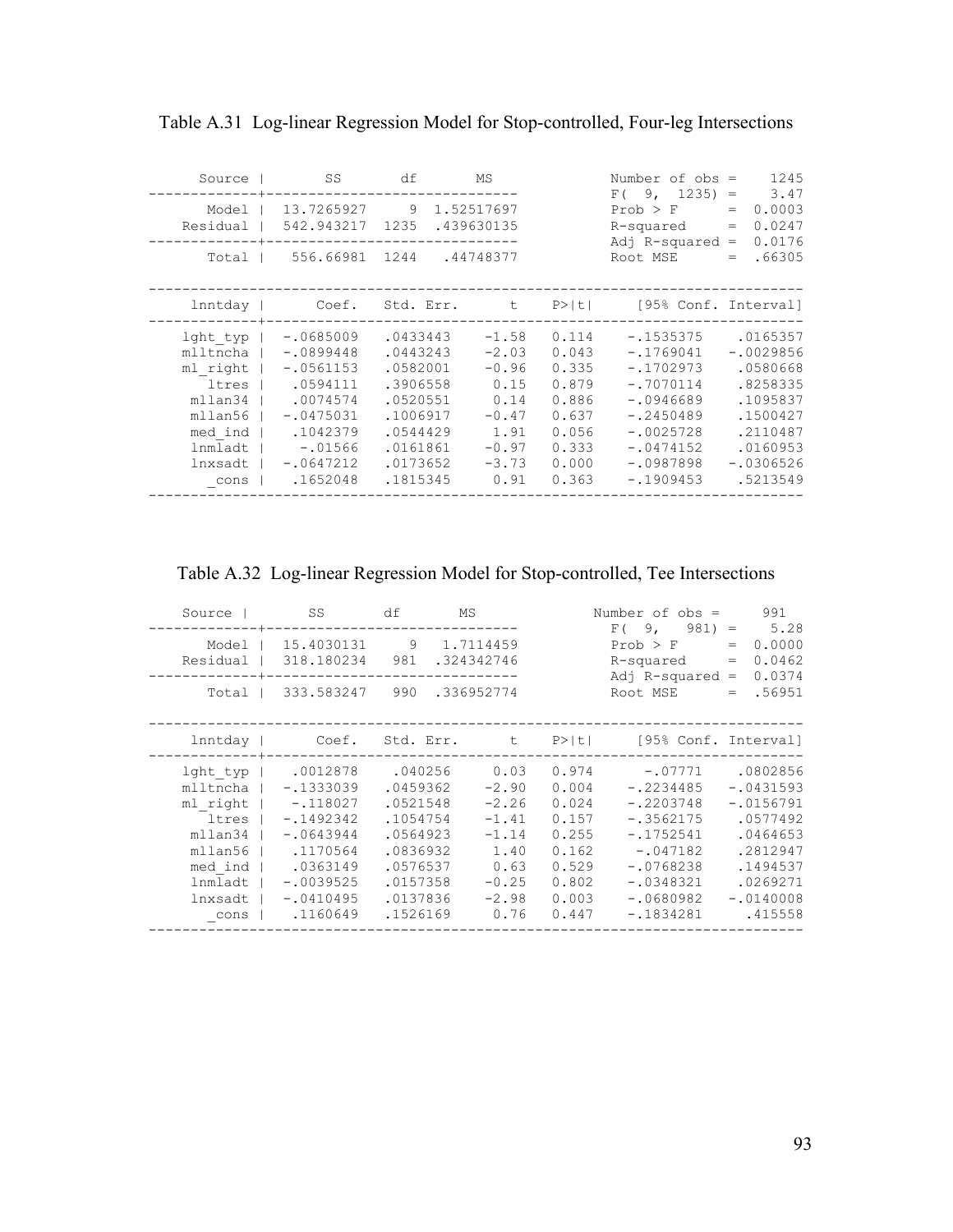Table A.31 Log-linear Regression Model for Stop-controlled, Four-leg Intersections

| Source | SS | df | MS |
|---|---|---|---|
| Model | 13.7265927 | 9 | 1.52517697 |
| Residual | 542.943217 | 1235 | .439630135 |
| Total | 556.66981 | 1244 | .44748377 |

| Statistic | Value |
|---|---|
| Number of obs | 1245 |
| F( 9, 1235) | 3.47 |
| Prob > F | 0.0003 |
| R-squared | 0.0247 |
| Adj R-squared | 0.0176 |
| Root MSE | .66305 |

| lnntday | Coef. | Std. Err. | t | P>\|t\| | [95% Conf. | Interval] |
|---|---|---|---|---|---|---|
| lght_typ | -.0685009 | .0433443 | -1.58 | 0.114 | -.1535375 | .0165357 |
| mlltncha | -.0899448 | .0443243 | -2.03 | 0.043 | -.1769041 | -.0029856 |
| ml_right | -.0561153 | .0582001 | -0.96 | 0.335 | -.1702973 | .0580668 |
| ltres | .0594111 | .3906558 | 0.15 | 0.879 | -.7070114 | .8258335 |
| mllan34 | .0074574 | .0520551 | 0.14 | 0.886 | -.0946689 | .1095837 |
| mllan56 | -.0475031 | .1006917 | -0.47 | 0.637 | -.2450489 | .1500427 |
| med_ind | .1042379 | .0544429 | 1.91 | 0.056 | -.0025728 | .2110487 |
| lnmladt | -.01566 | .0161861 | -0.97 | 0.333 | -.0474152 | .0160953 |
| lnxsadt | -.0647212 | .0173652 | -3.73 | 0.000 | -.0987898 | -.0306526 |
| _cons | .1652048 | .1815345 | 0.91 | 0.363 | -.1909453 | .5213549 |

Table A.32 Log-linear Regression Model for Stop-controlled, Tee Intersections

| Source | SS | df | MS |
|---|---|---|---|
| Model | 15.4030131 | 9 | 1.7114459 |
| Residual | 318.180234 | 981 | .324342746 |
| Total | 333.583247 | 990 | .336952774 |

| Statistic | Value |
|---|---|
| Number of obs | 991 |
| F( 9, 981) | 5.28 |
| Prob > F | 0.0000 |
| R-squared | 0.0462 |
| Adj R-squared | 0.0374 |
| Root MSE | .56951 |

| lnntday | Coef. | Std. Err. | t | P>\|t\| | [95% Conf. | Interval] |
|---|---|---|---|---|---|---|
| lght_typ | .0012878 | .040256 | 0.03 | 0.974 | -.07771 | .0802856 |
| mlltncha | -.1333039 | .0459362 | -2.90 | 0.004 | -.2234485 | -.0431593 |
| ml_right | -.118027 | .0521548 | -2.26 | 0.024 | -.2203748 | -.0156791 |
| ltres | -.1492342 | .1054754 | -1.41 | 0.157 | -.3562175 | .0577492 |
| mllan34 | -.0643944 | .0564923 | -1.14 | 0.255 | -.1752541 | .0464653 |
| mllan56 | .1170564 | .0836932 | 1.40 | 0.162 | -.047182 | .2812947 |
| med_ind | .0363149 | .0576537 | 0.63 | 0.529 | -.0768238 | .1494537 |
| lnmladt | -.0039525 | .0157358 | -0.25 | 0.802 | -.0348321 | .0269271 |
| lnxsadt | -.0410495 | .0137836 | -2.98 | 0.003 | -.0680982 | -.0140008 |
| _cons | .1160649 | .1526169 | 0.76 | 0.447 | -.1834281 | .415558 |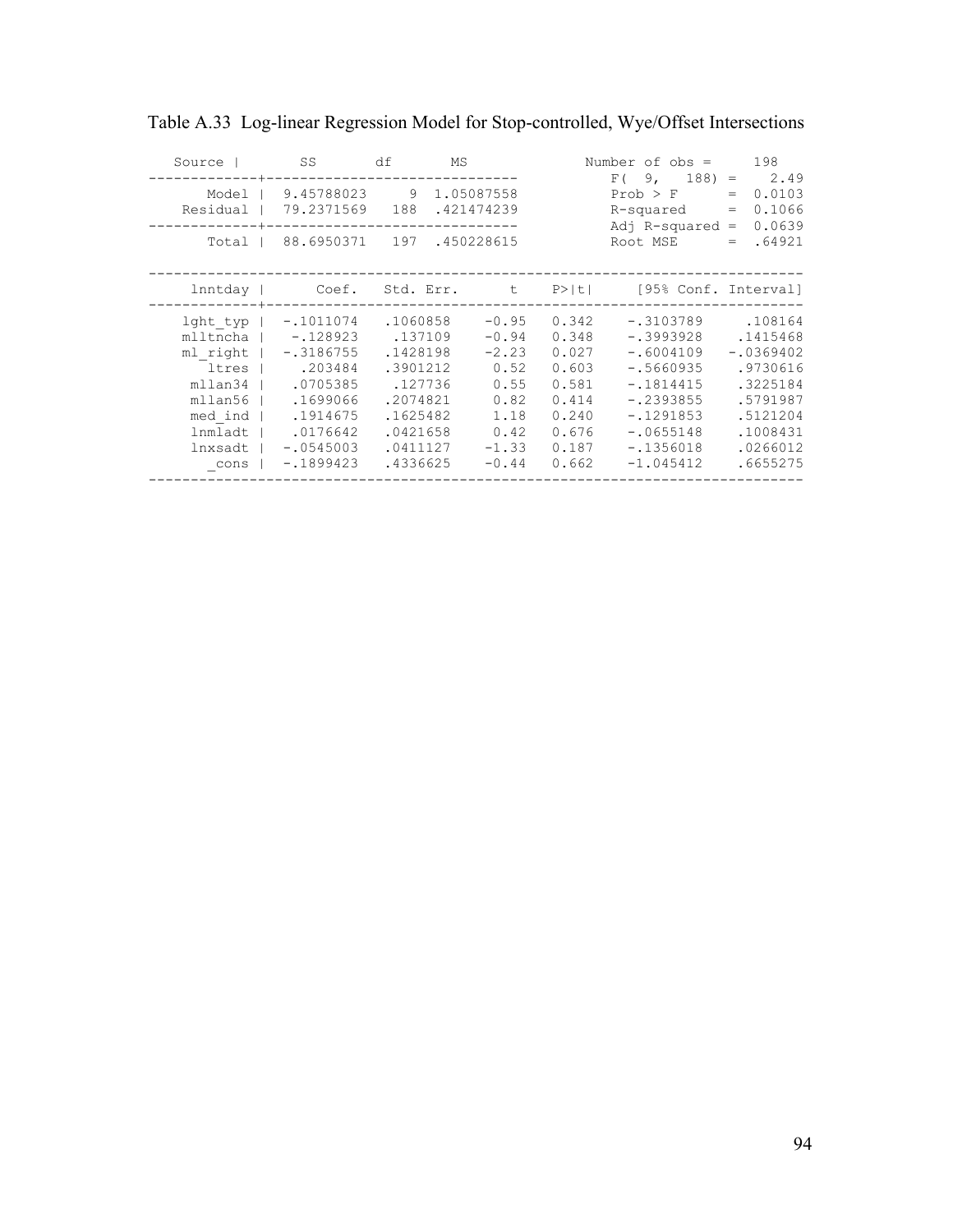Table A.33 Log-linear Regression Model for Stop-controlled, Wye/Offset Intersections

| Source | SS | df | MS |
|---|---|---|---|
| Model | 9.45788023 | 9 | 1.05087558 |
| Residual | 79.2371569 | 188 | .421474239 |
| Total | 88.6950371 | 197 | .450228615 |

| Statistic | Value |
|---|---|
| Number of obs | 198 |
| F( 9, 188) | 2.49 |
| Prob > F | 0.0103 |
| R-squared | 0.1066 |
| Adj R-squared | 0.0639 |
| Root MSE | .64921 |

| lnntday | Coef. | Std. Err. | t | P>\|t\| | [95% Conf. | Interval] |
|---|---|---|---|---|---|---|
| lght_typ | -.1011074 | .1060858 | -0.95 | 0.342 | -.3103789 | .108164 |
| mlltncha | -.128923 | .137109 | -0.94 | 0.348 | -.3993928 | .1415468 |
| ml_right | -.3186755 | .1428198 | -2.23 | 0.027 | -.6004109 | -.0369402 |
| ltres | .203484 | .3901212 | 0.52 | 0.603 | -.5660935 | .9730616 |
| mllan34 | .0705385 | .127736 | 0.55 | 0.581 | -.1814415 | .3225184 |
| mllan56 | .1699066 | .2074821 | 0.82 | 0.414 | -.2393855 | .5791987 |
| med_ind | .1914675 | .1625482 | 1.18 | 0.240 | -.1291853 | .5121204 |
| lnmladt | .0176642 | .0421658 | 0.42 | 0.676 | -.0655148 | .1008431 |
| lnxsadt | -.0545003 | .0411127 | -1.33 | 0.187 | -.1356018 | .0266012 |
| _cons | -.1899423 | .4336625 | -0.44 | 0.662 | -1.045412 | .6655275 |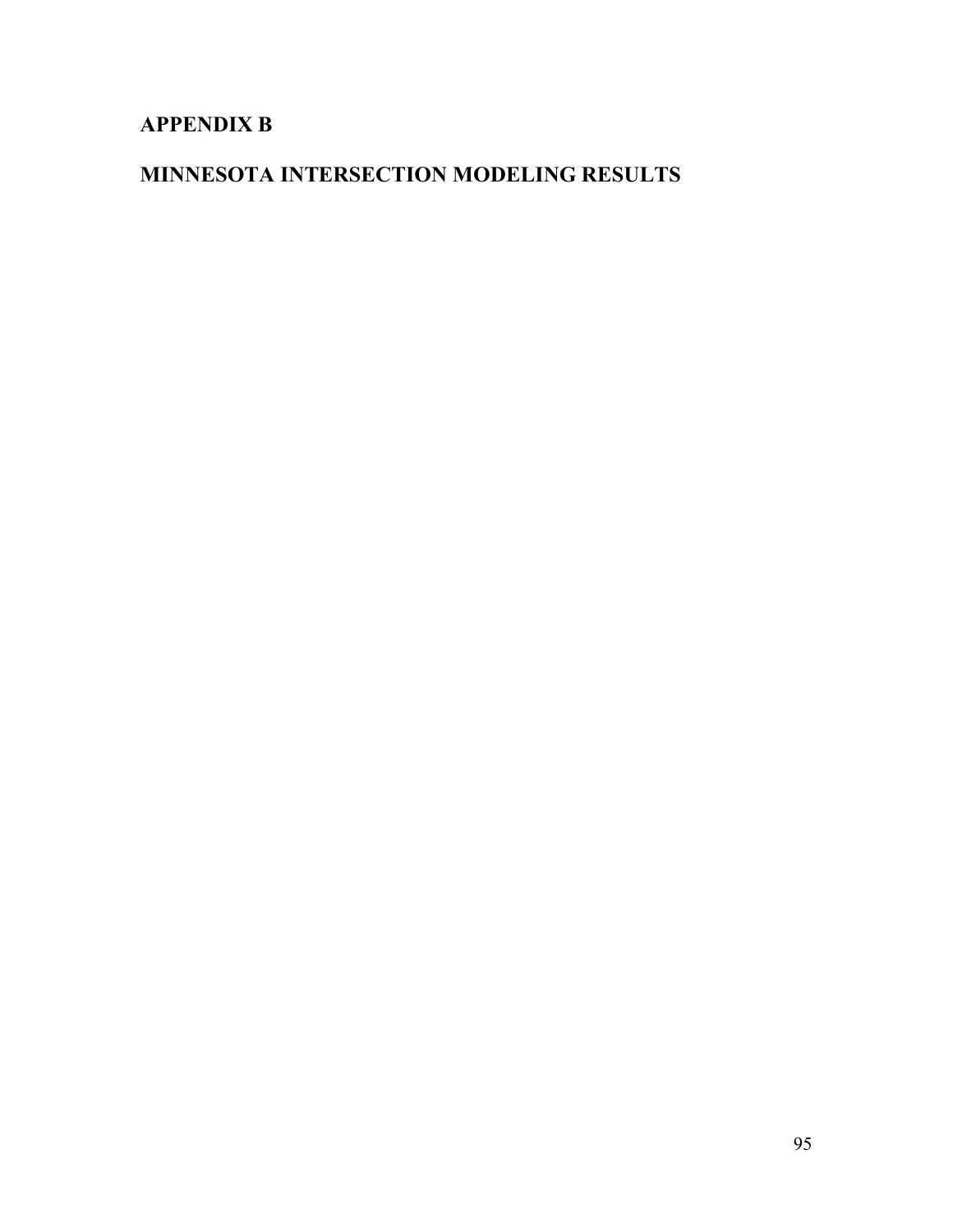# APPENDIX B

# MINNESOTA INTERSECTION MODELING RESULTS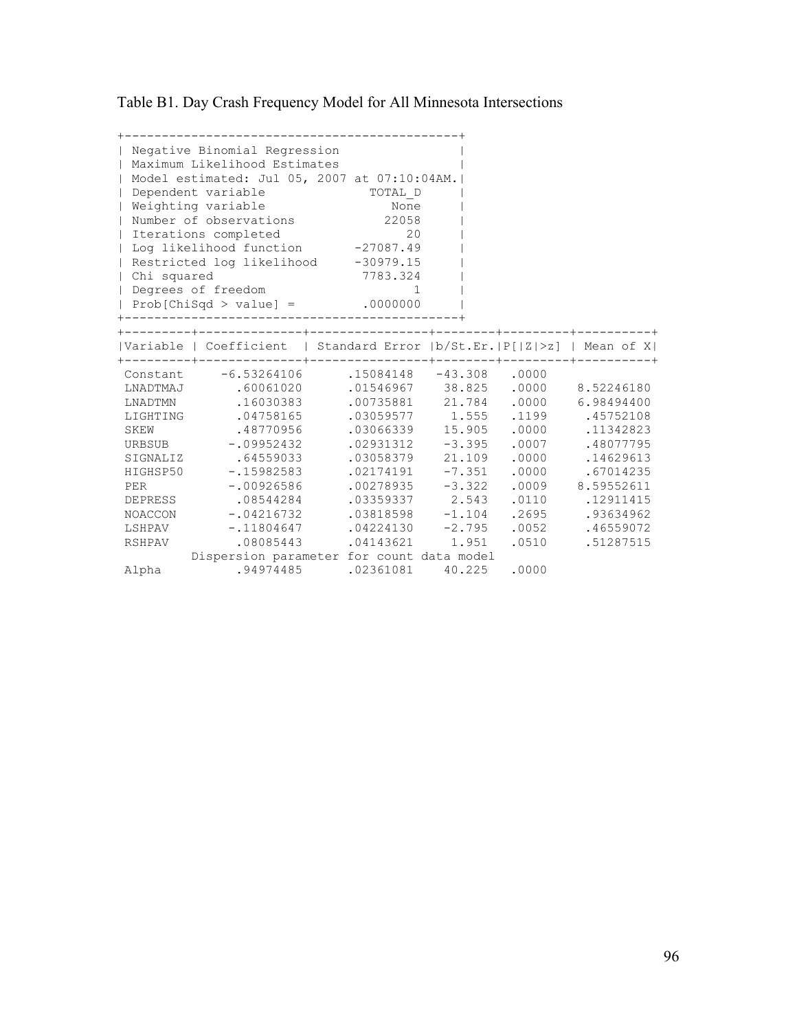Table B1. Day Crash Frequency Model for All Minnesota Intersections

| Negative Binomial Regression | |
|---|---|
| Maximum Likelihood Estimates | |
| Model estimated: Jul 05, 2007 at 07:10:04AM. | |
| Dependent variable | TOTAL_D |
| Weighting variable | None |
| Number of observations | 22058 |
| Iterations completed | 20 |
| Log likelihood function | -27087.49 |
| Restricted log likelihood | -30979.15 |
| Chi squared | 7783.324 |
| Degrees of freedom | 1 |
| Prob[ChiSqd > value] = | .0000000 |

| Variable | Coefficient | Standard Error | b/St.Er. | P[\|Z\|>z] | Mean of X |
|---|---|---|---|---|---|
| Constant | -6.53264106 | .15084148 | -43.308 | .0000 | |
| LNADTMAJ | .60061020 | .01546967 | 38.825 | .0000 | 8.52246180 |
| LNADTMN | .16030383 | .00735881 | 21.784 | .0000 | 6.98494400 |
| LIGHTING | .04758165 | .03059577 | 1.555 | .1199 | .45752108 |
| SKEW | .48770956 | .03066339 | 15.905 | .0000 | .11342823 |
| URBSUB | -.09952432 | .02931312 | -3.395 | .0007 | .48077795 |
| SIGNALIZ | .64559033 | .03058379 | 21.109 | .0000 | .14629613 |
| HIGHSP50 | -.15982583 | .02174191 | -7.351 | .0000 | .67014235 |
| PER | -.00926586 | .00278935 | -3.322 | .0009 | 8.59552611 |
| DEPRESS | .08544284 | .03359337 | 2.543 | .0110 | .12911415 |
| NOACCON | -.04216732 | .03818598 | -1.104 | .2695 | .93634962 |
| LSHPAV | -.11804647 | .04224130 | -2.795 | .0052 | .46559072 |
| RSHPAV | .08085443 | .04143621 | 1.951 | .0510 | .51287515 |
| Dispersion parameter for count data model | | | | | |
| Alpha | .94974485 | .02361081 | 40.225 | .0000 | |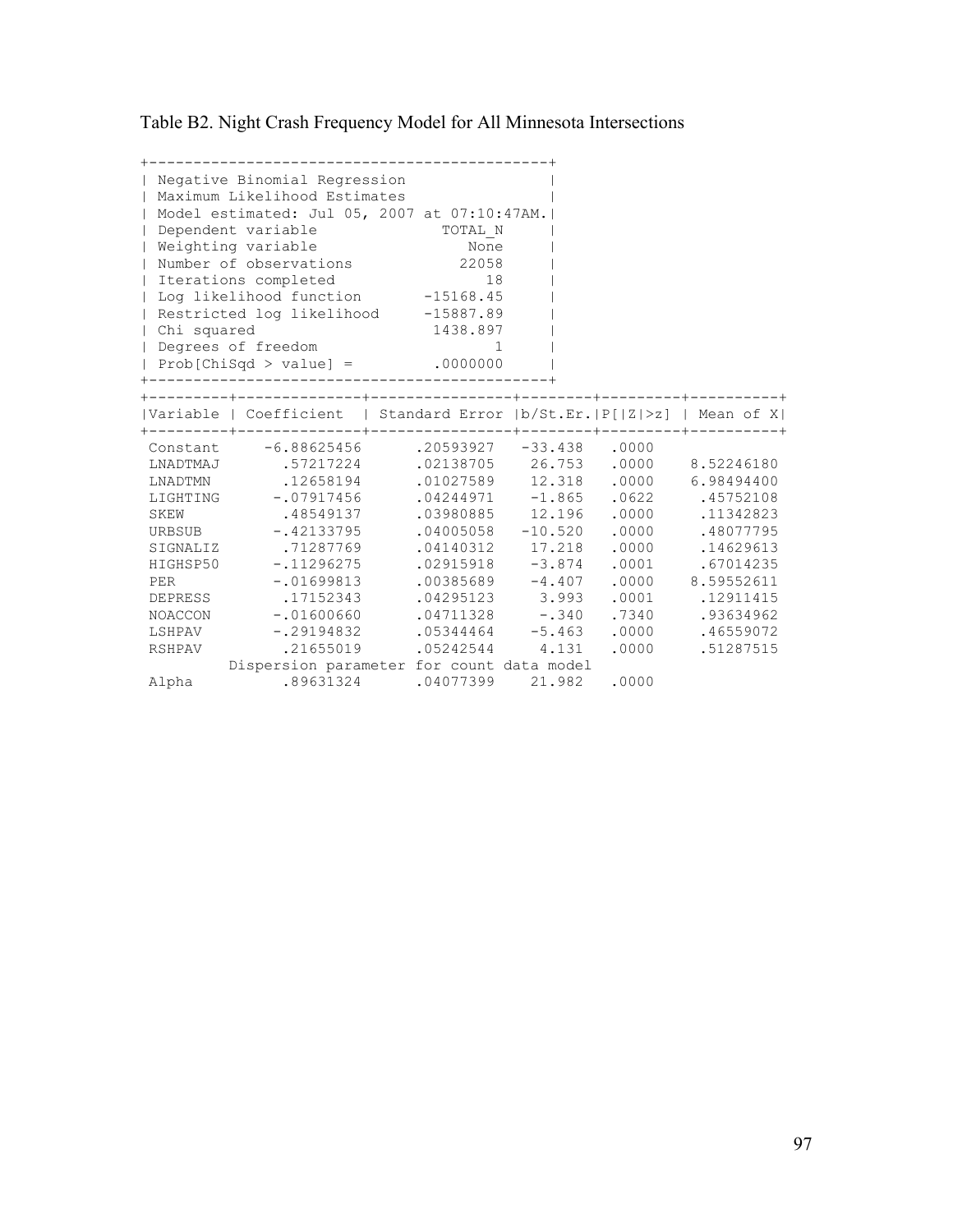Table B2. Night Crash Frequency Model for All Minnesota Intersections

```
+---------------------------------------------+
| Negative Binomial Regression                |
| Maximum Likelihood Estimates                |
| Model estimated: Jul 05, 2007 at 07:10:47AM.|
| Dependent variable              TOTAL_N     |
| Weighting variable                 None     |
| Number of observations            22058     |
| Iterations completed                 18     |
| Log likelihood function       -15168.45     |
| Restricted log likelihood     -15887.89     |
| Chi squared                    1438.897     |
| Degrees of freedom                    1     |
| Prob[ChiSqd > value] =         .0000000     |
+---------------------------------------------+
```

| Variable | Coefficient | Standard Error | b/St.Er. | P[\|Z\|>z] | Mean of X |
|---|---|---|---|---|---|
| Constant | -6.88625456 | .20593927 | -33.438 | .0000 | |
| LNADTMAJ | .57217224 | .02138705 | 26.753 | .0000 | 8.52246180 |
| LNADTMN | .12658194 | .01027589 | 12.318 | .0000 | 6.98494400 |
| LIGHTING | -.07917456 | .04244971 | -1.865 | .0622 | .45752108 |
| SKEW | .48549137 | .03980885 | 12.196 | .0000 | .11342823 |
| URBSUB | -.42133795 | .04005058 | -10.520 | .0000 | .48077795 |
| SIGNALIZ | .71287769 | .04140312 | 17.218 | .0000 | .14629613 |
| HIGHSP50 | -.11296275 | .02915918 | -3.874 | .0001 | .67014235 |
| PER | -.01699813 | .00385689 | -4.407 | .0000 | 8.59552611 |
| DEPRESS | .17152343 | .04295123 | 3.993 | .0001 | .12911415 |
| NOACCON | -.01600660 | .04711328 | -.340 | .7340 | .93634962 |
| LSHPAV | -.29194832 | .05344464 | -5.463 | .0000 | .46559072 |
| RSHPAV | .21655019 | .05242544 | 4.131 | .0000 | .51287515 |
| | Dispersion parameter for count data model | | | | |
| Alpha | .89631324 | .04077399 | 21.982 | .0000 | |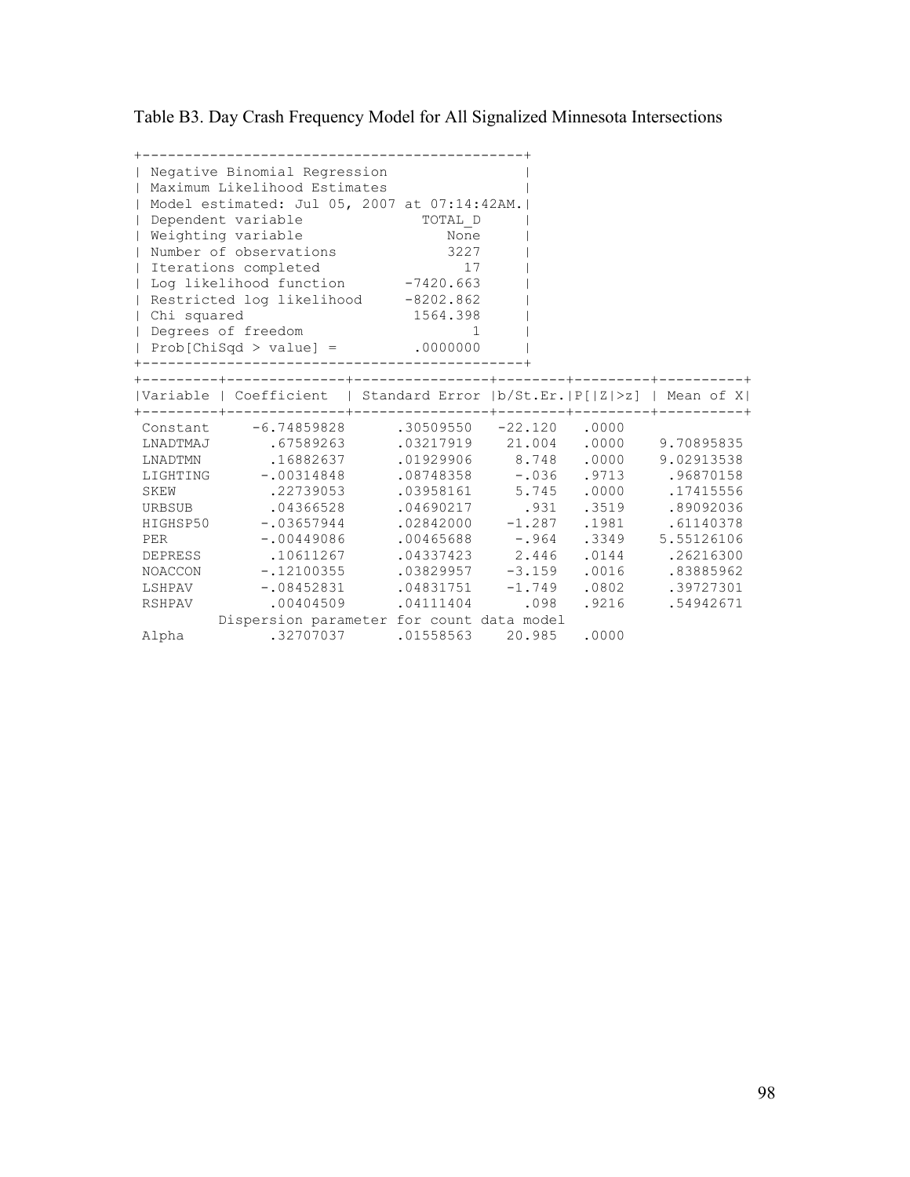Table B3. Day Crash Frequency Model for All Signalized Minnesota Intersections

| Negative Binomial Regression | |
|---|---|
| Maximum Likelihood Estimates | |
| Model estimated: Jul 05, 2007 at 07:14:42AM. | |
| Dependent variable | TOTAL_D |
| Weighting variable | None |
| Number of observations | 3227 |
| Iterations completed | 17 |
| Log likelihood function | -7420.663 |
| Restricted log likelihood | -8202.862 |
| Chi squared | 1564.398 |
| Degrees of freedom | 1 |
| Prob[ChiSqd > value] = | .0000000 |

| Variable | Coefficient | Standard Error | b/St.Er. | P[\|Z\|>z] | Mean of X |
|---|---|---|---|---|---|
| Constant | -6.74859828 | .30509550 | -22.120 | .0000 | |
| LNADTMAJ | .67589263 | .03217919 | 21.004 | .0000 | 9.70895835 |
| LNADTMN | .16882637 | .01929906 | 8.748 | .0000 | 9.02913538 |
| LIGHTING | -.00314848 | .08748358 | -.036 | .9713 | .96870158 |
| SKEW | .22739053 | .03958161 | 5.745 | .0000 | .17415556 |
| URBSUB | .04366528 | .04690217 | .931 | .3519 | .89092036 |
| HIGHSP50 | -.03657944 | .02842000 | -1.287 | .1981 | .61140378 |
| PER | -.00449086 | .00465688 | -.964 | .3349 | 5.55126106 |
| DEPRESS | .10611267 | .04337423 | 2.446 | .0144 | .26216300 |
| NOACCON | -.12100355 | .03829957 | -3.159 | .0016 | .83885962 |
| LSHPAV | -.08452831 | .04831751 | -1.749 | .0802 | .39727301 |
| RSHPAV | .00404509 | .04111404 | .098 | .9216 | .54942671 |
| Dispersion parameter for count data model | | | | | |
| Alpha | .32707037 | .01558563 | 20.985 | .0000 | |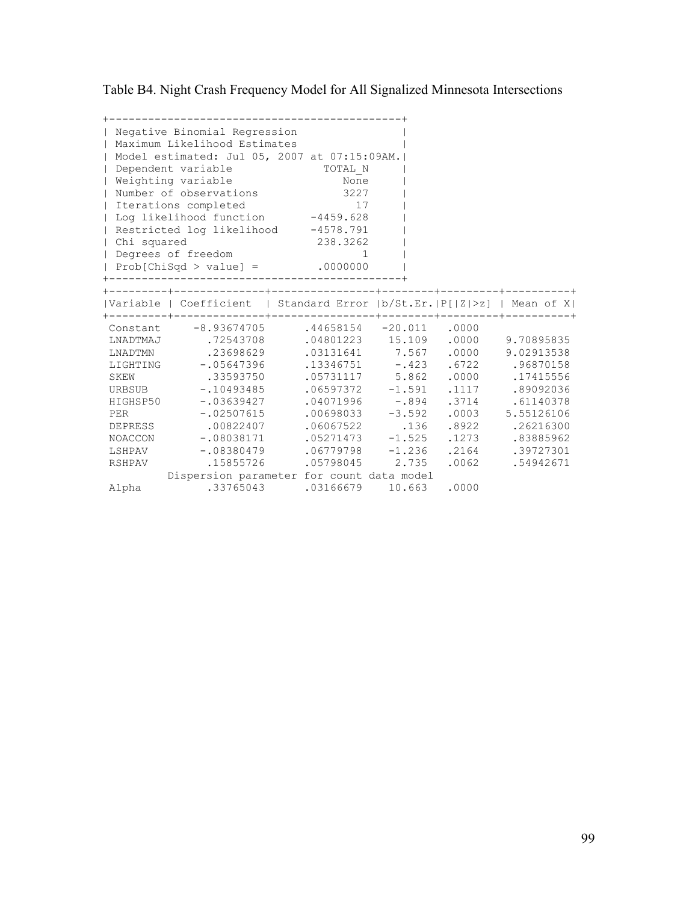Table B4. Night Crash Frequency Model for All Signalized Minnesota Intersections

```
+---------------------------------------------+
| Negative Binomial Regression                |
| Maximum Likelihood Estimates                |
| Model estimated: Jul 05, 2007 at 07:15:09AM.|
| Dependent variable              TOTAL_N     |
| Weighting variable                 None     |
| Number of observations             3227     |
| Iterations completed                 17     |
| Log likelihood function       -4459.628     |
| Restricted log likelihood     -4578.791     |
| Chi squared                    238.3262     |
| Degrees of freedom                    1     |
| Prob[ChiSqd > value] =         .0000000     |
+---------------------------------------------+
```

| Variable | Coefficient | Standard Error | b/St.Er. | P[\|Z\|>z] | Mean of X |
|---|---|---|---|---|---|
| Constant | -8.93674705 | .44658154 | -20.011 | .0000 | |
| LNADTMAJ | .72543708 | .04801223 | 15.109 | .0000 | 9.70895835 |
| LNADTMN | .23698629 | .03131641 | 7.567 | .0000 | 9.02913538 |
| LIGHTING | -.05647396 | .13346751 | -.423 | .6722 | .96870158 |
| SKEW | .33593750 | .05731117 | 5.862 | .0000 | .17415556 |
| URBSUB | -.10493485 | .06597372 | -1.591 | .1117 | .89092036 |
| HIGHSP50 | -.03639427 | .04071996 | -.894 | .3714 | .61140378 |
| PER | -.02507615 | .00698033 | -3.592 | .0003 | 5.55126106 |
| DEPRESS | .00822407 | .06067522 | .136 | .8922 | .26216300 |
| NOACCON | -.08038171 | .05271473 | -1.525 | .1273 | .83885962 |
| LSHPAV | -.08380479 | .06779798 | -1.236 | .2164 | .39727301 |
| RSHPAV | .15855726 | .05798045 | 2.735 | .0062 | .54942671 |
| Dispersion parameter for count data model | | | | | |
| Alpha | .33765043 | .03166679 | 10.663 | .0000 | |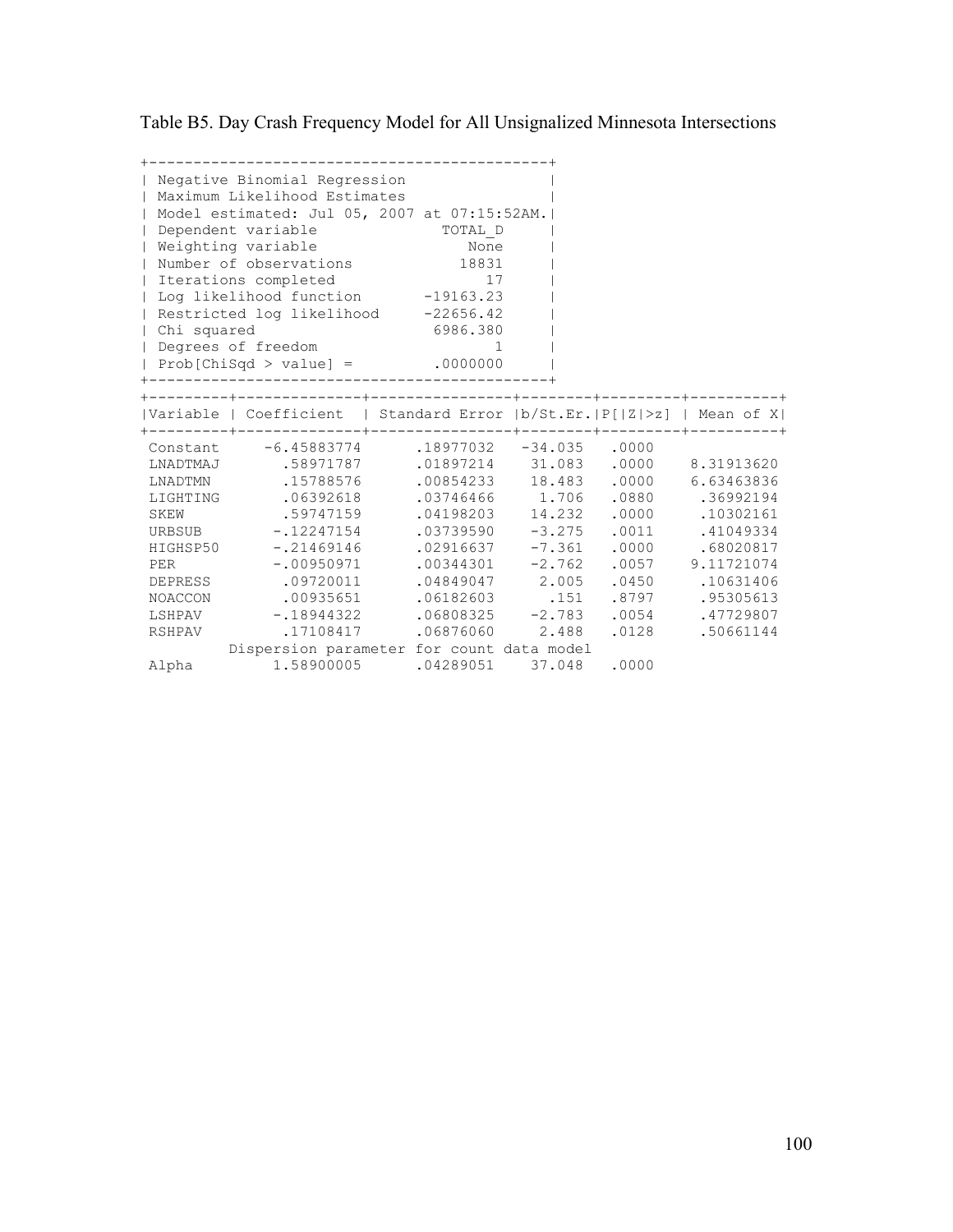Table B5. Day Crash Frequency Model for All Unsignalized Minnesota Intersections

```
+---------------------------------------------+
| Negative Binomial Regression                |
| Maximum Likelihood Estimates                |
| Model estimated: Jul 05, 2007 at 07:15:52AM.|
| Dependent variable             TOTAL_D      |
| Weighting variable                None      |
| Number of observations           18831      |
| Iterations completed                17      |
| Log likelihood function       -19163.23     |
| Restricted log likelihood     -22656.42     |
| Chi squared                    6986.380     |
| Degrees of freedom                   1      |
| Prob[ChiSqd > value] =         .0000000     |
+---------------------------------------------+
```

| Variable | Coefficient | Standard Error | b/St.Er. | P[\|Z\|>z] | Mean of X |
|---|---|---|---|---|---|
| Constant | -6.45883774 | .18977032 | -34.035 | .0000 | |
| LNADTMAJ | .58971787 | .01897214 | 31.083 | .0000 | 8.31913620 |
| LNADTMN | .15788576 | .00854233 | 18.483 | .0000 | 6.63463836 |
| LIGHTING | .06392618 | .03746466 | 1.706 | .0880 | .36992194 |
| SKEW | .59747159 | .04198203 | 14.232 | .0000 | .10302161 |
| URBSUB | -.12247154 | .03739590 | -3.275 | .0011 | .41049334 |
| HIGHSP50 | -.21469146 | .02916637 | -7.361 | .0000 | .68020817 |
| PER | -.00950971 | .00344301 | -2.762 | .0057 | 9.11721074 |
| DEPRESS | .09720011 | .04849047 | 2.005 | .0450 | .10631406 |
| NOACCON | .00935651 | .06182603 | .151 | .8797 | .95305613 |
| LSHPAV | -.18944322 | .06808325 | -2.783 | .0054 | .47729807 |
| RSHPAV | .17108417 | .06876060 | 2.488 | .0128 | .50661144 |
| | Dispersion parameter for count data model | | | | |
| Alpha | 1.58900005 | .04289051 | 37.048 | .0000 | |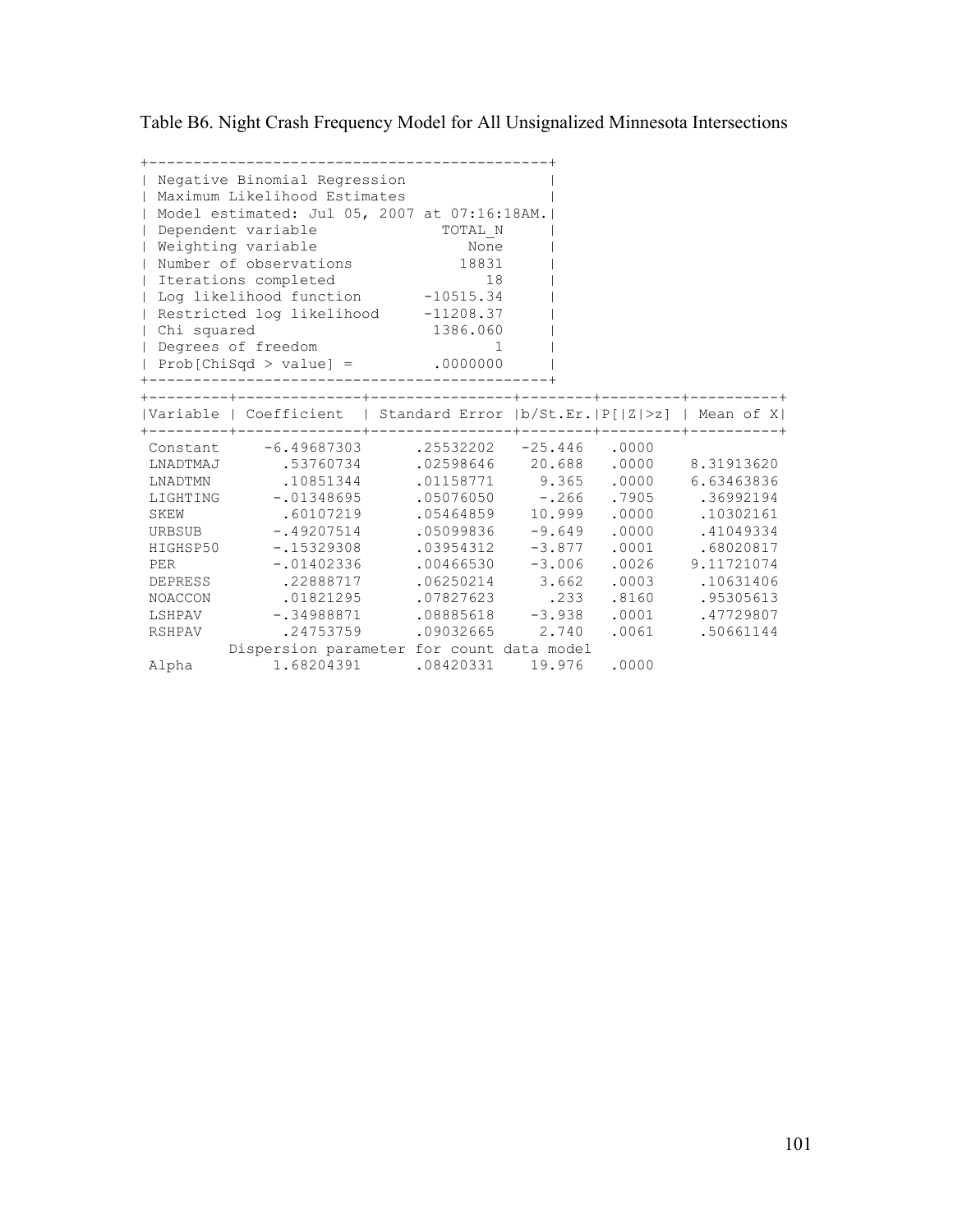Table B6. Night Crash Frequency Model for All Unsignalized Minnesota Intersections

```
+---------------------------------------------+
| Negative Binomial Regression                |
| Maximum Likelihood Estimates                |
| Model estimated: Jul 05, 2007 at 07:16:18AM.|
| Dependent variable             TOTAL_N      |
| Weighting variable                None      |
| Number of observations           18831      |
| Iterations completed                18      |
| Log likelihood function      -10515.34      |
| Restricted log likelihood    -11208.37      |
| Chi squared                   1386.060      |
| Degrees of freedom                   1      |
| Prob[ChiSqd > value] =        .0000000      |
+---------------------------------------------+
```

| Variable | Coefficient | Standard Error | b/St.Er. | P[\|Z\|>z] | Mean of X |
|---|---|---|---|---|---|
| Constant | -6.49687303 | .25532202 | -25.446 | .0000 | |
| LNADTMAJ | .53760734 | .02598646 | 20.688 | .0000 | 8.31913620 |
| LNADTMN | .10851344 | .01158771 | 9.365 | .0000 | 6.63463836 |
| LIGHTING | -.01348695 | .05076050 | -.266 | .7905 | .36992194 |
| SKEW | .60107219 | .05464859 | 10.999 | .0000 | .10302161 |
| URBSUB | -.49207514 | .05099836 | -9.649 | .0000 | .41049334 |
| HIGHSP50 | -.15329308 | .03954312 | -3.877 | .0001 | .68020817 |
| PER | -.01402336 | .00466530 | -3.006 | .0026 | 9.11721074 |
| DEPRESS | .22888717 | .06250214 | 3.662 | .0003 | .10631406 |
| NOACCON | .01821295 | .07827623 | .233 | .8160 | .95305613 |
| LSHPAV | -.34988871 | .08885618 | -3.938 | .0001 | .47729807 |
| RSHPAV | .24753759 | .09032665 | 2.740 | .0061 | .50661144 |
| | Dispersion parameter for count data model | | | | |
| Alpha | 1.68204391 | .08420331 | 19.976 | .0000 | |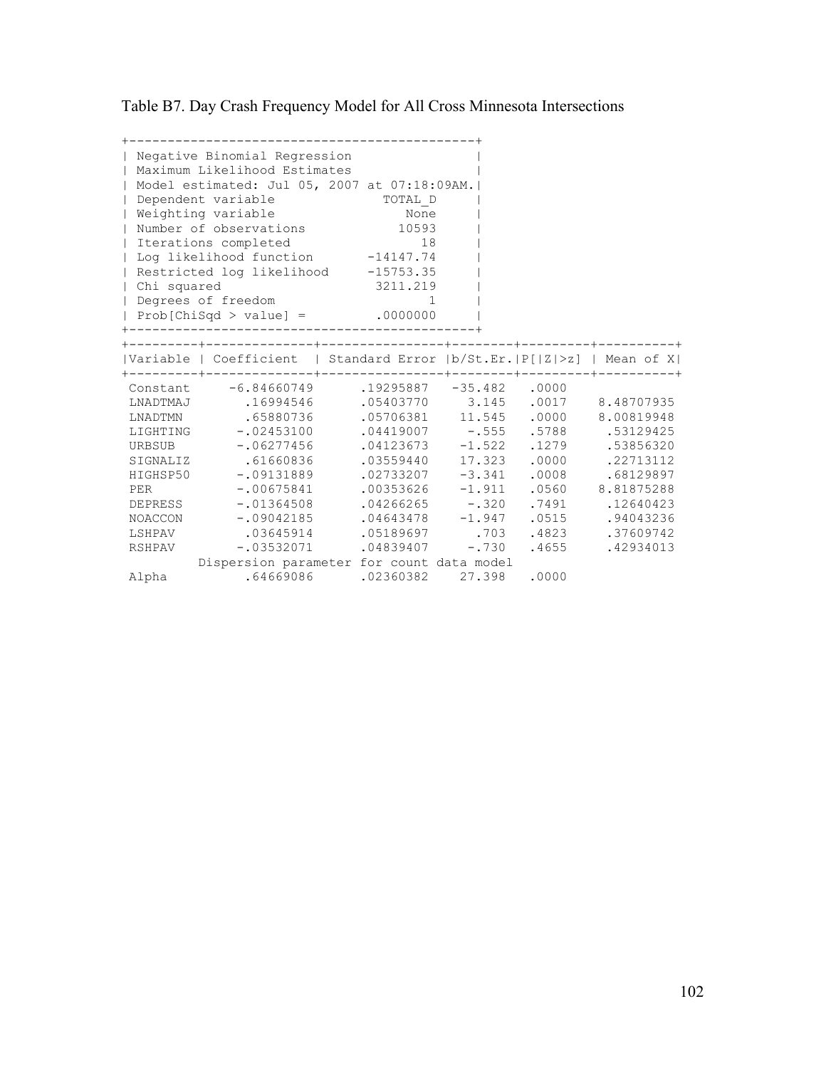Table B7. Day Crash Frequency Model for All Cross Minnesota Intersections

| Negative Binomial Regression | |
|---|---|
| Maximum Likelihood Estimates | |
| Model estimated: Jul 05, 2007 at 07:18:09AM. | |
| Dependent variable | TOTAL_D |
| Weighting variable | None |
| Number of observations | 10593 |
| Iterations completed | 18 |
| Log likelihood function | -14147.74 |
| Restricted log likelihood | -15753.35 |
| Chi squared | 3211.219 |
| Degrees of freedom | 1 |
| Prob[ChiSqd > value] = | .0000000 |

| Variable | Coefficient | Standard Error | b/St.Er. | P[\|Z\|>z] | Mean of X |
|---|---|---|---|---|---|
| Constant | -6.84660749 | .19295887 | -35.482 | .0000 | |
| LNADTMAJ | .16994546 | .05403770 | 3.145 | .0017 | 8.48707935 |
| LNADTMN | .65880736 | .05706381 | 11.545 | .0000 | 8.00819948 |
| LIGHTING | -.02453100 | .04419007 | -.555 | .5788 | .53129425 |
| URBSUB | -.06277456 | .04123673 | -1.522 | .1279 | .53856320 |
| SIGNALIZ | .61660836 | .03559440 | 17.323 | .0000 | .22713112 |
| HIGHSP50 | -.09131889 | .02733207 | -3.341 | .0008 | .68129897 |
| PER | -.00675841 | .00353626 | -1.911 | .0560 | 8.81875288 |
| DEPRESS | -.01364508 | .04266265 | -.320 | .7491 | .12640423 |
| NOACCON | -.09042185 | .04643478 | -1.947 | .0515 | .94043236 |
| LSHPAV | .03645914 | .05189697 | .703 | .4823 | .37609742 |
| RSHPAV | -.03532071 | .04839407 | -.730 | .4655 | .42934013 |
| | Dispersion parameter for count data model | | | | |
| Alpha | .64669086 | .02360382 | 27.398 | .0000 | |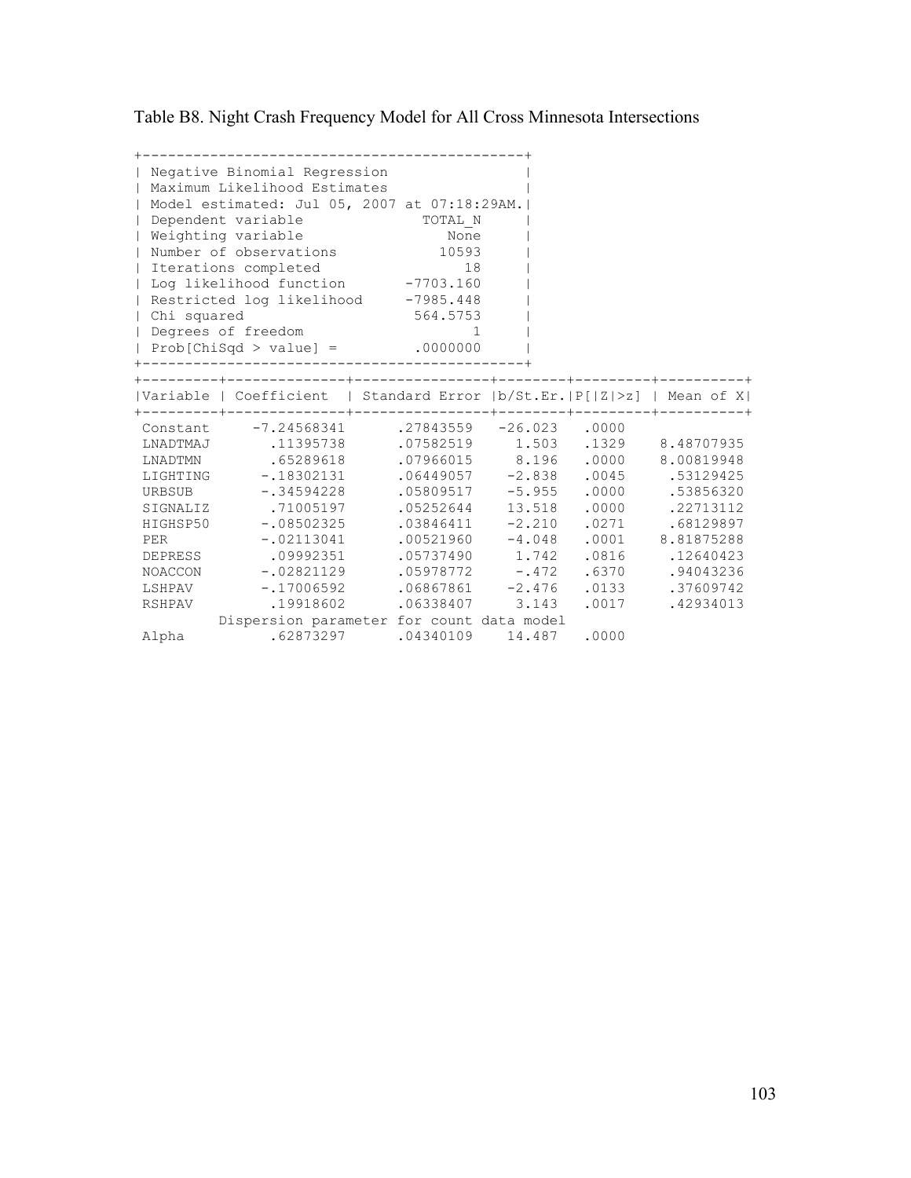Table B8. Night Crash Frequency Model for All Cross Minnesota Intersections

| Negative Binomial Regression | |
|---|---|
| Maximum Likelihood Estimates | |
| Model estimated: Jul 05, 2007 at 07:18:29AM. | |
| Dependent variable | TOTAL_N |
| Weighting variable | None |
| Number of observations | 10593 |
| Iterations completed | 18 |
| Log likelihood function | -7703.160 |
| Restricted log likelihood | -7985.448 |
| Chi squared | 564.5753 |
| Degrees of freedom | 1 |
| Prob[ChiSqd > value] = | .0000000 |

| Variable | Coefficient | Standard Error | b/St.Er. | P[\|Z\|>z] | Mean of X |
|---|---|---|---|---|---|
| Constant | -7.24568341 | .27843559 | -26.023 | .0000 | |
| LNADTMAJ | .11395738 | .07582519 | 1.503 | .1329 | 8.48707935 |
| LNADTMN | .65289618 | .07966015 | 8.196 | .0000 | 8.00819948 |
| LIGHTING | -.18302131 | .06449057 | -2.838 | .0045 | .53129425 |
| URBSUB | -.34594228 | .05809517 | -5.955 | .0000 | .53856320 |
| SIGNALIZ | .71005197 | .05252644 | 13.518 | .0000 | .22713112 |
| HIGHSP50 | -.08502325 | .03846411 | -2.210 | .0271 | .68129897 |
| PER | -.02113041 | .00521960 | -4.048 | .0001 | 8.81875288 |
| DEPRESS | .09992351 | .05737490 | 1.742 | .0816 | .12640423 |
| NOACCON | -.02821129 | .05978772 | -.472 | .6370 | .94043236 |
| LSHPAV | -.17006592 | .06867861 | -2.476 | .0133 | .37609742 |
| RSHPAV | .19918602 | .06338407 | 3.143 | .0017 | .42934013 |
| Dispersion parameter for count data model | | | | | |
| Alpha | .62873297 | .04340109 | 14.487 | .0000 | |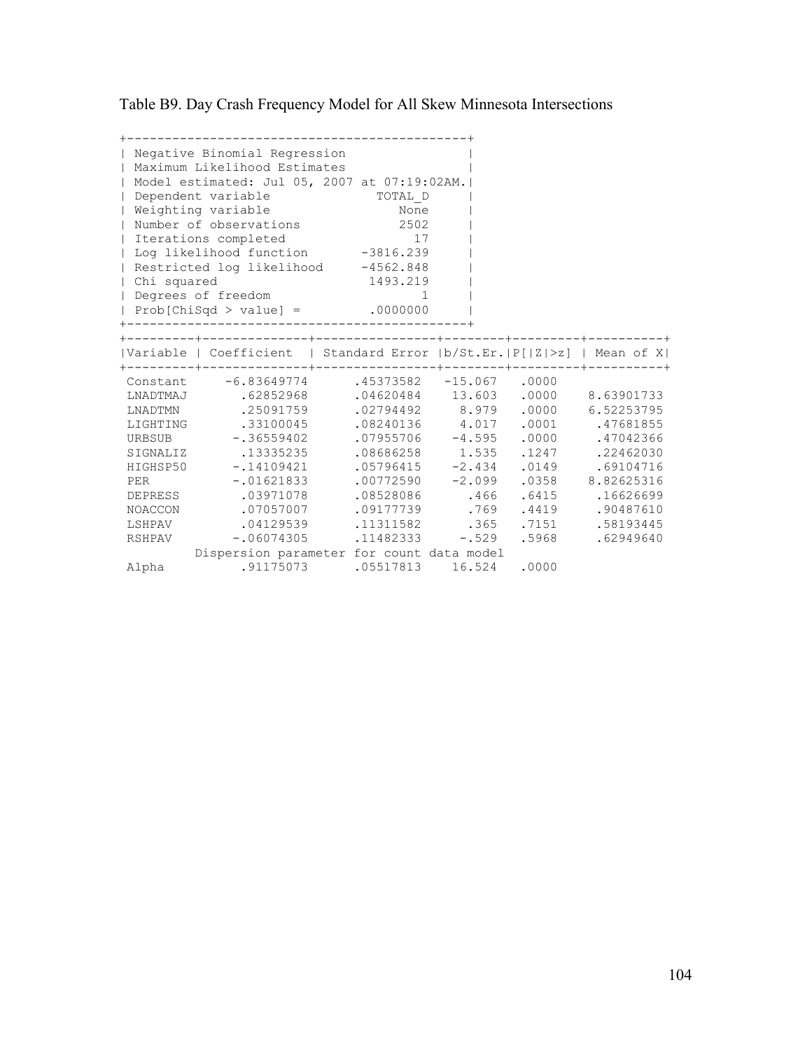Table B9. Day Crash Frequency Model for All Skew Minnesota Intersections

```
+---------------------------------------------+
| Negative Binomial Regression                |
| Maximum Likelihood Estimates                |
| Model estimated: Jul 05, 2007 at 07:19:02AM.|
| Dependent variable             TOTAL_D      |
| Weighting variable                None      |
| Number of observations            2502      |
| Iterations completed                17      |
| Log likelihood function      -3816.239      |
| Restricted log likelihood    -4562.848      |
| Chi squared                   1493.219      |
| Degrees of freedom                   1      |
| Prob[ChiSqd > value] =        .0000000      |
+---------------------------------------------+
```

| Variable | Coefficient | Standard Error | b/St.Er. | P[\|Z\|>z] | Mean of X |
|---|---|---|---|---|---|
| Constant | -6.83649774 | .45373582 | -15.067 | .0000 | |
| LNADTMAJ | .62852968 | .04620484 | 13.603 | .0000 | 8.63901733 |
| LNADTMN | .25091759 | .02794492 | 8.979 | .0000 | 6.52253795 |
| LIGHTING | .33100045 | .08240136 | 4.017 | .0001 | .47681855 |
| URBSUB | -.36559402 | .07955706 | -4.595 | .0000 | .47042366 |
| SIGNALIZ | .13335235 | .08686258 | 1.535 | .1247 | .22462030 |
| HIGHSP50 | -.14109421 | .05796415 | -2.434 | .0149 | .69104716 |
| PER | -.01621833 | .00772590 | -2.099 | .0358 | 8.82625316 |
| DEPRESS | .03971078 | .08528086 | .466 | .6415 | .16626699 |
| NOACCON | .07057007 | .09177739 | .769 | .4419 | .90487610 |
| LSHPAV | .04129539 | .11311582 | .365 | .7151 | .58193445 |
| RSHPAV | -.06074305 | .11482333 | -.529 | .5968 | .62949640 |
| Dispersion parameter for count data model | | | | | |
| Alpha | .91175073 | .05517813 | 16.524 | .0000 | |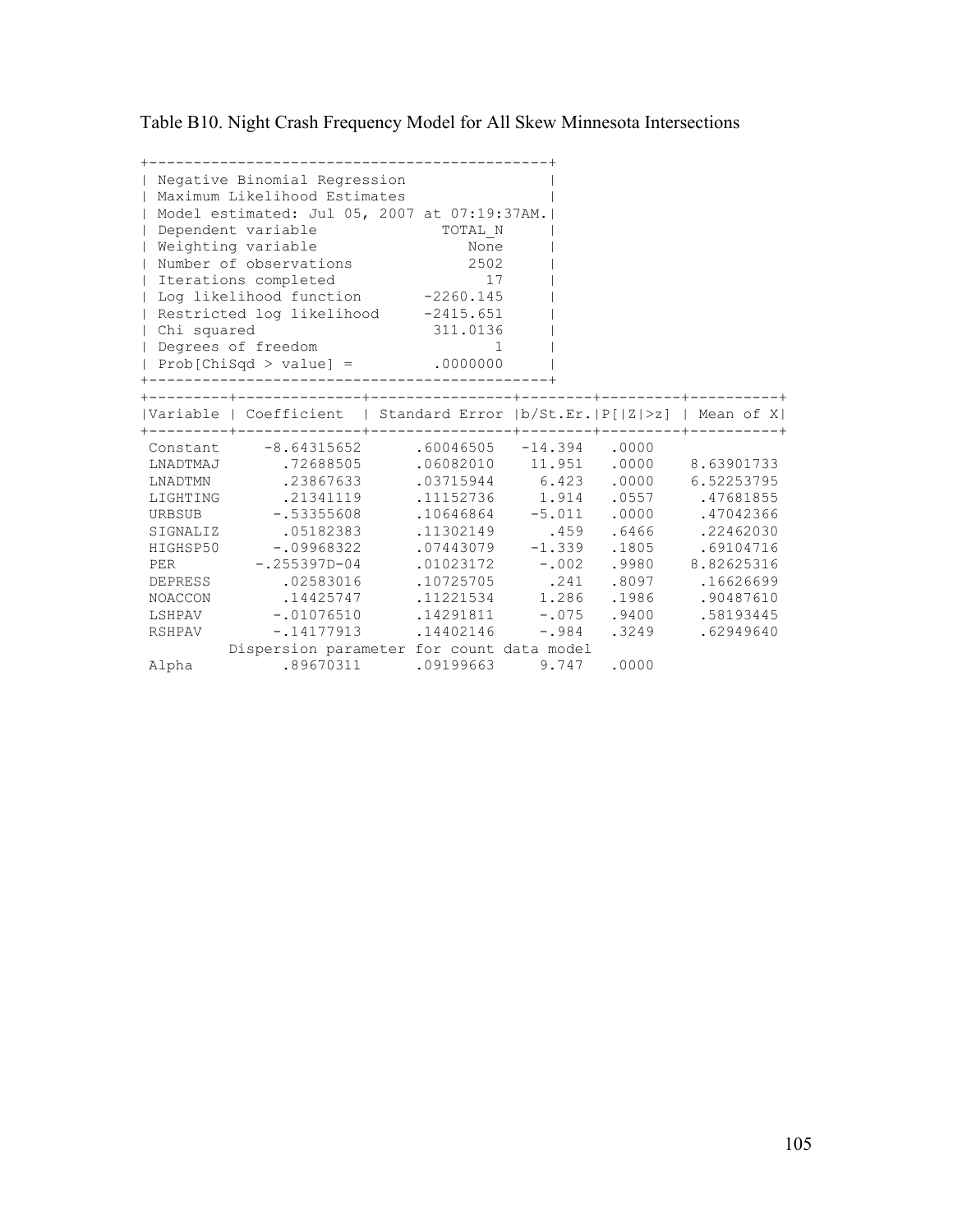Table B10. Night Crash Frequency Model for All Skew Minnesota Intersections

```
+---------------------------------------------+
| Negative Binomial Regression                |
| Maximum Likelihood Estimates                |
| Model estimated: Jul 05, 2007 at 07:19:37AM.|
| Dependent variable              TOTAL_N     |
| Weighting variable                 None     |
| Number of observations             2502     |
| Iterations completed                 17     |
| Log likelihood function       -2260.145     |
| Restricted log likelihood     -2415.651     |
| Chi squared                    311.0136     |
| Degrees of freedom                    1     |
| Prob[ChiSqd > value] =         .0000000     |
+---------------------------------------------+
```

| Variable | Coefficient | Standard Error | b/St.Er. | P[\|Z\|>z] | Mean of X |
|---|---|---|---|---|---|
| Constant | -8.64315652 | .60046505 | -14.394 | .0000 | |
| LNADTMAJ | .72688505 | .06082010 | 11.951 | .0000 | 8.63901733 |
| LNADTMN | .23867633 | .03715944 | 6.423 | .0000 | 6.52253795 |
| LIGHTING | .21341119 | .11152736 | 1.914 | .0557 | .47681855 |
| URBSUB | -.53355608 | .10646864 | -5.011 | .0000 | .47042366 |
| SIGNALIZ | .05182383 | .11302149 | .459 | .6466 | .22462030 |
| HIGHSP50 | -.09968322 | .07443079 | -1.339 | .1805 | .69104716 |
| PER | -.255397D-04 | .01023172 | -.002 | .9980 | 8.82625316 |
| DEPRESS | .02583016 | .10725705 | .241 | .8097 | .16626699 |
| NOACCON | .14425747 | .11221534 | 1.286 | .1986 | .90487610 |
| LSHPAV | -.01076510 | .14291811 | -.075 | .9400 | .58193445 |
| RSHPAV | -.14177913 | .14402146 | -.984 | .3249 | .62949640 |
| Dispersion parameter for count data model | | | | | |
| Alpha | .89670311 | .09199663 | 9.747 | .0000 | |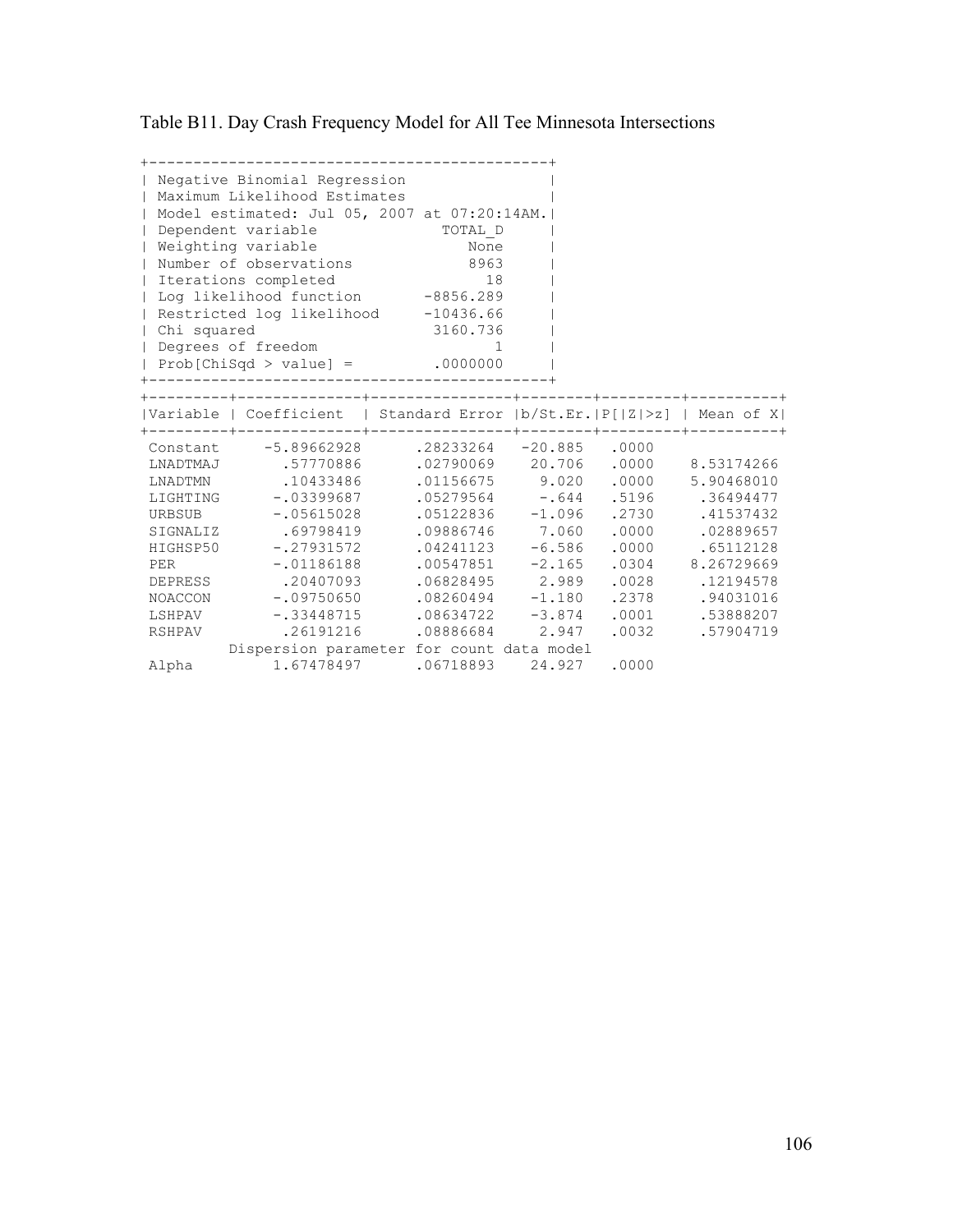Table B11. Day Crash Frequency Model for All Tee Minnesota Intersections

```
+---------------------------------------------+
| Negative Binomial Regression                |
| Maximum Likelihood Estimates                |
| Model estimated: Jul 05, 2007 at 07:20:14AM.|
| Dependent variable             TOTAL_D      |
| Weighting variable                None      |
| Number of observations            8963      |
| Iterations completed                18      |
| Log likelihood function      -8856.289      |
| Restricted log likelihood    -10436.66      |
| Chi squared                   3160.736      |
| Degrees of freedom                   1      |
| Prob[ChiSqd > value] =        .0000000      |
+---------------------------------------------+
```

| Variable | Coefficient | Standard Error | b/St.Er. | P[\|Z\|>z] | Mean of X |
|---|---|---|---|---|---|
| Constant | -5.89662928 | .28233264 | -20.885 | .0000 | |
| LNADTMAJ | .57770886 | .02790069 | 20.706 | .0000 | 8.53174266 |
| LNADTMN | .10433486 | .01156675 | 9.020 | .0000 | 5.90468010 |
| LIGHTING | -.03399687 | .05279564 | -.644 | .5196 | .36494477 |
| URBSUB | -.05615028 | .05122836 | -1.096 | .2730 | .41537432 |
| SIGNALIZ | .69798419 | .09886746 | 7.060 | .0000 | .02889657 |
| HIGHSP50 | -.27931572 | .04241123 | -6.586 | .0000 | .65112128 |
| PER | -.01186188 | .00547851 | -2.165 | .0304 | 8.26729669 |
| DEPRESS | .20407093 | .06828495 | 2.989 | .0028 | .12194578 |
| NOACCON | -.09750650 | .08260494 | -1.180 | .2378 | .94031016 |
| LSHPAV | -.33448715 | .08634722 | -3.874 | .0001 | .53888207 |
| RSHPAV | .26191216 | .08886684 | 2.947 | .0032 | .57904719 |
| | Dispersion parameter for count data model | | | | |
| Alpha | 1.67478497 | .06718893 | 24.927 | .0000 | |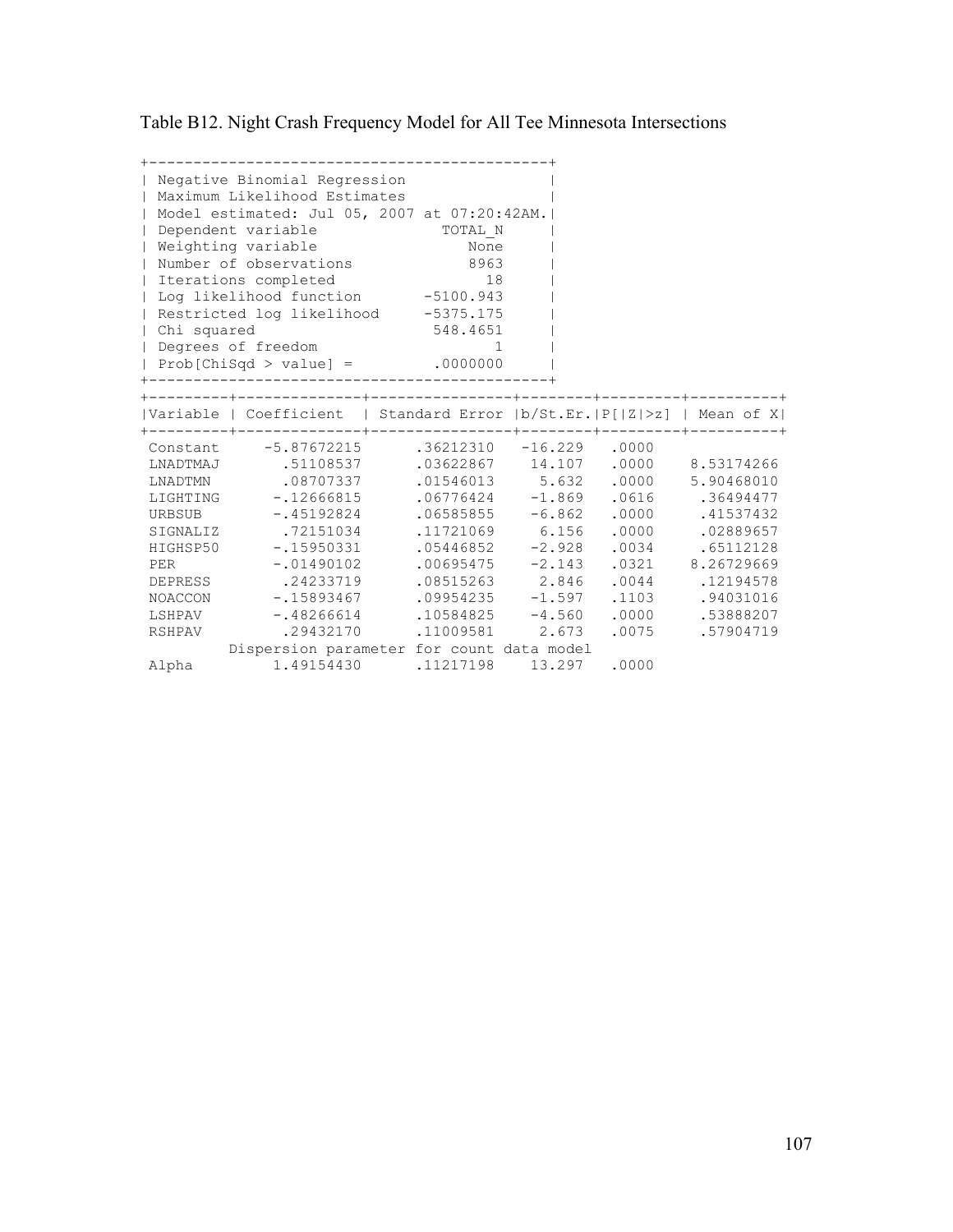Table B12. Night Crash Frequency Model for All Tee Minnesota Intersections

```
+---------------------------------------------+
| Negative Binomial Regression                |
| Maximum Likelihood Estimates                |
| Model estimated: Jul 05, 2007 at 07:20:42AM.|
| Dependent variable              TOTAL_N     |
| Weighting variable                 None     |
| Number of observations             8963     |
| Iterations completed                 18     |
| Log likelihood function       -5100.943     |
| Restricted log likelihood     -5375.175     |
| Chi squared                    548.4651     |
| Degrees of freedom                    1     |
| Prob[ChiSqd > value] =         .0000000     |
+---------------------------------------------+
```

| Variable | Coefficient | Standard Error | b/St.Er. | P[\|Z\|>z] | Mean of X |
|---|---|---|---|---|---|
| Constant | -5.87672215 | .36212310 | -16.229 | .0000 | |
| LNADTMAJ | .51108537 | .03622867 | 14.107 | .0000 | 8.53174266 |
| LNADTMN | .08707337 | .01546013 | 5.632 | .0000 | 5.90468010 |
| LIGHTING | -.12666815 | .06776424 | -1.869 | .0616 | .36494477 |
| URBSUB | -.45192824 | .06585855 | -6.862 | .0000 | .41537432 |
| SIGNALIZ | .72151034 | .11721069 | 6.156 | .0000 | .02889657 |
| HIGHSP50 | -.15950331 | .05446852 | -2.928 | .0034 | .65112128 |
| PER | -.01490102 | .00695475 | -2.143 | .0321 | 8.26729669 |
| DEPRESS | .24233719 | .08515263 | 2.846 | .0044 | .12194578 |
| NOACCON | -.15893467 | .09954235 | -1.597 | .1103 | .94031016 |
| LSHPAV | -.48266614 | .10584825 | -4.560 | .0000 | .53888207 |
| RSHPAV | .29432170 | .11009581 | 2.673 | .0075 | .57904719 |
| | Dispersion parameter for count data model | | | | |
| Alpha | 1.49154430 | .11217198 | 13.297 | .0000 | |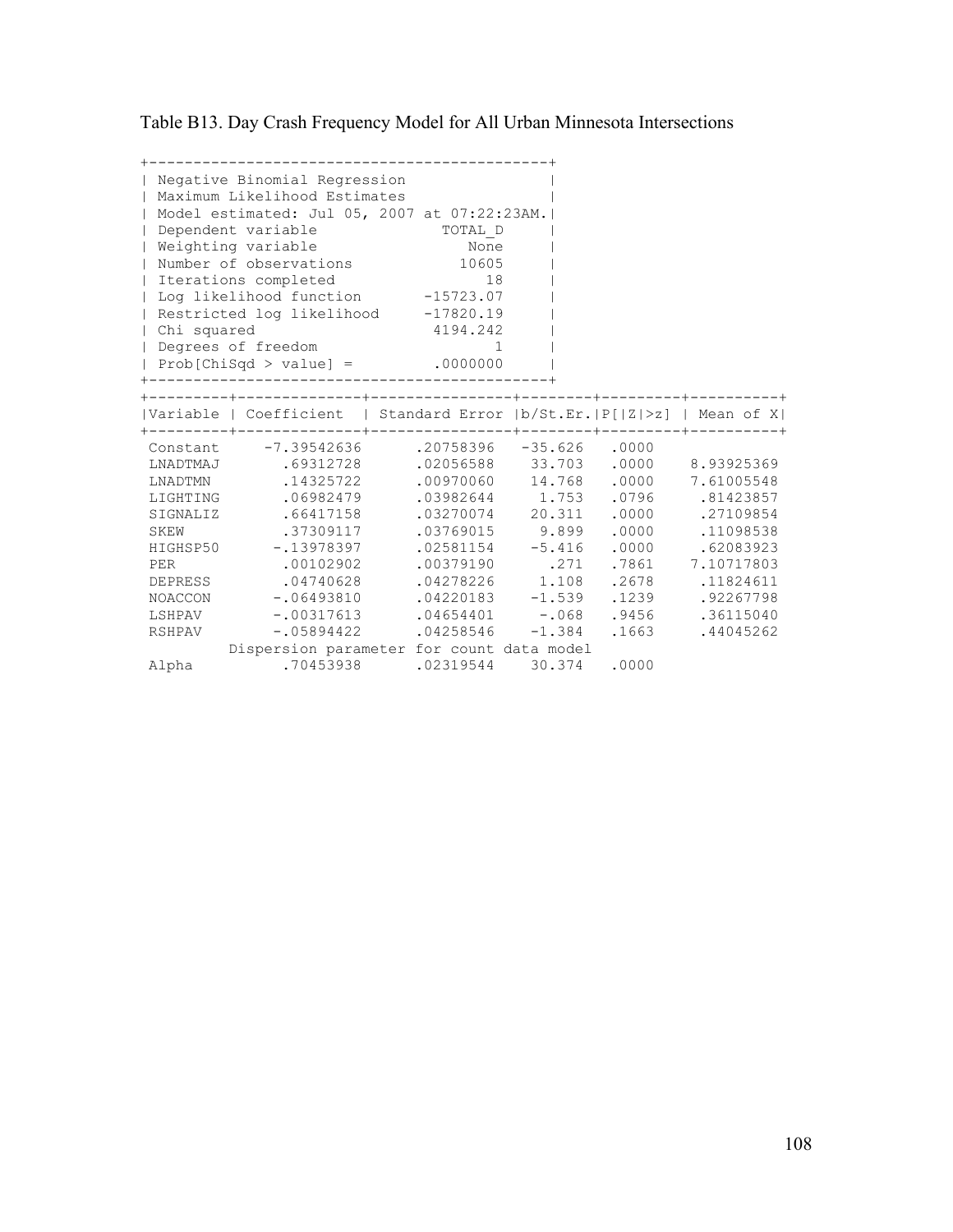Table B13. Day Crash Frequency Model for All Urban Minnesota Intersections

```
+---------------------------------------------+
| Negative Binomial Regression                |
| Maximum Likelihood Estimates                |
| Model estimated: Jul 05, 2007 at 07:22:23AM.|
| Dependent variable             TOTAL_D      |
| Weighting variable                None      |
| Number of observations           10605      |
| Iterations completed                18      |
| Log likelihood function      -15723.07      |
| Restricted log likelihood    -17820.19      |
| Chi squared                   4194.242      |
| Degrees of freedom                   1      |
| Prob[ChiSqd > value] =        .0000000      |
+---------------------------------------------+
```

| Variable | Coefficient | Standard Error | b/St.Er. | P[\|Z\|>z] | Mean of X |
|---|---|---|---|---|---|
| Constant | -7.39542636 | .20758396 | -35.626 | .0000 | |
| LNADTMAJ | .69312728 | .02056588 | 33.703 | .0000 | 8.93925369 |
| LNADTMN | .14325722 | .00970060 | 14.768 | .0000 | 7.61005548 |
| LIGHTING | .06982479 | .03982644 | 1.753 | .0796 | .81423857 |
| SIGNALIZ | .66417158 | .03270074 | 20.311 | .0000 | .27109854 |
| SKEW | .37309117 | .03769015 | 9.899 | .0000 | .11098538 |
| HIGHSP50 | -.13978397 | .02581154 | -5.416 | .0000 | .62083923 |
| PER | .00102902 | .00379190 | .271 | .7861 | 7.10717803 |
| DEPRESS | .04740628 | .04278226 | 1.108 | .2678 | .11824611 |
| NOACCON | -.06493810 | .04220183 | -1.539 | .1239 | .92267798 |
| LSHPAV | -.00317613 | .04654401 | -.068 | .9456 | .36115040 |
| RSHPAV | -.05894422 | .04258546 | -1.384 | .1663 | .44045262 |
| | Dispersion parameter for count data model | | | | |
| Alpha | .70453938 | .02319544 | 30.374 | .0000 | |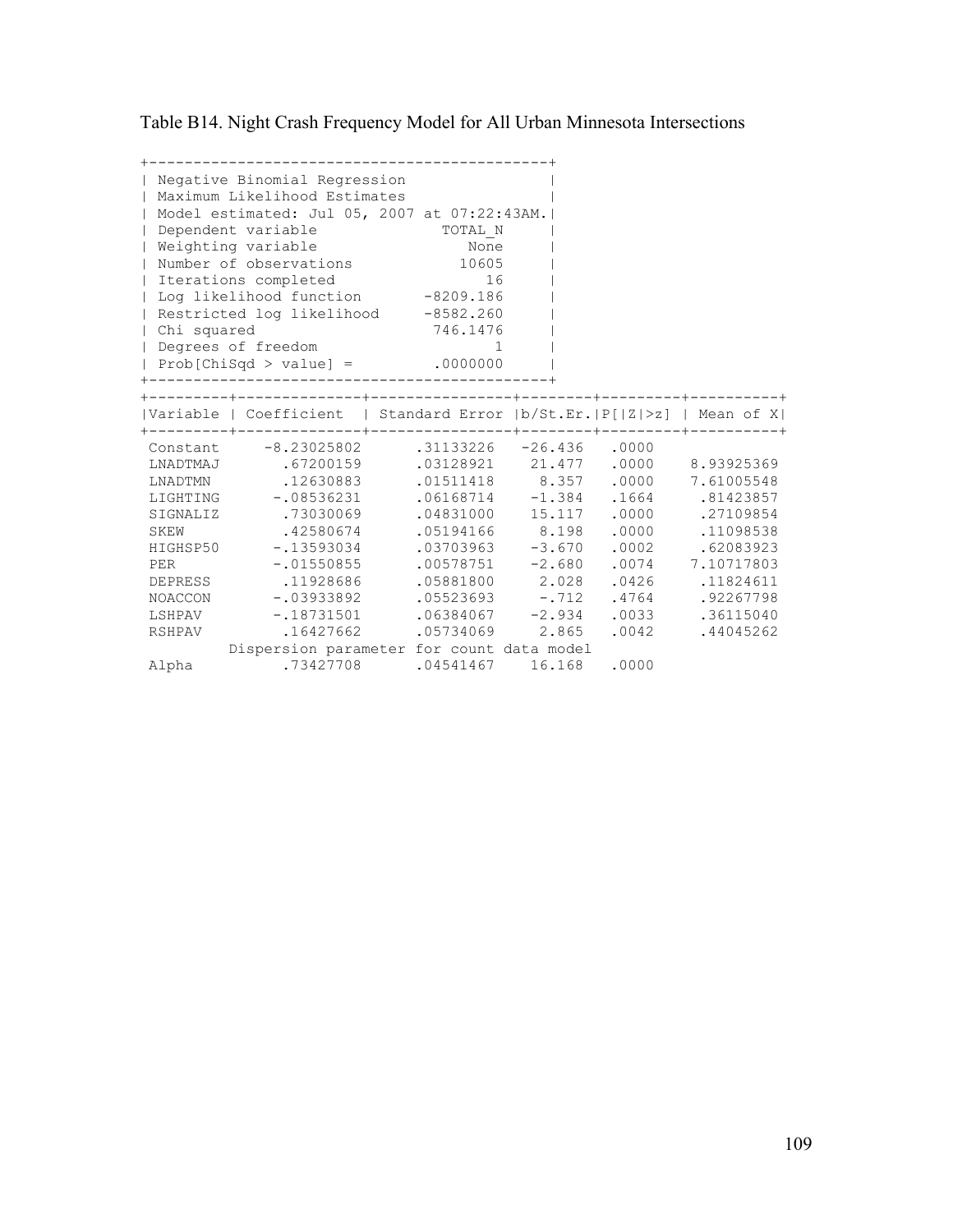Table B14. Night Crash Frequency Model for All Urban Minnesota Intersections

```
+---------------------------------------------+
| Negative Binomial Regression                |
| Maximum Likelihood Estimates                |
| Model estimated: Jul 05, 2007 at 07:22:43AM.|
| Dependent variable              TOTAL_N     |
| Weighting variable                 None     |
| Number of observations            10605     |
| Iterations completed                 16     |
| Log likelihood function       -8209.186     |
| Restricted log likelihood     -8582.260     |
| Chi squared                    746.1476     |
| Degrees of freedom                    1     |
| Prob[ChiSqd > value] =         .0000000     |
+---------------------------------------------+
```

| Variable | Coefficient | Standard Error | b/St.Er. | P[\|Z\|>z] | Mean of X |
|---|---|---|---|---|---|
| Constant | -8.23025802 | .31133226 | -26.436 | .0000 | |
| LNADTMAJ | .67200159 | .03128921 | 21.477 | .0000 | 8.93925369 |
| LNADTMN | .12630883 | .01511418 | 8.357 | .0000 | 7.61005548 |
| LIGHTING | -.08536231 | .06168714 | -1.384 | .1664 | .81423857 |
| SIGNALIZ | .73030069 | .04831000 | 15.117 | .0000 | .27109854 |
| SKEW | .42580674 | .05194166 | 8.198 | .0000 | .11098538 |
| HIGHSP50 | -.13593034 | .03703963 | -3.670 | .0002 | .62083923 |
| PER | -.01550855 | .00578751 | -2.680 | .0074 | 7.10717803 |
| DEPRESS | .11928686 | .05881800 | 2.028 | .0426 | .11824611 |
| NOACCON | -.03933892 | .05523693 | -.712 | .4764 | .92267798 |
| LSHPAV | -.18731501 | .06384067 | -2.934 | .0033 | .36115040 |
| RSHPAV | .16427662 | .05734069 | 2.865 | .0042 | .44045262 |
| | Dispersion parameter for count data model | | | | |
| Alpha | .73427708 | .04541467 | 16.168 | .0000 | |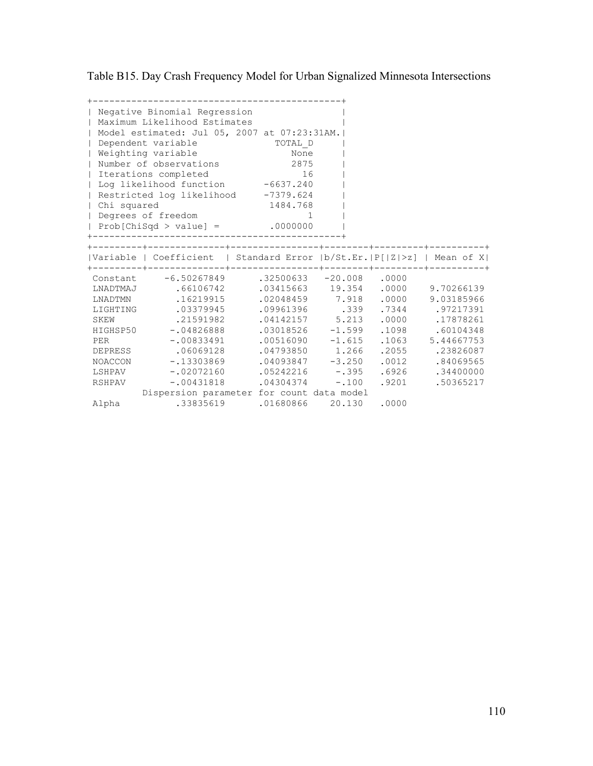Table B15. Day Crash Frequency Model for Urban Signalized Minnesota Intersections

```
+---------------------------------------------+
| Negative Binomial Regression                |
| Maximum Likelihood Estimates                |
| Model estimated: Jul 05, 2007 at 07:23:31AM.|
| Dependent variable              TOTAL_D     |
| Weighting variable                 None     |
| Number of observations             2875     |
| Iterations completed                 16     |
| Log likelihood function       -6637.240     |
| Restricted log likelihood     -7379.624     |
| Chi squared                    1484.768     |
| Degrees of freedom                    1     |
| Prob[ChiSqd > value] =         .0000000     |
+---------------------------------------------+
```

| Variable | Coefficient | Standard Error | b/St.Er. | P[\|Z\|>z] | Mean of X |
|---|---|---|---|---|---|
| Constant | -6.50267849 | .32500633 | -20.008 | .0000 | |
| LNADTMAJ | .66106742 | .03415663 | 19.354 | .0000 | 9.70266139 |
| LNADTMN | .16219915 | .02048459 | 7.918 | .0000 | 9.03185966 |
| LIGHTING | .03379945 | .09961396 | .339 | .7344 | .97217391 |
| SKEW | .21591982 | .04142157 | 5.213 | .0000 | .17878261 |
| HIGHSP50 | -.04826888 | .03018526 | -1.599 | .1098 | .60104348 |
| PER | -.00833491 | .00516090 | -1.615 | .1063 | 5.44667753 |
| DEPRESS | .06069128 | .04793850 | 1.266 | .2055 | .23826087 |
| NOACCON | -.13303869 | .04093847 | -3.250 | .0012 | .84069565 |
| LSHPAV | -.02072160 | .05242216 | -.395 | .6926 | .34400000 |
| RSHPAV | -.00431818 | .04304374 | -.100 | .9201 | .50365217 |
| | Dispersion parameter for count data model | | | | |
| Alpha | .33835619 | .01680866 | 20.130 | .0000 | |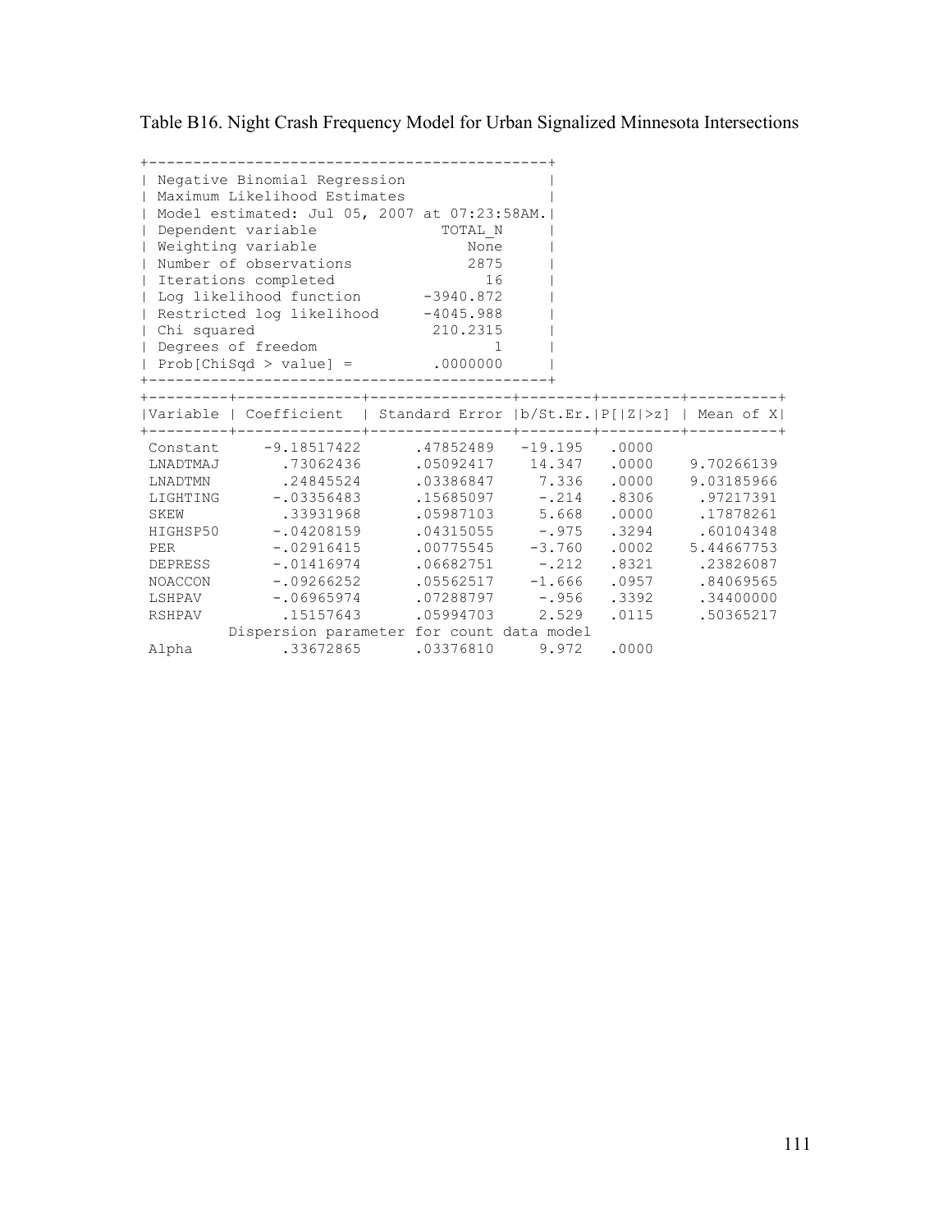Table B16. Night Crash Frequency Model for Urban Signalized Minnesota Intersections

| Negative Binomial Regression | |
|---|---|
| Maximum Likelihood Estimates | |
| Model estimated: Jul 05, 2007 at 07:23:58AM. | |
| Dependent variable | TOTAL_N |
| Weighting variable | None |
| Number of observations | 2875 |
| Iterations completed | 16 |
| Log likelihood function | -3940.872 |
| Restricted log likelihood | -4045.988 |
| Chi squared | 210.2315 |
| Degrees of freedom | 1 |
| Prob[ChiSqd > value] = | .0000000 |

| Variable | Coefficient | Standard Error | b/St.Er. | P[\|Z\|>z] | Mean of X |
|---|---|---|---|---|---|
| Constant | -9.18517422 | .47852489 | -19.195 | .0000 | |
| LNADTMAJ | .73062436 | .05092417 | 14.347 | .0000 | 9.70266139 |
| LNADTMN | .24845524 | .03386847 | 7.336 | .0000 | 9.03185966 |
| LIGHTING | -.03356483 | .15685097 | -.214 | .8306 | .97217391 |
| SKEW | .33931968 | .05987103 | 5.668 | .0000 | .17878261 |
| HIGHSP50 | -.04208159 | .04315055 | -.975 | .3294 | .60104348 |
| PER | -.02916415 | .00775545 | -3.760 | .0002 | 5.44667753 |
| DEPRESS | -.01416974 | .06682751 | -.212 | .8321 | .23826087 |
| NOACCON | -.09266252 | .05562517 | -1.666 | .0957 | .84069565 |
| LSHPAV | -.06965974 | .07288797 | -.956 | .3392 | .34400000 |
| RSHPAV | .15157643 | .05994703 | 2.529 | .0115 | .50365217 |
| Dispersion parameter for count data model | | | | | |
| Alpha | .33672865 | .03376810 | 9.972 | .0000 | |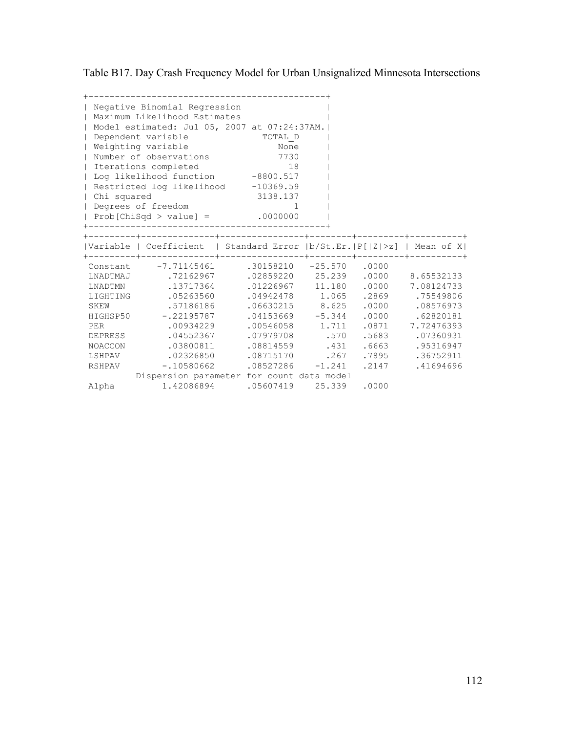Table B17. Day Crash Frequency Model for Urban Unsignalized Minnesota Intersections

| Negative Binomial Regression | |
|---|---|
| Maximum Likelihood Estimates | |
| Model estimated: Jul 05, 2007 at 07:24:37AM. | |
| Dependent variable | TOTAL_D |
| Weighting variable | None |
| Number of observations | 7730 |
| Iterations completed | 18 |
| Log likelihood function | -8800.517 |
| Restricted log likelihood | -10369.59 |
| Chi squared | 3138.137 |
| Degrees of freedom | 1 |
| Prob[ChiSqd > value] = | .0000000 |

| Variable | Coefficient | Standard Error | b/St.Er. | P[\|Z\|>z] | Mean of X |
|---|---|---|---|---|---|
| Constant | -7.71145461 | .30158210 | -25.570 | .0000 | |
| LNADTMAJ | .72162967 | .02859220 | 25.239 | .0000 | 8.65532133 |
| LNADTMN | .13717364 | .01226967 | 11.180 | .0000 | 7.08124733 |
| LIGHTING | .05263560 | .04942478 | 1.065 | .2869 | .75549806 |
| SKEW | .57186186 | .06630215 | 8.625 | .0000 | .08576973 |
| HIGHSP50 | -.22195787 | .04153669 | -5.344 | .0000 | .62820181 |
| PER | .00934229 | .00546058 | 1.711 | .0871 | 7.72476393 |
| DEPRESS | .04552367 | .07979708 | .570 | .5683 | .07360931 |
| NOACCON | .03800811 | .08814559 | .431 | .6663 | .95316947 |
| LSHPAV | .02326850 | .08715170 | .267 | .7895 | .36752911 |
| RSHPAV | -.10580662 | .08527286 | -1.241 | .2147 | .41694696 |
| Dispersion parameter for count data model | | | | | |
| Alpha | 1.42086894 | .05607419 | 25.339 | .0000 | |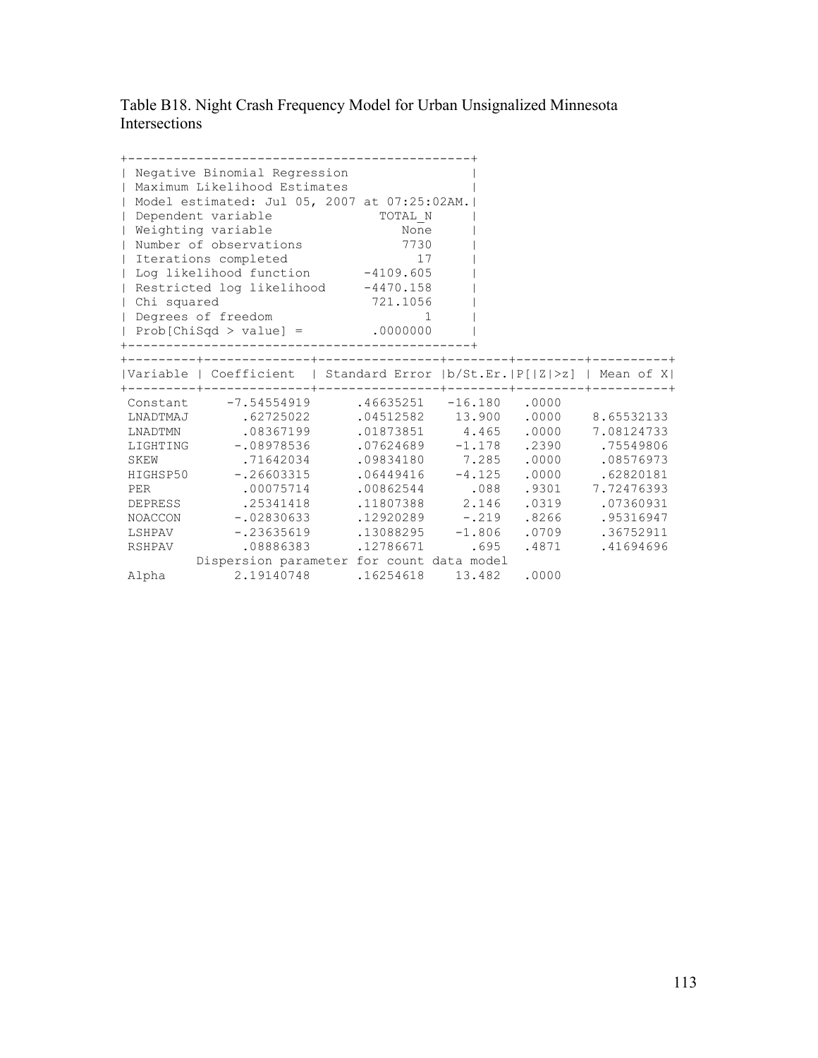Table B18. Night Crash Frequency Model for Urban Unsignalized Minnesota Intersections

| Negative Binomial Regression | |
|---|---|
| Maximum Likelihood Estimates | |
| Model estimated: Jul 05, 2007 at 07:25:02AM. | |
| Dependent variable | TOTAL_N |
| Weighting variable | None |
| Number of observations | 7730 |
| Iterations completed | 17 |
| Log likelihood function | -4109.605 |
| Restricted log likelihood | -4470.158 |
| Chi squared | 721.1056 |
| Degrees of freedom | 1 |
| Prob[ChiSqd > value] = | .0000000 |

| Variable | Coefficient | Standard Error | b/St.Er. | P[\|Z\|>z] | Mean of X |
|---|---|---|---|---|---|
| Constant | -7.54554919 | .46635251 | -16.180 | .0000 | |
| LNADTMAJ | .62725022 | .04512582 | 13.900 | .0000 | 8.65532133 |
| LNADTMN | .08367199 | .01873851 | 4.465 | .0000 | 7.08124733 |
| LIGHTING | -.08978536 | .07624689 | -1.178 | .2390 | .75549806 |
| SKEW | .71642034 | .09834180 | 7.285 | .0000 | .08576973 |
| HIGHSP50 | -.26603315 | .06449416 | -4.125 | .0000 | .62820181 |
| PER | .00075714 | .00862544 | .088 | .9301 | 7.72476393 |
| DEPRESS | .25341418 | .11807388 | 2.146 | .0319 | .07360931 |
| NOACCON | -.02830633 | .12920289 | -.219 | .8266 | .95316947 |
| LSHPAV | -.23635619 | .13088295 | -1.806 | .0709 | .36752911 |
| RSHPAV | .08886383 | .12786671 | .695 | .4871 | .41694696 |
| Dispersion parameter for count data model | | | | | |
| Alpha | 2.19140748 | .16254618 | 13.482 | .0000 | |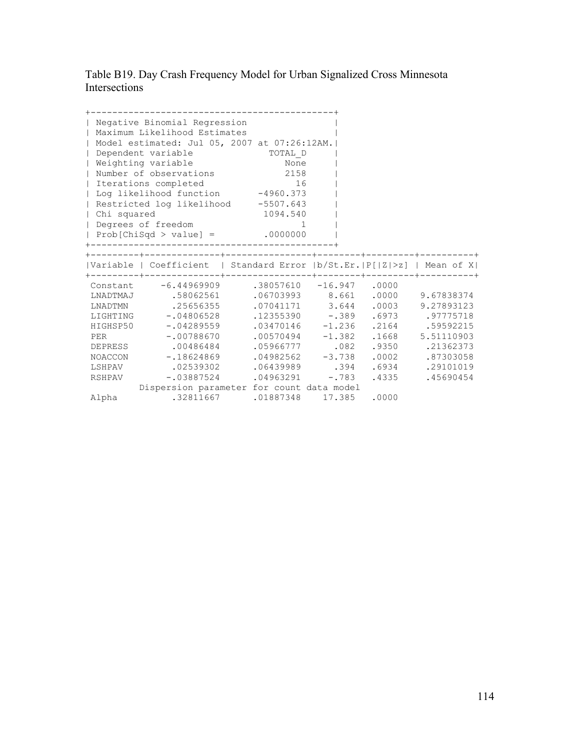Table B19. Day Crash Frequency Model for Urban Signalized Cross Minnesota Intersections

| Negative Binomial Regression | |
|---|---|
| Maximum Likelihood Estimates | |
| Model estimated: Jul 05, 2007 at 07:26:12AM. | |
| Dependent variable | TOTAL_D |
| Weighting variable | None |
| Number of observations | 2158 |
| Iterations completed | 16 |
| Log likelihood function | -4960.373 |
| Restricted log likelihood | -5507.643 |
| Chi squared | 1094.540 |
| Degrees of freedom | 1 |
| Prob[ChiSqd > value] = | .0000000 |

| Variable | Coefficient | Standard Error | b/St.Er. | P[\|Z\|>z] | Mean of X |
|---|---|---|---|---|---|
| Constant | -6.44969909 | .38057610 | -16.947 | .0000 | |
| LNADTMAJ | .58062561 | .06703993 | 8.661 | .0000 | 9.67838374 |
| LNADTMN | .25656355 | .07041171 | 3.644 | .0003 | 9.27893123 |
| LIGHTING | -.04806528 | .12355390 | -.389 | .6973 | .97775718 |
| HIGHSP50 | -.04289559 | .03470146 | -1.236 | .2164 | .59592215 |
| PER | -.00788670 | .00570494 | -1.382 | .1668 | 5.51110903 |
| DEPRESS | .00486484 | .05966777 | .082 | .9350 | .21362373 |
| NOACCON | -.18624869 | .04982562 | -3.738 | .0002 | .87303058 |
| LSHPAV | .02539302 | .06439989 | .394 | .6934 | .29101019 |
| RSHPAV | -.03887524 | .04963291 | -.783 | .4335 | .45690454 |
| | Dispersion parameter for count data model | | | | |
| Alpha | .32811667 | .01887348 | 17.385 | .0000 | |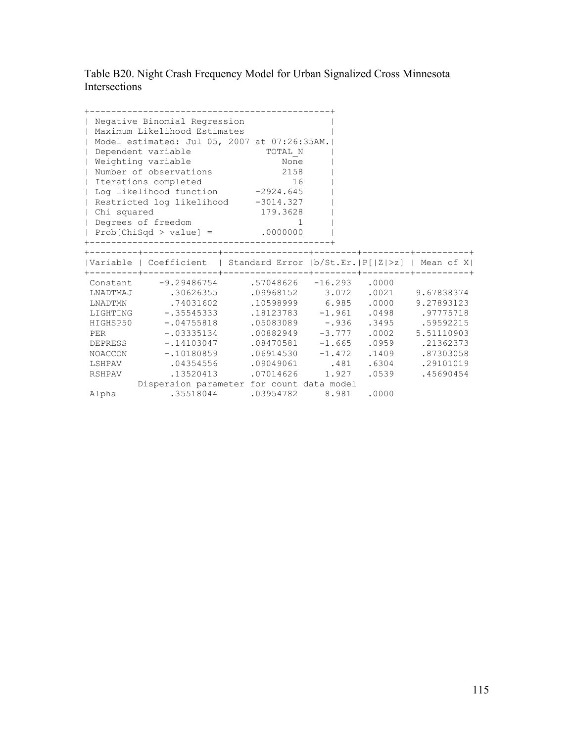Table B20. Night Crash Frequency Model for Urban Signalized Cross Minnesota Intersections

| Negative Binomial Regression | |
|---|---|
| Maximum Likelihood Estimates | |
| Model estimated: Jul 05, 2007 at 07:26:35AM. | |
| Dependent variable | TOTAL_N |
| Weighting variable | None |
| Number of observations | 2158 |
| Iterations completed | 16 |
| Log likelihood function | -2924.645 |
| Restricted log likelihood | -3014.327 |
| Chi squared | 179.3628 |
| Degrees of freedom | 1 |
| Prob[ChiSqd > value] = | .0000000 |

| Variable | Coefficient | Standard Error | b/St.Er. | P[\|Z\|>z] | Mean of X |
|---|---|---|---|---|---|
| Constant | -9.29486754 | .57048626 | -16.293 | .0000 | |
| LNADTMAJ | .30626355 | .09968152 | 3.072 | .0021 | 9.67838374 |
| LNADTMN | .74031602 | .10598999 | 6.985 | .0000 | 9.27893123 |
| LIGHTING | -.35545333 | .18123783 | -1.961 | .0498 | .97775718 |
| HIGHSP50 | -.04755818 | .05083089 | -.936 | .3495 | .59592215 |
| PER | -.03335134 | .00882949 | -3.777 | .0002 | 5.51110903 |
| DEPRESS | -.14103047 | .08470581 | -1.665 | .0959 | .21362373 |
| NOACCON | -.10180859 | .06914530 | -1.472 | .1409 | .87303058 |
| LSHPAV | .04354556 | .09049061 | .481 | .6304 | .29101019 |
| RSHPAV | .13520413 | .07014626 | 1.927 | .0539 | .45690454 |
| Dispersion parameter for count data model | | | | | |
| Alpha | .35518044 | .03954782 | 8.981 | .0000 | |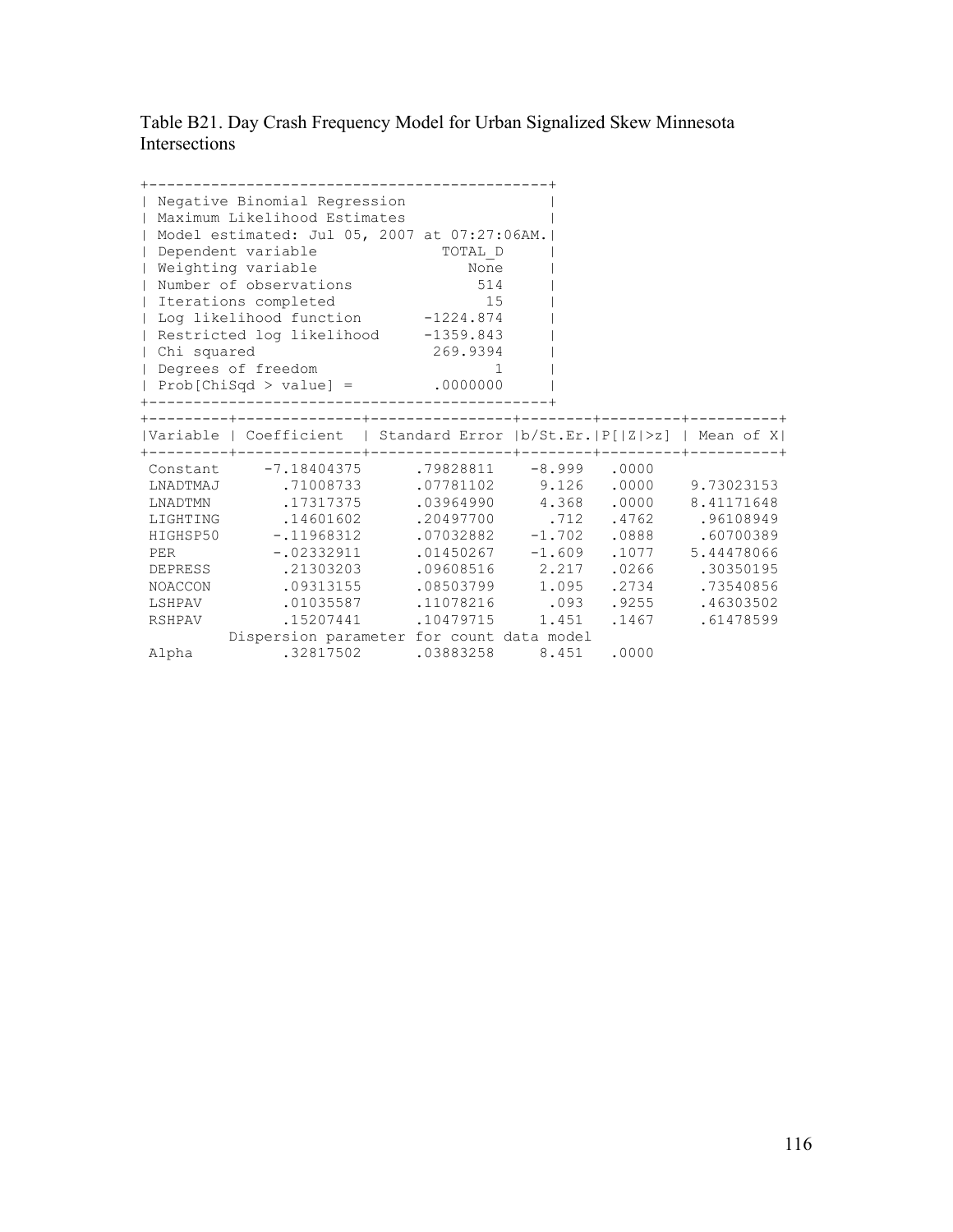Table B21. Day Crash Frequency Model for Urban Signalized Skew Minnesota Intersections

| Negative Binomial Regression | |
|---|---|
| Maximum Likelihood Estimates | |
| Model estimated: Jul 05, 2007 at 07:27:06AM. | |
| Dependent variable | TOTAL_D |
| Weighting variable | None |
| Number of observations | 514 |
| Iterations completed | 15 |
| Log likelihood function | -1224.874 |
| Restricted log likelihood | -1359.843 |
| Chi squared | 269.9394 |
| Degrees of freedom | 1 |
| Prob[ChiSqd > value] = | .0000000 |

| Variable | Coefficient | Standard Error | b/St.Er. | P[\|Z\|>z] | Mean of X |
|---|---|---|---|---|---|
| Constant | -7.18404375 | .79828811 | -8.999 | .0000 | |
| LNADTMAJ | .71008733 | .07781102 | 9.126 | .0000 | 9.73023153 |
| LNADTMN | .17317375 | .03964990 | 4.368 | .0000 | 8.41171648 |
| LIGHTING | .14601602 | .20497700 | .712 | .4762 | .96108949 |
| HIGHSP50 | -.11968312 | .07032882 | -1.702 | .0888 | .60700389 |
| PER | -.02332911 | .01450267 | -1.609 | .1077 | 5.44478066 |
| DEPRESS | .21303203 | .09608516 | 2.217 | .0266 | .30350195 |
| NOACCON | .09313155 | .08503799 | 1.095 | .2734 | .73540856 |
| LSHPAV | .01035587 | .11078216 | .093 | .9255 | .46303502 |
| RSHPAV | .15207441 | .10479715 | 1.451 | .1467 | .61478599 |
| Dispersion parameter for count data model | | | | | |
| Alpha | .32817502 | .03883258 | 8.451 | .0000 | |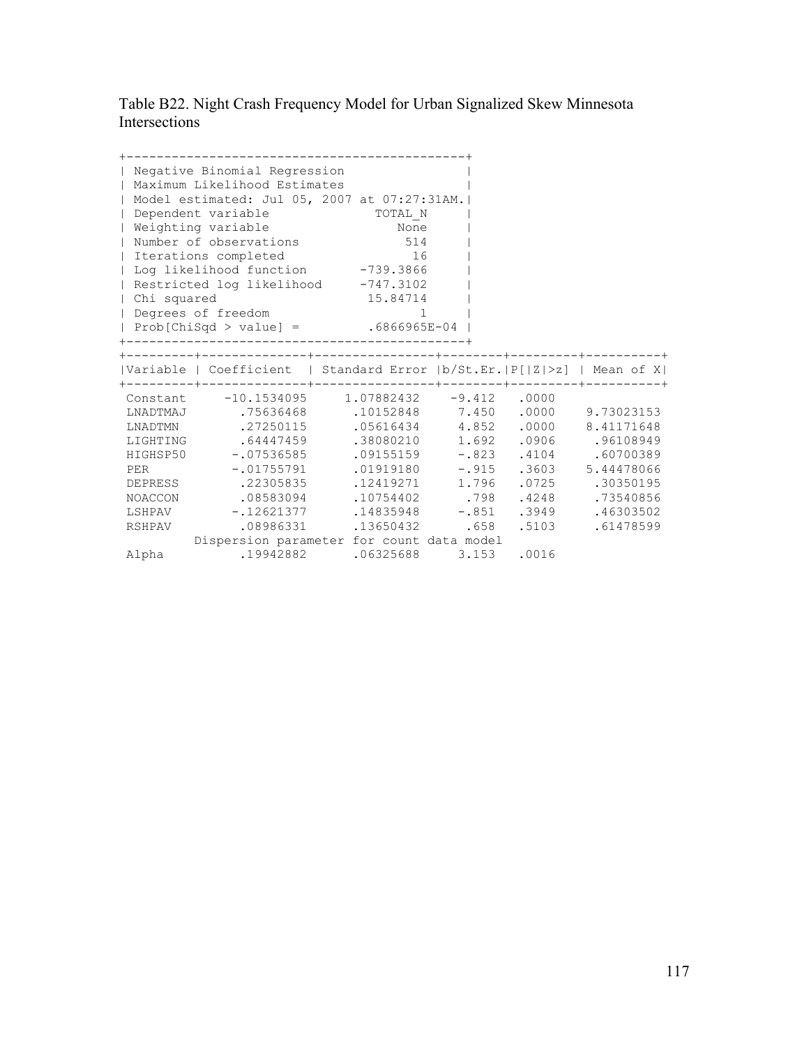Table B22. Night Crash Frequency Model for Urban Signalized Skew Minnesota Intersections

| Negative Binomial Regression | |
|---|---|
| Maximum Likelihood Estimates | |
| Model estimated: Jul 05, 2007 at 07:27:31AM. | |
| Dependent variable | TOTAL_N |
| Weighting variable | None |
| Number of observations | 514 |
| Iterations completed | 16 |
| Log likelihood function | -739.3866 |
| Restricted log likelihood | -747.3102 |
| Chi squared | 15.84714 |
| Degrees of freedom | 1 |
| Prob[ChiSqd > value] = | .6866965E-04 |

| Variable | Coefficient | Standard Error | b/St.Er. | P[\|Z\|>z] | Mean of X |
|---|---|---|---|---|---|
| Constant | -10.1534095 | 1.07882432 | -9.412 | .0000 | |
| LNADTMAJ | .75636468 | .10152848 | 7.450 | .0000 | 9.73023153 |
| LNADTMN | .27250115 | .05616434 | 4.852 | .0000 | 8.41171648 |
| LIGHTING | .64447459 | .38080210 | 1.692 | .0906 | .96108949 |
| HIGHSP50 | -.07536585 | .09155159 | -.823 | .4104 | .60700389 |
| PER | -.01755791 | .01919180 | -.915 | .3603 | 5.44478066 |
| DEPRESS | .22305835 | .12419271 | 1.796 | .0725 | .30350195 |
| NOACCON | .08583094 | .10754402 | .798 | .4248 | .73540856 |
| LSHPAV | -.12621377 | .14835948 | -.851 | .3949 | .46303502 |
| RSHPAV | .08986331 | .13650432 | .658 | .5103 | .61478599 |
| | Dispersion parameter for count data model | | | | |
| Alpha | .19942882 | .06325688 | 3.153 | .0016 | |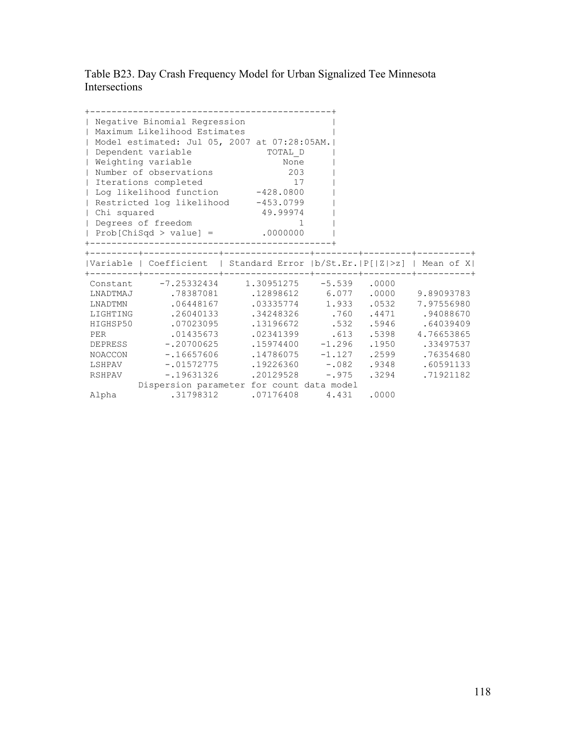Table B23. Day Crash Frequency Model for Urban Signalized Tee Minnesota Intersections

```
+---------------------------------------------+
| Negative Binomial Regression                |
| Maximum Likelihood Estimates                |
| Model estimated: Jul 05, 2007 at 07:28:05AM.|
| Dependent variable             TOTAL_D      |
| Weighting variable                None      |
| Number of observations             203      |
| Iterations completed                17      |
| Log likelihood function      -428.0800      |
| Restricted log likelihood    -453.0799      |
| Chi squared                   49.99974      |
| Degrees of freedom                   1      |
| Prob[ChiSqd > value] =        .0000000      |
+---------------------------------------------+
```

| Variable | Coefficient | Standard Error | b/St.Er. | P[\|Z\|>z] | Mean of X |
|---|---|---|---|---|---|
| Constant | -7.25332434 | 1.30951275 | -5.539 | .0000 | |
| LNADTMAJ | .78387081 | .12898612 | 6.077 | .0000 | 9.89093783 |
| LNADTMN | .06448167 | .03335774 | 1.933 | .0532 | 7.97556980 |
| LIGHTING | .26040133 | .34248326 | .760 | .4471 | .94088670 |
| HIGHSP50 | .07023095 | .13196672 | .532 | .5946 | .64039409 |
| PER | .01435673 | .02341399 | .613 | .5398 | 4.76653865 |
| DEPRESS | -.20700625 | .15974400 | -1.296 | .1950 | .33497537 |
| NOACCON | -.16657606 | .14786075 | -1.127 | .2599 | .76354680 |
| LSHPAV | -.01572775 | .19226360 | -.082 | .9348 | .60591133 |
| RSHPAV | -.19631326 | .20129528 | -.975 | .3294 | .71921182 |
| | Dispersion parameter for count data model | | | | |
| Alpha | .31798312 | .07176408 | 4.431 | .0000 | |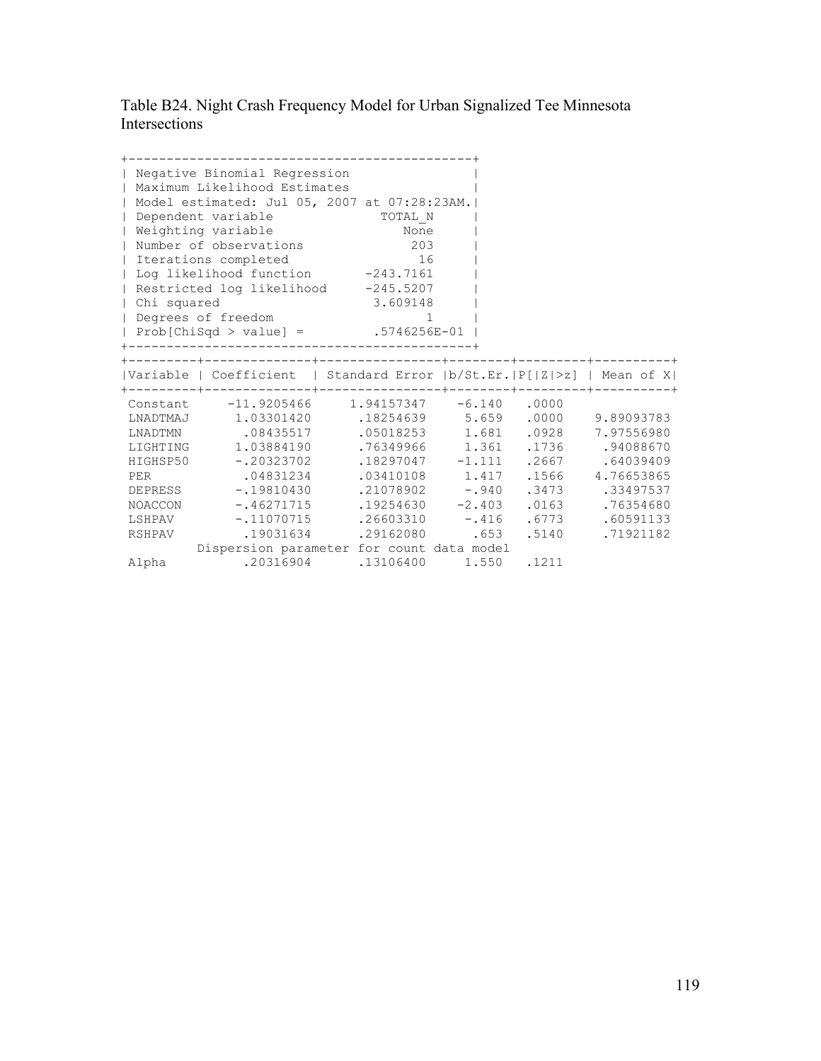Table B24. Night Crash Frequency Model for Urban Signalized Tee Minnesota Intersections

```
+---------------------------------------------+
| Negative Binomial Regression                |
| Maximum Likelihood Estimates                |
| Model estimated: Jul 05, 2007 at 07:28:23AM.|
| Dependent variable             TOTAL_N      |
| Weighting variable                None      |
| Number of observations             203      |
| Iterations completed                16      |
| Log likelihood function       -243.7161     |
| Restricted log likelihood     -245.5207     |
| Chi squared                    3.609148     |
| Degrees of freedom                   1      |
| Prob[ChiSqd > value] =        .5746256E-01  |
+---------------------------------------------+
```

| Variable | Coefficient | Standard Error | b/St.Er. | P[\|Z\|>z] | Mean of X |
|---|---|---|---|---|---|
| Constant | -11.9205466 | 1.94157347 | -6.140 | .0000 | |
| LNADTMAJ | 1.03301420 | .18254639 | 5.659 | .0000 | 9.89093783 |
| LNADTMN | .08435517 | .05018253 | 1.681 | .0928 | 7.97556980 |
| LIGHTING | 1.03884190 | .76349966 | 1.361 | .1736 | .94088670 |
| HIGHSP50 | -.20323702 | .18297047 | -1.111 | .2667 | .64039409 |
| PER | .04831234 | .03410108 | 1.417 | .1566 | 4.76653865 |
| DEPRESS | -.19810430 | .21078902 | -.940 | .3473 | .33497537 |
| NOACCON | -.46271715 | .19254630 | -2.403 | .0163 | .76354680 |
| LSHPAV | -.11070715 | .26603310 | -.416 | .6773 | .60591133 |
| RSHPAV | .19031634 | .29162080 | .653 | .5140 | .71921182 |
| | Dispersion parameter for count data model | | | | |
| Alpha | .20316904 | .13106400 | 1.550 | .1211 | |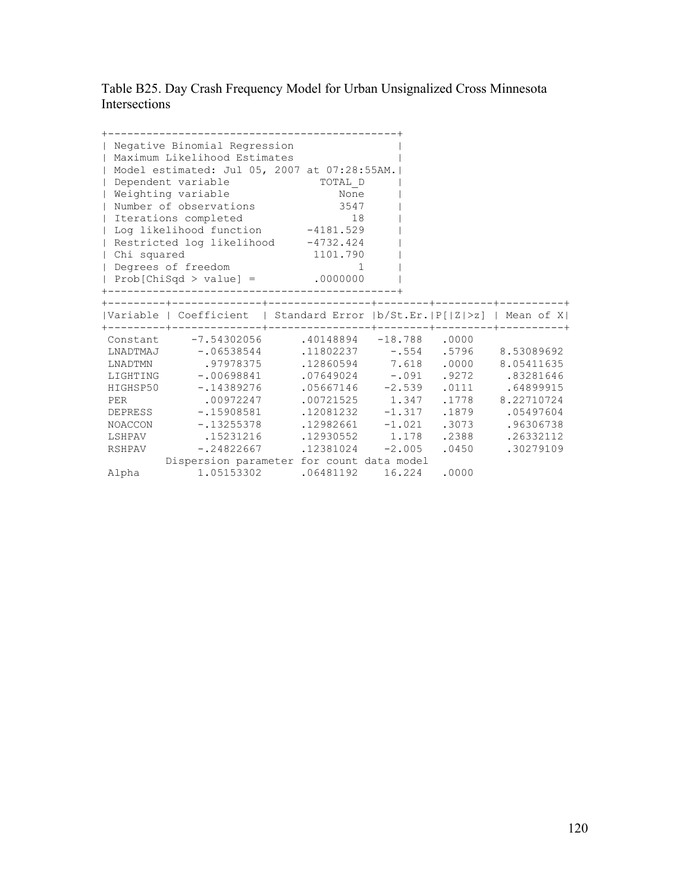Table B25. Day Crash Frequency Model for Urban Unsignalized Cross Minnesota Intersections

| Negative Binomial Regression | |
|---|---|
| Maximum Likelihood Estimates | |
| Model estimated: Jul 05, 2007 at 07:28:55AM. | |
| Dependent variable | TOTAL_D |
| Weighting variable | None |
| Number of observations | 3547 |
| Iterations completed | 18 |
| Log likelihood function | -4181.529 |
| Restricted log likelihood | -4732.424 |
| Chi squared | 1101.790 |
| Degrees of freedom | 1 |
| Prob[ChiSqd > value] = | .0000000 |

| Variable | Coefficient | Standard Error | b/St.Er. | P[\|Z\|>z] | Mean of X |
|---|---|---|---|---|---|
| Constant | -7.54302056 | .40148894 | -18.788 | .0000 | |
| LNADTMAJ | -.06538544 | .11802237 | -.554 | .5796 | 8.53089692 |
| LNADTMN | .97978375 | .12860594 | 7.618 | .0000 | 8.05411635 |
| LIGHTING | -.00698841 | .07649024 | -.091 | .9272 | .83281646 |
| HIGHSP50 | -.14389276 | .05667146 | -2.539 | .0111 | .64899915 |
| PER | .00972247 | .00721525 | 1.347 | .1778 | 8.22710724 |
| DEPRESS | -.15908581 | .12081232 | -1.317 | .1879 | .05497604 |
| NOACCON | -.13255378 | .12982661 | -1.021 | .3073 | .96306738 |
| LSHPAV | .15231216 | .12930552 | 1.178 | .2388 | .26332112 |
| RSHPAV | -.24822667 | .12381024 | -2.005 | .0450 | .30279109 |
| | Dispersion parameter for count data model | | | | |
| Alpha | 1.05153302 | .06481192 | 16.224 | .0000 | |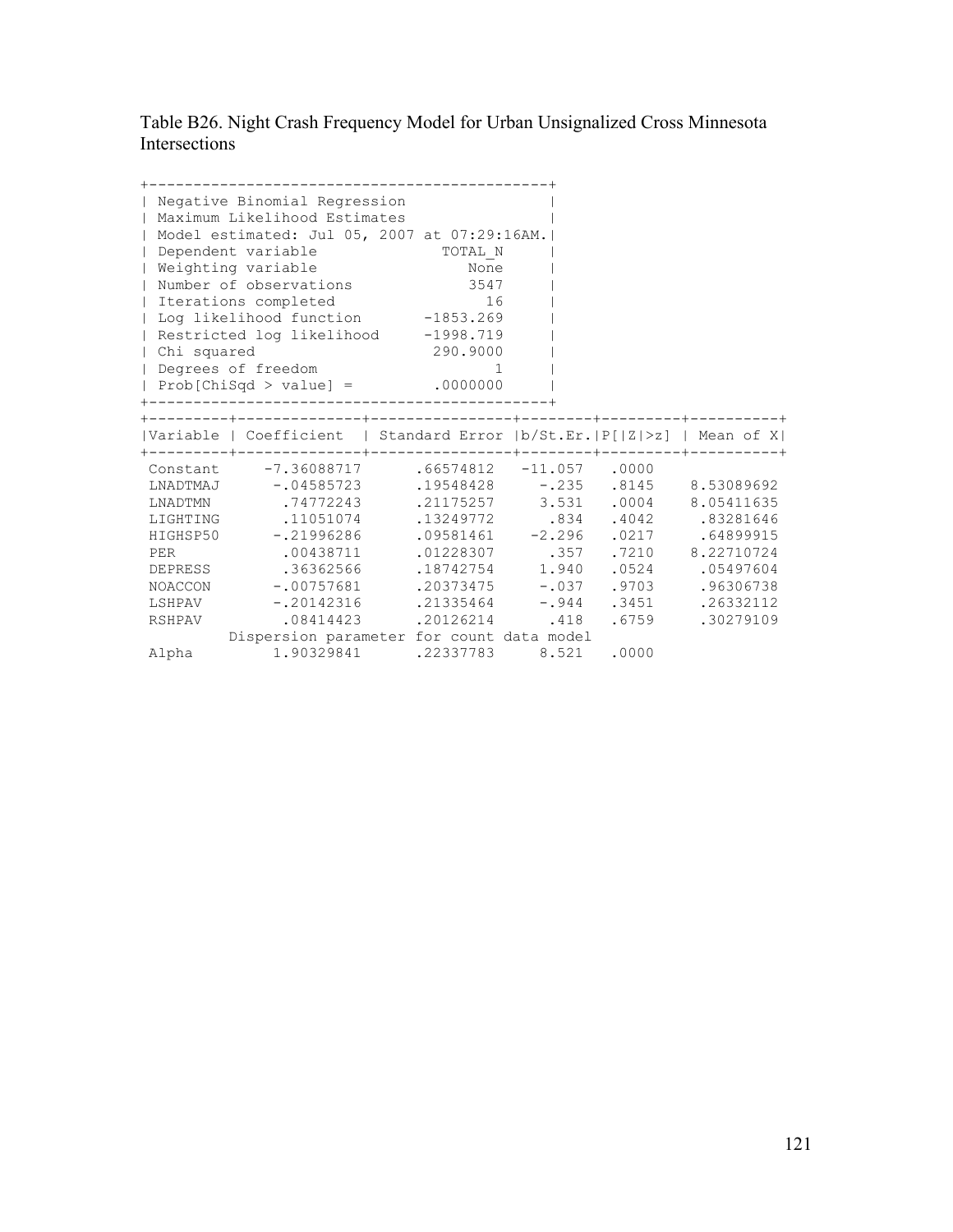Table B26. Night Crash Frequency Model for Urban Unsignalized Cross Minnesota Intersections

| Negative Binomial Regression | |
|---|---|
| Maximum Likelihood Estimates | |
| Model estimated: Jul 05, 2007 at 07:29:16AM. | |
| Dependent variable | TOTAL_N |
| Weighting variable | None |
| Number of observations | 3547 |
| Iterations completed | 16 |
| Log likelihood function | -1853.269 |
| Restricted log likelihood | -1998.719 |
| Chi squared | 290.9000 |
| Degrees of freedom | 1 |
| Prob[ChiSqd > value] = | .0000000 |

| Variable | Coefficient | Standard Error | b/St.Er. | P[\|Z\|>z] | Mean of X |
|---|---|---|---|---|---|
| Constant | -7.36088717 | .66574812 | -11.057 | .0000 | |
| LNADTMAJ | -.04585723 | .19548428 | -.235 | .8145 | 8.53089692 |
| LNADTMN | .74772243 | .21175257 | 3.531 | .0004 | 8.05411635 |
| LIGHTING | .11051074 | .13249772 | .834 | .4042 | .83281646 |
| HIGHSP50 | -.21996286 | .09581461 | -2.296 | .0217 | .64899915 |
| PER | .00438711 | .01228307 | .357 | .7210 | 8.22710724 |
| DEPRESS | .36362566 | .18742754 | 1.940 | .0524 | .05497604 |
| NOACCON | -.00757681 | .20373475 | -.037 | .9703 | .96306738 |
| LSHPAV | -.20142316 | .21335464 | -.944 | .3451 | .26332112 |
| RSHPAV | .08414423 | .20126214 | .418 | .6759 | .30279109 |
| | Dispersion parameter for count data model | | | | |
| Alpha | 1.90329841 | .22337783 | 8.521 | .0000 | |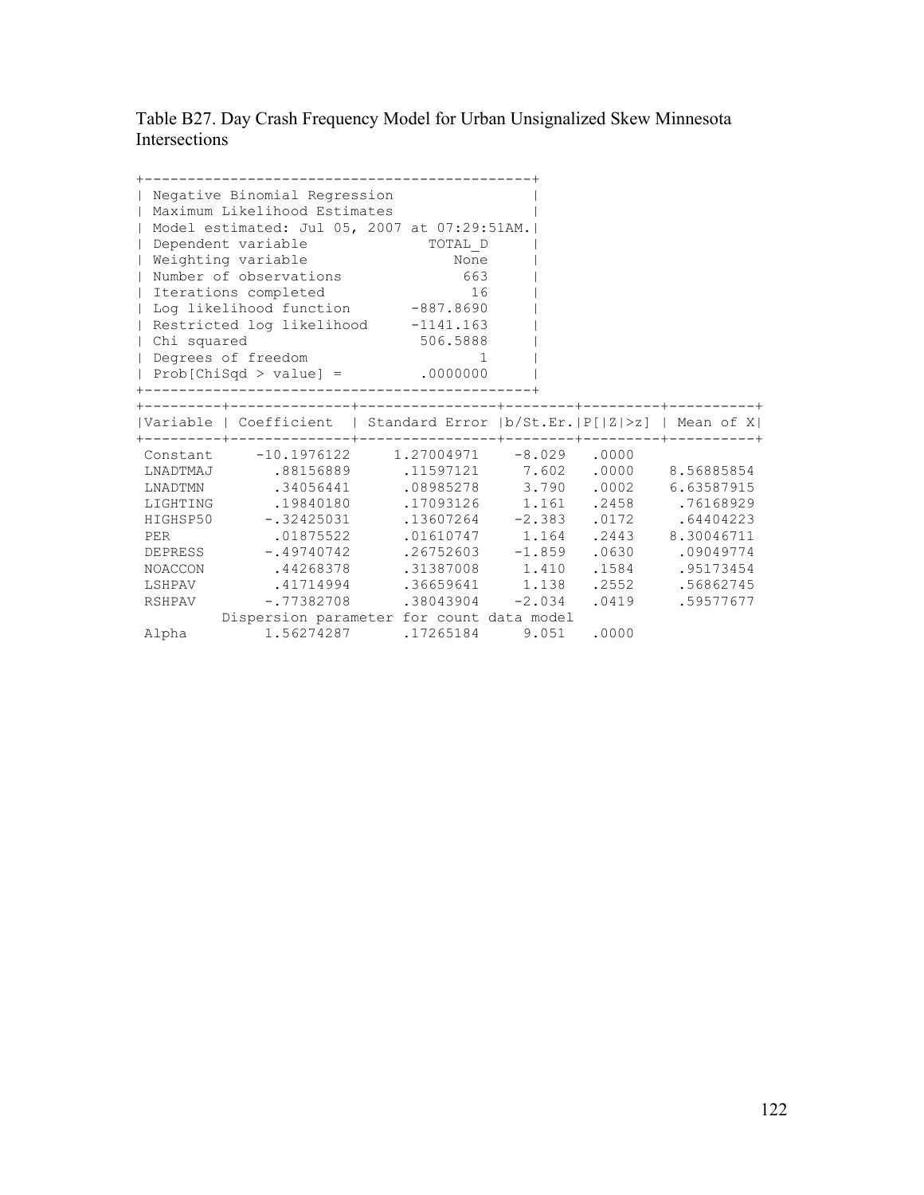Table B27. Day Crash Frequency Model for Urban Unsignalized Skew Minnesota Intersections

```
+---------------------------------------------+
| Negative Binomial Regression                |
| Maximum Likelihood Estimates                |
| Model estimated: Jul 05, 2007 at 07:29:51AM.|
| Dependent variable              TOTAL_D     |
| Weighting variable                 None     |
| Number of observations              663     |
| Iterations completed                 16     |
| Log likelihood function       -887.8690     |
| Restricted log likelihood     -1141.163     |
| Chi squared                    506.5888     |
| Degrees of freedom                    1     |
| Prob[ChiSqd > value] =         .0000000     |
+---------------------------------------------+
```

| Variable | Coefficient | Standard Error | b/St.Er. | P[\|Z\|>z] | Mean of X |
|---|---|---|---|---|---|
| Constant | -10.1976122 | 1.27004971 | -8.029 | .0000 | |
| LNADTMAJ | .88156889 | .11597121 | 7.602 | .0000 | 8.56885854 |
| LNADTMN | .34056441 | .08985278 | 3.790 | .0002 | 6.63587915 |
| LIGHTING | .19840180 | .17093126 | 1.161 | .2458 | .76168929 |
| HIGHSP50 | -.32425031 | .13607264 | -2.383 | .0172 | .64404223 |
| PER | .01875522 | .01610747 | 1.164 | .2443 | 8.30046711 |
| DEPRESS | -.49740742 | .26752603 | -1.859 | .0630 | .09049774 |
| NOACCON | .44268378 | .31387008 | 1.410 | .1584 | .95173454 |
| LSHPAV | .41714994 | .36659641 | 1.138 | .2552 | .56862745 |
| RSHPAV | -.77382708 | .38043904 | -2.034 | .0419 | .59577677 |
| | Dispersion parameter for count data model | | | | |
| Alpha | 1.56274287 | .17265184 | 9.051 | .0000 | |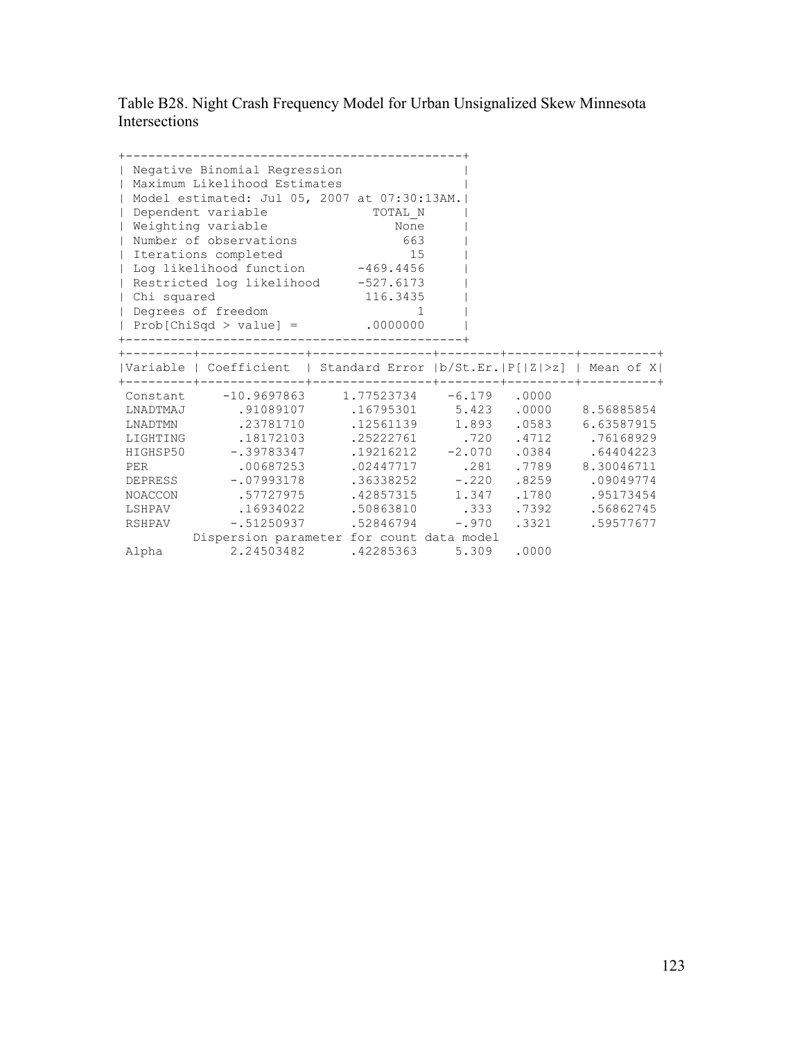Table B28. Night Crash Frequency Model for Urban Unsignalized Skew Minnesota Intersections

```
+---------------------------------------------+
| Negative Binomial Regression                |
| Maximum Likelihood Estimates                |
| Model estimated: Jul 05, 2007 at 07:30:13AM.|
| Dependent variable             TOTAL_N      |
| Weighting variable                None      |
| Number of observations             663      |
| Iterations completed                15      |
| Log likelihood function      -469.4456      |
| Restricted log likelihood    -527.6173      |
| Chi squared                   116.3435      |
| Degrees of freedom                   1      |
| Prob[ChiSqd > value] =        .0000000      |
+---------------------------------------------+
```

| Variable | Coefficient | Standard Error | b/St.Er. | P[\|Z\|>z] | Mean of X |
|---|---|---|---|---|---|
| Constant | -10.9697863 | 1.77523734 | -6.179 | .0000 | |
| LNADTMAJ | .91089107 | .16795301 | 5.423 | .0000 | 8.56885854 |
| LNADTMN | .23781710 | .12561139 | 1.893 | .0583 | 6.63587915 |
| LIGHTING | .18172103 | .25222761 | .720 | .4712 | .76168929 |
| HIGHSP50 | -.39783347 | .19216212 | -2.070 | .0384 | .64404223 |
| PER | .00687253 | .02447717 | .281 | .7789 | 8.30046711 |
| DEPRESS | -.07993178 | .36338252 | -.220 | .8259 | .09049774 |
| NOACCON | .57727975 | .42857315 | 1.347 | .1780 | .95173454 |
| LSHPAV | .16934022 | .50863810 | .333 | .7392 | .56862745 |
| RSHPAV | -.51250937 | .52846794 | -.970 | .3321 | .59577677 |
| | Dispersion parameter for count data model | | | | |
| Alpha | 2.24503482 | .42285363 | 5.309 | .0000 | |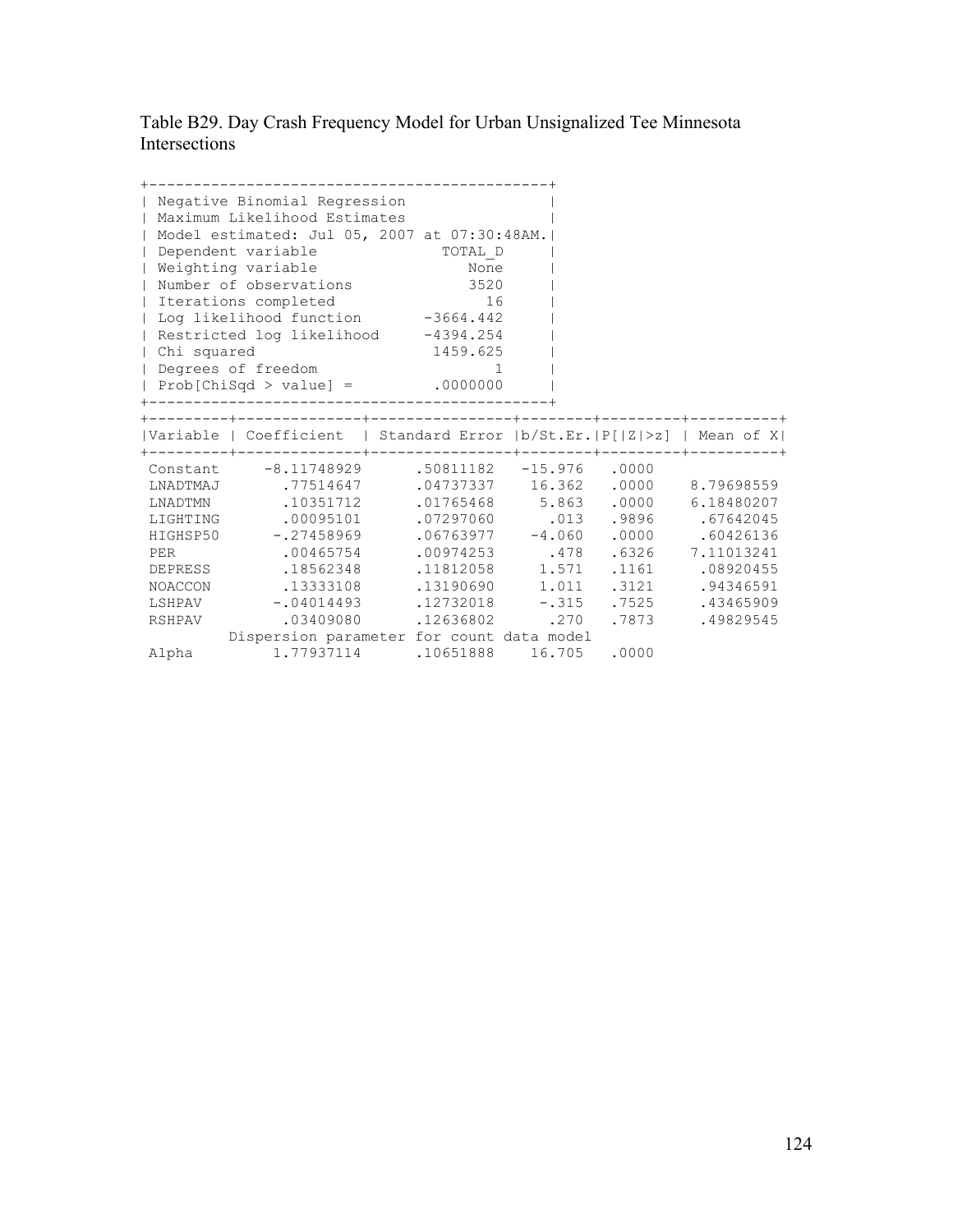Table B29. Day Crash Frequency Model for Urban Unsignalized Tee Minnesota Intersections

```
+---------------------------------------------+
| Negative Binomial Regression                |
| Maximum Likelihood Estimates                |
| Model estimated: Jul 05, 2007 at 07:30:48AM.|
| Dependent variable              TOTAL_D     |
| Weighting variable                 None     |
| Number of observations             3520     |
| Iterations completed                 16     |
| Log likelihood function       -3664.442     |
| Restricted log likelihood     -4394.254     |
| Chi squared                    1459.625     |
| Degrees of freedom                    1     |
| Prob[ChiSqd > value] =         .0000000     |
+---------------------------------------------+
```

| Variable | Coefficient | Standard Error | b/St.Er. | P[\|Z\|>z] | Mean of X |
|---|---|---|---|---|---|
| Constant | -8.11748929 | .50811182 | -15.976 | .0000 | |
| LNADTMAJ | .77514647 | .04737337 | 16.362 | .0000 | 8.79698559 |
| LNADTMN | .10351712 | .01765468 | 5.863 | .0000 | 6.18480207 |
| LIGHTING | .00095101 | .07297060 | .013 | .9896 | .67642045 |
| HIGHSP50 | -.27458969 | .06763977 | -4.060 | .0000 | .60426136 |
| PER | .00465754 | .00974253 | .478 | .6326 | 7.11013241 |
| DEPRESS | .18562348 | .11812058 | 1.571 | .1161 | .08920455 |
| NOACCON | .13333108 | .13190690 | 1.011 | .3121 | .94346591 |
| LSHPAV | -.04014493 | .12732018 | -.315 | .7525 | .43465909 |
| RSHPAV | .03409080 | .12636802 | .270 | .7873 | .49829545 |
| | Dispersion parameter for count data model | | | | |
| Alpha | 1.77937114 | .10651888 | 16.705 | .0000 | |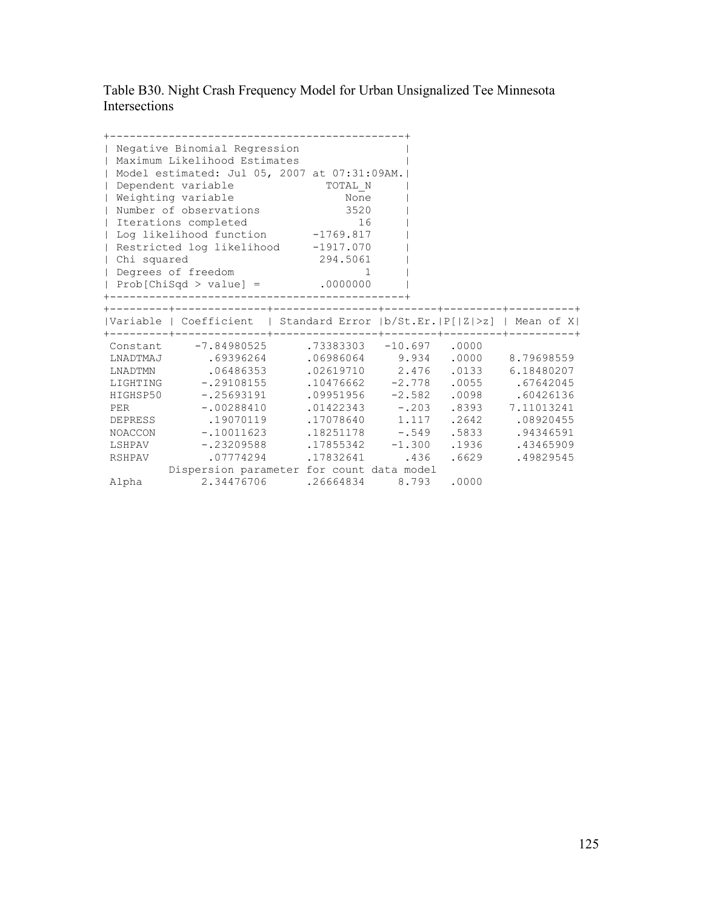Table B30. Night Crash Frequency Model for Urban Unsignalized Tee Minnesota Intersections

```
+---------------------------------------------+
| Negative Binomial Regression                |
| Maximum Likelihood Estimates                |
| Model estimated: Jul 05, 2007 at 07:31:09AM.|
| Dependent variable             TOTAL_N      |
| Weighting variable                None      |
| Number of observations            3520      |
| Iterations completed                16      |
| Log likelihood function      -1769.817      |
| Restricted log likelihood    -1917.070      |
| Chi squared                   294.5061      |
| Degrees of freedom                   1      |
| Prob[ChiSqd > value] =        .0000000      |
+---------------------------------------------+
```

| Variable | Coefficient | Standard Error | b/St.Er. | P[\|Z\|>z] | Mean of X |
|---|---|---|---|---|---|
| Constant | -7.84980525 | .73383303 | -10.697 | .0000 | |
| LNADTMAJ | .69396264 | .06986064 | 9.934 | .0000 | 8.79698559 |
| LNADTMN | .06486353 | .02619710 | 2.476 | .0133 | 6.18480207 |
| LIGHTING | -.29108155 | .10476662 | -2.778 | .0055 | .67642045 |
| HIGHSP50 | -.25693191 | .09951956 | -2.582 | .0098 | .60426136 |
| PER | -.00288410 | .01422343 | -.203 | .8393 | 7.11013241 |
| DEPRESS | .19070119 | .17078640 | 1.117 | .2642 | .08920455 |
| NOACCON | -.10011623 | .18251178 | -.549 | .5833 | .94346591 |
| LSHPAV | -.23209588 | .17855342 | -1.300 | .1936 | .43465909 |
| RSHPAV | .07774294 | .17832641 | .436 | .6629 | .49829545 |
| | Dispersion parameter for count data model | | | | |
| Alpha | 2.34476706 | .26664834 | 8.793 | .0000 | |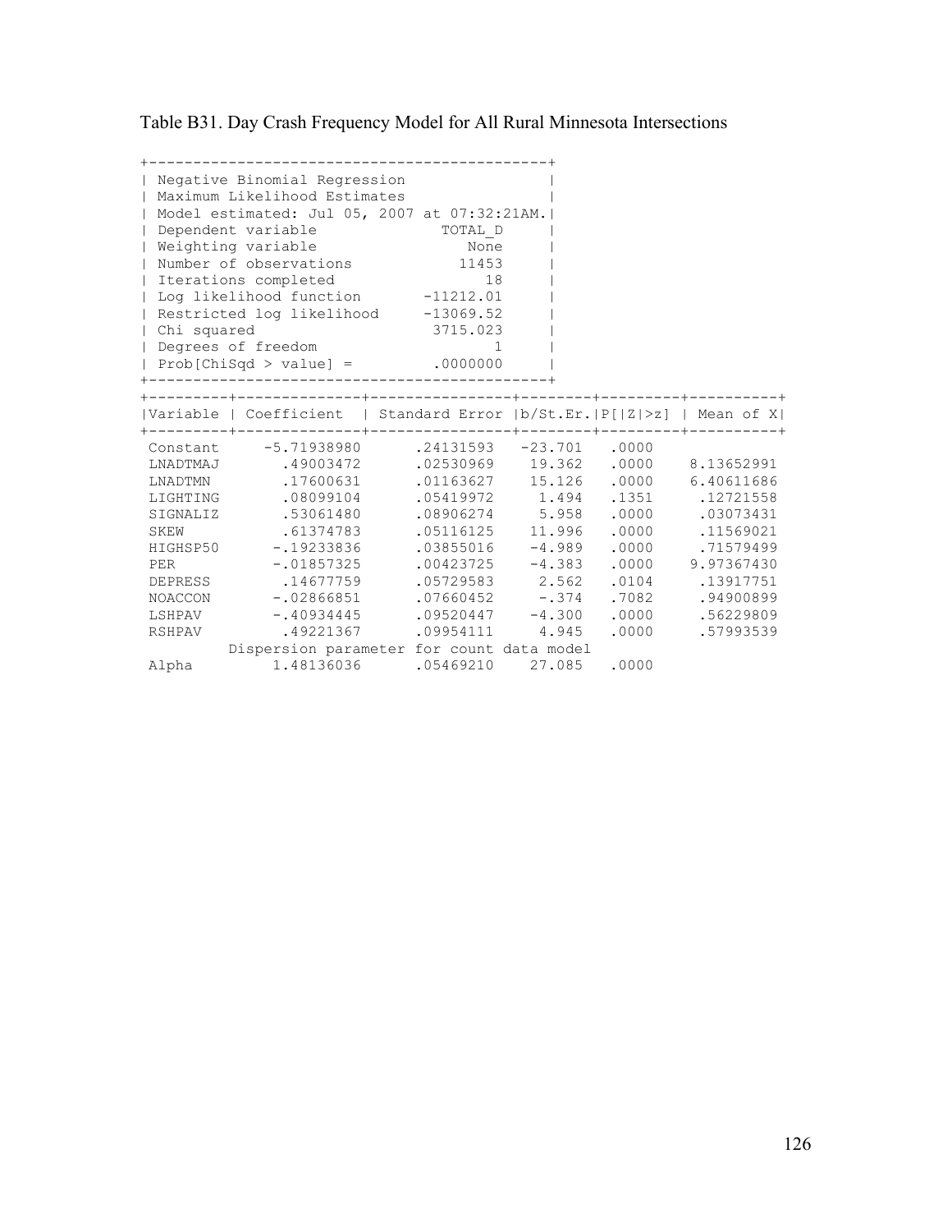Table B31. Day Crash Frequency Model for All Rural Minnesota Intersections

```
+---------------------------------------------+
| Negative Binomial Regression                |
| Maximum Likelihood Estimates                |
| Model estimated: Jul 05, 2007 at 07:32:21AM.|
| Dependent variable             TOTAL_D      |
| Weighting variable                None      |
| Number of observations           11453      |
| Iterations completed                18      |
| Log likelihood function      -11212.01      |
| Restricted log likelihood    -13069.52      |
| Chi squared                   3715.023      |
| Degrees of freedom                   1      |
| Prob[ChiSqd > value] =        .0000000      |
+---------------------------------------------+
```

| Variable | Coefficient | Standard Error | b/St.Er. | P[\|Z\|>z] | Mean of X |
|---|---|---|---|---|---|
| Constant | -5.71938980 | .24131593 | -23.701 | .0000 | |
| LNADTMAJ | .49003472 | .02530969 | 19.362 | .0000 | 8.13652991 |
| LNADTMN | .17600631 | .01163627 | 15.126 | .0000 | 6.40611686 |
| LIGHTING | .08099104 | .05419972 | 1.494 | .1351 | .12721558 |
| SIGNALIZ | .53061480 | .08906274 | 5.958 | .0000 | .03073431 |
| SKEW | .61374783 | .05116125 | 11.996 | .0000 | .11569021 |
| HIGHSP50 | -.19233836 | .03855016 | -4.989 | .0000 | .71579499 |
| PER | -.01857325 | .00423725 | -4.383 | .0000 | 9.97367430 |
| DEPRESS | .14677759 | .05729583 | 2.562 | .0104 | .13917751 |
| NOACCON | -.02866851 | .07660452 | -.374 | .7082 | .94900899 |
| LSHPAV | -.40934445 | .09520447 | -4.300 | .0000 | .56229809 |
| RSHPAV | .49221367 | .09954111 | 4.945 | .0000 | .57993539 |
| | Dispersion parameter for count data model | | | | |
| Alpha | 1.48136036 | .05469210 | 27.085 | .0000 | |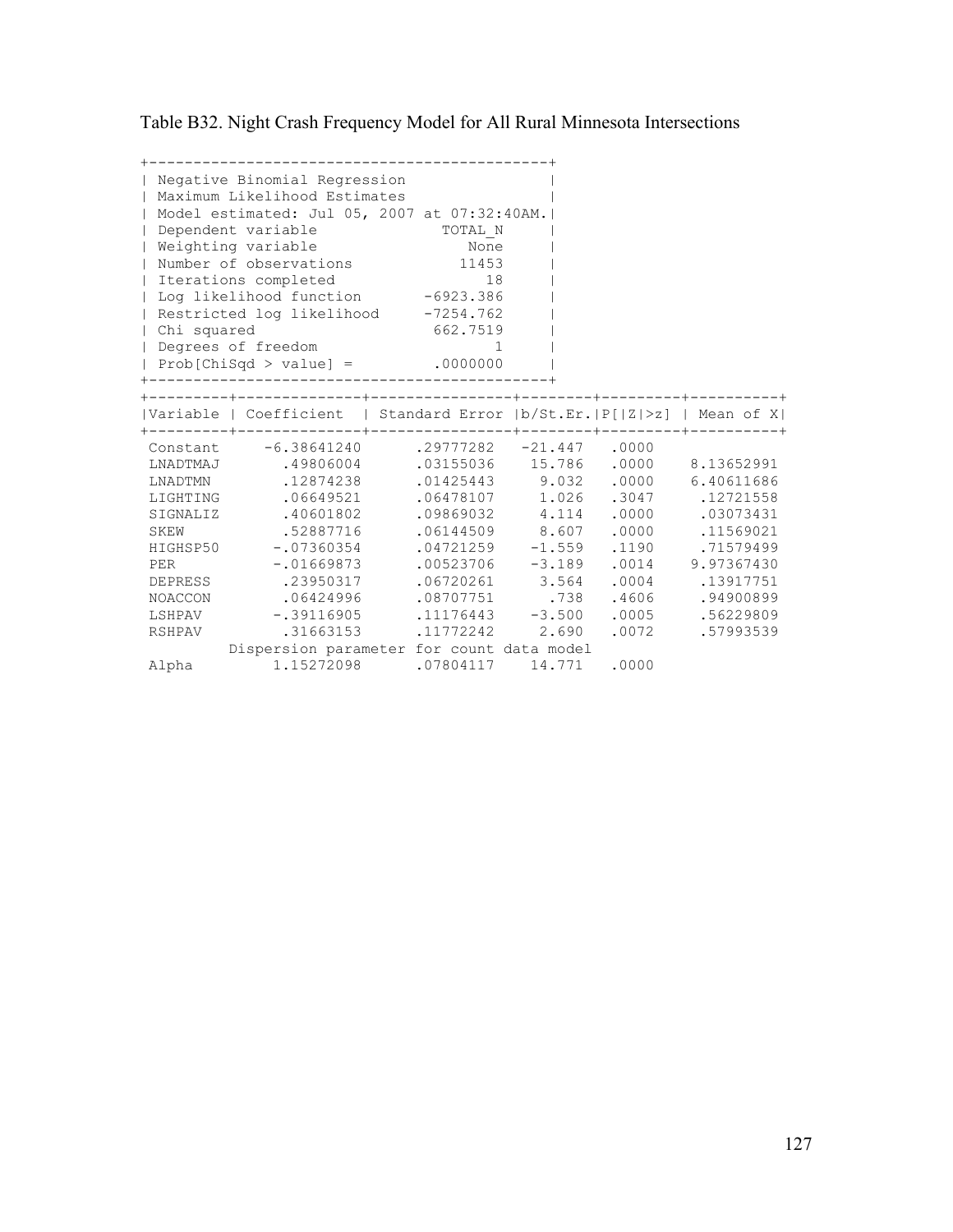Table B32. Night Crash Frequency Model for All Rural Minnesota Intersections

```
+---------------------------------------------+
| Negative Binomial Regression                |
| Maximum Likelihood Estimates                |
| Model estimated: Jul 05, 2007 at 07:32:40AM.|
| Dependent variable             TOTAL_N      |
| Weighting variable                None      |
| Number of observations           11453      |
| Iterations completed                18      |
| Log likelihood function      -6923.386      |
| Restricted log likelihood    -7254.762      |
| Chi squared                   662.7519      |
| Degrees of freedom                   1      |
| Prob[ChiSqd > value] =        .0000000      |
+---------------------------------------------+
```

| Variable | Coefficient | Standard Error | b/St.Er. | P[\|Z\|>z] | Mean of X |
|---|---|---|---|---|---|
| Constant | -6.38641240 | .29777282 | -21.447 | .0000 | |
| LNADTMAJ | .49806004 | .03155036 | 15.786 | .0000 | 8.13652991 |
| LNADTMN | .12874238 | .01425443 | 9.032 | .0000 | 6.40611686 |
| LIGHTING | .06649521 | .06478107 | 1.026 | .3047 | .12721558 |
| SIGNALIZ | .40601802 | .09869032 | 4.114 | .0000 | .03073431 |
| SKEW | .52887716 | .06144509 | 8.607 | .0000 | .11569021 |
| HIGHSP50 | -.07360354 | .04721259 | -1.559 | .1190 | .71579499 |
| PER | -.01669873 | .00523706 | -3.189 | .0014 | 9.97367430 |
| DEPRESS | .23950317 | .06720261 | 3.564 | .0004 | .13917751 |
| NOACCON | .06424996 | .08707751 | .738 | .4606 | .94900899 |
| LSHPAV | -.39116905 | .11176443 | -3.500 | .0005 | .56229809 |
| RSHPAV | .31663153 | .11772242 | 2.690 | .0072 | .57993539 |
| | Dispersion parameter for count data model | | | | |
| Alpha | 1.15272098 | .07804117 | 14.771 | .0000 | |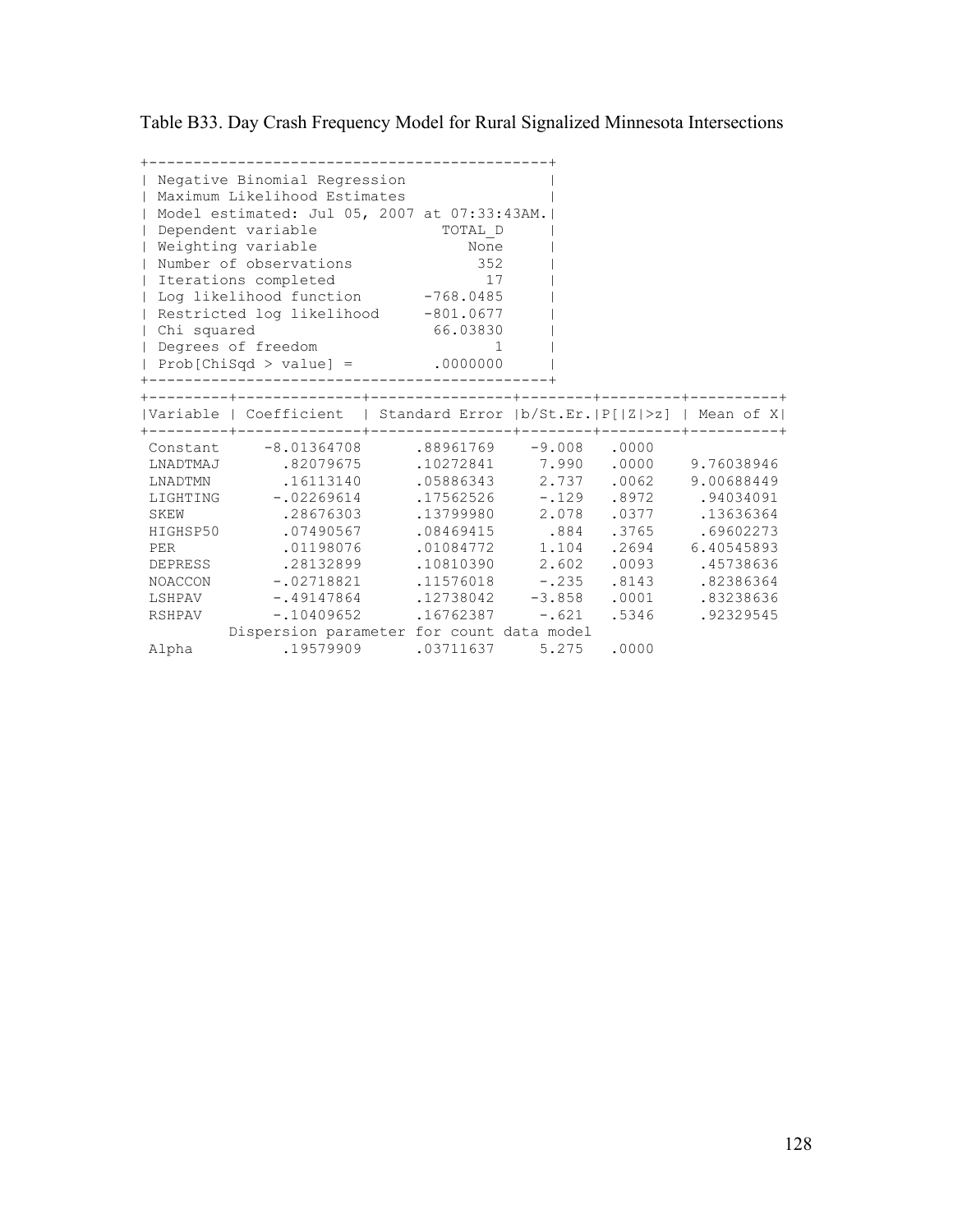Table B33. Day Crash Frequency Model for Rural Signalized Minnesota Intersections

```
+---------------------------------------------+
| Negative Binomial Regression                |
| Maximum Likelihood Estimates                |
| Model estimated: Jul 05, 2007 at 07:33:43AM.|
| Dependent variable              TOTAL_D     |
| Weighting variable                 None     |
| Number of observations              352     |
| Iterations completed                 17     |
| Log likelihood function       -768.0485     |
| Restricted log likelihood     -801.0677     |
| Chi squared                    66.03830     |
| Degrees of freedom                    1     |
| Prob[ChiSqd > value] =         .0000000     |
+---------------------------------------------+
```

| Variable | Coefficient | Standard Error | b/St.Er. | P[\|Z\|>z] | Mean of X |
|---|---|---|---|---|---|
| Constant | -8.01364708 | .88961769 | -9.008 | .0000 | |
| LNADTMAJ | .82079675 | .10272841 | 7.990 | .0000 | 9.76038946 |
| LNADTMN | .16113140 | .05886343 | 2.737 | .0062 | 9.00688449 |
| LIGHTING | -.02269614 | .17562526 | -.129 | .8972 | .94034091 |
| SKEW | .28676303 | .13799980 | 2.078 | .0377 | .13636364 |
| HIGHSP50 | .07490567 | .08469415 | .884 | .3765 | .69602273 |
| PER | .01198076 | .01084772 | 1.104 | .2694 | 6.40545893 |
| DEPRESS | .28132899 | .10810390 | 2.602 | .0093 | .45738636 |
| NOACCON | -.02718821 | .11576018 | -.235 | .8143 | .82386364 |
| LSHPAV | -.49147864 | .12738042 | -3.858 | .0001 | .83238636 |
| RSHPAV | -.10409652 | .16762387 | -.621 | .5346 | .92329545 |
| | Dispersion parameter for count data model | | | | |
| Alpha | .19579909 | .03711637 | 5.275 | .0000 | |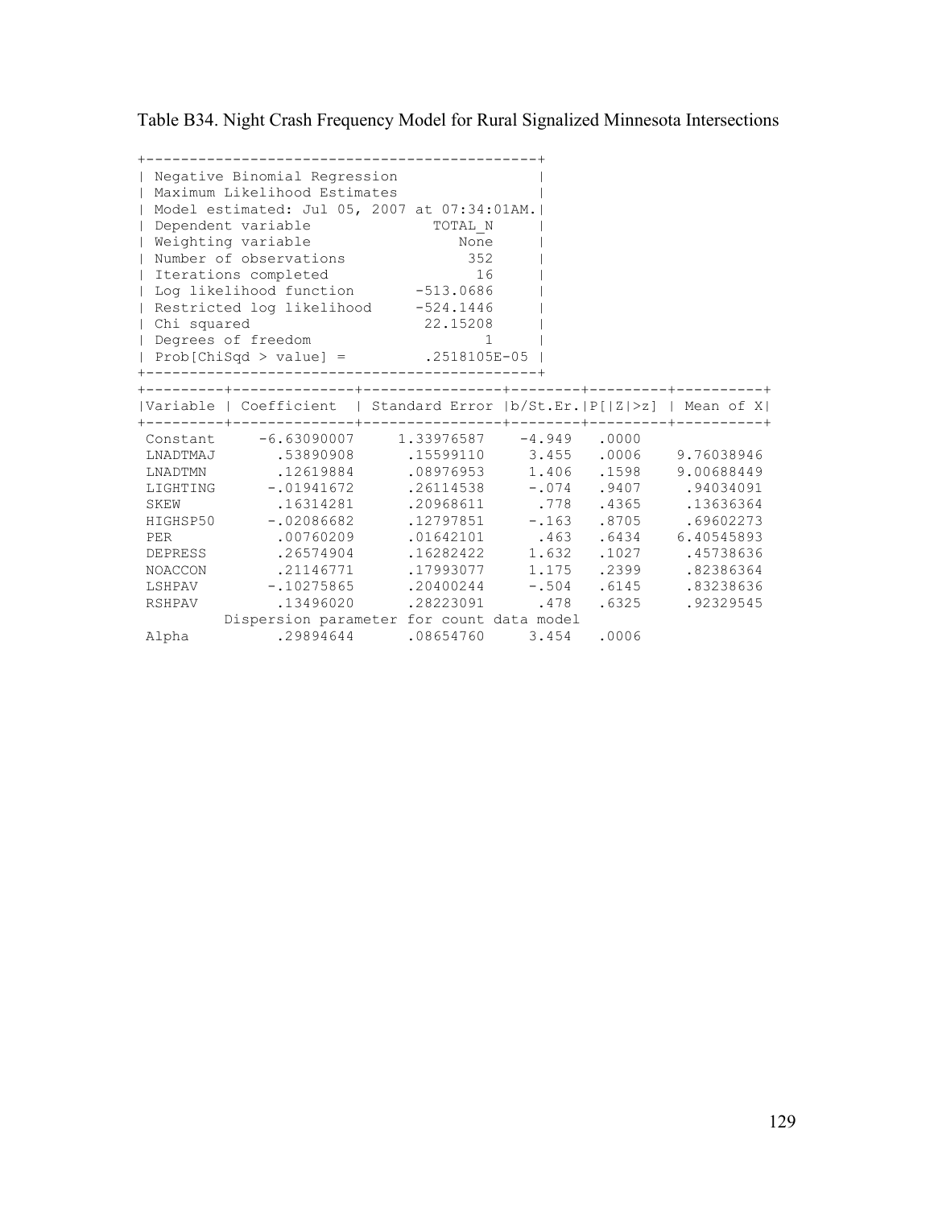Table B34. Night Crash Frequency Model for Rural Signalized Minnesota Intersections

```
+---------------------------------------------+
| Negative Binomial Regression                |
| Maximum Likelihood Estimates                |
| Model estimated: Jul 05, 2007 at 07:34:01AM.|
| Dependent variable               TOTAL_N    |
| Weighting variable                  None    |
| Number of observations               352    |
| Iterations completed                  16    |
| Log likelihood function        -513.0686    |
| Restricted log likelihood      -524.1446    |
| Chi squared                     22.15208    |
| Degrees of freedom                     1    |
| Prob[ChiSqd > value] =        .2518105E-05  |
+---------------------------------------------+
```

| Variable | Coefficient | Standard Error | b/St.Er. | P[\|Z\|>z] | Mean of X |
|---|---|---|---|---|---|
| Constant | -6.63090007 | 1.33976587 | -4.949 | .0000 | |
| LNADTMAJ | .53890908 | .15599110 | 3.455 | .0006 | 9.76038946 |
| LNADTMN | .12619884 | .08976953 | 1.406 | .1598 | 9.00688449 |
| LIGHTING | -.01941672 | .26114538 | -.074 | .9407 | .94034091 |
| SKEW | .16314281 | .20968611 | .778 | .4365 | .13636364 |
| HIGHSP50 | -.02086682 | .12797851 | -.163 | .8705 | .69602273 |
| PER | .00760209 | .01642101 | .463 | .6434 | 6.40545893 |
| DEPRESS | .26574904 | .16282422 | 1.632 | .1027 | .45738636 |
| NOACCON | .21146771 | .17993077 | 1.175 | .2399 | .82386364 |
| LSHPAV | -.10275865 | .20400244 | -.504 | .6145 | .83238636 |
| RSHPAV | .13496020 | .28223091 | .478 | .6325 | .92329545 |
| | Dispersion parameter for count data model | | | | |
| Alpha | .29894644 | .08654760 | 3.454 | .0006 | |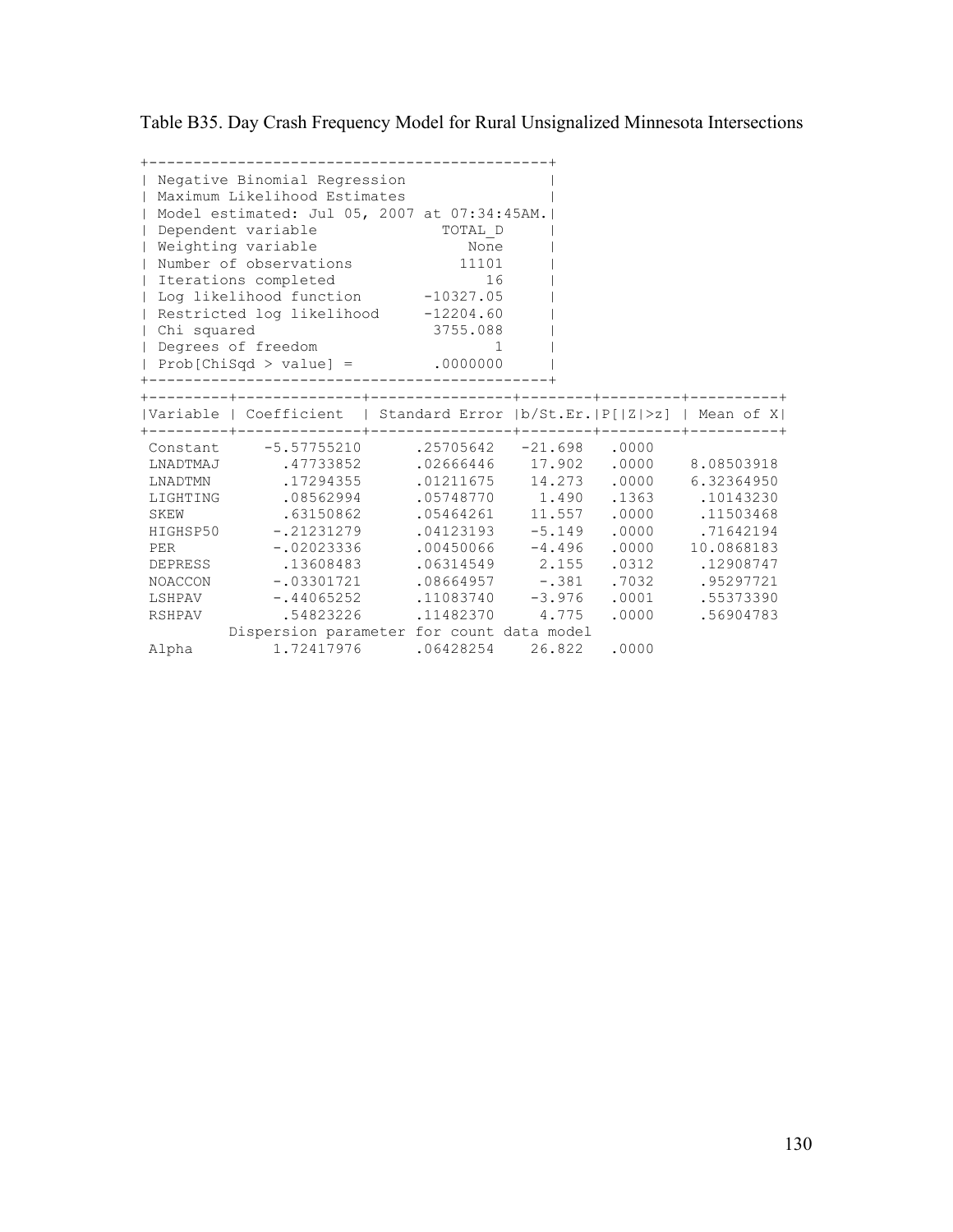Table B35. Day Crash Frequency Model for Rural Unsignalized Minnesota Intersections

```
+---------------------------------------------+
| Negative Binomial Regression                |
| Maximum Likelihood Estimates                |
| Model estimated: Jul 05, 2007 at 07:34:45AM.|
| Dependent variable             TOTAL_D      |
| Weighting variable                None      |
| Number of observations           11101      |
| Iterations completed                16      |
| Log likelihood function      -10327.05      |
| Restricted log likelihood    -12204.60      |
| Chi squared                   3755.088      |
| Degrees of freedom                   1      |
| Prob[ChiSqd > value] =        .0000000      |
+---------------------------------------------+
```

| Variable | Coefficient | Standard Error | b/St.Er. | P[\|Z\|>z] | Mean of X |
|---|---|---|---|---|---|
| Constant | -5.57755210 | .25705642 | -21.698 | .0000 | |
| LNADTMAJ | .47733852 | .02666446 | 17.902 | .0000 | 8.08503918 |
| LNADTMN | .17294355 | .01211675 | 14.273 | .0000 | 6.32364950 |
| LIGHTING | .08562994 | .05748770 | 1.490 | .1363 | .10143230 |
| SKEW | .63150862 | .05464261 | 11.557 | .0000 | .11503468 |
| HIGHSP50 | -.21231279 | .04123193 | -5.149 | .0000 | .71642194 |
| PER | -.02023336 | .00450066 | -4.496 | .0000 | 10.0868183 |
| DEPRESS | .13608483 | .06314549 | 2.155 | .0312 | .12908747 |
| NOACCON | -.03301721 | .08664957 | -.381 | .7032 | .95297721 |
| LSHPAV | -.44065252 | .11083740 | -3.976 | .0001 | .55373390 |
| RSHPAV | .54823226 | .11482370 | 4.775 | .0000 | .56904783 |
| | Dispersion parameter for count data model | | | | |
| Alpha | 1.72417976 | .06428254 | 26.822 | .0000 | |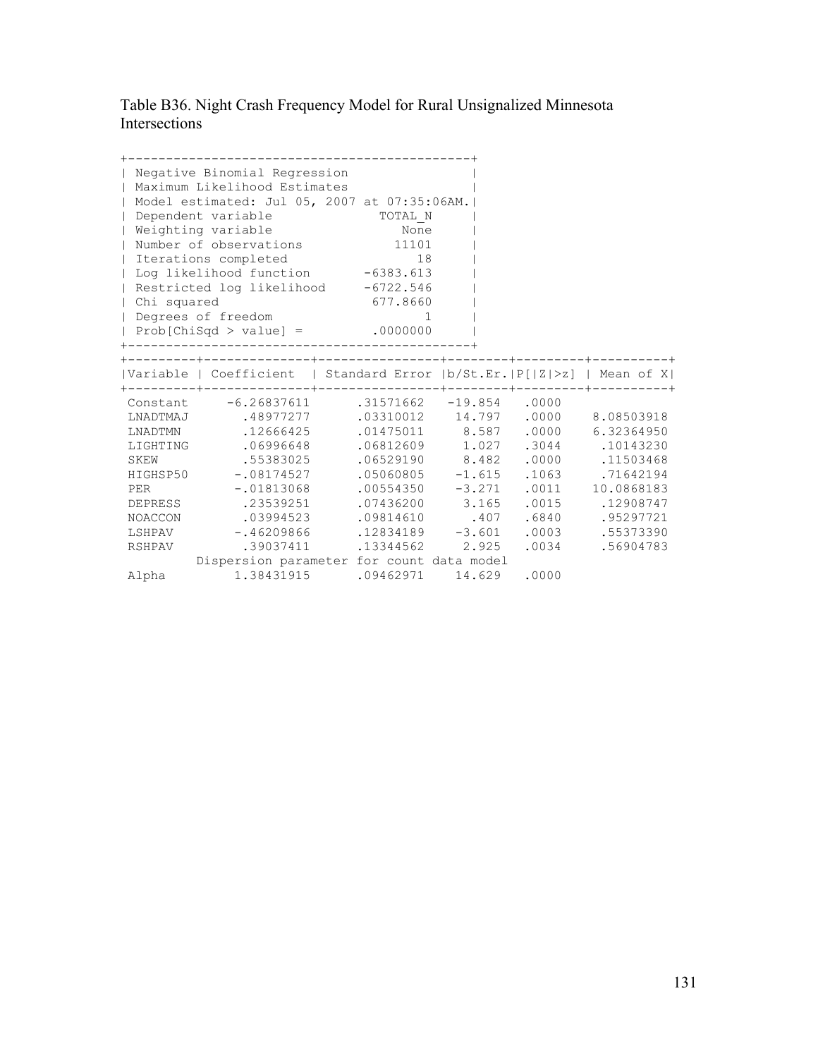Table B36. Night Crash Frequency Model for Rural Unsignalized Minnesota Intersections

| Negative Binomial Regression | |
|---|---|
| Maximum Likelihood Estimates | |
| Model estimated: Jul 05, 2007 at 07:35:06AM. | |
| Dependent variable | TOTAL_N |
| Weighting variable | None |
| Number of observations | 11101 |
| Iterations completed | 18 |
| Log likelihood function | -6383.613 |
| Restricted log likelihood | -6722.546 |
| Chi squared | 677.8660 |
| Degrees of freedom | 1 |
| Prob[ChiSqd > value] = | .0000000 |

| Variable | Coefficient | Standard Error | b/St.Er. | P[\|Z\|>z] | Mean of X |
|---|---|---|---|---|---|
| Constant | -6.26837611 | .31571662 | -19.854 | .0000 | |
| LNADTMAJ | .48977277 | .03310012 | 14.797 | .0000 | 8.08503918 |
| LNADTMN | .12666425 | .01475011 | 8.587 | .0000 | 6.32364950 |
| LIGHTING | .06996648 | .06812609 | 1.027 | .3044 | .10143230 |
| SKEW | .55383025 | .06529190 | 8.482 | .0000 | .11503468 |
| HIGHSP50 | -.08174527 | .05060805 | -1.615 | .1063 | .71642194 |
| PER | -.01813068 | .00554350 | -3.271 | .0011 | 10.0868183 |
| DEPRESS | .23539251 | .07436200 | 3.165 | .0015 | .12908747 |
| NOACCON | .03994523 | .09814610 | .407 | .6840 | .95297721 |
| LSHPAV | -.46209866 | .12834189 | -3.601 | .0003 | .55373390 |
| RSHPAV | .39037411 | .13344562 | 2.925 | .0034 | .56904783 |
| | Dispersion parameter for count data model | | | | |
| Alpha | 1.38431915 | .09462971 | 14.629 | .0000 | |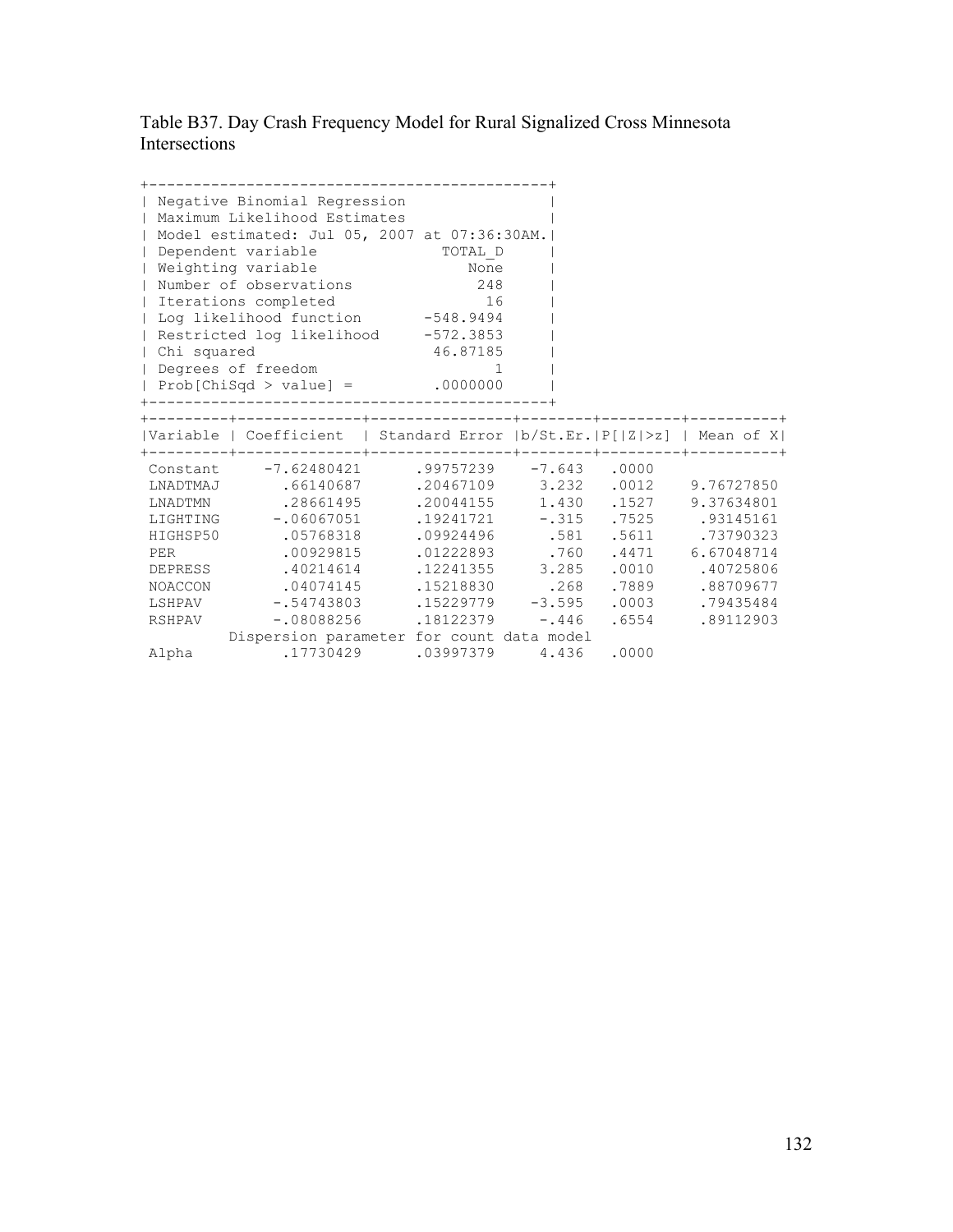Table B37. Day Crash Frequency Model for Rural Signalized Cross Minnesota Intersections

| Negative Binomial Regression | |
|---|---|
| Maximum Likelihood Estimates | |
| Model estimated: Jul 05, 2007 at 07:36:30AM. | |
| Dependent variable | TOTAL_D |
| Weighting variable | None |
| Number of observations | 248 |
| Iterations completed | 16 |
| Log likelihood function | -548.9494 |
| Restricted log likelihood | -572.3853 |
| Chi squared | 46.87185 |
| Degrees of freedom | 1 |
| Prob[ChiSqd > value] = | .0000000 |

| Variable | Coefficient | Standard Error | b/St.Er. | P[\|Z\|>z] | Mean of X |
|---|---|---|---|---|---|
| Constant | -7.62480421 | .99757239 | -7.643 | .0000 | |
| LNADTMAJ | .66140687 | .20467109 | 3.232 | .0012 | 9.76727850 |
| LNADTMN | .28661495 | .20044155 | 1.430 | .1527 | 9.37634801 |
| LIGHTING | -.06067051 | .19241721 | -.315 | .7525 | .93145161 |
| HIGHSP50 | .05768318 | .09924496 | .581 | .5611 | .73790323 |
| PER | .00929815 | .01222893 | .760 | .4471 | 6.67048714 |
| DEPRESS | .40214614 | .12241355 | 3.285 | .0010 | .40725806 |
| NOACCON | .04074145 | .15218830 | .268 | .7889 | .88709677 |
| LSHPAV | -.54743803 | .15229779 | -3.595 | .0003 | .79435484 |
| RSHPAV | -.08088256 | .18122379 | -.446 | .6554 | .89112903 |
| | Dispersion parameter for count data model | | | | |
| Alpha | .17730429 | .03997379 | 4.436 | .0000 | |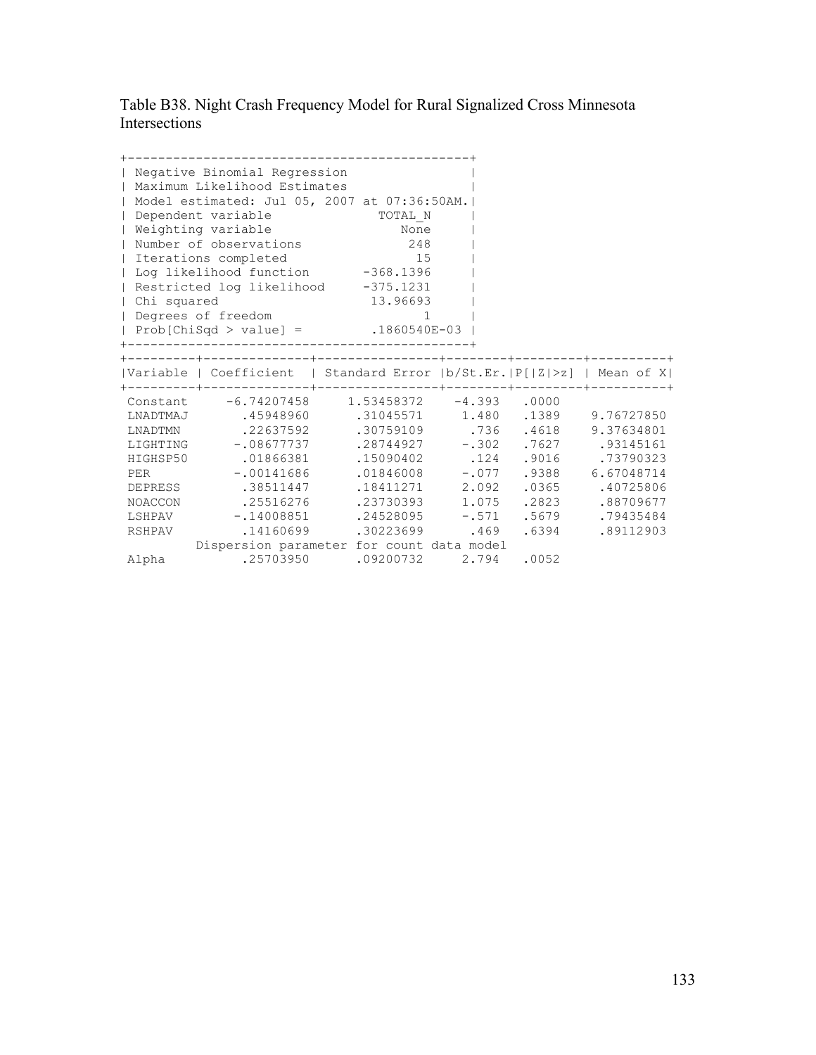Table B38. Night Crash Frequency Model for Rural Signalized Cross Minnesota Intersections

```
+---------------------------------------------+
| Negative Binomial Regression                |
| Maximum Likelihood Estimates                |
| Model estimated: Jul 05, 2007 at 07:36:50AM.|
| Dependent variable             TOTAL_N      |
| Weighting variable                None      |
| Number of observations             248      |
| Iterations completed                15      |
| Log likelihood function      -368.1396      |
| Restricted log likelihood    -375.1231      |
| Chi squared                   13.96693      |
| Degrees of freedom                   1      |
| Prob[ChiSqd > value] =        .1860540E-03  |
+---------------------------------------------+
```

| Variable | Coefficient | Standard Error | b/St.Er. | P[\|Z\|>z] | Mean of X |
|---|---|---|---|---|---|
| Constant | -6.74207458 | 1.53458372 | -4.393 | .0000 | |
| LNADTMAJ | .45948960 | .31045571 | 1.480 | .1389 | 9.76727850 |
| LNADTMN | .22637592 | .30759109 | .736 | .4618 | 9.37634801 |
| LIGHTING | -.08677737 | .28744927 | -.302 | .7627 | .93145161 |
| HIGHSP50 | .01866381 | .15090402 | .124 | .9016 | .73790323 |
| PER | -.00141686 | .01846008 | -.077 | .9388 | 6.67048714 |
| DEPRESS | .38511447 | .18411271 | 2.092 | .0365 | .40725806 |
| NOACCON | .25516276 | .23730393 | 1.075 | .2823 | .88709677 |
| LSHPAV | -.14008851 | .24528095 | -.571 | .5679 | .79435484 |
| RSHPAV | .14160699 | .30223699 | .469 | .6394 | .89112903 |
| | Dispersion parameter for count data model | | | | |
| Alpha | .25703950 | .09200732 | 2.794 | .0052 | |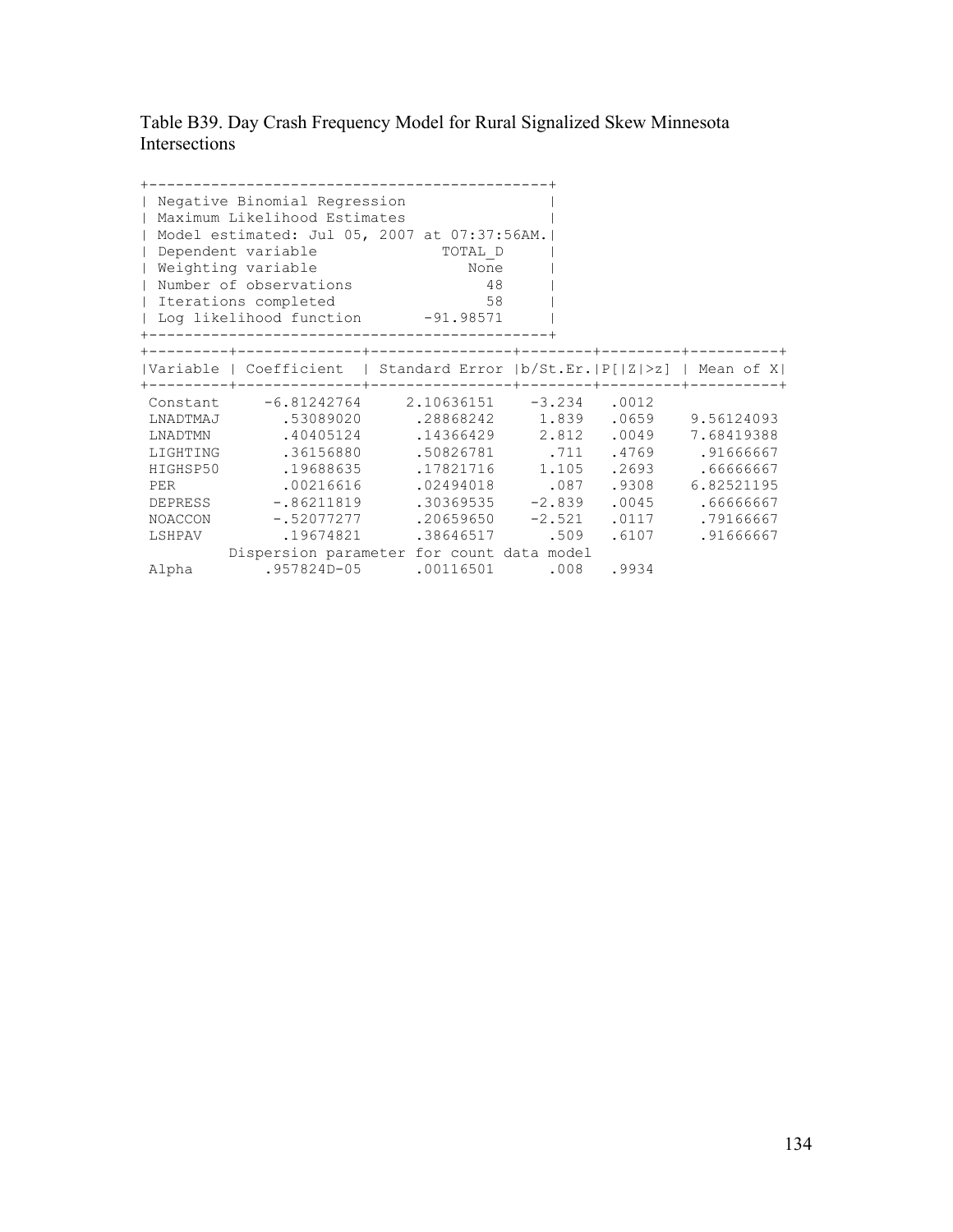Table B39. Day Crash Frequency Model for Rural Signalized Skew Minnesota Intersections

```
+---------------------------------------------+
| Negative Binomial Regression                |
| Maximum Likelihood Estimates                |
| Model estimated: Jul 05, 2007 at 07:37:56AM.|
| Dependent variable             TOTAL_D      |
| Weighting variable                None      |
| Number of observations              48      |
| Iterations completed                58      |
| Log likelihood function      -91.98571      |
+---------------------------------------------+
```

| Variable | Coefficient | Standard Error | b/St.Er. | P[\|Z\|>z] | Mean of X |
|---|---|---|---|---|---|
| Constant | -6.81242764 | 2.10636151 | -3.234 | .0012 | |
| LNADTMAJ | .53089020 | .28868242 | 1.839 | .0659 | 9.56124093 |
| LNADTMN | .40405124 | .14366429 | 2.812 | .0049 | 7.68419388 |
| LIGHTING | .36156880 | .50826781 | .711 | .4769 | .91666667 |
| HIGHSP50 | .19688635 | .17821716 | 1.105 | .2693 | .66666667 |
| PER | .00216616 | .02494018 | .087 | .9308 | 6.82521195 |
| DEPRESS | -.86211819 | .30369535 | -2.839 | .0045 | .66666667 |
| NOACCON | -.52077277 | .20659650 | -2.521 | .0117 | .79166667 |
| LSHPAV | .19674821 | .38646517 | .509 | .6107 | .91666667 |
| | Dispersion parameter for count data model | | | | |
| Alpha | .957824D-05 | .00116501 | .008 | .9934 | |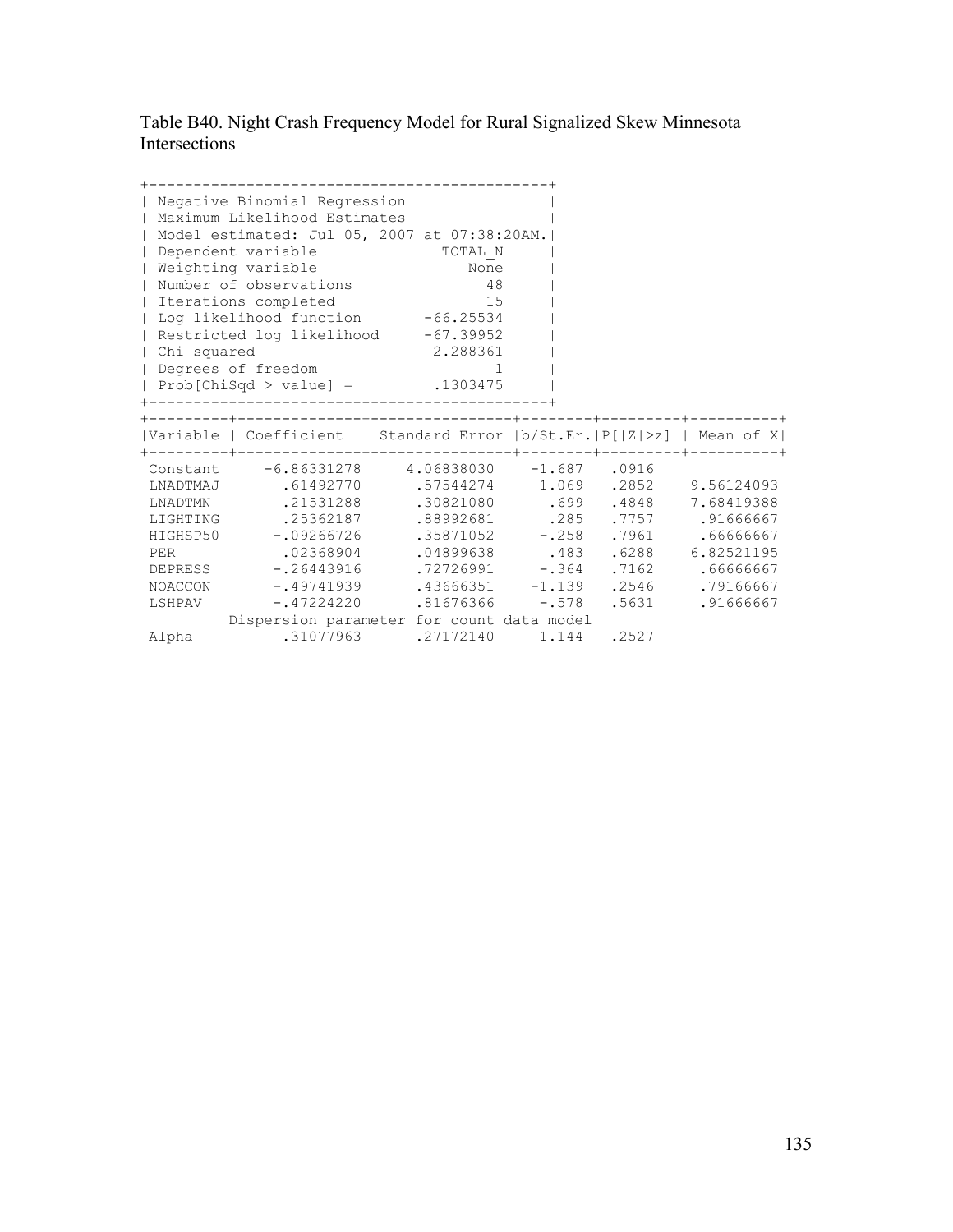Table B40. Night Crash Frequency Model for Rural Signalized Skew Minnesota Intersections

| Negative Binomial Regression | |
|---|---|
| Maximum Likelihood Estimates | |
| Model estimated: Jul 05, 2007 at 07:38:20AM. | |
| Dependent variable | TOTAL_N |
| Weighting variable | None |
| Number of observations | 48 |
| Iterations completed | 15 |
| Log likelihood function | -66.25534 |
| Restricted log likelihood | -67.39952 |
| Chi squared | 2.288361 |
| Degrees of freedom | 1 |
| Prob[ChiSqd > value] = | .1303475 |

| Variable | Coefficient | Standard Error | b/St.Er. | P[\|Z\|>z] | Mean of X |
|---|---|---|---|---|---|
| Constant | -6.86331278 | 4.06838030 | -1.687 | .0916 | |
| LNADTMAJ | .61492770 | .57544274 | 1.069 | .2852 | 9.56124093 |
| LNADTMN | .21531288 | .30821080 | .699 | .4848 | 7.68419388 |
| LIGHTING | .25362187 | .88992681 | .285 | .7757 | .91666667 |
| HIGHSP50 | -.09266726 | .35871052 | -.258 | .7961 | .66666667 |
| PER | .02368904 | .04899638 | .483 | .6288 | 6.82521195 |
| DEPRESS | -.26443916 | .72726991 | -.364 | .7162 | .66666667 |
| NOACCON | -.49741939 | .43666351 | -1.139 | .2546 | .79166667 |
| LSHPAV | -.47224220 | .81676366 | -.578 | .5631 | .91666667 |
| Dispersion parameter for count data model | | | | | |
| Alpha | .31077963 | .27172140 | 1.144 | .2527 | |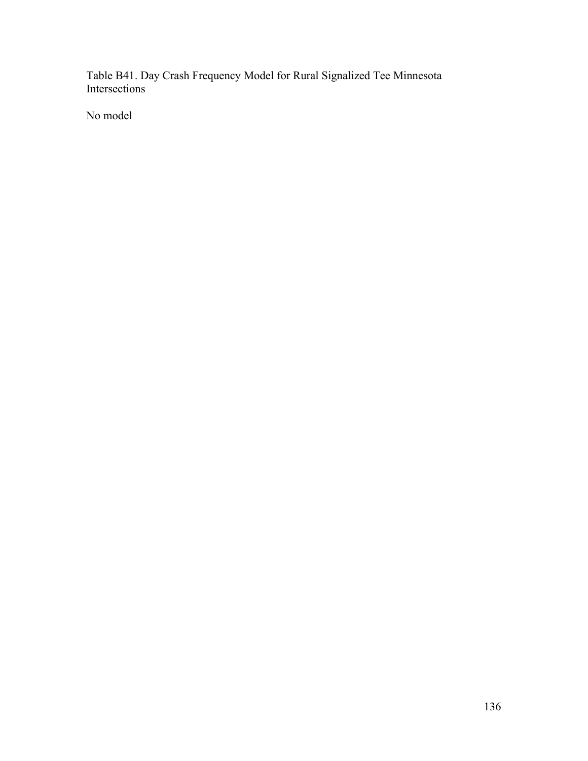Table B41. Day Crash Frequency Model for Rural Signalized Tee Minnesota Intersections

No model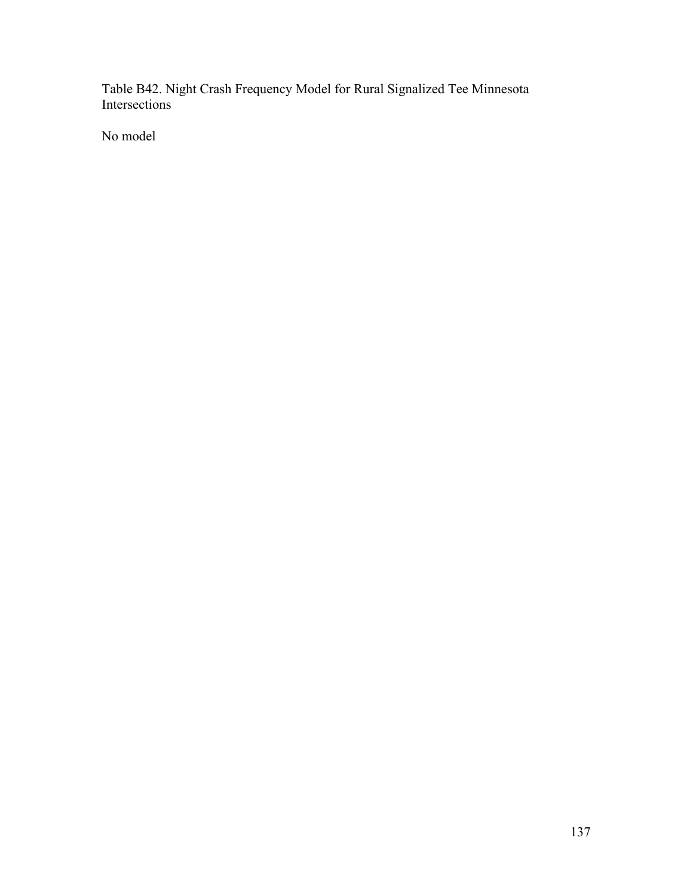Table B42. Night Crash Frequency Model for Rural Signalized Tee Minnesota Intersections

No model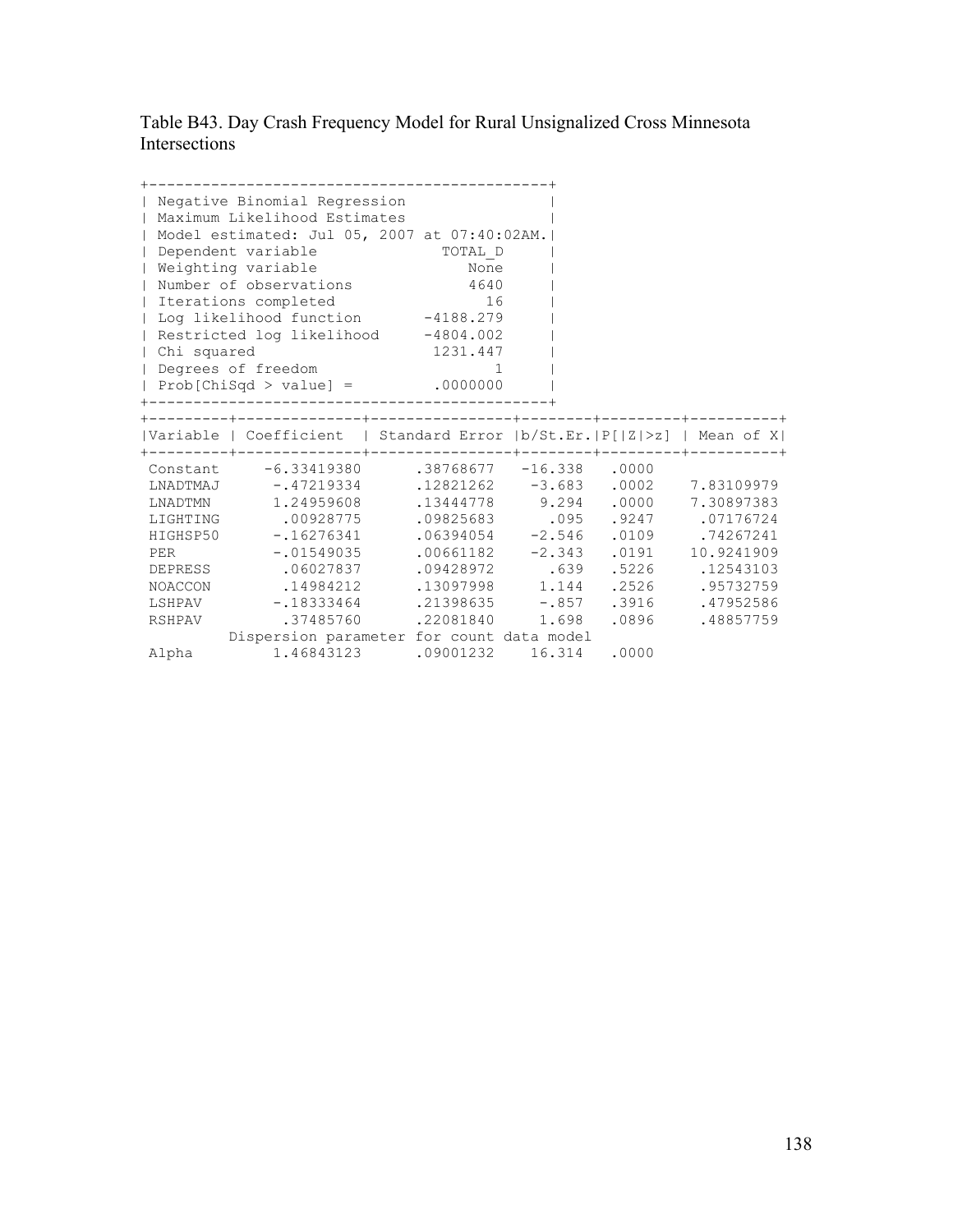Table B43. Day Crash Frequency Model for Rural Unsignalized Cross Minnesota Intersections

```
+---------------------------------------------+
| Negative Binomial Regression                |
| Maximum Likelihood Estimates                |
| Model estimated: Jul 05, 2007 at 07:40:02AM.|
| Dependent variable              TOTAL_D     |
| Weighting variable                 None     |
| Number of observations             4640     |
| Iterations completed                 16     |
| Log likelihood function       -4188.279     |
| Restricted log likelihood     -4804.002     |
| Chi squared                    1231.447     |
| Degrees of freedom                    1     |
| Prob[ChiSqd > value] =         .0000000     |
+---------------------------------------------+
```

| Variable | Coefficient | Standard Error | b/St.Er. | P[\|Z\|>z] | Mean of X |
|---|---|---|---|---|---|
| Constant | -6.33419380 | .38768677 | -16.338 | .0000 | |
| LNADTMAJ | -.47219334 | .12821262 | -3.683 | .0002 | 7.83109979 |
| LNADTMN | 1.24959608 | .13444778 | 9.294 | .0000 | 7.30897383 |
| LIGHTING | .00928775 | .09825683 | .095 | .9247 | .07176724 |
| HIGHSP50 | -.16276341 | .06394054 | -2.546 | .0109 | .74267241 |
| PER | -.01549035 | .00661182 | -2.343 | .0191 | 10.9241909 |
| DEPRESS | .06027837 | .09428972 | .639 | .5226 | .12543103 |
| NOACCON | .14984212 | .13097998 | 1.144 | .2526 | .95732759 |
| LSHPAV | -.18333464 | .21398635 | -.857 | .3916 | .47952586 |
| RSHPAV | .37485760 | .22081840 | 1.698 | .0896 | .48857759 |
| | Dispersion parameter for count data model | | | | |
| Alpha | 1.46843123 | .09001232 | 16.314 | .0000 | |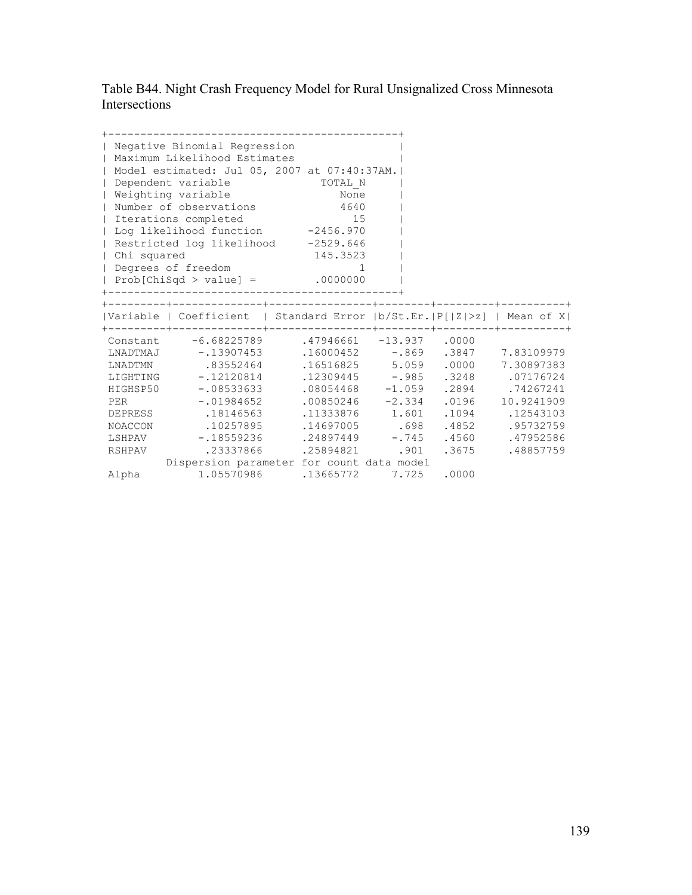Table B44. Night Crash Frequency Model for Rural Unsignalized Cross Minnesota Intersections

| Negative Binomial Regression | |
|---|---|
| Maximum Likelihood Estimates | |
| Model estimated: Jul 05, 2007 at 07:40:37AM. | |
| Dependent variable | TOTAL_N |
| Weighting variable | None |
| Number of observations | 4640 |
| Iterations completed | 15 |
| Log likelihood function | -2456.970 |
| Restricted log likelihood | -2529.646 |
| Chi squared | 145.3523 |
| Degrees of freedom | 1 |
| Prob[ChiSqd > value] = | .0000000 |

| Variable | Coefficient | Standard Error | b/St.Er. | P[\|Z\|>z] | Mean of X |
|---|---|---|---|---|---|
| Constant | -6.68225789 | .47946661 | -13.937 | .0000 | |
| LNADTMAJ | -.13907453 | .16000452 | -.869 | .3847 | 7.83109979 |
| LNADTMN | .83552464 | .16516825 | 5.059 | .0000 | 7.30897383 |
| LIGHTING | -.12120814 | .12309445 | -.985 | .3248 | .07176724 |
| HIGHSP50 | -.08533633 | .08054468 | -1.059 | .2894 | .74267241 |
| PER | -.01984652 | .00850246 | -2.334 | .0196 | 10.9241909 |
| DEPRESS | .18146563 | .11333876 | 1.601 | .1094 | .12543103 |
| NOACCON | .10257895 | .14697005 | .698 | .4852 | .95732759 |
| LSHPAV | -.18559236 | .24897449 | -.745 | .4560 | .47952586 |
| RSHPAV | .23337866 | .25894821 | .901 | .3675 | .48857759 |
| | Dispersion parameter for count data model | | | | |
| Alpha | 1.05570986 | .13665772 | 7.725 | .0000 | |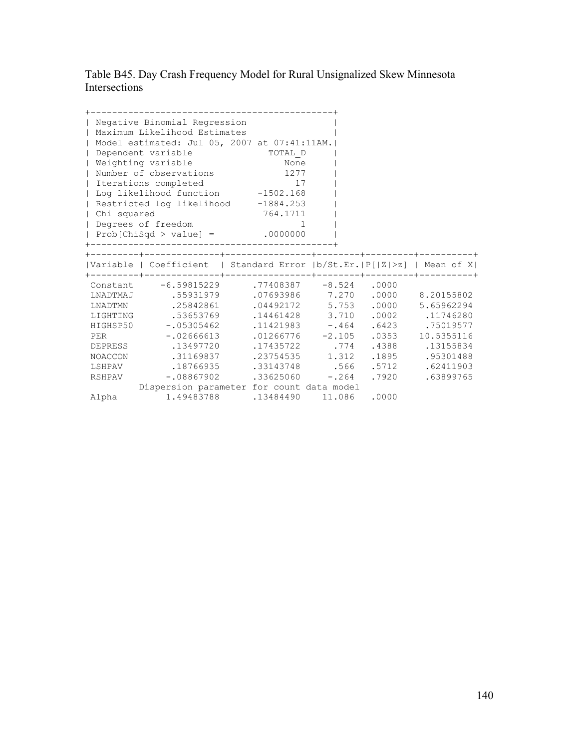Table B45. Day Crash Frequency Model for Rural Unsignalized Skew Minnesota Intersections

| Negative Binomial Regression | |
|---|---|
| Maximum Likelihood Estimates | |
| Model estimated: Jul 05, 2007 at 07:41:11AM. | |
| Dependent variable | TOTAL_D |
| Weighting variable | None |
| Number of observations | 1277 |
| Iterations completed | 17 |
| Log likelihood function | -1502.168 |
| Restricted log likelihood | -1884.253 |
| Chi squared | 764.1711 |
| Degrees of freedom | 1 |
| Prob[ChiSqd > value] = | .0000000 |

| Variable | Coefficient | Standard Error | b/St.Er. | P[\|Z\|>z] | Mean of X |
|---|---|---|---|---|---|
| Constant | -6.59815229 | .77408387 | -8.524 | .0000 | |
| LNADTMAJ | .55931979 | .07693986 | 7.270 | .0000 | 8.20155802 |
| LNADTMN | .25842861 | .04492172 | 5.753 | .0000 | 5.65962294 |
| LIGHTING | .53653769 | .14461428 | 3.710 | .0002 | .11746280 |
| HIGHSP50 | -.05305462 | .11421983 | -.464 | .6423 | .75019577 |
| PER | -.02666613 | .01266776 | -2.105 | .0353 | 10.5355116 |
| DEPRESS | .13497720 | .17435722 | .774 | .4388 | .13155834 |
| NOACCON | .31169837 | .23754535 | 1.312 | .1895 | .95301488 |
| LSHPAV | .18766935 | .33143748 | .566 | .5712 | .62411903 |
| RSHPAV | -.08867902 | .33625060 | -.264 | .7920 | .63899765 |
| | Dispersion parameter for count data model | | | | |
| Alpha | 1.49483788 | .13484490 | 11.086 | .0000 | |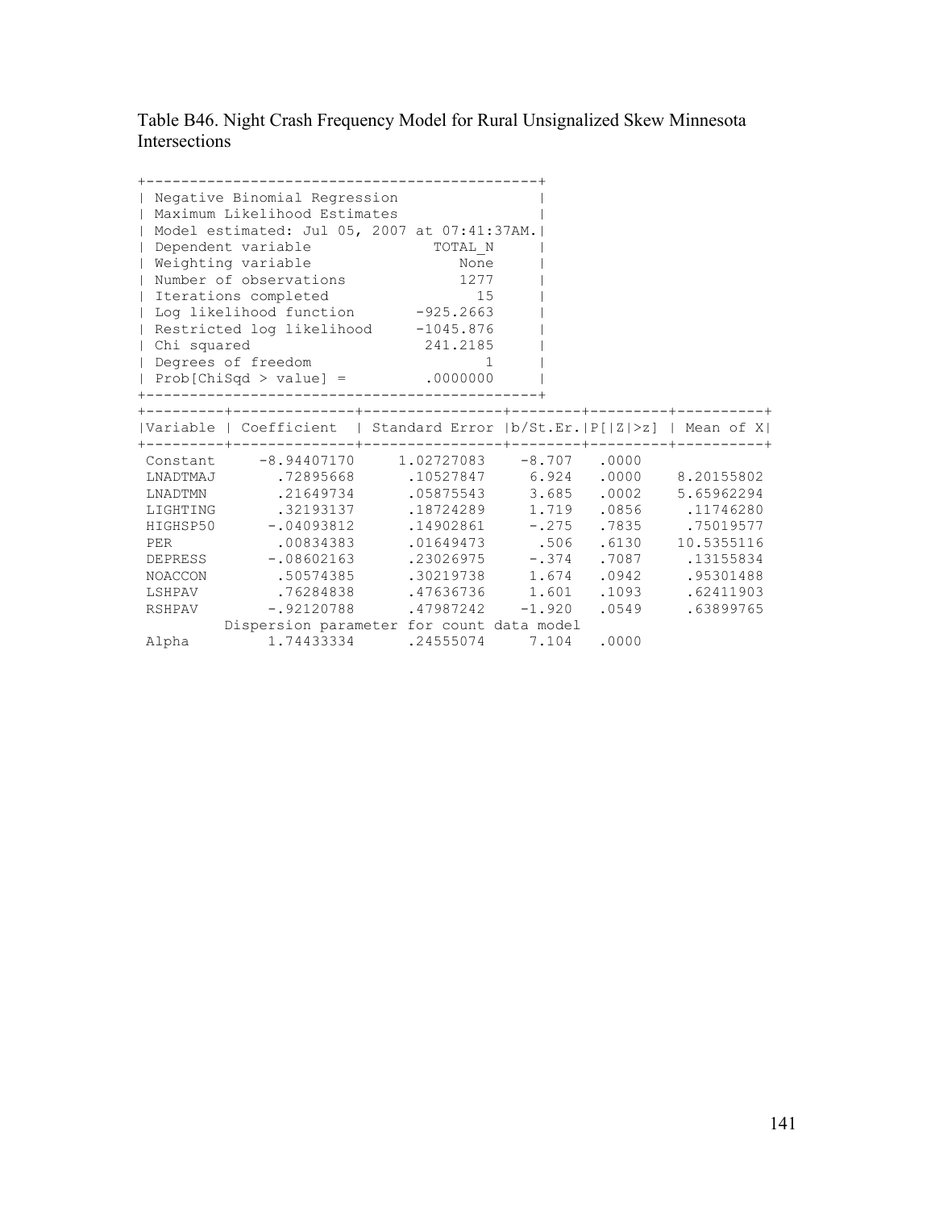Table B46. Night Crash Frequency Model for Rural Unsignalized Skew Minnesota Intersections

```
+---------------------------------------------+
| Negative Binomial Regression                |
| Maximum Likelihood Estimates                |
| Model estimated: Jul 05, 2007 at 07:41:37AM.|
| Dependent variable             TOTAL_N      |
| Weighting variable                None      |
| Number of observations            1277      |
| Iterations completed                15      |
| Log likelihood function       -925.2663     |
| Restricted log likelihood     -1045.876     |
| Chi squared                    241.2185     |
| Degrees of freedom                   1      |
| Prob[ChiSqd > value] =         .0000000     |
+---------------------------------------------+
```

| Variable | Coefficient | Standard Error | b/St.Er. | P[\|Z\|>z] | Mean of X |
|---|---|---|---|---|---|
| Constant | -8.94407170 | 1.02727083 | -8.707 | .0000 | |
| LNADTMAJ | .72895668 | .10527847 | 6.924 | .0000 | 8.20155802 |
| LNADTMN | .21649734 | .05875543 | 3.685 | .0002 | 5.65962294 |
| LIGHTING | .32193137 | .18724289 | 1.719 | .0856 | .11746280 |
| HIGHSP50 | -.04093812 | .14902861 | -.275 | .7835 | .75019577 |
| PER | .00834383 | .01649473 | .506 | .6130 | 10.5355116 |
| DEPRESS | -.08602163 | .23026975 | -.374 | .7087 | .13155834 |
| NOACCON | .50574385 | .30219738 | 1.674 | .0942 | .95301488 |
| LSHPAV | .76284838 | .47636736 | 1.601 | .1093 | .62411903 |
| RSHPAV | -.92120788 | .47987242 | -1.920 | .0549 | .63899765 |
| | Dispersion parameter for count data model | | | | |
| Alpha | 1.74433334 | .24555074 | 7.104 | .0000 | |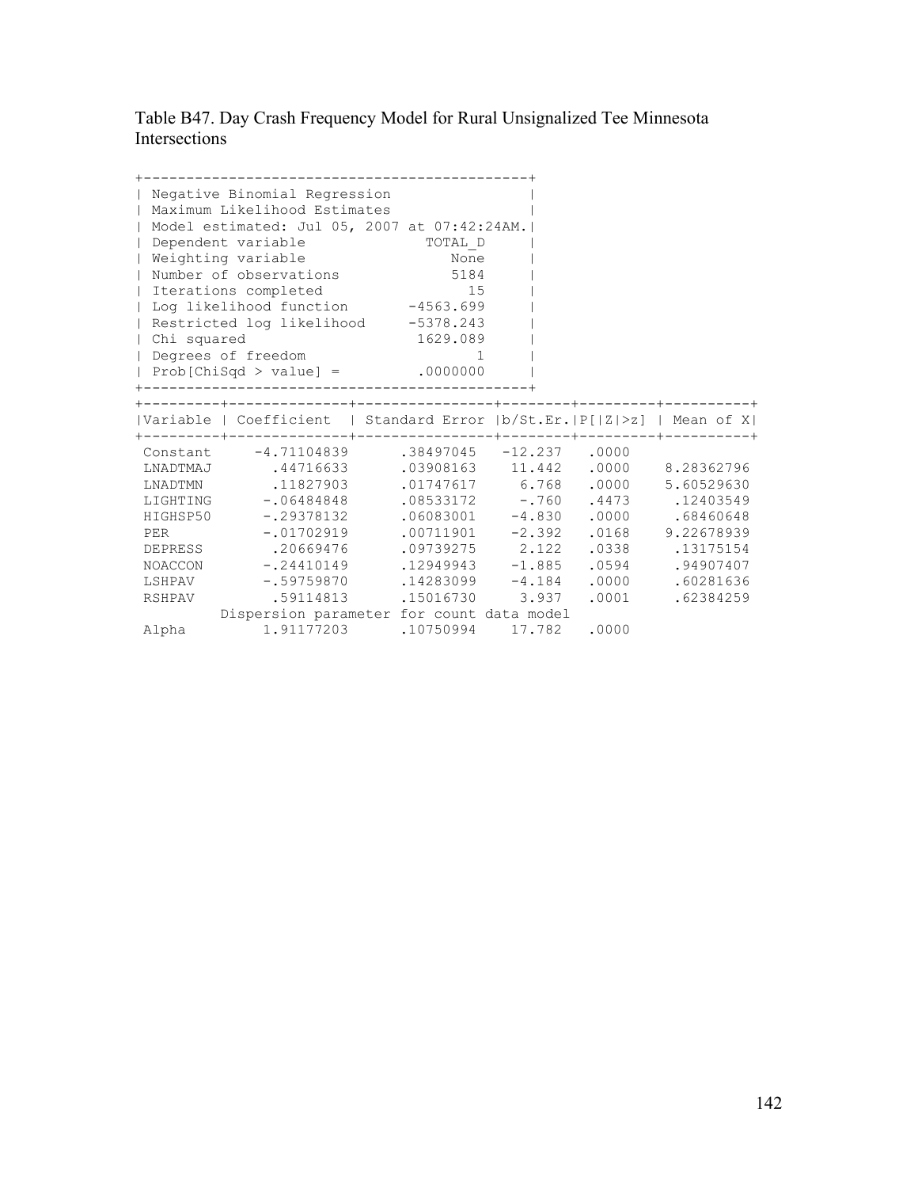Table B47. Day Crash Frequency Model for Rural Unsignalized Tee Minnesota Intersections

| Negative Binomial Regression | |
|---|---|
| Maximum Likelihood Estimates | |
| Model estimated: Jul 05, 2007 at 07:42:24AM. | |
| Dependent variable | TOTAL_D |
| Weighting variable | None |
| Number of observations | 5184 |
| Iterations completed | 15 |
| Log likelihood function | -4563.699 |
| Restricted log likelihood | -5378.243 |
| Chi squared | 1629.089 |
| Degrees of freedom | 1 |
| Prob[ChiSqd > value] = | .0000000 |

| Variable | Coefficient | Standard Error | b/St.Er. | P[\|Z\|>z] | Mean of X |
|---|---|---|---|---|---|
| Constant | -4.71104839 | .38497045 | -12.237 | .0000 | |
| LNADTMAJ | .44716633 | .03908163 | 11.442 | .0000 | 8.28362796 |
| LNADTMN | .11827903 | .01747617 | 6.768 | .0000 | 5.60529630 |
| LIGHTING | -.06484848 | .08533172 | -.760 | .4473 | .12403549 |
| HIGHSP50 | -.29378132 | .06083001 | -4.830 | .0000 | .68460648 |
| PER | -.01702919 | .00711901 | -2.392 | .0168 | 9.22678939 |
| DEPRESS | .20669476 | .09739275 | 2.122 | .0338 | .13175154 |
| NOACCON | -.24410149 | .12949943 | -1.885 | .0594 | .94907407 |
| LSHPAV | -.59759870 | .14283099 | -4.184 | .0000 | .60281636 |
| RSHPAV | .59114813 | .15016730 | 3.937 | .0001 | .62384259 |
| | Dispersion parameter for count data model | | | | |
| Alpha | 1.91177203 | .10750994 | 17.782 | .0000 | |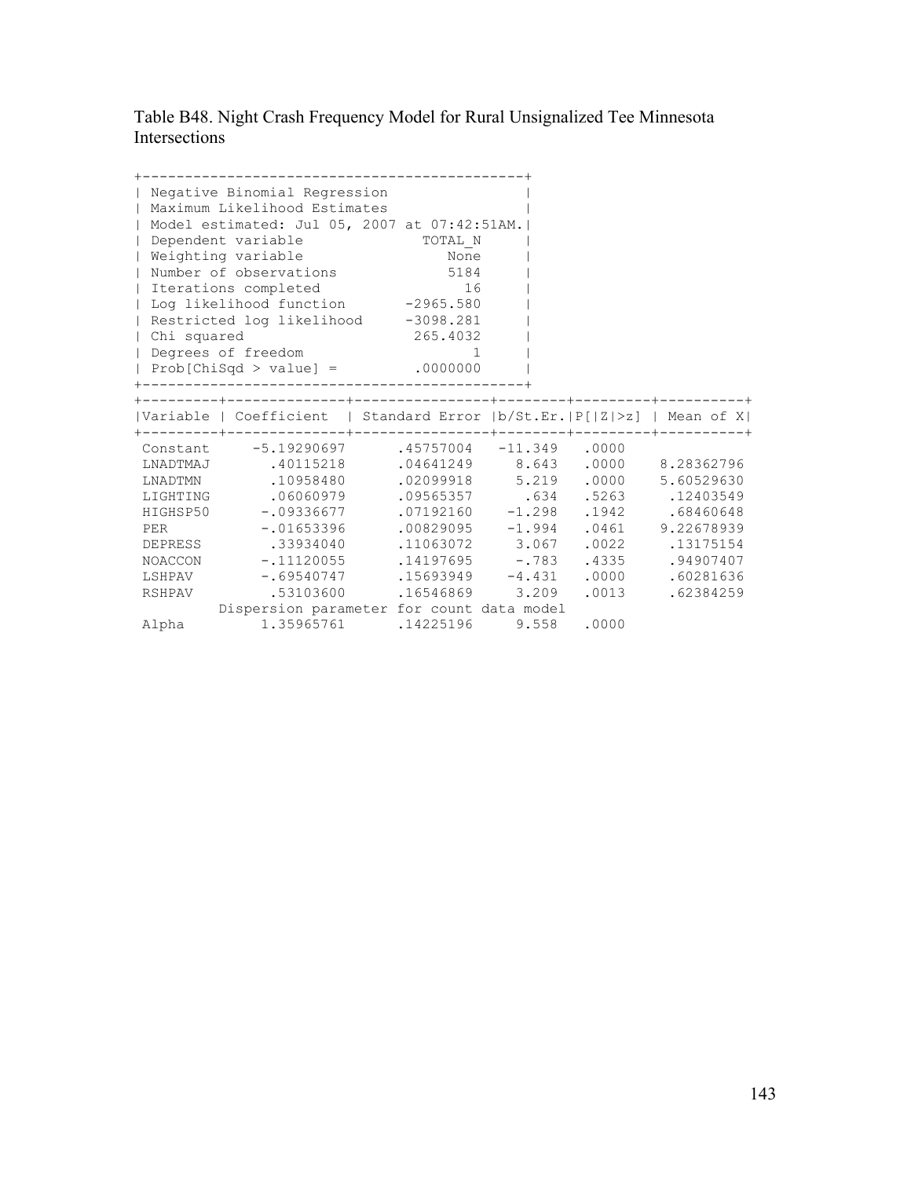Table B48. Night Crash Frequency Model for Rural Unsignalized Tee Minnesota Intersections

| Negative Binomial Regression | |
|---|---|
| Maximum Likelihood Estimates | |
| Model estimated: Jul 05, 2007 at 07:42:51AM. | |
| Dependent variable | TOTAL_N |
| Weighting variable | None |
| Number of observations | 5184 |
| Iterations completed | 16 |
| Log likelihood function | -2965.580 |
| Restricted log likelihood | -3098.281 |
| Chi squared | 265.4032 |
| Degrees of freedom | 1 |
| Prob[ChiSqd > value] = | .0000000 |

| Variable | Coefficient | Standard Error | b/St.Er. | P[\|Z\|>z] | Mean of X |
|---|---|---|---|---|---|
| Constant | -5.19290697 | .45757004 | -11.349 | .0000 | |
| LNADTMAJ | .40115218 | .04641249 | 8.643 | .0000 | 8.28362796 |
| LNADTMN | .10958480 | .02099918 | 5.219 | .0000 | 5.60529630 |
| LIGHTING | .06060979 | .09565357 | .634 | .5263 | .12403549 |
| HIGHSP50 | -.09336677 | .07192160 | -1.298 | .1942 | .68460648 |
| PER | -.01653396 | .00829095 | -1.994 | .0461 | 9.22678939 |
| DEPRESS | .33934040 | .11063072 | 3.067 | .0022 | .13175154 |
| NOACCON | -.11120055 | .14197695 | -.783 | .4335 | .94907407 |
| LSHPAV | -.69540747 | .15693949 | -4.431 | .0000 | .60281636 |
| RSHPAV | .53103600 | .16546869 | 3.209 | .0013 | .62384259 |
| | Dispersion parameter for count data model | | | | |
| Alpha | 1.35965761 | .14225196 | 9.558 | .0000 | |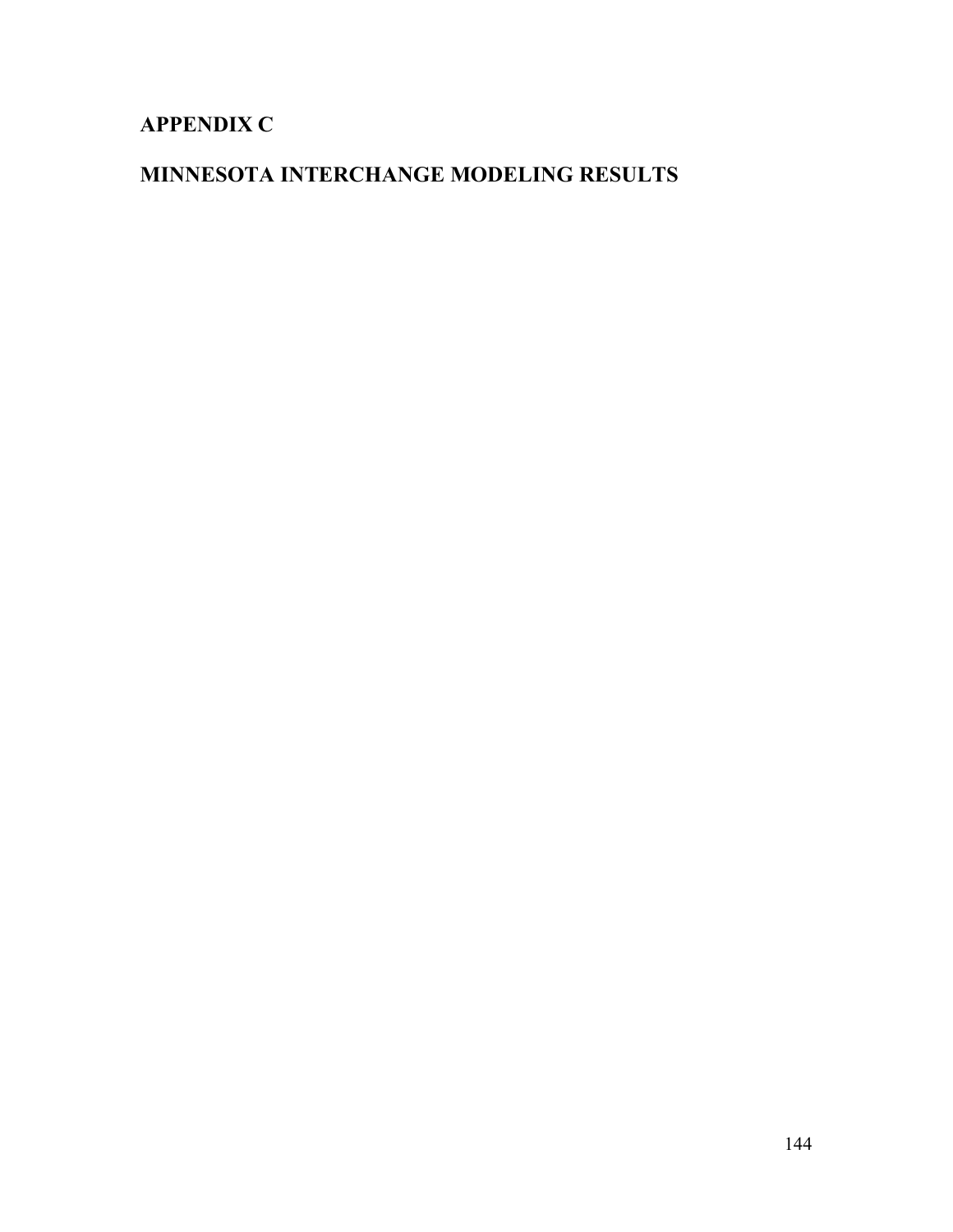# APPENDIX C

# MINNESOTA INTERCHANGE MODELING RESULTS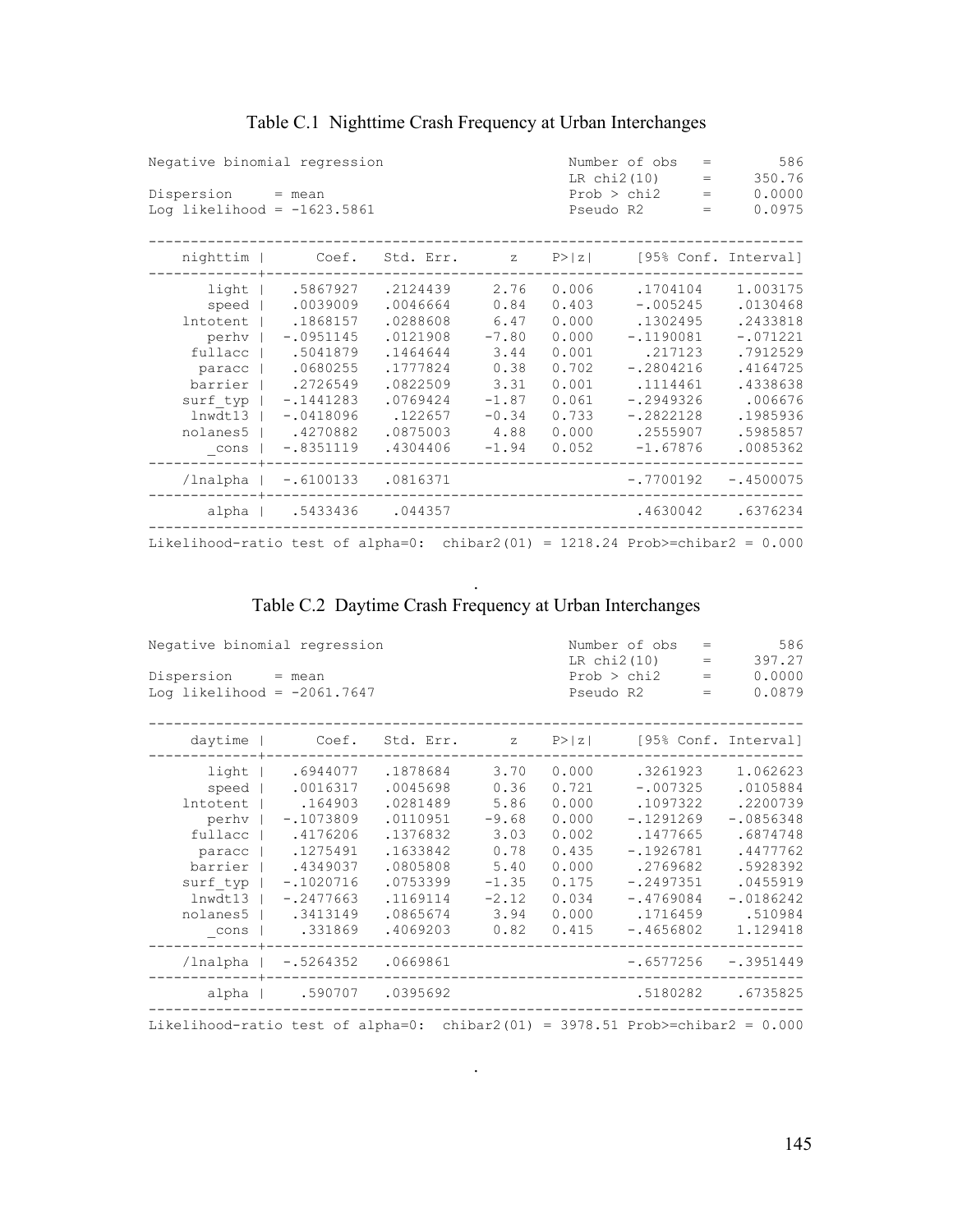## Table C.1 Nighttime Crash Frequency at Urban Interchanges

```
Negative binomial regression                      Number of obs   =        586
                                                  LR chi2(10)     =     350.76
Dispersion     = mean                             Prob > chi2     =     0.0000
Log likelihood = -1623.5861                       Pseudo R2       =     0.0975

------------------------------------------------------------------------------
    nighttim |      Coef.   Std. Err.      z    P>|z|     [95% Conf. Interval]
-------------+----------------------------------------------------------------
       light |   .5867927   .2124439     2.76   0.006      .1704104    1.003175
       speed |   .0039009   .0046664     0.84   0.403     -.005245     .0130468
    lntotent |   .1868157   .0288608     6.47   0.000      .1302495    .2433818
       perhv |  -.0951145   .0121908    -7.80   0.000     -.1190081   -.071221
     fullacc |   .5041879   .1464644     3.44   0.001       .217123    .7912529
      paracc |   .0680255   .1777824     0.38   0.702     -.2804216    .4164725
     barrier |   .2726549   .0822509     3.31   0.001      .1114461    .4338638
    surf_typ |  -.1441283   .0769424    -1.87   0.061     -.2949326    .006676
     lnwdt13 |  -.0418096    .122657    -0.34   0.733     -.2822128    .1985936
    nolanes5 |   .4270882   .0875003     4.88   0.000      .2555907    .5985857
       _cons |  -.8351119   .4304406    -1.94   0.052     -1.67876     .0085362
-------------+----------------------------------------------------------------
    /lnalpha |  -.6100133   .0816371                      -.7700192   -.4500075
-------------+----------------------------------------------------------------
       alpha |   .5433436    .044357                       .4630042    .6376234
------------------------------------------------------------------------------
Likelihood-ratio test of alpha=0:  chibar2(01) = 1218.24 Prob>=chibar2 = 0.000
```

## Table C.2 Daytime Crash Frequency at Urban Interchanges

```
Negative binomial regression                      Number of obs   =        586
                                                  LR chi2(10)     =     397.27
Dispersion     = mean                             Prob > chi2     =     0.0000
Log likelihood = -2061.7647                       Pseudo R2       =     0.0879

------------------------------------------------------------------------------
     daytime |      Coef.   Std. Err.      z    P>|z|     [95% Conf. Interval]
-------------+----------------------------------------------------------------
       light |   .6944077   .1878684     3.70   0.000      .3261923    1.062623
       speed |   .0016317   .0045698     0.36   0.721     -.007325     .0105884
    lntotent |    .164903   .0281489     5.86   0.000      .1097322    .2200739
       perhv |  -.1073809   .0110951    -9.68   0.000     -.1291269   -.0856348
     fullacc |   .4176206   .1376832     3.03   0.002      .1477665    .6874748
      paracc |   .1275491   .1633842     0.78   0.435     -.1926781    .4477762
     barrier |   .4349037   .0805808     5.40   0.000      .2769682    .5928392
    surf_typ |  -.1020716   .0753399    -1.35   0.175     -.2497351    .0455919
     lnwdt13 |  -.2477663   .1169114    -2.12   0.034     -.4769084   -.0186242
    nolanes5 |   .3413149   .0865674     3.94   0.000      .1716459     .510984
       _cons |    .331869   .4069203     0.82   0.415     -.4656802    1.129418
-------------+----------------------------------------------------------------
    /lnalpha |  -.5264352   .0669861                      -.6577256   -.3951449
-------------+----------------------------------------------------------------
       alpha |    .590707   .0395692                       .5180282    .6735825
------------------------------------------------------------------------------
Likelihood-ratio test of alpha=0:  chibar2(01) = 3978.51 Prob>=chibar2 = 0.000
```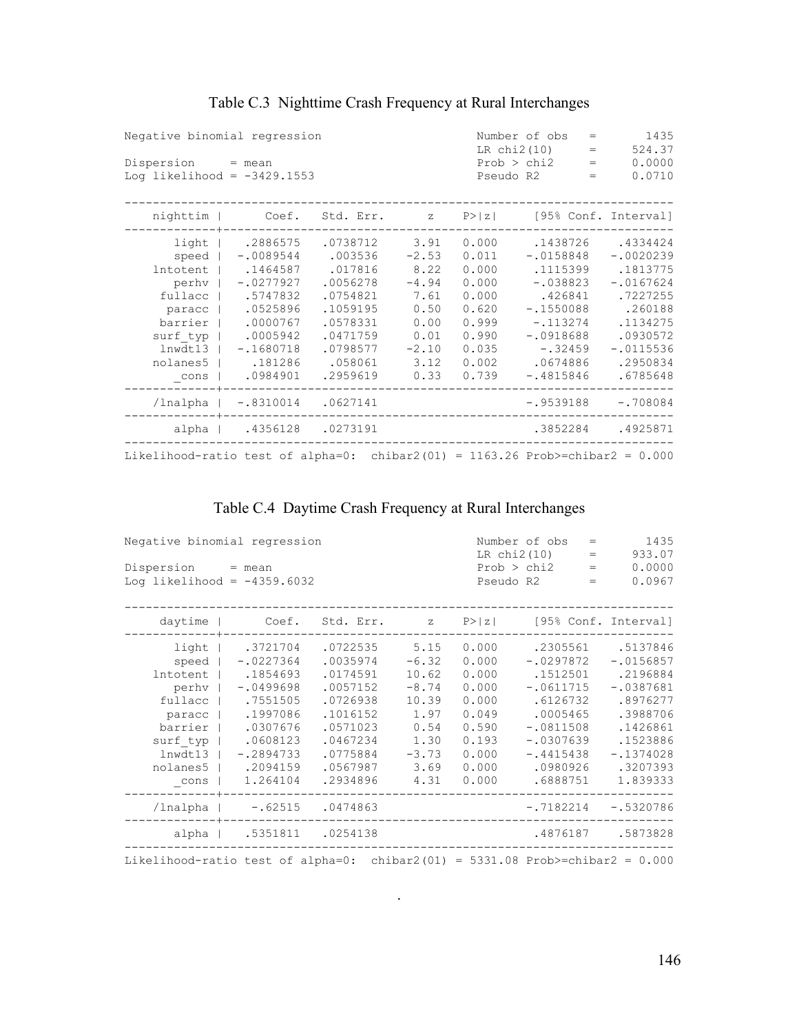## Table C.3 Nighttime Crash Frequency at Rural Interchanges

```
Negative binomial regression                      Number of obs   =       1435
                                                  LR chi2(10)     =     524.37
Dispersion     = mean                             Prob > chi2     =     0.0000
Log likelihood = -3429.1553                       Pseudo R2       =     0.0710

------------------------------------------------------------------------------
    nighttim |      Coef.   Std. Err.      z    P>|z|     [95% Conf. Interval]
-------------+----------------------------------------------------------------
       light |   .2886575   .0738712     3.91   0.000      .1438726    .4334424
       speed |  -.0089544    .003536    -2.53   0.011     -.0158848   -.0020239
    lntotent |   .1464587    .017816     8.22   0.000      .1115399    .1813775
        perhv |  -.0277927   .0056278    -4.94   0.000      -.038823   -.0167624
     fullacc |   .5747832   .0754821     7.61   0.000       .426841    .7227255
      paracc |   .0525896   .1059195     0.50   0.620     -.1550088     .260188
     barrier |   .0000767   .0578331     0.00   0.999      -.113274    .1134275
    surf_typ |   .0005942   .0471759     0.01   0.990     -.0918688    .0930572
     lnwdt13 |  -.1680718   .0798577    -2.10   0.035       -.32459   -.0115536
    nolanes5 |    .181286    .058061     3.12   0.002      .0674886    .2950834
       _cons |   .0984901   .2959619     0.33   0.739     -.4815846    .6785648
-------------+----------------------------------------------------------------
    /lnalpha |  -.8310014   .0627141                     -.9539188    -.708084
-------------+----------------------------------------------------------------
       alpha |   .4356128   .0273191                      .3852284    .4925871
------------------------------------------------------------------------------
Likelihood-ratio test of alpha=0:  chibar2(01) = 1163.26 Prob>=chibar2 = 0.000
```

## Table C.4 Daytime Crash Frequency at Rural Interchanges

```
Negative binomial regression                      Number of obs   =       1435
                                                  LR chi2(10)     =     933.07
Dispersion     = mean                             Prob > chi2     =     0.0000
Log likelihood = -4359.6032                       Pseudo R2       =     0.0967

------------------------------------------------------------------------------
     daytime |      Coef.   Std. Err.      z    P>|z|     [95% Conf. Interval]
-------------+----------------------------------------------------------------
       light |   .3721704   .0722535     5.15   0.000      .2305561    .5137846
       speed |  -.0227364   .0035974    -6.32   0.000     -.0297872   -.0156857
    lntotent |   .1854693   .0174591    10.62   0.000      .1512501    .2196884
        perhv |  -.0499698   .0057152    -8.74   0.000     -.0611715   -.0387681
     fullacc |   .7551505   .0726938    10.39   0.000      .6126732    .8976277
      paracc |   .1997086   .1016152     1.97   0.049      .0005465    .3988706
     barrier |   .0307676   .0571023     0.54   0.590     -.0811508    .1426861
    surf_typ |   .0608123   .0467234     1.30   0.193     -.0307639    .1523886
     lnwdt13 |  -.2894733   .0775884    -3.73   0.000     -.4415438   -.1374028
    nolanes5 |   .2094159   .0567987     3.69   0.000      .0980926    .3207393
       _cons |   1.264104   .2934896     4.31   0.000      .6888751    1.839333
-------------+----------------------------------------------------------------
    /lnalpha |    -.62515   .0474863                     -.7182214   -.5320786
-------------+----------------------------------------------------------------
       alpha |   .5351811   .0254138                      .4876187    .5873828
------------------------------------------------------------------------------
Likelihood-ratio test of alpha=0:  chibar2(01) = 5331.08 Prob>=chibar2 = 0.000
```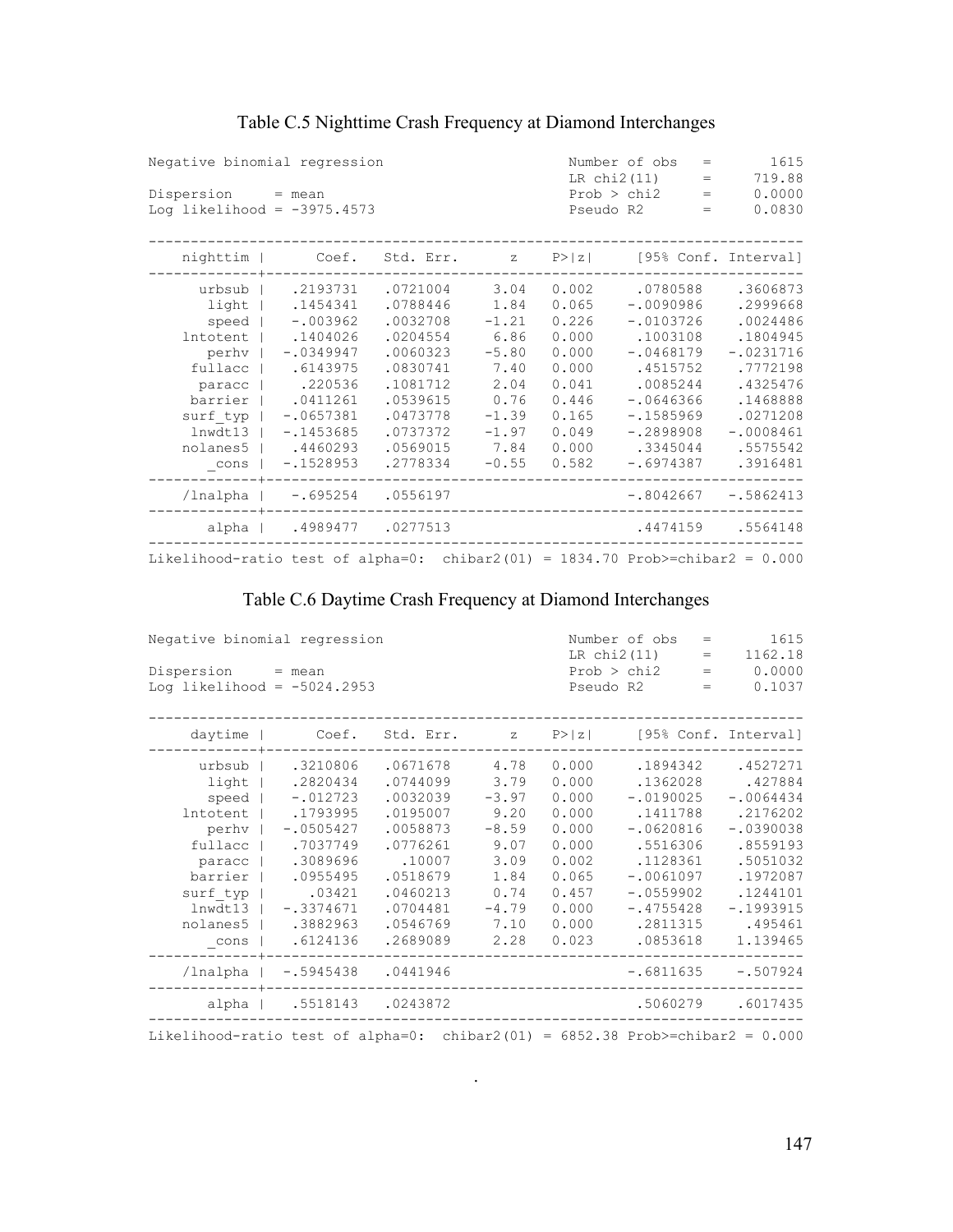## Table C.5 Nighttime Crash Frequency at Diamond Interchanges

```
Negative binomial regression                      Number of obs   =       1615
                                                  LR chi2(11)     =     719.88
Dispersion     = mean                             Prob > chi2     =     0.0000
Log likelihood = -3975.4573                       Pseudo R2       =     0.0830

------------------------------------------------------------------------------
    nighttim |      Coef.   Std. Err.      z    P>|z|     [95% Conf. Interval]
-------------+----------------------------------------------------------------
      urbsub |   .2193731   .0721004     3.04   0.002     .0780588    .3606873
       light |   .1454341   .0788446     1.84   0.065    -.0090986    .2999668
       speed |   -.003962   .0032708    -1.21   0.226    -.0103726    .0024486
    lntotent |   .1404026   .0204554     6.86   0.000     .1003108    .1804945
        perhv |  -.0349947   .0060323    -5.80   0.000    -.0468179   -.0231716
     fullacc |   .6143975   .0830741     7.40   0.000     .4515752    .7772198
      paracc |    .220536   .1081712     2.04   0.041     .0085244    .4325476
     barrier |   .0411261   .0539615     0.76   0.446    -.0646366    .1468888
    surf_typ |  -.0657381   .0473778    -1.39   0.165    -.1585969    .0271208
     lnwdt13 |  -.1453685   .0737372    -1.97   0.049    -.2898908   -.0008461
    nolanes5 |   .4460293   .0569015     7.84   0.000     .3345044    .5575542
       _cons |  -.1528953   .2778334    -0.55   0.582    -.6974387    .3916481
-------------+----------------------------------------------------------------
    /lnalpha |   -.695254   .0556197                     -.8042667   -.5862413
-------------+----------------------------------------------------------------
       alpha |   .4989477   .0277513                      .4474159    .5564148
------------------------------------------------------------------------------
Likelihood-ratio test of alpha=0:  chibar2(01) = 1834.70 Prob>=chibar2 = 0.000
```

## Table C.6 Daytime Crash Frequency at Diamond Interchanges

```
Negative binomial regression                      Number of obs   =       1615
                                                  LR chi2(11)     =    1162.18
Dispersion     = mean                             Prob > chi2     =     0.0000
Log likelihood = -5024.2953                       Pseudo R2       =     0.1037

------------------------------------------------------------------------------
     daytime |      Coef.   Std. Err.      z    P>|z|     [95% Conf. Interval]
-------------+----------------------------------------------------------------
      urbsub |   .3210806   .0671678     4.78   0.000     .1894342    .4527271
       light |   .2820434   .0744099     3.79   0.000     .1362028     .427884
       speed |   -.012723   .0032039    -3.97   0.000    -.0190025   -.0064434
    lntotent |   .1793995   .0195007     9.20   0.000     .1411788    .2176202
       perhv |  -.0505427   .0058873    -8.59   0.000    -.0620816   -.0390038
     fullacc |   .7037749   .0776261     9.07   0.000     .5516306    .8559193
      paracc |   .3089696     .10007     3.09   0.002     .1128361    .5051032
     barrier |   .0955495   .0518679     1.84   0.065    -.0061097    .1972087
    surf_typ |     .03421   .0460213     0.74   0.457    -.0559902    .1244101
     lnwdt13 |  -.3374671   .0704481    -4.79   0.000    -.4755428   -.1993915
    nolanes5 |   .3882963   .0546769     7.10   0.000     .2811315     .495461
       _cons |   .6124136   .2689089     2.28   0.023     .0853618    1.139465
-------------+----------------------------------------------------------------
    /lnalpha |  -.5945438   .0441946                     -.6811635    -.507924
-------------+----------------------------------------------------------------
       alpha |   .5518143   .0243872                      .5060279    .6017435
------------------------------------------------------------------------------
Likelihood-ratio test of alpha=0:  chibar2(01) = 6852.38 Prob>=chibar2 = 0.000
```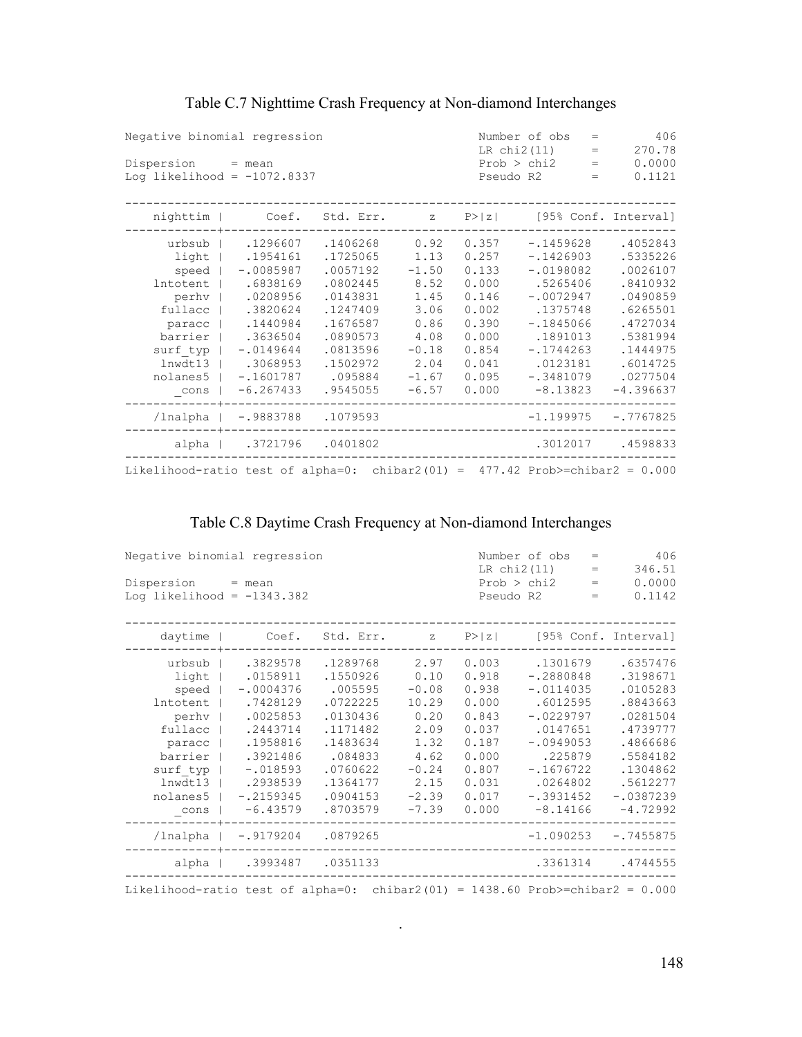## Table C.7 Nighttime Crash Frequency at Non-diamond Interchanges

```
Negative binomial regression                      Number of obs   =        406
                                                  LR chi2(11)     =     270.78
Dispersion     = mean                             Prob > chi2     =     0.0000
Log likelihood = -1072.8337                       Pseudo R2       =     0.1121

------------------------------------------------------------------------------
    nighttim |      Coef.   Std. Err.      z    P>|z|     [95% Conf. Interval]
-------------+----------------------------------------------------------------
      urbsub |   .1296607   .1406268     0.92   0.357    -.1459628    .4052843
       light |   .1954161   .1725065     1.13   0.257    -.1426903    .5335226
       speed |  -.0085987   .0057192    -1.50   0.133    -.0198082    .0026107
    lntotent |   .6838169   .0802445     8.52   0.000     .5265406    .8410932
        perhv |   .0208956   .0143831     1.45   0.146    -.0072947    .0490859
     fullacc |   .3820624   .1247409     3.06   0.002     .1375748    .6265501
      paracc |   .1440984   .1676587     0.86   0.390    -.1845066    .4727034
     barrier |   .3636504   .0890573     4.08   0.000     .1891013    .5381994
    surf_typ |  -.0149644   .0813596    -0.18   0.854    -.1744263    .1444975
     lnwdt13 |   .3068953   .1502972     2.04   0.041     .0123181    .6014725
    nolanes5 |  -.1601787    .095884    -1.67   0.095    -.3481079    .0277504
       _cons |  -6.267433   .9545055    -6.57   0.000     -8.13823   -4.396637
-------------+----------------------------------------------------------------
    /lnalpha |  -.9883788   .1079593                     -1.199975   -.7767825
-------------+----------------------------------------------------------------
       alpha |   .3721796   .0401802                      .3012017    .4598833
------------------------------------------------------------------------------
Likelihood-ratio test of alpha=0:  chibar2(01) =  477.42 Prob>=chibar2 = 0.000
```

## Table C.8 Daytime Crash Frequency at Non-diamond Interchanges

```
Negative binomial regression                      Number of obs   =        406
                                                  LR chi2(11)     =     346.51
Dispersion     = mean                             Prob > chi2     =     0.0000
Log likelihood = -1343.382                        Pseudo R2       =     0.1142

------------------------------------------------------------------------------
     daytime |      Coef.   Std. Err.      z    P>|z|     [95% Conf. Interval]
-------------+----------------------------------------------------------------
      urbsub |   .3829578   .1289768     2.97   0.003     .1301679    .6357476
       light |   .0158911   .1550926     0.10   0.918    -.2880848    .3198671
       speed |  -.0004376    .005595    -0.08   0.938    -.0114035    .0105283
    lntotent |   .7428129   .0722225    10.29   0.000     .6012595    .8843663
        perhv |   .0025853   .0130436     0.20   0.843    -.0229797    .0281504
     fullacc |   .2443714   .1171482     2.09   0.037     .0147651    .4739777
      paracc |   .1958816   .1483634     1.32   0.187    -.0949053    .4866686
     barrier |   .3921486    .084833     4.62   0.000      .225879    .5584182
    surf_typ |   -.018593   .0760622    -0.24   0.807    -.1676722    .1304862
     lnwdt13 |   .2938539   .1364177     2.15   0.031     .0264802    .5612277
    nolanes5 |  -.2159345   .0904153    -2.39   0.017    -.3931452   -.0387239
       _cons |   -6.43579   .8703579    -7.39   0.000     -8.14166    -4.72992
-------------+----------------------------------------------------------------
    /lnalpha |  -.9179204   .0879265                     -1.090253   -.7455875
-------------+----------------------------------------------------------------
       alpha |   .3993487   .0351133                      .3361314    .4744555
------------------------------------------------------------------------------
Likelihood-ratio test of alpha=0:  chibar2(01) = 1438.60 Prob>=chibar2 = 0.000
```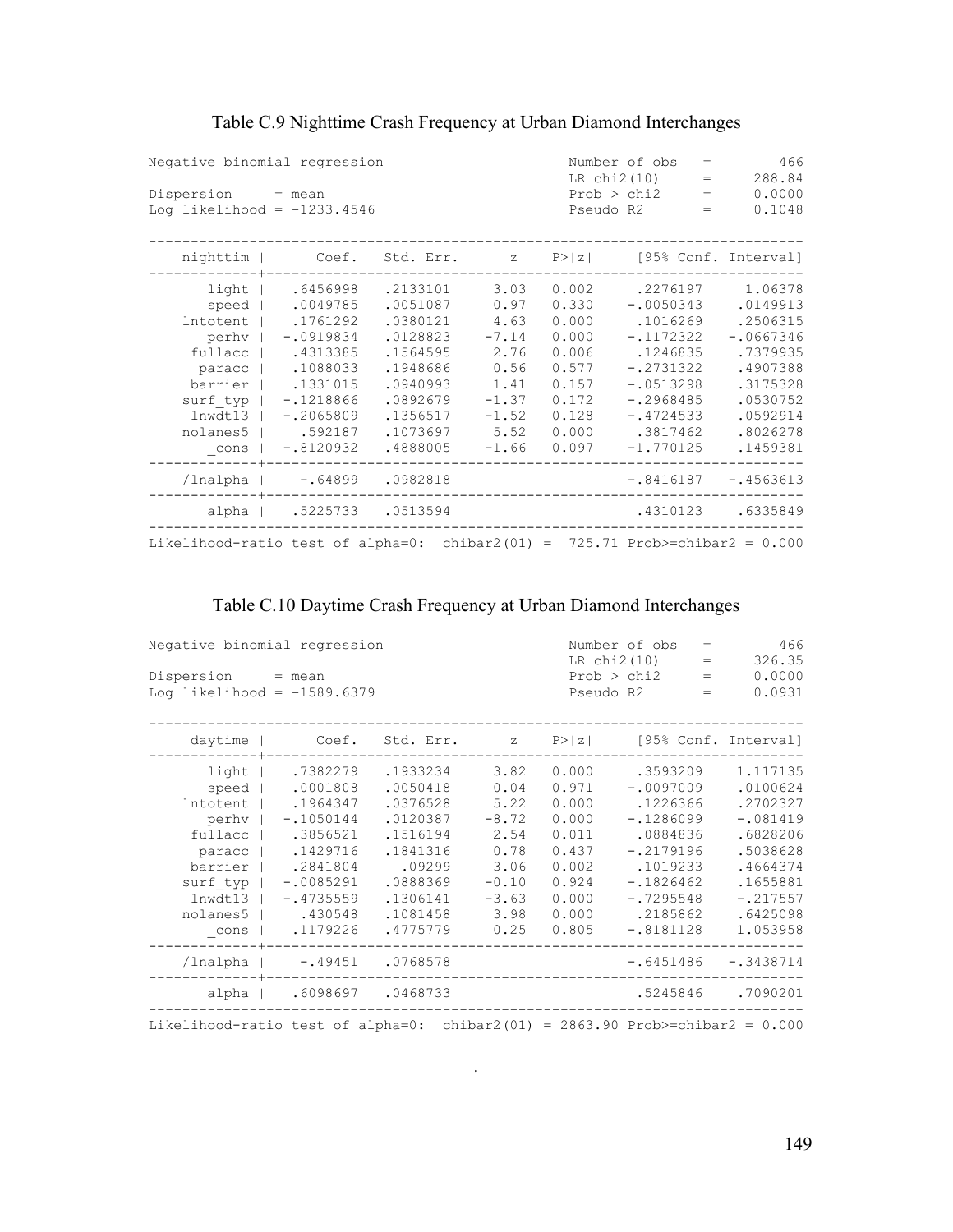### Table C.9 Nighttime Crash Frequency at Urban Diamond Interchanges

```
Negative binomial regression                      Number of obs   =        466
                                                  LR chi2(10)     =     288.84
Dispersion     = mean                             Prob > chi2     =     0.0000
Log likelihood = -1233.4546                       Pseudo R2       =     0.1048

------------------------------------------------------------------------------
    nighttim |      Coef.   Std. Err.      z    P>|z|     [95% Conf. Interval]
-------------+----------------------------------------------------------------
       light |   .6456998   .2133101     3.03   0.002     .2276197     1.06378
       speed |   .0049785   .0051087     0.97   0.330    -.0050343    .0149913
    lntotent |   .1761292   .0380121     4.63   0.000     .1016269    .2506315
       perhv |  -.0919834   .0128823    -7.14   0.000    -.1172322   -.0667346
     fullacc |   .4313385   .1564595     2.76   0.006     .1246835    .7379935
      paracc |   .1088033   .1948686     0.56   0.577    -.2731322    .4907388
     barrier |   .1331015   .0940993     1.41   0.157    -.0513298    .3175328
    surf_typ |  -.1218866   .0892679    -1.37   0.172    -.2968485    .0530752
     lnwdt13 |  -.2065809   .1356517    -1.52   0.128    -.4724533    .0592914
    nolanes5 |    .592187   .1073697     5.52   0.000     .3817462    .8026278
       _cons |  -.8120932   .4888005    -1.66   0.097    -1.770125    .1459381
-------------+----------------------------------------------------------------
    /lnalpha |   -.64899    .0982818                     -.8416187   -.4563613
-------------+----------------------------------------------------------------
       alpha |   .5225733   .0513594                      .4310123    .6335849
------------------------------------------------------------------------------
Likelihood-ratio test of alpha=0:  chibar2(01) =  725.71 Prob>=chibar2 = 0.000
```

### Table C.10 Daytime Crash Frequency at Urban Diamond Interchanges

```
Negative binomial regression                      Number of obs   =        466
                                                  LR chi2(10)     =     326.35
Dispersion     = mean                             Prob > chi2     =     0.0000
Log likelihood = -1589.6379                       Pseudo R2       =     0.0931

------------------------------------------------------------------------------
     daytime |      Coef.   Std. Err.      z    P>|z|     [95% Conf. Interval]
-------------+----------------------------------------------------------------
       light |   .7382279   .1933234     3.82   0.000     .3593209    1.117135
       speed |   .0001808   .0050418     0.04   0.971    -.0097009    .0100624
    lntotent |   .1964347   .0376528     5.22   0.000     .1226366    .2702327
       perhv |  -.1050144   .0120387    -8.72   0.000    -.1286099    -.081419
     fullacc |   .3856521   .1516194     2.54   0.011     .0884836    .6828206
      paracc |   .1429716   .1841316     0.78   0.437    -.2179196    .5038628
     barrier |   .2841804     .09299     3.06   0.002     .1019233    .4664374
    surf_typ |  -.0085291   .0888369    -0.10   0.924    -.1826462    .1655881
     lnwdt13 |  -.4735559   .1306141    -3.63   0.000    -.7295548    -.217557
    nolanes5 |    .430548   .1081458     3.98   0.000     .2185862    .6425098
       _cons |   .1179226   .4775779     0.25   0.805    -.8181128    1.053958
-------------+----------------------------------------------------------------
    /lnalpha |   -.49451    .0768578                     -.6451486   -.3438714
-------------+----------------------------------------------------------------
       alpha |   .6098697   .0468733                      .5245846    .7090201
------------------------------------------------------------------------------
Likelihood-ratio test of alpha=0:  chibar2(01) = 2863.90 Prob>=chibar2 = 0.000
```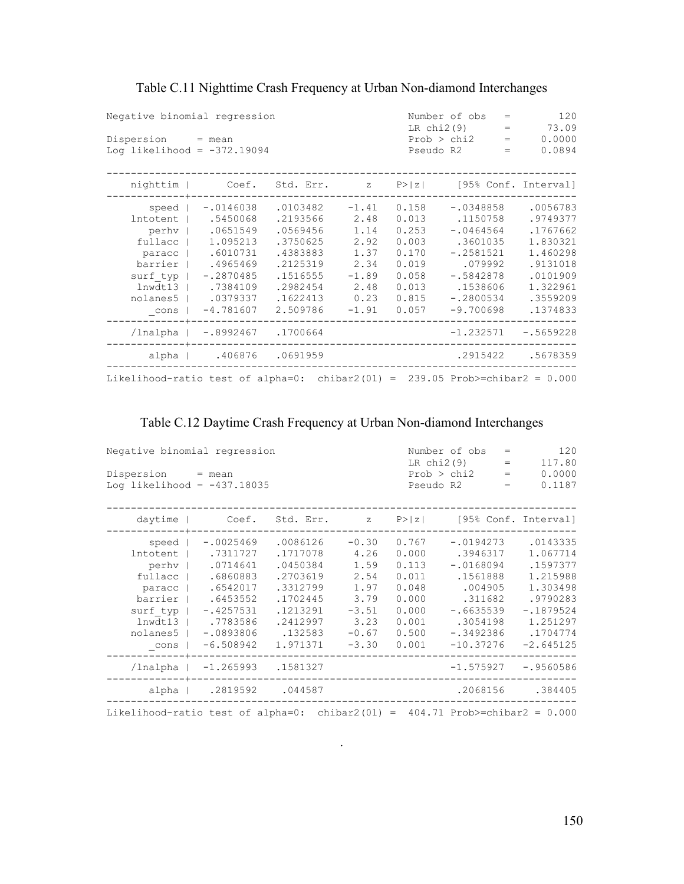## Table C.11 Nighttime Crash Frequency at Urban Non-diamond Interchanges

```
Negative binomial regression                      Number of obs   =        120
                                                  LR chi2(9)      =      73.09
Dispersion     = mean                             Prob > chi2     =     0.0000
Log likelihood = -372.19094                       Pseudo R2       =     0.0894

------------------------------------------------------------------------------
    nighttim |      Coef.   Std. Err.      z    P>|z|     [95% Conf. Interval]
-------------+----------------------------------------------------------------
       speed |  -.0146038   .0103482    -1.41   0.158    -.0348858    .0056783
    lntotent |   .5450068   .2193566     2.48   0.013     .1150758    .9749377
       perhv |   .0651549   .0569456     1.14   0.253    -.0464564    .1767662
     fullacc |   1.095213   .3750625     2.92   0.003     .3601035    1.830321
      paracc |   .6010731   .4383883     1.37   0.170    -.2581521    1.460298
     barrier |   .4965469   .2125319     2.34   0.019      .079992    .9131018
    surf_typ |  -.2870485   .1516555    -1.89   0.058    -.5842878    .0101909
     lnwdt13 |   .7384109   .2982454     2.48   0.013     .1538606    1.322961
    nolanes5 |   .0379337   .1622413     0.23   0.815    -.2800534    .3559209
       _cons |  -4.781607   2.509786    -1.91   0.057    -9.700698    .1374833
-------------+----------------------------------------------------------------
    /lnalpha |  -.8992467   .1700664                     -1.232571   -.5659228
-------------+----------------------------------------------------------------
       alpha |    .406876   .0691959                      .2915422    .5678359
------------------------------------------------------------------------------
Likelihood-ratio test of alpha=0:  chibar2(01) =  239.05 Prob>=chibar2 = 0.000
```

## Table C.12 Daytime Crash Frequency at Urban Non-diamond Interchanges

```
Negative binomial regression                      Number of obs   =        120
                                                  LR chi2(9)      =     117.80
Dispersion     = mean                             Prob > chi2     =     0.0000
Log likelihood = -437.18035                       Pseudo R2       =     0.1187

------------------------------------------------------------------------------
     daytime |      Coef.   Std. Err.      z    P>|z|     [95% Conf. Interval]
-------------+----------------------------------------------------------------
       speed |  -.0025469   .0086126    -0.30   0.767    -.0194273    .0143335
    lntotent |   .7311727   .1717078     4.26   0.000     .3946317    1.067714
       perhv |   .0714641   .0450384     1.59   0.113    -.0168094    .1597377
     fullacc |   .6860883   .2703619     2.54   0.011     .1561888    1.215988
      paracc |   .6542017   .3312799     1.97   0.048      .004905    1.303498
     barrier |   .6453552   .1702445     3.79   0.000      .311682    .9790283
    surf_typ |  -.4257531   .1213291    -3.51   0.000    -.6635539   -.1879524
     lnwdt13 |   .7783586   .2412997     3.23   0.001     .3054198    1.251297
    nolanes5 |  -.0893806    .132583    -0.67   0.500    -.3492386    .1704774
       _cons |  -6.508942   1.971371    -3.30   0.001    -10.37276   -2.645125
-------------+----------------------------------------------------------------
    /lnalpha |  -1.265993   .1581327                     -1.575927   -.9560586
-------------+----------------------------------------------------------------
       alpha |   .2819592    .044587                      .2068156     .384405
------------------------------------------------------------------------------
Likelihood-ratio test of alpha=0:  chibar2(01) =  404.71 Prob>=chibar2 = 0.000
```

.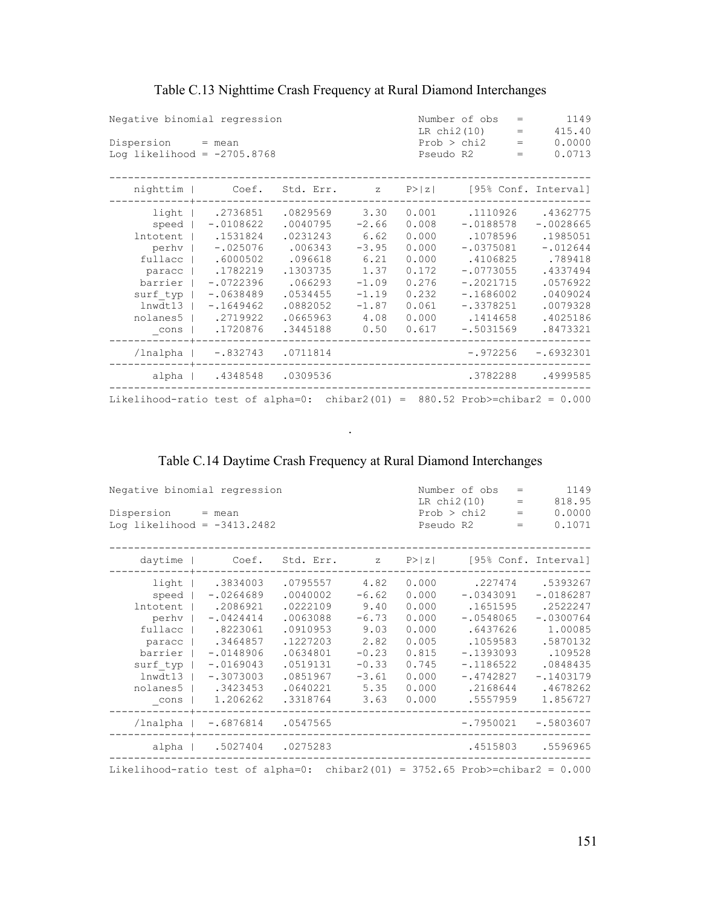# Table C.13 Nighttime Crash Frequency at Rural Diamond Interchanges

```
Negative binomial regression                      Number of obs   =       1149
                                                  LR chi2(10)     =     415.40
Dispersion     = mean                             Prob > chi2     =     0.0000
Log likelihood = -2705.8768                       Pseudo R2       =     0.0713

------------------------------------------------------------------------------
    nighttim |      Coef.   Std. Err.      z    P>|z|     [95% Conf. Interval]
-------------+----------------------------------------------------------------
       light |   .2736851   .0829569     3.30   0.001      .1110926    .4362775
       speed |  -.0108622   .0040795    -2.66   0.008     -.0188578   -.0028665
    lntotent |   .1531824   .0231243     6.62   0.000      .1078596    .1985051
       perhv |   -.025076    .006343    -3.95   0.000     -.0375081    -.012644
     fullacc |   .6000502    .096618     6.21   0.000      .4106825     .789418
      paracc |   .1782219   .1303735     1.37   0.172     -.0773055    .4337494
     barrier |  -.0722396    .066293    -1.09   0.276     -.2021715    .0576922
    surf_typ |  -.0638489   .0534455    -1.19   0.232     -.1686002    .0409024
     lnwdt13 |  -.1649462   .0882052    -1.87   0.061     -.3378251    .0079328
    nolanes5 |   .2719922   .0665963     4.08   0.000      .1414658    .4025186
       _cons |   .1720876   .3445188     0.50   0.617     -.5031569    .8473321
-------------+----------------------------------------------------------------
    /lnalpha |   -.832743   .0711814                      -.972256   -.6932301
-------------+----------------------------------------------------------------
       alpha |   .4348548   .0309536                      .3782288    .4999585
------------------------------------------------------------------------------
Likelihood-ratio test of alpha=0:  chibar2(01) =  880.52 Prob>=chibar2 = 0.000
```

.

# Table C.14 Daytime Crash Frequency at Rural Diamond Interchanges

```
Negative binomial regression                      Number of obs   =       1149
                                                  LR chi2(10)     =     818.95
Dispersion     = mean                             Prob > chi2     =     0.0000
Log likelihood = -3413.2482                       Pseudo R2       =     0.1071

------------------------------------------------------------------------------
     daytime |      Coef.   Std. Err.      z    P>|z|     [95% Conf. Interval]
-------------+----------------------------------------------------------------
       light |   .3834003   .0795557     4.82   0.000       .227474    .5393267
       speed |  -.0264689   .0040002    -6.62   0.000     -.0343091   -.0186287
    lntotent |   .2086921   .0222109     9.40   0.000      .1651595    .2522247
       perhv |  -.0424414   .0063088    -6.73   0.000     -.0548065   -.0300764
     fullacc |   .8223061   .0910953     9.03   0.000      .6437626     1.00085
      paracc |   .3464857   .1227203     2.82   0.005      .1059583    .5870132
     barrier |  -.0148906   .0634801    -0.23   0.815     -.1393093     .109528
    surf_typ |  -.0169043   .0519131    -0.33   0.745     -.1186522    .0848435
     lnwdt13 |  -.3073003   .0851967    -3.61   0.000     -.4742827   -.1403179
    nolanes5 |   .3423453   .0640221     5.35   0.000      .2168644    .4678262
       _cons |   1.206262   .3318764     3.63   0.000      .5557959    1.856727
-------------+----------------------------------------------------------------
    /lnalpha |  -.6876814   .0547565                     -.7950021   -.5803607
-------------+----------------------------------------------------------------
       alpha |   .5027404   .0275283                      .4515803    .5596965
------------------------------------------------------------------------------
Likelihood-ratio test of alpha=0:  chibar2(01) = 3752.65 Prob>=chibar2 = 0.000
```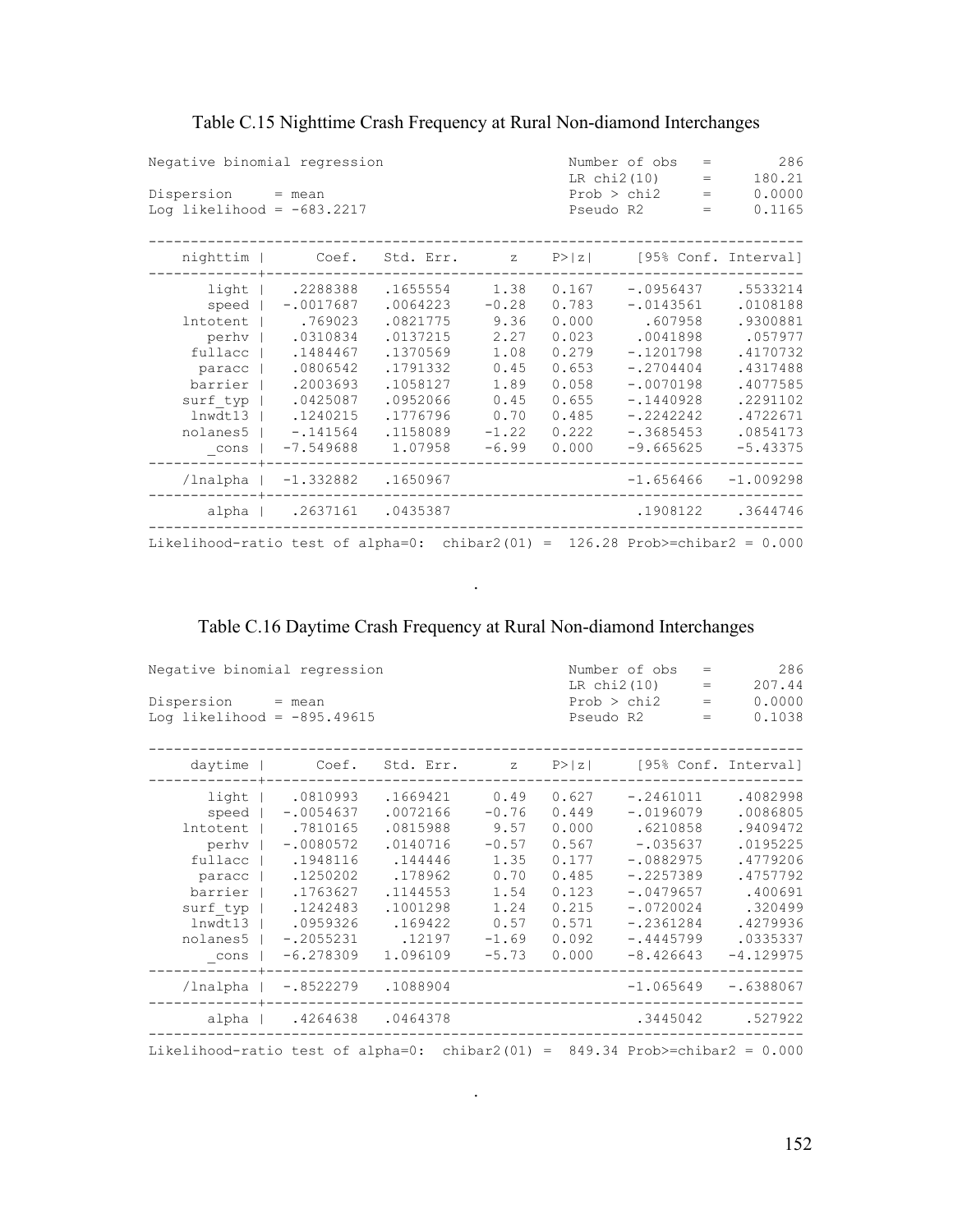Table C.15 Nighttime Crash Frequency at Rural Non-diamond Interchanges

```
Negative binomial regression                      Number of obs   =        286
                                                  LR chi2(10)     =     180.21
Dispersion     = mean                             Prob > chi2     =     0.0000
Log likelihood = -683.2217                        Pseudo R2       =     0.1165

------------------------------------------------------------------------------
    nighttim |      Coef.   Std. Err.      z    P>|z|     [95% Conf. Interval]
-------------+----------------------------------------------------------------
       light |   .2288388   .1655554     1.38   0.167    -.0956437    .5533214
       speed |  -.0017687   .0064223    -0.28   0.783    -.0143561    .0108188
    lntotent |    .769023   .0821775     9.36   0.000      .607958    .9300881
       perhv |   .0310834   .0137215     2.27   0.023     .0041898     .057977
     fullacc |   .1484467   .1370569     1.08   0.279    -.1201798    .4170732
      paracc |   .0806542   .1791332     0.45   0.653    -.2704404    .4317488
     barrier |   .2003693   .1058127     1.89   0.058    -.0070198    .4077585
    surf_typ |   .0425087   .0952066     0.45   0.655    -.1440928    .2291102
     lnwdt13 |   .1240215   .1776796     0.70   0.485    -.2242242    .4722671
    nolanes5 |   -.141564   .1158089    -1.22   0.222    -.3685453    .0854173
       _cons |  -7.549688    1.07958    -6.99   0.000    -9.665625    -5.43375
-------------+----------------------------------------------------------------
    /lnalpha |  -1.332882   .1650967                     -1.656466   -1.009298
-------------+----------------------------------------------------------------
       alpha |   .2637161   .0435387                      .1908122    .3644746
------------------------------------------------------------------------------
Likelihood-ratio test of alpha=0:  chibar2(01) =  126.28 Prob>=chibar2 = 0.000
```

.

Table C.16 Daytime Crash Frequency at Rural Non-diamond Interchanges

```
Negative binomial regression                      Number of obs   =        286
                                                  LR chi2(10)     =     207.44
Dispersion     = mean                             Prob > chi2     =     0.0000
Log likelihood = -895.49615                       Pseudo R2       =     0.1038

------------------------------------------------------------------------------
     daytime |      Coef.   Std. Err.      z    P>|z|     [95% Conf. Interval]
-------------+----------------------------------------------------------------
       light |   .0810993   .1669421     0.49   0.627    -.2461011    .4082998
       speed |  -.0054637   .0072166    -0.76   0.449    -.0196079    .0086805
    lntotent |   .7810165   .0815988     9.57   0.000     .6210858    .9409472
       perhv |  -.0080572   .0140716    -0.57   0.567     -.035637    .0195225
     fullacc |   .1948116    .144446     1.35   0.177    -.0882975    .4779206
      paracc |   .1250202    .178962     0.70   0.485    -.2257389    .4757792
     barrier |   .1763627   .1144553     1.54   0.123    -.0479657     .400691
    surf_typ |   .1242483   .1001298     1.24   0.215    -.0720024     .320499
     lnwdt13 |   .0959326    .169422     0.57   0.571    -.2361284    .4279936
    nolanes5 |  -.2055231     .12197    -1.69   0.092    -.4445799    .0335337
       _cons |  -6.278309   1.096109    -5.73   0.000    -8.426643   -4.129975
-------------+----------------------------------------------------------------
    /lnalpha |  -.8522279   .1088904                     -1.065649   -.6388067
-------------+----------------------------------------------------------------
       alpha |   .4264638   .0464378                      .3445042     .527922
------------------------------------------------------------------------------
Likelihood-ratio test of alpha=0:  chibar2(01) =  849.34 Prob>=chibar2 = 0.000
```

.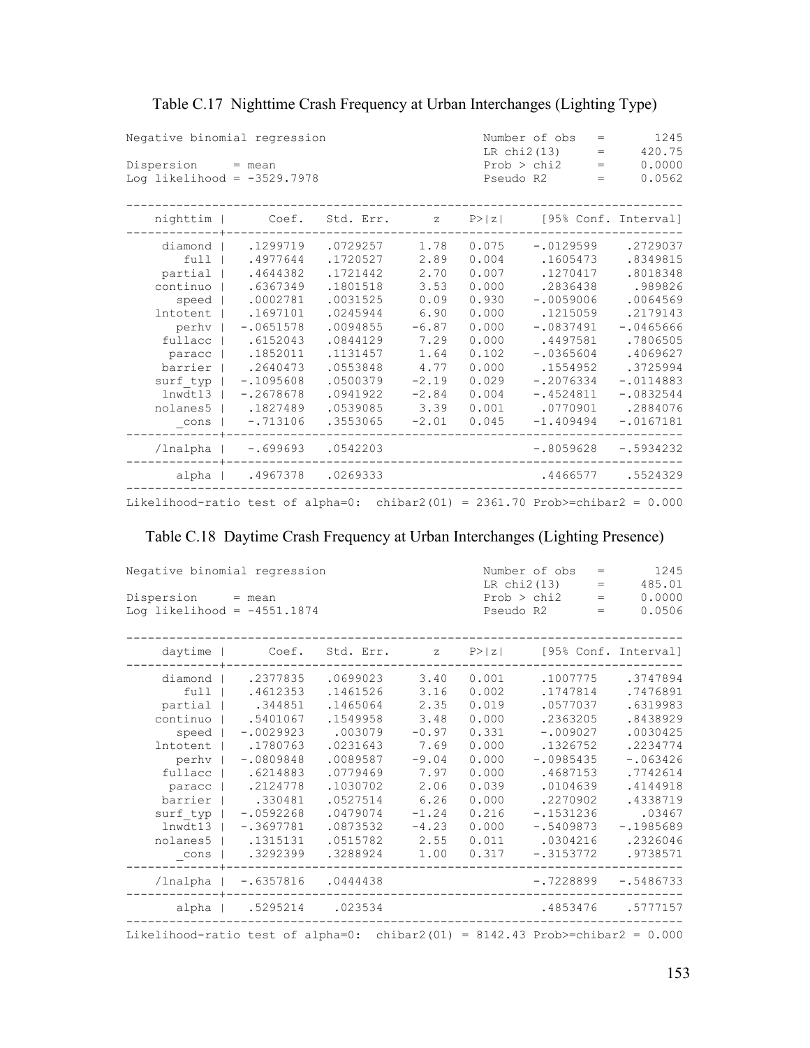Table C.17 Nighttime Crash Frequency at Urban Interchanges (Lighting Type)

```
Negative binomial regression                      Number of obs   =       1245
                                                  LR chi2(13)     =     420.75
Dispersion     = mean                             Prob > chi2     =     0.0000
Log likelihood = -3529.7978                       Pseudo R2       =     0.0562

------------------------------------------------------------------------------
    nighttim |      Coef.   Std. Err.      z    P>|z|     [95% Conf. Interval]
-------------+----------------------------------------------------------------
     diamond |   .1299719   .0729257     1.78   0.075    -.0129599    .2729037
        full |   .4977644   .1720527     2.89   0.004     .1605473    .8349815
     partial |   .4644382   .1721442     2.70   0.007     .1270417    .8018348
    continuo |   .6367349   .1801518     3.53   0.000     .2836438     .989826
       speed |   .0002781   .0031525     0.09   0.930    -.0059006    .0064569
    lntotent |   .1697101   .0245944     6.90   0.000     .1215059    .2179143
       perhv |  -.0651578   .0094855    -6.87   0.000    -.0837491   -.0465666
     fullacc |   .6152043   .0844129     7.29   0.000     .4497581    .7806505
      paracc |   .1852011   .1131457     1.64   0.102    -.0365604    .4069627
     barrier |   .2640473   .0553848     4.77   0.000     .1554952    .3725994
    surf_typ |  -.1095608   .0500379    -2.19   0.029    -.2076334   -.0114883
     lnwdt13 |  -.2678678   .0941922    -2.84   0.004    -.4524811   -.0832544
    nolanes5 |   .1827489   .0539085     3.39   0.001     .0770901    .2884076
       _cons |   -.713106   .3553065    -2.01   0.045    -1.409494   -.0167181
-------------+----------------------------------------------------------------
    /lnalpha |   -.699693   .0542203                     -.8059628   -.5934232
-------------+----------------------------------------------------------------
       alpha |   .4967378   .0269333                      .4466577    .5524329
------------------------------------------------------------------------------
Likelihood-ratio test of alpha=0:  chibar2(01) = 2361.70 Prob>=chibar2 = 0.000
```

Table C.18 Daytime Crash Frequency at Urban Interchanges (Lighting Presence)

```
Negative binomial regression                      Number of obs   =       1245
                                                  LR chi2(13)     =     485.01
Dispersion     = mean                             Prob > chi2     =     0.0000
Log likelihood = -4551.1874                       Pseudo R2       =     0.0506

------------------------------------------------------------------------------
     daytime |      Coef.   Std. Err.      z    P>|z|     [95% Conf. Interval]
-------------+----------------------------------------------------------------
     diamond |   .2377835   .0699023     3.40   0.001     .1007775    .3747894
        full |   .4612353   .1461526     3.16   0.002     .1747814    .7476891
     partial |    .344851   .1465064     2.35   0.019     .0577037    .6319983
    continuo |   .5401067   .1549958     3.48   0.000     .2363205    .8438929
       speed |  -.0029923    .003079    -0.97   0.331     -.009027    .0030425
    lntotent |   .1780763   .0231643     7.69   0.000     .1326752    .2234774
       perhv |  -.0809848   .0089587    -9.04   0.000    -.0985435    -.063426
     fullacc |   .6214883   .0779469     7.97   0.000     .4687153    .7742614
      paracc |   .2124778   .1030702     2.06   0.039     .0104639    .4144918
     barrier |    .330481   .0527514     6.26   0.000     .2270902    .4338719
    surf_typ |  -.0592268   .0479074    -1.24   0.216    -.1531236      .03467
     lnwdt13 |  -.3697781   .0873532    -4.23   0.000    -.5409873   -.1985689
    nolanes5 |   .1315131   .0515782     2.55   0.011     .0304216    .2326046
       _cons |   .3292399   .3288924     1.00   0.317    -.3153772    .9738571
-------------+----------------------------------------------------------------
    /lnalpha |  -.6357816   .0444438                     -.7228899   -.5486733
-------------+----------------------------------------------------------------
       alpha |   .5295214    .023534                      .4853476    .5777157
------------------------------------------------------------------------------
Likelihood-ratio test of alpha=0:  chibar2(01) = 8142.43 Prob>=chibar2 = 0.000
```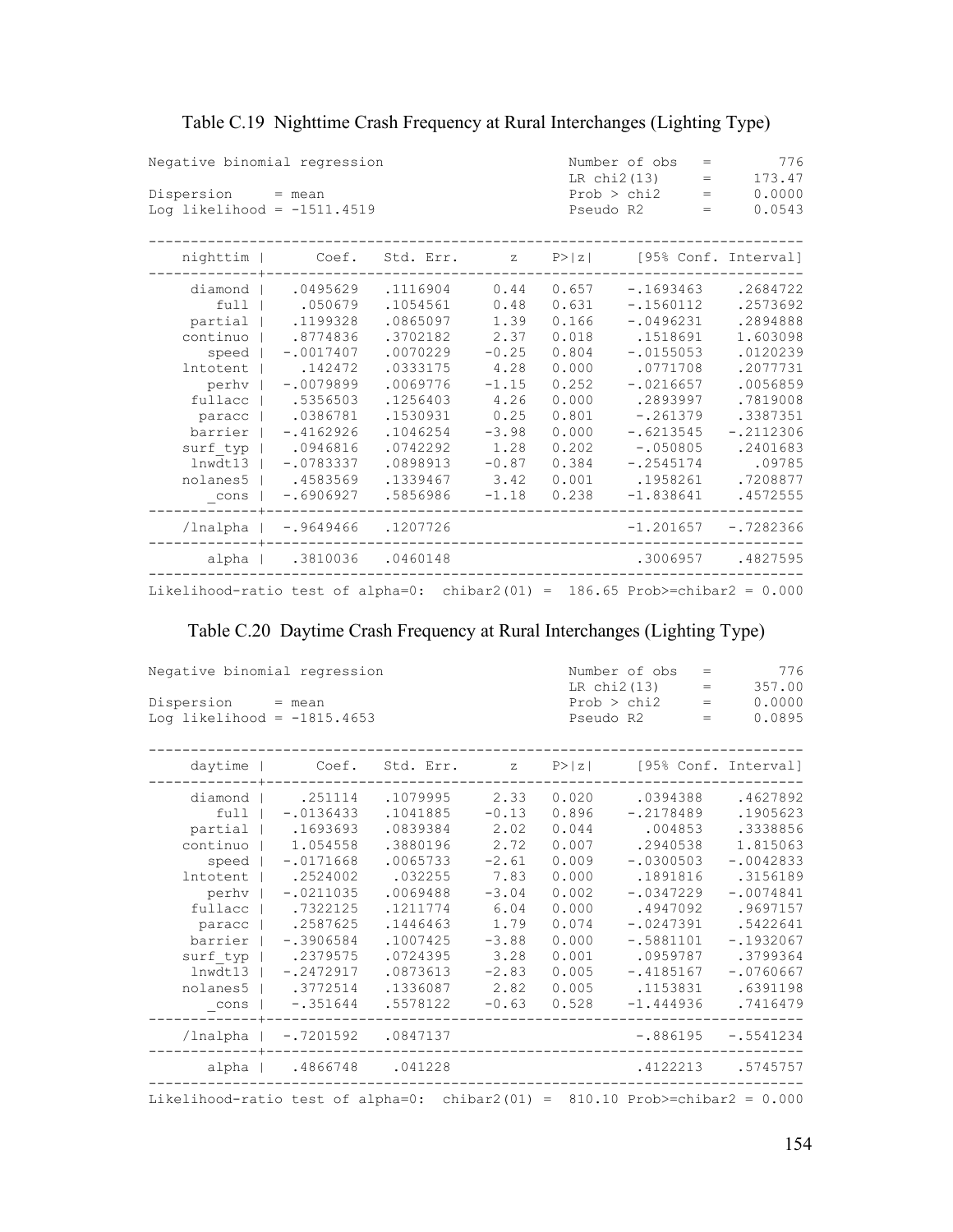## Table C.19 Nighttime Crash Frequency at Rural Interchanges (Lighting Type)

```
Negative binomial regression                      Number of obs   =        776
                                                  LR chi2(13)     =     173.47
Dispersion     = mean                             Prob > chi2     =     0.0000
Log likelihood = -1511.4519                       Pseudo R2       =     0.0543

------------------------------------------------------------------------------
    nighttim |      Coef.   Std. Err.      z    P>|z|     [95% Conf. Interval]
-------------+----------------------------------------------------------------
     diamond |   .0495629   .1116904     0.44   0.657    -.1693463    .2684722
        full |    .050679   .1054561     0.48   0.631    -.1560112    .2573692
     partial |   .1199328   .0865097     1.39   0.166    -.0496231    .2894888
    continuo |   .8774836   .3702182     2.37   0.018     .1518691    1.603098
       speed |  -.0017407   .0070229    -0.25   0.804    -.0155053    .0120239
     lntotent |    .142472   .0333175     4.28   0.000     .0771708    .2077731
        perhv |  -.0079899   .0069776    -1.15   0.252    -.0216657    .0056859
     fullacc |   .5356503   .1256403     4.26   0.000     .2893997    .7819008
      paracc |   .0386781   .1530931     0.25   0.801     -.261379    .3387351
     barrier |  -.4162926   .1046254    -3.98   0.000    -.6213545   -.2112306
    surf_typ |   .0946816   .0742292     1.28   0.202     -.050805    .2401683
     lnwdt13 |  -.0783337   .0898913    -0.87   0.384    -.2545174      .09785
    nolanes5 |   .4583569   .1339467     3.42   0.001     .1958261    .7208877
       _cons |  -.6906927   .5856986    -1.18   0.238    -1.838641    .4572555
-------------+----------------------------------------------------------------
    /lnalpha |  -.9649466   .1207726                     -1.201657   -.7282366
-------------+----------------------------------------------------------------
       alpha |   .3810036   .0460148                      .3006957    .4827595
------------------------------------------------------------------------------
Likelihood-ratio test of alpha=0:  chibar2(01) =  186.65 Prob>=chibar2 = 0.000
```

## Table C.20 Daytime Crash Frequency at Rural Interchanges (Lighting Type)

```
Negative binomial regression                      Number of obs   =        776
                                                  LR chi2(13)     =     357.00
Dispersion     = mean                             Prob > chi2     =     0.0000
Log likelihood = -1815.4653                       Pseudo R2       =     0.0895

------------------------------------------------------------------------------
     daytime |      Coef.   Std. Err.      z    P>|z|     [95% Conf. Interval]
-------------+----------------------------------------------------------------
     diamond |    .251114   .1079995     2.33   0.020     .0394388    .4627892
        full |  -.0136433   .1041885    -0.13   0.896    -.2178489    .1905623
     partial |   .1693693   .0839384     2.02   0.044      .004853    .3338856
    continuo |   1.054558   .3880196     2.72   0.007     .2940538    1.815063
       speed |  -.0171668   .0065733    -2.61   0.009    -.0300503   -.0042833
    lntotent |   .2524002    .032255     7.83   0.000     .1891816    .3156189
       perhv |  -.0211035   .0069488    -3.04   0.002    -.0347229   -.0074841
     fullacc |   .7322125   .1211774     6.04   0.000     .4947092    .9697157
      paracc |   .2587625   .1446463     1.79   0.074    -.0247391    .5422641
     barrier |  -.3906584   .1007425    -3.88   0.000    -.5881101   -.1932067
    surf_typ |   .2379575   .0724395     3.28   0.001     .0959787    .3799364
     lnwdt13 |  -.2472917   .0873613    -2.83   0.005    -.4185167   -.0760667
    nolanes5 |   .3772514   .1336087     2.82   0.005     .1153831    .6391198
       _cons |   -.351644   .5578122    -0.63   0.528    -1.444936    .7416479
-------------+----------------------------------------------------------------
    /lnalpha |  -.7201592   .0847137                      -.886195   -.5541234
-------------+----------------------------------------------------------------
       alpha |   .4866748    .041228                      .4122213    .5745757
------------------------------------------------------------------------------
Likelihood-ratio test of alpha=0:  chibar2(01) =  810.10 Prob>=chibar2 = 0.000
```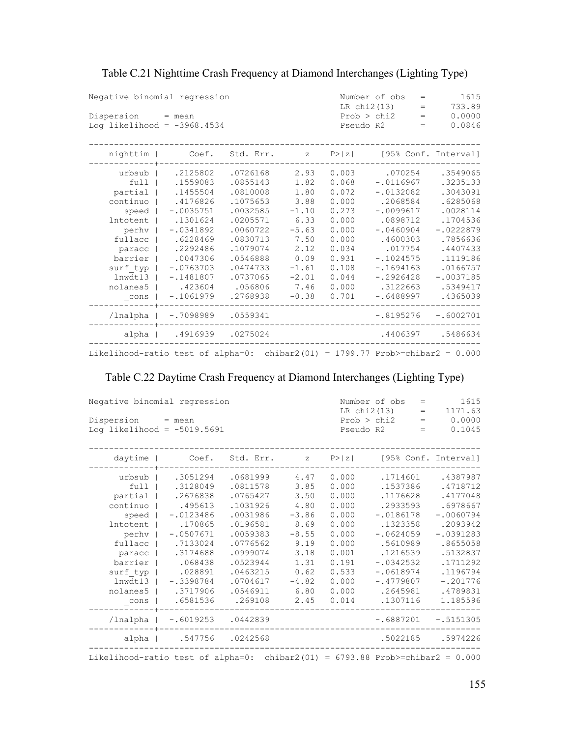## Table C.21 Nighttime Crash Frequency at Diamond Interchanges (Lighting Type)

```
Negative binomial regression                      Number of obs   =       1615
                                                  LR chi2(13)     =     733.89
Dispersion     = mean                             Prob > chi2     =     0.0000
Log likelihood = -3968.4534                       Pseudo R2       =     0.0846

------------------------------------------------------------------------------
    nighttim |      Coef.   Std. Err.      z    P>|z|     [95% Conf. Interval]
-------------+----------------------------------------------------------------
      urbsub |   .2125802   .0726168     2.93   0.003       .070254    .3549065
        full |   .1559083   .0855143     1.82   0.068     -.0116967    .3235133
     partial |   .1455504   .0810008     1.80   0.072     -.0132082    .3043091
    continuo |   .4176826   .1075653     3.88   0.000      .2068584    .6285068
       speed |  -.0035751   .0032585    -1.10   0.273     -.0099617    .0028114
    lntotent |   .1301624   .0205571     6.33   0.000      .0898712    .1704536
       perhv |  -.0341892   .0060722    -5.63   0.000     -.0460904   -.0222879
     fullacc |   .6228469   .0830713     7.50   0.000      .4600303    .7856636
      paracc |   .2292486   .1079074     2.12   0.034       .017754    .4407433
     barrier |   .0047306   .0546888     0.09   0.931     -.1024575    .1119186
    surf_typ |  -.0763703   .0474733    -1.61   0.108     -.1694163    .0166757
     lnwdt13 |  -.1481807   .0737065    -2.01   0.044     -.2926428   -.0037185
    nolanes5 |    .423604    .056806     7.46   0.000      .3122663    .5349417
       _cons |  -.1061979   .2768938    -0.38   0.701     -.6488997    .4365039
-------------+----------------------------------------------------------------
    /lnalpha |  -.7098989   .0559341                     -.8195276   -.6002701
-------------+----------------------------------------------------------------
       alpha |   .4916939   .0275024                      .4406397    .5486634
------------------------------------------------------------------------------
Likelihood-ratio test of alpha=0:  chibar2(01) = 1799.77 Prob>=chibar2 = 0.000
```

## Table C.22 Daytime Crash Frequency at Diamond Interchanges (Lighting Type)

```
Negative binomial regression                      Number of obs   =       1615
                                                  LR chi2(13)     =    1171.63
Dispersion     = mean                             Prob > chi2     =     0.0000
Log likelihood = -5019.5691                       Pseudo R2       =     0.1045

------------------------------------------------------------------------------
     daytime |      Coef.   Std. Err.      z    P>|z|     [95% Conf. Interval]
-------------+----------------------------------------------------------------
      urbsub |   .3051294   .0681999     4.47   0.000      .1714601    .4387987
        full |   .3128049   .0811578     3.85   0.000      .1537386    .4718712
     partial |   .2676838   .0765427     3.50   0.000      .1176628    .4177048
    continuo |    .495613   .1031926     4.80   0.000      .2933593    .6978667
       speed |  -.0123486   .0031986    -3.86   0.000     -.0186178   -.0060794
    lntotent |    .170865   .0196581     8.69   0.000      .1323358    .2093942
       perhv |  -.0507671   .0059383    -8.55   0.000     -.0624059   -.0391283
     fullacc |   .7133024   .0776562     9.19   0.000      .5610989    .8655058
      paracc |   .3174688   .0999074     3.18   0.001      .1216539    .5132837
     barrier |    .068438   .0523944     1.31   0.191     -.0342532    .1711292
    surf_typ |    .028891   .0463215     0.62   0.533     -.0618974    .1196794
     lnwdt13 |  -.3398784   .0704617    -4.82   0.000     -.4779807    -.201776
    nolanes5 |   .3717906   .0546911     6.80   0.000      .2645981    .4789831
       _cons |   .6581536    .269108     2.45   0.014      .1307116    1.185596
-------------+----------------------------------------------------------------
    /lnalpha |  -.6019253   .0442839                     -.6887201   -.5151305
-------------+----------------------------------------------------------------
       alpha |    .547756   .0242568                      .5022185    .5974226
------------------------------------------------------------------------------
Likelihood-ratio test of alpha=0:  chibar2(01) = 6793.88 Prob>=chibar2 = 0.000
```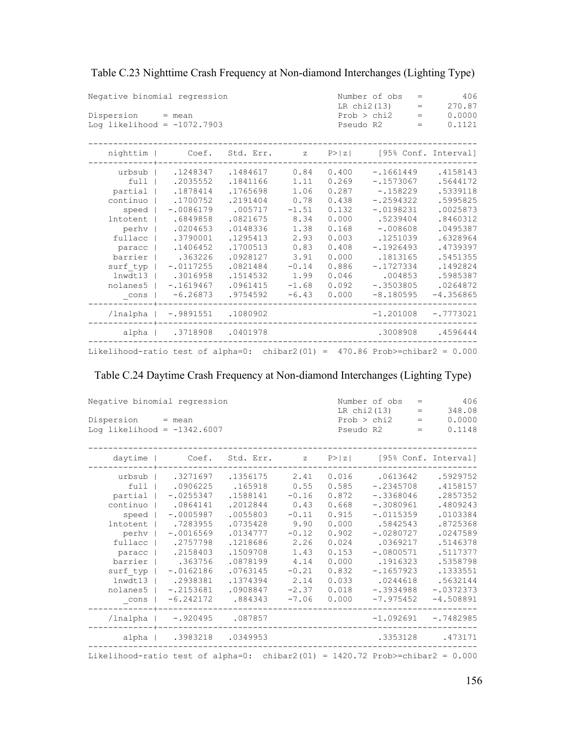Table C.23 Nighttime Crash Frequency at Non-diamond Interchanges (Lighting Type)

```
Negative binomial regression                      Number of obs   =        406
                                                  LR chi2(13)     =     270.87
Dispersion     = mean                             Prob > chi2     =     0.0000
Log likelihood = -1072.7903                       Pseudo R2       =     0.1121

------------------------------------------------------------------------------
    nighttim |      Coef.   Std. Err.      z    P>|z|     [95% Conf. Interval]
-------------+----------------------------------------------------------------
      urbsub |   .1248347   .1484617     0.84   0.400    -.1661449    .4158143
        full |   .2035552   .1841166     1.11   0.269    -.1573067    .5644172
     partial |   .1878414   .1765698     1.06   0.287     -.158229    .5339118
    continuo |   .1700752   .2191404     0.78   0.438    -.2594322    .5995825
       speed |  -.0086179    .005717    -1.51   0.132    -.0198231    .0025873
    lntotent |   .6849858   .0821675     8.34   0.000     .5239404    .8460312
        perhv |   .0204653   .0148336     1.38   0.168     -.008608    .0495387
     fullacc |   .3790001   .1295413     2.93   0.003     .1251039    .6328964
      paracc |   .1406452   .1700513     0.83   0.408    -.1926493    .4739397
     barrier |    .363226   .0928127     3.91   0.000     .1813165    .5451355
    surf_typ |  -.0117255   .0821484    -0.14   0.886    -.1727334    .1492824
     lnwdt13 |   .3016958   .1514532     1.99   0.046      .004853    .5985387
    nolanes5 |  -.1619467   .0961415    -1.68   0.092    -.3503805    .0264872
       _cons |   -6.26873   .9754592    -6.43   0.000    -8.180595   -4.356865
-------------+----------------------------------------------------------------
    /lnalpha |  -.9891551   .1080902                     -1.201008   -.7773021
-------------+----------------------------------------------------------------
       alpha |   .3718908   .0401978                      .3008908    .4596444
------------------------------------------------------------------------------
Likelihood-ratio test of alpha=0:  chibar2(01) =  470.86 Prob>=chibar2 = 0.000
```

Table C.24 Daytime Crash Frequency at Non-diamond Interchanges (Lighting Type)

```
Negative binomial regression                      Number of obs   =        406
                                                  LR chi2(13)     =     348.08
Dispersion     = mean                             Prob > chi2     =     0.0000
Log likelihood = -1342.6007                       Pseudo R2       =     0.1148

------------------------------------------------------------------------------
     daytime |      Coef.   Std. Err.      z    P>|z|     [95% Conf. Interval]
-------------+----------------------------------------------------------------
      urbsub |   .3271697   .1356175     2.41   0.016     .0613642    .5929752
        full |   .0906225    .165918     0.55   0.585    -.2345708    .4158157
     partial |  -.0255347   .1588141    -0.16   0.872    -.3368046    .2857352
    continuo |   .0864141   .2012844     0.43   0.668    -.3080961    .4809243
       speed |  -.0005987   .0055803    -0.11   0.915    -.0115359    .0103384
    lntotent |   .7283955   .0735428     9.90   0.000     .5842543    .8725368
       perhv |  -.0016569   .0134777    -0.12   0.902    -.0280727    .0247589
     fullacc |   .2757798   .1218686     2.26   0.024     .0369217    .5146378
      paracc |   .2158403   .1509708     1.43   0.153    -.0800571    .5117377
     barrier |    .363756   .0878199     4.14   0.000     .1916323    .5358798
    surf_typ |  -.0162186   .0763145    -0.21   0.832    -.1657923    .1333551
     lnwdt13 |   .2938381   .1374394     2.14   0.033     .0244618    .5632144
    nolanes5 |  -.2153681   .0908847    -2.37   0.018    -.3934988   -.0372373
       _cons |  -6.242172    .884343    -7.06   0.000    -7.975452   -4.508891
-------------+----------------------------------------------------------------
    /lnalpha |   -.920495    .087857                     -1.092691   -.7482985
-------------+----------------------------------------------------------------
       alpha |   .3983218   .0349953                      .3353128     .473171
------------------------------------------------------------------------------
Likelihood-ratio test of alpha=0:  chibar2(01) = 1420.72 Prob>=chibar2 = 0.000
```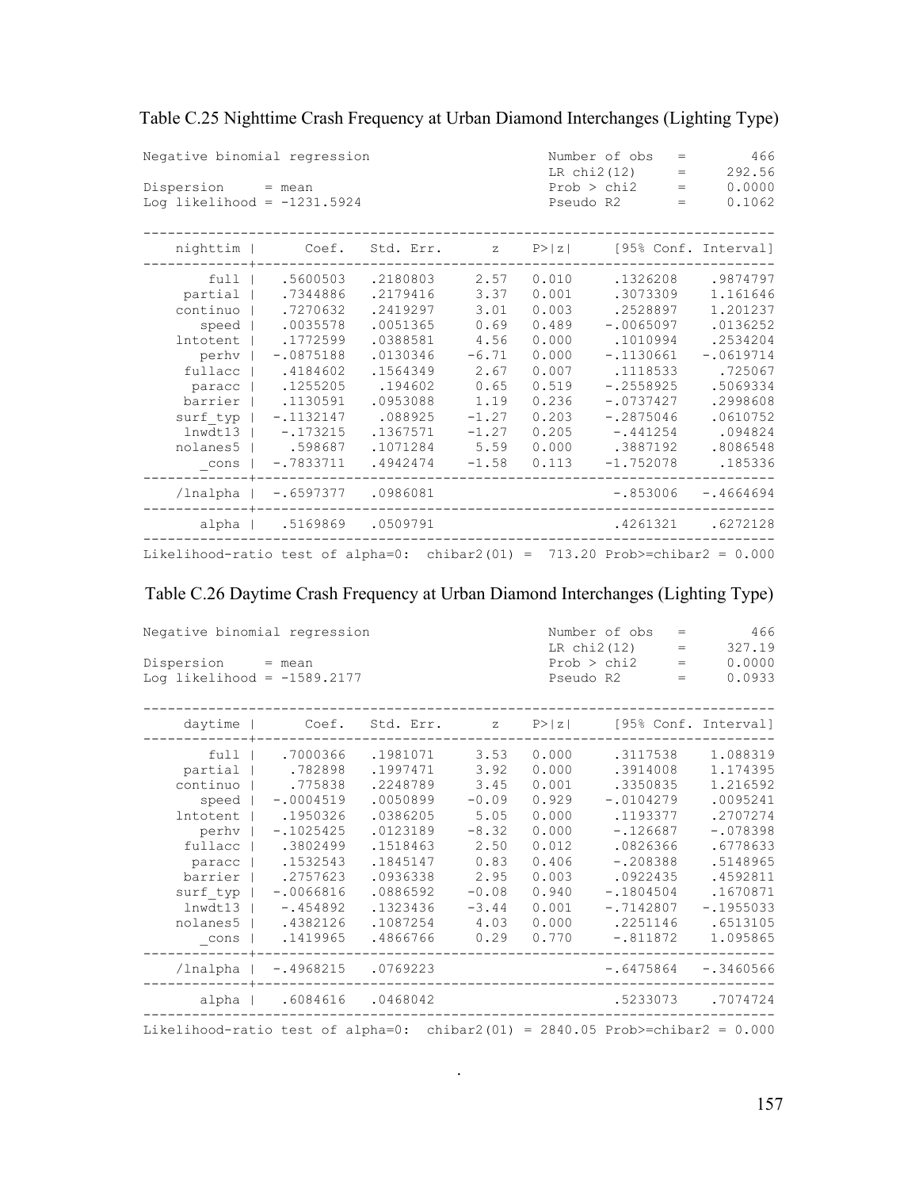Table C.25 Nighttime Crash Frequency at Urban Diamond Interchanges (Lighting Type)

```
Negative binomial regression                      Number of obs   =        466
                                                  LR chi2(12)     =     292.56
Dispersion     = mean                             Prob > chi2     =     0.0000
Log likelihood = -1231.5924                       Pseudo R2       =     0.1062
```

| nighttim | Coef. | Std. Err. | z | P>\|z\| | [95% Conf. Interval] | |
|---|---|---|---|---|---|---|
| full | .5600503 | .2180803 | 2.57 | 0.010 | .1326208 | .9874797 |
| partial | .7344886 | .2179416 | 3.37 | 0.001 | .3073309 | 1.161646 |
| continuo | .7270632 | .2419297 | 3.01 | 0.003 | .2528897 | 1.201237 |
| speed | .0035578 | .0051365 | 0.69 | 0.489 | -.0065097 | .0136252 |
| lntotent | .1772599 | .0388581 | 4.56 | 0.000 | .1010994 | .2534204 |
| perhv | -.0875188 | .0130346 | -6.71 | 0.000 | -.1130661 | -.0619714 |
| fullacc | .4184602 | .1564349 | 2.67 | 0.007 | .1118533 | .725067 |
| paracc | .1255205 | .194602 | 0.65 | 0.519 | -.2558925 | .5069334 |
| barrier | .1130591 | .0953088 | 1.19 | 0.236 | -.0737427 | .2998608 |
| surf_typ | -.1132147 | .088925 | -1.27 | 0.203 | -.2875046 | .0610752 |
| lnwdt13 | -.173215 | .1367571 | -1.27 | 0.205 | -.441254 | .094824 |
| nolanes5 | .598687 | .1071284 | 5.59 | 0.000 | .3887192 | .8086548 |
| _cons | -.7833711 | .4942474 | -1.58 | 0.113 | -1.752078 | .185336 |
| /lnalpha | -.6597377 | .0986081 | | | -.853006 | -.4664694 |
| alpha | .5169869 | .0509791 | | | .4261321 | .6272128 |

Likelihood-ratio test of alpha=0: chibar2(01) = 713.20 Prob>=chibar2 = 0.000

Table C.26 Daytime Crash Frequency at Urban Diamond Interchanges (Lighting Type)

```
Negative binomial regression                      Number of obs   =        466
                                                  LR chi2(12)     =     327.19
Dispersion     = mean                             Prob > chi2     =     0.0000
Log likelihood = -1589.2177                       Pseudo R2       =     0.0933
```

| daytime | Coef. | Std. Err. | z | P>\|z\| | [95% Conf. Interval] | |
|---|---|---|---|---|---|---|
| full | .7000366 | .1981071 | 3.53 | 0.000 | .3117538 | 1.088319 |
| partial | .782898 | .1997471 | 3.92 | 0.000 | .3914008 | 1.174395 |
| continuo | .775838 | .2248789 | 3.45 | 0.001 | .3350835 | 1.216592 |
| speed | -.0004519 | .0050899 | -0.09 | 0.929 | -.0104279 | .0095241 |
| lntotent | .1950326 | .0386205 | 5.05 | 0.000 | .1193377 | .2707274 |
| perhv | -.1025425 | .0123189 | -8.32 | 0.000 | -.126687 | -.078398 |
| fullacc | .3802499 | .1518463 | 2.50 | 0.012 | .0826366 | .6778633 |
| paracc | .1532543 | .1845147 | 0.83 | 0.406 | -.208388 | .5148965 |
| barrier | .2757623 | .0936338 | 2.95 | 0.003 | .0922435 | .4592811 |
| surf_typ | -.0066816 | .0886592 | -0.08 | 0.940 | -.1804504 | .1670871 |
| lnwdt13 | -.454892 | .1323436 | -3.44 | 0.001 | -.7142807 | -.1955033 |
| nolanes5 | .4382126 | .1087254 | 4.03 | 0.000 | .2251146 | .6513105 |
| _cons | .1419965 | .4866766 | 0.29 | 0.770 | -.811872 | 1.095865 |
| /lnalpha | -.4968215 | .0769223 | | | -.6475864 | -.3460566 |
| alpha | .6084616 | .0468042 | | | .5233073 | .7074724 |

Likelihood-ratio test of alpha=0: chibar2(01) = 2840.05 Prob>=chibar2 = 0.000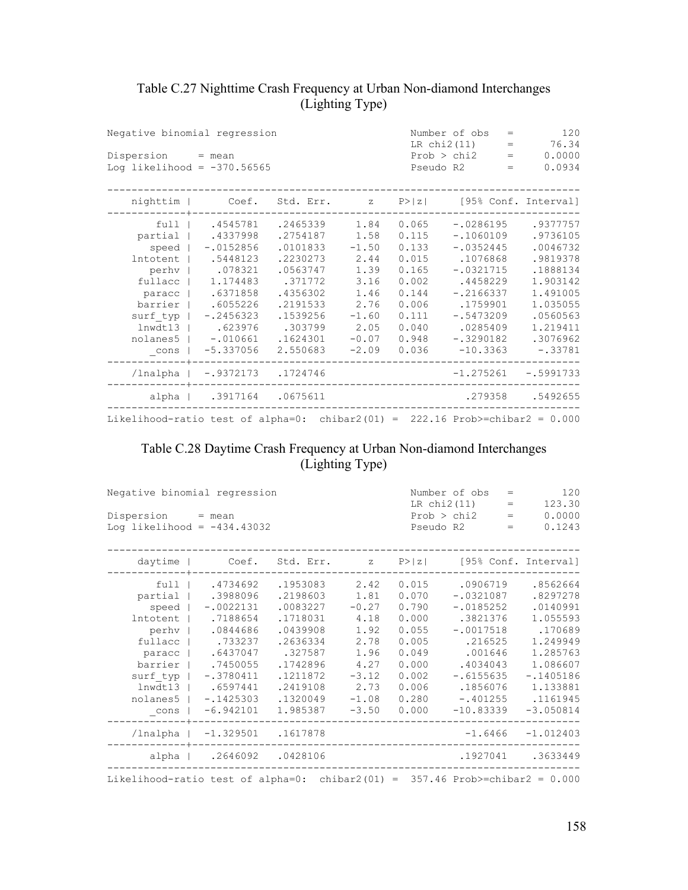### Table C.27 Nighttime Crash Frequency at Urban Non-diamond Interchanges (Lighting Type)

```
Negative binomial regression                      Number of obs   =        120
                                                  LR chi2(11)     =      76.34
Dispersion     = mean                             Prob > chi2     =     0.0000
Log likelihood = -370.56565                       Pseudo R2       =     0.0934

------------------------------------------------------------------------------
    nighttim |      Coef.   Std. Err.      z    P>|z|     [95% Conf. Interval]
-------------+----------------------------------------------------------------
        full |   .4545781   .2465339     1.84   0.065    -.0286195    .9377757
     partial |   .4337998   .2754187     1.58   0.115    -.1060109    .9736105
       speed |  -.0152856   .0101833    -1.50   0.133    -.0352445    .0046732
    lntotent |   .5448123   .2230273     2.44   0.015     .1076868    .9819378
       perhv |    .078321   .0563747     1.39   0.165    -.0321715    .1888134
     fullacc |   1.174483    .371772     3.16   0.002     .4458229    1.903142
      paracc |   .6371858   .4356302     1.46   0.144    -.2166337    1.491005
     barrier |   .6055226   .2191533     2.76   0.006     .1759901    1.035055
    surf_typ |  -.2456323   .1539256    -1.60   0.111    -.5473209    .0560563
     lnwdt13 |    .623976    .303799     2.05   0.040     .0285409    1.219411
    nolanes5 |   -.010661   .1624301    -0.07   0.948    -.3290182    .3076962
       _cons |  -5.337056   2.550683    -2.09   0.036     -10.3363     -.33781
-------------+----------------------------------------------------------------
    /lnalpha |  -.9372173   .1724746                     -1.275261   -.5991733
-------------+----------------------------------------------------------------
       alpha |   .3917164   .0675611                       .279358    .5492655
------------------------------------------------------------------------------
Likelihood-ratio test of alpha=0:  chibar2(01) =  222.16 Prob>=chibar2 = 0.000
```

### Table C.28 Daytime Crash Frequency at Urban Non-diamond Interchanges (Lighting Type)

```
Negative binomial regression                      Number of obs   =        120
                                                  LR chi2(11)     =     123.30
Dispersion     = mean                             Prob > chi2     =     0.0000
Log likelihood = -434.43032                       Pseudo R2       =     0.1243

------------------------------------------------------------------------------
     daytime |      Coef.   Std. Err.      z    P>|z|     [95% Conf. Interval]
-------------+----------------------------------------------------------------
        full |   .4734692   .1953083     2.42   0.015     .0906719    .8562664
     partial |   .3988096   .2198603     1.81   0.070    -.0321087    .8297278
       speed |  -.0022131   .0083227    -0.27   0.790    -.0185252    .0140991
    lntotent |   .7188654   .1718031     4.18   0.000     .3821376    1.055593
       perhv |   .0844686   .0439908     1.92   0.055    -.0017518     .170689
     fullacc |    .733237   .2636334     2.78   0.005      .216525    1.249949
      paracc |   .6437047    .327587     1.96   0.049      .001646    1.285763
     barrier |   .7450055   .1742896     4.27   0.000     .4034043    1.086607
    surf_typ |  -.3780411   .1211872    -3.12   0.002    -.6155635   -.1405186
     lnwdt13 |   .6597441   .2419108     2.73   0.006     .1856076    1.133881
    nolanes5 |  -.1425303   .1320049    -1.08   0.280     -.401255    .1161945
       _cons |  -6.942101   1.985387    -3.50   0.000    -10.83339   -3.050814
-------------+----------------------------------------------------------------
    /lnalpha |  -1.329501   .1617878                       -1.6466   -1.012403
-------------+----------------------------------------------------------------
       alpha |   .2646092   .0428106                      .1927041    .3633449
------------------------------------------------------------------------------
Likelihood-ratio test of alpha=0:  chibar2(01) =  357.46 Prob>=chibar2 = 0.000
```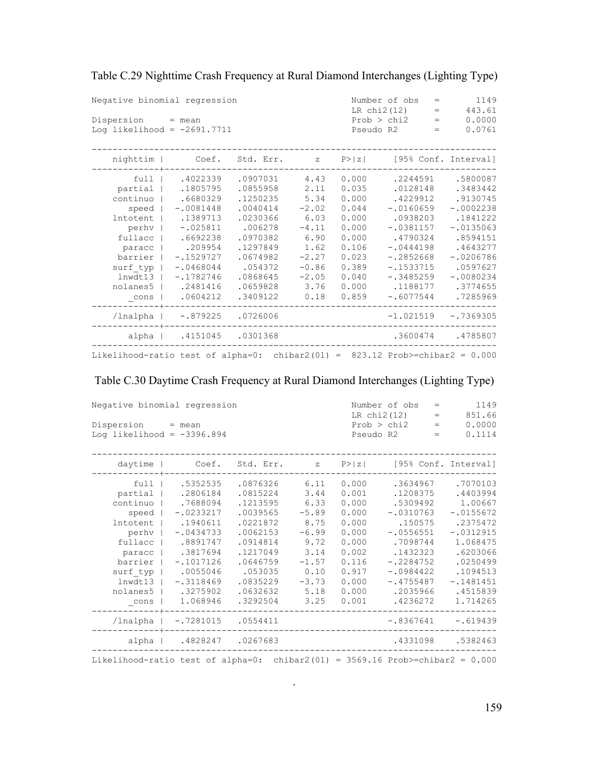Table C.29 Nighttime Crash Frequency at Rural Diamond Interchanges (Lighting Type)

```
Negative binomial regression                      Number of obs   =       1149
                                                  LR chi2(12)     =     443.61
Dispersion     = mean                             Prob > chi2     =     0.0000
Log likelihood = -2691.7711                       Pseudo R2       =     0.0761

------------------------------------------------------------------------------
    nighttim |      Coef.   Std. Err.      z    P>|z|     [95% Conf. Interval]
-------------+----------------------------------------------------------------
        full |   .4022339   .0907031     4.43   0.000     .2244591    .5800087
     partial |   .1805795   .0855958     2.11   0.035     .0128148    .3483442
    continuo |   .6680329   .1250235     5.34   0.000     .4229912    .9130745
       speed |  -.0081448   .0040414    -2.02   0.044    -.0160659   -.0002238
    lntotent |   .1389713   .0230366     6.03   0.000     .0938203    .1841222
       perhv |   -.025811    .006278    -4.11   0.000    -.0381157   -.0135063
     fullacc |   .6692238   .0970382     6.90   0.000     .4790324    .8594151
      paracc |    .209954   .1297849     1.62   0.106    -.0444198    .4643277
     barrier |  -.1529727   .0674982    -2.27   0.023    -.2852668   -.0206786
    surf_typ |  -.0468044    .054372    -0.86   0.389    -.1533715    .0597627
     lnwdt13 |  -.1782746   .0868645    -2.05   0.040    -.3485259   -.0080234
    nolanes5 |   .2481416   .0659828     3.76   0.000     .1188177    .3774655
       _cons |   .0604212   .3409122     0.18   0.859    -.6077544    .7285969
-------------+----------------------------------------------------------------
    /lnalpha |   -.879225   .0726006                     -1.021519   -.7369305
-------------+----------------------------------------------------------------
       alpha |   .4151045   .0301368                      .3600474    .4785807
------------------------------------------------------------------------------
Likelihood-ratio test of alpha=0:  chibar2(01) =  823.12 Prob>=chibar2 = 0.000
```

Table C.30 Daytime Crash Frequency at Rural Diamond Interchanges (Lighting Type)

```
Negative binomial regression                      Number of obs   =       1149
                                                  LR chi2(12)     =     851.66
Dispersion     = mean                             Prob > chi2     =     0.0000
Log likelihood = -3396.894                        Pseudo R2       =     0.1114

------------------------------------------------------------------------------
     daytime |      Coef.   Std. Err.      z    P>|z|     [95% Conf. Interval]
-------------+----------------------------------------------------------------
        full |   .5352535   .0876326     6.11   0.000     .3634967    .7070103
     partial |   .2806184   .0815224     3.44   0.001     .1208375    .4403994
    continuo |   .7688094   .1213595     6.33   0.000     .5309492     1.00667
       speed |  -.0233217   .0039565    -5.89   0.000    -.0310763   -.0155672
    lntotent |   .1940611   .0221872     8.75   0.000      .150575    .2375472
       perhv |  -.0434733   .0062153    -6.99   0.000    -.0556551   -.0312915
     fullacc |   .8891747   .0914814     9.72   0.000     .7098744    1.068475
      paracc |   .3817694   .1217049     3.14   0.002     .1432323    .6203066
     barrier |  -.1017126   .0646759    -1.57   0.116    -.2284752    .0250499
    surf_typ |   .0055046    .053035     0.10   0.917    -.0984422    .1094513
     lnwdt13 |  -.3118469   .0835229    -3.73   0.000    -.4755487   -.1481451
    nolanes5 |   .3275902   .0632632     5.18   0.000     .2035966    .4515839
       _cons |   1.068946   .3292504     3.25   0.001     .4236272    1.714265
-------------+----------------------------------------------------------------
    /lnalpha |  -.7281015   .0554411                     -.8367641    -.619439
-------------+----------------------------------------------------------------
       alpha |   .4828247   .0267683                      .4331098    .5382463
------------------------------------------------------------------------------
Likelihood-ratio test of alpha=0:  chibar2(01) = 3569.16 Prob>=chibar2 = 0.000
```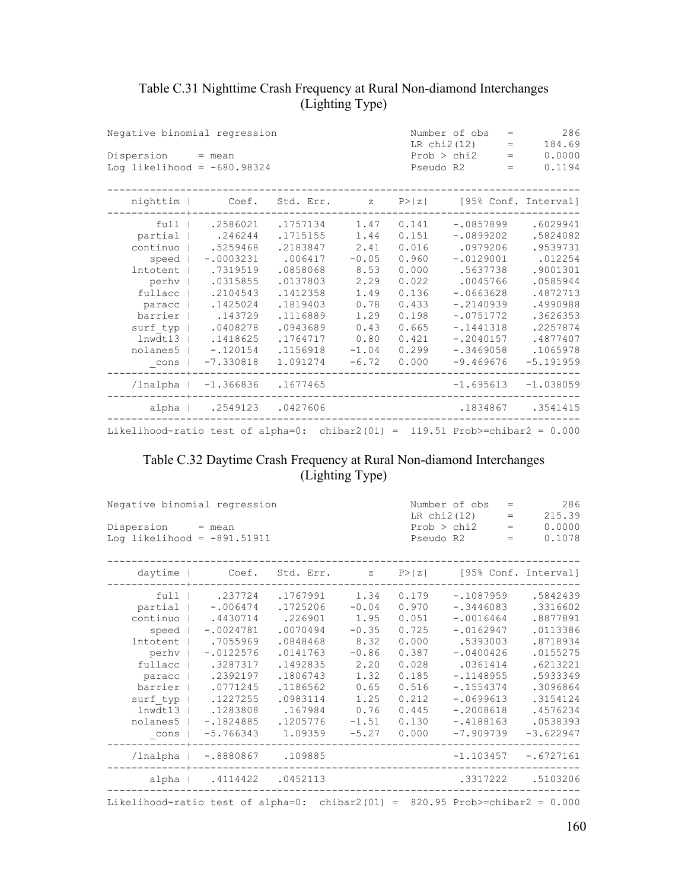### Table C.31 Nighttime Crash Frequency at Rural Non-diamond Interchanges (Lighting Type)

```
Negative binomial regression                      Number of obs   =        286
                                                  LR chi2(12)     =     184.69
Dispersion     = mean                             Prob > chi2     =     0.0000
Log likelihood = -680.98324                       Pseudo R2       =     0.1194
```

| nighttim | Coef. | Std. Err. | z | P>\|z\| | [95% Conf. | Interval] |
|---|---|---|---|---|---|---|
| full | .2586021 | .1757134 | 1.47 | 0.141 | -.0857899 | .6029941 |
| partial | .246244 | .1715155 | 1.44 | 0.151 | -.0899202 | .5824082 |
| continuo | .5259468 | .2183847 | 2.41 | 0.016 | .0979206 | .9539731 |
| speed | -.0003231 | .006417 | -0.05 | 0.960 | -.0129001 | .012254 |
| lntotent | .7319519 | .0858068 | 8.53 | 0.000 | .5637738 | .9001301 |
| perhv | .0315855 | .0137803 | 2.29 | 0.022 | .0045766 | .0585944 |
| fullacc | .2104543 | .1412358 | 1.49 | 0.136 | -.0663628 | .4872713 |
| paracc | .1425024 | .1819403 | 0.78 | 0.433 | -.2140939 | .4990988 |
| barrier | .143729 | .1116889 | 1.29 | 0.198 | -.0751772 | .3626353 |
| surf_typ | .0408278 | .0943689 | 0.43 | 0.665 | -.1441318 | .2257874 |
| lnwdt13 | .1418625 | .1764717 | 0.80 | 0.421 | -.2040157 | .4877407 |
| nolanes5 | -.120154 | .1156918 | -1.04 | 0.299 | -.3469058 | .1065978 |
| _cons | -7.330818 | 1.091274 | -6.72 | 0.000 | -9.469676 | -5.191959 |
| /lnalpha | -1.366836 | .1677465 | | | -1.695613 | -1.038059 |
| alpha | .2549123 | .0427606 | | | .1834867 | .3541415 |

Likelihood-ratio test of alpha=0: chibar2(01) = 119.51 Prob>=chibar2 = 0.000

### Table C.32 Daytime Crash Frequency at Rural Non-diamond Interchanges (Lighting Type)

```
Negative binomial regression                      Number of obs   =        286
                                                  LR chi2(12)     =     215.39
Dispersion     = mean                             Prob > chi2     =     0.0000
Log likelihood = -891.51911                       Pseudo R2       =     0.1078
```

| daytime | Coef. | Std. Err. | z | P>\|z\| | [95% Conf. | Interval] |
|---|---|---|---|---|---|---|
| full | .237724 | .1767991 | 1.34 | 0.179 | -.1087959 | .5842439 |
| partial | -.006474 | .1725206 | -0.04 | 0.970 | -.3446083 | .3316602 |
| continuo | .4430714 | .226901 | 1.95 | 0.051 | -.0016464 | .8877891 |
| speed | -.0024781 | .0070494 | -0.35 | 0.725 | -.0162947 | .0113386 |
| lntotent | .7055969 | .0848468 | 8.32 | 0.000 | .5393003 | .8718934 |
| perhv | -.0122576 | .0141763 | -0.86 | 0.387 | -.0400426 | .0155275 |
| fullacc | .3287317 | .1492835 | 2.20 | 0.028 | .0361414 | .6213221 |
| paracc | .2392197 | .1806743 | 1.32 | 0.185 | -.1148955 | .5933349 |
| barrier | .0771245 | .1186562 | 0.65 | 0.516 | -.1554374 | .3096864 |
| surf_typ | .1227255 | .0983114 | 1.25 | 0.212 | -.0699613 | .3154124 |
| lnwdt13 | .1283808 | .167984 | 0.76 | 0.445 | -.2008618 | .4576234 |
| nolanes5 | -.1824885 | .1205776 | -1.51 | 0.130 | -.4188163 | .0538393 |
| _cons | -5.766343 | 1.09359 | -5.27 | 0.000 | -7.909739 | -3.622947 |
| /lnalpha | -.8880867 | .109885 | | | -1.103457 | -.6727161 |
| alpha | .4114422 | .0452113 | | | .3317222 | .5103206 |

Likelihood-ratio test of alpha=0: chibar2(01) = 820.95 Prob>=chibar2 = 0.000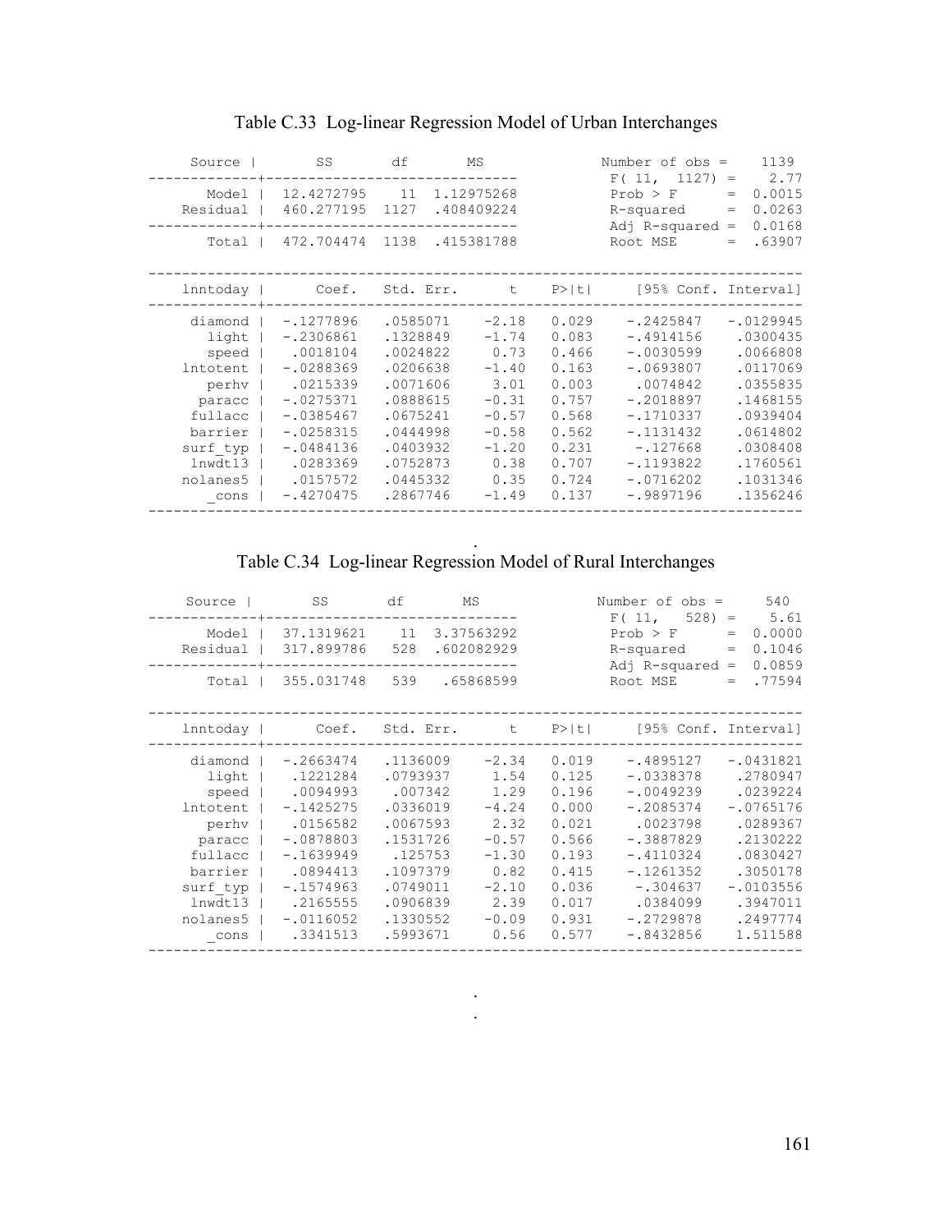Table C.33 Log-linear Regression Model of Urban Interchanges

| Source | SS | df | MS |
|---|---|---|---|
| Model | 12.4272795 | 11 | 1.12975268 |
| Residual | 460.277195 | 1127 | .408409224 |
| Total | 472.704474 | 1138 | .415381788 |

| | |
|---|---|
| Number of obs | 1139 |
| F( 11, 1127) | 2.77 |
| Prob > F | 0.0015 |
| R-squared | 0.0263 |
| Adj R-squared | 0.0168 |
| Root MSE | .63907 |

| lnntoday | Coef. | Std. Err. | t | P>\|t\| | [95% Conf. | Interval] |
|---|---|---|---|---|---|---|
| diamond | -.1277896 | .0585071 | -2.18 | 0.029 | -.2425847 | -.0129945 |
| light | -.2306861 | .1328849 | -1.74 | 0.083 | -.4914156 | .0300435 |
| speed | .0018104 | .0024822 | 0.73 | 0.466 | -.0030599 | .0066808 |
| lntotent | -.0288369 | .0206638 | -1.40 | 0.163 | -.0693807 | .0117069 |
| perhv | .0215339 | .0071606 | 3.01 | 0.003 | .0074842 | .0355835 |
| paracc | -.0275371 | .0888615 | -0.31 | 0.757 | -.2018897 | .1468155 |
| fullacc | -.0385467 | .0675241 | -0.57 | 0.568 | -.1710337 | .0939404 |
| barrier | -.0258315 | .0444998 | -0.58 | 0.562 | -.1131432 | .0614802 |
| surf_typ | -.0484136 | .0403932 | -1.20 | 0.231 | -.127668 | .0308408 |
| lnwdt13 | .0283369 | .0752873 | 0.38 | 0.707 | -.1193822 | .1760561 |
| nolanes5 | .0157572 | .0445332 | 0.35 | 0.724 | -.0716202 | .1031346 |
| _cons | -.4270475 | .2867746 | -1.49 | 0.137 | -.9897196 | .1356246 |

Table C.34 Log-linear Regression Model of Rural Interchanges

| Source | SS | df | MS |
|---|---|---|---|
| Model | 37.1319621 | 11 | 3.37563292 |
| Residual | 317.899786 | 528 | .602082929 |
| Total | 355.031748 | 539 | .65868599 |

| | |
|---|---|
| Number of obs | 540 |
| F( 11, 528) | 5.61 |
| Prob > F | 0.0000 |
| R-squared | 0.1046 |
| Adj R-squared | 0.0859 |
| Root MSE | .77594 |

| lnntoday | Coef. | Std. Err. | t | P>\|t\| | [95% Conf. | Interval] |
|---|---|---|---|---|---|---|
| diamond | -.2663474 | .1136009 | -2.34 | 0.019 | -.4895127 | -.0431821 |
| light | .1221284 | .0793937 | 1.54 | 0.125 | -.0338378 | .2780947 |
| speed | .0094993 | .007342 | 1.29 | 0.196 | -.0049239 | .0239224 |
| lntotent | -.1425275 | .0336019 | -4.24 | 0.000 | -.2085374 | -.0765176 |
| perhv | .0156582 | .0067593 | 2.32 | 0.021 | .0023798 | .0289367 |
| paracc | -.0878803 | .1531726 | -0.57 | 0.566 | -.3887829 | .2130222 |
| fullacc | -.1639949 | .125753 | -1.30 | 0.193 | -.4110324 | .0830427 |
| barrier | .0894413 | .1097379 | 0.82 | 0.415 | -.1261352 | .3050178 |
| surf_typ | -.1574963 | .0749011 | -2.10 | 0.036 | -.304637 | -.0103556 |
| lnwdt13 | .2165555 | .0906839 | 2.39 | 0.017 | .0384099 | .3947011 |
| nolanes5 | -.0116052 | .1330552 | -0.09 | 0.931 | -.2729878 | .2497774 |
| _cons | .3341513 | .5993671 | 0.56 | 0.577 | -.8432856 | 1.511588 |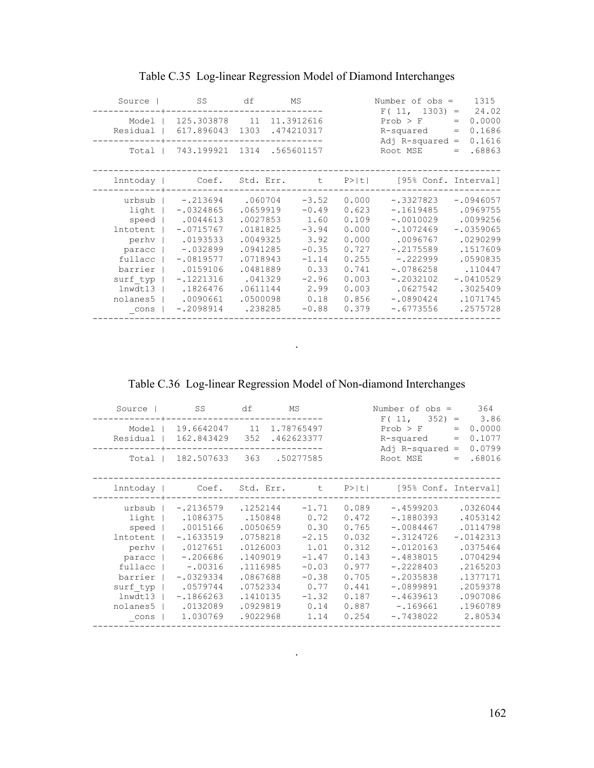### Table C.35 Log-linear Regression Model of Diamond Interchanges

| Source | SS | df | MS |
|---|---|---|---|
| Model | 125.303878 | 11 | 11.3912616 |
| Residual | 617.896043 | 1303 | .474210317 |
| Total | 743.199921 | 1314 | .565601157 |

| Statistic | Value |
|---|---|
| Number of obs | 1315 |
| F( 11, 1303) | 24.02 |
| Prob > F | 0.0000 |
| R-squared | 0.1686 |
| Adj R-squared | 0.1616 |
| Root MSE | .68863 |

| lnntoday | Coef. | Std. Err. | t | P>\|t\| | [95% Conf. | Interval] |
|---|---|---|---|---|---|---|
| urbsub | -.213694 | .060704 | -3.52 | 0.000 | -.3327823 | -.0946057 |
| light | -.0324865 | .0659919 | -0.49 | 0.623 | -.1619485 | .0969755 |
| speed | .0044613 | .0027853 | 1.60 | 0.109 | -.0010029 | .0099256 |
| lntotent | -.0715767 | .0181825 | -3.94 | 0.000 | -.1072469 | -.0359065 |
| perhv | .0193533 | .0049325 | 3.92 | 0.000 | .0096767 | .0290299 |
| paracc | -.032899 | .0941285 | -0.35 | 0.727 | -.2175589 | .1517609 |
| fullacc | -.0819577 | .0718943 | -1.14 | 0.255 | -.222999 | .0590835 |
| barrier | .0159106 | .0481889 | 0.33 | 0.741 | -.0786258 | .110447 |
| surf_typ | -.1221316 | .041329 | -2.96 | 0.003 | -.2032102 | -.0410529 |
| lnwdt13 | .1826476 | .0611144 | 2.99 | 0.003 | .0627542 | .3025409 |
| nolanes5 | .0090661 | .0500098 | 0.18 | 0.856 | -.0890424 | .1071745 |
| _cons | -.2098914 | .238285 | -0.88 | 0.379 | -.6773556 | .2575728 |

.

### Table C.36 Log-linear Regression Model of Non-diamond Interchanges

| Source | SS | df | MS |
|---|---|---|---|
| Model | 19.6642047 | 11 | 1.78765497 |
| Residual | 162.843429 | 352 | .462623377 |
| Total | 182.507633 | 363 | .50277585 |

| Statistic | Value |
|---|---|
| Number of obs | 364 |
| F( 11, 352) | 3.86 |
| Prob > F | 0.0000 |
| R-squared | 0.1077 |
| Adj R-squared | 0.0799 |
| Root MSE | .68016 |

| lnntoday | Coef. | Std. Err. | t | P>\|t\| | [95% Conf. | Interval] |
|---|---|---|---|---|---|---|
| urbsub | -.2136579 | .1252144 | -1.71 | 0.089 | -.4599203 | .0326044 |
| light | .1086375 | .150848 | 0.72 | 0.472 | -.1880393 | .4053142 |
| speed | .0015166 | .0050659 | 0.30 | 0.765 | -.0084467 | .0114798 |
| lntotent | -.1633519 | .0758218 | -2.15 | 0.032 | -.3124726 | -.0142313 |
| perhv | .0127651 | .0126003 | 1.01 | 0.312 | -.0120163 | .0375464 |
| paracc | -.206686 | .1409019 | -1.47 | 0.143 | -.4838015 | .0704294 |
| fullacc | -.00316 | .1116985 | -0.03 | 0.977 | -.2228403 | .2165203 |
| barrier | -.0329334 | .0867688 | -0.38 | 0.705 | -.2035838 | .1377171 |
| surf_typ | .0579744 | .0752334 | 0.77 | 0.441 | -.0899891 | .2059378 |
| lnwdt13 | -.1866263 | .1410135 | -1.32 | 0.187 | -.4639613 | .0907086 |
| nolanes5 | .0132089 | .0929819 | 0.14 | 0.887 | -.169661 | .1960789 |
| _cons | 1.030769 | .9022968 | 1.14 | 0.254 | -.7438022 | 2.80534 |

.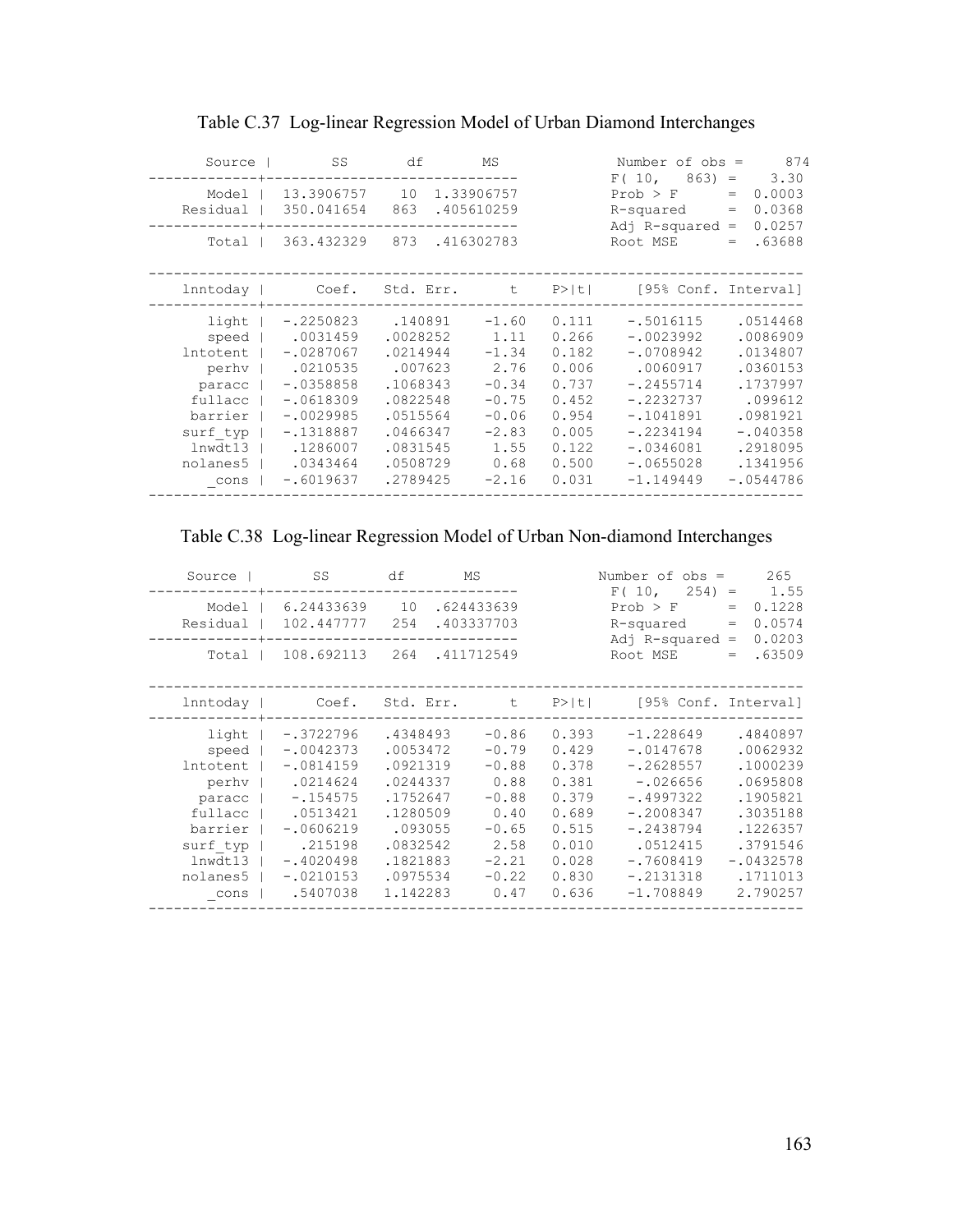Table C.37 Log-linear Regression Model of Urban Diamond Interchanges

| Source | SS | df | MS |
|---|---|---|---|
| Model | 13.3906757 | 10 | 1.33906757 |
| Residual | 350.041654 | 863 | .405610259 |
| Total | 363.432329 | 873 | .416302783 |

| Statistic | Value |
|---|---|
| Number of obs | 874 |
| F( 10, 863) | 3.30 |
| Prob > F | 0.0003 |
| R-squared | 0.0368 |
| Adj R-squared | 0.0257 |
| Root MSE | .63688 |

| lnntoday | Coef. | Std. Err. | t | P>\|t\| | [95% Conf. | Interval] |
|---|---|---|---|---|---|---|
| light | -.2250823 | .140891 | -1.60 | 0.111 | -.5016115 | .0514468 |
| speed | .0031459 | .0028252 | 1.11 | 0.266 | -.0023992 | .0086909 |
| lntotent | -.0287067 | .0214944 | -1.34 | 0.182 | -.0708942 | .0134807 |
| perhv | .0210535 | .007623 | 2.76 | 0.006 | .0060917 | .0360153 |
| paracc | -.0358858 | .1068343 | -0.34 | 0.737 | -.2455714 | .1737997 |
| fullacc | -.0618309 | .0822548 | -0.75 | 0.452 | -.2232737 | .099612 |
| barrier | -.0029985 | .0515564 | -0.06 | 0.954 | -.1041891 | .0981921 |
| surf_typ | -.1318887 | .0466347 | -2.83 | 0.005 | -.2234194 | -.040358 |
| lnwdt13 | .1286007 | .0831545 | 1.55 | 0.122 | -.0346081 | .2918095 |
| nolanes5 | .0343464 | .0508729 | 0.68 | 0.500 | -.0655028 | .1341956 |
| _cons | -.6019637 | .2789425 | -2.16 | 0.031 | -1.149449 | -.0544786 |

Table C.38 Log-linear Regression Model of Urban Non-diamond Interchanges

| Source | SS | df | MS |
|---|---|---|---|
| Model | 6.24433639 | 10 | .624433639 |
| Residual | 102.447777 | 254 | .403337703 |
| Total | 108.692113 | 264 | .411712549 |

| Statistic | Value |
|---|---|
| Number of obs | 265 |
| F( 10, 254) | 1.55 |
| Prob > F | 0.1228 |
| R-squared | 0.0574 |
| Adj R-squared | 0.0203 |
| Root MSE | .63509 |

| lnntoday | Coef. | Std. Err. | t | P>\|t\| | [95% Conf. | Interval] |
|---|---|---|---|---|---|---|
| light | -.3722796 | .4348493 | -0.86 | 0.393 | -1.228649 | .4840897 |
| speed | -.0042373 | .0053472 | -0.79 | 0.429 | -.0147678 | .0062932 |
| lntotent | -.0814159 | .0921319 | -0.88 | 0.378 | -.2628557 | .1000239 |
| perhv | .0214624 | .0244337 | 0.88 | 0.381 | -.026656 | .0695808 |
| paracc | -.154575 | .1752647 | -0.88 | 0.379 | -.4997322 | .1905821 |
| fullacc | .0513421 | .1280509 | 0.40 | 0.689 | -.2008347 | .3035188 |
| barrier | -.0606219 | .093055 | -0.65 | 0.515 | -.2438794 | .1226357 |
| surf_typ | .215198 | .0832542 | 2.58 | 0.010 | .0512415 | .3791546 |
| lnwdt13 | -.4020498 | .1821883 | -2.21 | 0.028 | -.7608419 | -.0432578 |
| nolanes5 | -.0210153 | .0975534 | -0.22 | 0.830 | -.2131318 | .1711013 |
| _cons | .5407038 | 1.142283 | 0.47 | 0.636 | -1.708849 | 2.790257 |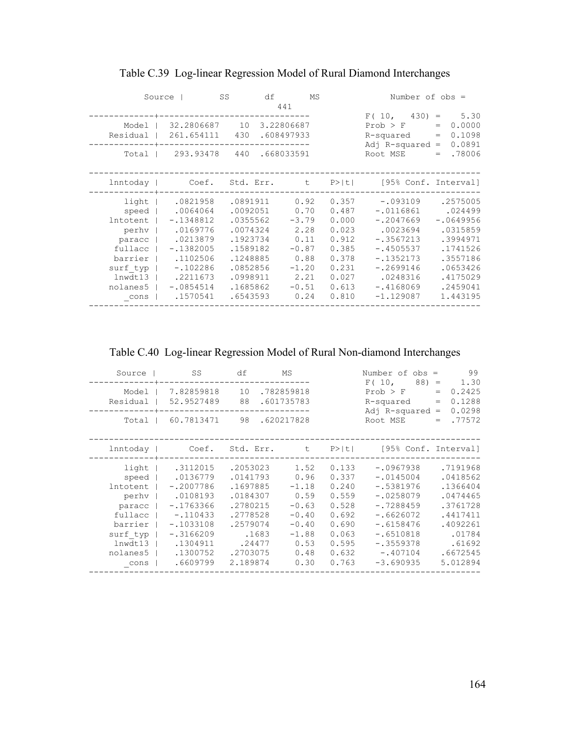Table C.39 Log-linear Regression Model of Rural Diamond Interchanges

```
      Source |       SS       df       MS              Number of obs =    441
-------------+------------------------------           F( 10,   430) =    5.30
       Model |  32.2806687    10  3.22806687           Prob > F      =  0.0000
    Residual |  261.654111   430  .608497933           R-squared     =  0.1098
-------------+------------------------------           Adj R-squared =  0.0891
       Total |   293.93478   440  .668033591           Root MSE      =  .78006

------------------------------------------------------------------------------
    lnntoday |      Coef.   Std. Err.      t    P>|t|     [95% Conf. Interval]
-------------+----------------------------------------------------------------
       light |   .0821958   .0891911     0.92   0.357     -.093109    .2575005
       speed |   .0064064   .0092051     0.70   0.487    -.0116861     .024499
    lntotent |  -.1348812   .0355562    -3.79   0.000    -.2047669   -.0649956
      perhv  |   .0169776   .0074324     2.28   0.023     .0023694    .0315859
      paracc |   .0213879   .1923734     0.11   0.912    -.3567213    .3994971
     fullacc |  -.1382005   .1589182    -0.87   0.385    -.4505537    .1741526
     barrier |   .1102506   .1248885     0.88   0.378    -.1352173    .3557186
    surf_typ |   -.102286   .0852856    -1.20   0.231    -.2699146    .0653426
     lnwdt13 |   .2211673   .0998911     2.21   0.027     .0248316    .4175029
    nolanes5 |  -.0854514   .1685862    -0.51   0.613    -.4168069    .2459041
       _cons |   .1570541   .6543593     0.24   0.810    -1.129087    1.443195
------------------------------------------------------------------------------
```

Table C.40 Log-linear Regression Model of Rural Non-diamond Interchanges

```
      Source |       SS       df       MS              Number of obs =     99
-------------+------------------------------           F( 10,    88) =    1.30
       Model |  7.82859818    10  .782859818           Prob > F      =  0.2425
    Residual |  52.9527489    88  .601735783           R-squared     =  0.1288
-------------+------------------------------           Adj R-squared =  0.0298
       Total |  60.7813471    98  .620217828           Root MSE      =  .77572

------------------------------------------------------------------------------
    lnntoday |      Coef.   Std. Err.      t    P>|t|     [95% Conf. Interval]
-------------+----------------------------------------------------------------
       light |   .3112015   .2053023     1.52   0.133    -.0967938    .7191968
       speed |   .0136779   .0141793     0.96   0.337    -.0145004    .0418562
    lntotent |  -.2007786   .1697885    -1.18   0.240    -.5381976    .1366404
       perhv |   .0108193   .0184307     0.59   0.559    -.0258079    .0474465
      paracc |  -.1763366   .2780215    -0.63   0.528    -.7288459    .3761728
     fullacc |   -.110433   .2778528    -0.40   0.692    -.6626072    .4417411
     barrier |  -.1033108   .2579074    -0.40   0.690    -.6158476    .4092261
    surf_typ |  -.3166209      .1683    -1.88   0.063    -.6510818      .01784
     lnwdt13 |   .1304911     .24477     0.53   0.595    -.3559378      .61692
    nolanes5 |   .1300752   .2703075     0.48   0.632     -.407104    .6672545
       _cons |   .6609799   2.189874     0.30   0.763    -3.690935    5.012894
------------------------------------------------------------------------------
```